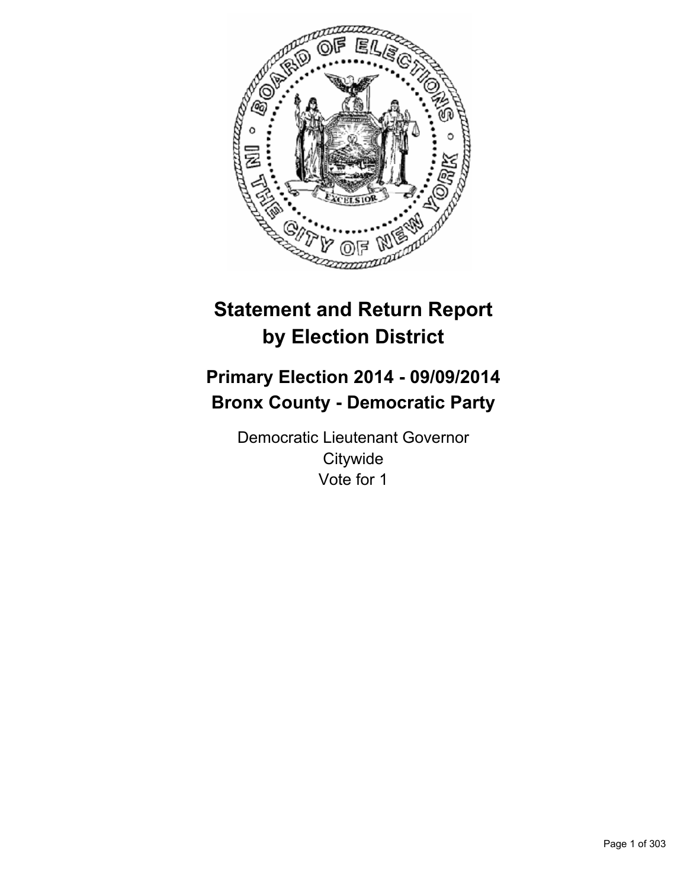# Statement and Return Report by Election District

## Primary Election 2014 - 09/09/2014
## Bronx County - Democratic Party

Democratic Lieutenant Governor
Citywide
Vote for 1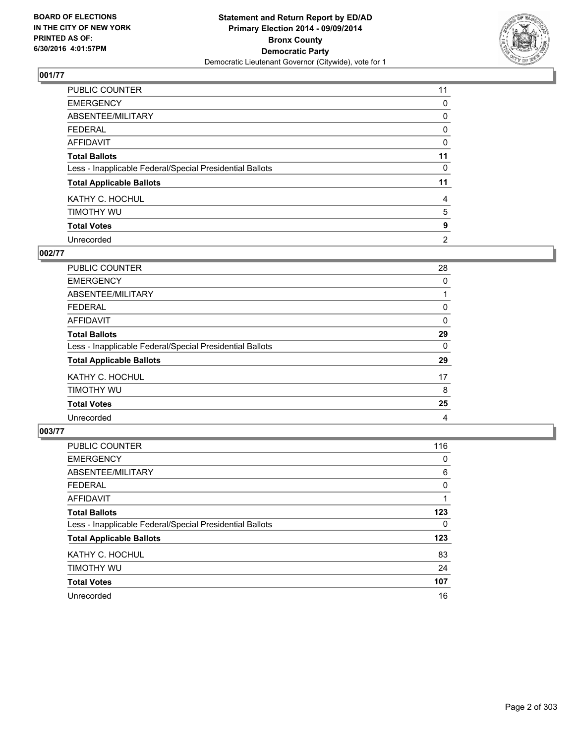**Statement and Return Report by ED/AD**
**Primary Election 2014 - 09/09/2014**
**Bronx County**
**Democratic Party**
Democratic Lieutenant Governor (Citywide), vote for 1

BOARD OF ELECTIONS
IN THE CITY OF NEW YORK
PRINTED AS OF:
6/30/2016 4:01:57PM

### 001/77

| | |
|---|---|
| PUBLIC COUNTER | 11 |
| EMERGENCY | 0 |
| ABSENTEE/MILITARY | 0 |
| FEDERAL | 0 |
| AFFIDAVIT | 0 |
| **Total Ballots** | **11** |
| Less - Inapplicable Federal/Special Presidential Ballots | 0 |
| **Total Applicable Ballots** | **11** |
| KATHY C. HOCHUL | 4 |
| TIMOTHY WU | 5 |
| **Total Votes** | **9** |
| Unrecorded | 2 |

### 002/77

| | |
|---|---|
| PUBLIC COUNTER | 28 |
| EMERGENCY | 0 |
| ABSENTEE/MILITARY | 1 |
| FEDERAL | 0 |
| AFFIDAVIT | 0 |
| **Total Ballots** | **29** |
| Less - Inapplicable Federal/Special Presidential Ballots | 0 |
| **Total Applicable Ballots** | **29** |
| KATHY C. HOCHUL | 17 |
| TIMOTHY WU | 8 |
| **Total Votes** | **25** |
| Unrecorded | 4 |

### 003/77

| | |
|---|---|
| PUBLIC COUNTER | 116 |
| EMERGENCY | 0 |
| ABSENTEE/MILITARY | 6 |
| FEDERAL | 0 |
| AFFIDAVIT | 1 |
| **Total Ballots** | **123** |
| Less - Inapplicable Federal/Special Presidential Ballots | 0 |
| **Total Applicable Ballots** | **123** |
| KATHY C. HOCHUL | 83 |
| TIMOTHY WU | 24 |
| **Total Votes** | **107** |
| Unrecorded | 16 |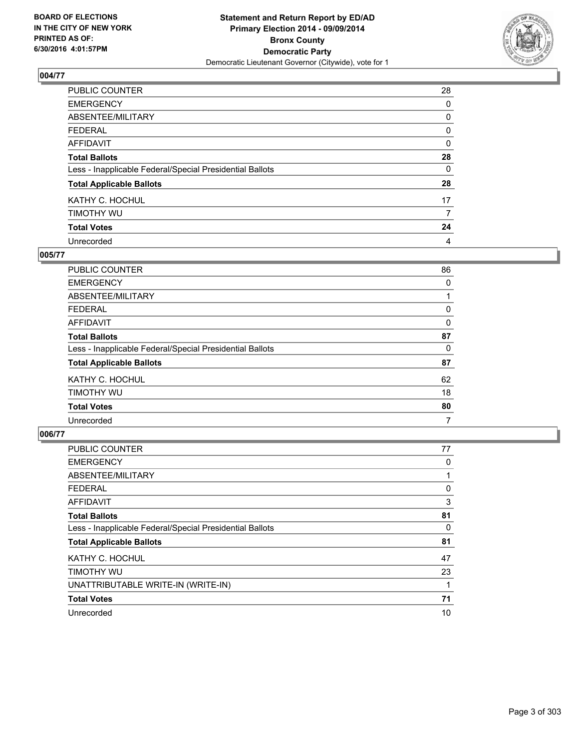## 004/77

| | |
|---|---|
| PUBLIC COUNTER | 28 |
| EMERGENCY | 0 |
| ABSENTEE/MILITARY | 0 |
| FEDERAL | 0 |
| AFFIDAVIT | 0 |
| **Total Ballots** | **28** |
| Less - Inapplicable Federal/Special Presidential Ballots | 0 |
| **Total Applicable Ballots** | **28** |
| KATHY C. HOCHUL | 17 |
| TIMOTHY WU | 7 |
| **Total Votes** | **24** |
| Unrecorded | 4 |

## 005/77

| | |
|---|---|
| PUBLIC COUNTER | 86 |
| EMERGENCY | 0 |
| ABSENTEE/MILITARY | 1 |
| FEDERAL | 0 |
| AFFIDAVIT | 0 |
| **Total Ballots** | **87** |
| Less - Inapplicable Federal/Special Presidential Ballots | 0 |
| **Total Applicable Ballots** | **87** |
| KATHY C. HOCHUL | 62 |
| TIMOTHY WU | 18 |
| **Total Votes** | **80** |
| Unrecorded | 7 |

## 006/77

| | |
|---|---|
| PUBLIC COUNTER | 77 |
| EMERGENCY | 0 |
| ABSENTEE/MILITARY | 1 |
| FEDERAL | 0 |
| AFFIDAVIT | 3 |
| **Total Ballots** | **81** |
| Less - Inapplicable Federal/Special Presidential Ballots | 0 |
| **Total Applicable Ballots** | **81** |
| KATHY C. HOCHUL | 47 |
| TIMOTHY WU | 23 |
| UNATTRIBUTABLE WRITE-IN (WRITE-IN) | 1 |
| **Total Votes** | **71** |
| Unrecorded | 10 |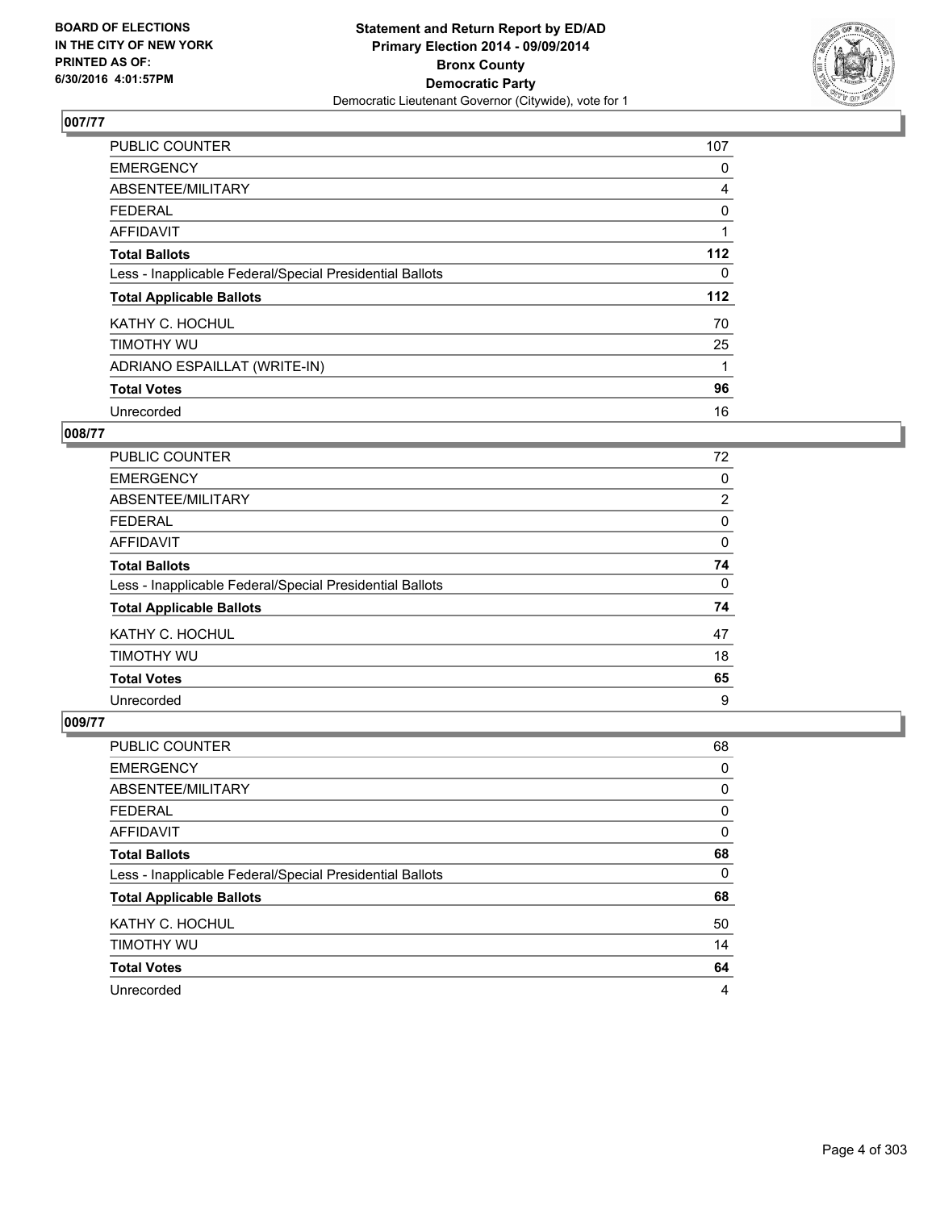**Statement and Return Report by ED/AD**
**Primary Election 2014 - 09/09/2014**
**Bronx County**
**Democratic Party**
Democratic Lieutenant Governor (Citywide), vote for 1

BOARD OF ELECTIONS
IN THE CITY OF NEW YORK
PRINTED AS OF:
6/30/2016 4:01:57PM

## 007/77

| | |
|---|---|
| PUBLIC COUNTER | 107 |
| EMERGENCY | 0 |
| ABSENTEE/MILITARY | 4 |
| FEDERAL | 0 |
| AFFIDAVIT | 1 |
| **Total Ballots** | **112** |
| Less - Inapplicable Federal/Special Presidential Ballots | 0 |
| **Total Applicable Ballots** | **112** |
| KATHY C. HOCHUL | 70 |
| TIMOTHY WU | 25 |
| ADRIANO ESPAILLAT (WRITE-IN) | 1 |
| **Total Votes** | **96** |
| Unrecorded | 16 |

## 008/77

| | |
|---|---|
| PUBLIC COUNTER | 72 |
| EMERGENCY | 0 |
| ABSENTEE/MILITARY | 2 |
| FEDERAL | 0 |
| AFFIDAVIT | 0 |
| **Total Ballots** | **74** |
| Less - Inapplicable Federal/Special Presidential Ballots | 0 |
| **Total Applicable Ballots** | **74** |
| KATHY C. HOCHUL | 47 |
| TIMOTHY WU | 18 |
| **Total Votes** | **65** |
| Unrecorded | 9 |

## 009/77

| | |
|---|---|
| PUBLIC COUNTER | 68 |
| EMERGENCY | 0 |
| ABSENTEE/MILITARY | 0 |
| FEDERAL | 0 |
| AFFIDAVIT | 0 |
| **Total Ballots** | **68** |
| Less - Inapplicable Federal/Special Presidential Ballots | 0 |
| **Total Applicable Ballots** | **68** |
| KATHY C. HOCHUL | 50 |
| TIMOTHY WU | 14 |
| **Total Votes** | **64** |
| Unrecorded | 4 |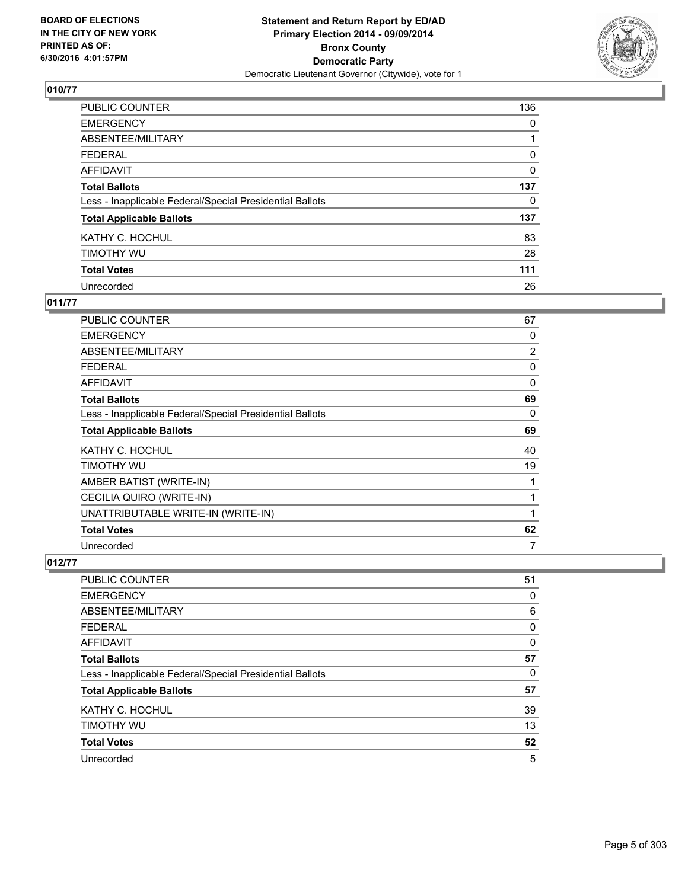**BOARD OF ELECTIONS IN THE CITY OF NEW YORK PRINTED AS OF: 6/30/2016 4:01:57PM**

**Statement and Return Report by ED/AD Primary Election 2014 - 09/09/2014 Bronx County Democratic Party**
Democratic Lieutenant Governor (Citywide), vote for 1

## 010/77

| | |
|---|---|
| PUBLIC COUNTER | 136 |
| EMERGENCY | 0 |
| ABSENTEE/MILITARY | 1 |
| FEDERAL | 0 |
| AFFIDAVIT | 0 |
| **Total Ballots** | **137** |
| Less - Inapplicable Federal/Special Presidential Ballots | 0 |
| **Total Applicable Ballots** | **137** |
| KATHY C. HOCHUL | 83 |
| TIMOTHY WU | 28 |
| **Total Votes** | **111** |
| Unrecorded | 26 |

## 011/77

| | |
|---|---|
| PUBLIC COUNTER | 67 |
| EMERGENCY | 0 |
| ABSENTEE/MILITARY | 2 |
| FEDERAL | 0 |
| AFFIDAVIT | 0 |
| **Total Ballots** | **69** |
| Less - Inapplicable Federal/Special Presidential Ballots | 0 |
| **Total Applicable Ballots** | **69** |
| KATHY C. HOCHUL | 40 |
| TIMOTHY WU | 19 |
| AMBER BATIST (WRITE-IN) | 1 |
| CECILIA QUIRO (WRITE-IN) | 1 |
| UNATTRIBUTABLE WRITE-IN (WRITE-IN) | 1 |
| **Total Votes** | **62** |
| Unrecorded | 7 |

## 012/77

| | |
|---|---|
| PUBLIC COUNTER | 51 |
| EMERGENCY | 0 |
| ABSENTEE/MILITARY | 6 |
| FEDERAL | 0 |
| AFFIDAVIT | 0 |
| **Total Ballots** | **57** |
| Less - Inapplicable Federal/Special Presidential Ballots | 0 |
| **Total Applicable Ballots** | **57** |
| KATHY C. HOCHUL | 39 |
| TIMOTHY WU | 13 |
| **Total Votes** | **52** |
| Unrecorded | 5 |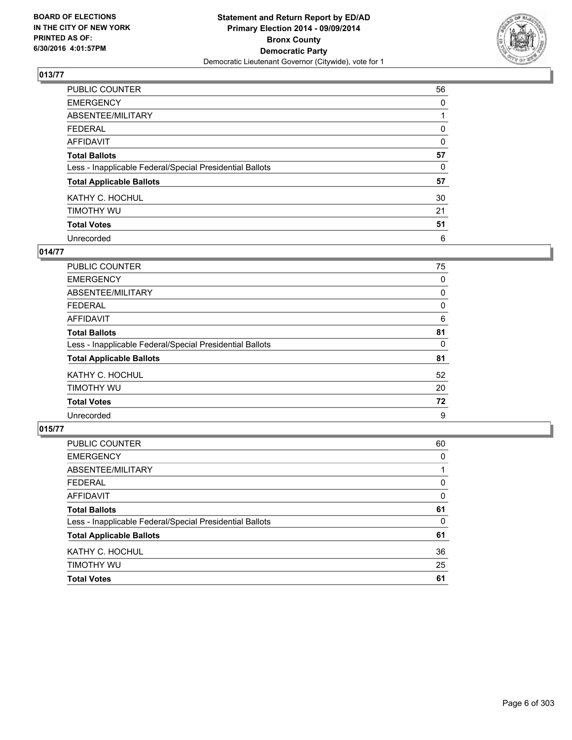**BOARD OF ELECTIONS IN THE CITY OF NEW YORK PRINTED AS OF: 6/30/2016 4:01:57PM**

**Statement and Return Report by ED/AD Primary Election 2014 - 09/09/2014 Bronx County Democratic Party**

Democratic Lieutenant Governor (Citywide), vote for 1

### 013/77

| | |
|---|---|
| PUBLIC COUNTER | 56 |
| EMERGENCY | 0 |
| ABSENTEE/MILITARY | 1 |
| FEDERAL | 0 |
| AFFIDAVIT | 0 |
| **Total Ballots** | **57** |
| Less - Inapplicable Federal/Special Presidential Ballots | 0 |
| **Total Applicable Ballots** | **57** |
| KATHY C. HOCHUL | 30 |
| TIMOTHY WU | 21 |
| **Total Votes** | **51** |
| Unrecorded | 6 |

### 014/77

| | |
|---|---|
| PUBLIC COUNTER | 75 |
| EMERGENCY | 0 |
| ABSENTEE/MILITARY | 0 |
| FEDERAL | 0 |
| AFFIDAVIT | 6 |
| **Total Ballots** | **81** |
| Less - Inapplicable Federal/Special Presidential Ballots | 0 |
| **Total Applicable Ballots** | **81** |
| KATHY C. HOCHUL | 52 |
| TIMOTHY WU | 20 |
| **Total Votes** | **72** |
| Unrecorded | 9 |

### 015/77

| | |
|---|---|
| PUBLIC COUNTER | 60 |
| EMERGENCY | 0 |
| ABSENTEE/MILITARY | 1 |
| FEDERAL | 0 |
| AFFIDAVIT | 0 |
| **Total Ballots** | **61** |
| Less - Inapplicable Federal/Special Presidential Ballots | 0 |
| **Total Applicable Ballots** | **61** |
| KATHY C. HOCHUL | 36 |
| TIMOTHY WU | 25 |
| **Total Votes** | **61** |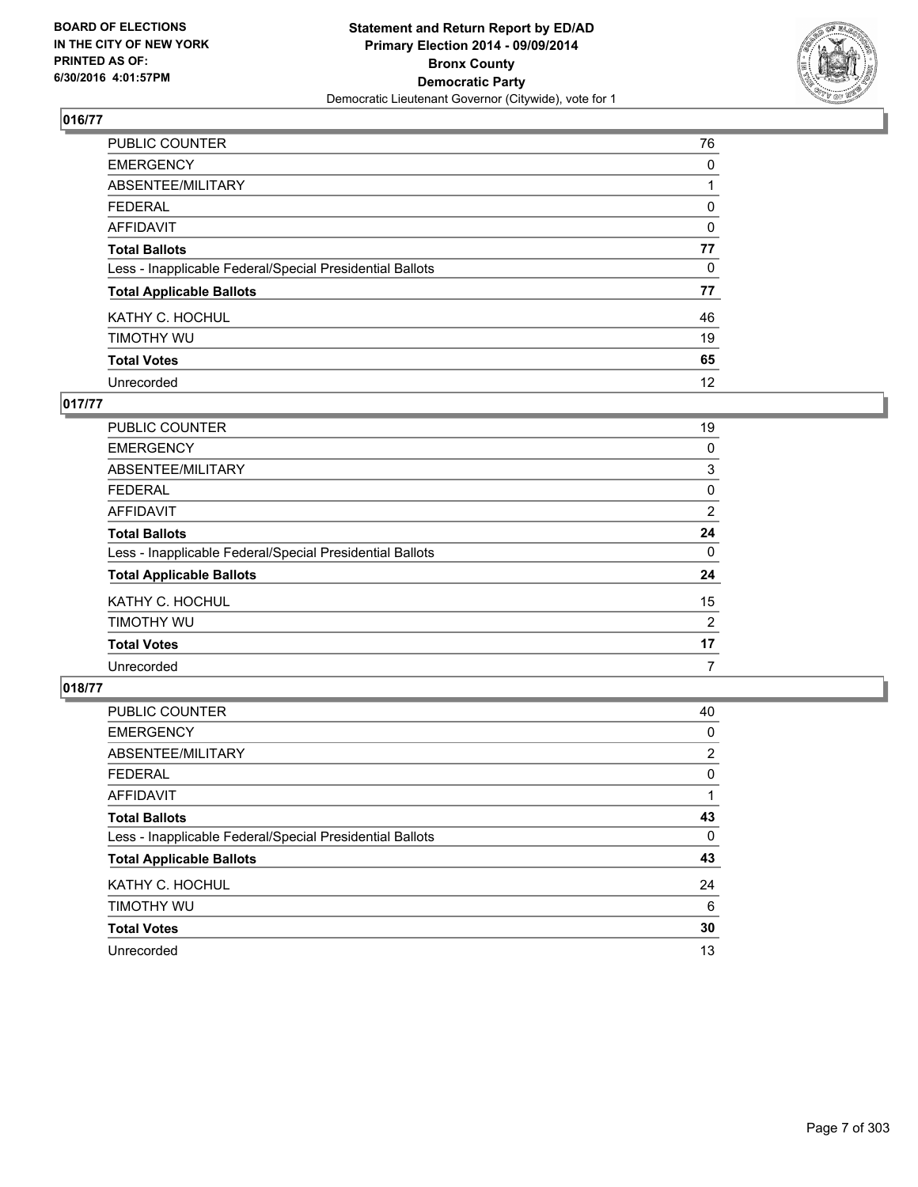**BOARD OF ELECTIONS IN THE CITY OF NEW YORK PRINTED AS OF: 6/30/2016 4:01:57PM**

**Statement and Return Report by ED/AD**
**Primary Election 2014 - 09/09/2014**
**Bronx County**
**Democratic Party**
Democratic Lieutenant Governor (Citywide), vote for 1

## 016/77

| | |
|---|---|
| PUBLIC COUNTER | 76 |
| EMERGENCY | 0 |
| ABSENTEE/MILITARY | 1 |
| FEDERAL | 0 |
| AFFIDAVIT | 0 |
| **Total Ballots** | **77** |
| Less - Inapplicable Federal/Special Presidential Ballots | 0 |
| **Total Applicable Ballots** | **77** |
| KATHY C. HOCHUL | 46 |
| TIMOTHY WU | 19 |
| **Total Votes** | **65** |
| Unrecorded | 12 |

## 017/77

| | |
|---|---|
| PUBLIC COUNTER | 19 |
| EMERGENCY | 0 |
| ABSENTEE/MILITARY | 3 |
| FEDERAL | 0 |
| AFFIDAVIT | 2 |
| **Total Ballots** | **24** |
| Less - Inapplicable Federal/Special Presidential Ballots | 0 |
| **Total Applicable Ballots** | **24** |
| KATHY C. HOCHUL | 15 |
| TIMOTHY WU | 2 |
| **Total Votes** | **17** |
| Unrecorded | 7 |

## 018/77

| | |
|---|---|
| PUBLIC COUNTER | 40 |
| EMERGENCY | 0 |
| ABSENTEE/MILITARY | 2 |
| FEDERAL | 0 |
| AFFIDAVIT | 1 |
| **Total Ballots** | **43** |
| Less - Inapplicable Federal/Special Presidential Ballots | 0 |
| **Total Applicable Ballots** | **43** |
| KATHY C. HOCHUL | 24 |
| TIMOTHY WU | 6 |
| **Total Votes** | **30** |
| Unrecorded | 13 |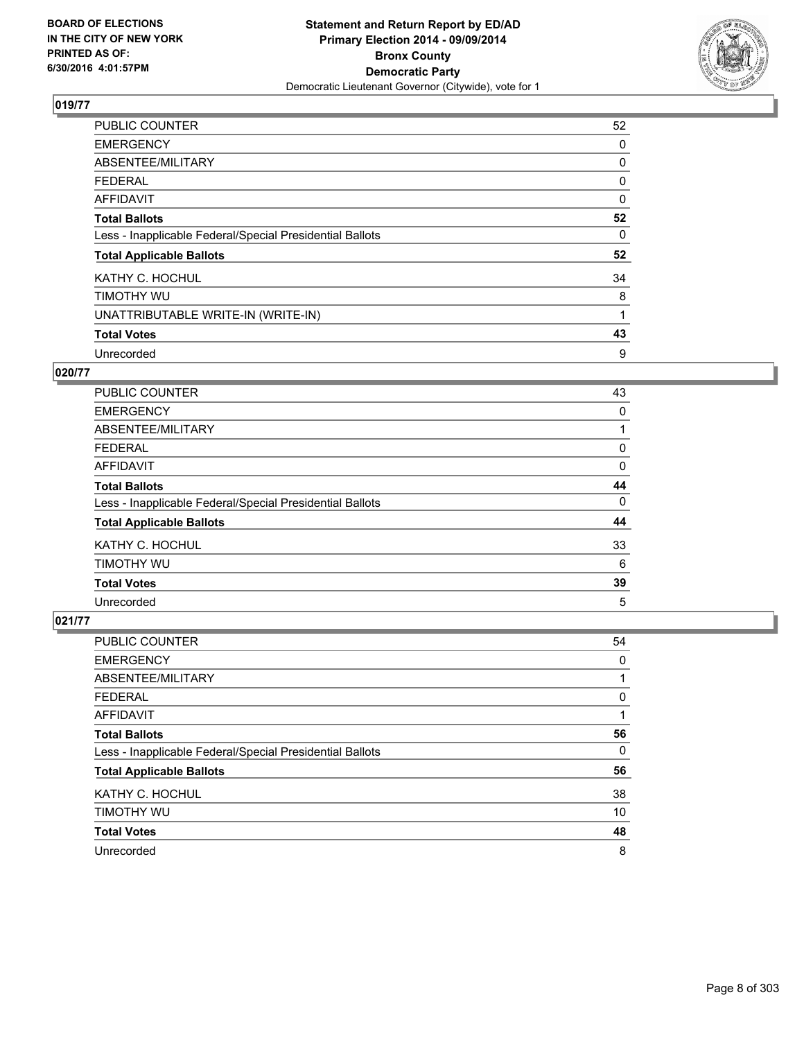**BOARD OF ELECTIONS IN THE CITY OF NEW YORK PRINTED AS OF: 6/30/2016 4:01:57PM**

**Statement and Return Report by ED/AD Primary Election 2014 - 09/09/2014 Bronx County Democratic Party**

Democratic Lieutenant Governor (Citywide), vote for 1

### 019/77

| | |
|---|---|
| PUBLIC COUNTER | 52 |
| EMERGENCY | 0 |
| ABSENTEE/MILITARY | 0 |
| FEDERAL | 0 |
| AFFIDAVIT | 0 |
| **Total Ballots** | **52** |
| Less - Inapplicable Federal/Special Presidential Ballots | 0 |
| **Total Applicable Ballots** | **52** |
| KATHY C. HOCHUL | 34 |
| TIMOTHY WU | 8 |
| UNATTRIBUTABLE WRITE-IN (WRITE-IN) | 1 |
| **Total Votes** | **43** |
| Unrecorded | 9 |

### 020/77

| | |
|---|---|
| PUBLIC COUNTER | 43 |
| EMERGENCY | 0 |
| ABSENTEE/MILITARY | 1 |
| FEDERAL | 0 |
| AFFIDAVIT | 0 |
| **Total Ballots** | **44** |
| Less - Inapplicable Federal/Special Presidential Ballots | 0 |
| **Total Applicable Ballots** | **44** |
| KATHY C. HOCHUL | 33 |
| TIMOTHY WU | 6 |
| **Total Votes** | **39** |
| Unrecorded | 5 |

### 021/77

| | |
|---|---|
| PUBLIC COUNTER | 54 |
| EMERGENCY | 0 |
| ABSENTEE/MILITARY | 1 |
| FEDERAL | 0 |
| AFFIDAVIT | 1 |
| **Total Ballots** | **56** |
| Less - Inapplicable Federal/Special Presidential Ballots | 0 |
| **Total Applicable Ballots** | **56** |
| KATHY C. HOCHUL | 38 |
| TIMOTHY WU | 10 |
| **Total Votes** | **48** |
| Unrecorded | 8 |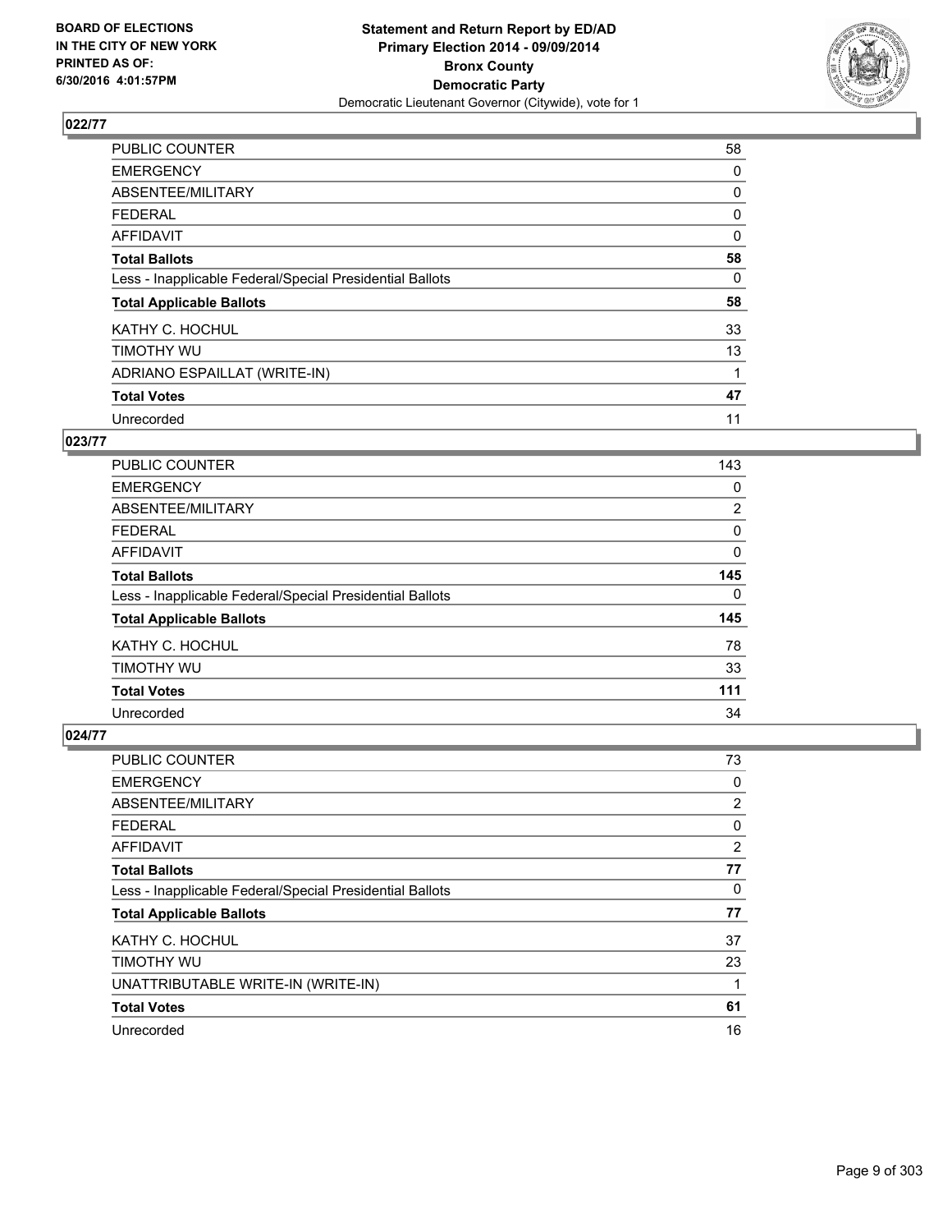**BOARD OF ELECTIONS IN THE CITY OF NEW YORK PRINTED AS OF: 6/30/2016 4:01:57PM**

**Statement and Return Report by ED/AD Primary Election 2014 - 09/09/2014 Bronx County Democratic Party**
Democratic Lieutenant Governor (Citywide), vote for 1

## 022/77

| | |
|---|---|
| PUBLIC COUNTER | 58 |
| EMERGENCY | 0 |
| ABSENTEE/MILITARY | 0 |
| FEDERAL | 0 |
| AFFIDAVIT | 0 |
| **Total Ballots** | **58** |
| Less - Inapplicable Federal/Special Presidential Ballots | 0 |
| **Total Applicable Ballots** | **58** |
| KATHY C. HOCHUL | 33 |
| TIMOTHY WU | 13 |
| ADRIANO ESPAILLAT (WRITE-IN) | 1 |
| **Total Votes** | **47** |
| Unrecorded | 11 |

## 023/77

| | |
|---|---|
| PUBLIC COUNTER | 143 |
| EMERGENCY | 0 |
| ABSENTEE/MILITARY | 2 |
| FEDERAL | 0 |
| AFFIDAVIT | 0 |
| **Total Ballots** | **145** |
| Less - Inapplicable Federal/Special Presidential Ballots | 0 |
| **Total Applicable Ballots** | **145** |
| KATHY C. HOCHUL | 78 |
| TIMOTHY WU | 33 |
| **Total Votes** | **111** |
| Unrecorded | 34 |

## 024/77

| | |
|---|---|
| PUBLIC COUNTER | 73 |
| EMERGENCY | 0 |
| ABSENTEE/MILITARY | 2 |
| FEDERAL | 0 |
| AFFIDAVIT | 2 |
| **Total Ballots** | **77** |
| Less - Inapplicable Federal/Special Presidential Ballots | 0 |
| **Total Applicable Ballots** | **77** |
| KATHY C. HOCHUL | 37 |
| TIMOTHY WU | 23 |
| UNATTRIBUTABLE WRITE-IN (WRITE-IN) | 1 |
| **Total Votes** | **61** |
| Unrecorded | 16 |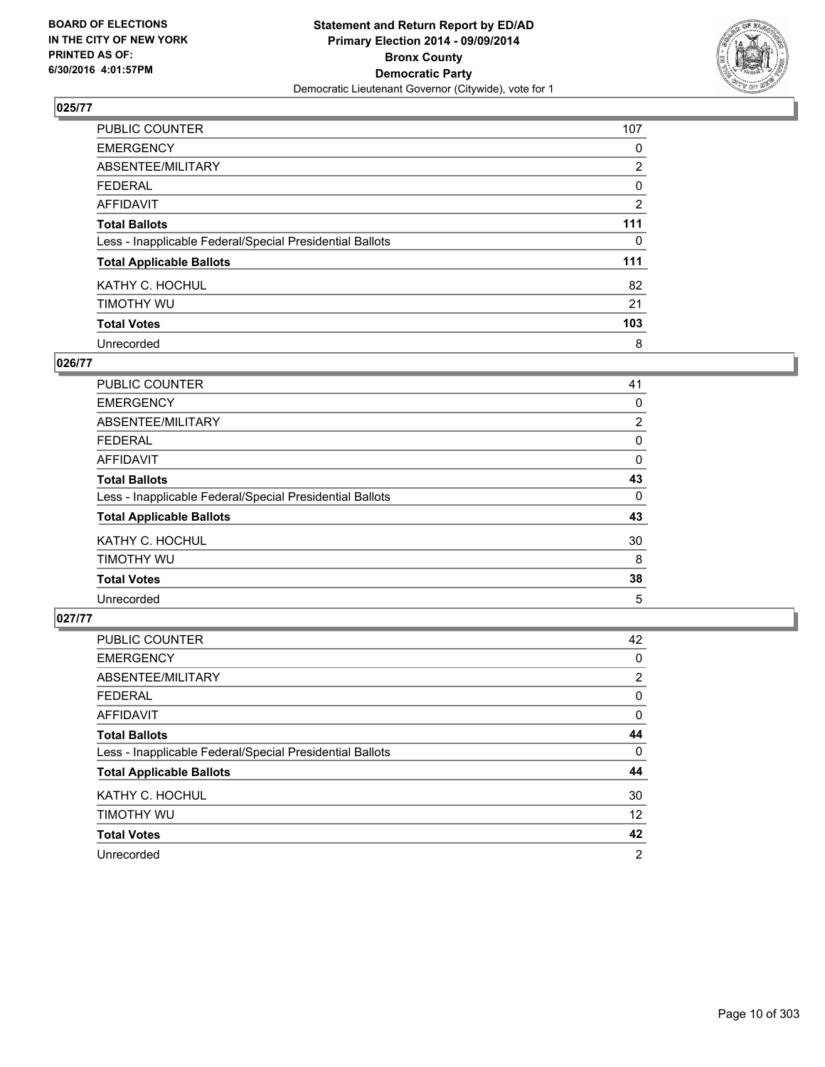**BOARD OF ELECTIONS IN THE CITY OF NEW YORK PRINTED AS OF: 6/30/2016 4:01:57PM**

**Statement and Return Report by ED/AD**
**Primary Election 2014 - 09/09/2014**
**Bronx County**
**Democratic Party**
Democratic Lieutenant Governor (Citywide), vote for 1

### 025/77

| | |
|---|---|
| PUBLIC COUNTER | 107 |
| EMERGENCY | 0 |
| ABSENTEE/MILITARY | 2 |
| FEDERAL | 0 |
| AFFIDAVIT | 2 |
| **Total Ballots** | **111** |
| Less - Inapplicable Federal/Special Presidential Ballots | 0 |
| **Total Applicable Ballots** | **111** |
| KATHY C. HOCHUL | 82 |
| TIMOTHY WU | 21 |
| **Total Votes** | **103** |
| Unrecorded | 8 |

### 026/77

| | |
|---|---|
| PUBLIC COUNTER | 41 |
| EMERGENCY | 0 |
| ABSENTEE/MILITARY | 2 |
| FEDERAL | 0 |
| AFFIDAVIT | 0 |
| **Total Ballots** | **43** |
| Less - Inapplicable Federal/Special Presidential Ballots | 0 |
| **Total Applicable Ballots** | **43** |
| KATHY C. HOCHUL | 30 |
| TIMOTHY WU | 8 |
| **Total Votes** | **38** |
| Unrecorded | 5 |

### 027/77

| | |
|---|---|
| PUBLIC COUNTER | 42 |
| EMERGENCY | 0 |
| ABSENTEE/MILITARY | 2 |
| FEDERAL | 0 |
| AFFIDAVIT | 0 |
| **Total Ballots** | **44** |
| Less - Inapplicable Federal/Special Presidential Ballots | 0 |
| **Total Applicable Ballots** | **44** |
| KATHY C. HOCHUL | 30 |
| TIMOTHY WU | 12 |
| **Total Votes** | **42** |
| Unrecorded | 2 |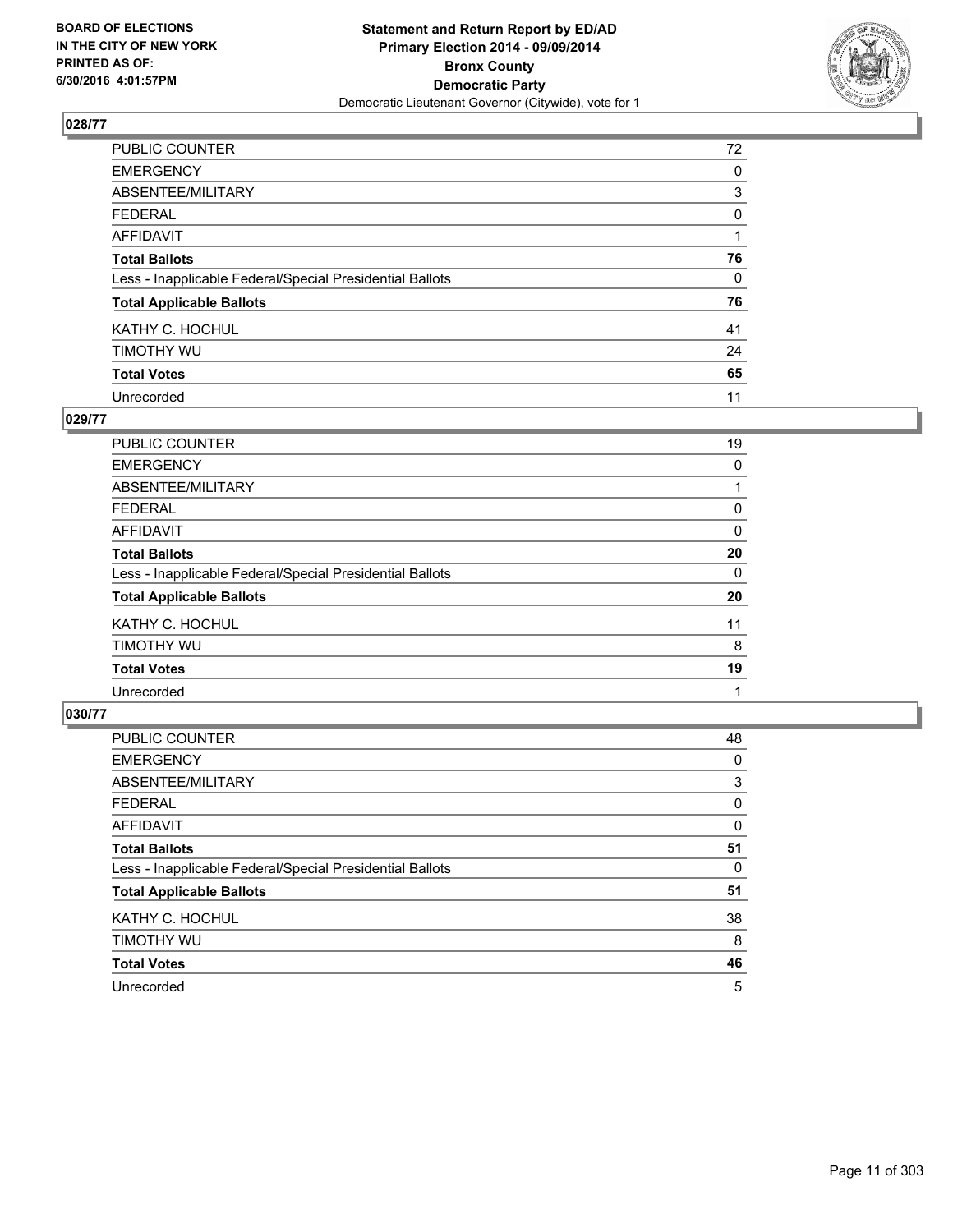BOARD OF ELECTIONS
IN THE CITY OF NEW YORK
PRINTED AS OF:
6/30/2016 4:01:57PM

**Statement and Return Report by ED/AD**
**Primary Election 2014 - 09/09/2014**
**Bronx County**
**Democratic Party**
Democratic Lieutenant Governor (Citywide), vote for 1

## 028/77

| | |
|---|---|
| PUBLIC COUNTER | 72 |
| EMERGENCY | 0 |
| ABSENTEE/MILITARY | 3 |
| FEDERAL | 0 |
| AFFIDAVIT | 1 |
| **Total Ballots** | **76** |
| Less - Inapplicable Federal/Special Presidential Ballots | 0 |
| **Total Applicable Ballots** | **76** |
| KATHY C. HOCHUL | 41 |
| TIMOTHY WU | 24 |
| **Total Votes** | **65** |
| Unrecorded | 11 |

## 029/77

| | |
|---|---|
| PUBLIC COUNTER | 19 |
| EMERGENCY | 0 |
| ABSENTEE/MILITARY | 1 |
| FEDERAL | 0 |
| AFFIDAVIT | 0 |
| **Total Ballots** | **20** |
| Less - Inapplicable Federal/Special Presidential Ballots | 0 |
| **Total Applicable Ballots** | **20** |
| KATHY C. HOCHUL | 11 |
| TIMOTHY WU | 8 |
| **Total Votes** | **19** |
| Unrecorded | 1 |

## 030/77

| | |
|---|---|
| PUBLIC COUNTER | 48 |
| EMERGENCY | 0 |
| ABSENTEE/MILITARY | 3 |
| FEDERAL | 0 |
| AFFIDAVIT | 0 |
| **Total Ballots** | **51** |
| Less - Inapplicable Federal/Special Presidential Ballots | 0 |
| **Total Applicable Ballots** | **51** |
| KATHY C. HOCHUL | 38 |
| TIMOTHY WU | 8 |
| **Total Votes** | **46** |
| Unrecorded | 5 |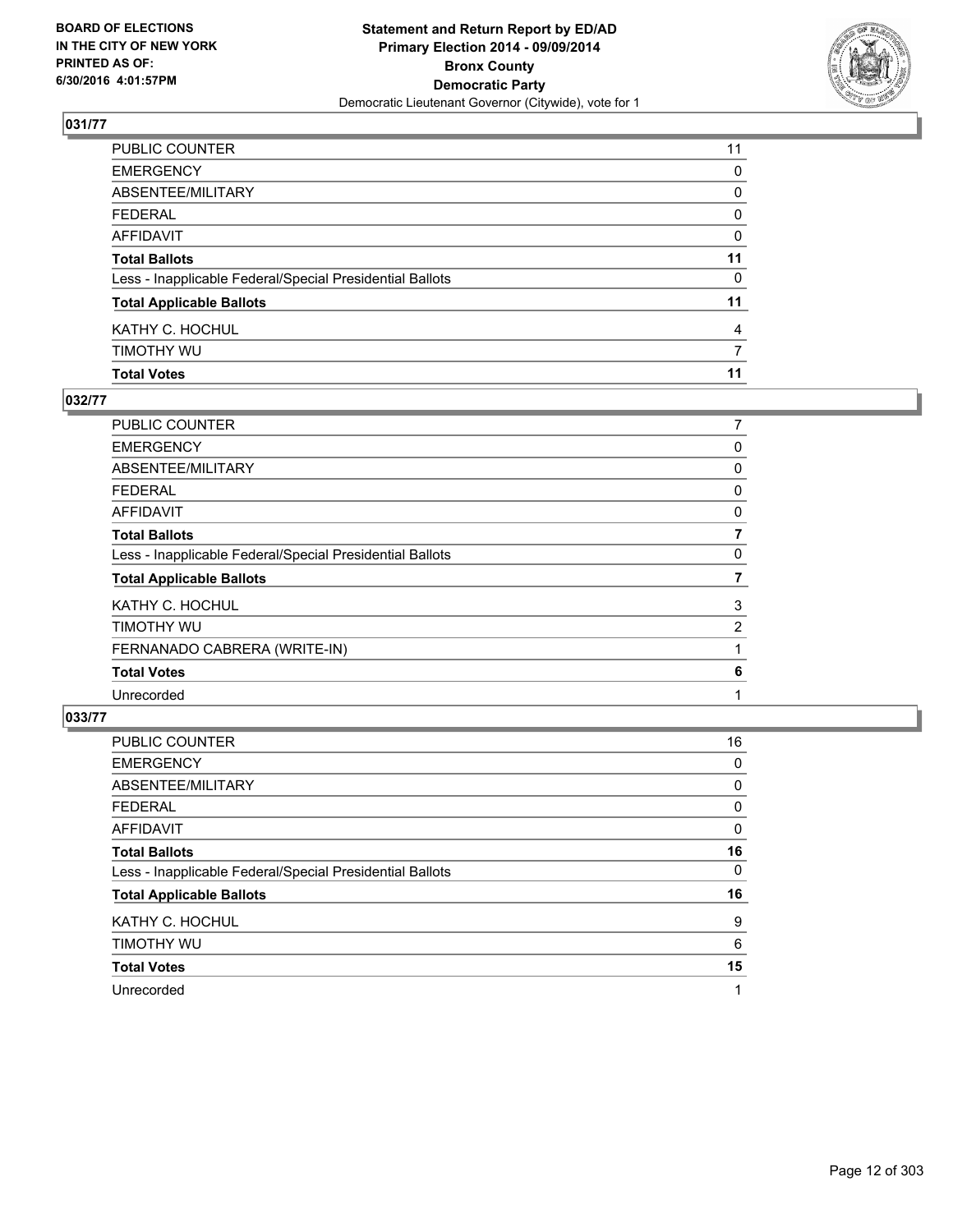**BOARD OF ELECTIONS IN THE CITY OF NEW YORK PRINTED AS OF: 6/30/2016 4:01:57PM**

**Statement and Return Report by ED/AD Primary Election 2014 - 09/09/2014 Bronx County Democratic Party**

Democratic Lieutenant Governor (Citywide), vote for 1

## 031/77

| | |
|---|---|
| PUBLIC COUNTER | 11 |
| EMERGENCY | 0 |
| ABSENTEE/MILITARY | 0 |
| FEDERAL | 0 |
| AFFIDAVIT | 0 |
| **Total Ballots** | **11** |
| Less - Inapplicable Federal/Special Presidential Ballots | 0 |
| **Total Applicable Ballots** | **11** |
| KATHY C. HOCHUL | 4 |
| TIMOTHY WU | 7 |
| **Total Votes** | **11** |

## 032/77

| | |
|---|---|
| PUBLIC COUNTER | 7 |
| EMERGENCY | 0 |
| ABSENTEE/MILITARY | 0 |
| FEDERAL | 0 |
| AFFIDAVIT | 0 |
| **Total Ballots** | **7** |
| Less - Inapplicable Federal/Special Presidential Ballots | 0 |
| **Total Applicable Ballots** | **7** |
| KATHY C. HOCHUL | 3 |
| TIMOTHY WU | 2 |
| FERNANADO CABRERA (WRITE-IN) | 1 |
| **Total Votes** | **6** |
| Unrecorded | 1 |

## 033/77

| | |
|---|---|
| PUBLIC COUNTER | 16 |
| EMERGENCY | 0 |
| ABSENTEE/MILITARY | 0 |
| FEDERAL | 0 |
| AFFIDAVIT | 0 |
| **Total Ballots** | **16** |
| Less - Inapplicable Federal/Special Presidential Ballots | 0 |
| **Total Applicable Ballots** | **16** |
| KATHY C. HOCHUL | 9 |
| TIMOTHY WU | 6 |
| **Total Votes** | **15** |
| Unrecorded | 1 |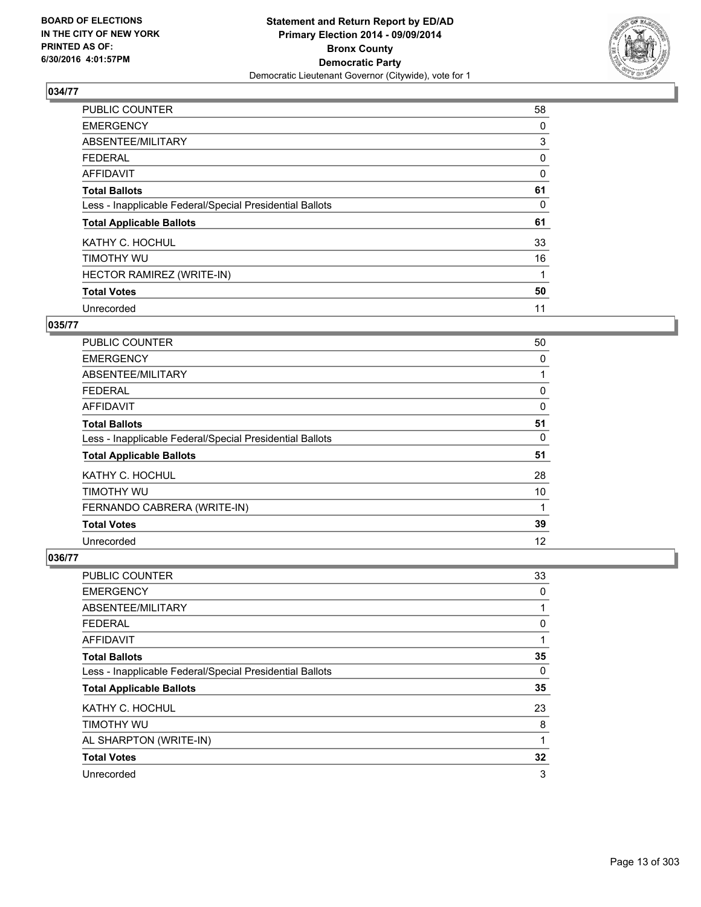**BOARD OF ELECTIONS IN THE CITY OF NEW YORK PRINTED AS OF: 6/30/2016 4:01:57PM**

**Statement and Return Report by ED/AD Primary Election 2014 - 09/09/2014 Bronx County Democratic Party**
Democratic Lieutenant Governor (Citywide), vote for 1

## 034/77

| | |
|---|---|
| PUBLIC COUNTER | 58 |
| EMERGENCY | 0 |
| ABSENTEE/MILITARY | 3 |
| FEDERAL | 0 |
| AFFIDAVIT | 0 |
| **Total Ballots** | **61** |
| Less - Inapplicable Federal/Special Presidential Ballots | 0 |
| **Total Applicable Ballots** | **61** |
| KATHY C. HOCHUL | 33 |
| TIMOTHY WU | 16 |
| HECTOR RAMIREZ (WRITE-IN) | 1 |
| **Total Votes** | **50** |
| Unrecorded | 11 |

## 035/77

| | |
|---|---|
| PUBLIC COUNTER | 50 |
| EMERGENCY | 0 |
| ABSENTEE/MILITARY | 1 |
| FEDERAL | 0 |
| AFFIDAVIT | 0 |
| **Total Ballots** | **51** |
| Less - Inapplicable Federal/Special Presidential Ballots | 0 |
| **Total Applicable Ballots** | **51** |
| KATHY C. HOCHUL | 28 |
| TIMOTHY WU | 10 |
| FERNANDO CABRERA (WRITE-IN) | 1 |
| **Total Votes** | **39** |
| Unrecorded | 12 |

## 036/77

| | |
|---|---|
| PUBLIC COUNTER | 33 |
| EMERGENCY | 0 |
| ABSENTEE/MILITARY | 1 |
| FEDERAL | 0 |
| AFFIDAVIT | 1 |
| **Total Ballots** | **35** |
| Less - Inapplicable Federal/Special Presidential Ballots | 0 |
| **Total Applicable Ballots** | **35** |
| KATHY C. HOCHUL | 23 |
| TIMOTHY WU | 8 |
| AL SHARPTON (WRITE-IN) | 1 |
| **Total Votes** | **32** |
| Unrecorded | 3 |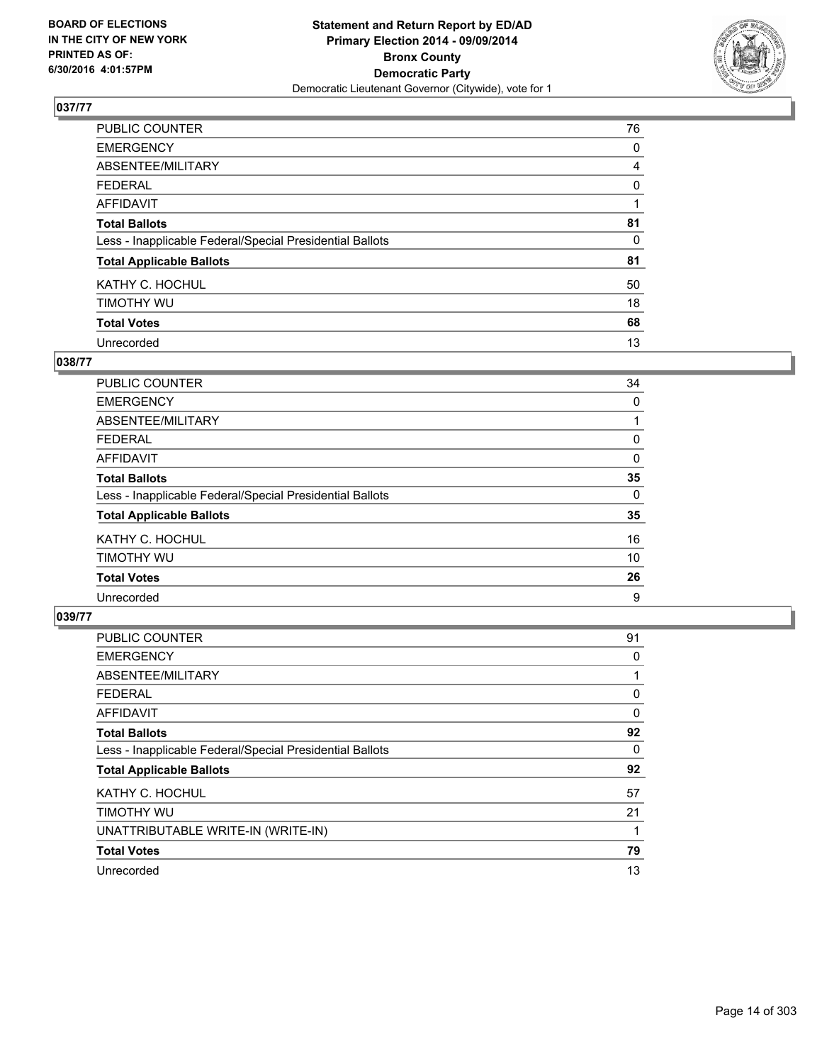**BOARD OF ELECTIONS IN THE CITY OF NEW YORK PRINTED AS OF: 6/30/2016 4:01:57PM**

**Statement and Return Report by ED/AD Primary Election 2014 - 09/09/2014 Bronx County Democratic Party**
Democratic Lieutenant Governor (Citywide), vote for 1

**037/77**

| | |
|---|---|
| PUBLIC COUNTER | 76 |
| EMERGENCY | 0 |
| ABSENTEE/MILITARY | 4 |
| FEDERAL | 0 |
| AFFIDAVIT | 1 |
| **Total Ballots** | **81** |
| Less - Inapplicable Federal/Special Presidential Ballots | 0 |
| **Total Applicable Ballots** | **81** |
| KATHY C. HOCHUL | 50 |
| TIMOTHY WU | 18 |
| **Total Votes** | **68** |
| Unrecorded | 13 |

**038/77**

| | |
|---|---|
| PUBLIC COUNTER | 34 |
| EMERGENCY | 0 |
| ABSENTEE/MILITARY | 1 |
| FEDERAL | 0 |
| AFFIDAVIT | 0 |
| **Total Ballots** | **35** |
| Less - Inapplicable Federal/Special Presidential Ballots | 0 |
| **Total Applicable Ballots** | **35** |
| KATHY C. HOCHUL | 16 |
| TIMOTHY WU | 10 |
| **Total Votes** | **26** |
| Unrecorded | 9 |

**039/77**

| | |
|---|---|
| PUBLIC COUNTER | 91 |
| EMERGENCY | 0 |
| ABSENTEE/MILITARY | 1 |
| FEDERAL | 0 |
| AFFIDAVIT | 0 |
| **Total Ballots** | **92** |
| Less - Inapplicable Federal/Special Presidential Ballots | 0 |
| **Total Applicable Ballots** | **92** |
| KATHY C. HOCHUL | 57 |
| TIMOTHY WU | 21 |
| UNATTRIBUTABLE WRITE-IN (WRITE-IN) | 1 |
| **Total Votes** | **79** |
| Unrecorded | 13 |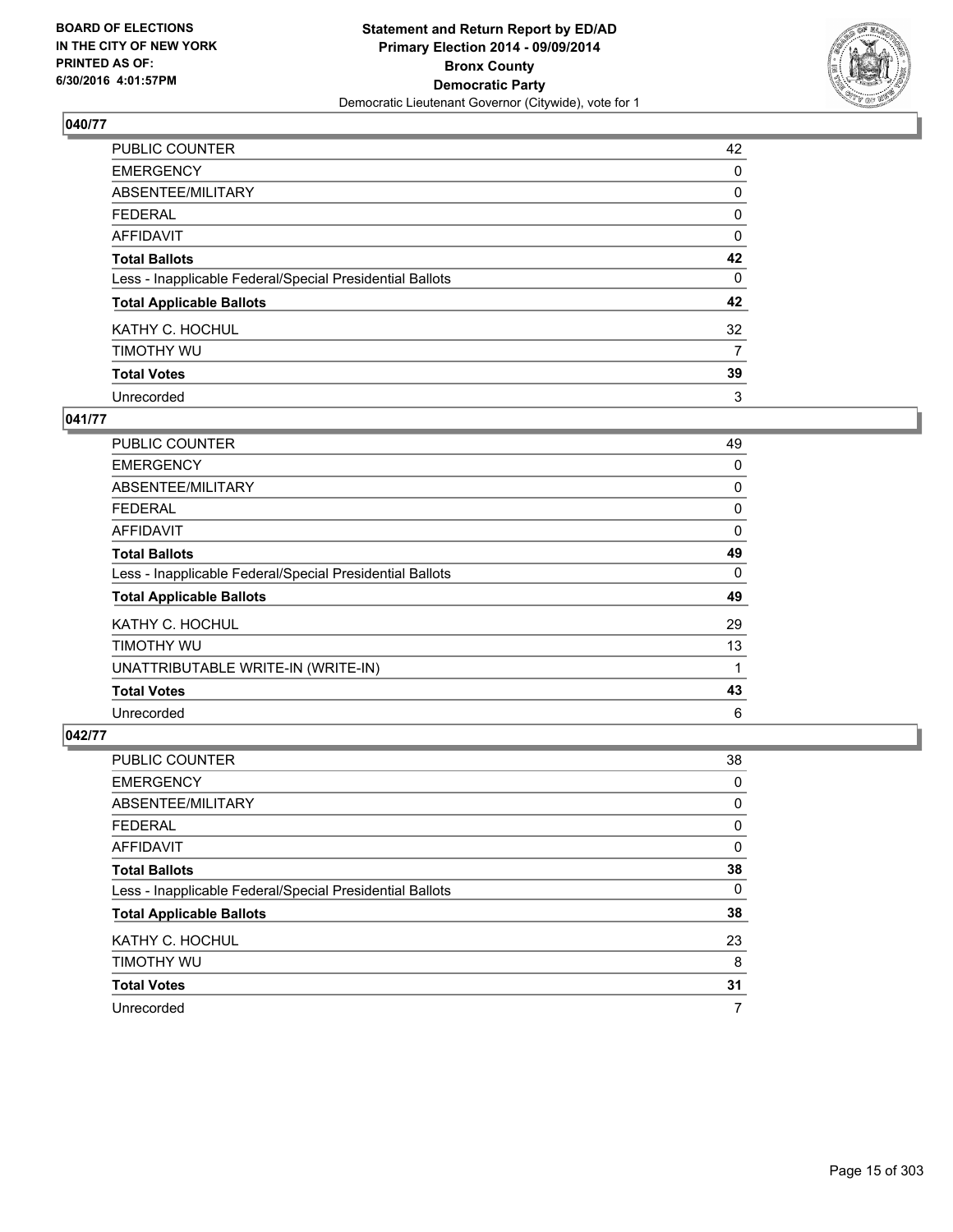## 040/77

| | |
|---|---|
| PUBLIC COUNTER | 42 |
| EMERGENCY | 0 |
| ABSENTEE/MILITARY | 0 |
| FEDERAL | 0 |
| AFFIDAVIT | 0 |
| **Total Ballots** | **42** |
| Less - Inapplicable Federal/Special Presidential Ballots | 0 |
| **Total Applicable Ballots** | **42** |
| KATHY C. HOCHUL | 32 |
| TIMOTHY WU | 7 |
| **Total Votes** | **39** |
| Unrecorded | 3 |

## 041/77

| | |
|---|---|
| PUBLIC COUNTER | 49 |
| EMERGENCY | 0 |
| ABSENTEE/MILITARY | 0 |
| FEDERAL | 0 |
| AFFIDAVIT | 0 |
| **Total Ballots** | **49** |
| Less - Inapplicable Federal/Special Presidential Ballots | 0 |
| **Total Applicable Ballots** | **49** |
| KATHY C. HOCHUL | 29 |
| TIMOTHY WU | 13 |
| UNATTRIBUTABLE WRITE-IN (WRITE-IN) | 1 |
| **Total Votes** | **43** |
| Unrecorded | 6 |

## 042/77

| | |
|---|---|
| PUBLIC COUNTER | 38 |
| EMERGENCY | 0 |
| ABSENTEE/MILITARY | 0 |
| FEDERAL | 0 |
| AFFIDAVIT | 0 |
| **Total Ballots** | **38** |
| Less - Inapplicable Federal/Special Presidential Ballots | 0 |
| **Total Applicable Ballots** | **38** |
| KATHY C. HOCHUL | 23 |
| TIMOTHY WU | 8 |
| **Total Votes** | **31** |
| Unrecorded | 7 |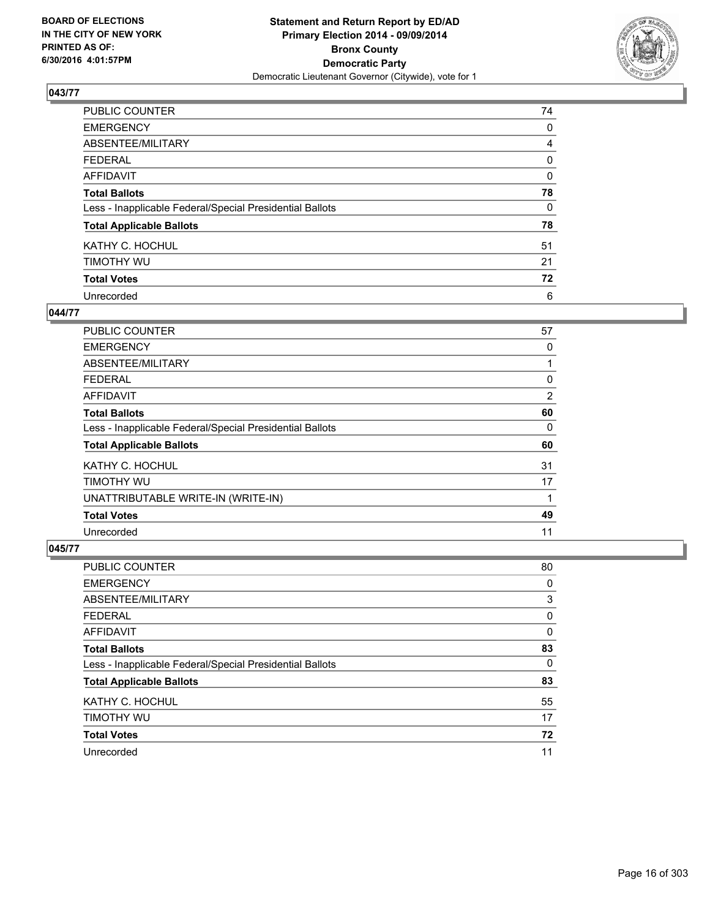**BOARD OF ELECTIONS IN THE CITY OF NEW YORK PRINTED AS OF: 6/30/2016 4:01:57PM**

**Statement and Return Report by ED/AD**
**Primary Election 2014 - 09/09/2014**
**Bronx County**
**Democratic Party**
Democratic Lieutenant Governor (Citywide), vote for 1

### 043/77

| | |
|---|---|
| PUBLIC COUNTER | 74 |
| EMERGENCY | 0 |
| ABSENTEE/MILITARY | 4 |
| FEDERAL | 0 |
| AFFIDAVIT | 0 |
| **Total Ballots** | **78** |
| Less - Inapplicable Federal/Special Presidential Ballots | 0 |
| **Total Applicable Ballots** | **78** |
| KATHY C. HOCHUL | 51 |
| TIMOTHY WU | 21 |
| **Total Votes** | **72** |
| Unrecorded | 6 |

### 044/77

| | |
|---|---|
| PUBLIC COUNTER | 57 |
| EMERGENCY | 0 |
| ABSENTEE/MILITARY | 1 |
| FEDERAL | 0 |
| AFFIDAVIT | 2 |
| **Total Ballots** | **60** |
| Less - Inapplicable Federal/Special Presidential Ballots | 0 |
| **Total Applicable Ballots** | **60** |
| KATHY C. HOCHUL | 31 |
| TIMOTHY WU | 17 |
| UNATTRIBUTABLE WRITE-IN (WRITE-IN) | 1 |
| **Total Votes** | **49** |
| Unrecorded | 11 |

### 045/77

| | |
|---|---|
| PUBLIC COUNTER | 80 |
| EMERGENCY | 0 |
| ABSENTEE/MILITARY | 3 |
| FEDERAL | 0 |
| AFFIDAVIT | 0 |
| **Total Ballots** | **83** |
| Less - Inapplicable Federal/Special Presidential Ballots | 0 |
| **Total Applicable Ballots** | **83** |
| KATHY C. HOCHUL | 55 |
| TIMOTHY WU | 17 |
| **Total Votes** | **72** |
| Unrecorded | 11 |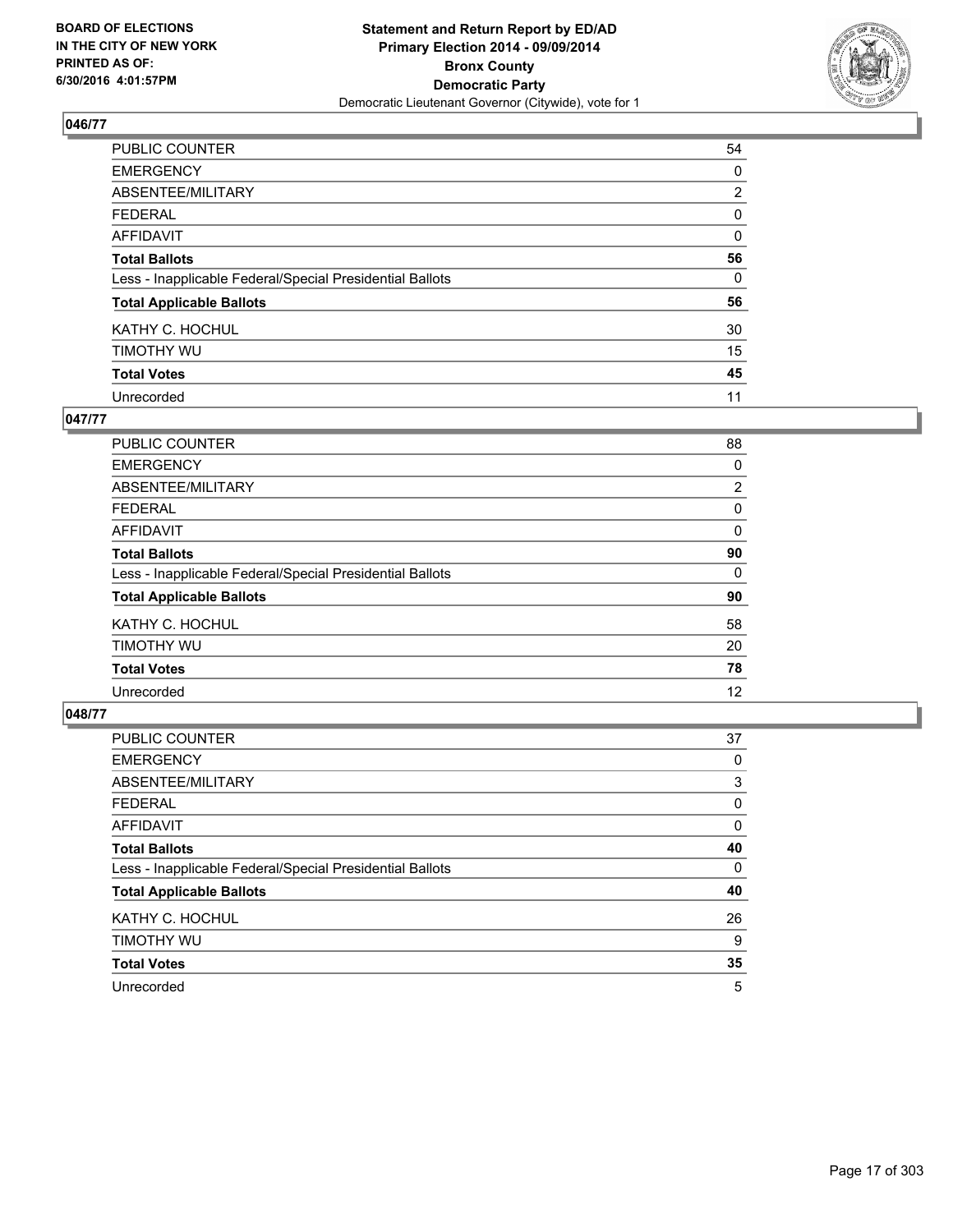**Statement and Return Report by ED/AD**
**Primary Election 2014 - 09/09/2014**
**Bronx County**
**Democratic Party**
Democratic Lieutenant Governor (Citywide), vote for 1

BOARD OF ELECTIONS
IN THE CITY OF NEW YORK
PRINTED AS OF:
6/30/2016 4:01:57PM

### 046/77

| | |
|---|---|
| PUBLIC COUNTER | 54 |
| EMERGENCY | 0 |
| ABSENTEE/MILITARY | 2 |
| FEDERAL | 0 |
| AFFIDAVIT | 0 |
| **Total Ballots** | **56** |
| Less - Inapplicable Federal/Special Presidential Ballots | 0 |
| **Total Applicable Ballots** | **56** |
| KATHY C. HOCHUL | 30 |
| TIMOTHY WU | 15 |
| **Total Votes** | **45** |
| Unrecorded | 11 |

### 047/77

| | |
|---|---|
| PUBLIC COUNTER | 88 |
| EMERGENCY | 0 |
| ABSENTEE/MILITARY | 2 |
| FEDERAL | 0 |
| AFFIDAVIT | 0 |
| **Total Ballots** | **90** |
| Less - Inapplicable Federal/Special Presidential Ballots | 0 |
| **Total Applicable Ballots** | **90** |
| KATHY C. HOCHUL | 58 |
| TIMOTHY WU | 20 |
| **Total Votes** | **78** |
| Unrecorded | 12 |

### 048/77

| | |
|---|---|
| PUBLIC COUNTER | 37 |
| EMERGENCY | 0 |
| ABSENTEE/MILITARY | 3 |
| FEDERAL | 0 |
| AFFIDAVIT | 0 |
| **Total Ballots** | **40** |
| Less - Inapplicable Federal/Special Presidential Ballots | 0 |
| **Total Applicable Ballots** | **40** |
| KATHY C. HOCHUL | 26 |
| TIMOTHY WU | 9 |
| **Total Votes** | **35** |
| Unrecorded | 5 |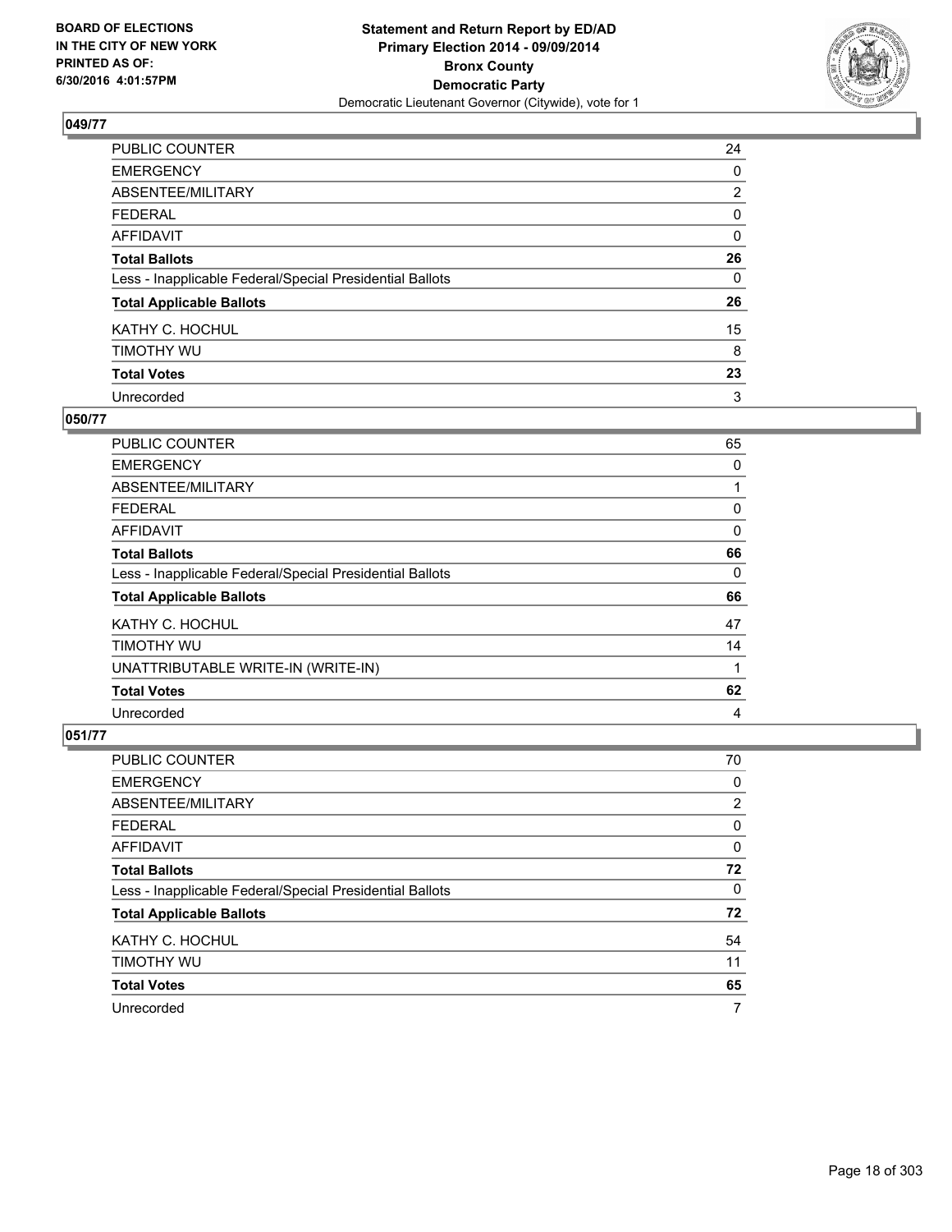**BOARD OF ELECTIONS IN THE CITY OF NEW YORK PRINTED AS OF: 6/30/2016 4:01:57PM**

**Statement and Return Report by ED/AD Primary Election 2014 - 09/09/2014 Bronx County Democratic Party**

Democratic Lieutenant Governor (Citywide), vote for 1

## 049/77

| | |
|---|---|
| PUBLIC COUNTER | 24 |
| EMERGENCY | 0 |
| ABSENTEE/MILITARY | 2 |
| FEDERAL | 0 |
| AFFIDAVIT | 0 |
| **Total Ballots** | **26** |
| Less - Inapplicable Federal/Special Presidential Ballots | 0 |
| **Total Applicable Ballots** | **26** |
| KATHY C. HOCHUL | 15 |
| TIMOTHY WU | 8 |
| **Total Votes** | **23** |
| Unrecorded | 3 |

## 050/77

| | |
|---|---|
| PUBLIC COUNTER | 65 |
| EMERGENCY | 0 |
| ABSENTEE/MILITARY | 1 |
| FEDERAL | 0 |
| AFFIDAVIT | 0 |
| **Total Ballots** | **66** |
| Less - Inapplicable Federal/Special Presidential Ballots | 0 |
| **Total Applicable Ballots** | **66** |
| KATHY C. HOCHUL | 47 |
| TIMOTHY WU | 14 |
| UNATTRIBUTABLE WRITE-IN (WRITE-IN) | 1 |
| **Total Votes** | **62** |
| Unrecorded | 4 |

## 051/77

| | |
|---|---|
| PUBLIC COUNTER | 70 |
| EMERGENCY | 0 |
| ABSENTEE/MILITARY | 2 |
| FEDERAL | 0 |
| AFFIDAVIT | 0 |
| **Total Ballots** | **72** |
| Less - Inapplicable Federal/Special Presidential Ballots | 0 |
| **Total Applicable Ballots** | **72** |
| KATHY C. HOCHUL | 54 |
| TIMOTHY WU | 11 |
| **Total Votes** | **65** |
| Unrecorded | 7 |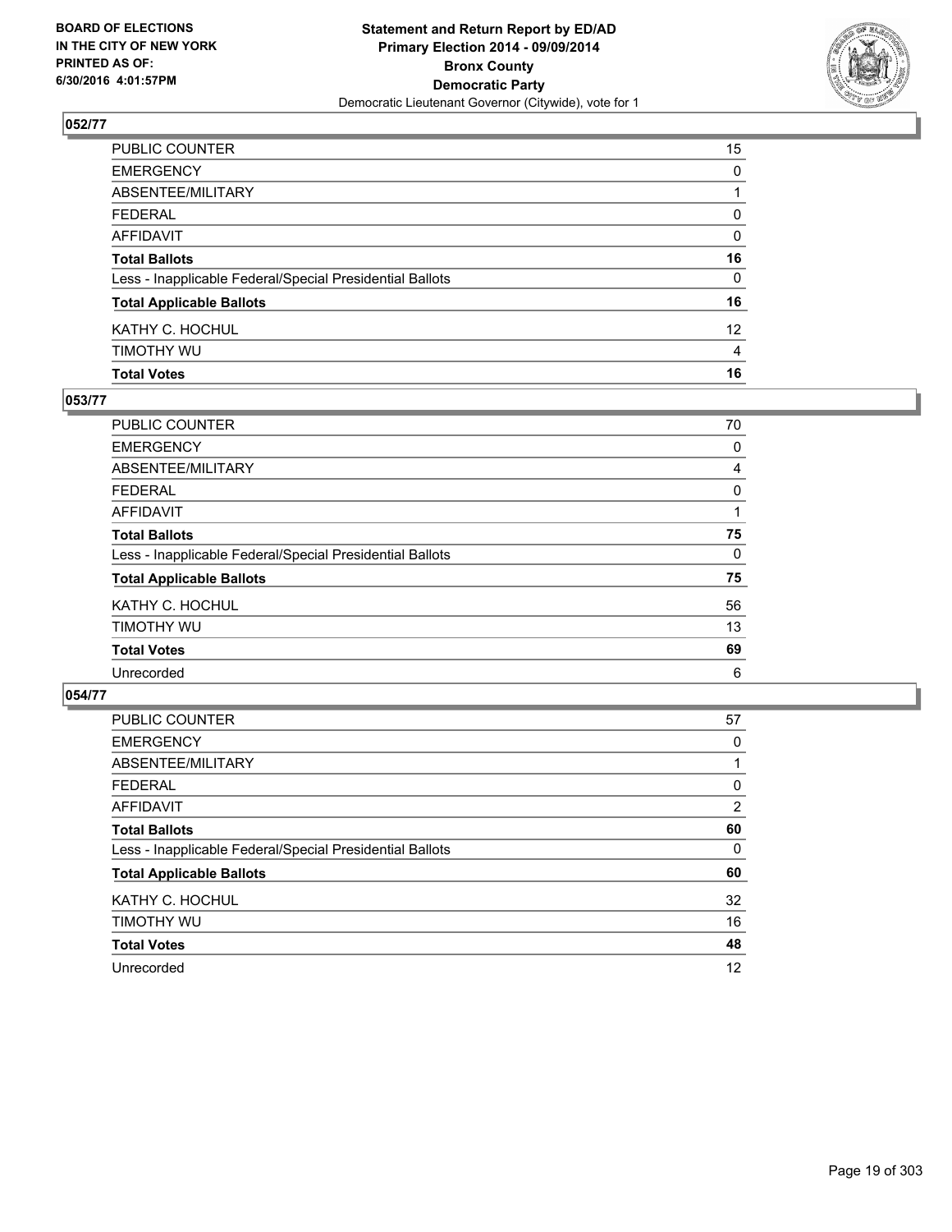BOARD OF ELECTIONS
IN THE CITY OF NEW YORK
PRINTED AS OF:
6/30/2016 4:01:57PM

**Statement and Return Report by ED/AD**
**Primary Election 2014 - 09/09/2014**
**Bronx County**
**Democratic Party**
Democratic Lieutenant Governor (Citywide), vote for 1

### 052/77

| | |
|---|---|
| PUBLIC COUNTER | 15 |
| EMERGENCY | 0 |
| ABSENTEE/MILITARY | 1 |
| FEDERAL | 0 |
| AFFIDAVIT | 0 |
| **Total Ballots** | **16** |
| Less - Inapplicable Federal/Special Presidential Ballots | 0 |
| **Total Applicable Ballots** | **16** |
| KATHY C. HOCHUL | 12 |
| TIMOTHY WU | 4 |
| **Total Votes** | **16** |

### 053/77

| | |
|---|---|
| PUBLIC COUNTER | 70 |
| EMERGENCY | 0 |
| ABSENTEE/MILITARY | 4 |
| FEDERAL | 0 |
| AFFIDAVIT | 1 |
| **Total Ballots** | **75** |
| Less - Inapplicable Federal/Special Presidential Ballots | 0 |
| **Total Applicable Ballots** | **75** |
| KATHY C. HOCHUL | 56 |
| TIMOTHY WU | 13 |
| **Total Votes** | **69** |
| Unrecorded | 6 |

### 054/77

| | |
|---|---|
| PUBLIC COUNTER | 57 |
| EMERGENCY | 0 |
| ABSENTEE/MILITARY | 1 |
| FEDERAL | 0 |
| AFFIDAVIT | 2 |
| **Total Ballots** | **60** |
| Less - Inapplicable Federal/Special Presidential Ballots | 0 |
| **Total Applicable Ballots** | **60** |
| KATHY C. HOCHUL | 32 |
| TIMOTHY WU | 16 |
| **Total Votes** | **48** |
| Unrecorded | 12 |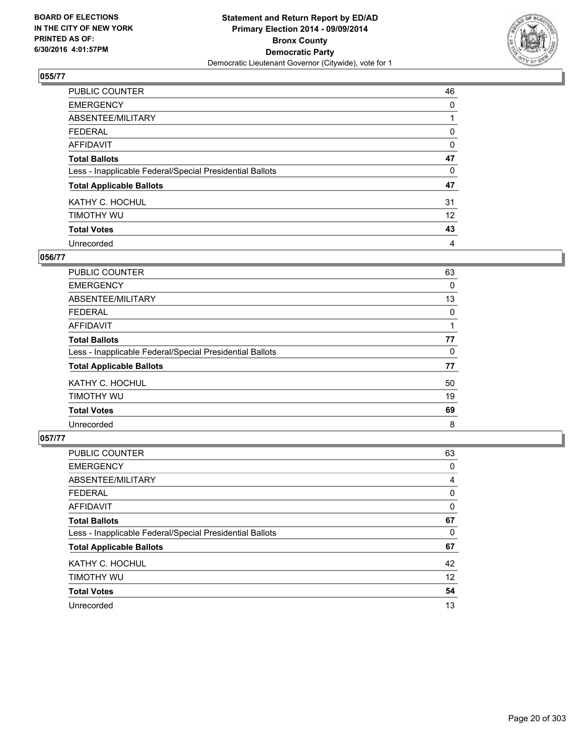BOARD OF ELECTIONS
IN THE CITY OF NEW YORK
PRINTED AS OF:
6/30/2016 4:01:57PM

**Statement and Return Report by ED/AD**
**Primary Election 2014 - 09/09/2014**
**Bronx County**
**Democratic Party**
Democratic Lieutenant Governor (Citywide), vote for 1

## 055/77

| | |
|---|---|
| PUBLIC COUNTER | 46 |
| EMERGENCY | 0 |
| ABSENTEE/MILITARY | 1 |
| FEDERAL | 0 |
| AFFIDAVIT | 0 |
| **Total Ballots** | **47** |
| Less - Inapplicable Federal/Special Presidential Ballots | 0 |
| **Total Applicable Ballots** | **47** |
| KATHY C. HOCHUL | 31 |
| TIMOTHY WU | 12 |
| **Total Votes** | **43** |
| Unrecorded | 4 |

## 056/77

| | |
|---|---|
| PUBLIC COUNTER | 63 |
| EMERGENCY | 0 |
| ABSENTEE/MILITARY | 13 |
| FEDERAL | 0 |
| AFFIDAVIT | 1 |
| **Total Ballots** | **77** |
| Less - Inapplicable Federal/Special Presidential Ballots | 0 |
| **Total Applicable Ballots** | **77** |
| KATHY C. HOCHUL | 50 |
| TIMOTHY WU | 19 |
| **Total Votes** | **69** |
| Unrecorded | 8 |

## 057/77

| | |
|---|---|
| PUBLIC COUNTER | 63 |
| EMERGENCY | 0 |
| ABSENTEE/MILITARY | 4 |
| FEDERAL | 0 |
| AFFIDAVIT | 0 |
| **Total Ballots** | **67** |
| Less - Inapplicable Federal/Special Presidential Ballots | 0 |
| **Total Applicable Ballots** | **67** |
| KATHY C. HOCHUL | 42 |
| TIMOTHY WU | 12 |
| **Total Votes** | **54** |
| Unrecorded | 13 |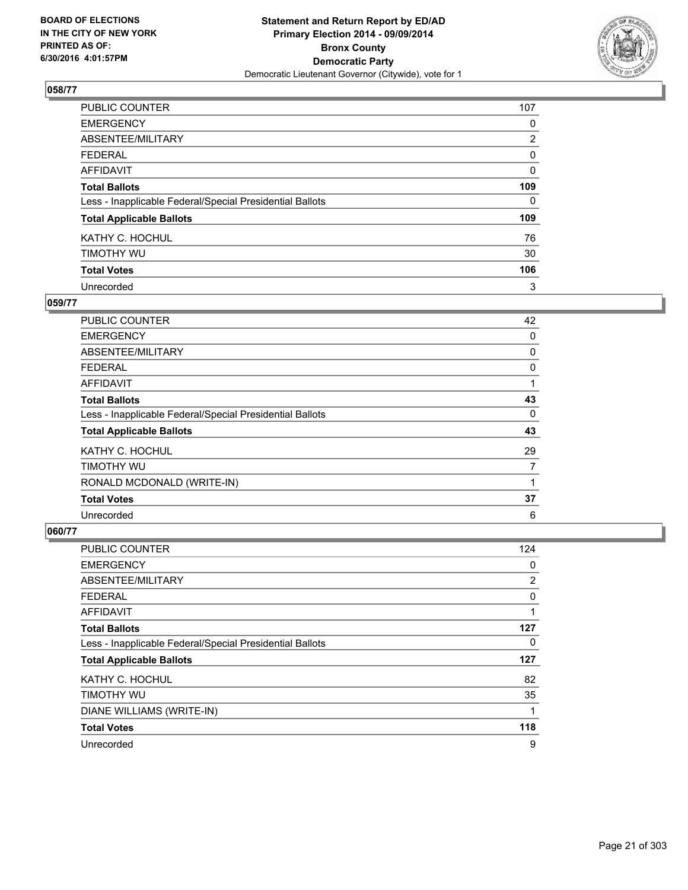**Statement and Return Report by ED/AD**
**Primary Election 2014 - 09/09/2014**
**Bronx County**
**Democratic Party**
Democratic Lieutenant Governor (Citywide), vote for 1

BOARD OF ELECTIONS
IN THE CITY OF NEW YORK
PRINTED AS OF:
6/30/2016 4:01:57PM

### 058/77

| | |
|---|---|
| PUBLIC COUNTER | 107 |
| EMERGENCY | 0 |
| ABSENTEE/MILITARY | 2 |
| FEDERAL | 0 |
| AFFIDAVIT | 0 |
| **Total Ballots** | **109** |
| Less - Inapplicable Federal/Special Presidential Ballots | 0 |
| **Total Applicable Ballots** | **109** |
| KATHY C. HOCHUL | 76 |
| TIMOTHY WU | 30 |
| **Total Votes** | **106** |
| Unrecorded | 3 |

### 059/77

| | |
|---|---|
| PUBLIC COUNTER | 42 |
| EMERGENCY | 0 |
| ABSENTEE/MILITARY | 0 |
| FEDERAL | 0 |
| AFFIDAVIT | 1 |
| **Total Ballots** | **43** |
| Less - Inapplicable Federal/Special Presidential Ballots | 0 |
| **Total Applicable Ballots** | **43** |
| KATHY C. HOCHUL | 29 |
| TIMOTHY WU | 7 |
| RONALD MCDONALD (WRITE-IN) | 1 |
| **Total Votes** | **37** |
| Unrecorded | 6 |

### 060/77

| | |
|---|---|
| PUBLIC COUNTER | 124 |
| EMERGENCY | 0 |
| ABSENTEE/MILITARY | 2 |
| FEDERAL | 0 |
| AFFIDAVIT | 1 |
| **Total Ballots** | **127** |
| Less - Inapplicable Federal/Special Presidential Ballots | 0 |
| **Total Applicable Ballots** | **127** |
| KATHY C. HOCHUL | 82 |
| TIMOTHY WU | 35 |
| DIANE WILLIAMS (WRITE-IN) | 1 |
| **Total Votes** | **118** |
| Unrecorded | 9 |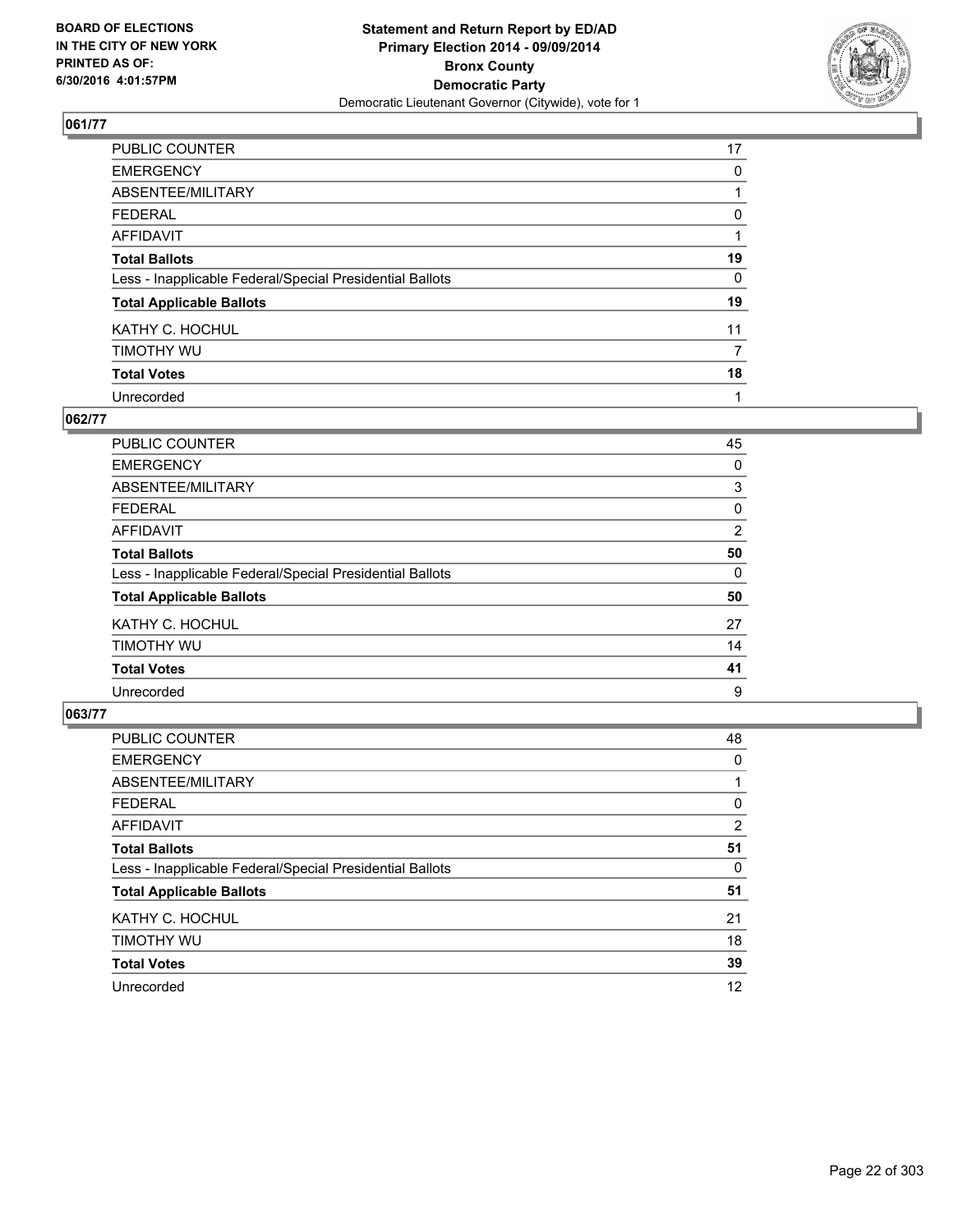**BOARD OF ELECTIONS IN THE CITY OF NEW YORK PRINTED AS OF: 6/30/2016 4:01:57PM**

**Statement and Return Report by ED/AD Primary Election 2014 - 09/09/2014 Bronx County Democratic Party**

Democratic Lieutenant Governor (Citywide), vote for 1

## 061/77

| | |
|---|---|
| PUBLIC COUNTER | 17 |
| EMERGENCY | 0 |
| ABSENTEE/MILITARY | 1 |
| FEDERAL | 0 |
| AFFIDAVIT | 1 |
| **Total Ballots** | **19** |
| Less - Inapplicable Federal/Special Presidential Ballots | 0 |
| **Total Applicable Ballots** | **19** |
| KATHY C. HOCHUL | 11 |
| TIMOTHY WU | 7 |
| **Total Votes** | **18** |
| Unrecorded | 1 |

## 062/77

| | |
|---|---|
| PUBLIC COUNTER | 45 |
| EMERGENCY | 0 |
| ABSENTEE/MILITARY | 3 |
| FEDERAL | 0 |
| AFFIDAVIT | 2 |
| **Total Ballots** | **50** |
| Less - Inapplicable Federal/Special Presidential Ballots | 0 |
| **Total Applicable Ballots** | **50** |
| KATHY C. HOCHUL | 27 |
| TIMOTHY WU | 14 |
| **Total Votes** | **41** |
| Unrecorded | 9 |

## 063/77

| | |
|---|---|
| PUBLIC COUNTER | 48 |
| EMERGENCY | 0 |
| ABSENTEE/MILITARY | 1 |
| FEDERAL | 0 |
| AFFIDAVIT | 2 |
| **Total Ballots** | **51** |
| Less - Inapplicable Federal/Special Presidential Ballots | 0 |
| **Total Applicable Ballots** | **51** |
| KATHY C. HOCHUL | 21 |
| TIMOTHY WU | 18 |
| **Total Votes** | **39** |
| Unrecorded | 12 |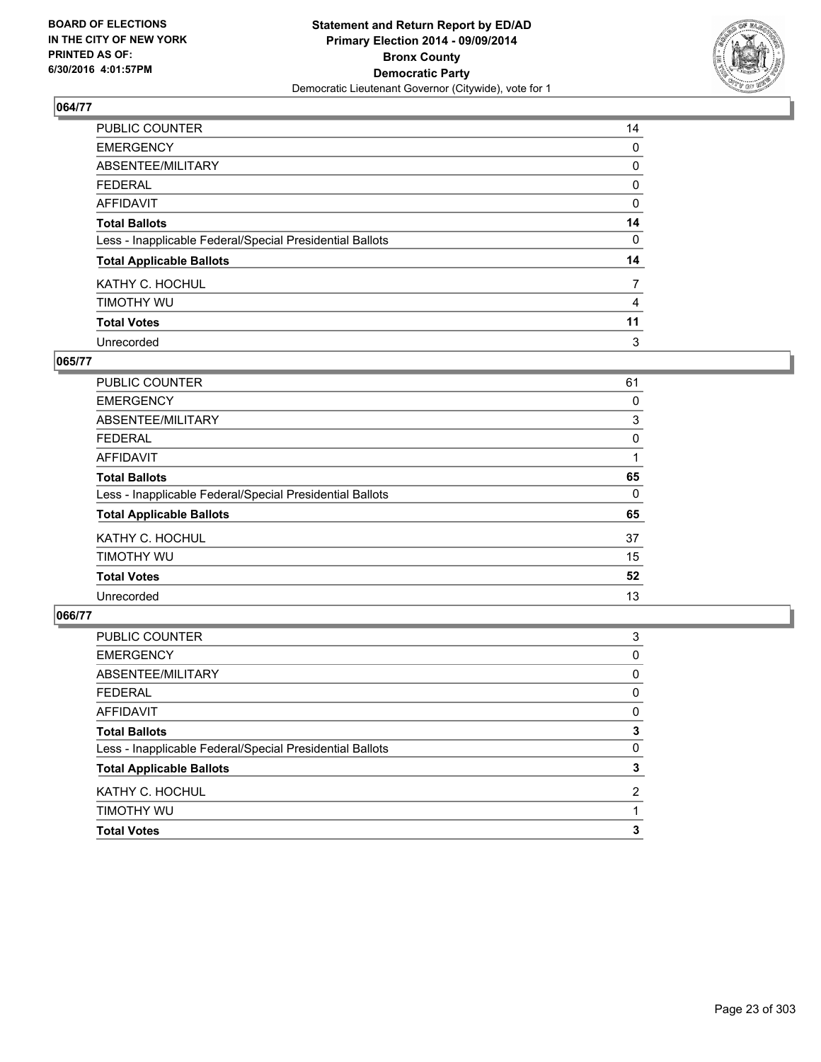## 064/77

| | |
|---|---|
| PUBLIC COUNTER | 14 |
| EMERGENCY | 0 |
| ABSENTEE/MILITARY | 0 |
| FEDERAL | 0 |
| AFFIDAVIT | 0 |
| **Total Ballots** | **14** |
| Less - Inapplicable Federal/Special Presidential Ballots | 0 |
| **Total Applicable Ballots** | **14** |
| KATHY C. HOCHUL | 7 |
| TIMOTHY WU | 4 |
| **Total Votes** | **11** |
| Unrecorded | 3 |

## 065/77

| | |
|---|---|
| PUBLIC COUNTER | 61 |
| EMERGENCY | 0 |
| ABSENTEE/MILITARY | 3 |
| FEDERAL | 0 |
| AFFIDAVIT | 1 |
| **Total Ballots** | **65** |
| Less - Inapplicable Federal/Special Presidential Ballots | 0 |
| **Total Applicable Ballots** | **65** |
| KATHY C. HOCHUL | 37 |
| TIMOTHY WU | 15 |
| **Total Votes** | **52** |
| Unrecorded | 13 |

## 066/77

| | |
|---|---|
| PUBLIC COUNTER | 3 |
| EMERGENCY | 0 |
| ABSENTEE/MILITARY | 0 |
| FEDERAL | 0 |
| AFFIDAVIT | 0 |
| **Total Ballots** | **3** |
| Less - Inapplicable Federal/Special Presidential Ballots | 0 |
| **Total Applicable Ballots** | **3** |
| KATHY C. HOCHUL | 2 |
| TIMOTHY WU | 1 |
| **Total Votes** | **3** |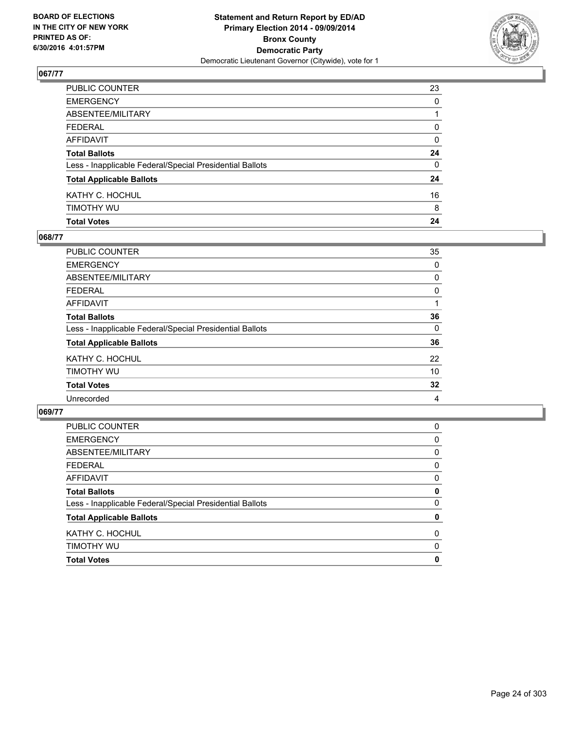BOARD OF ELECTIONS
IN THE CITY OF NEW YORK
PRINTED AS OF:
6/30/2016 4:01:57PM

**Statement and Return Report by ED/AD**
**Primary Election 2014 - 09/09/2014**
**Bronx County**
**Democratic Party**
Democratic Lieutenant Governor (Citywide), vote for 1

### 067/77

| | |
|---|---|
| PUBLIC COUNTER | 23 |
| EMERGENCY | 0 |
| ABSENTEE/MILITARY | 1 |
| FEDERAL | 0 |
| AFFIDAVIT | 0 |
| **Total Ballots** | **24** |
| Less - Inapplicable Federal/Special Presidential Ballots | 0 |
| **Total Applicable Ballots** | **24** |
| KATHY C. HOCHUL | 16 |
| TIMOTHY WU | 8 |
| **Total Votes** | **24** |

### 068/77

| | |
|---|---|
| PUBLIC COUNTER | 35 |
| EMERGENCY | 0 |
| ABSENTEE/MILITARY | 0 |
| FEDERAL | 0 |
| AFFIDAVIT | 1 |
| **Total Ballots** | **36** |
| Less - Inapplicable Federal/Special Presidential Ballots | 0 |
| **Total Applicable Ballots** | **36** |
| KATHY C. HOCHUL | 22 |
| TIMOTHY WU | 10 |
| **Total Votes** | **32** |
| Unrecorded | 4 |

### 069/77

| | |
|---|---|
| PUBLIC COUNTER | 0 |
| EMERGENCY | 0 |
| ABSENTEE/MILITARY | 0 |
| FEDERAL | 0 |
| AFFIDAVIT | 0 |
| **Total Ballots** | **0** |
| Less - Inapplicable Federal/Special Presidential Ballots | 0 |
| **Total Applicable Ballots** | **0** |
| KATHY C. HOCHUL | 0 |
| TIMOTHY WU | 0 |
| **Total Votes** | **0** |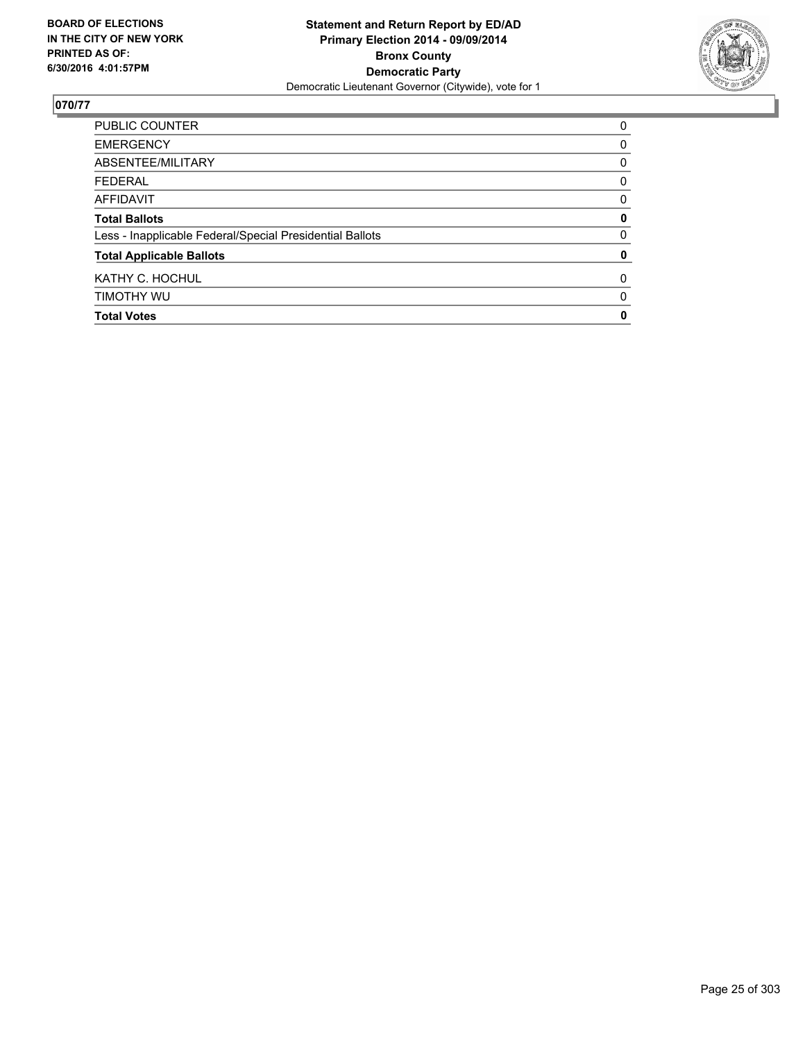**BOARD OF ELECTIONS IN THE CITY OF NEW YORK PRINTED AS OF: 6/30/2016 4:01:57PM**

**Statement and Return Report by ED/AD**
**Primary Election 2014 - 09/09/2014**
**Bronx County**
**Democratic Party**
Democratic Lieutenant Governor (Citywide), vote for 1

**070/77**

| | |
|---|---|
| PUBLIC COUNTER | 0 |
| EMERGENCY | 0 |
| ABSENTEE/MILITARY | 0 |
| FEDERAL | 0 |
| AFFIDAVIT | 0 |
| **Total Ballots** | **0** |
| Less - Inapplicable Federal/Special Presidential Ballots | 0 |
| **Total Applicable Ballots** | **0** |
| KATHY C. HOCHUL | 0 |
| TIMOTHY WU | 0 |
| **Total Votes** | **0** |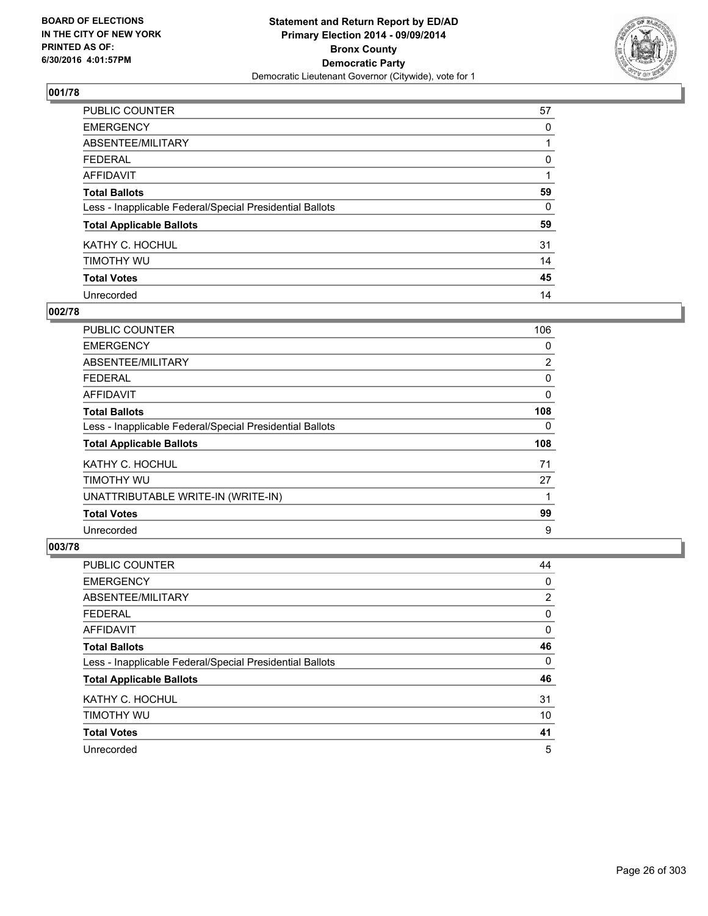BOARD OF ELECTIONS
IN THE CITY OF NEW YORK
PRINTED AS OF:
6/30/2016 4:01:57PM

**Statement and Return Report by ED/AD**
**Primary Election 2014 - 09/09/2014**
**Bronx County**
**Democratic Party**
Democratic Lieutenant Governor (Citywide), vote for 1

### 001/78

| | |
|---|---|
| PUBLIC COUNTER | 57 |
| EMERGENCY | 0 |
| ABSENTEE/MILITARY | 1 |
| FEDERAL | 0 |
| AFFIDAVIT | 1 |
| **Total Ballots** | **59** |
| Less - Inapplicable Federal/Special Presidential Ballots | 0 |
| **Total Applicable Ballots** | **59** |
| KATHY C. HOCHUL | 31 |
| TIMOTHY WU | 14 |
| **Total Votes** | **45** |
| Unrecorded | 14 |

### 002/78

| | |
|---|---|
| PUBLIC COUNTER | 106 |
| EMERGENCY | 0 |
| ABSENTEE/MILITARY | 2 |
| FEDERAL | 0 |
| AFFIDAVIT | 0 |
| **Total Ballots** | **108** |
| Less - Inapplicable Federal/Special Presidential Ballots | 0 |
| **Total Applicable Ballots** | **108** |
| KATHY C. HOCHUL | 71 |
| TIMOTHY WU | 27 |
| UNATTRIBUTABLE WRITE-IN (WRITE-IN) | 1 |
| **Total Votes** | **99** |
| Unrecorded | 9 |

### 003/78

| | |
|---|---|
| PUBLIC COUNTER | 44 |
| EMERGENCY | 0 |
| ABSENTEE/MILITARY | 2 |
| FEDERAL | 0 |
| AFFIDAVIT | 0 |
| **Total Ballots** | **46** |
| Less - Inapplicable Federal/Special Presidential Ballots | 0 |
| **Total Applicable Ballots** | **46** |
| KATHY C. HOCHUL | 31 |
| TIMOTHY WU | 10 |
| **Total Votes** | **41** |
| Unrecorded | 5 |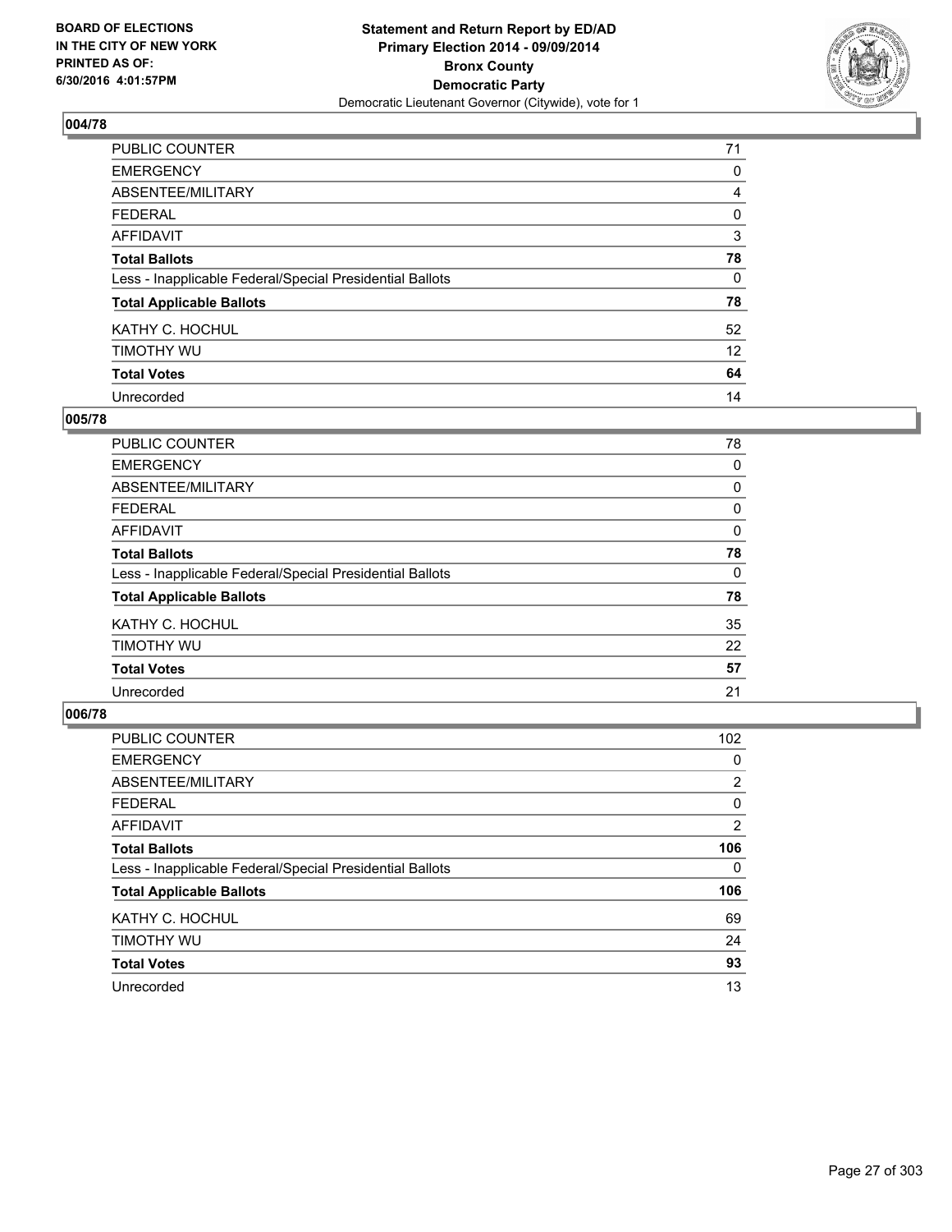**BOARD OF ELECTIONS IN THE CITY OF NEW YORK PRINTED AS OF: 6/30/2016 4:01:57PM**

**Statement and Return Report by ED/AD Primary Election 2014 - 09/09/2014 Bronx County Democratic Party**

Democratic Lieutenant Governor (Citywide), vote for 1

## 004/78

| | |
|---|---|
| PUBLIC COUNTER | 71 |
| EMERGENCY | 0 |
| ABSENTEE/MILITARY | 4 |
| FEDERAL | 0 |
| AFFIDAVIT | 3 |
| **Total Ballots** | **78** |
| Less - Inapplicable Federal/Special Presidential Ballots | 0 |
| **Total Applicable Ballots** | **78** |
| KATHY C. HOCHUL | 52 |
| TIMOTHY WU | 12 |
| **Total Votes** | **64** |
| Unrecorded | 14 |

## 005/78

| | |
|---|---|
| PUBLIC COUNTER | 78 |
| EMERGENCY | 0 |
| ABSENTEE/MILITARY | 0 |
| FEDERAL | 0 |
| AFFIDAVIT | 0 |
| **Total Ballots** | **78** |
| Less - Inapplicable Federal/Special Presidential Ballots | 0 |
| **Total Applicable Ballots** | **78** |
| KATHY C. HOCHUL | 35 |
| TIMOTHY WU | 22 |
| **Total Votes** | **57** |
| Unrecorded | 21 |

## 006/78

| | |
|---|---|
| PUBLIC COUNTER | 102 |
| EMERGENCY | 0 |
| ABSENTEE/MILITARY | 2 |
| FEDERAL | 0 |
| AFFIDAVIT | 2 |
| **Total Ballots** | **106** |
| Less - Inapplicable Federal/Special Presidential Ballots | 0 |
| **Total Applicable Ballots** | **106** |
| KATHY C. HOCHUL | 69 |
| TIMOTHY WU | 24 |
| **Total Votes** | **93** |
| Unrecorded | 13 |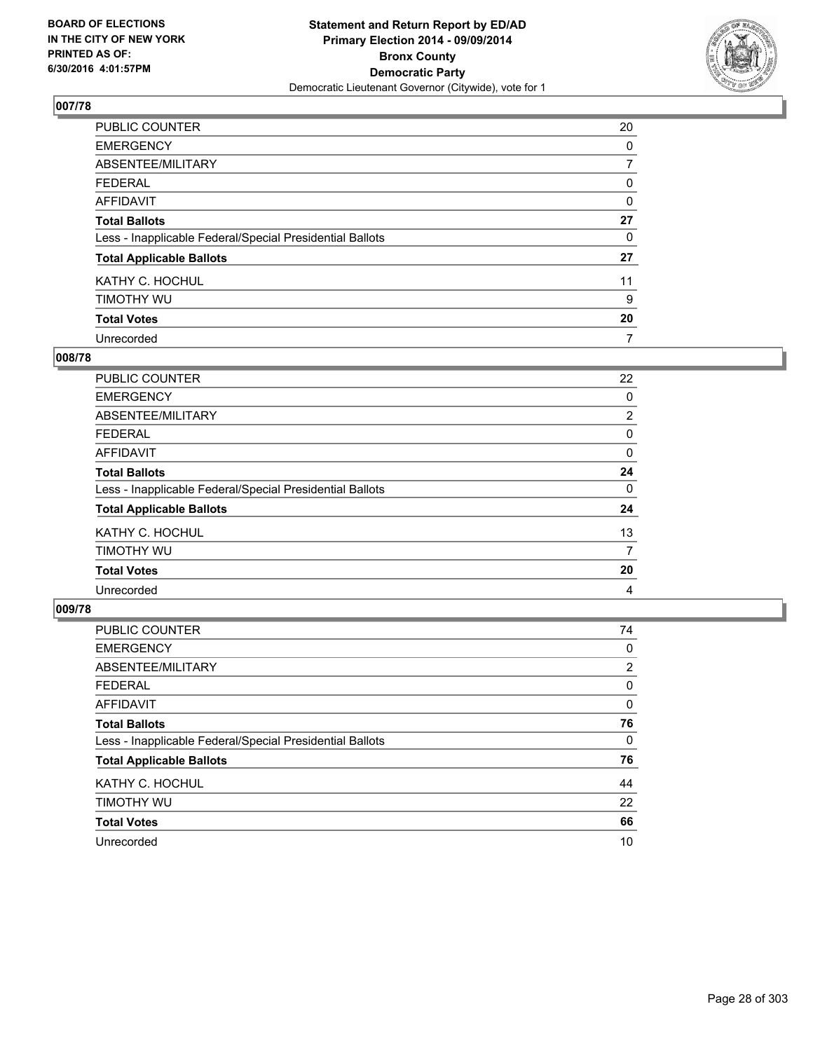BOARD OF ELECTIONS
IN THE CITY OF NEW YORK
PRINTED AS OF:
6/30/2016 4:01:57PM

**Statement and Return Report by ED/AD**
**Primary Election 2014 - 09/09/2014**
**Bronx County**
**Democratic Party**
Democratic Lieutenant Governor (Citywide), vote for 1

### 007/78

| | |
|---|---|
| PUBLIC COUNTER | 20 |
| EMERGENCY | 0 |
| ABSENTEE/MILITARY | 7 |
| FEDERAL | 0 |
| AFFIDAVIT | 0 |
| **Total Ballots** | **27** |
| Less - Inapplicable Federal/Special Presidential Ballots | 0 |
| **Total Applicable Ballots** | **27** |
| KATHY C. HOCHUL | 11 |
| TIMOTHY WU | 9 |
| **Total Votes** | **20** |
| Unrecorded | 7 |

### 008/78

| | |
|---|---|
| PUBLIC COUNTER | 22 |
| EMERGENCY | 0 |
| ABSENTEE/MILITARY | 2 |
| FEDERAL | 0 |
| AFFIDAVIT | 0 |
| **Total Ballots** | **24** |
| Less - Inapplicable Federal/Special Presidential Ballots | 0 |
| **Total Applicable Ballots** | **24** |
| KATHY C. HOCHUL | 13 |
| TIMOTHY WU | 7 |
| **Total Votes** | **20** |
| Unrecorded | 4 |

### 009/78

| | |
|---|---|
| PUBLIC COUNTER | 74 |
| EMERGENCY | 0 |
| ABSENTEE/MILITARY | 2 |
| FEDERAL | 0 |
| AFFIDAVIT | 0 |
| **Total Ballots** | **76** |
| Less - Inapplicable Federal/Special Presidential Ballots | 0 |
| **Total Applicable Ballots** | **76** |
| KATHY C. HOCHUL | 44 |
| TIMOTHY WU | 22 |
| **Total Votes** | **66** |
| Unrecorded | 10 |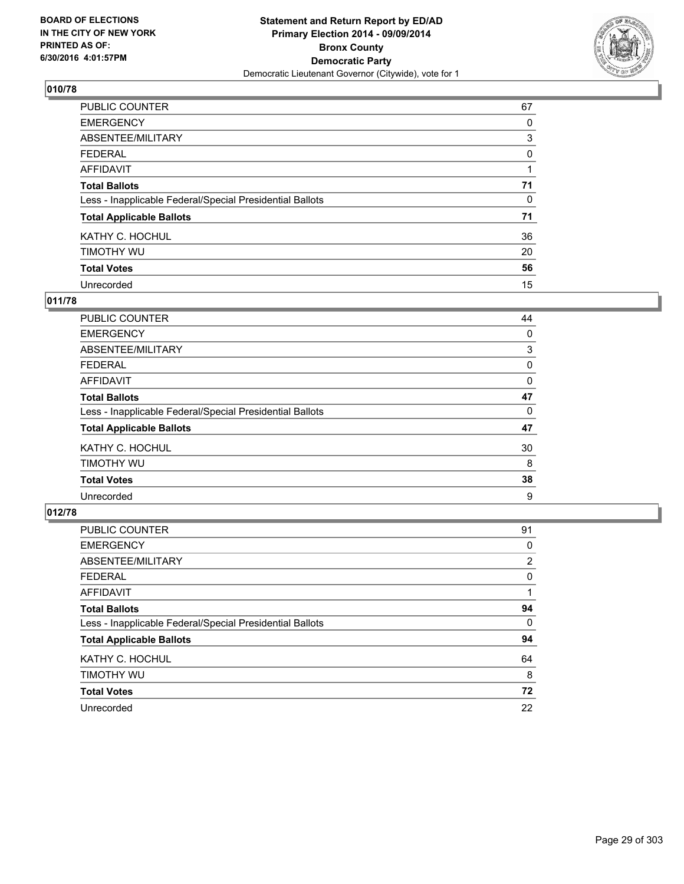BOARD OF ELECTIONS
IN THE CITY OF NEW YORK
PRINTED AS OF:
6/30/2016 4:01:57PM

**Statement and Return Report by ED/AD**
**Primary Election 2014 - 09/09/2014**
**Bronx County**
**Democratic Party**
Democratic Lieutenant Governor (Citywide), vote for 1

### 010/78

| | |
|---|---|
| PUBLIC COUNTER | 67 |
| EMERGENCY | 0 |
| ABSENTEE/MILITARY | 3 |
| FEDERAL | 0 |
| AFFIDAVIT | 1 |
| **Total Ballots** | **71** |
| Less - Inapplicable Federal/Special Presidential Ballots | 0 |
| **Total Applicable Ballots** | **71** |
| KATHY C. HOCHUL | 36 |
| TIMOTHY WU | 20 |
| **Total Votes** | **56** |
| Unrecorded | 15 |

### 011/78

| | |
|---|---|
| PUBLIC COUNTER | 44 |
| EMERGENCY | 0 |
| ABSENTEE/MILITARY | 3 |
| FEDERAL | 0 |
| AFFIDAVIT | 0 |
| **Total Ballots** | **47** |
| Less - Inapplicable Federal/Special Presidential Ballots | 0 |
| **Total Applicable Ballots** | **47** |
| KATHY C. HOCHUL | 30 |
| TIMOTHY WU | 8 |
| **Total Votes** | **38** |
| Unrecorded | 9 |

### 012/78

| | |
|---|---|
| PUBLIC COUNTER | 91 |
| EMERGENCY | 0 |
| ABSENTEE/MILITARY | 2 |
| FEDERAL | 0 |
| AFFIDAVIT | 1 |
| **Total Ballots** | **94** |
| Less - Inapplicable Federal/Special Presidential Ballots | 0 |
| **Total Applicable Ballots** | **94** |
| KATHY C. HOCHUL | 64 |
| TIMOTHY WU | 8 |
| **Total Votes** | **72** |
| Unrecorded | 22 |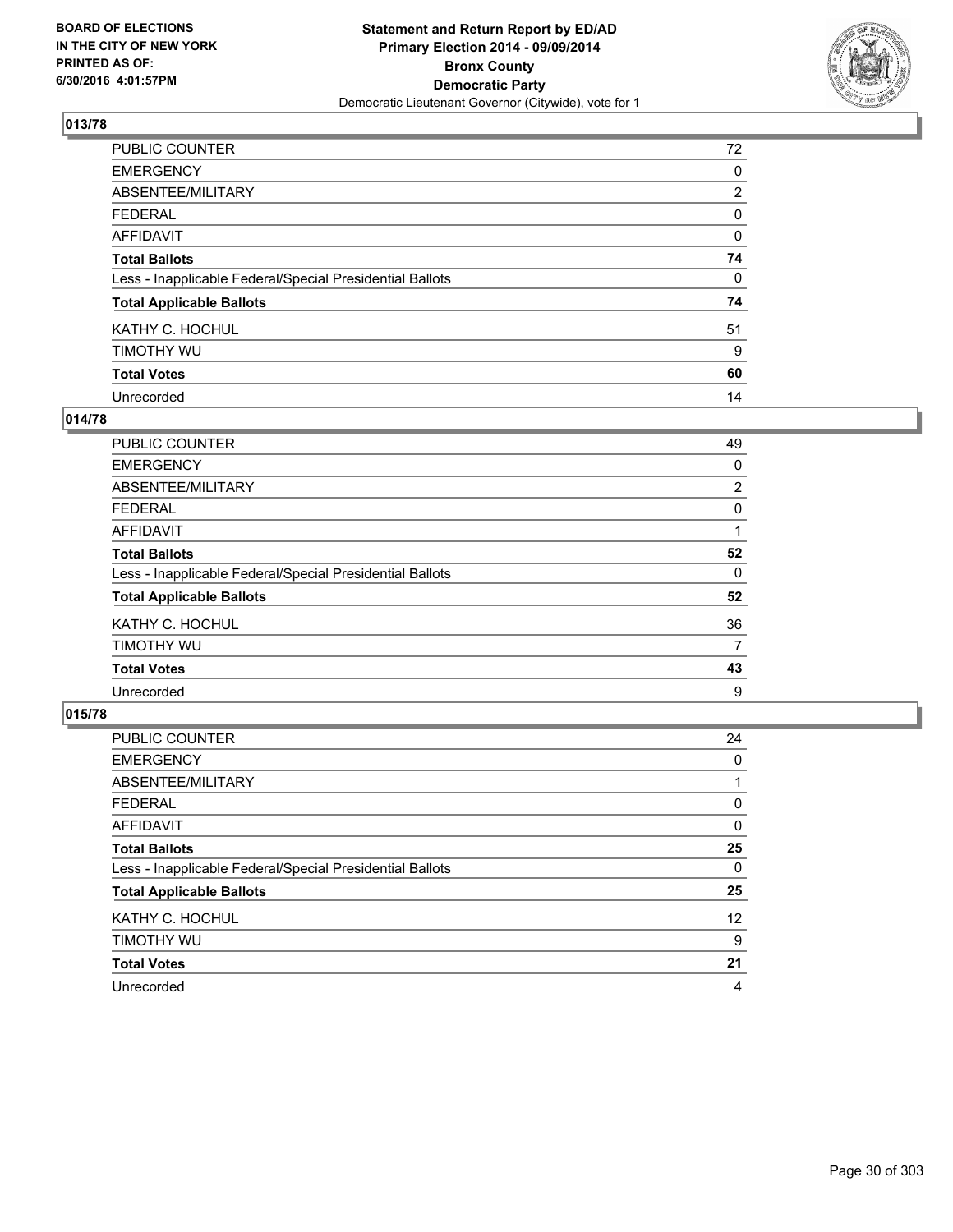**BOARD OF ELECTIONS IN THE CITY OF NEW YORK PRINTED AS OF: 6/30/2016 4:01:57PM**

**Statement and Return Report by ED/AD Primary Election 2014 - 09/09/2014 Bronx County Democratic Party**
Democratic Lieutenant Governor (Citywide), vote for 1

## 013/78

| | |
|---|---|
| PUBLIC COUNTER | 72 |
| EMERGENCY | 0 |
| ABSENTEE/MILITARY | 2 |
| FEDERAL | 0 |
| AFFIDAVIT | 0 |
| **Total Ballots** | **74** |
| Less - Inapplicable Federal/Special Presidential Ballots | 0 |
| **Total Applicable Ballots** | **74** |
| KATHY C. HOCHUL | 51 |
| TIMOTHY WU | 9 |
| **Total Votes** | **60** |
| Unrecorded | 14 |

## 014/78

| | |
|---|---|
| PUBLIC COUNTER | 49 |
| EMERGENCY | 0 |
| ABSENTEE/MILITARY | 2 |
| FEDERAL | 0 |
| AFFIDAVIT | 1 |
| **Total Ballots** | **52** |
| Less - Inapplicable Federal/Special Presidential Ballots | 0 |
| **Total Applicable Ballots** | **52** |
| KATHY C. HOCHUL | 36 |
| TIMOTHY WU | 7 |
| **Total Votes** | **43** |
| Unrecorded | 9 |

## 015/78

| | |
|---|---|
| PUBLIC COUNTER | 24 |
| EMERGENCY | 0 |
| ABSENTEE/MILITARY | 1 |
| FEDERAL | 0 |
| AFFIDAVIT | 0 |
| **Total Ballots** | **25** |
| Less - Inapplicable Federal/Special Presidential Ballots | 0 |
| **Total Applicable Ballots** | **25** |
| KATHY C. HOCHUL | 12 |
| TIMOTHY WU | 9 |
| **Total Votes** | **21** |
| Unrecorded | 4 |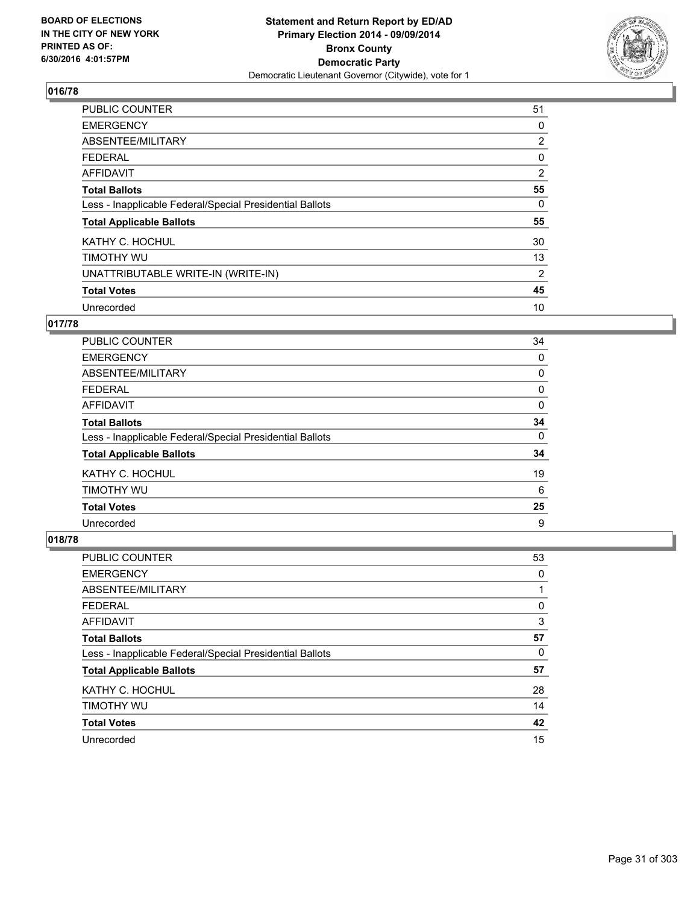**Statement and Return Report by ED/AD**
**Primary Election 2014 - 09/09/2014**
**Bronx County**
**Democratic Party**
Democratic Lieutenant Governor (Citywide), vote for 1

BOARD OF ELECTIONS
IN THE CITY OF NEW YORK
PRINTED AS OF:
6/30/2016 4:01:57PM

## 016/78

| | |
|---|---|
| PUBLIC COUNTER | 51 |
| EMERGENCY | 0 |
| ABSENTEE/MILITARY | 2 |
| FEDERAL | 0 |
| AFFIDAVIT | 2 |
| **Total Ballots** | **55** |
| Less - Inapplicable Federal/Special Presidential Ballots | 0 |
| **Total Applicable Ballots** | **55** |
| KATHY C. HOCHUL | 30 |
| TIMOTHY WU | 13 |
| UNATTRIBUTABLE WRITE-IN (WRITE-IN) | 2 |
| **Total Votes** | **45** |
| Unrecorded | 10 |

## 017/78

| | |
|---|---|
| PUBLIC COUNTER | 34 |
| EMERGENCY | 0 |
| ABSENTEE/MILITARY | 0 |
| FEDERAL | 0 |
| AFFIDAVIT | 0 |
| **Total Ballots** | **34** |
| Less - Inapplicable Federal/Special Presidential Ballots | 0 |
| **Total Applicable Ballots** | **34** |
| KATHY C. HOCHUL | 19 |
| TIMOTHY WU | 6 |
| **Total Votes** | **25** |
| Unrecorded | 9 |

## 018/78

| | |
|---|---|
| PUBLIC COUNTER | 53 |
| EMERGENCY | 0 |
| ABSENTEE/MILITARY | 1 |
| FEDERAL | 0 |
| AFFIDAVIT | 3 |
| **Total Ballots** | **57** |
| Less - Inapplicable Federal/Special Presidential Ballots | 0 |
| **Total Applicable Ballots** | **57** |
| KATHY C. HOCHUL | 28 |
| TIMOTHY WU | 14 |
| **Total Votes** | **42** |
| Unrecorded | 15 |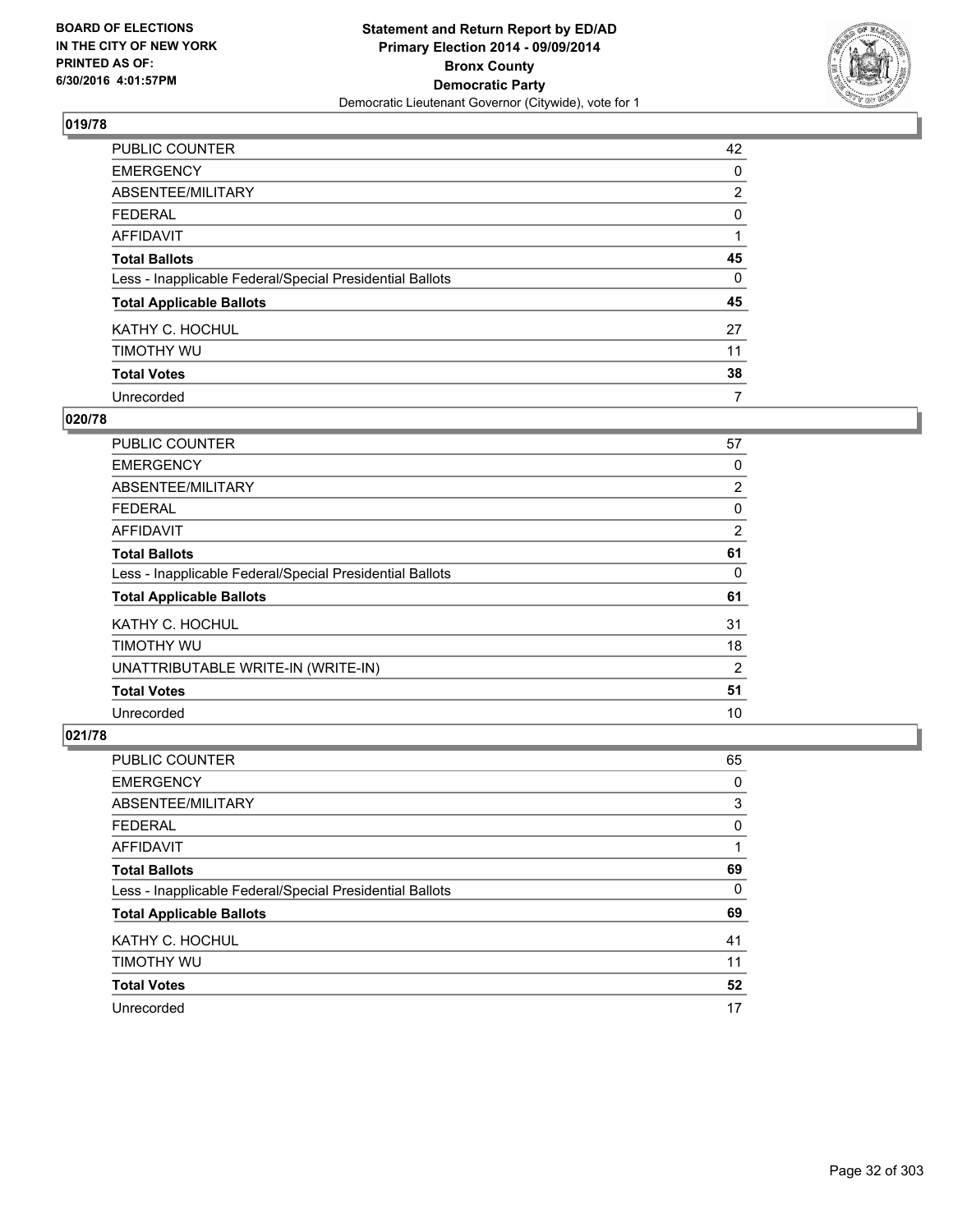BOARD OF ELECTIONS
IN THE CITY OF NEW YORK
PRINTED AS OF:
6/30/2016 4:01:57PM

**Statement and Return Report by ED/AD**
**Primary Election 2014 - 09/09/2014**
**Bronx County**
**Democratic Party**
Democratic Lieutenant Governor (Citywide), vote for 1

### 019/78

| | |
|---|---|
| PUBLIC COUNTER | 42 |
| EMERGENCY | 0 |
| ABSENTEE/MILITARY | 2 |
| FEDERAL | 0 |
| AFFIDAVIT | 1 |
| **Total Ballots** | **45** |
| Less - Inapplicable Federal/Special Presidential Ballots | 0 |
| **Total Applicable Ballots** | **45** |
| KATHY C. HOCHUL | 27 |
| TIMOTHY WU | 11 |
| **Total Votes** | **38** |
| Unrecorded | 7 |

### 020/78

| | |
|---|---|
| PUBLIC COUNTER | 57 |
| EMERGENCY | 0 |
| ABSENTEE/MILITARY | 2 |
| FEDERAL | 0 |
| AFFIDAVIT | 2 |
| **Total Ballots** | **61** |
| Less - Inapplicable Federal/Special Presidential Ballots | 0 |
| **Total Applicable Ballots** | **61** |
| KATHY C. HOCHUL | 31 |
| TIMOTHY WU | 18 |
| UNATTRIBUTABLE WRITE-IN (WRITE-IN) | 2 |
| **Total Votes** | **51** |
| Unrecorded | 10 |

### 021/78

| | |
|---|---|
| PUBLIC COUNTER | 65 |
| EMERGENCY | 0 |
| ABSENTEE/MILITARY | 3 |
| FEDERAL | 0 |
| AFFIDAVIT | 1 |
| **Total Ballots** | **69** |
| Less - Inapplicable Federal/Special Presidential Ballots | 0 |
| **Total Applicable Ballots** | **69** |
| KATHY C. HOCHUL | 41 |
| TIMOTHY WU | 11 |
| **Total Votes** | **52** |
| Unrecorded | 17 |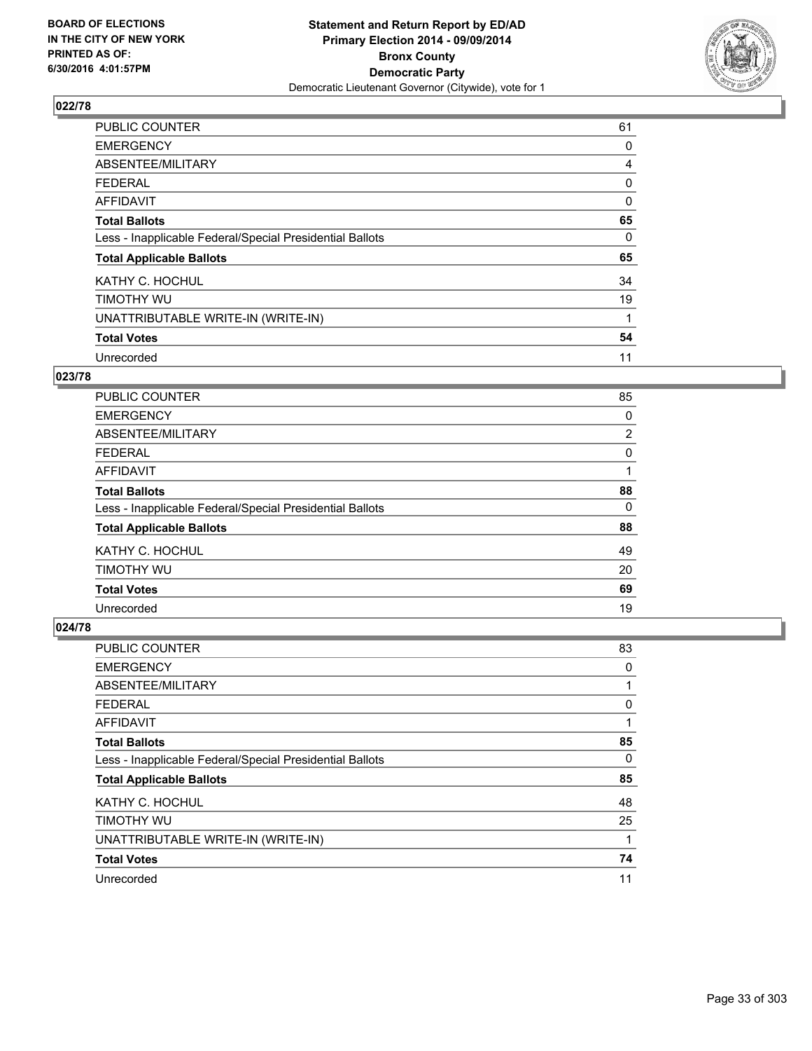BOARD OF ELECTIONS
IN THE CITY OF NEW YORK
PRINTED AS OF:
6/30/2016 4:01:57PM

**Statement and Return Report by ED/AD**
**Primary Election 2014 - 09/09/2014**
**Bronx County**
**Democratic Party**
Democratic Lieutenant Governor (Citywide), vote for 1

## 022/78

| | |
|---|---|
| PUBLIC COUNTER | 61 |
| EMERGENCY | 0 |
| ABSENTEE/MILITARY | 4 |
| FEDERAL | 0 |
| AFFIDAVIT | 0 |
| **Total Ballots** | **65** |
| Less - Inapplicable Federal/Special Presidential Ballots | 0 |
| **Total Applicable Ballots** | **65** |
| KATHY C. HOCHUL | 34 |
| TIMOTHY WU | 19 |
| UNATTRIBUTABLE WRITE-IN (WRITE-IN) | 1 |
| **Total Votes** | **54** |
| Unrecorded | 11 |

## 023/78

| | |
|---|---|
| PUBLIC COUNTER | 85 |
| EMERGENCY | 0 |
| ABSENTEE/MILITARY | 2 |
| FEDERAL | 0 |
| AFFIDAVIT | 1 |
| **Total Ballots** | **88** |
| Less - Inapplicable Federal/Special Presidential Ballots | 0 |
| **Total Applicable Ballots** | **88** |
| KATHY C. HOCHUL | 49 |
| TIMOTHY WU | 20 |
| **Total Votes** | **69** |
| Unrecorded | 19 |

## 024/78

| | |
|---|---|
| PUBLIC COUNTER | 83 |
| EMERGENCY | 0 |
| ABSENTEE/MILITARY | 1 |
| FEDERAL | 0 |
| AFFIDAVIT | 1 |
| **Total Ballots** | **85** |
| Less - Inapplicable Federal/Special Presidential Ballots | 0 |
| **Total Applicable Ballots** | **85** |
| KATHY C. HOCHUL | 48 |
| TIMOTHY WU | 25 |
| UNATTRIBUTABLE WRITE-IN (WRITE-IN) | 1 |
| **Total Votes** | **74** |
| Unrecorded | 11 |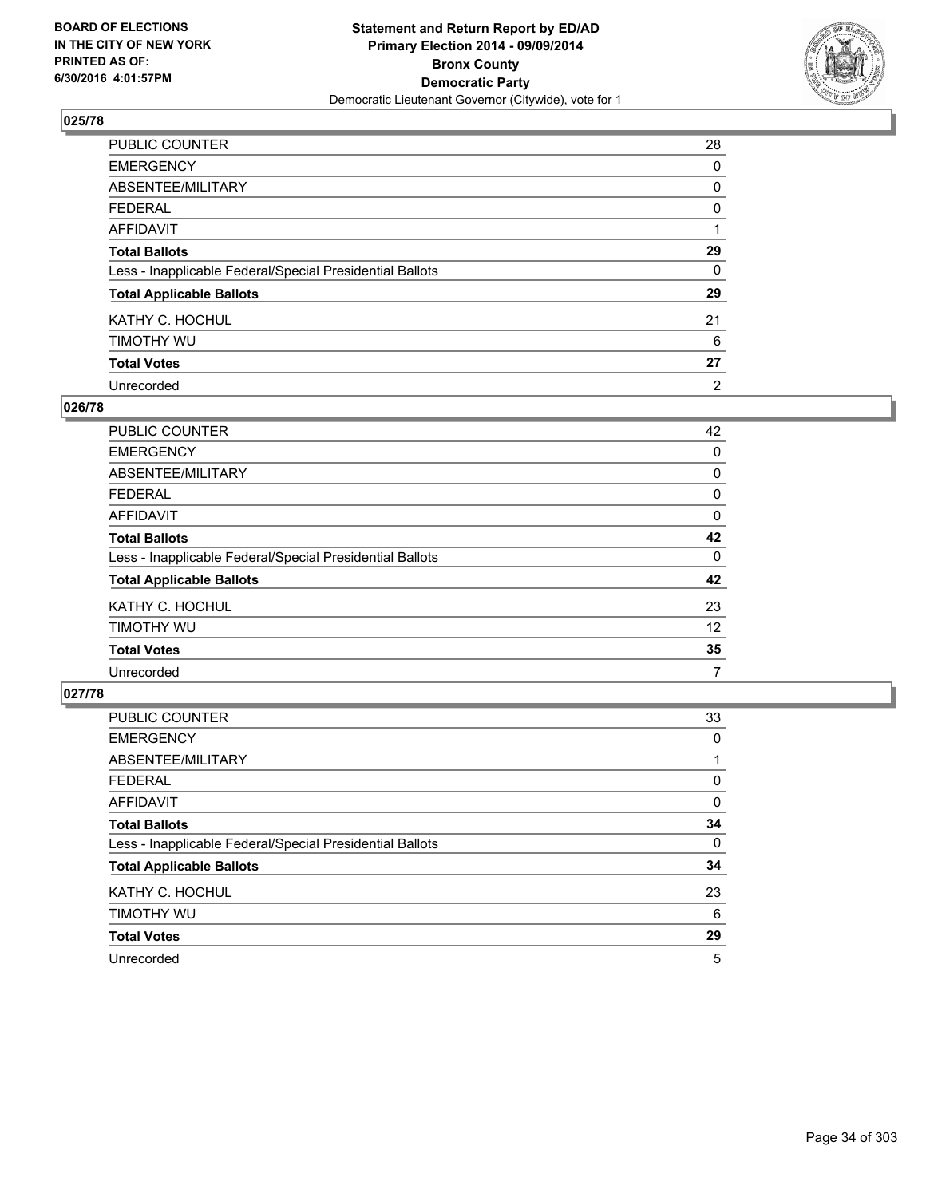**Statement and Return Report by ED/AD**
**Primary Election 2014 - 09/09/2014**
**Bronx County**
**Democratic Party**
Democratic Lieutenant Governor (Citywide), vote for 1

BOARD OF ELECTIONS
IN THE CITY OF NEW YORK
PRINTED AS OF:
6/30/2016 4:01:57PM

### 025/78

| | |
|---|---|
| PUBLIC COUNTER | 28 |
| EMERGENCY | 0 |
| ABSENTEE/MILITARY | 0 |
| FEDERAL | 0 |
| AFFIDAVIT | 1 |
| **Total Ballots** | **29** |
| Less - Inapplicable Federal/Special Presidential Ballots | 0 |
| **Total Applicable Ballots** | **29** |
| KATHY C. HOCHUL | 21 |
| TIMOTHY WU | 6 |
| **Total Votes** | **27** |
| Unrecorded | 2 |

### 026/78

| | |
|---|---|
| PUBLIC COUNTER | 42 |
| EMERGENCY | 0 |
| ABSENTEE/MILITARY | 0 |
| FEDERAL | 0 |
| AFFIDAVIT | 0 |
| **Total Ballots** | **42** |
| Less - Inapplicable Federal/Special Presidential Ballots | 0 |
| **Total Applicable Ballots** | **42** |
| KATHY C. HOCHUL | 23 |
| TIMOTHY WU | 12 |
| **Total Votes** | **35** |
| Unrecorded | 7 |

### 027/78

| | |
|---|---|
| PUBLIC COUNTER | 33 |
| EMERGENCY | 0 |
| ABSENTEE/MILITARY | 1 |
| FEDERAL | 0 |
| AFFIDAVIT | 0 |
| **Total Ballots** | **34** |
| Less - Inapplicable Federal/Special Presidential Ballots | 0 |
| **Total Applicable Ballots** | **34** |
| KATHY C. HOCHUL | 23 |
| TIMOTHY WU | 6 |
| **Total Votes** | **29** |
| Unrecorded | 5 |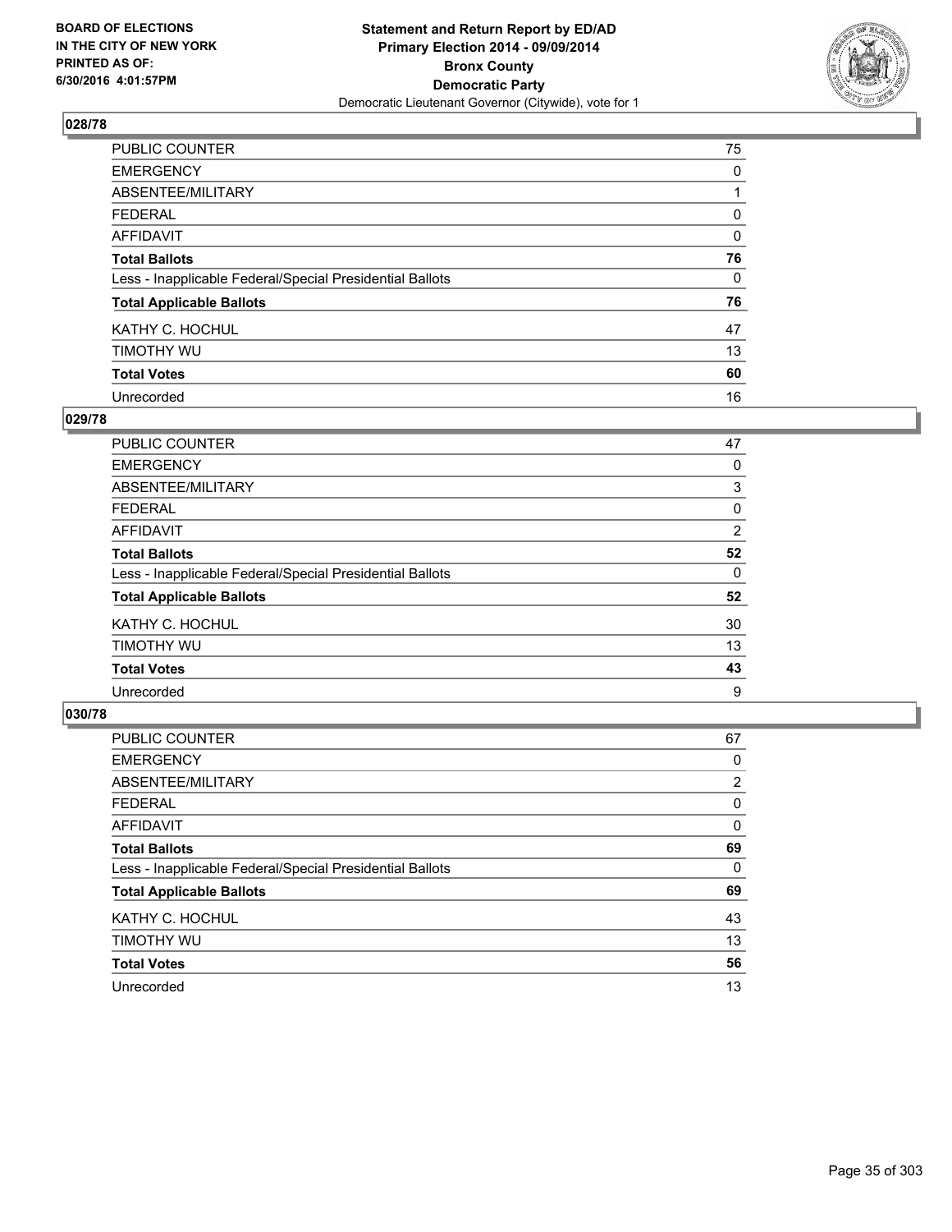**Statement and Return Report by ED/AD**
**Primary Election 2014 - 09/09/2014**
**Bronx County**
**Democratic Party**
Democratic Lieutenant Governor (Citywide), vote for 1

BOARD OF ELECTIONS
IN THE CITY OF NEW YORK
PRINTED AS OF:
6/30/2016 4:01:57PM

## 028/78

| | |
|---|---|
| PUBLIC COUNTER | 75 |
| EMERGENCY | 0 |
| ABSENTEE/MILITARY | 1 |
| FEDERAL | 0 |
| AFFIDAVIT | 0 |
| **Total Ballots** | **76** |
| Less - Inapplicable Federal/Special Presidential Ballots | 0 |
| **Total Applicable Ballots** | **76** |
| KATHY C. HOCHUL | 47 |
| TIMOTHY WU | 13 |
| **Total Votes** | **60** |
| Unrecorded | 16 |

## 029/78

| | |
|---|---|
| PUBLIC COUNTER | 47 |
| EMERGENCY | 0 |
| ABSENTEE/MILITARY | 3 |
| FEDERAL | 0 |
| AFFIDAVIT | 2 |
| **Total Ballots** | **52** |
| Less - Inapplicable Federal/Special Presidential Ballots | 0 |
| **Total Applicable Ballots** | **52** |
| KATHY C. HOCHUL | 30 |
| TIMOTHY WU | 13 |
| **Total Votes** | **43** |
| Unrecorded | 9 |

## 030/78

| | |
|---|---|
| PUBLIC COUNTER | 67 |
| EMERGENCY | 0 |
| ABSENTEE/MILITARY | 2 |
| FEDERAL | 0 |
| AFFIDAVIT | 0 |
| **Total Ballots** | **69** |
| Less - Inapplicable Federal/Special Presidential Ballots | 0 |
| **Total Applicable Ballots** | **69** |
| KATHY C. HOCHUL | 43 |
| TIMOTHY WU | 13 |
| **Total Votes** | **56** |
| Unrecorded | 13 |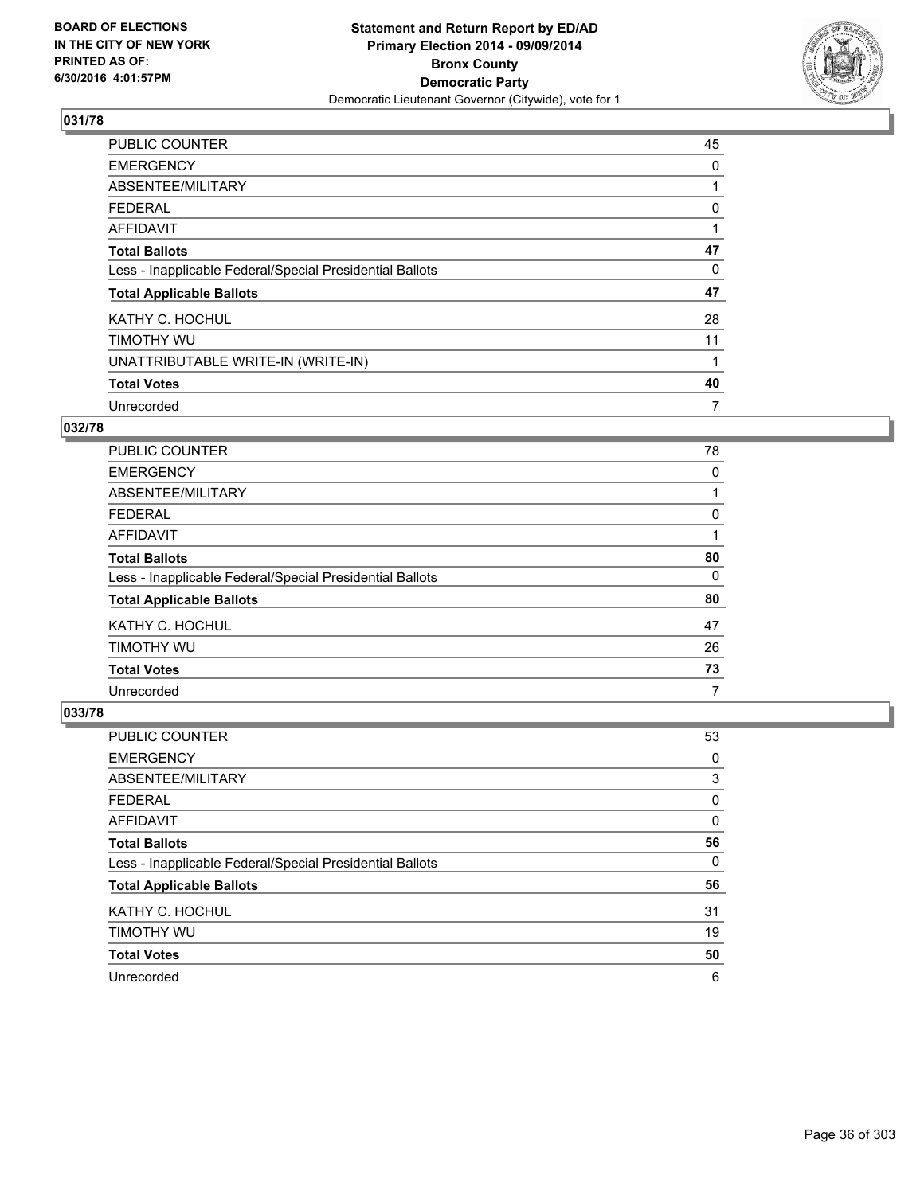**BOARD OF ELECTIONS IN THE CITY OF NEW YORK PRINTED AS OF: 6/30/2016 4:01:57PM**

**Statement and Return Report by ED/AD Primary Election 2014 - 09/09/2014 Bronx County Democratic Party**

Democratic Lieutenant Governor (Citywide), vote for 1

### 031/78

| | |
|---|---|
| PUBLIC COUNTER | 45 |
| EMERGENCY | 0 |
| ABSENTEE/MILITARY | 1 |
| FEDERAL | 0 |
| AFFIDAVIT | 1 |
| **Total Ballots** | **47** |
| Less - Inapplicable Federal/Special Presidential Ballots | 0 |
| **Total Applicable Ballots** | **47** |
| KATHY C. HOCHUL | 28 |
| TIMOTHY WU | 11 |
| UNATTRIBUTABLE WRITE-IN (WRITE-IN) | 1 |
| **Total Votes** | **40** |
| Unrecorded | 7 |

### 032/78

| | |
|---|---|
| PUBLIC COUNTER | 78 |
| EMERGENCY | 0 |
| ABSENTEE/MILITARY | 1 |
| FEDERAL | 0 |
| AFFIDAVIT | 1 |
| **Total Ballots** | **80** |
| Less - Inapplicable Federal/Special Presidential Ballots | 0 |
| **Total Applicable Ballots** | **80** |
| KATHY C. HOCHUL | 47 |
| TIMOTHY WU | 26 |
| **Total Votes** | **73** |
| Unrecorded | 7 |

### 033/78

| | |
|---|---|
| PUBLIC COUNTER | 53 |
| EMERGENCY | 0 |
| ABSENTEE/MILITARY | 3 |
| FEDERAL | 0 |
| AFFIDAVIT | 0 |
| **Total Ballots** | **56** |
| Less - Inapplicable Federal/Special Presidential Ballots | 0 |
| **Total Applicable Ballots** | **56** |
| KATHY C. HOCHUL | 31 |
| TIMOTHY WU | 19 |
| **Total Votes** | **50** |
| Unrecorded | 6 |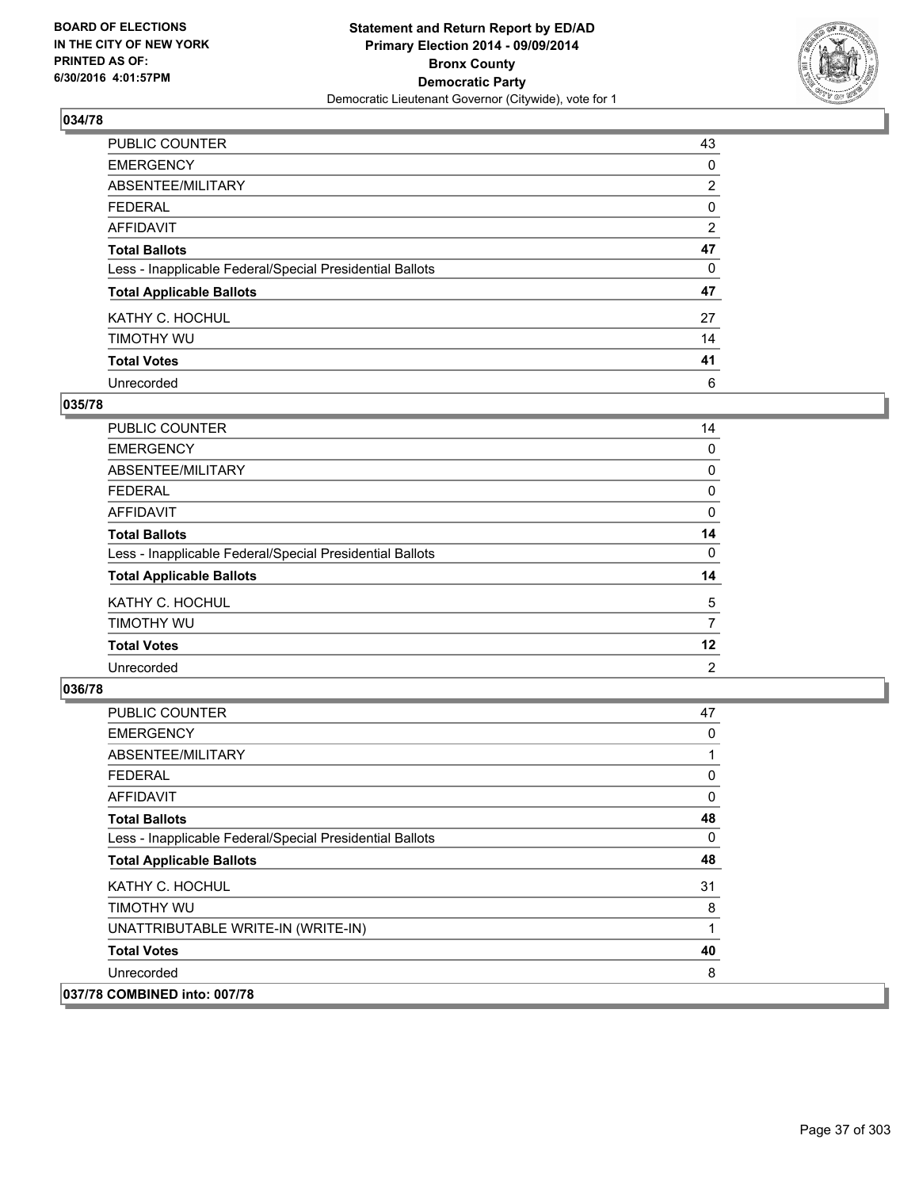**BOARD OF ELECTIONS IN THE CITY OF NEW YORK PRINTED AS OF: 6/30/2016 4:01:57PM**

**Statement and Return Report by ED/AD Primary Election 2014 - 09/09/2014 Bronx County Democratic Party**

Democratic Lieutenant Governor (Citywide), vote for 1

## 034/78

| | |
|---|---|
| PUBLIC COUNTER | 43 |
| EMERGENCY | 0 |
| ABSENTEE/MILITARY | 2 |
| FEDERAL | 0 |
| AFFIDAVIT | 2 |
| **Total Ballots** | **47** |
| Less - Inapplicable Federal/Special Presidential Ballots | 0 |
| **Total Applicable Ballots** | **47** |
| KATHY C. HOCHUL | 27 |
| TIMOTHY WU | 14 |
| **Total Votes** | **41** |
| Unrecorded | 6 |

## 035/78

| | |
|---|---|
| PUBLIC COUNTER | 14 |
| EMERGENCY | 0 |
| ABSENTEE/MILITARY | 0 |
| FEDERAL | 0 |
| AFFIDAVIT | 0 |
| **Total Ballots** | **14** |
| Less - Inapplicable Federal/Special Presidential Ballots | 0 |
| **Total Applicable Ballots** | **14** |
| KATHY C. HOCHUL | 5 |
| TIMOTHY WU | 7 |
| **Total Votes** | **12** |
| Unrecorded | 2 |

## 036/78

| | |
|---|---|
| PUBLIC COUNTER | 47 |
| EMERGENCY | 0 |
| ABSENTEE/MILITARY | 1 |
| FEDERAL | 0 |
| AFFIDAVIT | 0 |
| **Total Ballots** | **48** |
| Less - Inapplicable Federal/Special Presidential Ballots | 0 |
| **Total Applicable Ballots** | **48** |
| KATHY C. HOCHUL | 31 |
| TIMOTHY WU | 8 |
| UNATTRIBUTABLE WRITE-IN (WRITE-IN) | 1 |
| **Total Votes** | **40** |
| Unrecorded | 8 |

## 037/78 COMBINED into: 007/78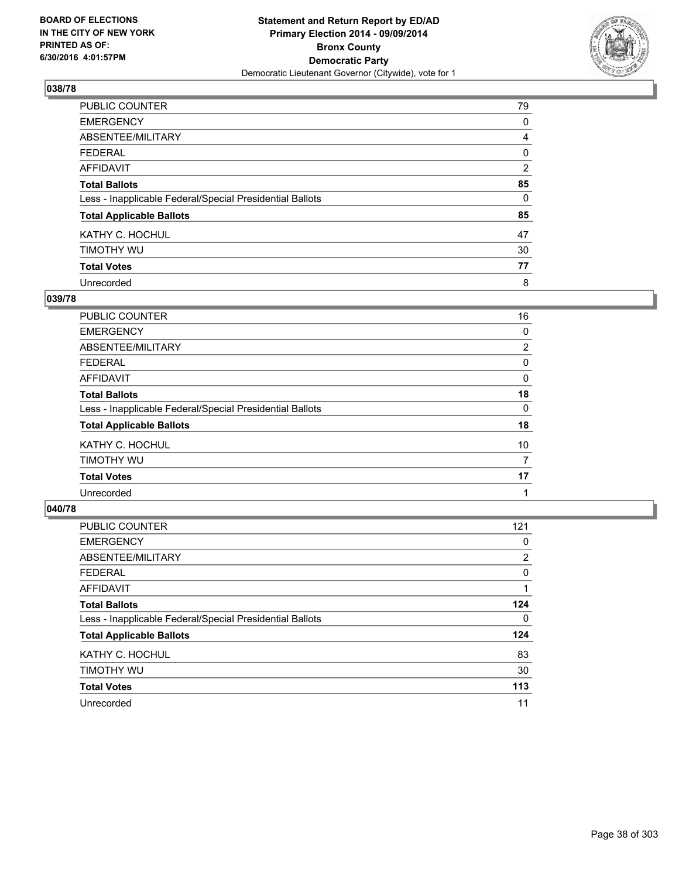BOARD OF ELECTIONS
IN THE CITY OF NEW YORK
PRINTED AS OF:
6/30/2016 4:01:57PM

**Statement and Return Report by ED/AD**
**Primary Election 2014 - 09/09/2014**
**Bronx County**
**Democratic Party**
Democratic Lieutenant Governor (Citywide), vote for 1

## 038/78

| | |
|---|---|
| PUBLIC COUNTER | 79 |
| EMERGENCY | 0 |
| ABSENTEE/MILITARY | 4 |
| FEDERAL | 0 |
| AFFIDAVIT | 2 |
| **Total Ballots** | **85** |
| Less - Inapplicable Federal/Special Presidential Ballots | 0 |
| **Total Applicable Ballots** | **85** |
| KATHY C. HOCHUL | 47 |
| TIMOTHY WU | 30 |
| **Total Votes** | **77** |
| Unrecorded | 8 |

## 039/78

| | |
|---|---|
| PUBLIC COUNTER | 16 |
| EMERGENCY | 0 |
| ABSENTEE/MILITARY | 2 |
| FEDERAL | 0 |
| AFFIDAVIT | 0 |
| **Total Ballots** | **18** |
| Less - Inapplicable Federal/Special Presidential Ballots | 0 |
| **Total Applicable Ballots** | **18** |
| KATHY C. HOCHUL | 10 |
| TIMOTHY WU | 7 |
| **Total Votes** | **17** |
| Unrecorded | 1 |

## 040/78

| | |
|---|---|
| PUBLIC COUNTER | 121 |
| EMERGENCY | 0 |
| ABSENTEE/MILITARY | 2 |
| FEDERAL | 0 |
| AFFIDAVIT | 1 |
| **Total Ballots** | **124** |
| Less - Inapplicable Federal/Special Presidential Ballots | 0 |
| **Total Applicable Ballots** | **124** |
| KATHY C. HOCHUL | 83 |
| TIMOTHY WU | 30 |
| **Total Votes** | **113** |
| Unrecorded | 11 |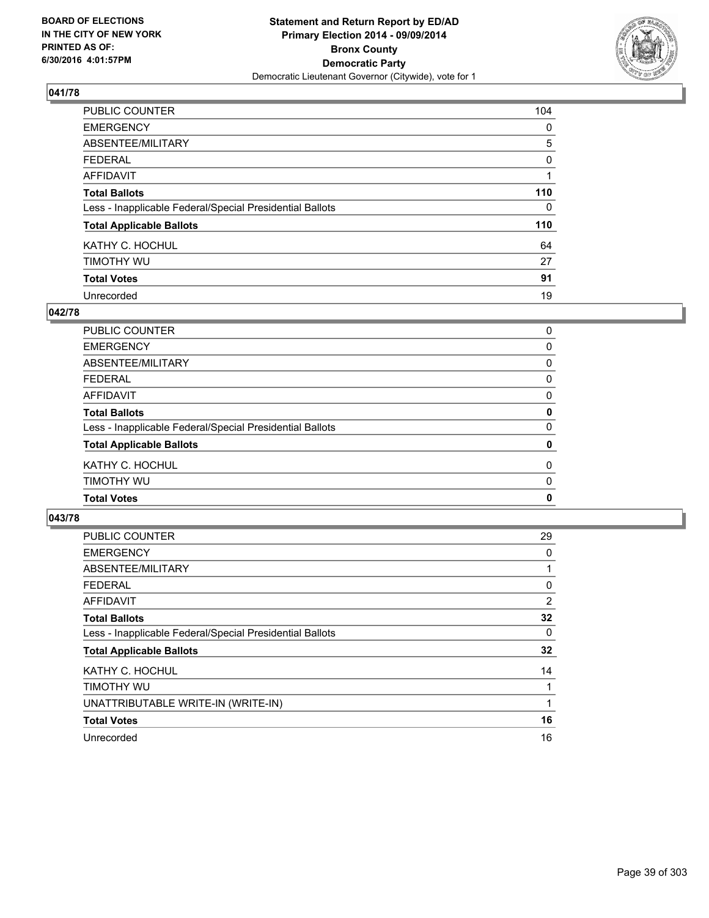## 041/78

| | |
|---|---|
| PUBLIC COUNTER | 104 |
| EMERGENCY | 0 |
| ABSENTEE/MILITARY | 5 |
| FEDERAL | 0 |
| AFFIDAVIT | 1 |
| **Total Ballots** | **110** |
| Less - Inapplicable Federal/Special Presidential Ballots | 0 |
| **Total Applicable Ballots** | **110** |
| KATHY C. HOCHUL | 64 |
| TIMOTHY WU | 27 |
| **Total Votes** | **91** |
| Unrecorded | 19 |

## 042/78

| | |
|---|---|
| PUBLIC COUNTER | 0 |
| EMERGENCY | 0 |
| ABSENTEE/MILITARY | 0 |
| FEDERAL | 0 |
| AFFIDAVIT | 0 |
| **Total Ballots** | **0** |
| Less - Inapplicable Federal/Special Presidential Ballots | 0 |
| **Total Applicable Ballots** | **0** |
| KATHY C. HOCHUL | 0 |
| TIMOTHY WU | 0 |
| **Total Votes** | **0** |

## 043/78

| | |
|---|---|
| PUBLIC COUNTER | 29 |
| EMERGENCY | 0 |
| ABSENTEE/MILITARY | 1 |
| FEDERAL | 0 |
| AFFIDAVIT | 2 |
| **Total Ballots** | **32** |
| Less - Inapplicable Federal/Special Presidential Ballots | 0 |
| **Total Applicable Ballots** | **32** |
| KATHY C. HOCHUL | 14 |
| TIMOTHY WU | 1 |
| UNATTRIBUTABLE WRITE-IN (WRITE-IN) | 1 |
| **Total Votes** | **16** |
| Unrecorded | 16 |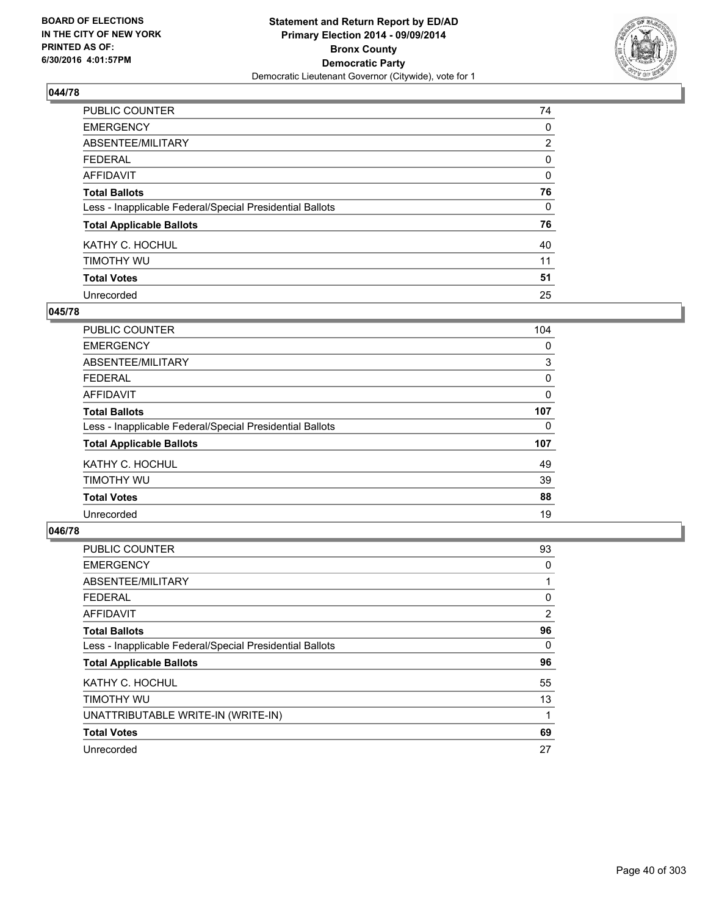**Statement and Return Report by ED/AD**
**Primary Election 2014 - 09/09/2014**
**Bronx County**
**Democratic Party**
Democratic Lieutenant Governor (Citywide), vote for 1

BOARD OF ELECTIONS
IN THE CITY OF NEW YORK
PRINTED AS OF:
6/30/2016 4:01:57PM

### 044/78

| | |
|---|---|
| PUBLIC COUNTER | 74 |
| EMERGENCY | 0 |
| ABSENTEE/MILITARY | 2 |
| FEDERAL | 0 |
| AFFIDAVIT | 0 |
| **Total Ballots** | **76** |
| Less - Inapplicable Federal/Special Presidential Ballots | 0 |
| **Total Applicable Ballots** | **76** |
| KATHY C. HOCHUL | 40 |
| TIMOTHY WU | 11 |
| **Total Votes** | **51** |
| Unrecorded | 25 |

### 045/78

| | |
|---|---|
| PUBLIC COUNTER | 104 |
| EMERGENCY | 0 |
| ABSENTEE/MILITARY | 3 |
| FEDERAL | 0 |
| AFFIDAVIT | 0 |
| **Total Ballots** | **107** |
| Less - Inapplicable Federal/Special Presidential Ballots | 0 |
| **Total Applicable Ballots** | **107** |
| KATHY C. HOCHUL | 49 |
| TIMOTHY WU | 39 |
| **Total Votes** | **88** |
| Unrecorded | 19 |

### 046/78

| | |
|---|---|
| PUBLIC COUNTER | 93 |
| EMERGENCY | 0 |
| ABSENTEE/MILITARY | 1 |
| FEDERAL | 0 |
| AFFIDAVIT | 2 |
| **Total Ballots** | **96** |
| Less - Inapplicable Federal/Special Presidential Ballots | 0 |
| **Total Applicable Ballots** | **96** |
| KATHY C. HOCHUL | 55 |
| TIMOTHY WU | 13 |
| UNATTRIBUTABLE WRITE-IN (WRITE-IN) | 1 |
| **Total Votes** | **69** |
| Unrecorded | 27 |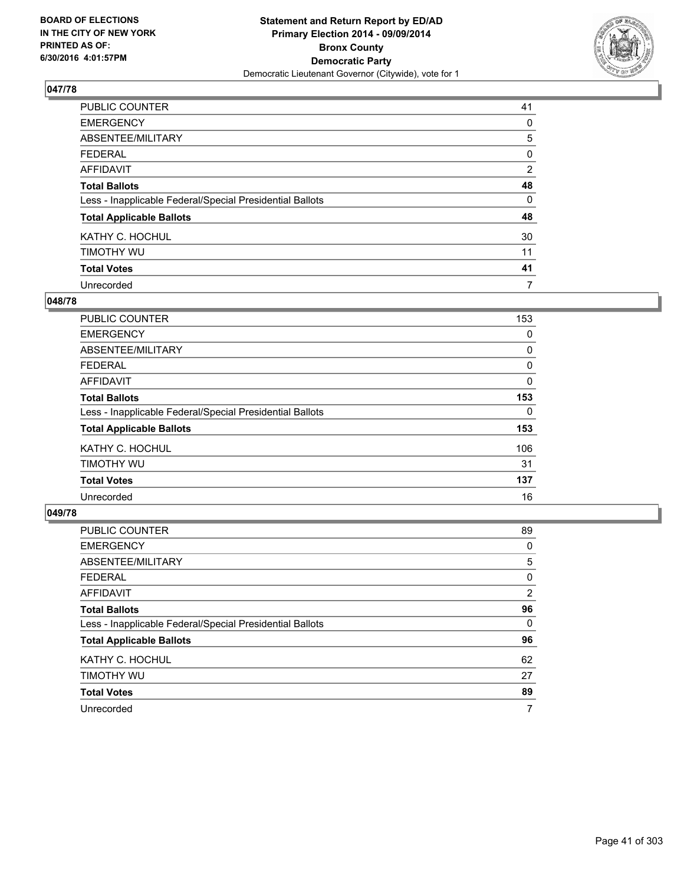**Statement and Return Report by ED/AD**
**Primary Election 2014 - 09/09/2014**
**Bronx County**
**Democratic Party**
Democratic Lieutenant Governor (Citywide), vote for 1

BOARD OF ELECTIONS
IN THE CITY OF NEW YORK
PRINTED AS OF:
6/30/2016 4:01:57PM

### 047/78

| | |
|---|---|
| PUBLIC COUNTER | 41 |
| EMERGENCY | 0 |
| ABSENTEE/MILITARY | 5 |
| FEDERAL | 0 |
| AFFIDAVIT | 2 |
| **Total Ballots** | **48** |
| Less - Inapplicable Federal/Special Presidential Ballots | 0 |
| **Total Applicable Ballots** | **48** |
| KATHY C. HOCHUL | 30 |
| TIMOTHY WU | 11 |
| **Total Votes** | **41** |
| Unrecorded | 7 |

### 048/78

| | |
|---|---|
| PUBLIC COUNTER | 153 |
| EMERGENCY | 0 |
| ABSENTEE/MILITARY | 0 |
| FEDERAL | 0 |
| AFFIDAVIT | 0 |
| **Total Ballots** | **153** |
| Less - Inapplicable Federal/Special Presidential Ballots | 0 |
| **Total Applicable Ballots** | **153** |
| KATHY C. HOCHUL | 106 |
| TIMOTHY WU | 31 |
| **Total Votes** | **137** |
| Unrecorded | 16 |

### 049/78

| | |
|---|---|
| PUBLIC COUNTER | 89 |
| EMERGENCY | 0 |
| ABSENTEE/MILITARY | 5 |
| FEDERAL | 0 |
| AFFIDAVIT | 2 |
| **Total Ballots** | **96** |
| Less - Inapplicable Federal/Special Presidential Ballots | 0 |
| **Total Applicable Ballots** | **96** |
| KATHY C. HOCHUL | 62 |
| TIMOTHY WU | 27 |
| **Total Votes** | **89** |
| Unrecorded | 7 |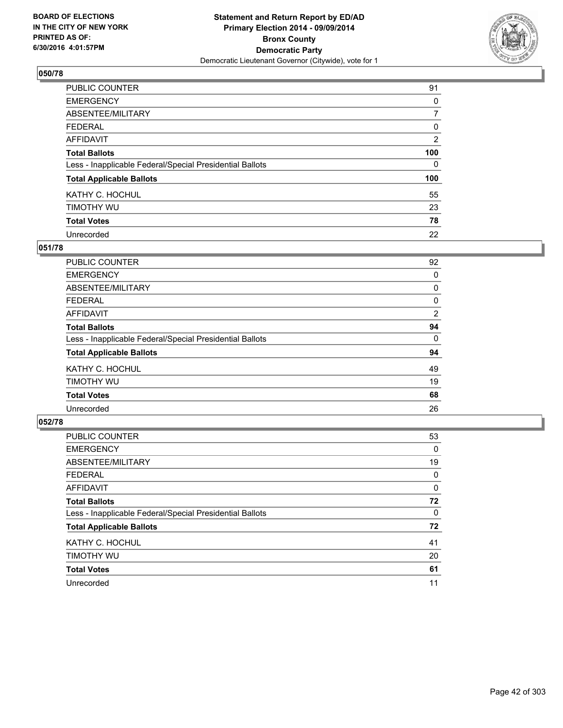**BOARD OF ELECTIONS IN THE CITY OF NEW YORK PRINTED AS OF: 6/30/2016 4:01:57PM**

**Statement and Return Report by ED/AD**
**Primary Election 2014 - 09/09/2014**
**Bronx County**
**Democratic Party**
Democratic Lieutenant Governor (Citywide), vote for 1

### 050/78

| | |
|---|---|
| PUBLIC COUNTER | 91 |
| EMERGENCY | 0 |
| ABSENTEE/MILITARY | 7 |
| FEDERAL | 0 |
| AFFIDAVIT | 2 |
| **Total Ballots** | **100** |
| Less - Inapplicable Federal/Special Presidential Ballots | 0 |
| **Total Applicable Ballots** | **100** |
| KATHY C. HOCHUL | 55 |
| TIMOTHY WU | 23 |
| **Total Votes** | **78** |
| Unrecorded | 22 |

### 051/78

| | |
|---|---|
| PUBLIC COUNTER | 92 |
| EMERGENCY | 0 |
| ABSENTEE/MILITARY | 0 |
| FEDERAL | 0 |
| AFFIDAVIT | 2 |
| **Total Ballots** | **94** |
| Less - Inapplicable Federal/Special Presidential Ballots | 0 |
| **Total Applicable Ballots** | **94** |
| KATHY C. HOCHUL | 49 |
| TIMOTHY WU | 19 |
| **Total Votes** | **68** |
| Unrecorded | 26 |

### 052/78

| | |
|---|---|
| PUBLIC COUNTER | 53 |
| EMERGENCY | 0 |
| ABSENTEE/MILITARY | 19 |
| FEDERAL | 0 |
| AFFIDAVIT | 0 |
| **Total Ballots** | **72** |
| Less - Inapplicable Federal/Special Presidential Ballots | 0 |
| **Total Applicable Ballots** | **72** |
| KATHY C. HOCHUL | 41 |
| TIMOTHY WU | 20 |
| **Total Votes** | **61** |
| Unrecorded | 11 |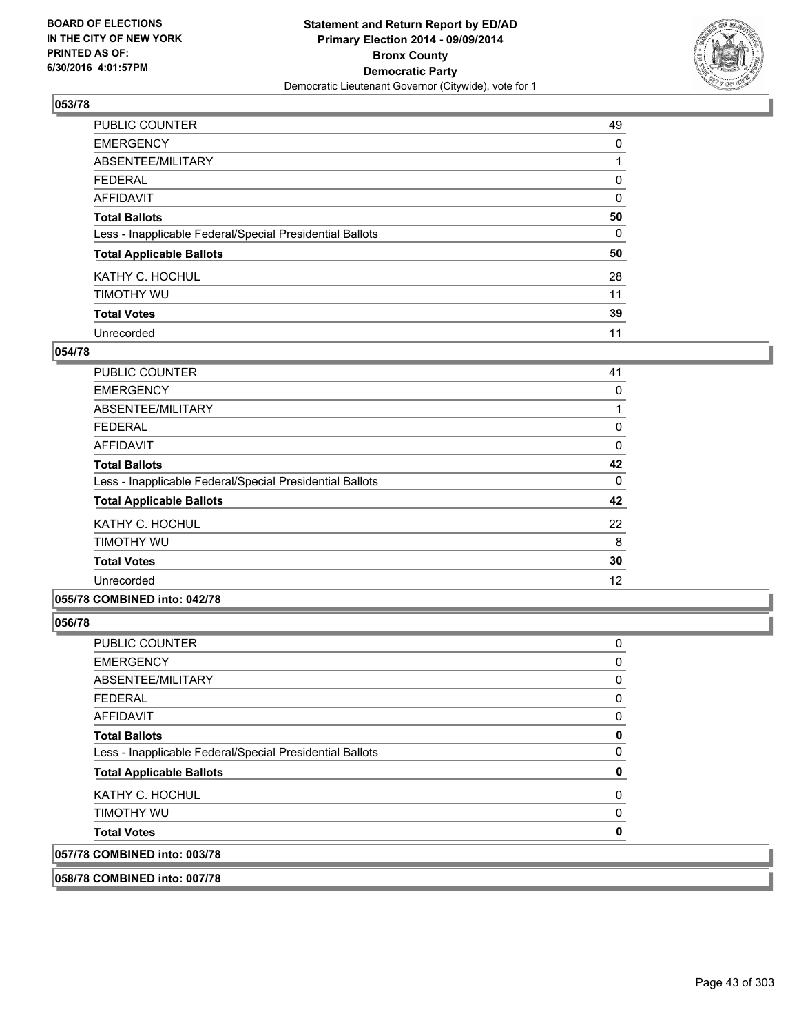**Statement and Return Report by ED/AD**
**Primary Election 2014 - 09/09/2014**
**Bronx County**
**Democratic Party**
Democratic Lieutenant Governor (Citywide), vote for 1

BOARD OF ELECTIONS
IN THE CITY OF NEW YORK
PRINTED AS OF:
6/30/2016 4:01:57PM

### 053/78

| | |
|---|---|
| PUBLIC COUNTER | 49 |
| EMERGENCY | 0 |
| ABSENTEE/MILITARY | 1 |
| FEDERAL | 0 |
| AFFIDAVIT | 0 |
| **Total Ballots** | **50** |
| Less - Inapplicable Federal/Special Presidential Ballots | 0 |
| **Total Applicable Ballots** | **50** |
| KATHY C. HOCHUL | 28 |
| TIMOTHY WU | 11 |
| **Total Votes** | **39** |
| Unrecorded | 11 |

### 054/78

| | |
|---|---|
| PUBLIC COUNTER | 41 |
| EMERGENCY | 0 |
| ABSENTEE/MILITARY | 1 |
| FEDERAL | 0 |
| AFFIDAVIT | 0 |
| **Total Ballots** | **42** |
| Less - Inapplicable Federal/Special Presidential Ballots | 0 |
| **Total Applicable Ballots** | **42** |
| KATHY C. HOCHUL | 22 |
| TIMOTHY WU | 8 |
| **Total Votes** | **30** |
| Unrecorded | 12 |

### 055/78 COMBINED into: 042/78

### 056/78

| | |
|---|---|
| PUBLIC COUNTER | 0 |
| EMERGENCY | 0 |
| ABSENTEE/MILITARY | 0 |
| FEDERAL | 0 |
| AFFIDAVIT | 0 |
| **Total Ballots** | **0** |
| Less - Inapplicable Federal/Special Presidential Ballots | 0 |
| **Total Applicable Ballots** | **0** |
| KATHY C. HOCHUL | 0 |
| TIMOTHY WU | 0 |
| **Total Votes** | **0** |

### 057/78 COMBINED into: 003/78

### 058/78 COMBINED into: 007/78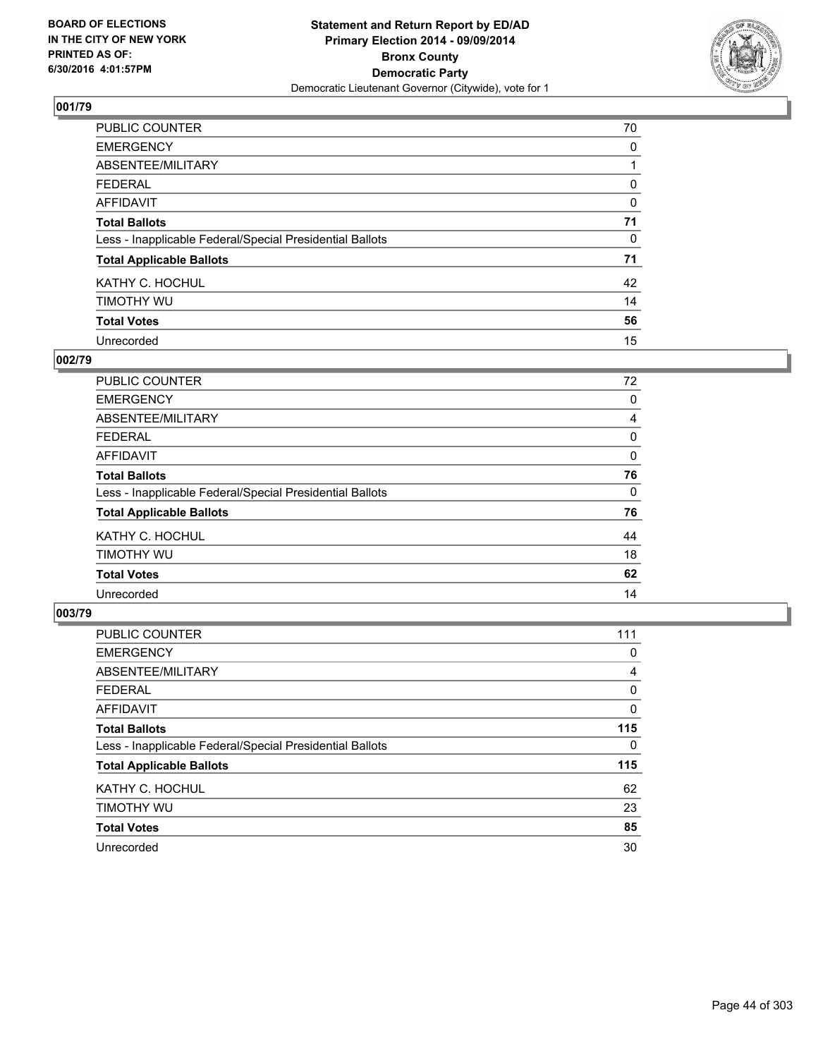BOARD OF ELECTIONS
IN THE CITY OF NEW YORK
PRINTED AS OF:
6/30/2016 4:01:57PM

**Statement and Return Report by ED/AD**
**Primary Election 2014 - 09/09/2014**
**Bronx County**
**Democratic Party**
Democratic Lieutenant Governor (Citywide), vote for 1

### 001/79

| | |
|---|---|
| PUBLIC COUNTER | 70 |
| EMERGENCY | 0 |
| ABSENTEE/MILITARY | 1 |
| FEDERAL | 0 |
| AFFIDAVIT | 0 |
| **Total Ballots** | **71** |
| Less - Inapplicable Federal/Special Presidential Ballots | 0 |
| **Total Applicable Ballots** | **71** |
| KATHY C. HOCHUL | 42 |
| TIMOTHY WU | 14 |
| **Total Votes** | **56** |
| Unrecorded | 15 |

### 002/79

| | |
|---|---|
| PUBLIC COUNTER | 72 |
| EMERGENCY | 0 |
| ABSENTEE/MILITARY | 4 |
| FEDERAL | 0 |
| AFFIDAVIT | 0 |
| **Total Ballots** | **76** |
| Less - Inapplicable Federal/Special Presidential Ballots | 0 |
| **Total Applicable Ballots** | **76** |
| KATHY C. HOCHUL | 44 |
| TIMOTHY WU | 18 |
| **Total Votes** | **62** |
| Unrecorded | 14 |

### 003/79

| | |
|---|---|
| PUBLIC COUNTER | 111 |
| EMERGENCY | 0 |
| ABSENTEE/MILITARY | 4 |
| FEDERAL | 0 |
| AFFIDAVIT | 0 |
| **Total Ballots** | **115** |
| Less - Inapplicable Federal/Special Presidential Ballots | 0 |
| **Total Applicable Ballots** | **115** |
| KATHY C. HOCHUL | 62 |
| TIMOTHY WU | 23 |
| **Total Votes** | **85** |
| Unrecorded | 30 |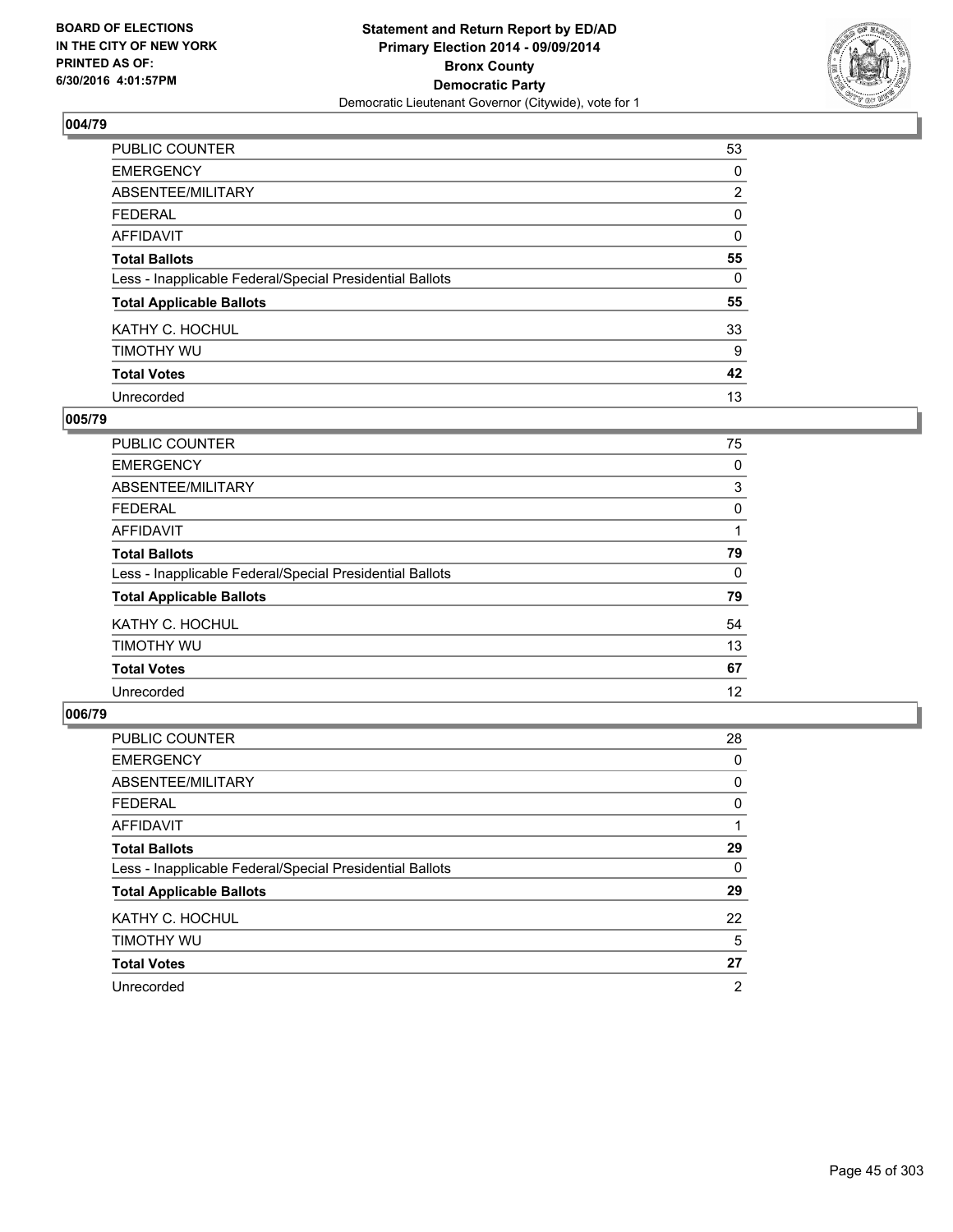BOARD OF ELECTIONS
IN THE CITY OF NEW YORK
PRINTED AS OF:
6/30/2016 4:01:57PM

**Statement and Return Report by ED/AD**
**Primary Election 2014 - 09/09/2014**
**Bronx County**
**Democratic Party**
Democratic Lieutenant Governor (Citywide), vote for 1

## 004/79

| | |
|---|---|
| PUBLIC COUNTER | 53 |
| EMERGENCY | 0 |
| ABSENTEE/MILITARY | 2 |
| FEDERAL | 0 |
| AFFIDAVIT | 0 |
| **Total Ballots** | **55** |
| Less - Inapplicable Federal/Special Presidential Ballots | 0 |
| **Total Applicable Ballots** | **55** |
| KATHY C. HOCHUL | 33 |
| TIMOTHY WU | 9 |
| **Total Votes** | **42** |
| Unrecorded | 13 |

## 005/79

| | |
|---|---|
| PUBLIC COUNTER | 75 |
| EMERGENCY | 0 |
| ABSENTEE/MILITARY | 3 |
| FEDERAL | 0 |
| AFFIDAVIT | 1 |
| **Total Ballots** | **79** |
| Less - Inapplicable Federal/Special Presidential Ballots | 0 |
| **Total Applicable Ballots** | **79** |
| KATHY C. HOCHUL | 54 |
| TIMOTHY WU | 13 |
| **Total Votes** | **67** |
| Unrecorded | 12 |

## 006/79

| | |
|---|---|
| PUBLIC COUNTER | 28 |
| EMERGENCY | 0 |
| ABSENTEE/MILITARY | 0 |
| FEDERAL | 0 |
| AFFIDAVIT | 1 |
| **Total Ballots** | **29** |
| Less - Inapplicable Federal/Special Presidential Ballots | 0 |
| **Total Applicable Ballots** | **29** |
| KATHY C. HOCHUL | 22 |
| TIMOTHY WU | 5 |
| **Total Votes** | **27** |
| Unrecorded | 2 |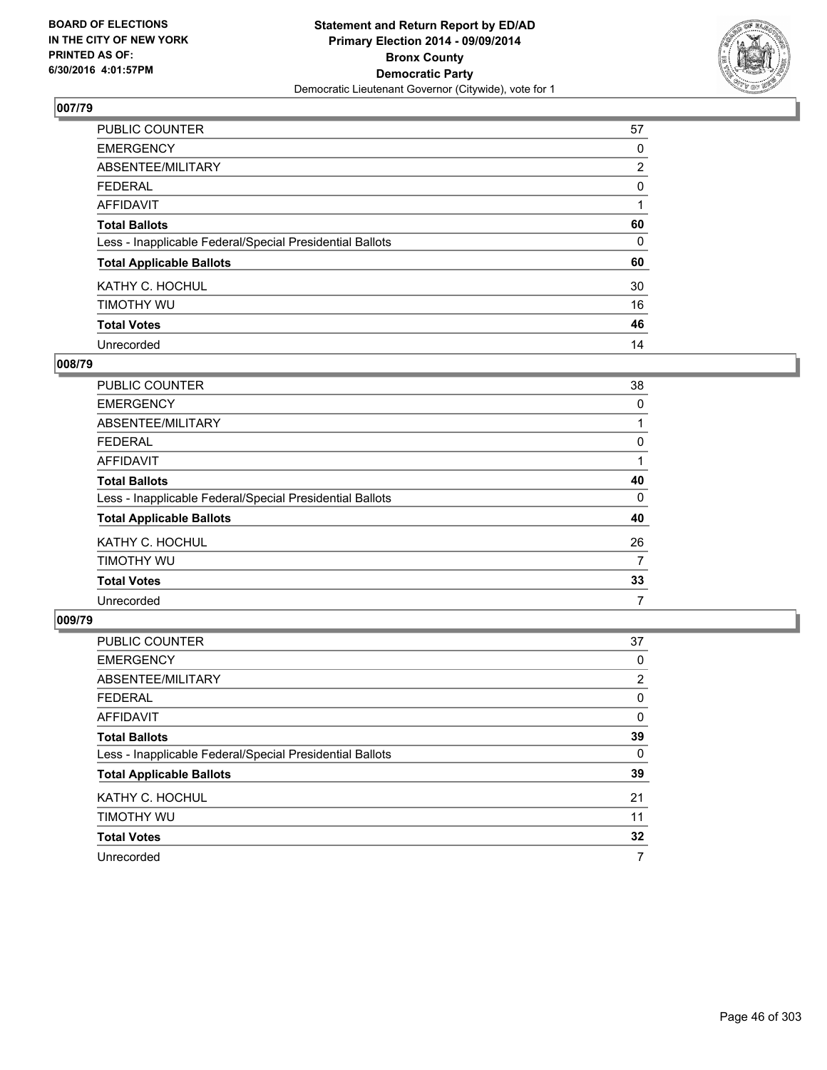**BOARD OF ELECTIONS IN THE CITY OF NEW YORK PRINTED AS OF: 6/30/2016 4:01:57PM**

**Statement and Return Report by ED/AD**
**Primary Election 2014 - 09/09/2014**
**Bronx County**
**Democratic Party**
Democratic Lieutenant Governor (Citywide), vote for 1

## 007/79

| | |
|---|---|
| PUBLIC COUNTER | 57 |
| EMERGENCY | 0 |
| ABSENTEE/MILITARY | 2 |
| FEDERAL | 0 |
| AFFIDAVIT | 1 |
| **Total Ballots** | **60** |
| Less - Inapplicable Federal/Special Presidential Ballots | 0 |
| **Total Applicable Ballots** | **60** |
| KATHY C. HOCHUL | 30 |
| TIMOTHY WU | 16 |
| **Total Votes** | **46** |
| Unrecorded | 14 |

## 008/79

| | |
|---|---|
| PUBLIC COUNTER | 38 |
| EMERGENCY | 0 |
| ABSENTEE/MILITARY | 1 |
| FEDERAL | 0 |
| AFFIDAVIT | 1 |
| **Total Ballots** | **40** |
| Less - Inapplicable Federal/Special Presidential Ballots | 0 |
| **Total Applicable Ballots** | **40** |
| KATHY C. HOCHUL | 26 |
| TIMOTHY WU | 7 |
| **Total Votes** | **33** |
| Unrecorded | 7 |

## 009/79

| | |
|---|---|
| PUBLIC COUNTER | 37 |
| EMERGENCY | 0 |
| ABSENTEE/MILITARY | 2 |
| FEDERAL | 0 |
| AFFIDAVIT | 0 |
| **Total Ballots** | **39** |
| Less - Inapplicable Federal/Special Presidential Ballots | 0 |
| **Total Applicable Ballots** | **39** |
| KATHY C. HOCHUL | 21 |
| TIMOTHY WU | 11 |
| **Total Votes** | **32** |
| Unrecorded | 7 |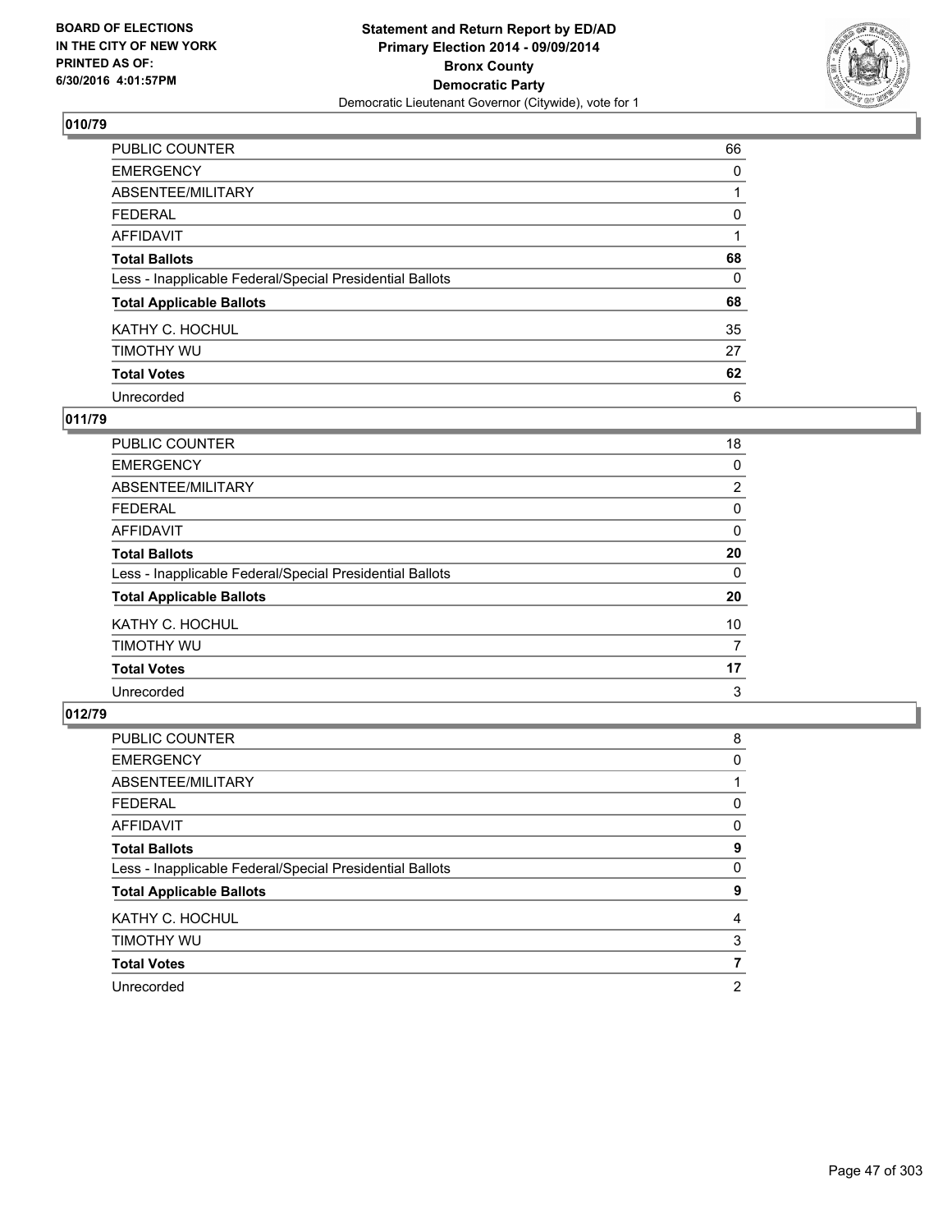BOARD OF ELECTIONS
IN THE CITY OF NEW YORK
PRINTED AS OF:
6/30/2016 4:01:57PM

**Statement and Return Report by ED/AD**
**Primary Election 2014 - 09/09/2014**
**Bronx County**
**Democratic Party**
Democratic Lieutenant Governor (Citywide), vote for 1

## 010/79

| | |
|---|---|
| PUBLIC COUNTER | 66 |
| EMERGENCY | 0 |
| ABSENTEE/MILITARY | 1 |
| FEDERAL | 0 |
| AFFIDAVIT | 1 |
| **Total Ballots** | **68** |
| Less - Inapplicable Federal/Special Presidential Ballots | 0 |
| **Total Applicable Ballots** | **68** |
| KATHY C. HOCHUL | 35 |
| TIMOTHY WU | 27 |
| **Total Votes** | **62** |
| Unrecorded | 6 |

## 011/79

| | |
|---|---|
| PUBLIC COUNTER | 18 |
| EMERGENCY | 0 |
| ABSENTEE/MILITARY | 2 |
| FEDERAL | 0 |
| AFFIDAVIT | 0 |
| **Total Ballots** | **20** |
| Less - Inapplicable Federal/Special Presidential Ballots | 0 |
| **Total Applicable Ballots** | **20** |
| KATHY C. HOCHUL | 10 |
| TIMOTHY WU | 7 |
| **Total Votes** | **17** |
| Unrecorded | 3 |

## 012/79

| | |
|---|---|
| PUBLIC COUNTER | 8 |
| EMERGENCY | 0 |
| ABSENTEE/MILITARY | 1 |
| FEDERAL | 0 |
| AFFIDAVIT | 0 |
| **Total Ballots** | **9** |
| Less - Inapplicable Federal/Special Presidential Ballots | 0 |
| **Total Applicable Ballots** | **9** |
| KATHY C. HOCHUL | 4 |
| TIMOTHY WU | 3 |
| **Total Votes** | **7** |
| Unrecorded | 2 |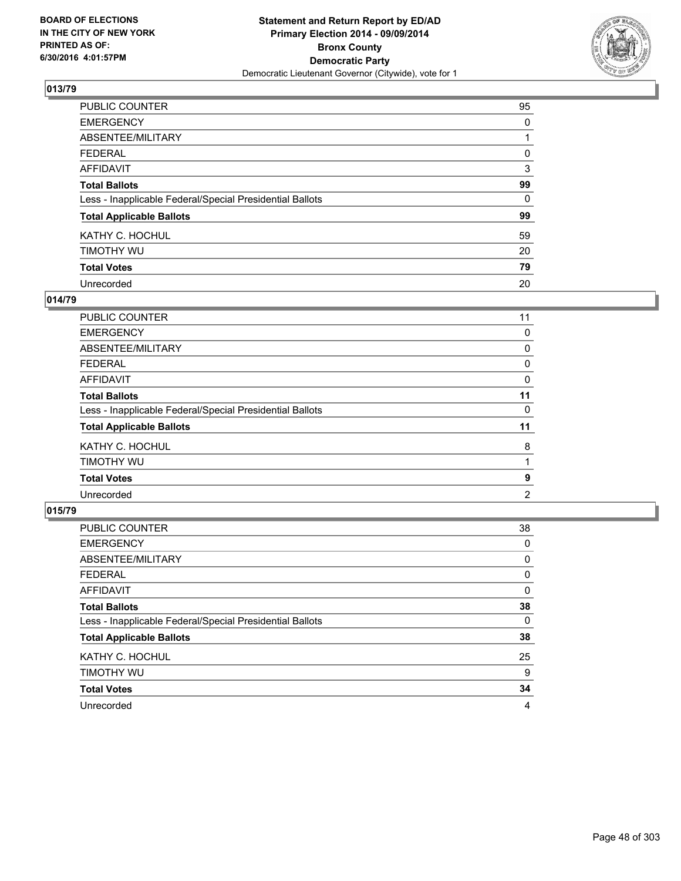**BOARD OF ELECTIONS IN THE CITY OF NEW YORK PRINTED AS OF: 6/30/2016 4:01:57PM**

**Statement and Return Report by ED/AD Primary Election 2014 - 09/09/2014 Bronx County Democratic Party**
Democratic Lieutenant Governor (Citywide), vote for 1

## 013/79

| | |
|---|---|
| PUBLIC COUNTER | 95 |
| EMERGENCY | 0 |
| ABSENTEE/MILITARY | 1 |
| FEDERAL | 0 |
| AFFIDAVIT | 3 |
| **Total Ballots** | **99** |
| Less - Inapplicable Federal/Special Presidential Ballots | 0 |
| **Total Applicable Ballots** | **99** |
| KATHY C. HOCHUL | 59 |
| TIMOTHY WU | 20 |
| **Total Votes** | **79** |
| Unrecorded | 20 |

## 014/79

| | |
|---|---|
| PUBLIC COUNTER | 11 |
| EMERGENCY | 0 |
| ABSENTEE/MILITARY | 0 |
| FEDERAL | 0 |
| AFFIDAVIT | 0 |
| **Total Ballots** | **11** |
| Less - Inapplicable Federal/Special Presidential Ballots | 0 |
| **Total Applicable Ballots** | **11** |
| KATHY C. HOCHUL | 8 |
| TIMOTHY WU | 1 |
| **Total Votes** | **9** |
| Unrecorded | 2 |

## 015/79

| | |
|---|---|
| PUBLIC COUNTER | 38 |
| EMERGENCY | 0 |
| ABSENTEE/MILITARY | 0 |
| FEDERAL | 0 |
| AFFIDAVIT | 0 |
| **Total Ballots** | **38** |
| Less - Inapplicable Federal/Special Presidential Ballots | 0 |
| **Total Applicable Ballots** | **38** |
| KATHY C. HOCHUL | 25 |
| TIMOTHY WU | 9 |
| **Total Votes** | **34** |
| Unrecorded | 4 |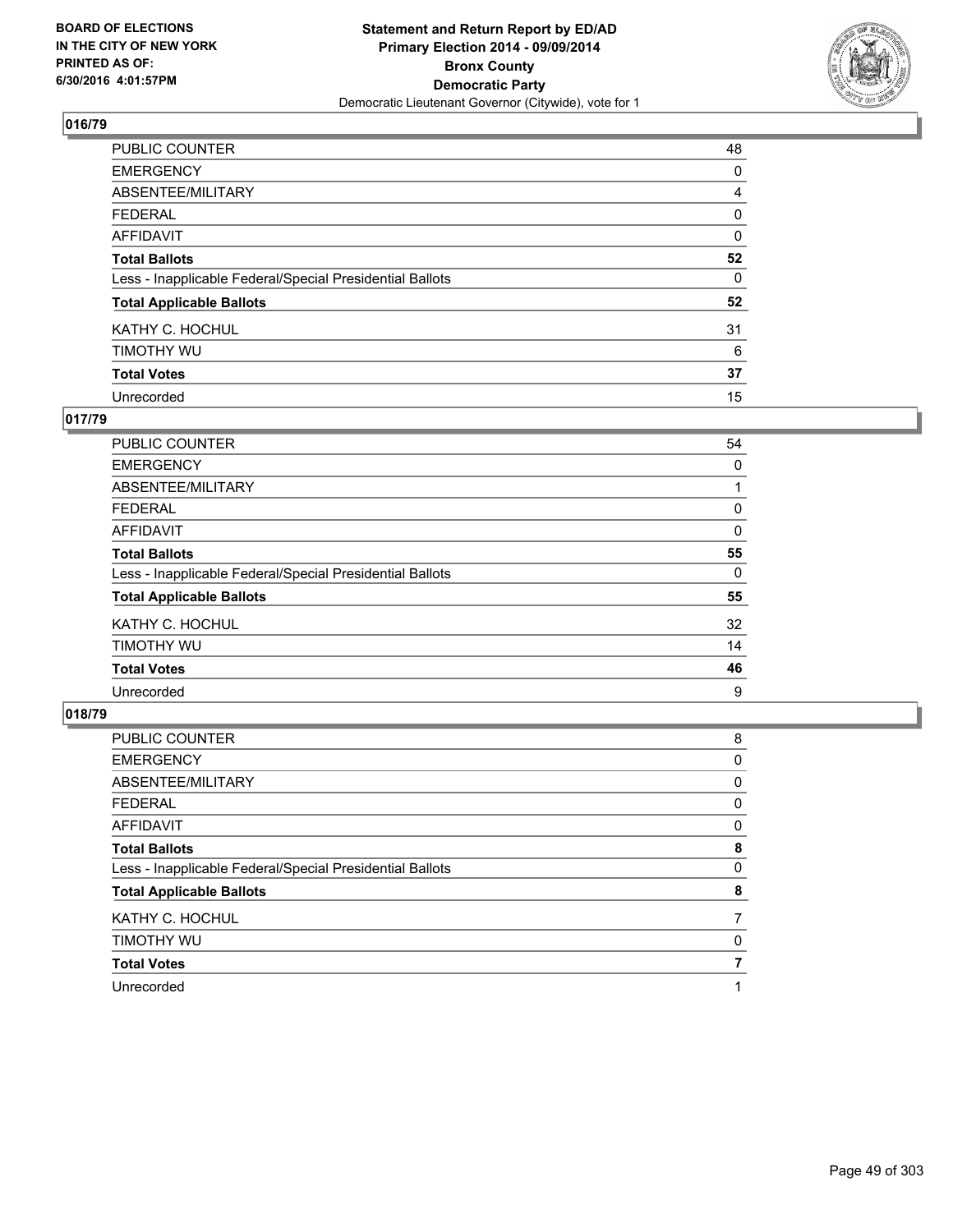**BOARD OF ELECTIONS IN THE CITY OF NEW YORK PRINTED AS OF: 6/30/2016 4:01:57PM**

**Statement and Return Report by ED/AD**
**Primary Election 2014 - 09/09/2014**
**Bronx County**
**Democratic Party**
Democratic Lieutenant Governor (Citywide), vote for 1

## 016/79

| | |
|---|---|
| PUBLIC COUNTER | 48 |
| EMERGENCY | 0 |
| ABSENTEE/MILITARY | 4 |
| FEDERAL | 0 |
| AFFIDAVIT | 0 |
| **Total Ballots** | **52** |
| Less - Inapplicable Federal/Special Presidential Ballots | 0 |
| **Total Applicable Ballots** | **52** |
| KATHY C. HOCHUL | 31 |
| TIMOTHY WU | 6 |
| **Total Votes** | **37** |
| Unrecorded | 15 |

## 017/79

| | |
|---|---|
| PUBLIC COUNTER | 54 |
| EMERGENCY | 0 |
| ABSENTEE/MILITARY | 1 |
| FEDERAL | 0 |
| AFFIDAVIT | 0 |
| **Total Ballots** | **55** |
| Less - Inapplicable Federal/Special Presidential Ballots | 0 |
| **Total Applicable Ballots** | **55** |
| KATHY C. HOCHUL | 32 |
| TIMOTHY WU | 14 |
| **Total Votes** | **46** |
| Unrecorded | 9 |

## 018/79

| | |
|---|---|
| PUBLIC COUNTER | 8 |
| EMERGENCY | 0 |
| ABSENTEE/MILITARY | 0 |
| FEDERAL | 0 |
| AFFIDAVIT | 0 |
| **Total Ballots** | **8** |
| Less - Inapplicable Federal/Special Presidential Ballots | 0 |
| **Total Applicable Ballots** | **8** |
| KATHY C. HOCHUL | 7 |
| TIMOTHY WU | 0 |
| **Total Votes** | **7** |
| Unrecorded | 1 |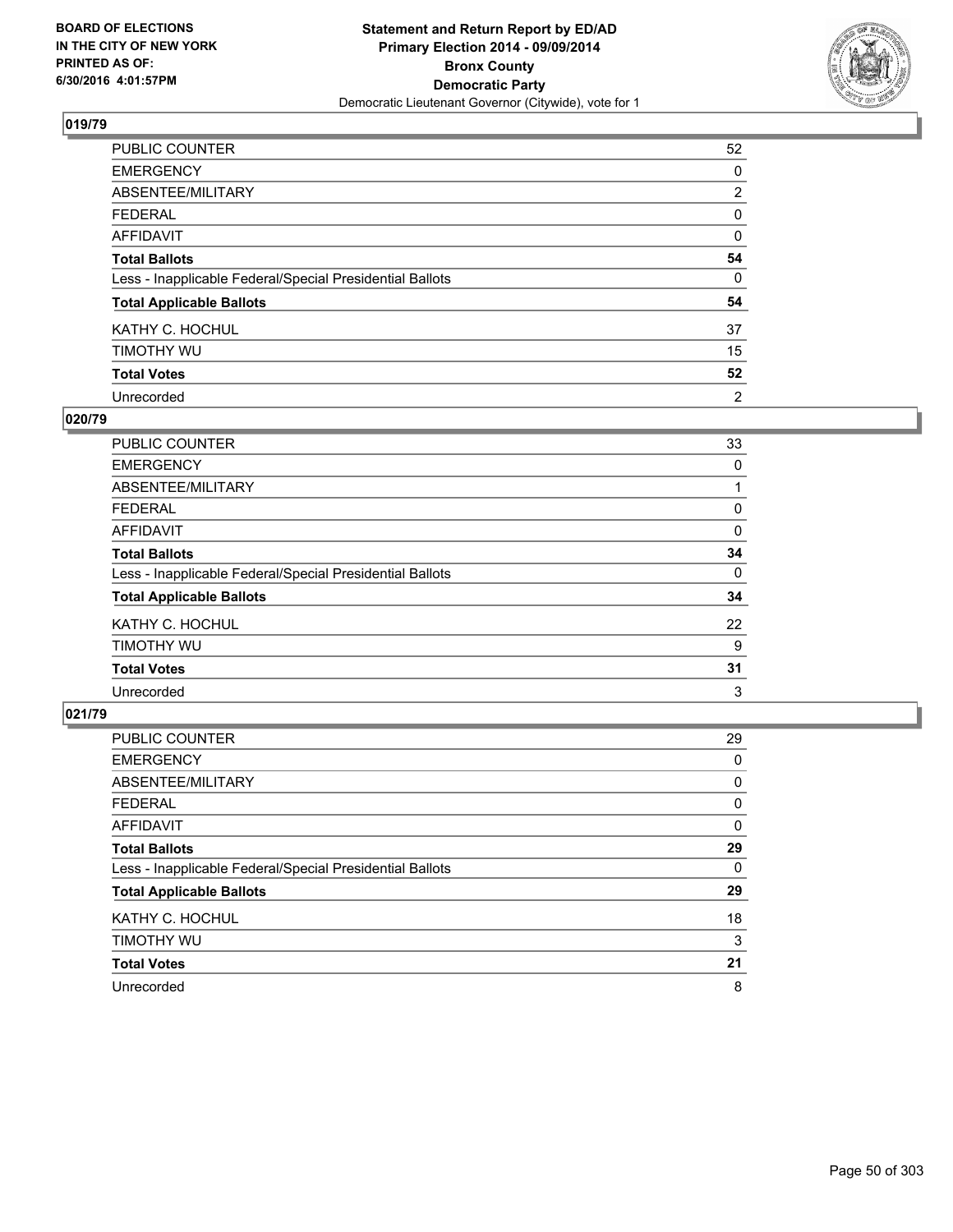**Statement and Return Report by ED/AD**
**Primary Election 2014 - 09/09/2014**
**Bronx County**
**Democratic Party**
Democratic Lieutenant Governor (Citywide), vote for 1

BOARD OF ELECTIONS
IN THE CITY OF NEW YORK
PRINTED AS OF:
6/30/2016 4:01:57PM

### 019/79

| | |
|---|---|
| PUBLIC COUNTER | 52 |
| EMERGENCY | 0 |
| ABSENTEE/MILITARY | 2 |
| FEDERAL | 0 |
| AFFIDAVIT | 0 |
| **Total Ballots** | **54** |
| Less - Inapplicable Federal/Special Presidential Ballots | 0 |
| **Total Applicable Ballots** | **54** |
| KATHY C. HOCHUL | 37 |
| TIMOTHY WU | 15 |
| **Total Votes** | **52** |
| Unrecorded | 2 |

### 020/79

| | |
|---|---|
| PUBLIC COUNTER | 33 |
| EMERGENCY | 0 |
| ABSENTEE/MILITARY | 1 |
| FEDERAL | 0 |
| AFFIDAVIT | 0 |
| **Total Ballots** | **34** |
| Less - Inapplicable Federal/Special Presidential Ballots | 0 |
| **Total Applicable Ballots** | **34** |
| KATHY C. HOCHUL | 22 |
| TIMOTHY WU | 9 |
| **Total Votes** | **31** |
| Unrecorded | 3 |

### 021/79

| | |
|---|---|
| PUBLIC COUNTER | 29 |
| EMERGENCY | 0 |
| ABSENTEE/MILITARY | 0 |
| FEDERAL | 0 |
| AFFIDAVIT | 0 |
| **Total Ballots** | **29** |
| Less - Inapplicable Federal/Special Presidential Ballots | 0 |
| **Total Applicable Ballots** | **29** |
| KATHY C. HOCHUL | 18 |
| TIMOTHY WU | 3 |
| **Total Votes** | **21** |
| Unrecorded | 8 |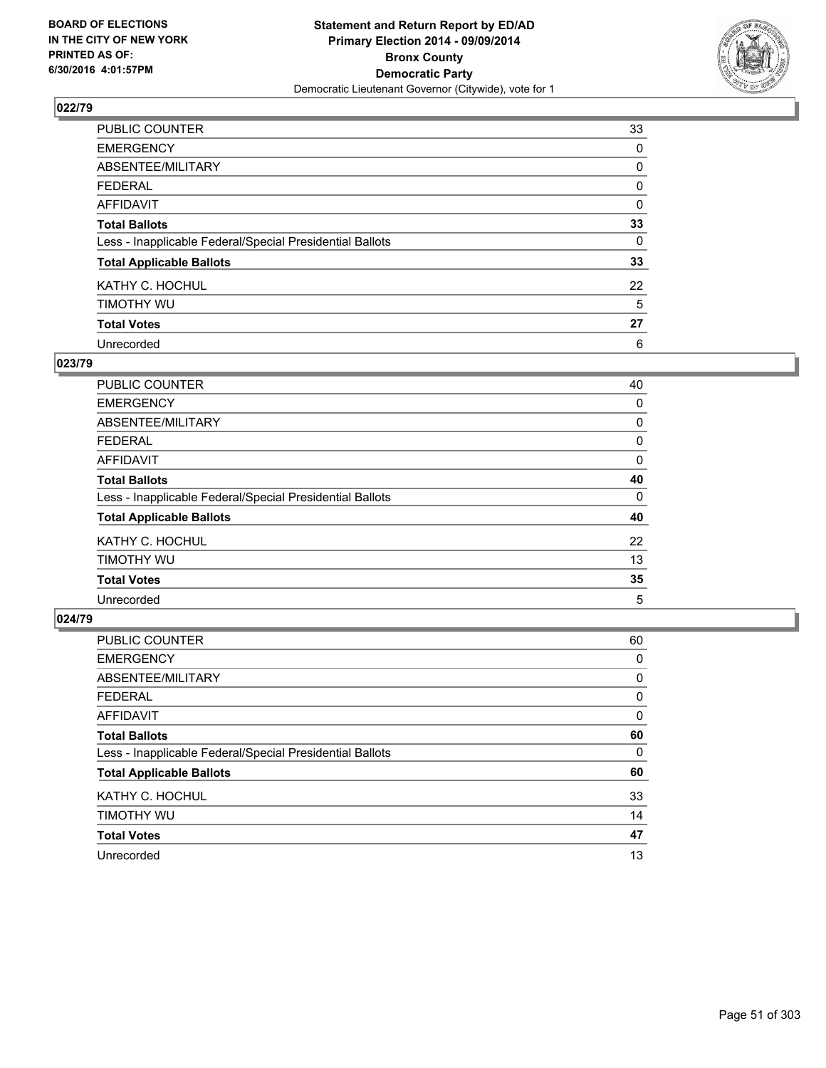**BOARD OF ELECTIONS IN THE CITY OF NEW YORK PRINTED AS OF: 6/30/2016 4:01:57PM**

**Statement and Return Report by ED/AD Primary Election 2014 - 09/09/2014 Bronx County Democratic Party**

Democratic Lieutenant Governor (Citywide), vote for 1

### 022/79

| | |
|---|---|
| PUBLIC COUNTER | 33 |
| EMERGENCY | 0 |
| ABSENTEE/MILITARY | 0 |
| FEDERAL | 0 |
| AFFIDAVIT | 0 |
| **Total Ballots** | **33** |
| Less - Inapplicable Federal/Special Presidential Ballots | 0 |
| **Total Applicable Ballots** | **33** |
| KATHY C. HOCHUL | 22 |
| TIMOTHY WU | 5 |
| **Total Votes** | **27** |
| Unrecorded | 6 |

### 023/79

| | |
|---|---|
| PUBLIC COUNTER | 40 |
| EMERGENCY | 0 |
| ABSENTEE/MILITARY | 0 |
| FEDERAL | 0 |
| AFFIDAVIT | 0 |
| **Total Ballots** | **40** |
| Less - Inapplicable Federal/Special Presidential Ballots | 0 |
| **Total Applicable Ballots** | **40** |
| KATHY C. HOCHUL | 22 |
| TIMOTHY WU | 13 |
| **Total Votes** | **35** |
| Unrecorded | 5 |

### 024/79

| | |
|---|---|
| PUBLIC COUNTER | 60 |
| EMERGENCY | 0 |
| ABSENTEE/MILITARY | 0 |
| FEDERAL | 0 |
| AFFIDAVIT | 0 |
| **Total Ballots** | **60** |
| Less - Inapplicable Federal/Special Presidential Ballots | 0 |
| **Total Applicable Ballots** | **60** |
| KATHY C. HOCHUL | 33 |
| TIMOTHY WU | 14 |
| **Total Votes** | **47** |
| Unrecorded | 13 |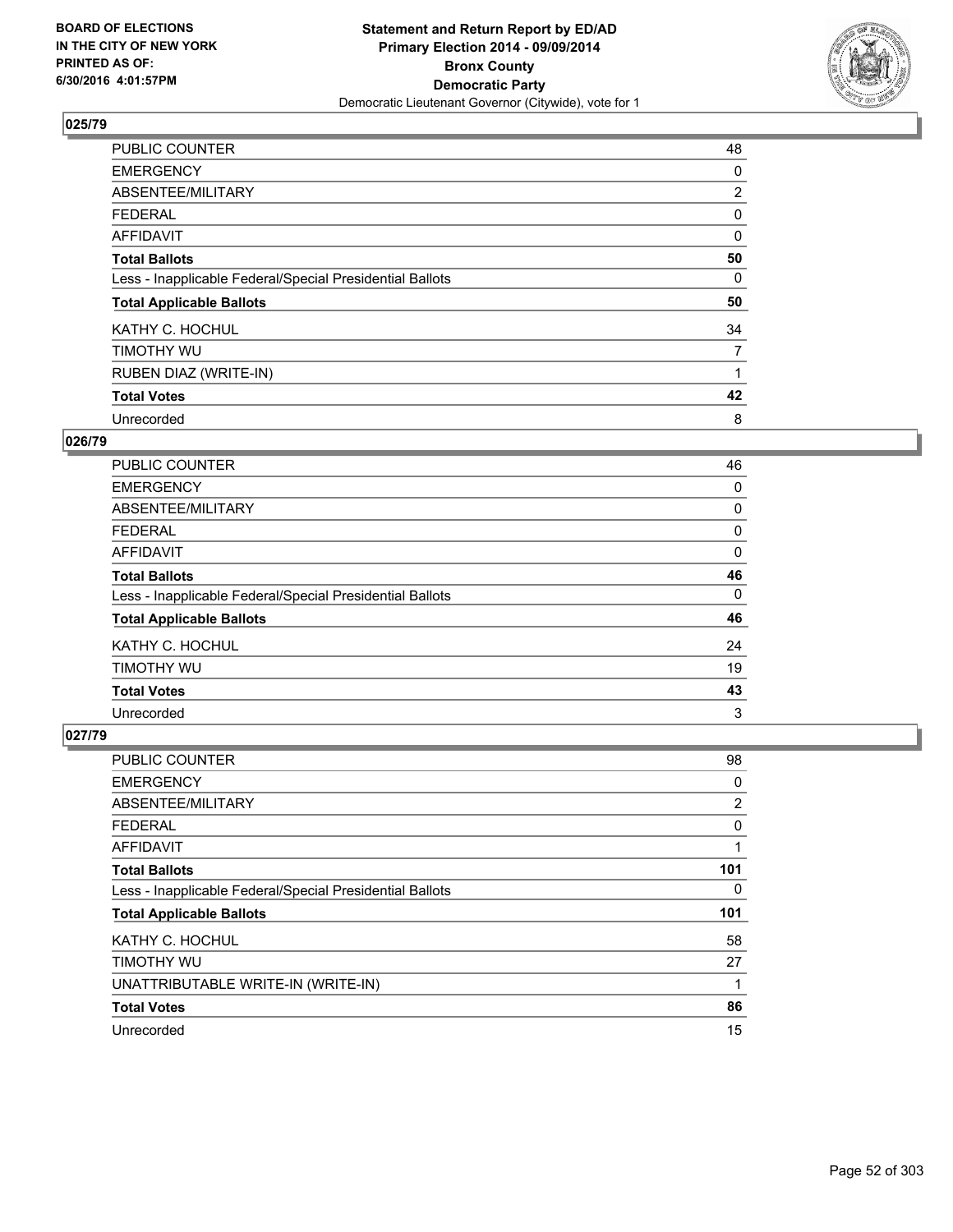**BOARD OF ELECTIONS IN THE CITY OF NEW YORK PRINTED AS OF: 6/30/2016 4:01:57PM**

**Statement and Return Report by ED/AD**
**Primary Election 2014 - 09/09/2014**
**Bronx County**
**Democratic Party**
Democratic Lieutenant Governor (Citywide), vote for 1

## 025/79

| | |
|---|---|
| PUBLIC COUNTER | 48 |
| EMERGENCY | 0 |
| ABSENTEE/MILITARY | 2 |
| FEDERAL | 0 |
| AFFIDAVIT | 0 |
| **Total Ballots** | **50** |
| Less - Inapplicable Federal/Special Presidential Ballots | 0 |
| **Total Applicable Ballots** | **50** |
| KATHY C. HOCHUL | 34 |
| TIMOTHY WU | 7 |
| RUBEN DIAZ (WRITE-IN) | 1 |
| **Total Votes** | **42** |
| Unrecorded | 8 |

## 026/79

| | |
|---|---|
| PUBLIC COUNTER | 46 |
| EMERGENCY | 0 |
| ABSENTEE/MILITARY | 0 |
| FEDERAL | 0 |
| AFFIDAVIT | 0 |
| **Total Ballots** | **46** |
| Less - Inapplicable Federal/Special Presidential Ballots | 0 |
| **Total Applicable Ballots** | **46** |
| KATHY C. HOCHUL | 24 |
| TIMOTHY WU | 19 |
| **Total Votes** | **43** |
| Unrecorded | 3 |

## 027/79

| | |
|---|---|
| PUBLIC COUNTER | 98 |
| EMERGENCY | 0 |
| ABSENTEE/MILITARY | 2 |
| FEDERAL | 0 |
| AFFIDAVIT | 1 |
| **Total Ballots** | **101** |
| Less - Inapplicable Federal/Special Presidential Ballots | 0 |
| **Total Applicable Ballots** | **101** |
| KATHY C. HOCHUL | 58 |
| TIMOTHY WU | 27 |
| UNATTRIBUTABLE WRITE-IN (WRITE-IN) | 1 |
| **Total Votes** | **86** |
| Unrecorded | 15 |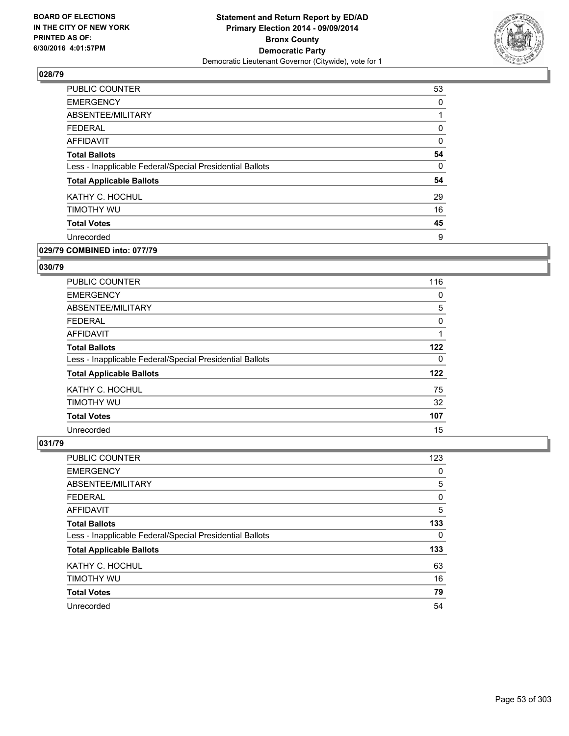**Statement and Return Report by ED/AD**
**Primary Election 2014 - 09/09/2014**
**Bronx County**
**Democratic Party**
Democratic Lieutenant Governor (Citywide), vote for 1

BOARD OF ELECTIONS
IN THE CITY OF NEW YORK
PRINTED AS OF:
6/30/2016 4:01:57PM

**028/79**

| | |
|---|---|
| PUBLIC COUNTER | 53 |
| EMERGENCY | 0 |
| ABSENTEE/MILITARY | 1 |
| FEDERAL | 0 |
| AFFIDAVIT | 0 |
| **Total Ballots** | **54** |
| Less - Inapplicable Federal/Special Presidential Ballots | 0 |
| **Total Applicable Ballots** | **54** |
| KATHY C. HOCHUL | 29 |
| TIMOTHY WU | 16 |
| **Total Votes** | **45** |
| Unrecorded | 9 |

**029/79 COMBINED into: 077/79**

**030/79**

| | |
|---|---|
| PUBLIC COUNTER | 116 |
| EMERGENCY | 0 |
| ABSENTEE/MILITARY | 5 |
| FEDERAL | 0 |
| AFFIDAVIT | 1 |
| **Total Ballots** | **122** |
| Less - Inapplicable Federal/Special Presidential Ballots | 0 |
| **Total Applicable Ballots** | **122** |
| KATHY C. HOCHUL | 75 |
| TIMOTHY WU | 32 |
| **Total Votes** | **107** |
| Unrecorded | 15 |

**031/79**

| | |
|---|---|
| PUBLIC COUNTER | 123 |
| EMERGENCY | 0 |
| ABSENTEE/MILITARY | 5 |
| FEDERAL | 0 |
| AFFIDAVIT | 5 |
| **Total Ballots** | **133** |
| Less - Inapplicable Federal/Special Presidential Ballots | 0 |
| **Total Applicable Ballots** | **133** |
| KATHY C. HOCHUL | 63 |
| TIMOTHY WU | 16 |
| **Total Votes** | **79** |
| Unrecorded | 54 |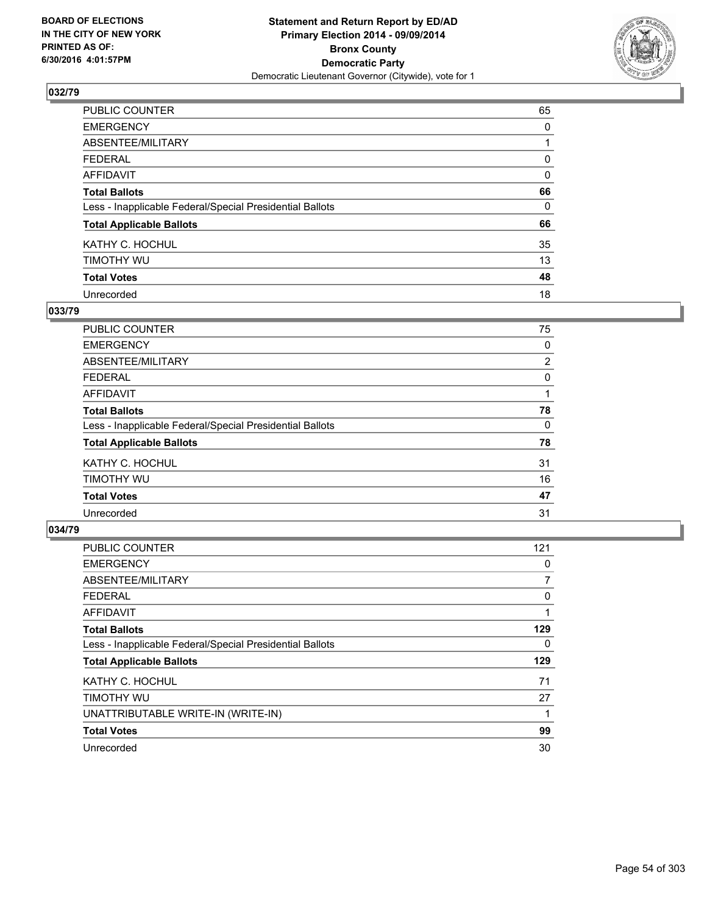**Statement and Return Report by ED/AD**
**Primary Election 2014 - 09/09/2014**
**Bronx County**
**Democratic Party**
Democratic Lieutenant Governor (Citywide), vote for 1

BOARD OF ELECTIONS
IN THE CITY OF NEW YORK
PRINTED AS OF:
6/30/2016 4:01:57PM

## 032/79

| | |
|---|---|
| PUBLIC COUNTER | 65 |
| EMERGENCY | 0 |
| ABSENTEE/MILITARY | 1 |
| FEDERAL | 0 |
| AFFIDAVIT | 0 |
| **Total Ballots** | **66** |
| Less - Inapplicable Federal/Special Presidential Ballots | 0 |
| **Total Applicable Ballots** | **66** |
| KATHY C. HOCHUL | 35 |
| TIMOTHY WU | 13 |
| **Total Votes** | **48** |
| Unrecorded | 18 |

## 033/79

| | |
|---|---|
| PUBLIC COUNTER | 75 |
| EMERGENCY | 0 |
| ABSENTEE/MILITARY | 2 |
| FEDERAL | 0 |
| AFFIDAVIT | 1 |
| **Total Ballots** | **78** |
| Less - Inapplicable Federal/Special Presidential Ballots | 0 |
| **Total Applicable Ballots** | **78** |
| KATHY C. HOCHUL | 31 |
| TIMOTHY WU | 16 |
| **Total Votes** | **47** |
| Unrecorded | 31 |

## 034/79

| | |
|---|---|
| PUBLIC COUNTER | 121 |
| EMERGENCY | 0 |
| ABSENTEE/MILITARY | 7 |
| FEDERAL | 0 |
| AFFIDAVIT | 1 |
| **Total Ballots** | **129** |
| Less - Inapplicable Federal/Special Presidential Ballots | 0 |
| **Total Applicable Ballots** | **129** |
| KATHY C. HOCHUL | 71 |
| TIMOTHY WU | 27 |
| UNATTRIBUTABLE WRITE-IN (WRITE-IN) | 1 |
| **Total Votes** | **99** |
| Unrecorded | 30 |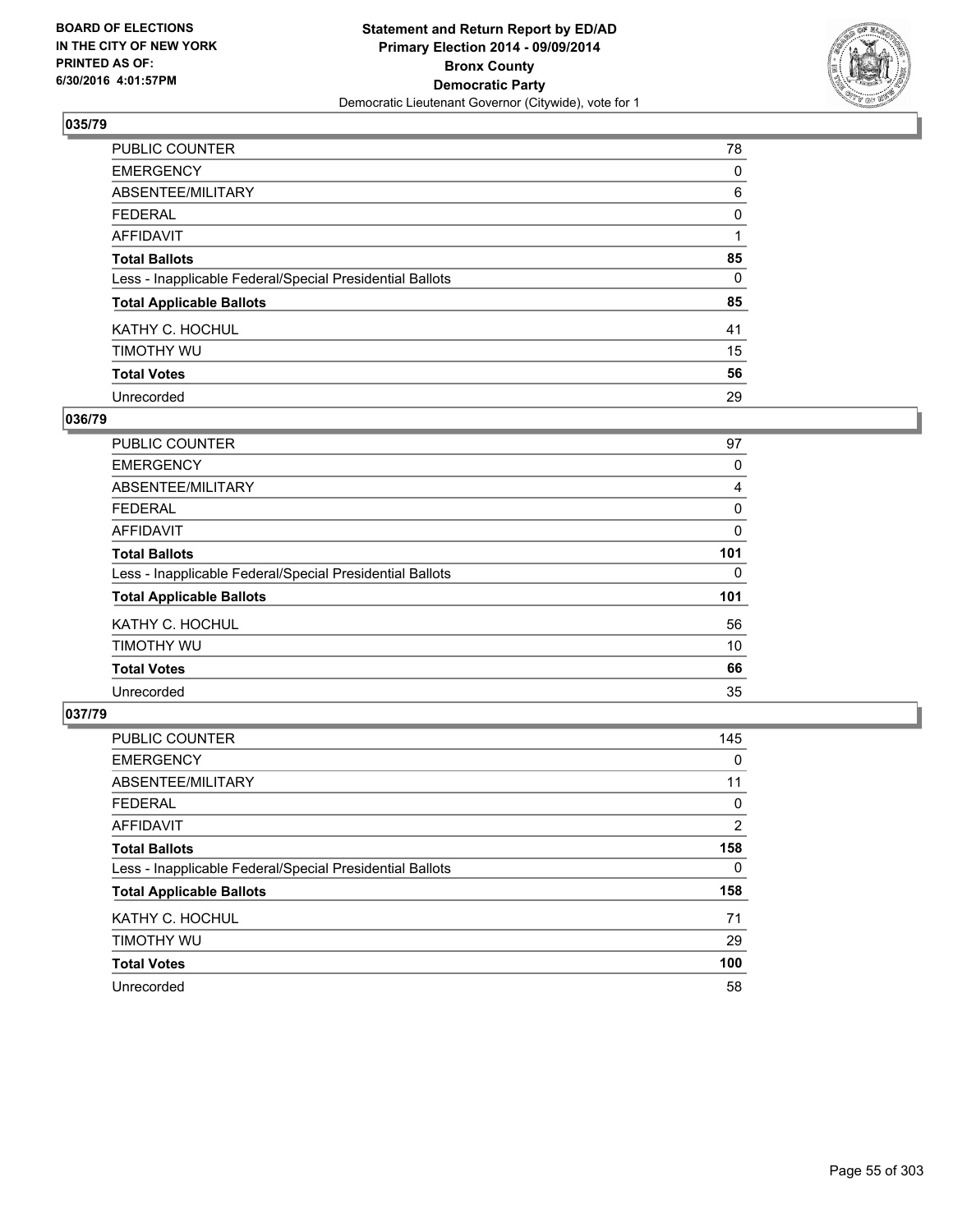**BOARD OF ELECTIONS IN THE CITY OF NEW YORK PRINTED AS OF: 6/30/2016 4:01:57PM**

**Statement and Return Report by ED/AD Primary Election 2014 - 09/09/2014 Bronx County Democratic Party**

Democratic Lieutenant Governor (Citywide), vote for 1

## 035/79

| | |
|---|---|
| PUBLIC COUNTER | 78 |
| EMERGENCY | 0 |
| ABSENTEE/MILITARY | 6 |
| FEDERAL | 0 |
| AFFIDAVIT | 1 |
| **Total Ballots** | **85** |
| Less - Inapplicable Federal/Special Presidential Ballots | 0 |
| **Total Applicable Ballots** | **85** |
| KATHY C. HOCHUL | 41 |
| TIMOTHY WU | 15 |
| **Total Votes** | **56** |
| Unrecorded | 29 |

## 036/79

| | |
|---|---|
| PUBLIC COUNTER | 97 |
| EMERGENCY | 0 |
| ABSENTEE/MILITARY | 4 |
| FEDERAL | 0 |
| AFFIDAVIT | 0 |
| **Total Ballots** | **101** |
| Less - Inapplicable Federal/Special Presidential Ballots | 0 |
| **Total Applicable Ballots** | **101** |
| KATHY C. HOCHUL | 56 |
| TIMOTHY WU | 10 |
| **Total Votes** | **66** |
| Unrecorded | 35 |

## 037/79

| | |
|---|---|
| PUBLIC COUNTER | 145 |
| EMERGENCY | 0 |
| ABSENTEE/MILITARY | 11 |
| FEDERAL | 0 |
| AFFIDAVIT | 2 |
| **Total Ballots** | **158** |
| Less - Inapplicable Federal/Special Presidential Ballots | 0 |
| **Total Applicable Ballots** | **158** |
| KATHY C. HOCHUL | 71 |
| TIMOTHY WU | 29 |
| **Total Votes** | **100** |
| Unrecorded | 58 |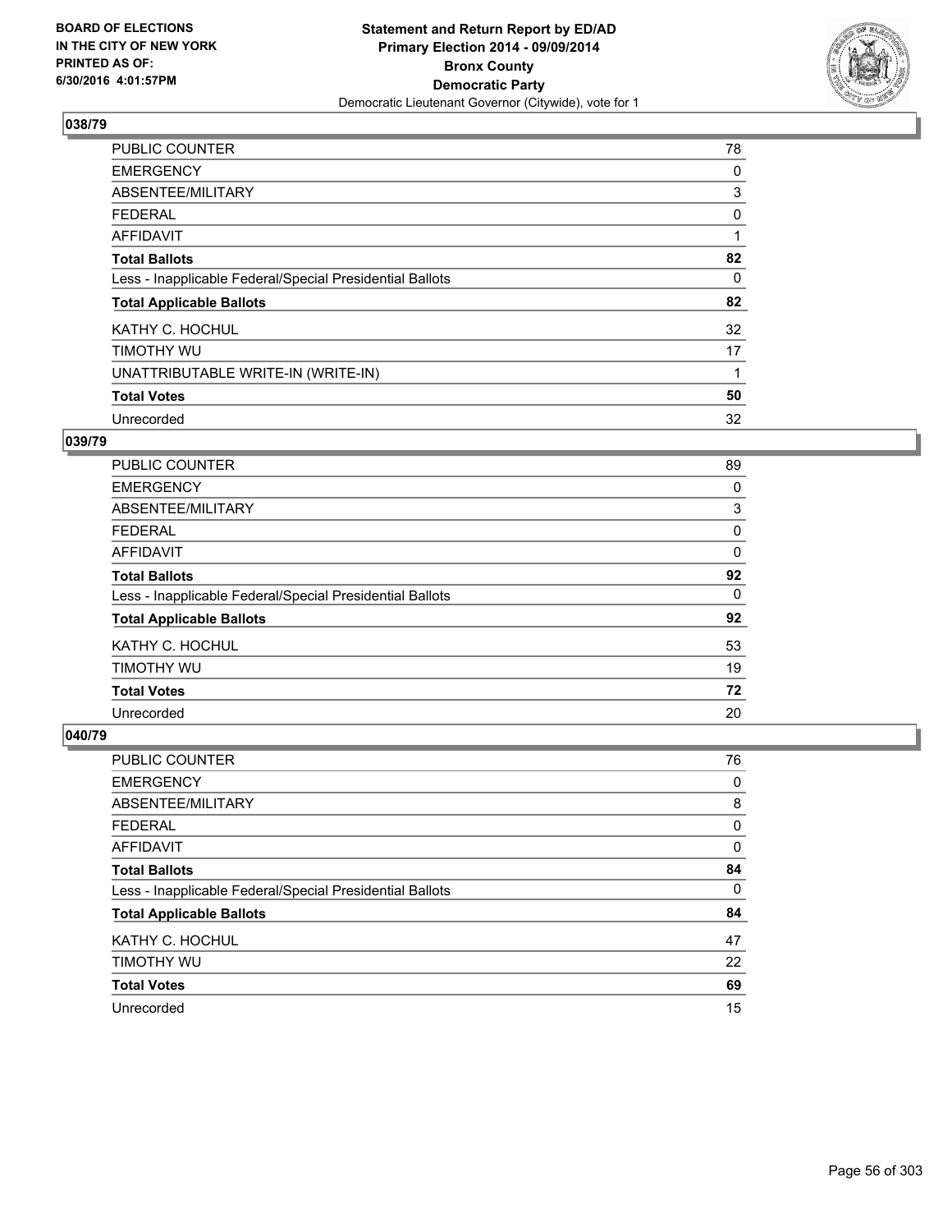**BOARD OF ELECTIONS IN THE CITY OF NEW YORK PRINTED AS OF: 6/30/2016 4:01:57PM**

**Statement and Return Report by ED/AD**
**Primary Election 2014 - 09/09/2014**
**Bronx County**
**Democratic Party**
Democratic Lieutenant Governor (Citywide), vote for 1

## 038/79

| | |
|---|---|
| PUBLIC COUNTER | 78 |
| EMERGENCY | 0 |
| ABSENTEE/MILITARY | 3 |
| FEDERAL | 0 |
| AFFIDAVIT | 1 |
| **Total Ballots** | **82** |
| Less - Inapplicable Federal/Special Presidential Ballots | 0 |
| **Total Applicable Ballots** | **82** |
| KATHY C. HOCHUL | 32 |
| TIMOTHY WU | 17 |
| UNATTRIBUTABLE WRITE-IN (WRITE-IN) | 1 |
| **Total Votes** | **50** |
| Unrecorded | 32 |

## 039/79

| | |
|---|---|
| PUBLIC COUNTER | 89 |
| EMERGENCY | 0 |
| ABSENTEE/MILITARY | 3 |
| FEDERAL | 0 |
| AFFIDAVIT | 0 |
| **Total Ballots** | **92** |
| Less - Inapplicable Federal/Special Presidential Ballots | 0 |
| **Total Applicable Ballots** | **92** |
| KATHY C. HOCHUL | 53 |
| TIMOTHY WU | 19 |
| **Total Votes** | **72** |
| Unrecorded | 20 |

## 040/79

| | |
|---|---|
| PUBLIC COUNTER | 76 |
| EMERGENCY | 0 |
| ABSENTEE/MILITARY | 8 |
| FEDERAL | 0 |
| AFFIDAVIT | 0 |
| **Total Ballots** | **84** |
| Less - Inapplicable Federal/Special Presidential Ballots | 0 |
| **Total Applicable Ballots** | **84** |
| KATHY C. HOCHUL | 47 |
| TIMOTHY WU | 22 |
| **Total Votes** | **69** |
| Unrecorded | 15 |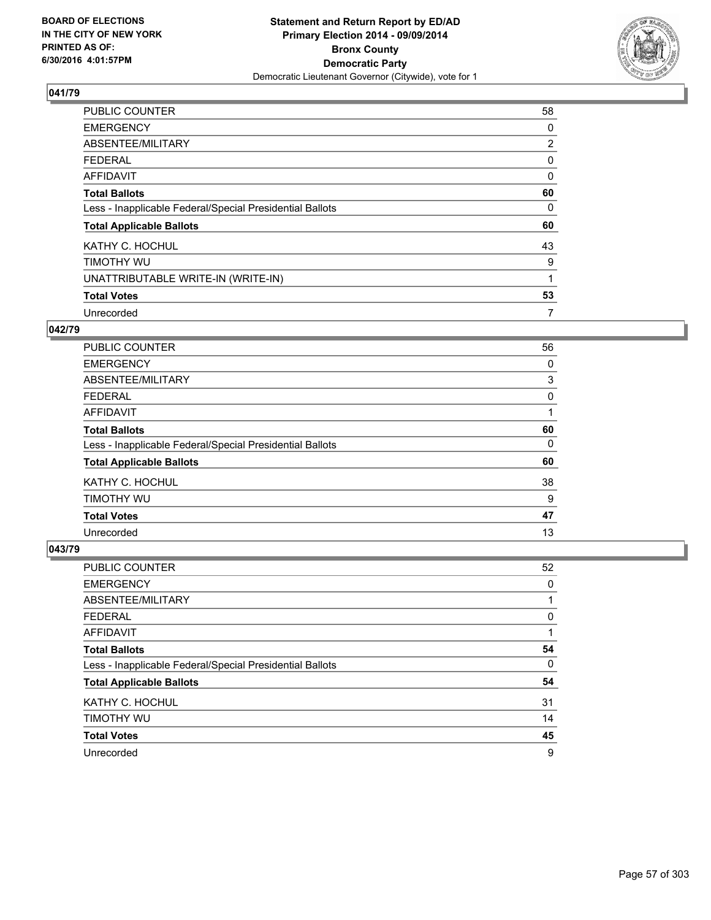**Statement and Return Report by ED/AD**
**Primary Election 2014 - 09/09/2014**
**Bronx County**
**Democratic Party**
Democratic Lieutenant Governor (Citywide), vote for 1

BOARD OF ELECTIONS
IN THE CITY OF NEW YORK
PRINTED AS OF:
6/30/2016 4:01:57PM

## 041/79

| | |
|---|---|
| PUBLIC COUNTER | 58 |
| EMERGENCY | 0 |
| ABSENTEE/MILITARY | 2 |
| FEDERAL | 0 |
| AFFIDAVIT | 0 |
| **Total Ballots** | **60** |
| Less - Inapplicable Federal/Special Presidential Ballots | 0 |
| **Total Applicable Ballots** | **60** |
| KATHY C. HOCHUL | 43 |
| TIMOTHY WU | 9 |
| UNATTRIBUTABLE WRITE-IN (WRITE-IN) | 1 |
| **Total Votes** | **53** |
| Unrecorded | 7 |

## 042/79

| | |
|---|---|
| PUBLIC COUNTER | 56 |
| EMERGENCY | 0 |
| ABSENTEE/MILITARY | 3 |
| FEDERAL | 0 |
| AFFIDAVIT | 1 |
| **Total Ballots** | **60** |
| Less - Inapplicable Federal/Special Presidential Ballots | 0 |
| **Total Applicable Ballots** | **60** |
| KATHY C. HOCHUL | 38 |
| TIMOTHY WU | 9 |
| **Total Votes** | **47** |
| Unrecorded | 13 |

## 043/79

| | |
|---|---|
| PUBLIC COUNTER | 52 |
| EMERGENCY | 0 |
| ABSENTEE/MILITARY | 1 |
| FEDERAL | 0 |
| AFFIDAVIT | 1 |
| **Total Ballots** | **54** |
| Less - Inapplicable Federal/Special Presidential Ballots | 0 |
| **Total Applicable Ballots** | **54** |
| KATHY C. HOCHUL | 31 |
| TIMOTHY WU | 14 |
| **Total Votes** | **45** |
| Unrecorded | 9 |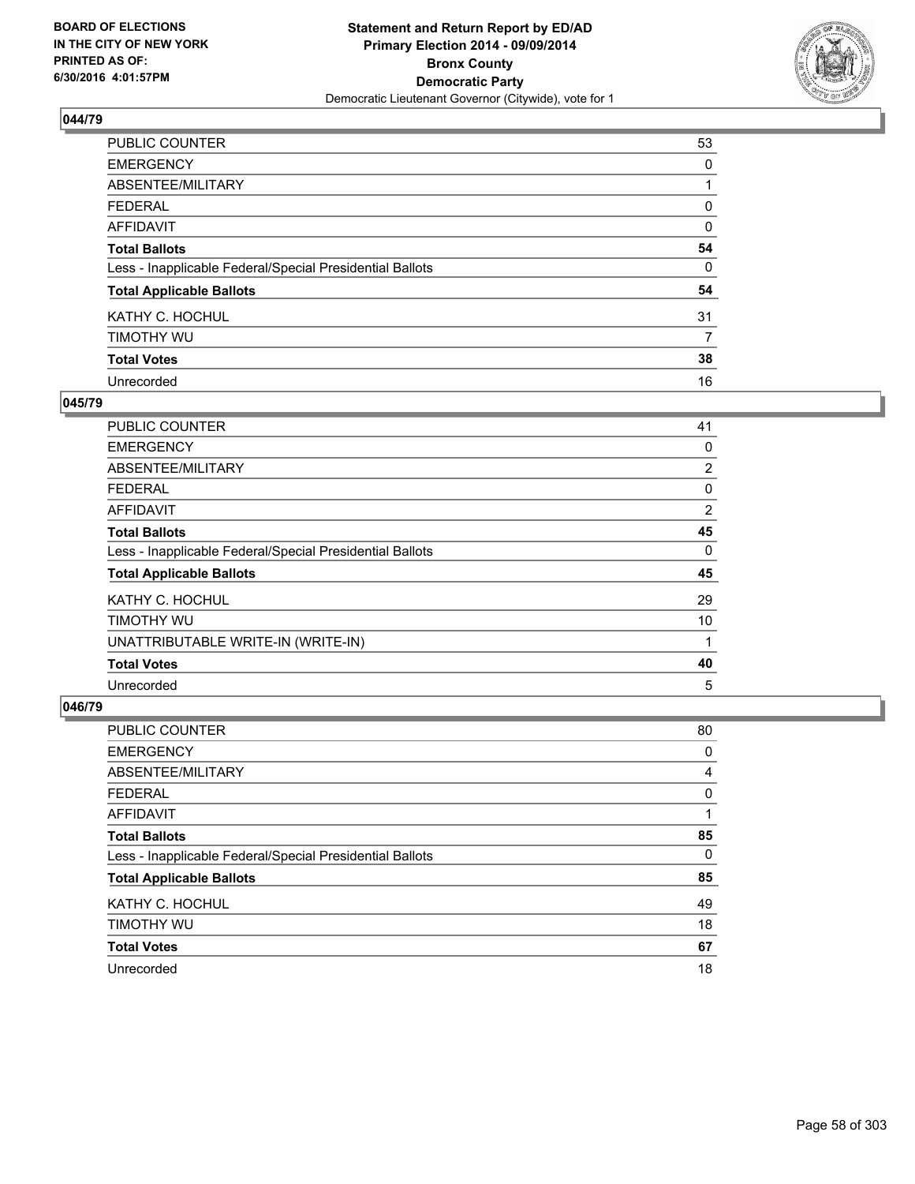**BOARD OF ELECTIONS IN THE CITY OF NEW YORK PRINTED AS OF: 6/30/2016 4:01:57PM**

**Statement and Return Report by ED/AD Primary Election 2014 - 09/09/2014 Bronx County Democratic Party**

Democratic Lieutenant Governor (Citywide), vote for 1

## 044/79

| | |
|---|---|
| PUBLIC COUNTER | 53 |
| EMERGENCY | 0 |
| ABSENTEE/MILITARY | 1 |
| FEDERAL | 0 |
| AFFIDAVIT | 0 |
| **Total Ballots** | **54** |
| Less - Inapplicable Federal/Special Presidential Ballots | 0 |
| **Total Applicable Ballots** | **54** |
| KATHY C. HOCHUL | 31 |
| TIMOTHY WU | 7 |
| **Total Votes** | **38** |
| Unrecorded | 16 |

## 045/79

| | |
|---|---|
| PUBLIC COUNTER | 41 |
| EMERGENCY | 0 |
| ABSENTEE/MILITARY | 2 |
| FEDERAL | 0 |
| AFFIDAVIT | 2 |
| **Total Ballots** | **45** |
| Less - Inapplicable Federal/Special Presidential Ballots | 0 |
| **Total Applicable Ballots** | **45** |
| KATHY C. HOCHUL | 29 |
| TIMOTHY WU | 10 |
| UNATTRIBUTABLE WRITE-IN (WRITE-IN) | 1 |
| **Total Votes** | **40** |
| Unrecorded | 5 |

## 046/79

| | |
|---|---|
| PUBLIC COUNTER | 80 |
| EMERGENCY | 0 |
| ABSENTEE/MILITARY | 4 |
| FEDERAL | 0 |
| AFFIDAVIT | 1 |
| **Total Ballots** | **85** |
| Less - Inapplicable Federal/Special Presidential Ballots | 0 |
| **Total Applicable Ballots** | **85** |
| KATHY C. HOCHUL | 49 |
| TIMOTHY WU | 18 |
| **Total Votes** | **67** |
| Unrecorded | 18 |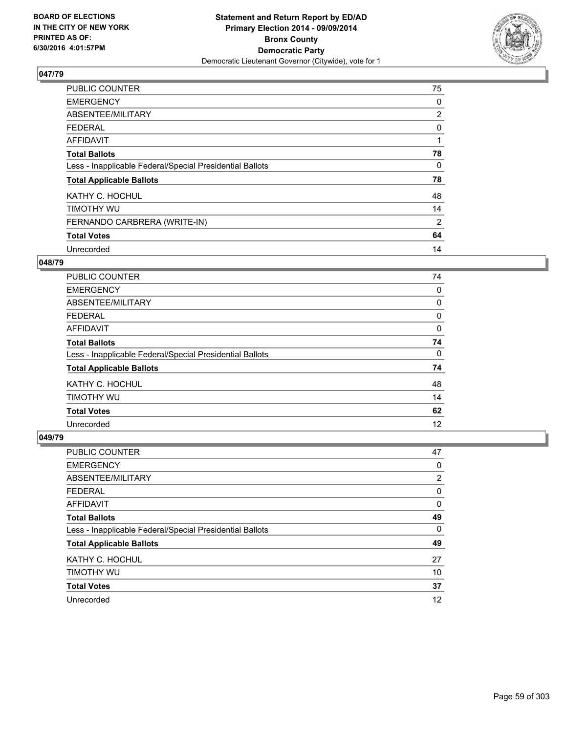**BOARD OF ELECTIONS IN THE CITY OF NEW YORK PRINTED AS OF: 6/30/2016 4:01:57PM**

**Statement and Return Report by ED/AD Primary Election 2014 - 09/09/2014 Bronx County Democratic Party**
Democratic Lieutenant Governor (Citywide), vote for 1

### 047/79

| | |
|---|---|
| PUBLIC COUNTER | 75 |
| EMERGENCY | 0 |
| ABSENTEE/MILITARY | 2 |
| FEDERAL | 0 |
| AFFIDAVIT | 1 |
| **Total Ballots** | **78** |
| Less - Inapplicable Federal/Special Presidential Ballots | 0 |
| **Total Applicable Ballots** | **78** |
| KATHY C. HOCHUL | 48 |
| TIMOTHY WU | 14 |
| FERNANDO CARBRERA (WRITE-IN) | 2 |
| **Total Votes** | **64** |
| Unrecorded | 14 |

### 048/79

| | |
|---|---|
| PUBLIC COUNTER | 74 |
| EMERGENCY | 0 |
| ABSENTEE/MILITARY | 0 |
| FEDERAL | 0 |
| AFFIDAVIT | 0 |
| **Total Ballots** | **74** |
| Less - Inapplicable Federal/Special Presidential Ballots | 0 |
| **Total Applicable Ballots** | **74** |
| KATHY C. HOCHUL | 48 |
| TIMOTHY WU | 14 |
| **Total Votes** | **62** |
| Unrecorded | 12 |

### 049/79

| | |
|---|---|
| PUBLIC COUNTER | 47 |
| EMERGENCY | 0 |
| ABSENTEE/MILITARY | 2 |
| FEDERAL | 0 |
| AFFIDAVIT | 0 |
| **Total Ballots** | **49** |
| Less - Inapplicable Federal/Special Presidential Ballots | 0 |
| **Total Applicable Ballots** | **49** |
| KATHY C. HOCHUL | 27 |
| TIMOTHY WU | 10 |
| **Total Votes** | **37** |
| Unrecorded | 12 |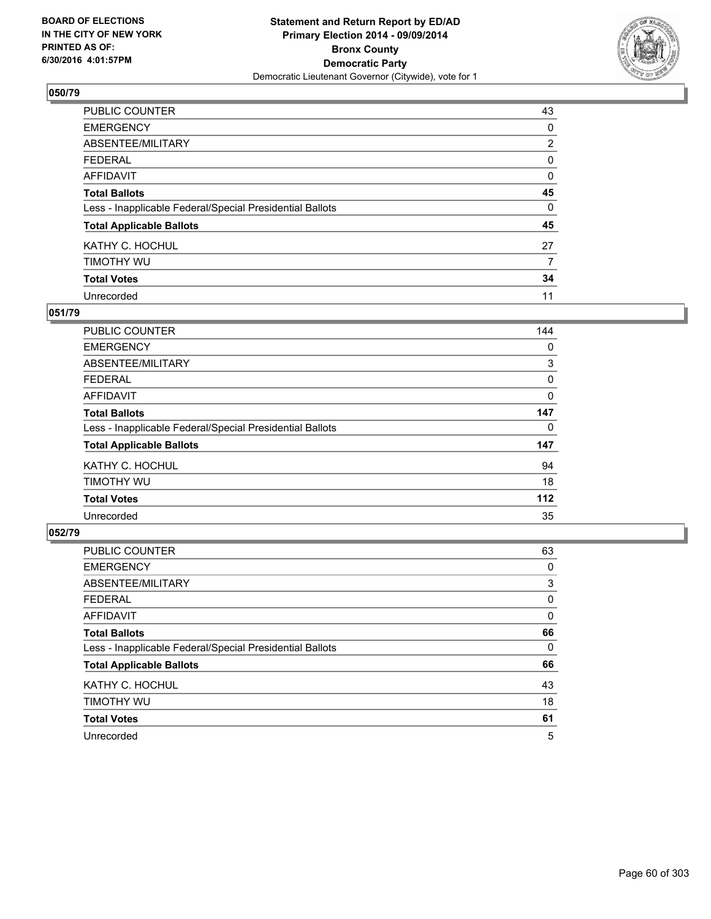**Statement and Return Report by ED/AD**
**Primary Election 2014 - 09/09/2014**
**Bronx County**
**Democratic Party**
Democratic Lieutenant Governor (Citywide), vote for 1

BOARD OF ELECTIONS
IN THE CITY OF NEW YORK
PRINTED AS OF:
6/30/2016 4:01:57PM

### 050/79

| | |
|---|---|
| PUBLIC COUNTER | 43 |
| EMERGENCY | 0 |
| ABSENTEE/MILITARY | 2 |
| FEDERAL | 0 |
| AFFIDAVIT | 0 |
| **Total Ballots** | **45** |
| Less - Inapplicable Federal/Special Presidential Ballots | 0 |
| **Total Applicable Ballots** | **45** |
| KATHY C. HOCHUL | 27 |
| TIMOTHY WU | 7 |
| **Total Votes** | **34** |
| Unrecorded | 11 |

### 051/79

| | |
|---|---|
| PUBLIC COUNTER | 144 |
| EMERGENCY | 0 |
| ABSENTEE/MILITARY | 3 |
| FEDERAL | 0 |
| AFFIDAVIT | 0 |
| **Total Ballots** | **147** |
| Less - Inapplicable Federal/Special Presidential Ballots | 0 |
| **Total Applicable Ballots** | **147** |
| KATHY C. HOCHUL | 94 |
| TIMOTHY WU | 18 |
| **Total Votes** | **112** |
| Unrecorded | 35 |

### 052/79

| | |
|---|---|
| PUBLIC COUNTER | 63 |
| EMERGENCY | 0 |
| ABSENTEE/MILITARY | 3 |
| FEDERAL | 0 |
| AFFIDAVIT | 0 |
| **Total Ballots** | **66** |
| Less - Inapplicable Federal/Special Presidential Ballots | 0 |
| **Total Applicable Ballots** | **66** |
| KATHY C. HOCHUL | 43 |
| TIMOTHY WU | 18 |
| **Total Votes** | **61** |
| Unrecorded | 5 |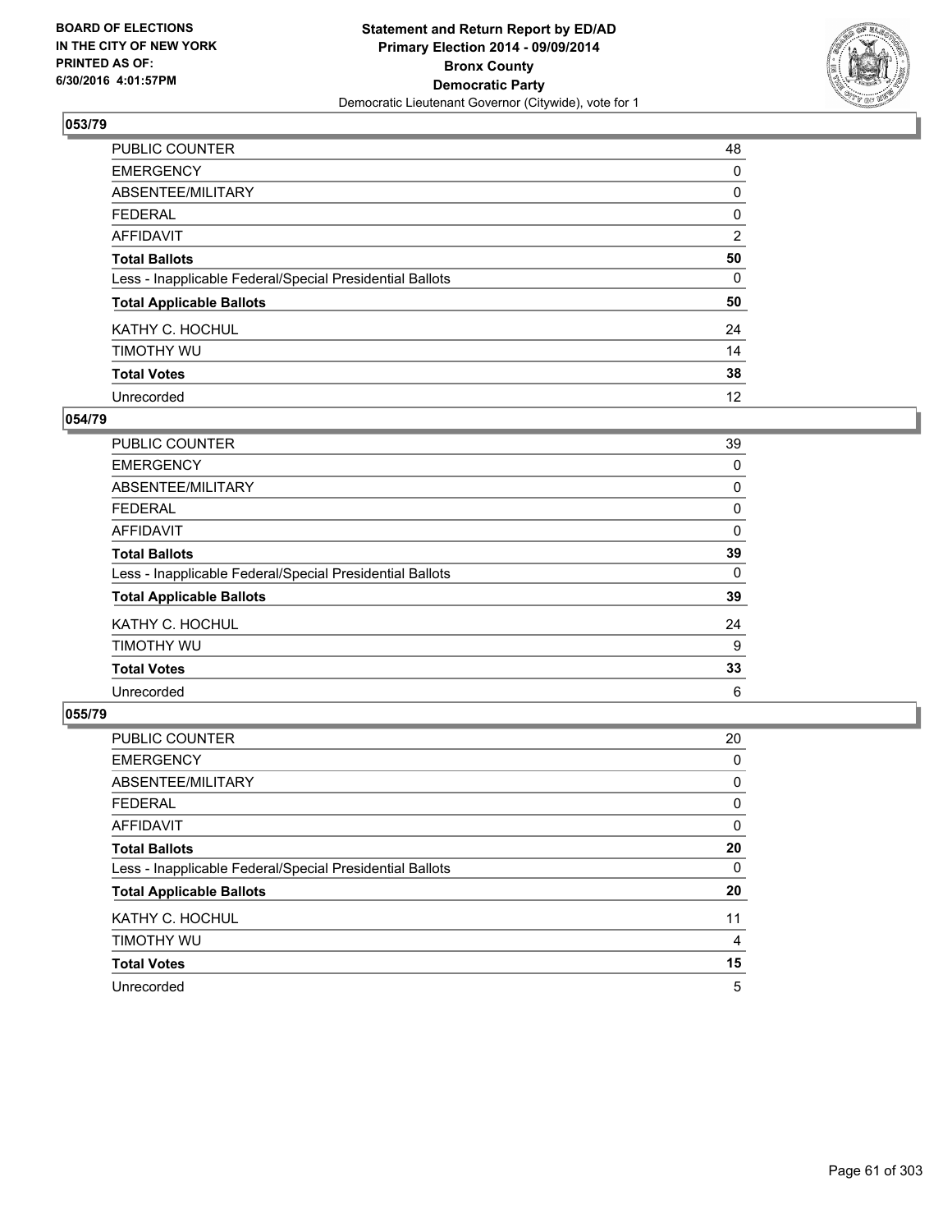**Statement and Return Report by ED/AD**
**Primary Election 2014 - 09/09/2014**
**Bronx County**
**Democratic Party**
Democratic Lieutenant Governor (Citywide), vote for 1

BOARD OF ELECTIONS
IN THE CITY OF NEW YORK
PRINTED AS OF:
6/30/2016 4:01:57PM

### 053/79

| | |
|---|---|
| PUBLIC COUNTER | 48 |
| EMERGENCY | 0 |
| ABSENTEE/MILITARY | 0 |
| FEDERAL | 0 |
| AFFIDAVIT | 2 |
| **Total Ballots** | **50** |
| Less - Inapplicable Federal/Special Presidential Ballots | 0 |
| **Total Applicable Ballots** | **50** |
| KATHY C. HOCHUL | 24 |
| TIMOTHY WU | 14 |
| **Total Votes** | **38** |
| Unrecorded | 12 |

### 054/79

| | |
|---|---|
| PUBLIC COUNTER | 39 |
| EMERGENCY | 0 |
| ABSENTEE/MILITARY | 0 |
| FEDERAL | 0 |
| AFFIDAVIT | 0 |
| **Total Ballots** | **39** |
| Less - Inapplicable Federal/Special Presidential Ballots | 0 |
| **Total Applicable Ballots** | **39** |
| KATHY C. HOCHUL | 24 |
| TIMOTHY WU | 9 |
| **Total Votes** | **33** |
| Unrecorded | 6 |

### 055/79

| | |
|---|---|
| PUBLIC COUNTER | 20 |
| EMERGENCY | 0 |
| ABSENTEE/MILITARY | 0 |
| FEDERAL | 0 |
| AFFIDAVIT | 0 |
| **Total Ballots** | **20** |
| Less - Inapplicable Federal/Special Presidential Ballots | 0 |
| **Total Applicable Ballots** | **20** |
| KATHY C. HOCHUL | 11 |
| TIMOTHY WU | 4 |
| **Total Votes** | **15** |
| Unrecorded | 5 |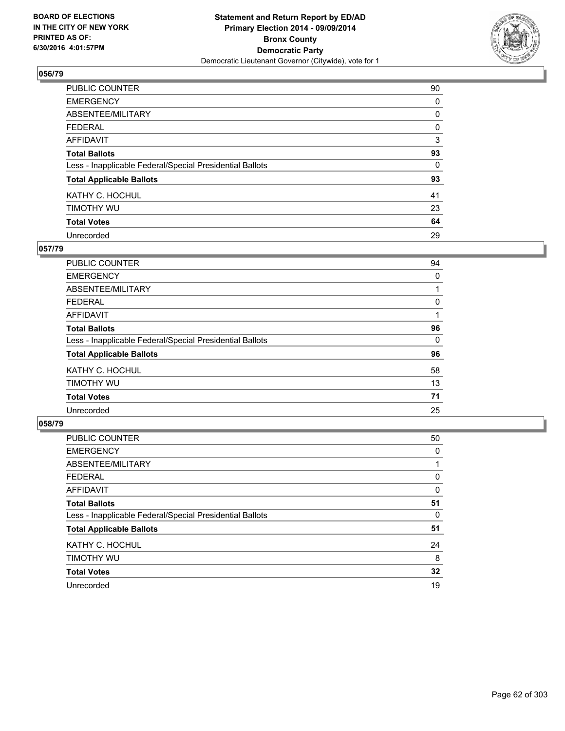**Statement and Return Report by ED/AD**
**Primary Election 2014 - 09/09/2014**
**Bronx County**
**Democratic Party**
Democratic Lieutenant Governor (Citywide), vote for 1

BOARD OF ELECTIONS
IN THE CITY OF NEW YORK
PRINTED AS OF:
6/30/2016 4:01:57PM

### 056/79

| | |
|---|---|
| PUBLIC COUNTER | 90 |
| EMERGENCY | 0 |
| ABSENTEE/MILITARY | 0 |
| FEDERAL | 0 |
| AFFIDAVIT | 3 |
| **Total Ballots** | **93** |
| Less - Inapplicable Federal/Special Presidential Ballots | 0 |
| **Total Applicable Ballots** | **93** |
| KATHY C. HOCHUL | 41 |
| TIMOTHY WU | 23 |
| **Total Votes** | **64** |
| Unrecorded | 29 |

### 057/79

| | |
|---|---|
| PUBLIC COUNTER | 94 |
| EMERGENCY | 0 |
| ABSENTEE/MILITARY | 1 |
| FEDERAL | 0 |
| AFFIDAVIT | 1 |
| **Total Ballots** | **96** |
| Less - Inapplicable Federal/Special Presidential Ballots | 0 |
| **Total Applicable Ballots** | **96** |
| KATHY C. HOCHUL | 58 |
| TIMOTHY WU | 13 |
| **Total Votes** | **71** |
| Unrecorded | 25 |

### 058/79

| | |
|---|---|
| PUBLIC COUNTER | 50 |
| EMERGENCY | 0 |
| ABSENTEE/MILITARY | 1 |
| FEDERAL | 0 |
| AFFIDAVIT | 0 |
| **Total Ballots** | **51** |
| Less - Inapplicable Federal/Special Presidential Ballots | 0 |
| **Total Applicable Ballots** | **51** |
| KATHY C. HOCHUL | 24 |
| TIMOTHY WU | 8 |
| **Total Votes** | **32** |
| Unrecorded | 19 |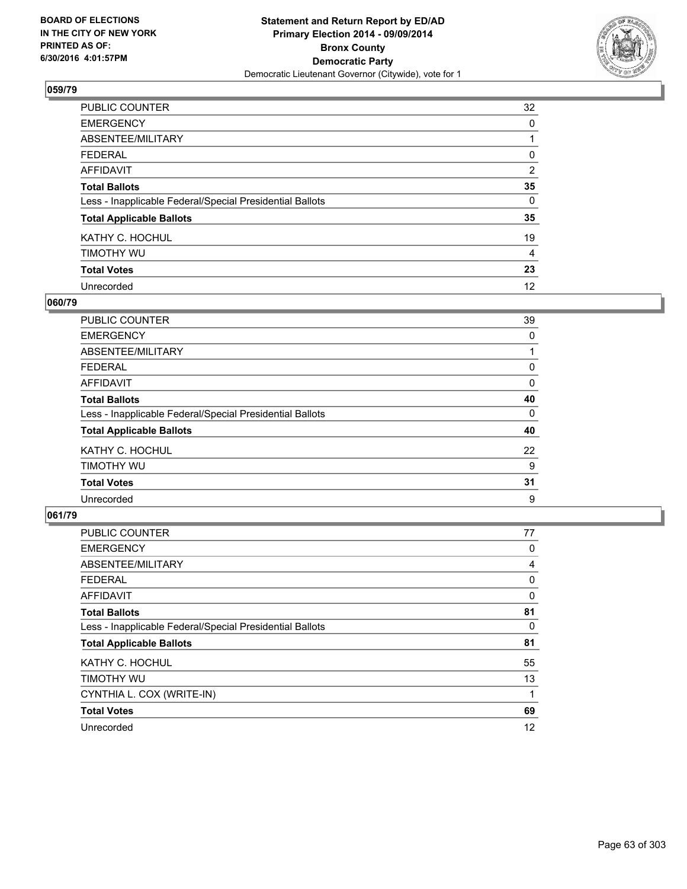**BOARD OF ELECTIONS IN THE CITY OF NEW YORK PRINTED AS OF: 6/30/2016 4:01:57PM**

**Statement and Return Report by ED/AD Primary Election 2014 - 09/09/2014 Bronx County Democratic Party**
Democratic Lieutenant Governor (Citywide), vote for 1

### 059/79

| | |
|---|---|
| PUBLIC COUNTER | 32 |
| EMERGENCY | 0 |
| ABSENTEE/MILITARY | 1 |
| FEDERAL | 0 |
| AFFIDAVIT | 2 |
| **Total Ballots** | **35** |
| Less - Inapplicable Federal/Special Presidential Ballots | 0 |
| **Total Applicable Ballots** | **35** |
| KATHY C. HOCHUL | 19 |
| TIMOTHY WU | 4 |
| **Total Votes** | **23** |
| Unrecorded | 12 |

### 060/79

| | |
|---|---|
| PUBLIC COUNTER | 39 |
| EMERGENCY | 0 |
| ABSENTEE/MILITARY | 1 |
| FEDERAL | 0 |
| AFFIDAVIT | 0 |
| **Total Ballots** | **40** |
| Less - Inapplicable Federal/Special Presidential Ballots | 0 |
| **Total Applicable Ballots** | **40** |
| KATHY C. HOCHUL | 22 |
| TIMOTHY WU | 9 |
| **Total Votes** | **31** |
| Unrecorded | 9 |

### 061/79

| | |
|---|---|
| PUBLIC COUNTER | 77 |
| EMERGENCY | 0 |
| ABSENTEE/MILITARY | 4 |
| FEDERAL | 0 |
| AFFIDAVIT | 0 |
| **Total Ballots** | **81** |
| Less - Inapplicable Federal/Special Presidential Ballots | 0 |
| **Total Applicable Ballots** | **81** |
| KATHY C. HOCHUL | 55 |
| TIMOTHY WU | 13 |
| CYNTHIA L. COX (WRITE-IN) | 1 |
| **Total Votes** | **69** |
| Unrecorded | 12 |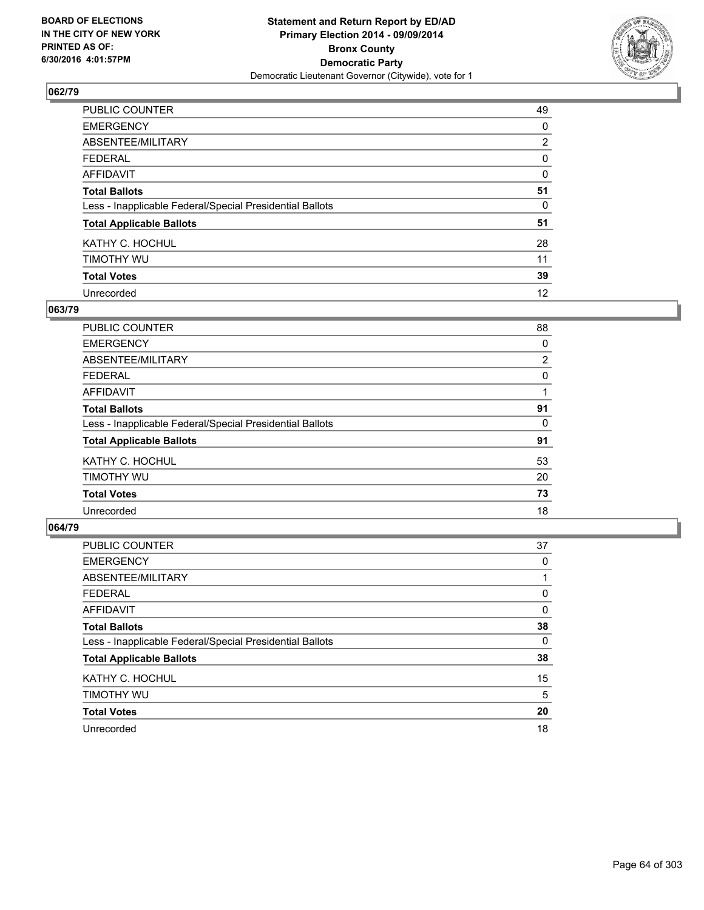**Statement and Return Report by ED/AD**
**Primary Election 2014 - 09/09/2014**
**Bronx County**
**Democratic Party**
Democratic Lieutenant Governor (Citywide), vote for 1

BOARD OF ELECTIONS
IN THE CITY OF NEW YORK
PRINTED AS OF:
6/30/2016 4:01:57PM

## 062/79

| | |
|---|---|
| PUBLIC COUNTER | 49 |
| EMERGENCY | 0 |
| ABSENTEE/MILITARY | 2 |
| FEDERAL | 0 |
| AFFIDAVIT | 0 |
| **Total Ballots** | **51** |
| Less - Inapplicable Federal/Special Presidential Ballots | 0 |
| **Total Applicable Ballots** | **51** |
| KATHY C. HOCHUL | 28 |
| TIMOTHY WU | 11 |
| **Total Votes** | **39** |
| Unrecorded | 12 |

## 063/79

| | |
|---|---|
| PUBLIC COUNTER | 88 |
| EMERGENCY | 0 |
| ABSENTEE/MILITARY | 2 |
| FEDERAL | 0 |
| AFFIDAVIT | 1 |
| **Total Ballots** | **91** |
| Less - Inapplicable Federal/Special Presidential Ballots | 0 |
| **Total Applicable Ballots** | **91** |
| KATHY C. HOCHUL | 53 |
| TIMOTHY WU | 20 |
| **Total Votes** | **73** |
| Unrecorded | 18 |

## 064/79

| | |
|---|---|
| PUBLIC COUNTER | 37 |
| EMERGENCY | 0 |
| ABSENTEE/MILITARY | 1 |
| FEDERAL | 0 |
| AFFIDAVIT | 0 |
| **Total Ballots** | **38** |
| Less - Inapplicable Federal/Special Presidential Ballots | 0 |
| **Total Applicable Ballots** | **38** |
| KATHY C. HOCHUL | 15 |
| TIMOTHY WU | 5 |
| **Total Votes** | **20** |
| Unrecorded | 18 |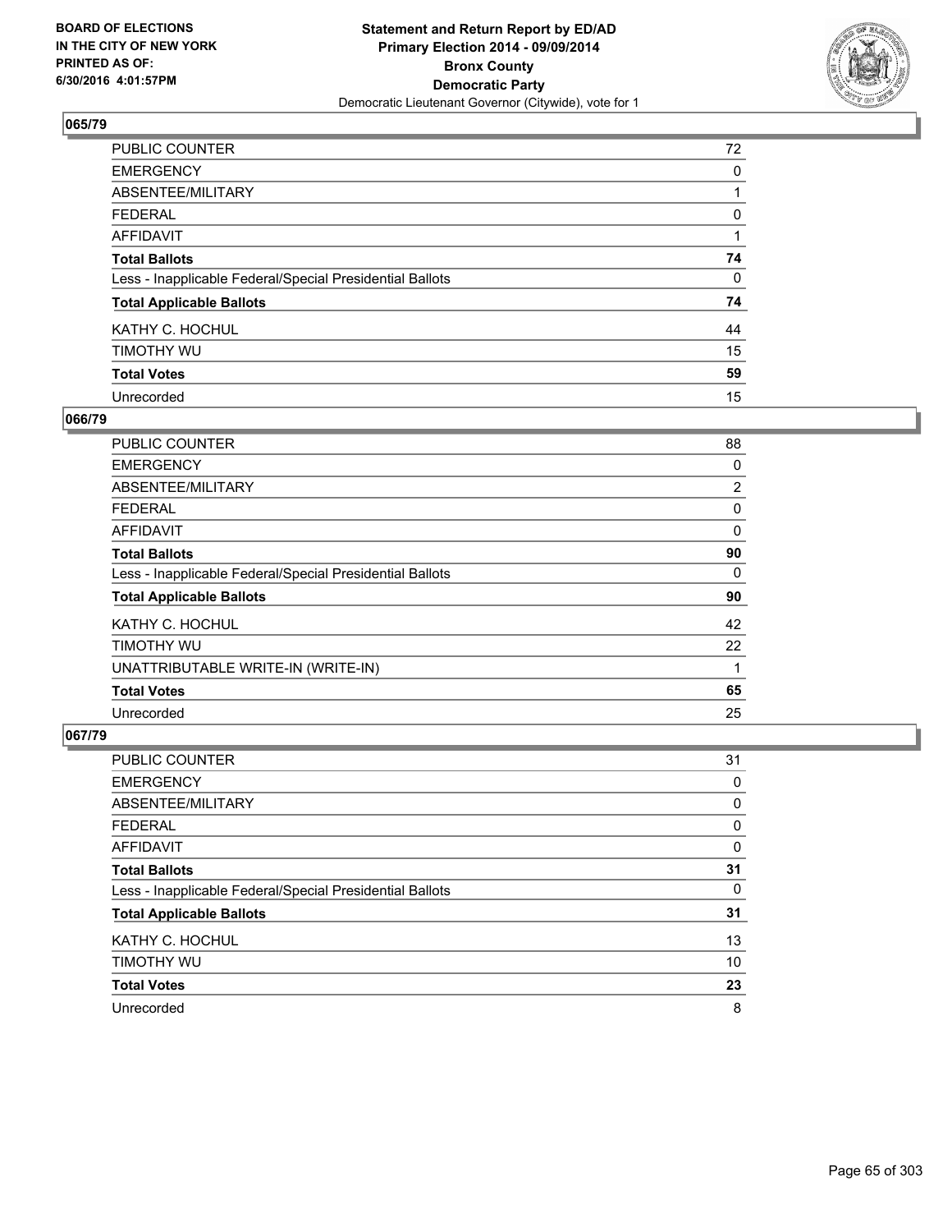**BOARD OF ELECTIONS IN THE CITY OF NEW YORK PRINTED AS OF: 6/30/2016 4:01:57PM**

**Statement and Return Report by ED/AD**
**Primary Election 2014 - 09/09/2014**
**Bronx County**
**Democratic Party**
Democratic Lieutenant Governor (Citywide), vote for 1

## 065/79

| | |
|---|---|
| PUBLIC COUNTER | 72 |
| EMERGENCY | 0 |
| ABSENTEE/MILITARY | 1 |
| FEDERAL | 0 |
| AFFIDAVIT | 1 |
| **Total Ballots** | **74** |
| Less - Inapplicable Federal/Special Presidential Ballots | 0 |
| **Total Applicable Ballots** | **74** |
| KATHY C. HOCHUL | 44 |
| TIMOTHY WU | 15 |
| **Total Votes** | **59** |
| Unrecorded | 15 |

## 066/79

| | |
|---|---|
| PUBLIC COUNTER | 88 |
| EMERGENCY | 0 |
| ABSENTEE/MILITARY | 2 |
| FEDERAL | 0 |
| AFFIDAVIT | 0 |
| **Total Ballots** | **90** |
| Less - Inapplicable Federal/Special Presidential Ballots | 0 |
| **Total Applicable Ballots** | **90** |
| KATHY C. HOCHUL | 42 |
| TIMOTHY WU | 22 |
| UNATTRIBUTABLE WRITE-IN (WRITE-IN) | 1 |
| **Total Votes** | **65** |
| Unrecorded | 25 |

## 067/79

| | |
|---|---|
| PUBLIC COUNTER | 31 |
| EMERGENCY | 0 |
| ABSENTEE/MILITARY | 0 |
| FEDERAL | 0 |
| AFFIDAVIT | 0 |
| **Total Ballots** | **31** |
| Less - Inapplicable Federal/Special Presidential Ballots | 0 |
| **Total Applicable Ballots** | **31** |
| KATHY C. HOCHUL | 13 |
| TIMOTHY WU | 10 |
| **Total Votes** | **23** |
| Unrecorded | 8 |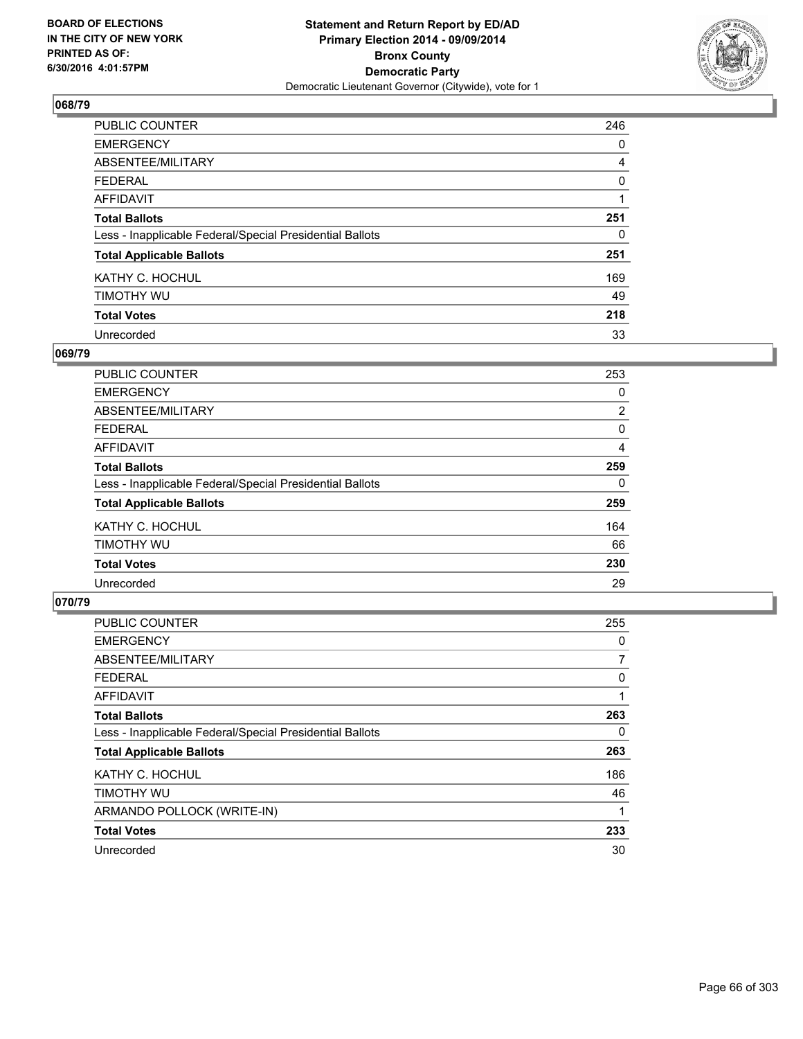**Statement and Return Report by ED/AD**
**Primary Election 2014 - 09/09/2014**
**Bronx County**
**Democratic Party**
Democratic Lieutenant Governor (Citywide), vote for 1

BOARD OF ELECTIONS
IN THE CITY OF NEW YORK
PRINTED AS OF:
6/30/2016 4:01:57PM

**068/79**

| | |
|---|---|
| PUBLIC COUNTER | 246 |
| EMERGENCY | 0 |
| ABSENTEE/MILITARY | 4 |
| FEDERAL | 0 |
| AFFIDAVIT | 1 |
| **Total Ballots** | **251** |
| Less - Inapplicable Federal/Special Presidential Ballots | 0 |
| **Total Applicable Ballots** | **251** |
| KATHY C. HOCHUL | 169 |
| TIMOTHY WU | 49 |
| **Total Votes** | **218** |
| Unrecorded | 33 |

**069/79**

| | |
|---|---|
| PUBLIC COUNTER | 253 |
| EMERGENCY | 0 |
| ABSENTEE/MILITARY | 2 |
| FEDERAL | 0 |
| AFFIDAVIT | 4 |
| **Total Ballots** | **259** |
| Less - Inapplicable Federal/Special Presidential Ballots | 0 |
| **Total Applicable Ballots** | **259** |
| KATHY C. HOCHUL | 164 |
| TIMOTHY WU | 66 |
| **Total Votes** | **230** |
| Unrecorded | 29 |

**070/79**

| | |
|---|---|
| PUBLIC COUNTER | 255 |
| EMERGENCY | 0 |
| ABSENTEE/MILITARY | 7 |
| FEDERAL | 0 |
| AFFIDAVIT | 1 |
| **Total Ballots** | **263** |
| Less - Inapplicable Federal/Special Presidential Ballots | 0 |
| **Total Applicable Ballots** | **263** |
| KATHY C. HOCHUL | 186 |
| TIMOTHY WU | 46 |
| ARMANDO POLLOCK (WRITE-IN) | 1 |
| **Total Votes** | **233** |
| Unrecorded | 30 |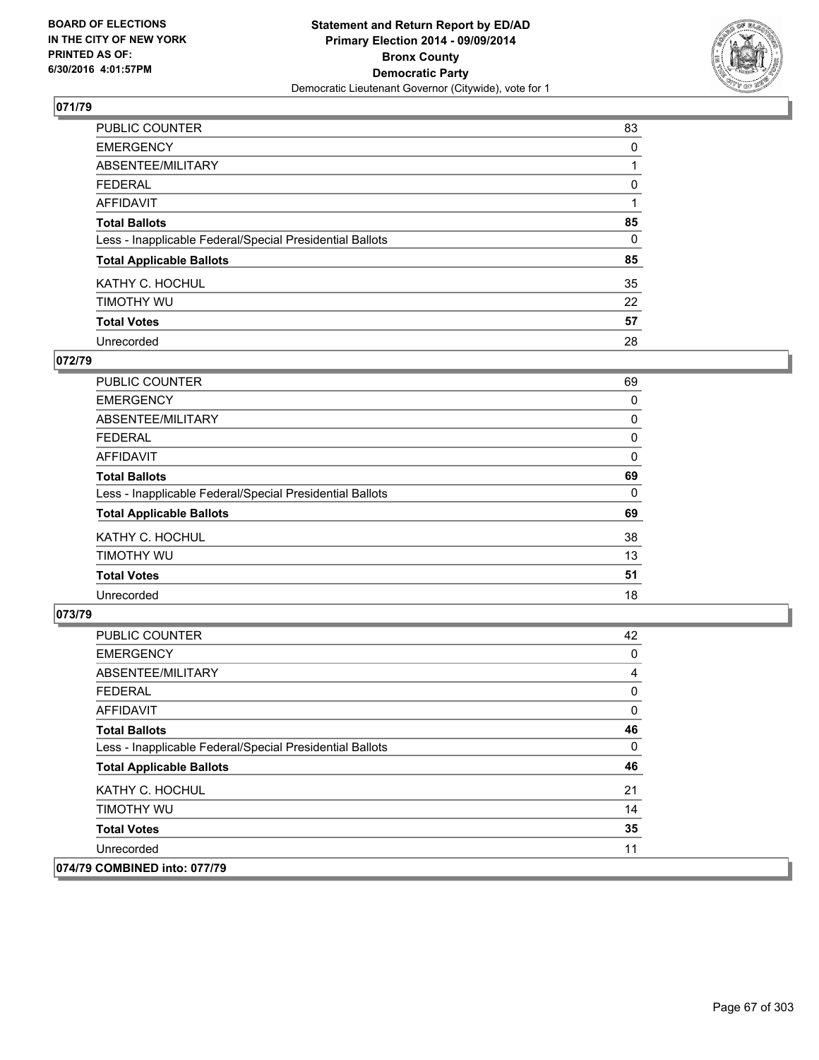BOARD OF ELECTIONS
IN THE CITY OF NEW YORK
PRINTED AS OF:
6/30/2016 4:01:57PM

**Statement and Return Report by ED/AD**
**Primary Election 2014 - 09/09/2014**
**Bronx County**
**Democratic Party**
Democratic Lieutenant Governor (Citywide), vote for 1

## 071/79

| | |
|---|---|
| PUBLIC COUNTER | 83 |
| EMERGENCY | 0 |
| ABSENTEE/MILITARY | 1 |
| FEDERAL | 0 |
| AFFIDAVIT | 1 |
| **Total Ballots** | **85** |
| Less - Inapplicable Federal/Special Presidential Ballots | 0 |
| **Total Applicable Ballots** | **85** |
| KATHY C. HOCHUL | 35 |
| TIMOTHY WU | 22 |
| **Total Votes** | **57** |
| Unrecorded | 28 |

## 072/79

| | |
|---|---|
| PUBLIC COUNTER | 69 |
| EMERGENCY | 0 |
| ABSENTEE/MILITARY | 0 |
| FEDERAL | 0 |
| AFFIDAVIT | 0 |
| **Total Ballots** | **69** |
| Less - Inapplicable Federal/Special Presidential Ballots | 0 |
| **Total Applicable Ballots** | **69** |
| KATHY C. HOCHUL | 38 |
| TIMOTHY WU | 13 |
| **Total Votes** | **51** |
| Unrecorded | 18 |

## 073/79

| | |
|---|---|
| PUBLIC COUNTER | 42 |
| EMERGENCY | 0 |
| ABSENTEE/MILITARY | 4 |
| FEDERAL | 0 |
| AFFIDAVIT | 0 |
| **Total Ballots** | **46** |
| Less - Inapplicable Federal/Special Presidential Ballots | 0 |
| **Total Applicable Ballots** | **46** |
| KATHY C. HOCHUL | 21 |
| TIMOTHY WU | 14 |
| **Total Votes** | **35** |
| Unrecorded | 11 |

## 074/79 COMBINED into: 077/79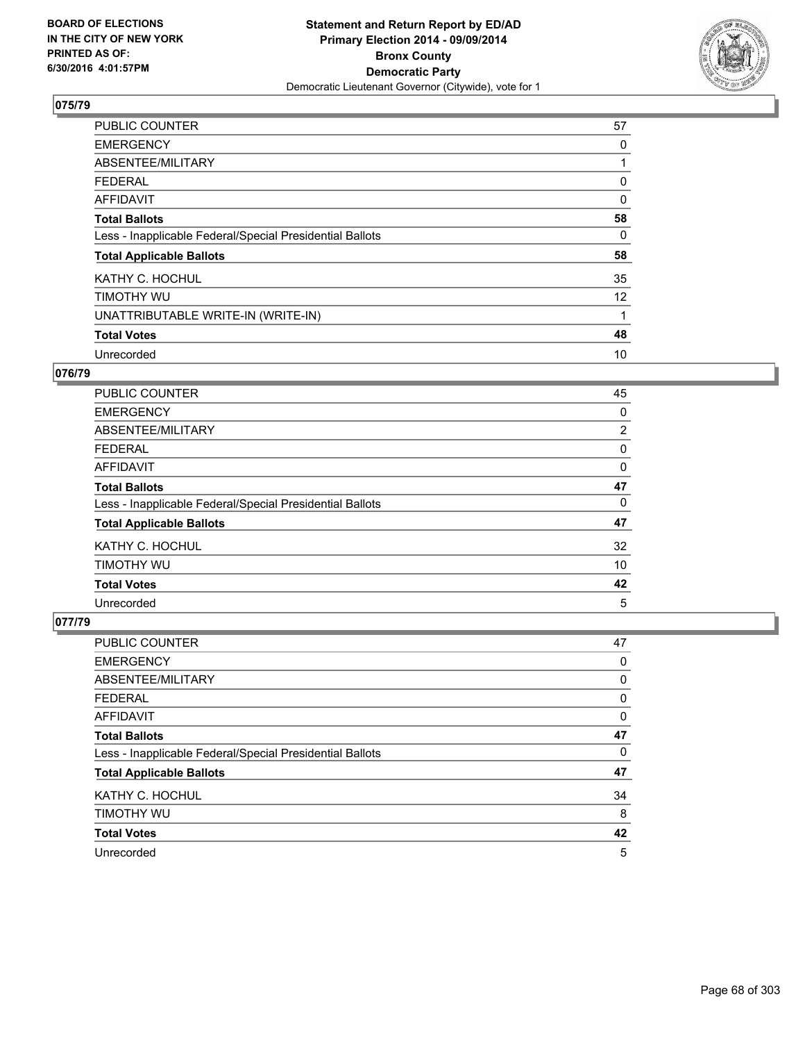**BOARD OF ELECTIONS IN THE CITY OF NEW YORK PRINTED AS OF: 6/30/2016 4:01:57PM**

**Statement and Return Report by ED/AD**
**Primary Election 2014 - 09/09/2014**
**Bronx County**
**Democratic Party**
Democratic Lieutenant Governor (Citywide), vote for 1

## 075/79

| | |
|---|---|
| PUBLIC COUNTER | 57 |
| EMERGENCY | 0 |
| ABSENTEE/MILITARY | 1 |
| FEDERAL | 0 |
| AFFIDAVIT | 0 |
| **Total Ballots** | **58** |
| Less - Inapplicable Federal/Special Presidential Ballots | 0 |
| **Total Applicable Ballots** | **58** |
| KATHY C. HOCHUL | 35 |
| TIMOTHY WU | 12 |
| UNATTRIBUTABLE WRITE-IN (WRITE-IN) | 1 |
| **Total Votes** | **48** |
| Unrecorded | 10 |

## 076/79

| | |
|---|---|
| PUBLIC COUNTER | 45 |
| EMERGENCY | 0 |
| ABSENTEE/MILITARY | 2 |
| FEDERAL | 0 |
| AFFIDAVIT | 0 |
| **Total Ballots** | **47** |
| Less - Inapplicable Federal/Special Presidential Ballots | 0 |
| **Total Applicable Ballots** | **47** |
| KATHY C. HOCHUL | 32 |
| TIMOTHY WU | 10 |
| **Total Votes** | **42** |
| Unrecorded | 5 |

## 077/79

| | |
|---|---|
| PUBLIC COUNTER | 47 |
| EMERGENCY | 0 |
| ABSENTEE/MILITARY | 0 |
| FEDERAL | 0 |
| AFFIDAVIT | 0 |
| **Total Ballots** | **47** |
| Less - Inapplicable Federal/Special Presidential Ballots | 0 |
| **Total Applicable Ballots** | **47** |
| KATHY C. HOCHUL | 34 |
| TIMOTHY WU | 8 |
| **Total Votes** | **42** |
| Unrecorded | 5 |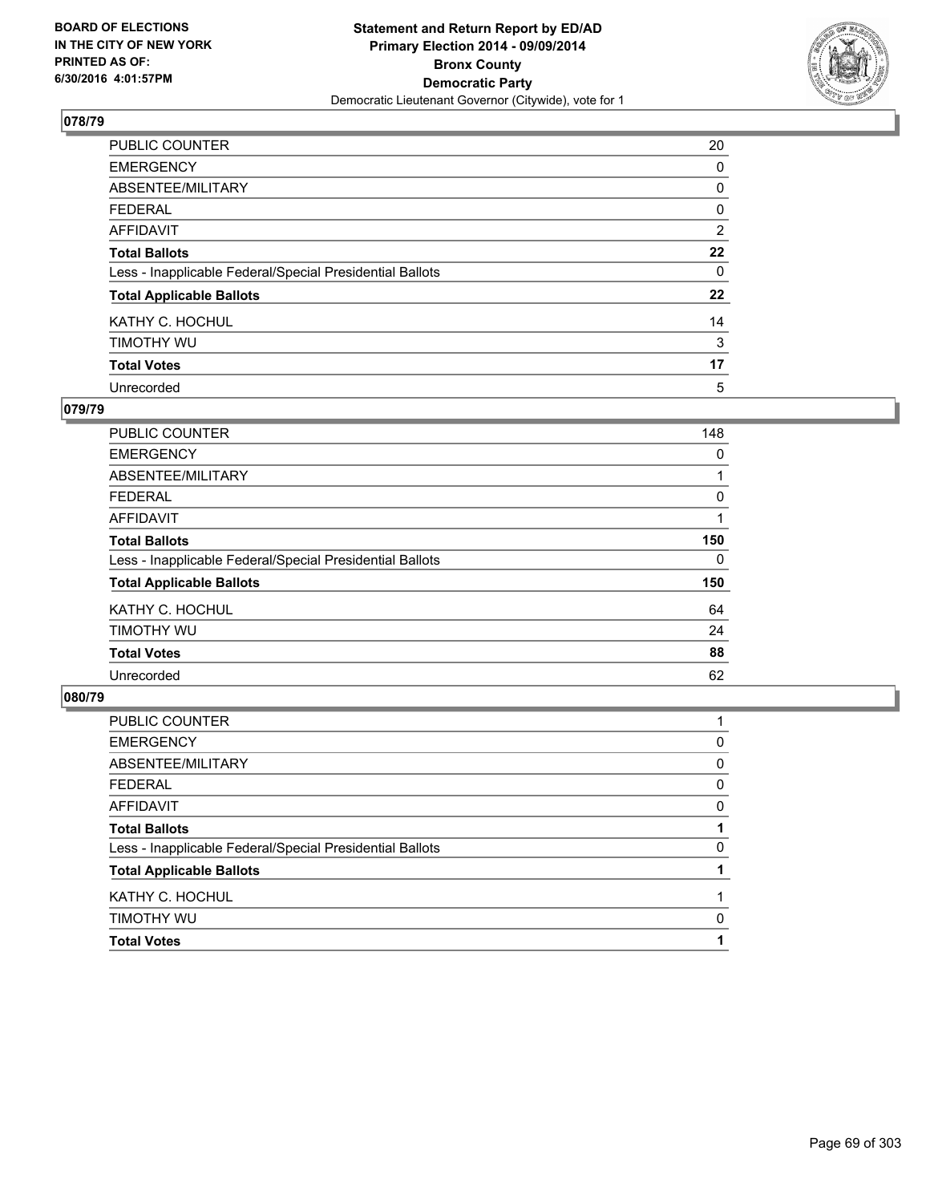**BOARD OF ELECTIONS IN THE CITY OF NEW YORK PRINTED AS OF: 6/30/2016 4:01:57PM**

**Statement and Return Report by ED/AD Primary Election 2014 - 09/09/2014 Bronx County Democratic Party**

Democratic Lieutenant Governor (Citywide), vote for 1

### 078/79

| | |
|---|---|
| PUBLIC COUNTER | 20 |
| EMERGENCY | 0 |
| ABSENTEE/MILITARY | 0 |
| FEDERAL | 0 |
| AFFIDAVIT | 2 |
| **Total Ballots** | **22** |
| Less - Inapplicable Federal/Special Presidential Ballots | 0 |
| **Total Applicable Ballots** | **22** |
| KATHY C. HOCHUL | 14 |
| TIMOTHY WU | 3 |
| **Total Votes** | **17** |
| Unrecorded | 5 |

### 079/79

| | |
|---|---|
| PUBLIC COUNTER | 148 |
| EMERGENCY | 0 |
| ABSENTEE/MILITARY | 1 |
| FEDERAL | 0 |
| AFFIDAVIT | 1 |
| **Total Ballots** | **150** |
| Less - Inapplicable Federal/Special Presidential Ballots | 0 |
| **Total Applicable Ballots** | **150** |
| KATHY C. HOCHUL | 64 |
| TIMOTHY WU | 24 |
| **Total Votes** | **88** |
| Unrecorded | 62 |

### 080/79

| | |
|---|---|
| PUBLIC COUNTER | 1 |
| EMERGENCY | 0 |
| ABSENTEE/MILITARY | 0 |
| FEDERAL | 0 |
| AFFIDAVIT | 0 |
| **Total Ballots** | **1** |
| Less - Inapplicable Federal/Special Presidential Ballots | 0 |
| **Total Applicable Ballots** | **1** |
| KATHY C. HOCHUL | 1 |
| TIMOTHY WU | 0 |
| **Total Votes** | **1** |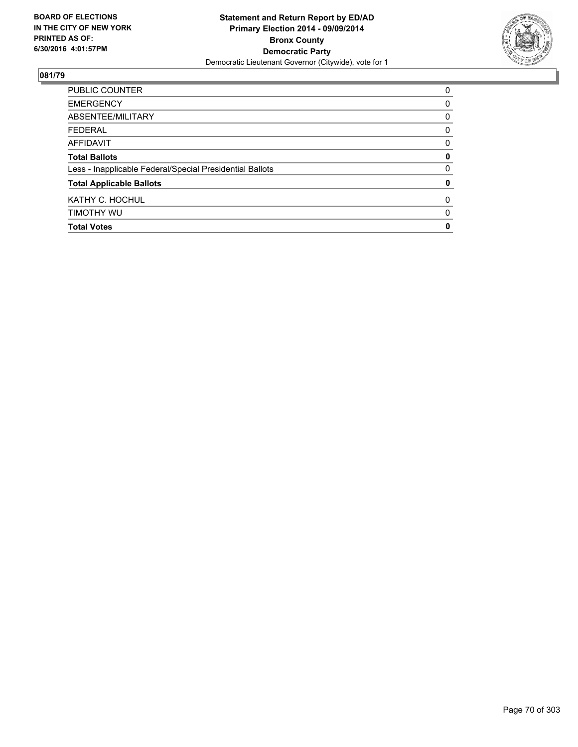**BOARD OF ELECTIONS IN THE CITY OF NEW YORK PRINTED AS OF: 6/30/2016 4:01:57PM**

**Statement and Return Report by ED/AD**
**Primary Election 2014 - 09/09/2014**
**Bronx County**
**Democratic Party**
Democratic Lieutenant Governor (Citywide), vote for 1

## 081/79

| | |
|---|---|
| PUBLIC COUNTER | 0 |
| EMERGENCY | 0 |
| ABSENTEE/MILITARY | 0 |
| FEDERAL | 0 |
| AFFIDAVIT | 0 |
| **Total Ballots** | **0** |
| Less - Inapplicable Federal/Special Presidential Ballots | 0 |
| **Total Applicable Ballots** | **0** |
| KATHY C. HOCHUL | 0 |
| TIMOTHY WU | 0 |
| **Total Votes** | **0** |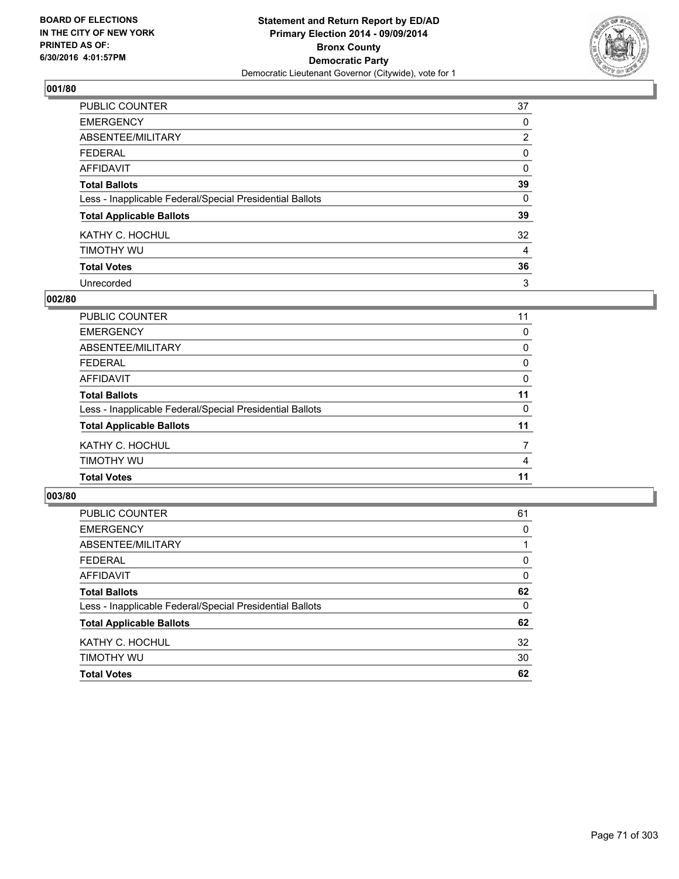BOARD OF ELECTIONS
IN THE CITY OF NEW YORK
PRINTED AS OF:
6/30/2016 4:01:57PM

**Statement and Return Report by ED/AD**
**Primary Election 2014 - 09/09/2014**
**Bronx County**
**Democratic Party**
Democratic Lieutenant Governor (Citywide), vote for 1

## 001/80

| | |
|---|---|
| PUBLIC COUNTER | 37 |
| EMERGENCY | 0 |
| ABSENTEE/MILITARY | 2 |
| FEDERAL | 0 |
| AFFIDAVIT | 0 |
| **Total Ballots** | **39** |
| Less - Inapplicable Federal/Special Presidential Ballots | 0 |
| **Total Applicable Ballots** | **39** |
| KATHY C. HOCHUL | 32 |
| TIMOTHY WU | 4 |
| **Total Votes** | **36** |
| Unrecorded | 3 |

## 002/80

| | |
|---|---|
| PUBLIC COUNTER | 11 |
| EMERGENCY | 0 |
| ABSENTEE/MILITARY | 0 |
| FEDERAL | 0 |
| AFFIDAVIT | 0 |
| **Total Ballots** | **11** |
| Less - Inapplicable Federal/Special Presidential Ballots | 0 |
| **Total Applicable Ballots** | **11** |
| KATHY C. HOCHUL | 7 |
| TIMOTHY WU | 4 |
| **Total Votes** | **11** |

## 003/80

| | |
|---|---|
| PUBLIC COUNTER | 61 |
| EMERGENCY | 0 |
| ABSENTEE/MILITARY | 1 |
| FEDERAL | 0 |
| AFFIDAVIT | 0 |
| **Total Ballots** | **62** |
| Less - Inapplicable Federal/Special Presidential Ballots | 0 |
| **Total Applicable Ballots** | **62** |
| KATHY C. HOCHUL | 32 |
| TIMOTHY WU | 30 |
| **Total Votes** | **62** |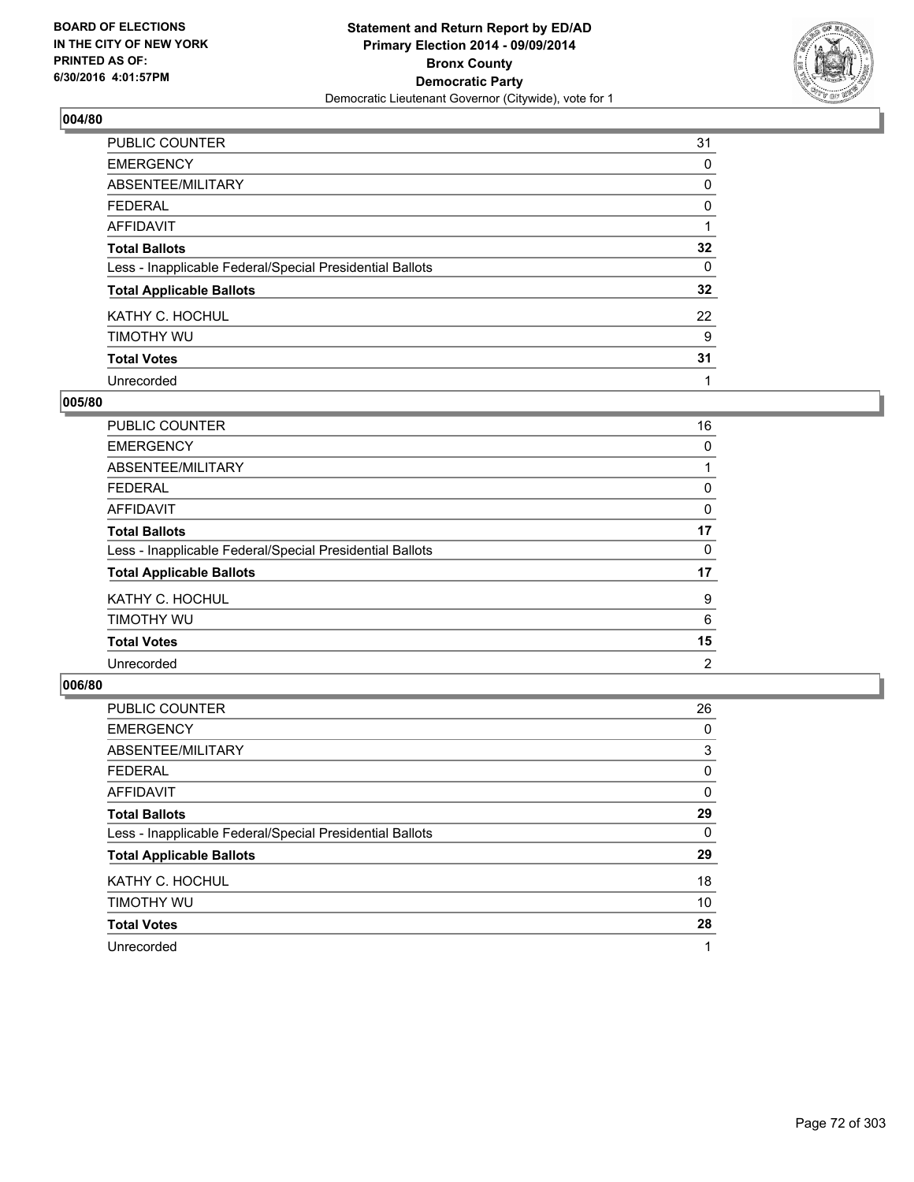BOARD OF ELECTIONS
IN THE CITY OF NEW YORK
PRINTED AS OF:
6/30/2016 4:01:57PM

**Statement and Return Report by ED/AD**
**Primary Election 2014 - 09/09/2014**
**Bronx County**
**Democratic Party**
Democratic Lieutenant Governor (Citywide), vote for 1

## 004/80

| | |
|---|---|
| PUBLIC COUNTER | 31 |
| EMERGENCY | 0 |
| ABSENTEE/MILITARY | 0 |
| FEDERAL | 0 |
| AFFIDAVIT | 1 |
| **Total Ballots** | **32** |
| Less - Inapplicable Federal/Special Presidential Ballots | 0 |
| **Total Applicable Ballots** | **32** |
| KATHY C. HOCHUL | 22 |
| TIMOTHY WU | 9 |
| **Total Votes** | **31** |
| Unrecorded | 1 |

## 005/80

| | |
|---|---|
| PUBLIC COUNTER | 16 |
| EMERGENCY | 0 |
| ABSENTEE/MILITARY | 1 |
| FEDERAL | 0 |
| AFFIDAVIT | 0 |
| **Total Ballots** | **17** |
| Less - Inapplicable Federal/Special Presidential Ballots | 0 |
| **Total Applicable Ballots** | **17** |
| KATHY C. HOCHUL | 9 |
| TIMOTHY WU | 6 |
| **Total Votes** | **15** |
| Unrecorded | 2 |

## 006/80

| | |
|---|---|
| PUBLIC COUNTER | 26 |
| EMERGENCY | 0 |
| ABSENTEE/MILITARY | 3 |
| FEDERAL | 0 |
| AFFIDAVIT | 0 |
| **Total Ballots** | **29** |
| Less - Inapplicable Federal/Special Presidential Ballots | 0 |
| **Total Applicable Ballots** | **29** |
| KATHY C. HOCHUL | 18 |
| TIMOTHY WU | 10 |
| **Total Votes** | **28** |
| Unrecorded | 1 |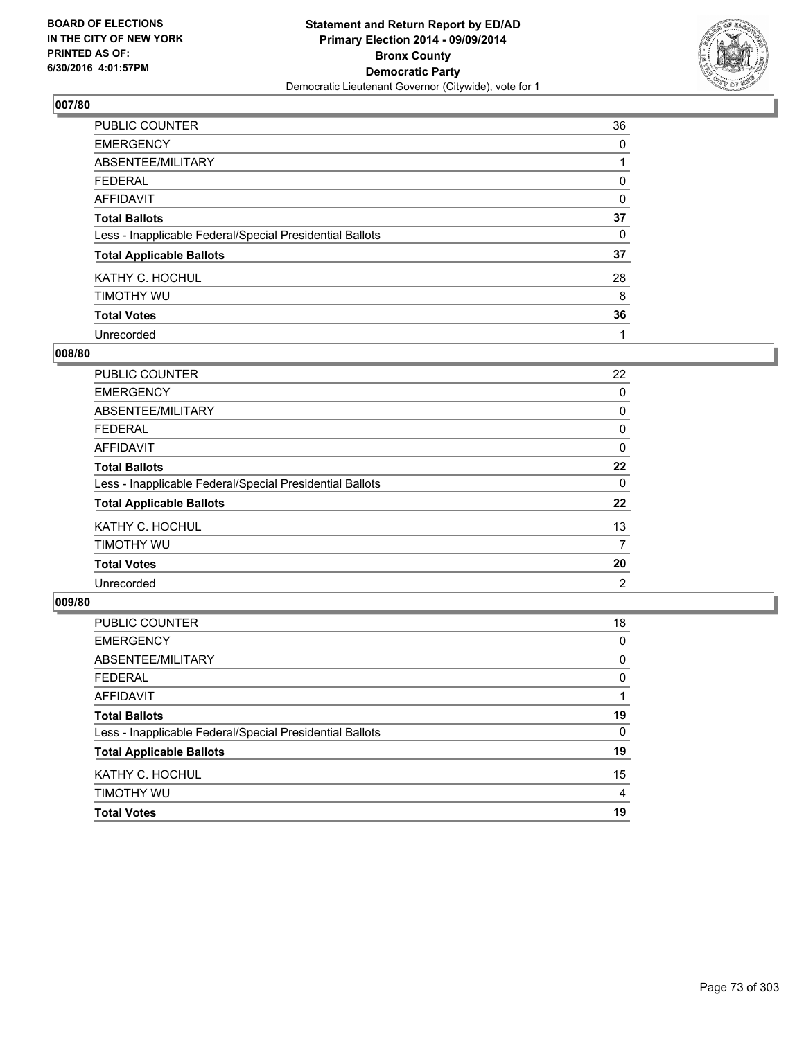**Statement and Return Report by ED/AD**
**Primary Election 2014 - 09/09/2014**
**Bronx County**
**Democratic Party**
Democratic Lieutenant Governor (Citywide), vote for 1

BOARD OF ELECTIONS
IN THE CITY OF NEW YORK
PRINTED AS OF:
6/30/2016 4:01:57PM

### 007/80

| | |
|---|---|
| PUBLIC COUNTER | 36 |
| EMERGENCY | 0 |
| ABSENTEE/MILITARY | 1 |
| FEDERAL | 0 |
| AFFIDAVIT | 0 |
| **Total Ballots** | **37** |
| Less - Inapplicable Federal/Special Presidential Ballots | 0 |
| **Total Applicable Ballots** | **37** |
| KATHY C. HOCHUL | 28 |
| TIMOTHY WU | 8 |
| **Total Votes** | **36** |
| Unrecorded | 1 |

### 008/80

| | |
|---|---|
| PUBLIC COUNTER | 22 |
| EMERGENCY | 0 |
| ABSENTEE/MILITARY | 0 |
| FEDERAL | 0 |
| AFFIDAVIT | 0 |
| **Total Ballots** | **22** |
| Less - Inapplicable Federal/Special Presidential Ballots | 0 |
| **Total Applicable Ballots** | **22** |
| KATHY C. HOCHUL | 13 |
| TIMOTHY WU | 7 |
| **Total Votes** | **20** |
| Unrecorded | 2 |

### 009/80

| | |
|---|---|
| PUBLIC COUNTER | 18 |
| EMERGENCY | 0 |
| ABSENTEE/MILITARY | 0 |
| FEDERAL | 0 |
| AFFIDAVIT | 1 |
| **Total Ballots** | **19** |
| Less - Inapplicable Federal/Special Presidential Ballots | 0 |
| **Total Applicable Ballots** | **19** |
| KATHY C. HOCHUL | 15 |
| TIMOTHY WU | 4 |
| **Total Votes** | **19** |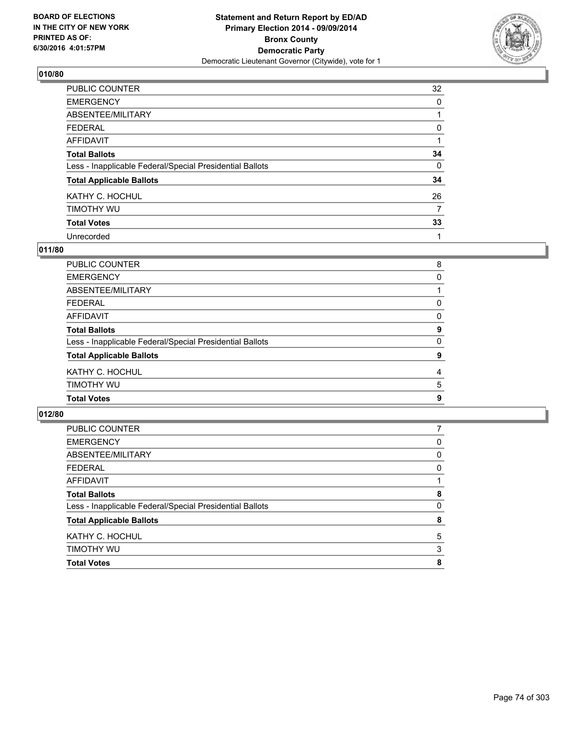BOARD OF ELECTIONS
IN THE CITY OF NEW YORK
PRINTED AS OF:
6/30/2016 4:01:57PM

**Statement and Return Report by ED/AD**
**Primary Election 2014 - 09/09/2014**
**Bronx County**
**Democratic Party**
Democratic Lieutenant Governor (Citywide), vote for 1

## 010/80

| | |
|---|---|
| PUBLIC COUNTER | 32 |
| EMERGENCY | 0 |
| ABSENTEE/MILITARY | 1 |
| FEDERAL | 0 |
| AFFIDAVIT | 1 |
| **Total Ballots** | **34** |
| Less - Inapplicable Federal/Special Presidential Ballots | 0 |
| **Total Applicable Ballots** | **34** |
| KATHY C. HOCHUL | 26 |
| TIMOTHY WU | 7 |
| **Total Votes** | **33** |
| Unrecorded | 1 |

## 011/80

| | |
|---|---|
| PUBLIC COUNTER | 8 |
| EMERGENCY | 0 |
| ABSENTEE/MILITARY | 1 |
| FEDERAL | 0 |
| AFFIDAVIT | 0 |
| **Total Ballots** | **9** |
| Less - Inapplicable Federal/Special Presidential Ballots | 0 |
| **Total Applicable Ballots** | **9** |
| KATHY C. HOCHUL | 4 |
| TIMOTHY WU | 5 |
| **Total Votes** | **9** |

## 012/80

| | |
|---|---|
| PUBLIC COUNTER | 7 |
| EMERGENCY | 0 |
| ABSENTEE/MILITARY | 0 |
| FEDERAL | 0 |
| AFFIDAVIT | 1 |
| **Total Ballots** | **8** |
| Less - Inapplicable Federal/Special Presidential Ballots | 0 |
| **Total Applicable Ballots** | **8** |
| KATHY C. HOCHUL | 5 |
| TIMOTHY WU | 3 |
| **Total Votes** | **8** |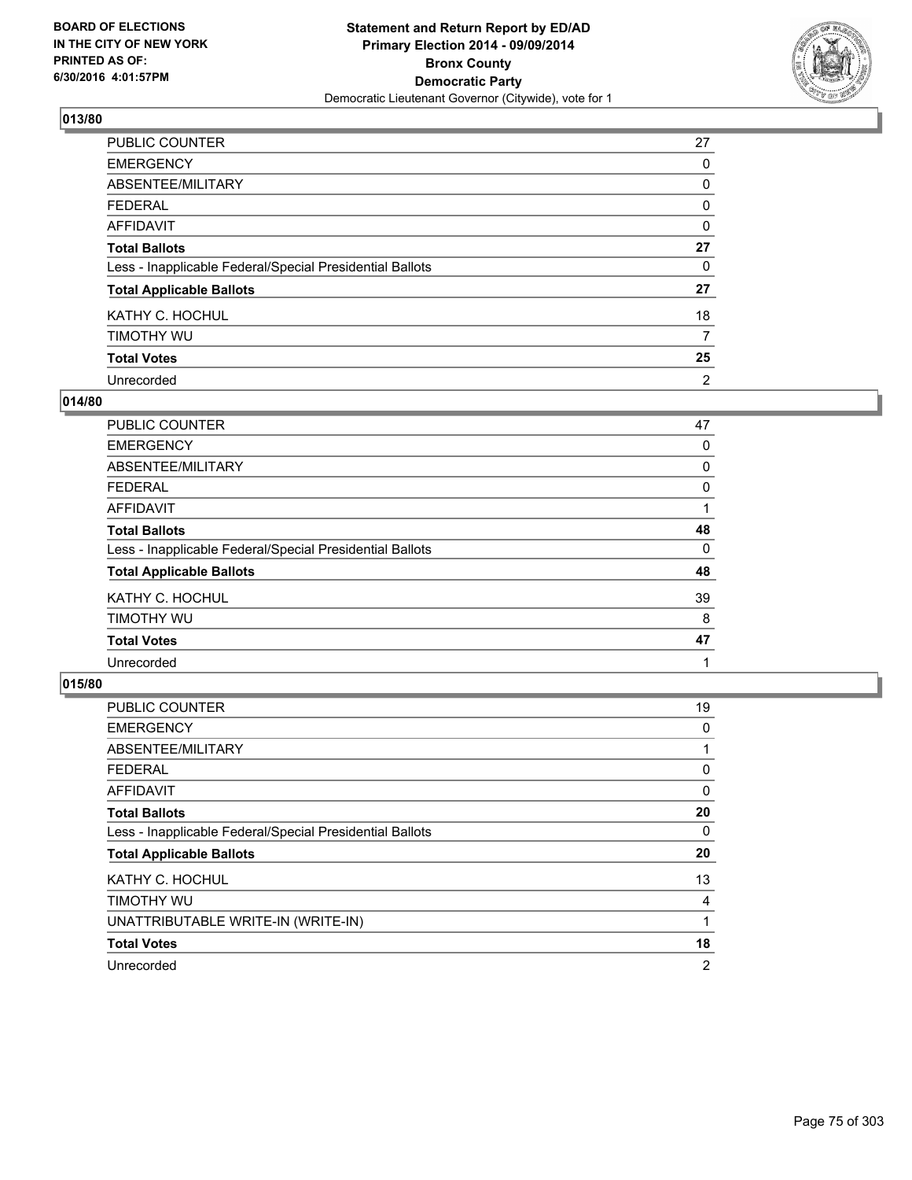BOARD OF ELECTIONS
IN THE CITY OF NEW YORK
PRINTED AS OF:
6/30/2016 4:01:57PM

**Statement and Return Report by ED/AD**
**Primary Election 2014 - 09/09/2014**
**Bronx County**
**Democratic Party**
Democratic Lieutenant Governor (Citywide), vote for 1

### 013/80

| | |
|---|---|
| PUBLIC COUNTER | 27 |
| EMERGENCY | 0 |
| ABSENTEE/MILITARY | 0 |
| FEDERAL | 0 |
| AFFIDAVIT | 0 |
| **Total Ballots** | **27** |
| Less - Inapplicable Federal/Special Presidential Ballots | 0 |
| **Total Applicable Ballots** | **27** |
| KATHY C. HOCHUL | 18 |
| TIMOTHY WU | 7 |
| **Total Votes** | **25** |
| Unrecorded | 2 |

### 014/80

| | |
|---|---|
| PUBLIC COUNTER | 47 |
| EMERGENCY | 0 |
| ABSENTEE/MILITARY | 0 |
| FEDERAL | 0 |
| AFFIDAVIT | 1 |
| **Total Ballots** | **48** |
| Less - Inapplicable Federal/Special Presidential Ballots | 0 |
| **Total Applicable Ballots** | **48** |
| KATHY C. HOCHUL | 39 |
| TIMOTHY WU | 8 |
| **Total Votes** | **47** |
| Unrecorded | 1 |

### 015/80

| | |
|---|---|
| PUBLIC COUNTER | 19 |
| EMERGENCY | 0 |
| ABSENTEE/MILITARY | 1 |
| FEDERAL | 0 |
| AFFIDAVIT | 0 |
| **Total Ballots** | **20** |
| Less - Inapplicable Federal/Special Presidential Ballots | 0 |
| **Total Applicable Ballots** | **20** |
| KATHY C. HOCHUL | 13 |
| TIMOTHY WU | 4 |
| UNATTRIBUTABLE WRITE-IN (WRITE-IN) | 1 |
| **Total Votes** | **18** |
| Unrecorded | 2 |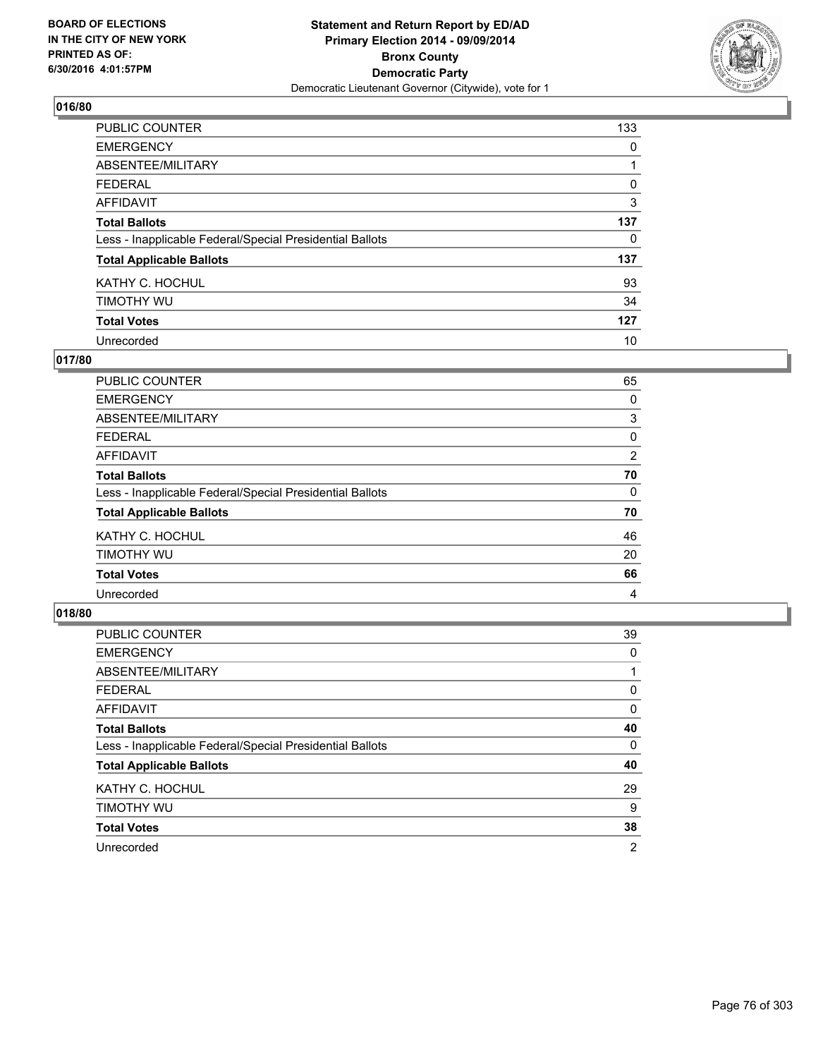BOARD OF ELECTIONS
IN THE CITY OF NEW YORK
PRINTED AS OF:
6/30/2016 4:01:57PM

**Statement and Return Report by ED/AD**
**Primary Election 2014 - 09/09/2014**
**Bronx County**
**Democratic Party**
Democratic Lieutenant Governor (Citywide), vote for 1

## 016/80

| | |
|---|---|
| PUBLIC COUNTER | 133 |
| EMERGENCY | 0 |
| ABSENTEE/MILITARY | 1 |
| FEDERAL | 0 |
| AFFIDAVIT | 3 |
| **Total Ballots** | **137** |
| Less - Inapplicable Federal/Special Presidential Ballots | 0 |
| **Total Applicable Ballots** | **137** |
| KATHY C. HOCHUL | 93 |
| TIMOTHY WU | 34 |
| **Total Votes** | **127** |
| Unrecorded | 10 |

## 017/80

| | |
|---|---|
| PUBLIC COUNTER | 65 |
| EMERGENCY | 0 |
| ABSENTEE/MILITARY | 3 |
| FEDERAL | 0 |
| AFFIDAVIT | 2 |
| **Total Ballots** | **70** |
| Less - Inapplicable Federal/Special Presidential Ballots | 0 |
| **Total Applicable Ballots** | **70** |
| KATHY C. HOCHUL | 46 |
| TIMOTHY WU | 20 |
| **Total Votes** | **66** |
| Unrecorded | 4 |

## 018/80

| | |
|---|---|
| PUBLIC COUNTER | 39 |
| EMERGENCY | 0 |
| ABSENTEE/MILITARY | 1 |
| FEDERAL | 0 |
| AFFIDAVIT | 0 |
| **Total Ballots** | **40** |
| Less - Inapplicable Federal/Special Presidential Ballots | 0 |
| **Total Applicable Ballots** | **40** |
| KATHY C. HOCHUL | 29 |
| TIMOTHY WU | 9 |
| **Total Votes** | **38** |
| Unrecorded | 2 |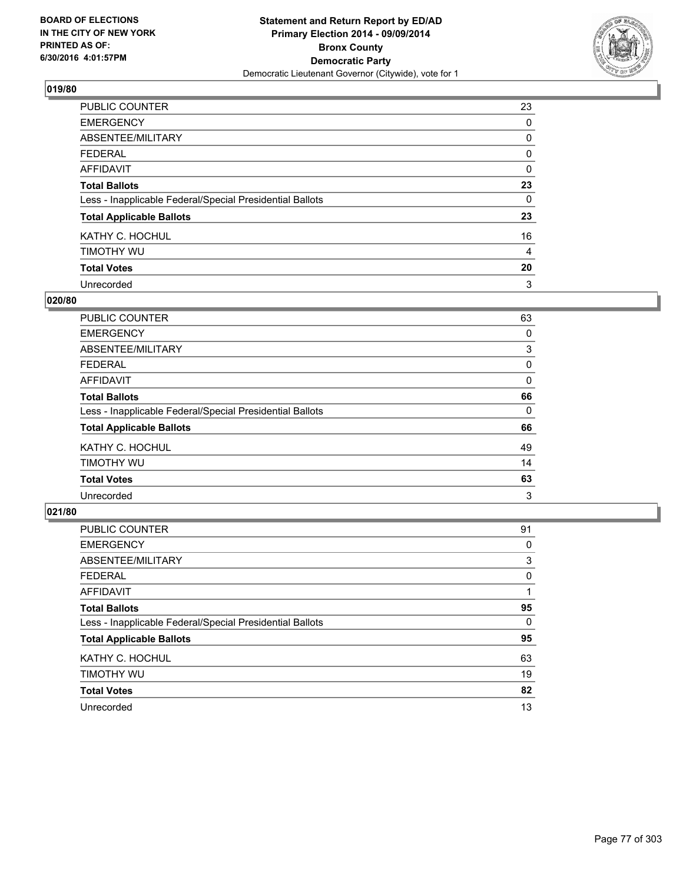**Statement and Return Report by ED/AD**
**Primary Election 2014 - 09/09/2014**
**Bronx County**
**Democratic Party**
Democratic Lieutenant Governor (Citywide), vote for 1

BOARD OF ELECTIONS
IN THE CITY OF NEW YORK
PRINTED AS OF:
6/30/2016 4:01:57PM

## 019/80

| | |
|---|---|
| PUBLIC COUNTER | 23 |
| EMERGENCY | 0 |
| ABSENTEE/MILITARY | 0 |
| FEDERAL | 0 |
| AFFIDAVIT | 0 |
| **Total Ballots** | **23** |
| Less - Inapplicable Federal/Special Presidential Ballots | 0 |
| **Total Applicable Ballots** | **23** |
| KATHY C. HOCHUL | 16 |
| TIMOTHY WU | 4 |
| **Total Votes** | **20** |
| Unrecorded | 3 |

## 020/80

| | |
|---|---|
| PUBLIC COUNTER | 63 |
| EMERGENCY | 0 |
| ABSENTEE/MILITARY | 3 |
| FEDERAL | 0 |
| AFFIDAVIT | 0 |
| **Total Ballots** | **66** |
| Less - Inapplicable Federal/Special Presidential Ballots | 0 |
| **Total Applicable Ballots** | **66** |
| KATHY C. HOCHUL | 49 |
| TIMOTHY WU | 14 |
| **Total Votes** | **63** |
| Unrecorded | 3 |

## 021/80

| | |
|---|---|
| PUBLIC COUNTER | 91 |
| EMERGENCY | 0 |
| ABSENTEE/MILITARY | 3 |
| FEDERAL | 0 |
| AFFIDAVIT | 1 |
| **Total Ballots** | **95** |
| Less - Inapplicable Federal/Special Presidential Ballots | 0 |
| **Total Applicable Ballots** | **95** |
| KATHY C. HOCHUL | 63 |
| TIMOTHY WU | 19 |
| **Total Votes** | **82** |
| Unrecorded | 13 |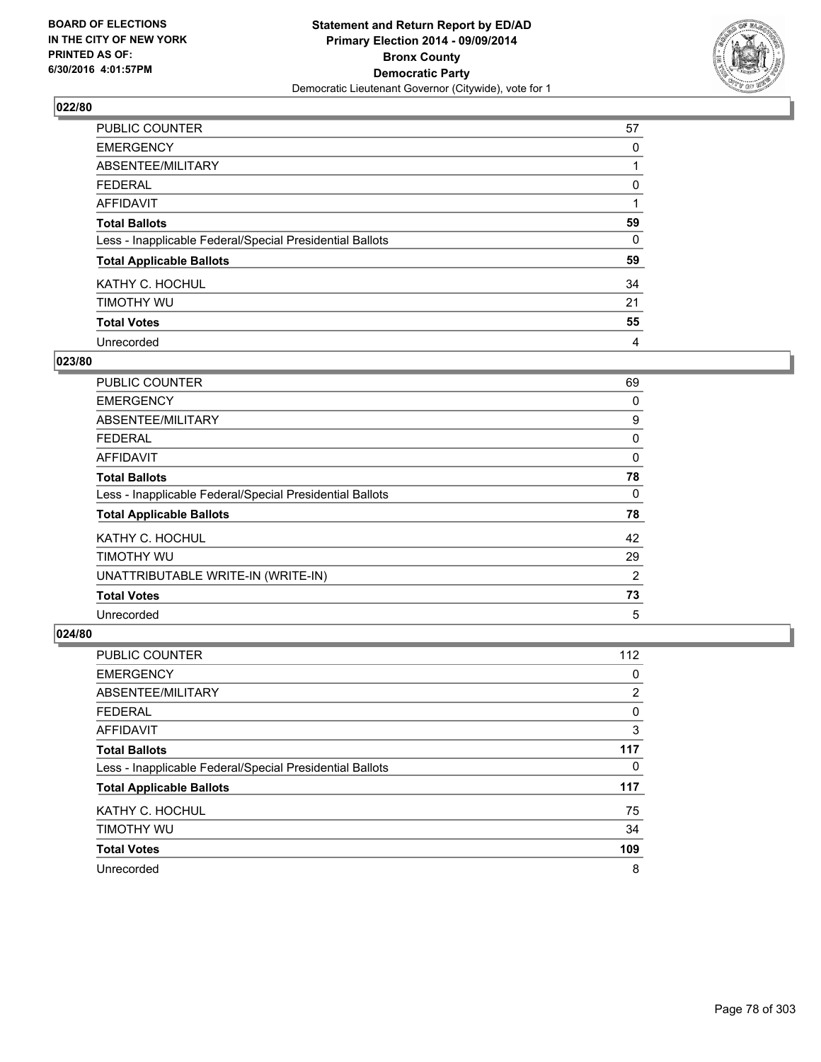BOARD OF ELECTIONS
IN THE CITY OF NEW YORK
PRINTED AS OF:
6/30/2016 4:01:57PM

**Statement and Return Report by ED/AD**
**Primary Election 2014 - 09/09/2014**
**Bronx County**
**Democratic Party**
Democratic Lieutenant Governor (Citywide), vote for 1

### 022/80

| | |
|---|---|
| PUBLIC COUNTER | 57 |
| EMERGENCY | 0 |
| ABSENTEE/MILITARY | 1 |
| FEDERAL | 0 |
| AFFIDAVIT | 1 |
| **Total Ballots** | **59** |
| Less - Inapplicable Federal/Special Presidential Ballots | 0 |
| **Total Applicable Ballots** | **59** |
| KATHY C. HOCHUL | 34 |
| TIMOTHY WU | 21 |
| **Total Votes** | **55** |
| Unrecorded | 4 |

### 023/80

| | |
|---|---|
| PUBLIC COUNTER | 69 |
| EMERGENCY | 0 |
| ABSENTEE/MILITARY | 9 |
| FEDERAL | 0 |
| AFFIDAVIT | 0 |
| **Total Ballots** | **78** |
| Less - Inapplicable Federal/Special Presidential Ballots | 0 |
| **Total Applicable Ballots** | **78** |
| KATHY C. HOCHUL | 42 |
| TIMOTHY WU | 29 |
| UNATTRIBUTABLE WRITE-IN (WRITE-IN) | 2 |
| **Total Votes** | **73** |
| Unrecorded | 5 |

### 024/80

| | |
|---|---|
| PUBLIC COUNTER | 112 |
| EMERGENCY | 0 |
| ABSENTEE/MILITARY | 2 |
| FEDERAL | 0 |
| AFFIDAVIT | 3 |
| **Total Ballots** | **117** |
| Less - Inapplicable Federal/Special Presidential Ballots | 0 |
| **Total Applicable Ballots** | **117** |
| KATHY C. HOCHUL | 75 |
| TIMOTHY WU | 34 |
| **Total Votes** | **109** |
| Unrecorded | 8 |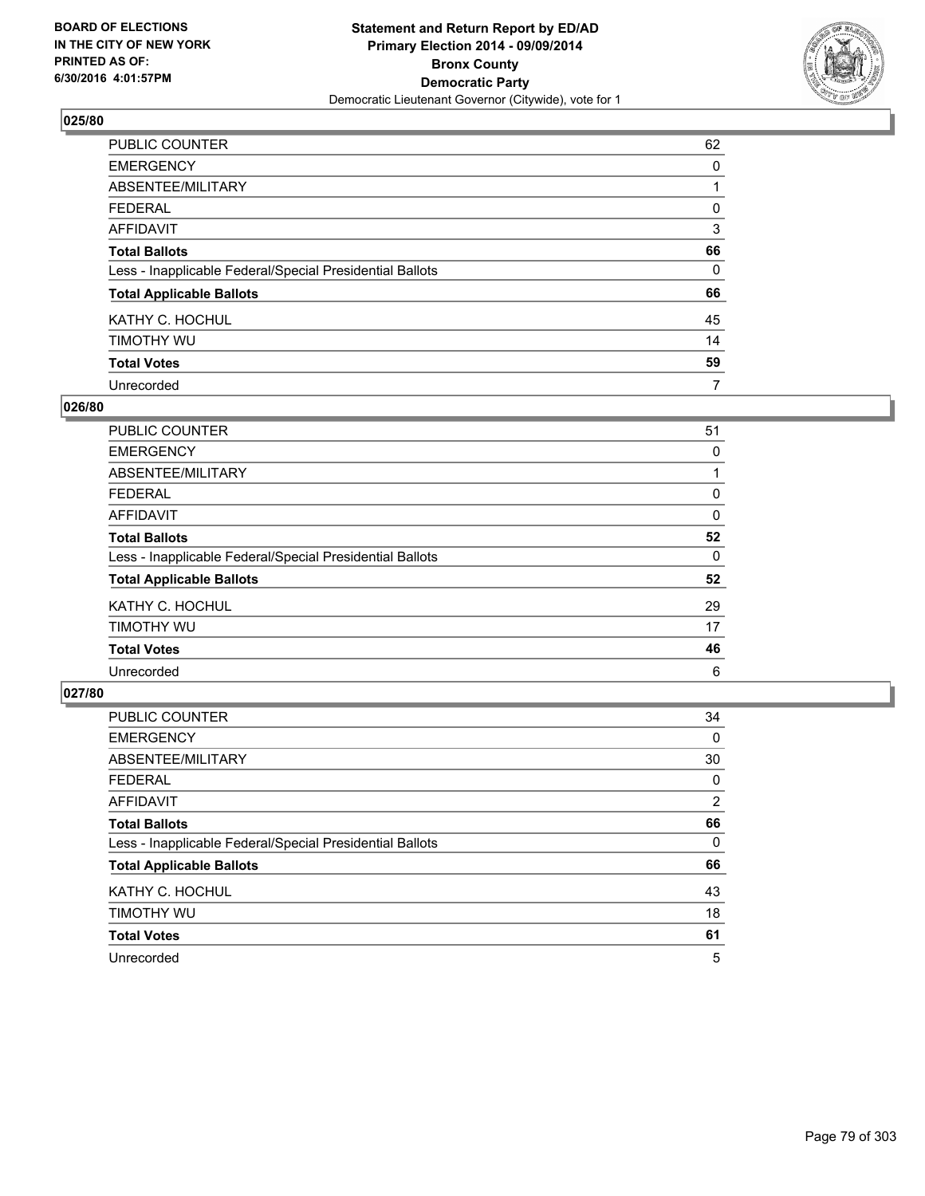**BOARD OF ELECTIONS IN THE CITY OF NEW YORK PRINTED AS OF: 6/30/2016 4:01:57PM**

**Statement and Return Report by ED/AD Primary Election 2014 - 09/09/2014 Bronx County Democratic Party**

Democratic Lieutenant Governor (Citywide), vote for 1

### 025/80

| | |
|---|---|
| PUBLIC COUNTER | 62 |
| EMERGENCY | 0 |
| ABSENTEE/MILITARY | 1 |
| FEDERAL | 0 |
| AFFIDAVIT | 3 |
| **Total Ballots** | **66** |
| Less - Inapplicable Federal/Special Presidential Ballots | 0 |
| **Total Applicable Ballots** | **66** |
| KATHY C. HOCHUL | 45 |
| TIMOTHY WU | 14 |
| **Total Votes** | **59** |
| Unrecorded | 7 |

### 026/80

| | |
|---|---|
| PUBLIC COUNTER | 51 |
| EMERGENCY | 0 |
| ABSENTEE/MILITARY | 1 |
| FEDERAL | 0 |
| AFFIDAVIT | 0 |
| **Total Ballots** | **52** |
| Less - Inapplicable Federal/Special Presidential Ballots | 0 |
| **Total Applicable Ballots** | **52** |
| KATHY C. HOCHUL | 29 |
| TIMOTHY WU | 17 |
| **Total Votes** | **46** |
| Unrecorded | 6 |

### 027/80

| | |
|---|---|
| PUBLIC COUNTER | 34 |
| EMERGENCY | 0 |
| ABSENTEE/MILITARY | 30 |
| FEDERAL | 0 |
| AFFIDAVIT | 2 |
| **Total Ballots** | **66** |
| Less - Inapplicable Federal/Special Presidential Ballots | 0 |
| **Total Applicable Ballots** | **66** |
| KATHY C. HOCHUL | 43 |
| TIMOTHY WU | 18 |
| **Total Votes** | **61** |
| Unrecorded | 5 |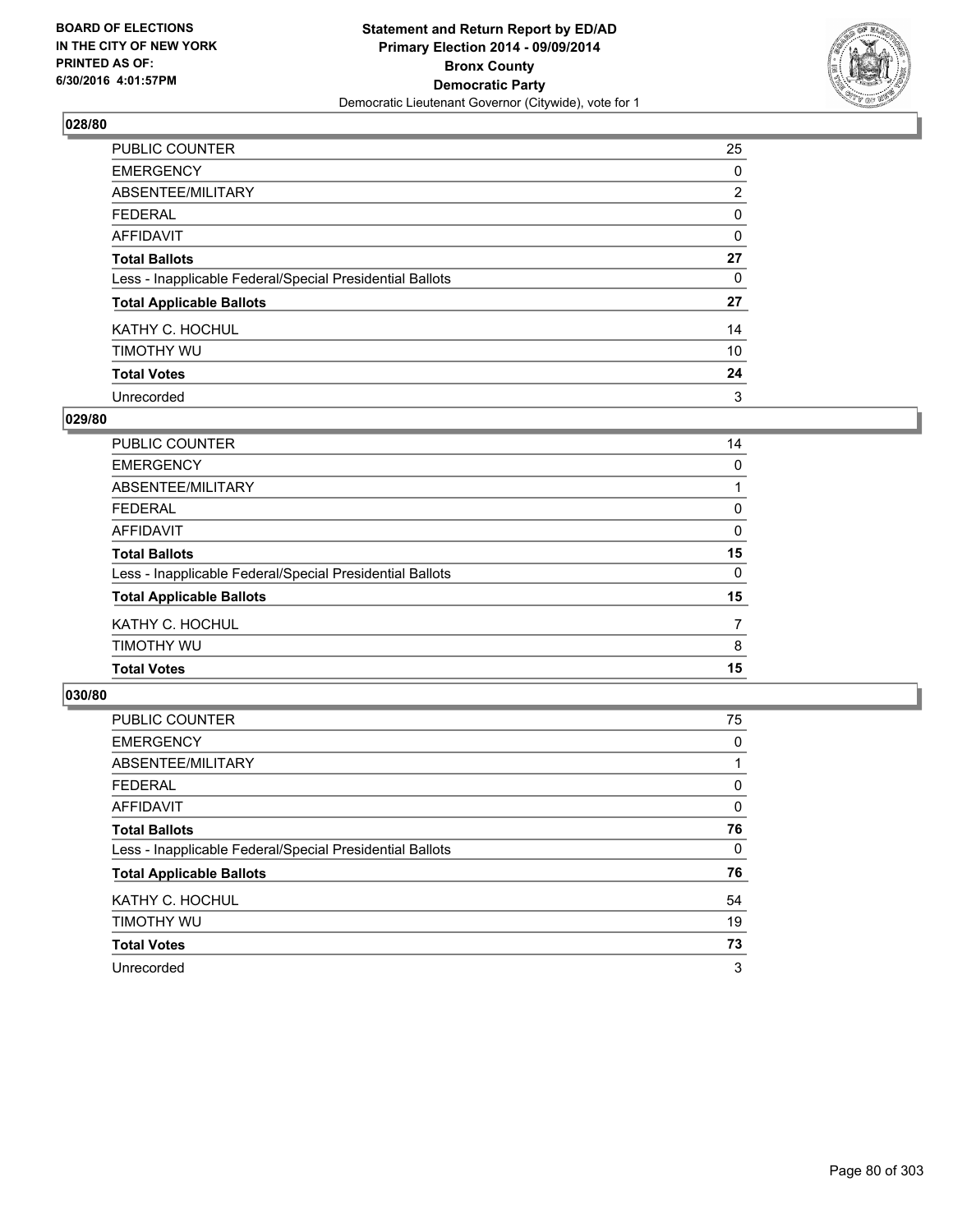BOARD OF ELECTIONS
IN THE CITY OF NEW YORK
PRINTED AS OF:
6/30/2016 4:01:57PM

**Statement and Return Report by ED/AD**
**Primary Election 2014 - 09/09/2014**
**Bronx County**
**Democratic Party**
Democratic Lieutenant Governor (Citywide), vote for 1

### 028/80

| | |
|---|---|
| PUBLIC COUNTER | 25 |
| EMERGENCY | 0 |
| ABSENTEE/MILITARY | 2 |
| FEDERAL | 0 |
| AFFIDAVIT | 0 |
| **Total Ballots** | **27** |
| Less - Inapplicable Federal/Special Presidential Ballots | 0 |
| **Total Applicable Ballots** | **27** |
| KATHY C. HOCHUL | 14 |
| TIMOTHY WU | 10 |
| **Total Votes** | **24** |
| Unrecorded | 3 |

### 029/80

| | |
|---|---|
| PUBLIC COUNTER | 14 |
| EMERGENCY | 0 |
| ABSENTEE/MILITARY | 1 |
| FEDERAL | 0 |
| AFFIDAVIT | 0 |
| **Total Ballots** | **15** |
| Less - Inapplicable Federal/Special Presidential Ballots | 0 |
| **Total Applicable Ballots** | **15** |
| KATHY C. HOCHUL | 7 |
| TIMOTHY WU | 8 |
| **Total Votes** | **15** |

### 030/80

| | |
|---|---|
| PUBLIC COUNTER | 75 |
| EMERGENCY | 0 |
| ABSENTEE/MILITARY | 1 |
| FEDERAL | 0 |
| AFFIDAVIT | 0 |
| **Total Ballots** | **76** |
| Less - Inapplicable Federal/Special Presidential Ballots | 0 |
| **Total Applicable Ballots** | **76** |
| KATHY C. HOCHUL | 54 |
| TIMOTHY WU | 19 |
| **Total Votes** | **73** |
| Unrecorded | 3 |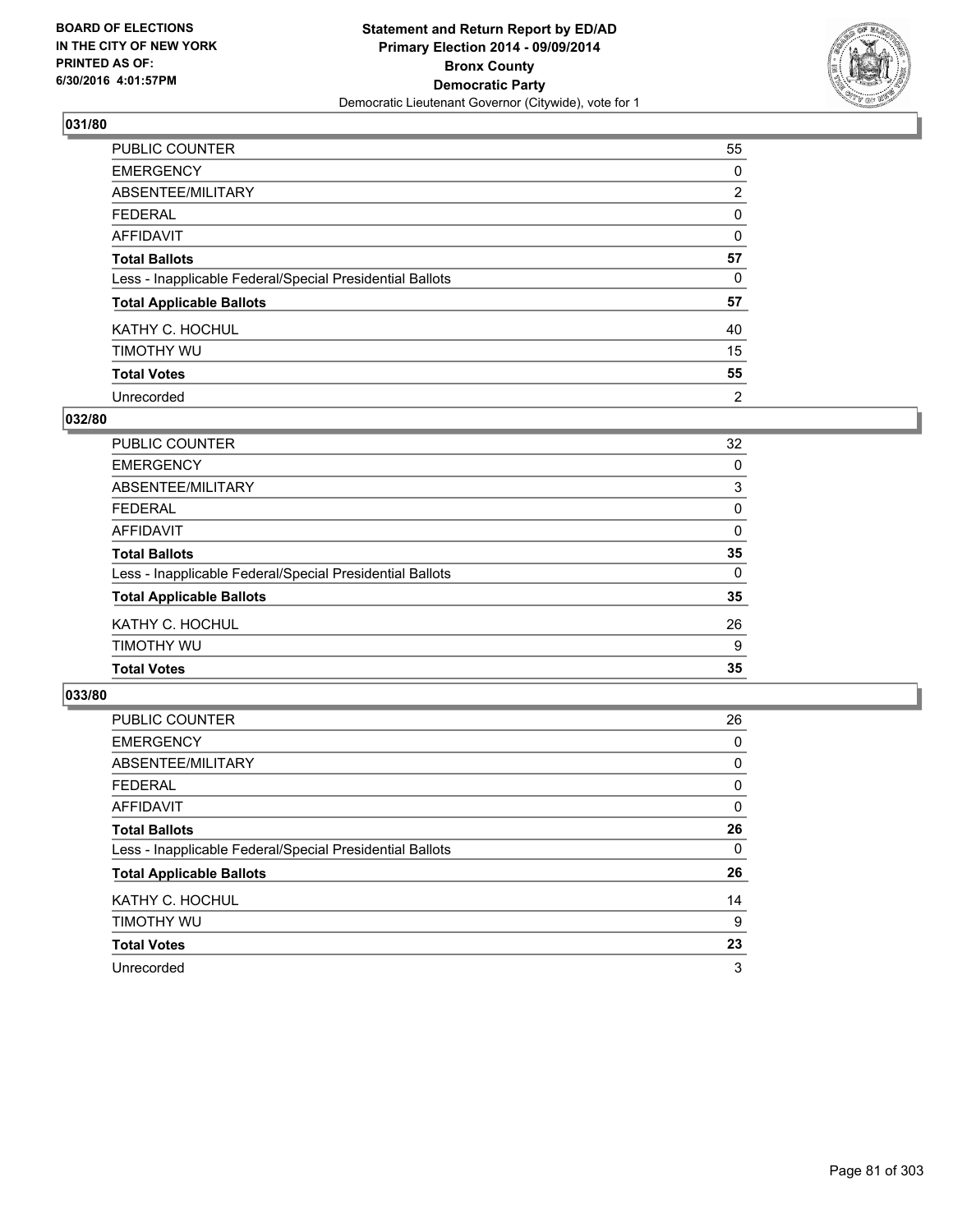BOARD OF ELECTIONS
IN THE CITY OF NEW YORK
PRINTED AS OF:
6/30/2016 4:01:57PM

**Statement and Return Report by ED/AD**
**Primary Election 2014 - 09/09/2014**
**Bronx County**
**Democratic Party**
Democratic Lieutenant Governor (Citywide), vote for 1

## 031/80

| | |
|---|---|
| PUBLIC COUNTER | 55 |
| EMERGENCY | 0 |
| ABSENTEE/MILITARY | 2 |
| FEDERAL | 0 |
| AFFIDAVIT | 0 |
| **Total Ballots** | **57** |
| Less - Inapplicable Federal/Special Presidential Ballots | 0 |
| **Total Applicable Ballots** | **57** |
| KATHY C. HOCHUL | 40 |
| TIMOTHY WU | 15 |
| **Total Votes** | **55** |
| Unrecorded | 2 |

## 032/80

| | |
|---|---|
| PUBLIC COUNTER | 32 |
| EMERGENCY | 0 |
| ABSENTEE/MILITARY | 3 |
| FEDERAL | 0 |
| AFFIDAVIT | 0 |
| **Total Ballots** | **35** |
| Less - Inapplicable Federal/Special Presidential Ballots | 0 |
| **Total Applicable Ballots** | **35** |
| KATHY C. HOCHUL | 26 |
| TIMOTHY WU | 9 |
| **Total Votes** | **35** |

## 033/80

| | |
|---|---|
| PUBLIC COUNTER | 26 |
| EMERGENCY | 0 |
| ABSENTEE/MILITARY | 0 |
| FEDERAL | 0 |
| AFFIDAVIT | 0 |
| **Total Ballots** | **26** |
| Less - Inapplicable Federal/Special Presidential Ballots | 0 |
| **Total Applicable Ballots** | **26** |
| KATHY C. HOCHUL | 14 |
| TIMOTHY WU | 9 |
| **Total Votes** | **23** |
| Unrecorded | 3 |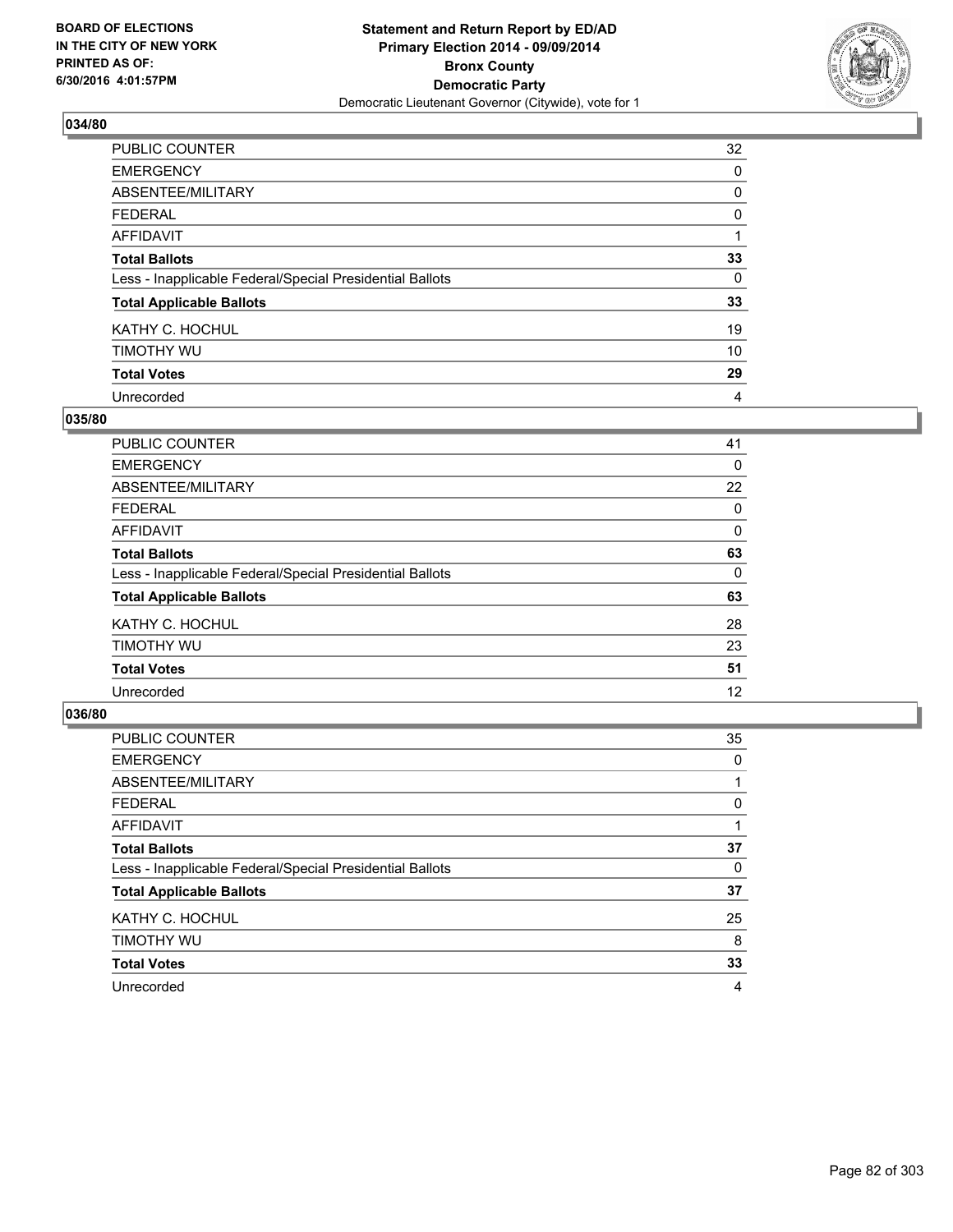BOARD OF ELECTIONS
IN THE CITY OF NEW YORK
PRINTED AS OF:
6/30/2016 4:01:57PM

**Statement and Return Report by ED/AD**
**Primary Election 2014 - 09/09/2014**
**Bronx County**
**Democratic Party**
Democratic Lieutenant Governor (Citywide), vote for 1

### 034/80

| | |
|---|---|
| PUBLIC COUNTER | 32 |
| EMERGENCY | 0 |
| ABSENTEE/MILITARY | 0 |
| FEDERAL | 0 |
| AFFIDAVIT | 1 |
| **Total Ballots** | **33** |
| Less - Inapplicable Federal/Special Presidential Ballots | 0 |
| **Total Applicable Ballots** | **33** |
| KATHY C. HOCHUL | 19 |
| TIMOTHY WU | 10 |
| **Total Votes** | **29** |
| Unrecorded | 4 |

### 035/80

| | |
|---|---|
| PUBLIC COUNTER | 41 |
| EMERGENCY | 0 |
| ABSENTEE/MILITARY | 22 |
| FEDERAL | 0 |
| AFFIDAVIT | 0 |
| **Total Ballots** | **63** |
| Less - Inapplicable Federal/Special Presidential Ballots | 0 |
| **Total Applicable Ballots** | **63** |
| KATHY C. HOCHUL | 28 |
| TIMOTHY WU | 23 |
| **Total Votes** | **51** |
| Unrecorded | 12 |

### 036/80

| | |
|---|---|
| PUBLIC COUNTER | 35 |
| EMERGENCY | 0 |
| ABSENTEE/MILITARY | 1 |
| FEDERAL | 0 |
| AFFIDAVIT | 1 |
| **Total Ballots** | **37** |
| Less - Inapplicable Federal/Special Presidential Ballots | 0 |
| **Total Applicable Ballots** | **37** |
| KATHY C. HOCHUL | 25 |
| TIMOTHY WU | 8 |
| **Total Votes** | **33** |
| Unrecorded | 4 |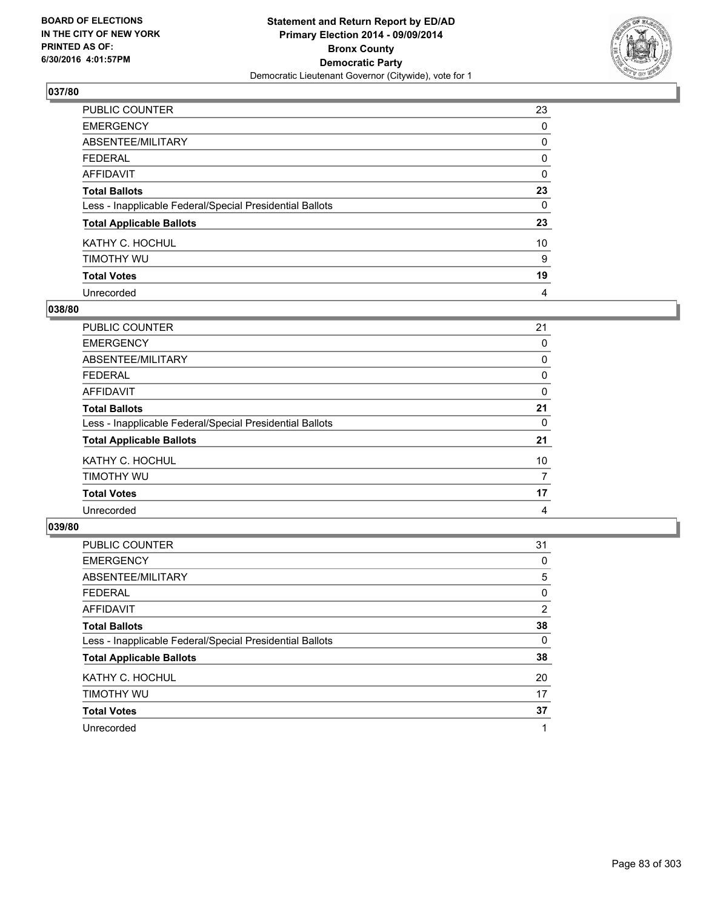BOARD OF ELECTIONS
IN THE CITY OF NEW YORK
PRINTED AS OF:
6/30/2016 4:01:57PM

**Statement and Return Report by ED/AD**
**Primary Election 2014 - 09/09/2014**
**Bronx County**
**Democratic Party**
Democratic Lieutenant Governor (Citywide), vote for 1

### 037/80

| | |
|---|---|
| PUBLIC COUNTER | 23 |
| EMERGENCY | 0 |
| ABSENTEE/MILITARY | 0 |
| FEDERAL | 0 |
| AFFIDAVIT | 0 |
| **Total Ballots** | **23** |
| Less - Inapplicable Federal/Special Presidential Ballots | 0 |
| **Total Applicable Ballots** | **23** |
| KATHY C. HOCHUL | 10 |
| TIMOTHY WU | 9 |
| **Total Votes** | **19** |
| Unrecorded | 4 |

### 038/80

| | |
|---|---|
| PUBLIC COUNTER | 21 |
| EMERGENCY | 0 |
| ABSENTEE/MILITARY | 0 |
| FEDERAL | 0 |
| AFFIDAVIT | 0 |
| **Total Ballots** | **21** |
| Less - Inapplicable Federal/Special Presidential Ballots | 0 |
| **Total Applicable Ballots** | **21** |
| KATHY C. HOCHUL | 10 |
| TIMOTHY WU | 7 |
| **Total Votes** | **17** |
| Unrecorded | 4 |

### 039/80

| | |
|---|---|
| PUBLIC COUNTER | 31 |
| EMERGENCY | 0 |
| ABSENTEE/MILITARY | 5 |
| FEDERAL | 0 |
| AFFIDAVIT | 2 |
| **Total Ballots** | **38** |
| Less - Inapplicable Federal/Special Presidential Ballots | 0 |
| **Total Applicable Ballots** | **38** |
| KATHY C. HOCHUL | 20 |
| TIMOTHY WU | 17 |
| **Total Votes** | **37** |
| Unrecorded | 1 |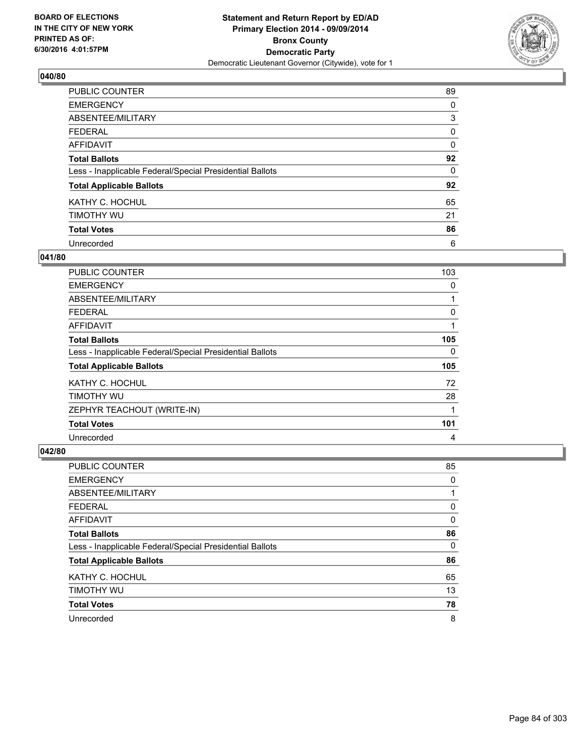BOARD OF ELECTIONS
IN THE CITY OF NEW YORK
PRINTED AS OF:
6/30/2016 4:01:57PM

**Statement and Return Report by ED/AD**
**Primary Election 2014 - 09/09/2014**
**Bronx County**
**Democratic Party**
Democratic Lieutenant Governor (Citywide), vote for 1

### 040/80

| | |
|---|---|
| PUBLIC COUNTER | 89 |
| EMERGENCY | 0 |
| ABSENTEE/MILITARY | 3 |
| FEDERAL | 0 |
| AFFIDAVIT | 0 |
| **Total Ballots** | **92** |
| Less - Inapplicable Federal/Special Presidential Ballots | 0 |
| **Total Applicable Ballots** | **92** |
| KATHY C. HOCHUL | 65 |
| TIMOTHY WU | 21 |
| **Total Votes** | **86** |
| Unrecorded | 6 |

### 041/80

| | |
|---|---|
| PUBLIC COUNTER | 103 |
| EMERGENCY | 0 |
| ABSENTEE/MILITARY | 1 |
| FEDERAL | 0 |
| AFFIDAVIT | 1 |
| **Total Ballots** | **105** |
| Less - Inapplicable Federal/Special Presidential Ballots | 0 |
| **Total Applicable Ballots** | **105** |
| KATHY C. HOCHUL | 72 |
| TIMOTHY WU | 28 |
| ZEPHYR TEACHOUT (WRITE-IN) | 1 |
| **Total Votes** | **101** |
| Unrecorded | 4 |

### 042/80

| | |
|---|---|
| PUBLIC COUNTER | 85 |
| EMERGENCY | 0 |
| ABSENTEE/MILITARY | 1 |
| FEDERAL | 0 |
| AFFIDAVIT | 0 |
| **Total Ballots** | **86** |
| Less - Inapplicable Federal/Special Presidential Ballots | 0 |
| **Total Applicable Ballots** | **86** |
| KATHY C. HOCHUL | 65 |
| TIMOTHY WU | 13 |
| **Total Votes** | **78** |
| Unrecorded | 8 |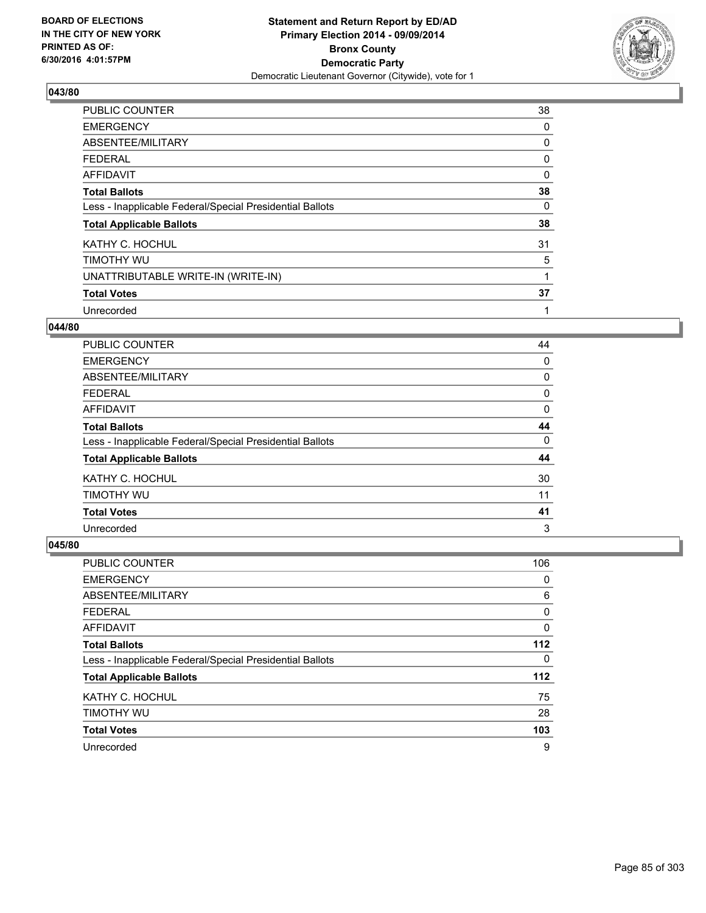**BOARD OF ELECTIONS IN THE CITY OF NEW YORK PRINTED AS OF: 6/30/2016 4:01:57PM**

**Statement and Return Report by ED/AD**
**Primary Election 2014 - 09/09/2014**
**Bronx County**
**Democratic Party**
Democratic Lieutenant Governor (Citywide), vote for 1

### 043/80

| | |
|---|---|
| PUBLIC COUNTER | 38 |
| EMERGENCY | 0 |
| ABSENTEE/MILITARY | 0 |
| FEDERAL | 0 |
| AFFIDAVIT | 0 |
| **Total Ballots** | **38** |
| Less - Inapplicable Federal/Special Presidential Ballots | 0 |
| **Total Applicable Ballots** | **38** |
| KATHY C. HOCHUL | 31 |
| TIMOTHY WU | 5 |
| UNATTRIBUTABLE WRITE-IN (WRITE-IN) | 1 |
| **Total Votes** | **37** |
| Unrecorded | 1 |

### 044/80

| | |
|---|---|
| PUBLIC COUNTER | 44 |
| EMERGENCY | 0 |
| ABSENTEE/MILITARY | 0 |
| FEDERAL | 0 |
| AFFIDAVIT | 0 |
| **Total Ballots** | **44** |
| Less - Inapplicable Federal/Special Presidential Ballots | 0 |
| **Total Applicable Ballots** | **44** |
| KATHY C. HOCHUL | 30 |
| TIMOTHY WU | 11 |
| **Total Votes** | **41** |
| Unrecorded | 3 |

### 045/80

| | |
|---|---|
| PUBLIC COUNTER | 106 |
| EMERGENCY | 0 |
| ABSENTEE/MILITARY | 6 |
| FEDERAL | 0 |
| AFFIDAVIT | 0 |
| **Total Ballots** | **112** |
| Less - Inapplicable Federal/Special Presidential Ballots | 0 |
| **Total Applicable Ballots** | **112** |
| KATHY C. HOCHUL | 75 |
| TIMOTHY WU | 28 |
| **Total Votes** | **103** |
| Unrecorded | 9 |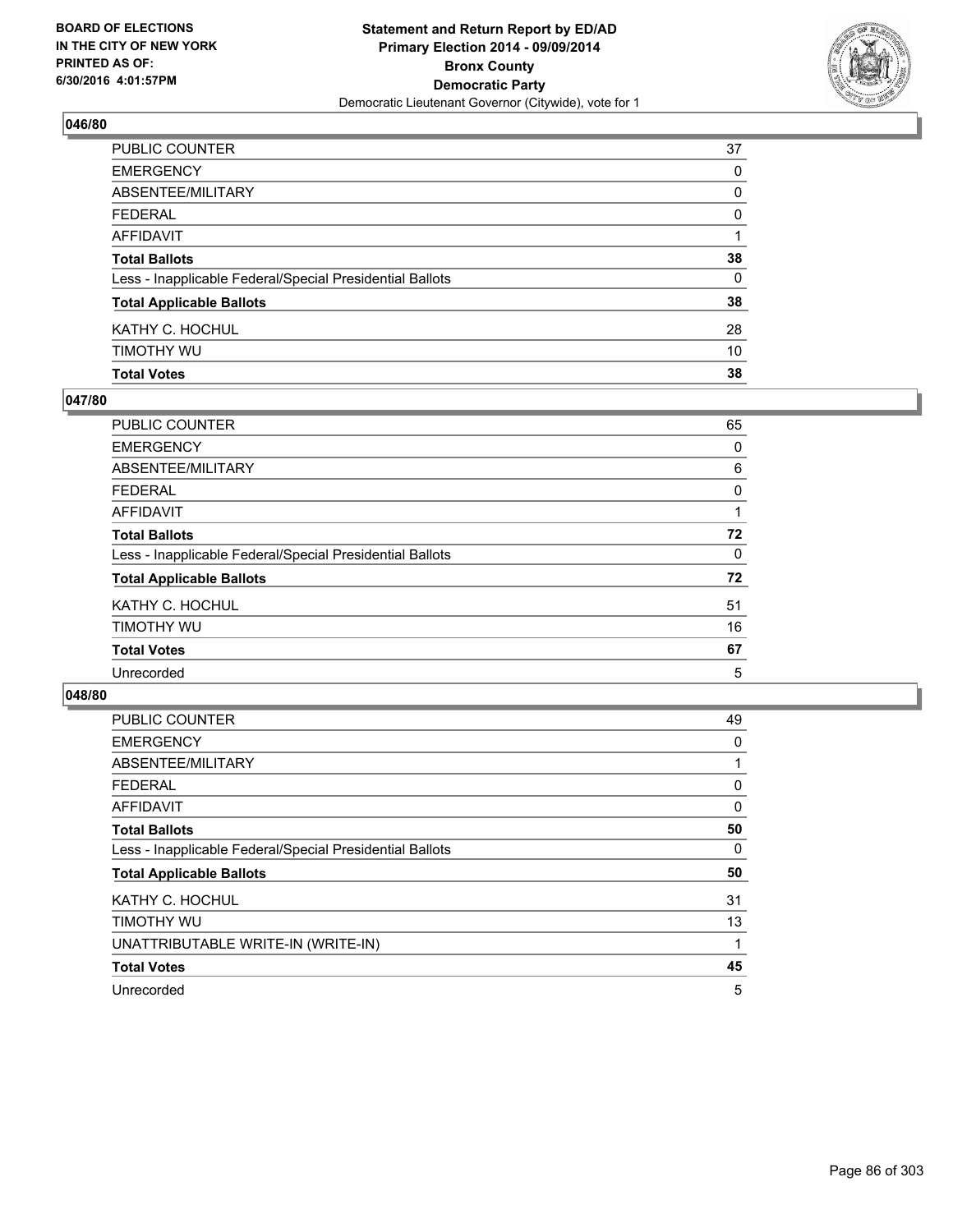BOARD OF ELECTIONS
IN THE CITY OF NEW YORK
PRINTED AS OF:
6/30/2016 4:01:57PM

**Statement and Return Report by ED/AD**
**Primary Election 2014 - 09/09/2014**
**Bronx County**
**Democratic Party**
Democratic Lieutenant Governor (Citywide), vote for 1

### 046/80

| | |
|---|---|
| PUBLIC COUNTER | 37 |
| EMERGENCY | 0 |
| ABSENTEE/MILITARY | 0 |
| FEDERAL | 0 |
| AFFIDAVIT | 1 |
| **Total Ballots** | **38** |
| Less - Inapplicable Federal/Special Presidential Ballots | 0 |
| **Total Applicable Ballots** | **38** |
| KATHY C. HOCHUL | 28 |
| TIMOTHY WU | 10 |
| **Total Votes** | **38** |

### 047/80

| | |
|---|---|
| PUBLIC COUNTER | 65 |
| EMERGENCY | 0 |
| ABSENTEE/MILITARY | 6 |
| FEDERAL | 0 |
| AFFIDAVIT | 1 |
| **Total Ballots** | **72** |
| Less - Inapplicable Federal/Special Presidential Ballots | 0 |
| **Total Applicable Ballots** | **72** |
| KATHY C. HOCHUL | 51 |
| TIMOTHY WU | 16 |
| **Total Votes** | **67** |
| Unrecorded | 5 |

### 048/80

| | |
|---|---|
| PUBLIC COUNTER | 49 |
| EMERGENCY | 0 |
| ABSENTEE/MILITARY | 1 |
| FEDERAL | 0 |
| AFFIDAVIT | 0 |
| **Total Ballots** | **50** |
| Less - Inapplicable Federal/Special Presidential Ballots | 0 |
| **Total Applicable Ballots** | **50** |
| KATHY C. HOCHUL | 31 |
| TIMOTHY WU | 13 |
| UNATTRIBUTABLE WRITE-IN (WRITE-IN) | 1 |
| **Total Votes** | **45** |
| Unrecorded | 5 |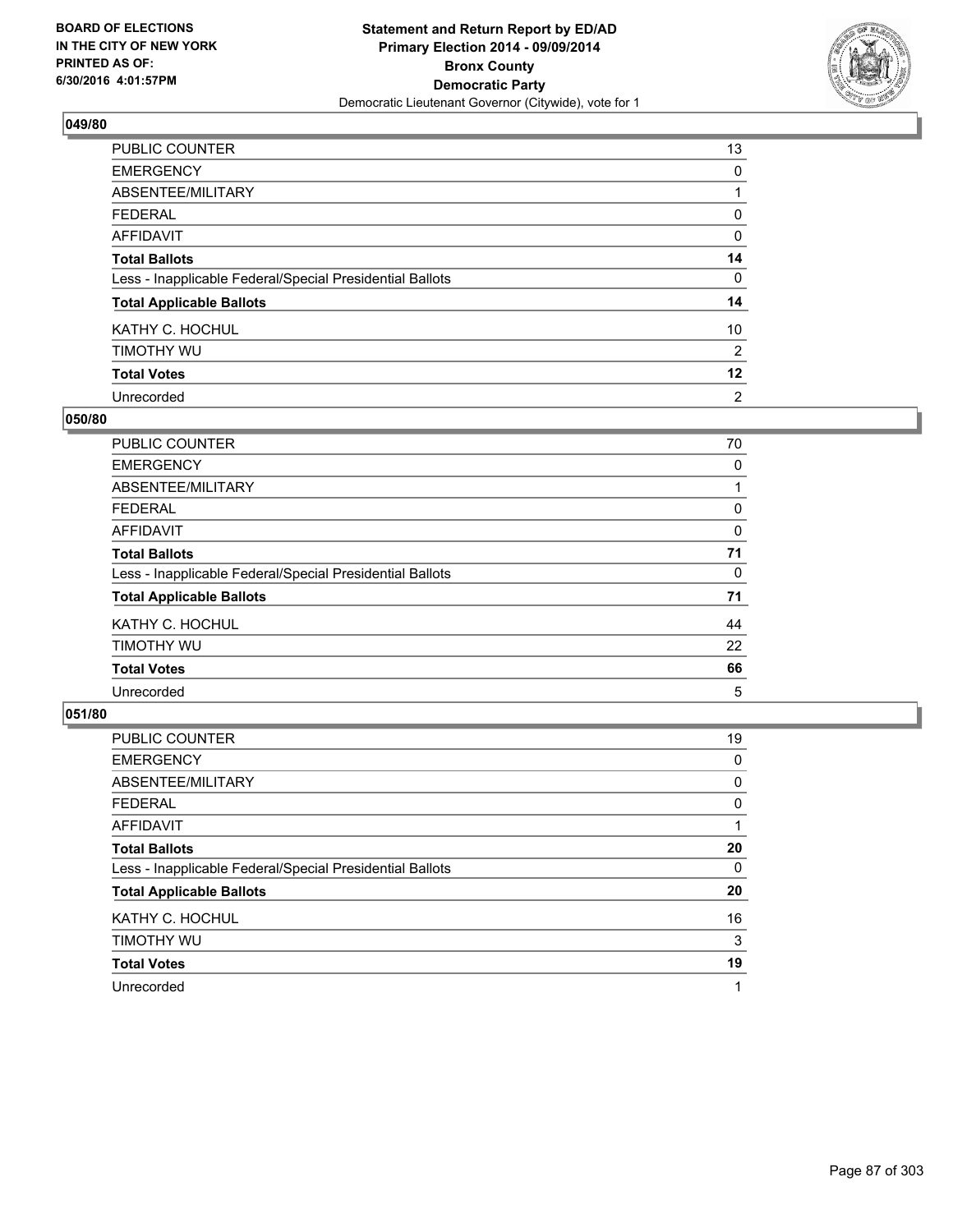**BOARD OF ELECTIONS IN THE CITY OF NEW YORK PRINTED AS OF: 6/30/2016 4:01:57PM**

**Statement and Return Report by ED/AD Primary Election 2014 - 09/09/2014 Bronx County Democratic Party**

Democratic Lieutenant Governor (Citywide), vote for 1

### 049/80

| | |
|---|---|
| PUBLIC COUNTER | 13 |
| EMERGENCY | 0 |
| ABSENTEE/MILITARY | 1 |
| FEDERAL | 0 |
| AFFIDAVIT | 0 |
| **Total Ballots** | **14** |
| Less - Inapplicable Federal/Special Presidential Ballots | 0 |
| **Total Applicable Ballots** | **14** |
| KATHY C. HOCHUL | 10 |
| TIMOTHY WU | 2 |
| **Total Votes** | **12** |
| Unrecorded | 2 |

### 050/80

| | |
|---|---|
| PUBLIC COUNTER | 70 |
| EMERGENCY | 0 |
| ABSENTEE/MILITARY | 1 |
| FEDERAL | 0 |
| AFFIDAVIT | 0 |
| **Total Ballots** | **71** |
| Less - Inapplicable Federal/Special Presidential Ballots | 0 |
| **Total Applicable Ballots** | **71** |
| KATHY C. HOCHUL | 44 |
| TIMOTHY WU | 22 |
| **Total Votes** | **66** |
| Unrecorded | 5 |

### 051/80

| | |
|---|---|
| PUBLIC COUNTER | 19 |
| EMERGENCY | 0 |
| ABSENTEE/MILITARY | 0 |
| FEDERAL | 0 |
| AFFIDAVIT | 1 |
| **Total Ballots** | **20** |
| Less - Inapplicable Federal/Special Presidential Ballots | 0 |
| **Total Applicable Ballots** | **20** |
| KATHY C. HOCHUL | 16 |
| TIMOTHY WU | 3 |
| **Total Votes** | **19** |
| Unrecorded | 1 |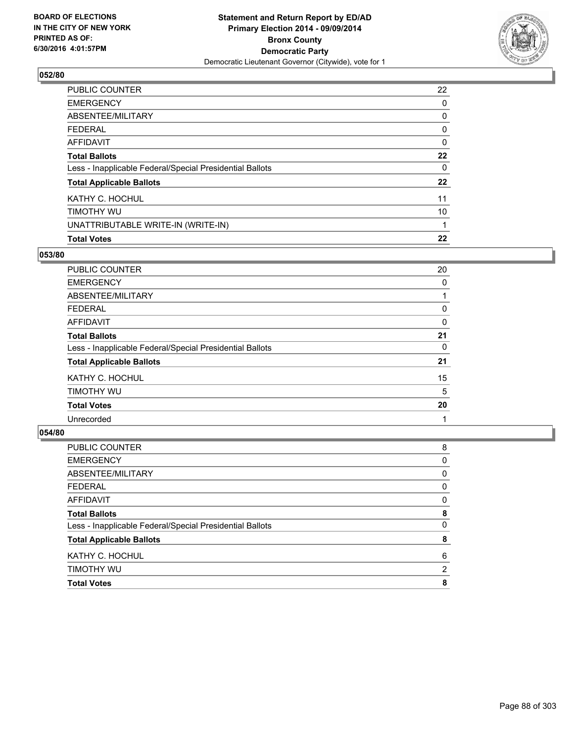**BOARD OF ELECTIONS IN THE CITY OF NEW YORK PRINTED AS OF: 6/30/2016 4:01:57PM**

**Statement and Return Report by ED/AD Primary Election 2014 - 09/09/2014 Bronx County Democratic Party**

Democratic Lieutenant Governor (Citywide), vote for 1

### 052/80

| | |
|---|---|
| PUBLIC COUNTER | 22 |
| EMERGENCY | 0 |
| ABSENTEE/MILITARY | 0 |
| FEDERAL | 0 |
| AFFIDAVIT | 0 |
| **Total Ballots** | **22** |
| Less - Inapplicable Federal/Special Presidential Ballots | 0 |
| **Total Applicable Ballots** | **22** |
| KATHY C. HOCHUL | 11 |
| TIMOTHY WU | 10 |
| UNATTRIBUTABLE WRITE-IN (WRITE-IN) | 1 |
| **Total Votes** | **22** |

### 053/80

| | |
|---|---|
| PUBLIC COUNTER | 20 |
| EMERGENCY | 0 |
| ABSENTEE/MILITARY | 1 |
| FEDERAL | 0 |
| AFFIDAVIT | 0 |
| **Total Ballots** | **21** |
| Less - Inapplicable Federal/Special Presidential Ballots | 0 |
| **Total Applicable Ballots** | **21** |
| KATHY C. HOCHUL | 15 |
| TIMOTHY WU | 5 |
| **Total Votes** | **20** |
| Unrecorded | 1 |

### 054/80

| | |
|---|---|
| PUBLIC COUNTER | 8 |
| EMERGENCY | 0 |
| ABSENTEE/MILITARY | 0 |
| FEDERAL | 0 |
| AFFIDAVIT | 0 |
| **Total Ballots** | **8** |
| Less - Inapplicable Federal/Special Presidential Ballots | 0 |
| **Total Applicable Ballots** | **8** |
| KATHY C. HOCHUL | 6 |
| TIMOTHY WU | 2 |
| **Total Votes** | **8** |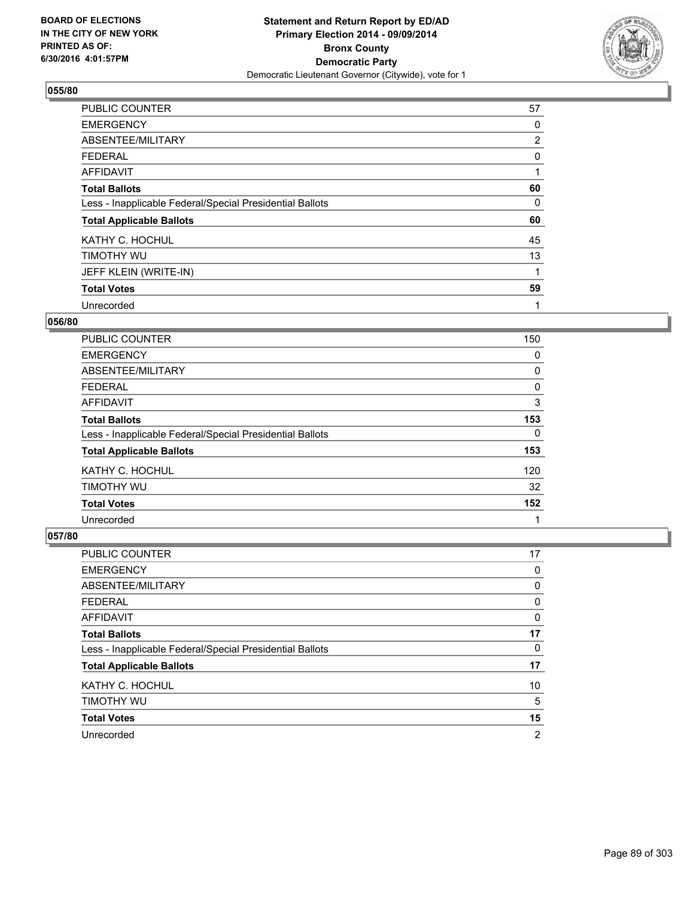BOARD OF ELECTIONS
IN THE CITY OF NEW YORK
PRINTED AS OF:
6/30/2016 4:01:57PM

**Statement and Return Report by ED/AD**
**Primary Election 2014 - 09/09/2014**
**Bronx County**
**Democratic Party**
Democratic Lieutenant Governor (Citywide), vote for 1

### 055/80

| | |
|---|---|
| PUBLIC COUNTER | 57 |
| EMERGENCY | 0 |
| ABSENTEE/MILITARY | 2 |
| FEDERAL | 0 |
| AFFIDAVIT | 1 |
| **Total Ballots** | **60** |
| Less - Inapplicable Federal/Special Presidential Ballots | 0 |
| **Total Applicable Ballots** | **60** |
| KATHY C. HOCHUL | 45 |
| TIMOTHY WU | 13 |
| JEFF KLEIN (WRITE-IN) | 1 |
| **Total Votes** | **59** |
| Unrecorded | 1 |

### 056/80

| | |
|---|---|
| PUBLIC COUNTER | 150 |
| EMERGENCY | 0 |
| ABSENTEE/MILITARY | 0 |
| FEDERAL | 0 |
| AFFIDAVIT | 3 |
| **Total Ballots** | **153** |
| Less - Inapplicable Federal/Special Presidential Ballots | 0 |
| **Total Applicable Ballots** | **153** |
| KATHY C. HOCHUL | 120 |
| TIMOTHY WU | 32 |
| **Total Votes** | **152** |
| Unrecorded | 1 |

### 057/80

| | |
|---|---|
| PUBLIC COUNTER | 17 |
| EMERGENCY | 0 |
| ABSENTEE/MILITARY | 0 |
| FEDERAL | 0 |
| AFFIDAVIT | 0 |
| **Total Ballots** | **17** |
| Less - Inapplicable Federal/Special Presidential Ballots | 0 |
| **Total Applicable Ballots** | **17** |
| KATHY C. HOCHUL | 10 |
| TIMOTHY WU | 5 |
| **Total Votes** | **15** |
| Unrecorded | 2 |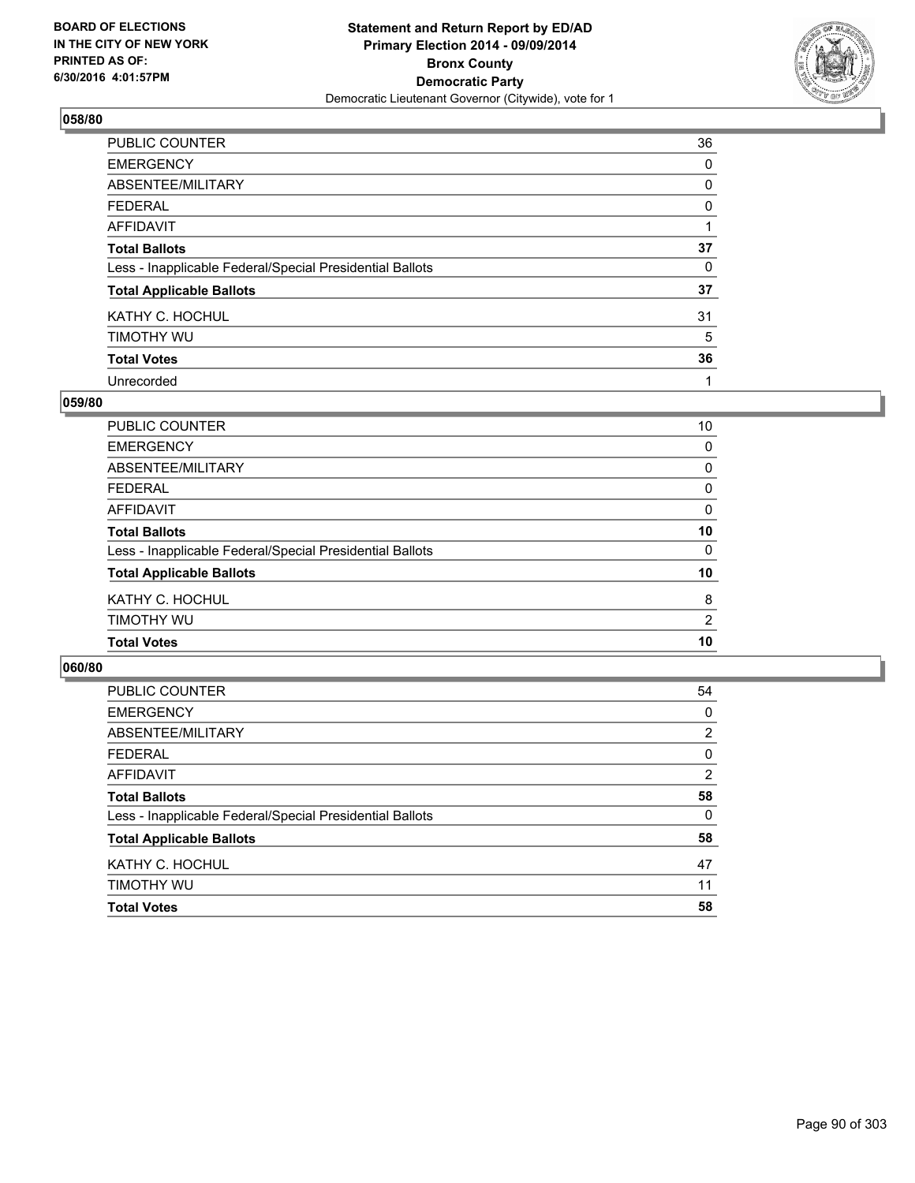**Statement and Return Report by ED/AD**
**Primary Election 2014 - 09/09/2014**
**Bronx County**
**Democratic Party**
Democratic Lieutenant Governor (Citywide), vote for 1

BOARD OF ELECTIONS
IN THE CITY OF NEW YORK
PRINTED AS OF:
6/30/2016 4:01:57PM

### 058/80

| | |
|---|---|
| PUBLIC COUNTER | 36 |
| EMERGENCY | 0 |
| ABSENTEE/MILITARY | 0 |
| FEDERAL | 0 |
| AFFIDAVIT | 1 |
| **Total Ballots** | **37** |
| Less - Inapplicable Federal/Special Presidential Ballots | 0 |
| **Total Applicable Ballots** | **37** |
| KATHY C. HOCHUL | 31 |
| TIMOTHY WU | 5 |
| **Total Votes** | **36** |
| Unrecorded | 1 |

### 059/80

| | |
|---|---|
| PUBLIC COUNTER | 10 |
| EMERGENCY | 0 |
| ABSENTEE/MILITARY | 0 |
| FEDERAL | 0 |
| AFFIDAVIT | 0 |
| **Total Ballots** | **10** |
| Less - Inapplicable Federal/Special Presidential Ballots | 0 |
| **Total Applicable Ballots** | **10** |
| KATHY C. HOCHUL | 8 |
| TIMOTHY WU | 2 |
| **Total Votes** | **10** |

### 060/80

| | |
|---|---|
| PUBLIC COUNTER | 54 |
| EMERGENCY | 0 |
| ABSENTEE/MILITARY | 2 |
| FEDERAL | 0 |
| AFFIDAVIT | 2 |
| **Total Ballots** | **58** |
| Less - Inapplicable Federal/Special Presidential Ballots | 0 |
| **Total Applicable Ballots** | **58** |
| KATHY C. HOCHUL | 47 |
| TIMOTHY WU | 11 |
| **Total Votes** | **58** |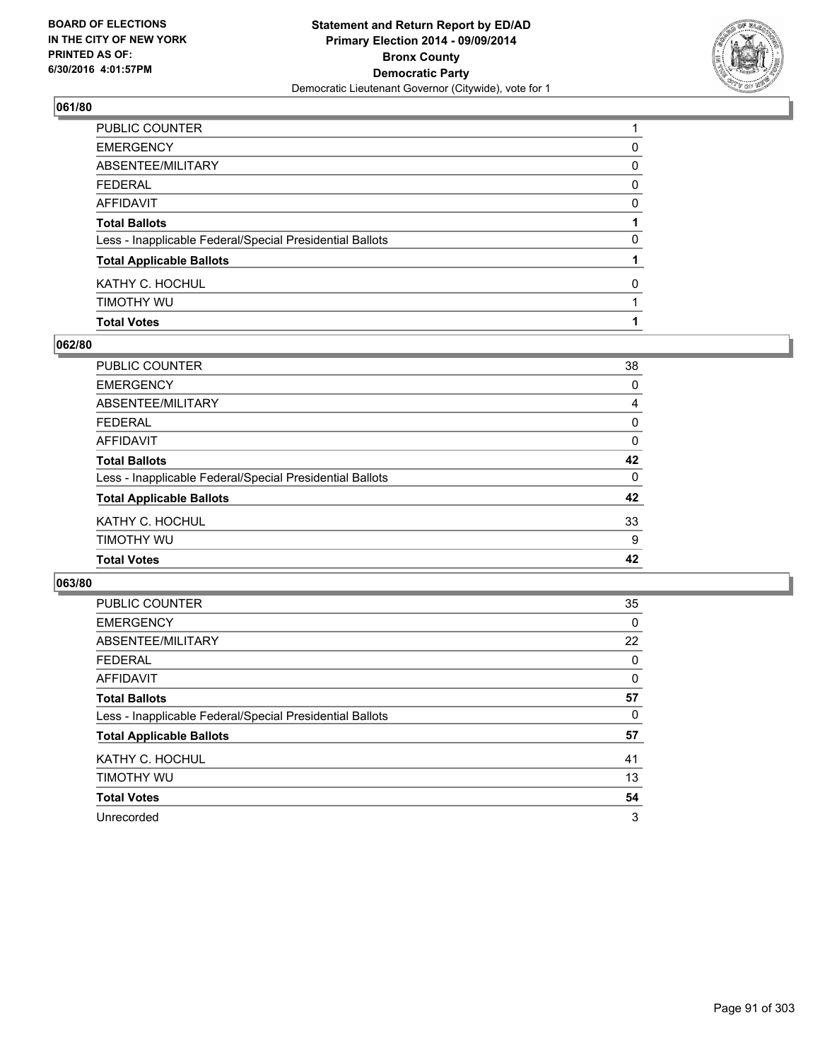BOARD OF ELECTIONS
IN THE CITY OF NEW YORK
PRINTED AS OF:
6/30/2016 4:01:57PM

**Statement and Return Report by ED/AD**
**Primary Election 2014 - 09/09/2014**
**Bronx County**
**Democratic Party**
Democratic Lieutenant Governor (Citywide), vote for 1

### 061/80

| | |
|---|---|
| PUBLIC COUNTER | 1 |
| EMERGENCY | 0 |
| ABSENTEE/MILITARY | 0 |
| FEDERAL | 0 |
| AFFIDAVIT | 0 |
| **Total Ballots** | **1** |
| Less - Inapplicable Federal/Special Presidential Ballots | 0 |
| **Total Applicable Ballots** | **1** |
| KATHY C. HOCHUL | 0 |
| TIMOTHY WU | 1 |
| **Total Votes** | **1** |

### 062/80

| | |
|---|---|
| PUBLIC COUNTER | 38 |
| EMERGENCY | 0 |
| ABSENTEE/MILITARY | 4 |
| FEDERAL | 0 |
| AFFIDAVIT | 0 |
| **Total Ballots** | **42** |
| Less - Inapplicable Federal/Special Presidential Ballots | 0 |
| **Total Applicable Ballots** | **42** |
| KATHY C. HOCHUL | 33 |
| TIMOTHY WU | 9 |
| **Total Votes** | **42** |

### 063/80

| | |
|---|---|
| PUBLIC COUNTER | 35 |
| EMERGENCY | 0 |
| ABSENTEE/MILITARY | 22 |
| FEDERAL | 0 |
| AFFIDAVIT | 0 |
| **Total Ballots** | **57** |
| Less - Inapplicable Federal/Special Presidential Ballots | 0 |
| **Total Applicable Ballots** | **57** |
| KATHY C. HOCHUL | 41 |
| TIMOTHY WU | 13 |
| **Total Votes** | **54** |
| Unrecorded | 3 |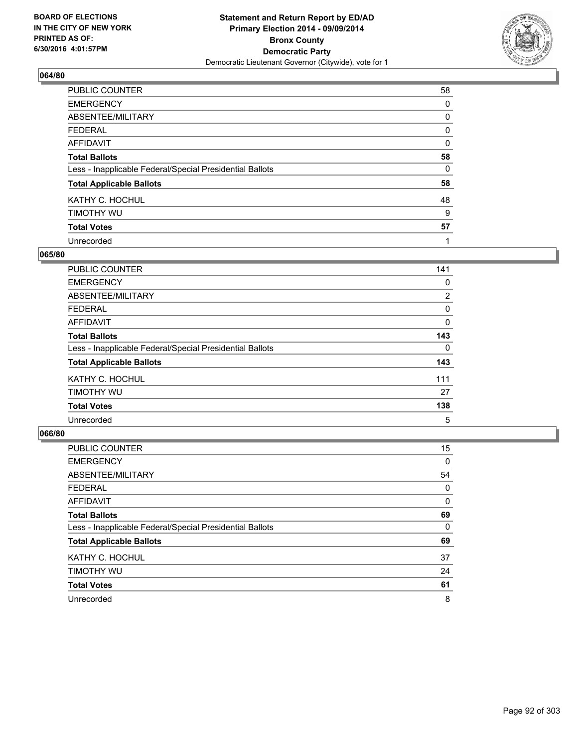BOARD OF ELECTIONS
IN THE CITY OF NEW YORK
PRINTED AS OF:
6/30/2016 4:01:57PM

**Statement and Return Report by ED/AD**
**Primary Election 2014 - 09/09/2014**
**Bronx County**
**Democratic Party**
Democratic Lieutenant Governor (Citywide), vote for 1

### 064/80

| | |
|---|---|
| PUBLIC COUNTER | 58 |
| EMERGENCY | 0 |
| ABSENTEE/MILITARY | 0 |
| FEDERAL | 0 |
| AFFIDAVIT | 0 |
| **Total Ballots** | **58** |
| Less - Inapplicable Federal/Special Presidential Ballots | 0 |
| **Total Applicable Ballots** | **58** |
| KATHY C. HOCHUL | 48 |
| TIMOTHY WU | 9 |
| **Total Votes** | **57** |
| Unrecorded | 1 |

### 065/80

| | |
|---|---|
| PUBLIC COUNTER | 141 |
| EMERGENCY | 0 |
| ABSENTEE/MILITARY | 2 |
| FEDERAL | 0 |
| AFFIDAVIT | 0 |
| **Total Ballots** | **143** |
| Less - Inapplicable Federal/Special Presidential Ballots | 0 |
| **Total Applicable Ballots** | **143** |
| KATHY C. HOCHUL | 111 |
| TIMOTHY WU | 27 |
| **Total Votes** | **138** |
| Unrecorded | 5 |

### 066/80

| | |
|---|---|
| PUBLIC COUNTER | 15 |
| EMERGENCY | 0 |
| ABSENTEE/MILITARY | 54 |
| FEDERAL | 0 |
| AFFIDAVIT | 0 |
| **Total Ballots** | **69** |
| Less - Inapplicable Federal/Special Presidential Ballots | 0 |
| **Total Applicable Ballots** | **69** |
| KATHY C. HOCHUL | 37 |
| TIMOTHY WU | 24 |
| **Total Votes** | **61** |
| Unrecorded | 8 |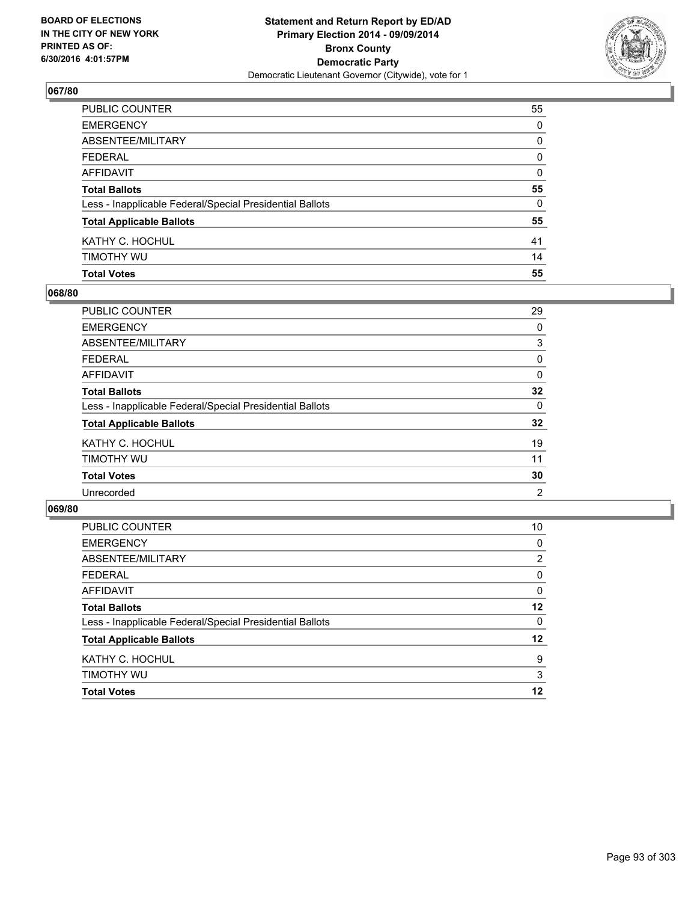**BOARD OF ELECTIONS IN THE CITY OF NEW YORK PRINTED AS OF: 6/30/2016 4:01:57PM**

# Statement and Return Report by ED/AD
## Primary Election 2014 - 09/09/2014
## Bronx County
## Democratic Party
Democratic Lieutenant Governor (Citywide), vote for 1

### 067/80

| | |
|---|---|
| PUBLIC COUNTER | 55 |
| EMERGENCY | 0 |
| ABSENTEE/MILITARY | 0 |
| FEDERAL | 0 |
| AFFIDAVIT | 0 |
| **Total Ballots** | **55** |
| Less - Inapplicable Federal/Special Presidential Ballots | 0 |
| **Total Applicable Ballots** | **55** |
| KATHY C. HOCHUL | 41 |
| TIMOTHY WU | 14 |
| **Total Votes** | **55** |

### 068/80

| | |
|---|---|
| PUBLIC COUNTER | 29 |
| EMERGENCY | 0 |
| ABSENTEE/MILITARY | 3 |
| FEDERAL | 0 |
| AFFIDAVIT | 0 |
| **Total Ballots** | **32** |
| Less - Inapplicable Federal/Special Presidential Ballots | 0 |
| **Total Applicable Ballots** | **32** |
| KATHY C. HOCHUL | 19 |
| TIMOTHY WU | 11 |
| **Total Votes** | **30** |
| Unrecorded | 2 |

### 069/80

| | |
|---|---|
| PUBLIC COUNTER | 10 |
| EMERGENCY | 0 |
| ABSENTEE/MILITARY | 2 |
| FEDERAL | 0 |
| AFFIDAVIT | 0 |
| **Total Ballots** | **12** |
| Less - Inapplicable Federal/Special Presidential Ballots | 0 |
| **Total Applicable Ballots** | **12** |
| KATHY C. HOCHUL | 9 |
| TIMOTHY WU | 3 |
| **Total Votes** | **12** |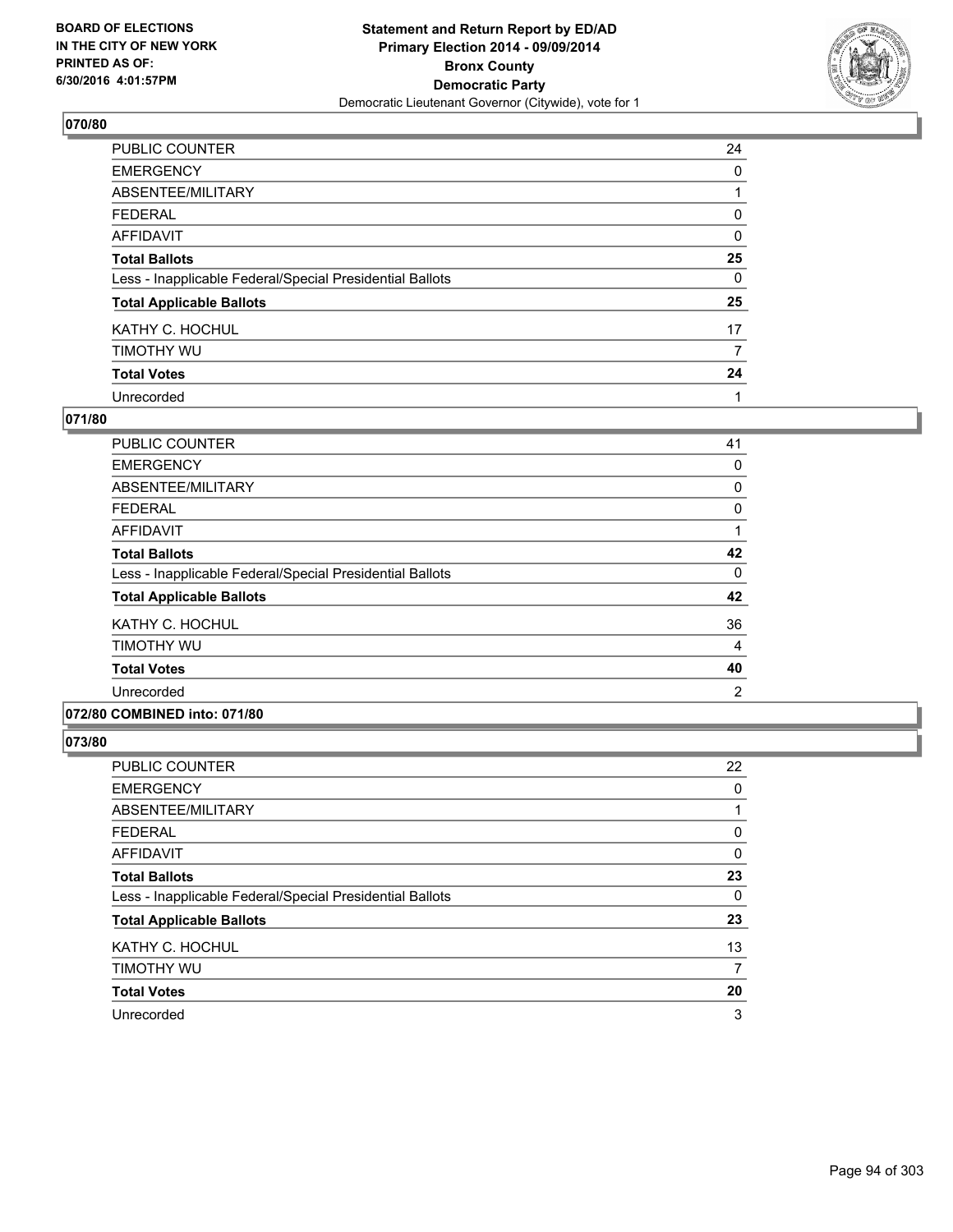**BOARD OF ELECTIONS IN THE CITY OF NEW YORK PRINTED AS OF: 6/30/2016 4:01:57PM**

**Statement and Return Report by ED/AD Primary Election 2014 - 09/09/2014 Bronx County Democratic Party**
Democratic Lieutenant Governor (Citywide), vote for 1

### 070/80

| | |
|---|---|
| PUBLIC COUNTER | 24 |
| EMERGENCY | 0 |
| ABSENTEE/MILITARY | 1 |
| FEDERAL | 0 |
| AFFIDAVIT | 0 |
| **Total Ballots** | **25** |
| Less - Inapplicable Federal/Special Presidential Ballots | 0 |
| **Total Applicable Ballots** | **25** |
| KATHY C. HOCHUL | 17 |
| TIMOTHY WU | 7 |
| **Total Votes** | **24** |
| Unrecorded | 1 |

### 071/80

| | |
|---|---|
| PUBLIC COUNTER | 41 |
| EMERGENCY | 0 |
| ABSENTEE/MILITARY | 0 |
| FEDERAL | 0 |
| AFFIDAVIT | 1 |
| **Total Ballots** | **42** |
| Less - Inapplicable Federal/Special Presidential Ballots | 0 |
| **Total Applicable Ballots** | **42** |
| KATHY C. HOCHUL | 36 |
| TIMOTHY WU | 4 |
| **Total Votes** | **40** |
| Unrecorded | 2 |

### 072/80 COMBINED into: 071/80

### 073/80

| | |
|---|---|
| PUBLIC COUNTER | 22 |
| EMERGENCY | 0 |
| ABSENTEE/MILITARY | 1 |
| FEDERAL | 0 |
| AFFIDAVIT | 0 |
| **Total Ballots** | **23** |
| Less - Inapplicable Federal/Special Presidential Ballots | 0 |
| **Total Applicable Ballots** | **23** |
| KATHY C. HOCHUL | 13 |
| TIMOTHY WU | 7 |
| **Total Votes** | **20** |
| Unrecorded | 3 |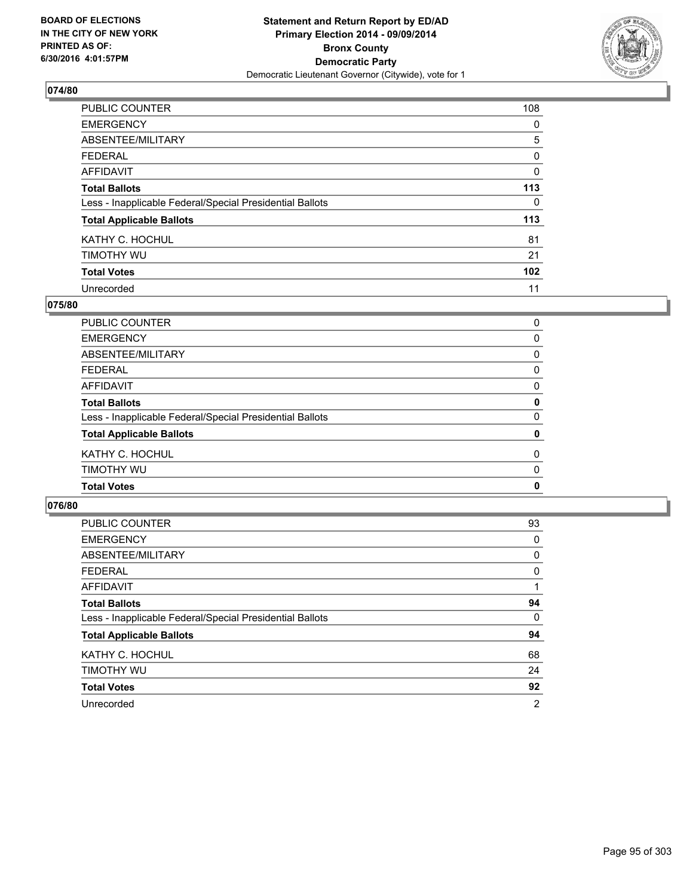BOARD OF ELECTIONS
IN THE CITY OF NEW YORK
PRINTED AS OF:
6/30/2016 4:01:57PM

**Statement and Return Report by ED/AD**
**Primary Election 2014 - 09/09/2014**
**Bronx County**
**Democratic Party**
Democratic Lieutenant Governor (Citywide), vote for 1

## 074/80

| | |
|---|---|
| PUBLIC COUNTER | 108 |
| EMERGENCY | 0 |
| ABSENTEE/MILITARY | 5 |
| FEDERAL | 0 |
| AFFIDAVIT | 0 |
| **Total Ballots** | **113** |
| Less - Inapplicable Federal/Special Presidential Ballots | 0 |
| **Total Applicable Ballots** | **113** |
| KATHY C. HOCHUL | 81 |
| TIMOTHY WU | 21 |
| **Total Votes** | **102** |
| Unrecorded | 11 |

## 075/80

| | |
|---|---|
| PUBLIC COUNTER | 0 |
| EMERGENCY | 0 |
| ABSENTEE/MILITARY | 0 |
| FEDERAL | 0 |
| AFFIDAVIT | 0 |
| **Total Ballots** | **0** |
| Less - Inapplicable Federal/Special Presidential Ballots | 0 |
| **Total Applicable Ballots** | **0** |
| KATHY C. HOCHUL | 0 |
| TIMOTHY WU | 0 |
| **Total Votes** | **0** |

## 076/80

| | |
|---|---|
| PUBLIC COUNTER | 93 |
| EMERGENCY | 0 |
| ABSENTEE/MILITARY | 0 |
| FEDERAL | 0 |
| AFFIDAVIT | 1 |
| **Total Ballots** | **94** |
| Less - Inapplicable Federal/Special Presidential Ballots | 0 |
| **Total Applicable Ballots** | **94** |
| KATHY C. HOCHUL | 68 |
| TIMOTHY WU | 24 |
| **Total Votes** | **92** |
| Unrecorded | 2 |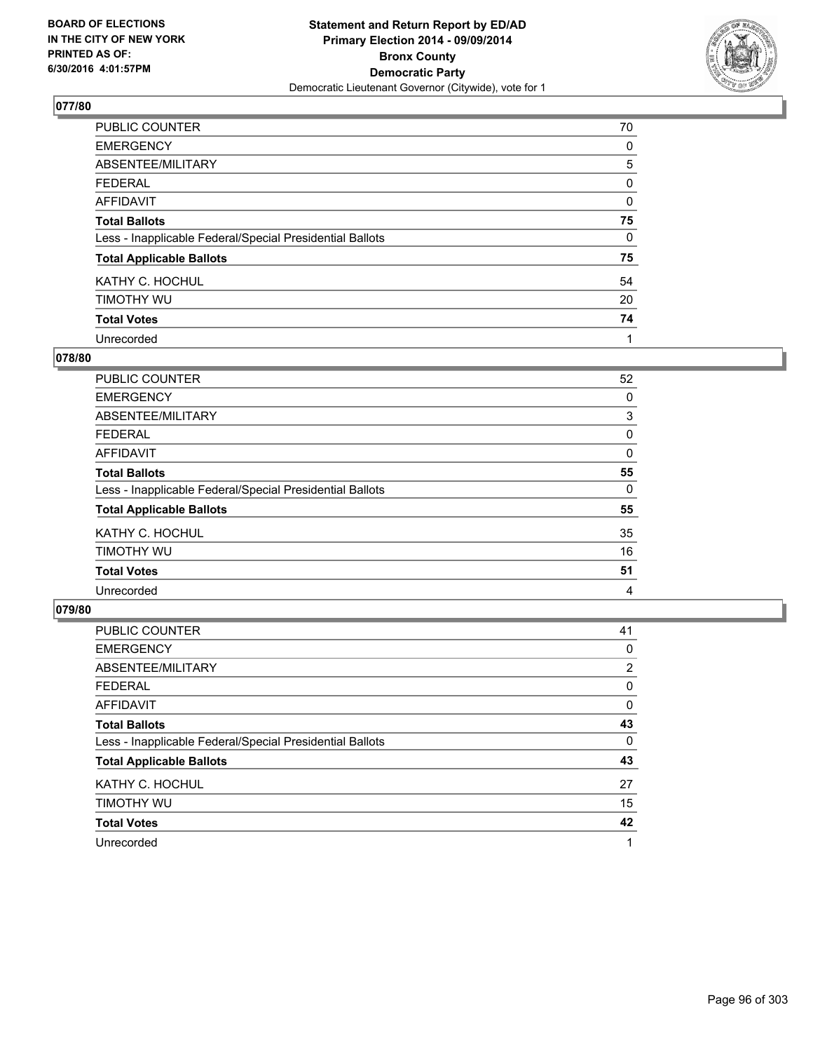**BOARD OF ELECTIONS IN THE CITY OF NEW YORK PRINTED AS OF: 6/30/2016 4:01:57PM**

**Statement and Return Report by ED/AD**
**Primary Election 2014 - 09/09/2014**
**Bronx County**
**Democratic Party**
Democratic Lieutenant Governor (Citywide), vote for 1

## 077/80

| | |
|---|---|
| PUBLIC COUNTER | 70 |
| EMERGENCY | 0 |
| ABSENTEE/MILITARY | 5 |
| FEDERAL | 0 |
| AFFIDAVIT | 0 |
| **Total Ballots** | **75** |
| Less - Inapplicable Federal/Special Presidential Ballots | 0 |
| **Total Applicable Ballots** | **75** |
| KATHY C. HOCHUL | 54 |
| TIMOTHY WU | 20 |
| **Total Votes** | **74** |
| Unrecorded | 1 |

## 078/80

| | |
|---|---|
| PUBLIC COUNTER | 52 |
| EMERGENCY | 0 |
| ABSENTEE/MILITARY | 3 |
| FEDERAL | 0 |
| AFFIDAVIT | 0 |
| **Total Ballots** | **55** |
| Less - Inapplicable Federal/Special Presidential Ballots | 0 |
| **Total Applicable Ballots** | **55** |
| KATHY C. HOCHUL | 35 |
| TIMOTHY WU | 16 |
| **Total Votes** | **51** |
| Unrecorded | 4 |

## 079/80

| | |
|---|---|
| PUBLIC COUNTER | 41 |
| EMERGENCY | 0 |
| ABSENTEE/MILITARY | 2 |
| FEDERAL | 0 |
| AFFIDAVIT | 0 |
| **Total Ballots** | **43** |
| Less - Inapplicable Federal/Special Presidential Ballots | 0 |
| **Total Applicable Ballots** | **43** |
| KATHY C. HOCHUL | 27 |
| TIMOTHY WU | 15 |
| **Total Votes** | **42** |
| Unrecorded | 1 |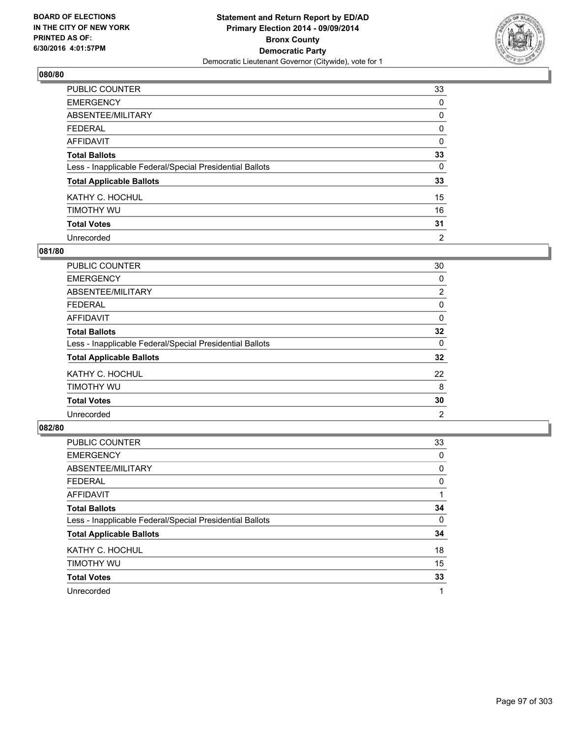**BOARD OF ELECTIONS IN THE CITY OF NEW YORK PRINTED AS OF: 6/30/2016 4:01:57PM**

**Statement and Return Report by ED/AD**
**Primary Election 2014 - 09/09/2014**
**Bronx County**
**Democratic Party**
Democratic Lieutenant Governor (Citywide), vote for 1

## 080/80

| | |
|---|---|
| PUBLIC COUNTER | 33 |
| EMERGENCY | 0 |
| ABSENTEE/MILITARY | 0 |
| FEDERAL | 0 |
| AFFIDAVIT | 0 |
| **Total Ballots** | **33** |
| Less - Inapplicable Federal/Special Presidential Ballots | 0 |
| **Total Applicable Ballots** | **33** |
| KATHY C. HOCHUL | 15 |
| TIMOTHY WU | 16 |
| **Total Votes** | **31** |
| Unrecorded | 2 |

## 081/80

| | |
|---|---|
| PUBLIC COUNTER | 30 |
| EMERGENCY | 0 |
| ABSENTEE/MILITARY | 2 |
| FEDERAL | 0 |
| AFFIDAVIT | 0 |
| **Total Ballots** | **32** |
| Less - Inapplicable Federal/Special Presidential Ballots | 0 |
| **Total Applicable Ballots** | **32** |
| KATHY C. HOCHUL | 22 |
| TIMOTHY WU | 8 |
| **Total Votes** | **30** |
| Unrecorded | 2 |

## 082/80

| | |
|---|---|
| PUBLIC COUNTER | 33 |
| EMERGENCY | 0 |
| ABSENTEE/MILITARY | 0 |
| FEDERAL | 0 |
| AFFIDAVIT | 1 |
| **Total Ballots** | **34** |
| Less - Inapplicable Federal/Special Presidential Ballots | 0 |
| **Total Applicable Ballots** | **34** |
| KATHY C. HOCHUL | 18 |
| TIMOTHY WU | 15 |
| **Total Votes** | **33** |
| Unrecorded | 1 |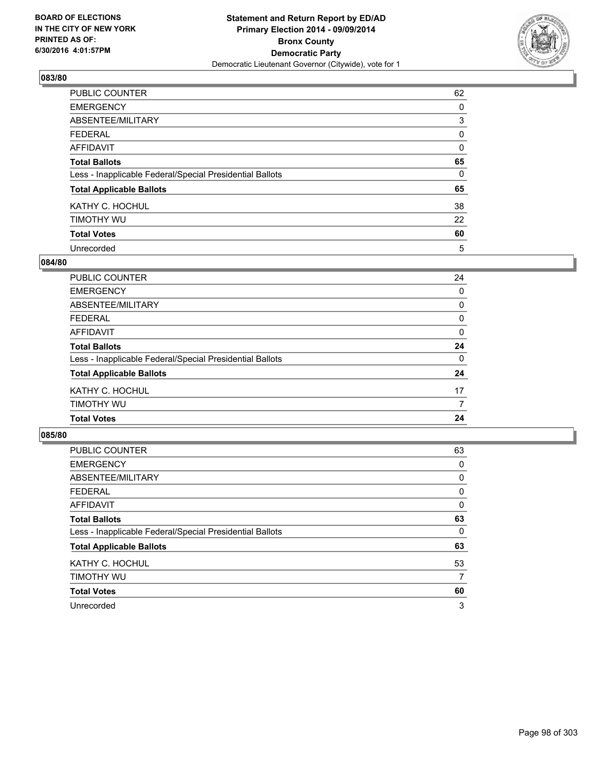BOARD OF ELECTIONS
IN THE CITY OF NEW YORK
PRINTED AS OF:
6/30/2016 4:01:57PM

**Statement and Return Report by ED/AD**
**Primary Election 2014 - 09/09/2014**
**Bronx County**
**Democratic Party**
Democratic Lieutenant Governor (Citywide), vote for 1

## 083/80

| | |
|---|---|
| PUBLIC COUNTER | 62 |
| EMERGENCY | 0 |
| ABSENTEE/MILITARY | 3 |
| FEDERAL | 0 |
| AFFIDAVIT | 0 |
| **Total Ballots** | **65** |
| Less - Inapplicable Federal/Special Presidential Ballots | 0 |
| **Total Applicable Ballots** | **65** |
| KATHY C. HOCHUL | 38 |
| TIMOTHY WU | 22 |
| **Total Votes** | **60** |
| Unrecorded | 5 |

## 084/80

| | |
|---|---|
| PUBLIC COUNTER | 24 |
| EMERGENCY | 0 |
| ABSENTEE/MILITARY | 0 |
| FEDERAL | 0 |
| AFFIDAVIT | 0 |
| **Total Ballots** | **24** |
| Less - Inapplicable Federal/Special Presidential Ballots | 0 |
| **Total Applicable Ballots** | **24** |
| KATHY C. HOCHUL | 17 |
| TIMOTHY WU | 7 |
| **Total Votes** | **24** |

## 085/80

| | |
|---|---|
| PUBLIC COUNTER | 63 |
| EMERGENCY | 0 |
| ABSENTEE/MILITARY | 0 |
| FEDERAL | 0 |
| AFFIDAVIT | 0 |
| **Total Ballots** | **63** |
| Less - Inapplicable Federal/Special Presidential Ballots | 0 |
| **Total Applicable Ballots** | **63** |
| KATHY C. HOCHUL | 53 |
| TIMOTHY WU | 7 |
| **Total Votes** | **60** |
| Unrecorded | 3 |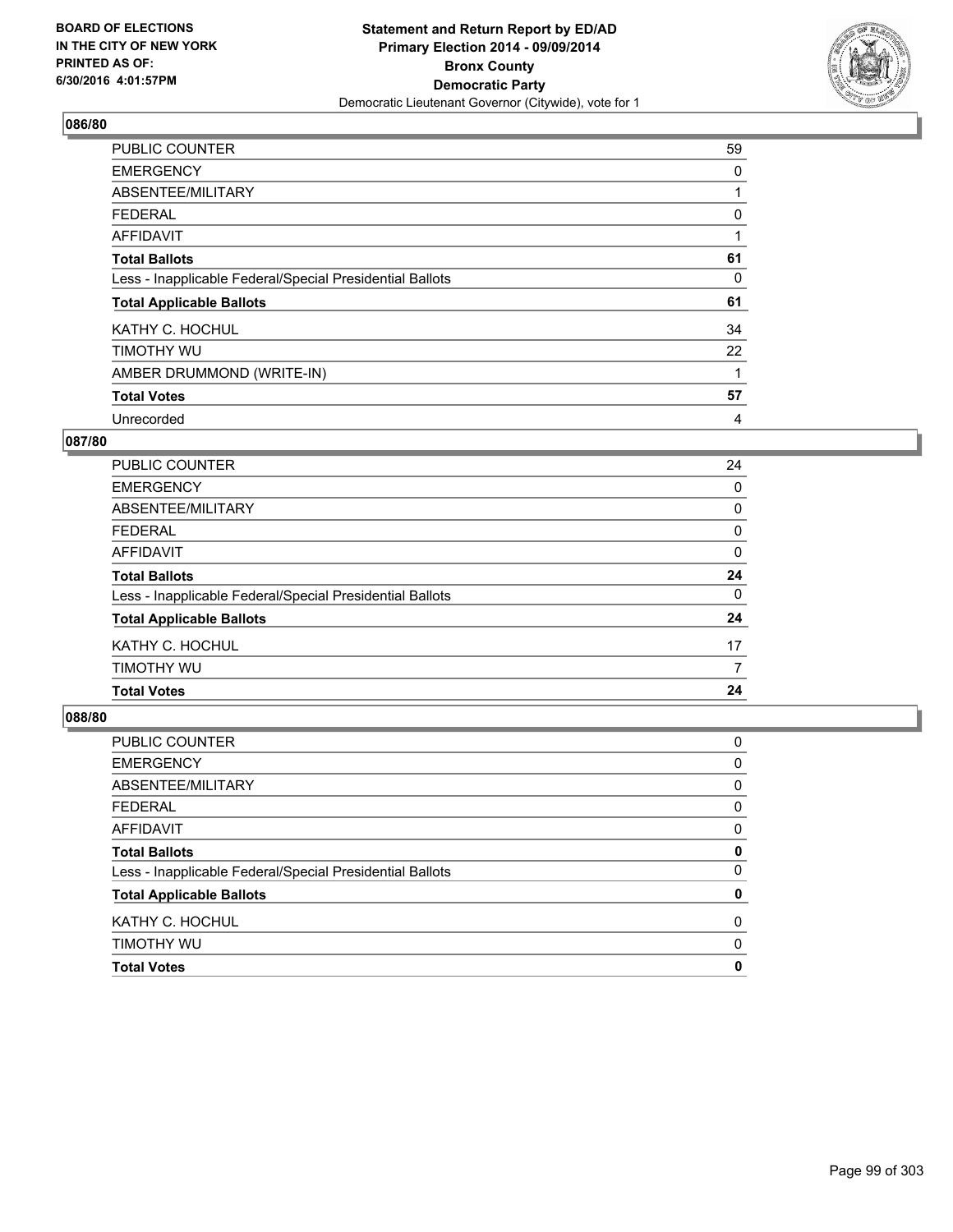**BOARD OF ELECTIONS IN THE CITY OF NEW YORK PRINTED AS OF: 6/30/2016 4:01:57PM**

**Statement and Return Report by ED/AD**
**Primary Election 2014 - 09/09/2014**
**Bronx County**
**Democratic Party**
Democratic Lieutenant Governor (Citywide), vote for 1

### 086/80

| | |
|---|---|
| PUBLIC COUNTER | 59 |
| EMERGENCY | 0 |
| ABSENTEE/MILITARY | 1 |
| FEDERAL | 0 |
| AFFIDAVIT | 1 |
| **Total Ballots** | **61** |
| Less - Inapplicable Federal/Special Presidential Ballots | 0 |
| **Total Applicable Ballots** | **61** |
| KATHY C. HOCHUL | 34 |
| TIMOTHY WU | 22 |
| AMBER DRUMMOND (WRITE-IN) | 1 |
| **Total Votes** | **57** |
| Unrecorded | 4 |

### 087/80

| | |
|---|---|
| PUBLIC COUNTER | 24 |
| EMERGENCY | 0 |
| ABSENTEE/MILITARY | 0 |
| FEDERAL | 0 |
| AFFIDAVIT | 0 |
| **Total Ballots** | **24** |
| Less - Inapplicable Federal/Special Presidential Ballots | 0 |
| **Total Applicable Ballots** | **24** |
| KATHY C. HOCHUL | 17 |
| TIMOTHY WU | 7 |
| **Total Votes** | **24** |

### 088/80

| | |
|---|---|
| PUBLIC COUNTER | 0 |
| EMERGENCY | 0 |
| ABSENTEE/MILITARY | 0 |
| FEDERAL | 0 |
| AFFIDAVIT | 0 |
| **Total Ballots** | **0** |
| Less - Inapplicable Federal/Special Presidential Ballots | 0 |
| **Total Applicable Ballots** | **0** |
| KATHY C. HOCHUL | 0 |
| TIMOTHY WU | 0 |
| **Total Votes** | **0** |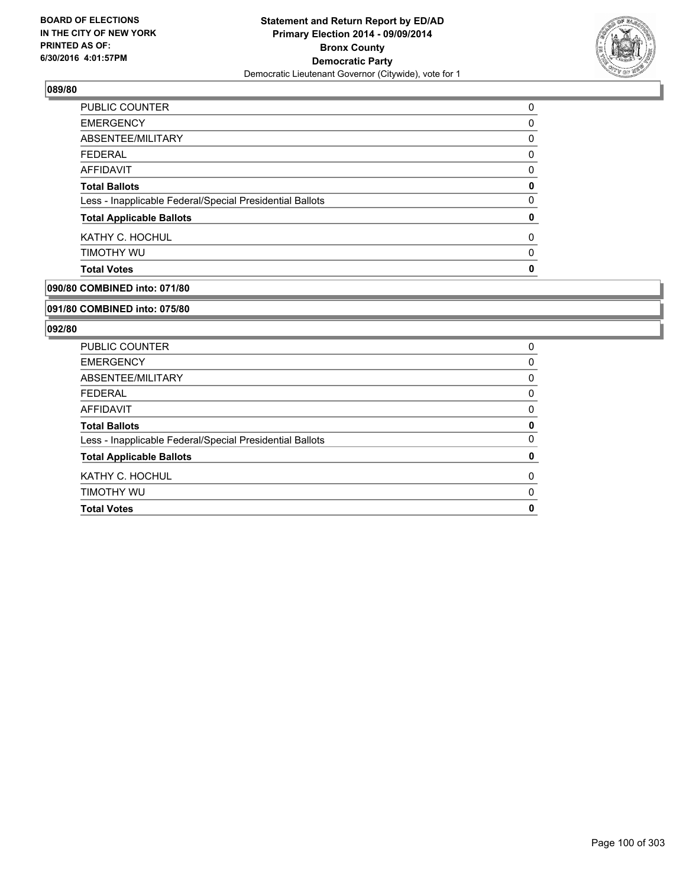### 089/80

| | |
|---|---|
| PUBLIC COUNTER | 0 |
| EMERGENCY | 0 |
| ABSENTEE/MILITARY | 0 |
| FEDERAL | 0 |
| AFFIDAVIT | 0 |
| **Total Ballots** | **0** |
| Less - Inapplicable Federal/Special Presidential Ballots | 0 |
| **Total Applicable Ballots** | **0** |
| KATHY C. HOCHUL | 0 |
| TIMOTHY WU | 0 |
| **Total Votes** | **0** |

### 090/80 COMBINED into: 071/80

### 091/80 COMBINED into: 075/80

### 092/80

| | |
|---|---|
| PUBLIC COUNTER | 0 |
| EMERGENCY | 0 |
| ABSENTEE/MILITARY | 0 |
| FEDERAL | 0 |
| AFFIDAVIT | 0 |
| **Total Ballots** | **0** |
| Less - Inapplicable Federal/Special Presidential Ballots | 0 |
| **Total Applicable Ballots** | **0** |
| KATHY C. HOCHUL | 0 |
| TIMOTHY WU | 0 |
| **Total Votes** | **0** |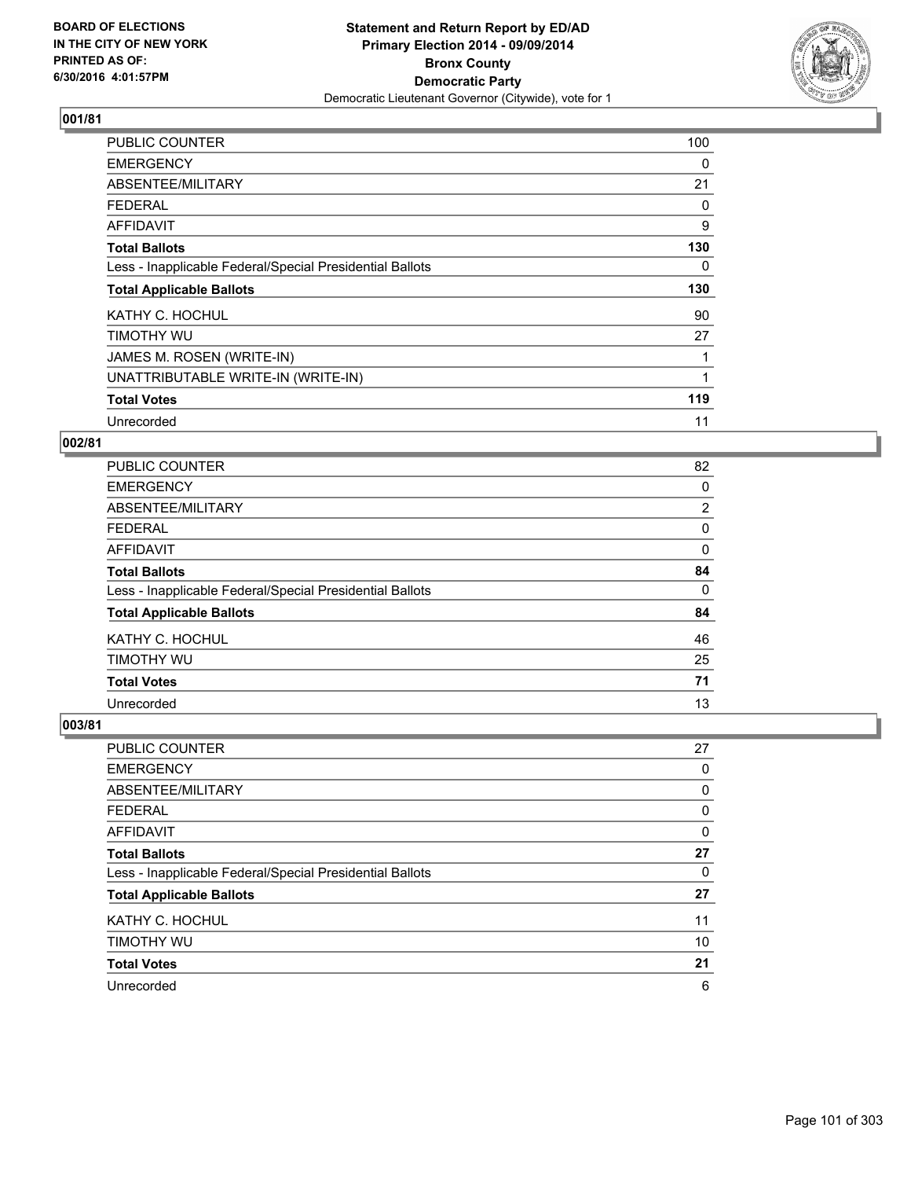**BOARD OF ELECTIONS IN THE CITY OF NEW YORK PRINTED AS OF: 6/30/2016 4:01:57PM**

**Statement and Return Report by ED/AD Primary Election 2014 - 09/09/2014 Bronx County Democratic Party**

Democratic Lieutenant Governor (Citywide), vote for 1

**001/81**

| | |
|---|---|
| PUBLIC COUNTER | 100 |
| EMERGENCY | 0 |
| ABSENTEE/MILITARY | 21 |
| FEDERAL | 0 |
| AFFIDAVIT | 9 |
| **Total Ballots** | **130** |
| Less - Inapplicable Federal/Special Presidential Ballots | 0 |
| **Total Applicable Ballots** | **130** |
| KATHY C. HOCHUL | 90 |
| TIMOTHY WU | 27 |
| JAMES M. ROSEN (WRITE-IN) | 1 |
| UNATTRIBUTABLE WRITE-IN (WRITE-IN) | 1 |
| **Total Votes** | **119** |
| Unrecorded | 11 |

**002/81**

| | |
|---|---|
| PUBLIC COUNTER | 82 |
| EMERGENCY | 0 |
| ABSENTEE/MILITARY | 2 |
| FEDERAL | 0 |
| AFFIDAVIT | 0 |
| **Total Ballots** | **84** |
| Less - Inapplicable Federal/Special Presidential Ballots | 0 |
| **Total Applicable Ballots** | **84** |
| KATHY C. HOCHUL | 46 |
| TIMOTHY WU | 25 |
| **Total Votes** | **71** |
| Unrecorded | 13 |

**003/81**

| | |
|---|---|
| PUBLIC COUNTER | 27 |
| EMERGENCY | 0 |
| ABSENTEE/MILITARY | 0 |
| FEDERAL | 0 |
| AFFIDAVIT | 0 |
| **Total Ballots** | **27** |
| Less - Inapplicable Federal/Special Presidential Ballots | 0 |
| **Total Applicable Ballots** | **27** |
| KATHY C. HOCHUL | 11 |
| TIMOTHY WU | 10 |
| **Total Votes** | **21** |
| Unrecorded | 6 |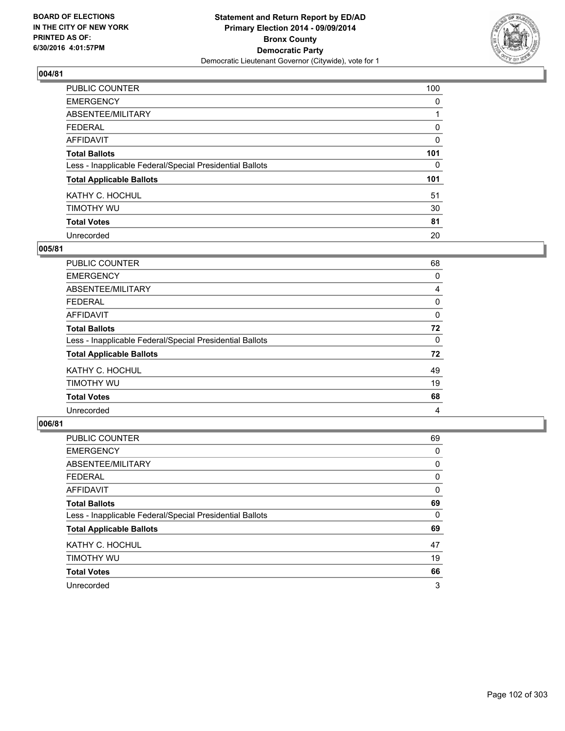BOARD OF ELECTIONS
IN THE CITY OF NEW YORK
PRINTED AS OF:
6/30/2016 4:01:57PM

**Statement and Return Report by ED/AD**
**Primary Election 2014 - 09/09/2014**
**Bronx County**
**Democratic Party**
Democratic Lieutenant Governor (Citywide), vote for 1

### 004/81

| | |
|---|---|
| PUBLIC COUNTER | 100 |
| EMERGENCY | 0 |
| ABSENTEE/MILITARY | 1 |
| FEDERAL | 0 |
| AFFIDAVIT | 0 |
| **Total Ballots** | **101** |
| Less - Inapplicable Federal/Special Presidential Ballots | 0 |
| **Total Applicable Ballots** | **101** |
| KATHY C. HOCHUL | 51 |
| TIMOTHY WU | 30 |
| **Total Votes** | **81** |
| Unrecorded | 20 |

### 005/81

| | |
|---|---|
| PUBLIC COUNTER | 68 |
| EMERGENCY | 0 |
| ABSENTEE/MILITARY | 4 |
| FEDERAL | 0 |
| AFFIDAVIT | 0 |
| **Total Ballots** | **72** |
| Less - Inapplicable Federal/Special Presidential Ballots | 0 |
| **Total Applicable Ballots** | **72** |
| KATHY C. HOCHUL | 49 |
| TIMOTHY WU | 19 |
| **Total Votes** | **68** |
| Unrecorded | 4 |

### 006/81

| | |
|---|---|
| PUBLIC COUNTER | 69 |
| EMERGENCY | 0 |
| ABSENTEE/MILITARY | 0 |
| FEDERAL | 0 |
| AFFIDAVIT | 0 |
| **Total Ballots** | **69** |
| Less - Inapplicable Federal/Special Presidential Ballots | 0 |
| **Total Applicable Ballots** | **69** |
| KATHY C. HOCHUL | 47 |
| TIMOTHY WU | 19 |
| **Total Votes** | **66** |
| Unrecorded | 3 |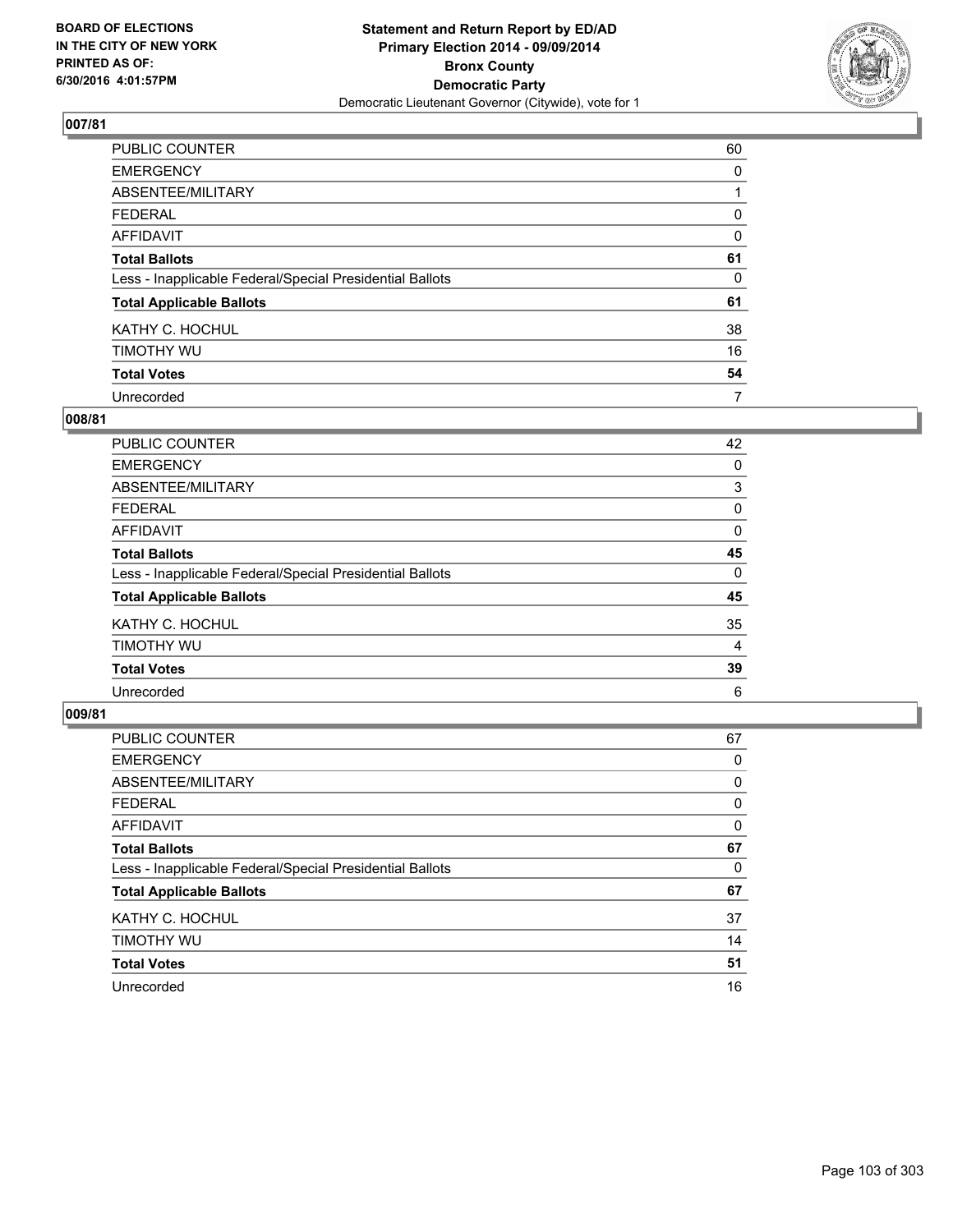BOARD OF ELECTIONS
IN THE CITY OF NEW YORK
PRINTED AS OF:
6/30/2016 4:01:57PM

**Statement and Return Report by ED/AD**
**Primary Election 2014 - 09/09/2014**
**Bronx County**
**Democratic Party**
Democratic Lieutenant Governor (Citywide), vote for 1

## 007/81

| | |
|---|---|
| PUBLIC COUNTER | 60 |
| EMERGENCY | 0 |
| ABSENTEE/MILITARY | 1 |
| FEDERAL | 0 |
| AFFIDAVIT | 0 |
| **Total Ballots** | **61** |
| Less - Inapplicable Federal/Special Presidential Ballots | 0 |
| **Total Applicable Ballots** | **61** |
| KATHY C. HOCHUL | 38 |
| TIMOTHY WU | 16 |
| **Total Votes** | **54** |
| Unrecorded | 7 |

## 008/81

| | |
|---|---|
| PUBLIC COUNTER | 42 |
| EMERGENCY | 0 |
| ABSENTEE/MILITARY | 3 |
| FEDERAL | 0 |
| AFFIDAVIT | 0 |
| **Total Ballots** | **45** |
| Less - Inapplicable Federal/Special Presidential Ballots | 0 |
| **Total Applicable Ballots** | **45** |
| KATHY C. HOCHUL | 35 |
| TIMOTHY WU | 4 |
| **Total Votes** | **39** |
| Unrecorded | 6 |

## 009/81

| | |
|---|---|
| PUBLIC COUNTER | 67 |
| EMERGENCY | 0 |
| ABSENTEE/MILITARY | 0 |
| FEDERAL | 0 |
| AFFIDAVIT | 0 |
| **Total Ballots** | **67** |
| Less - Inapplicable Federal/Special Presidential Ballots | 0 |
| **Total Applicable Ballots** | **67** |
| KATHY C. HOCHUL | 37 |
| TIMOTHY WU | 14 |
| **Total Votes** | **51** |
| Unrecorded | 16 |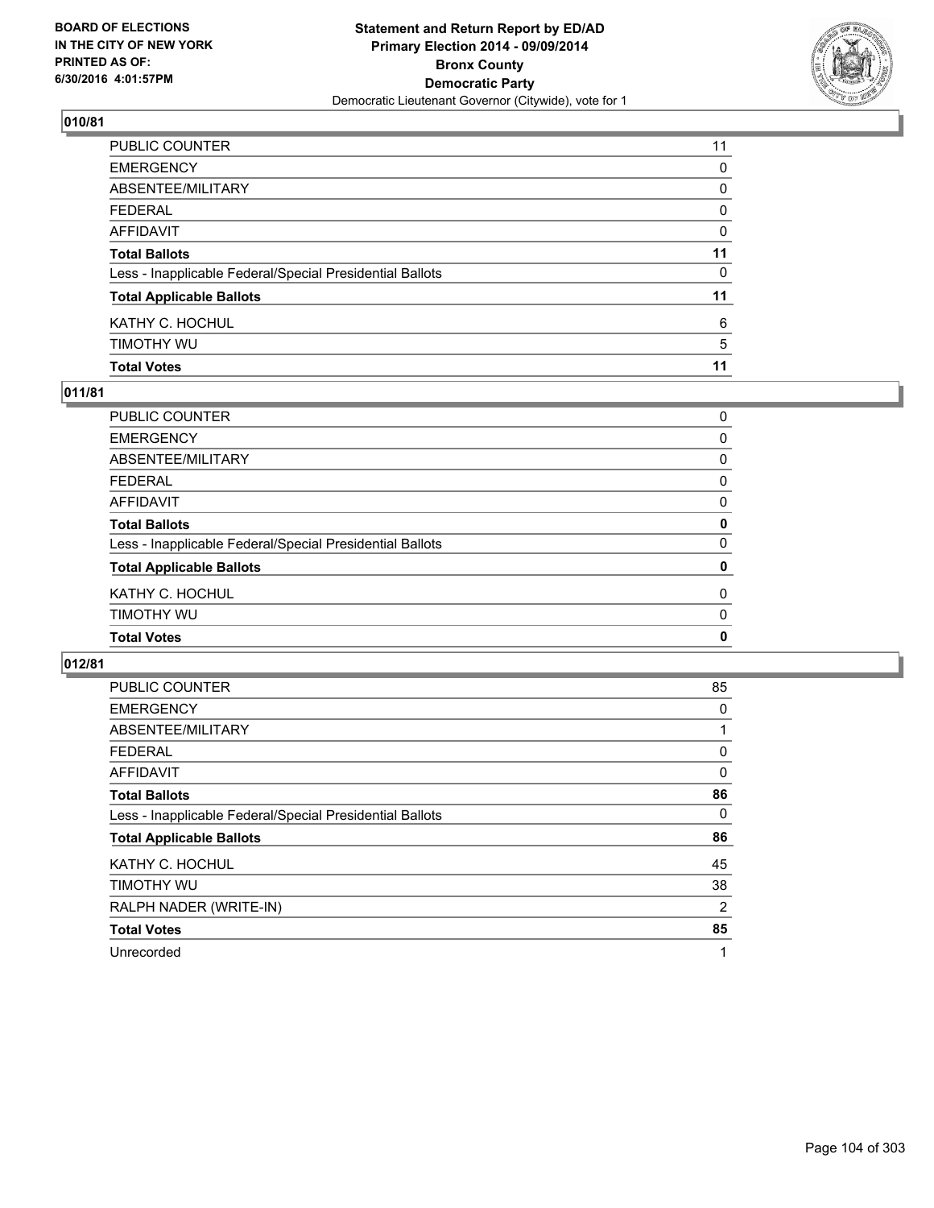**BOARD OF ELECTIONS IN THE CITY OF NEW YORK PRINTED AS OF: 6/30/2016 4:01:57PM**

**Statement and Return Report by ED/AD Primary Election 2014 - 09/09/2014 Bronx County Democratic Party**
Democratic Lieutenant Governor (Citywide), vote for 1

## 010/81

| | |
|---|---|
| PUBLIC COUNTER | 11 |
| EMERGENCY | 0 |
| ABSENTEE/MILITARY | 0 |
| FEDERAL | 0 |
| AFFIDAVIT | 0 |
| **Total Ballots** | **11** |
| Less - Inapplicable Federal/Special Presidential Ballots | 0 |
| **Total Applicable Ballots** | **11** |
| KATHY C. HOCHUL | 6 |
| TIMOTHY WU | 5 |
| **Total Votes** | **11** |

## 011/81

| | |
|---|---|
| PUBLIC COUNTER | 0 |
| EMERGENCY | 0 |
| ABSENTEE/MILITARY | 0 |
| FEDERAL | 0 |
| AFFIDAVIT | 0 |
| **Total Ballots** | **0** |
| Less - Inapplicable Federal/Special Presidential Ballots | 0 |
| **Total Applicable Ballots** | **0** |
| KATHY C. HOCHUL | 0 |
| TIMOTHY WU | 0 |
| **Total Votes** | **0** |

## 012/81

| | |
|---|---|
| PUBLIC COUNTER | 85 |
| EMERGENCY | 0 |
| ABSENTEE/MILITARY | 1 |
| FEDERAL | 0 |
| AFFIDAVIT | 0 |
| **Total Ballots** | **86** |
| Less - Inapplicable Federal/Special Presidential Ballots | 0 |
| **Total Applicable Ballots** | **86** |
| KATHY C. HOCHUL | 45 |
| TIMOTHY WU | 38 |
| RALPH NADER (WRITE-IN) | 2 |
| **Total Votes** | **85** |
| Unrecorded | 1 |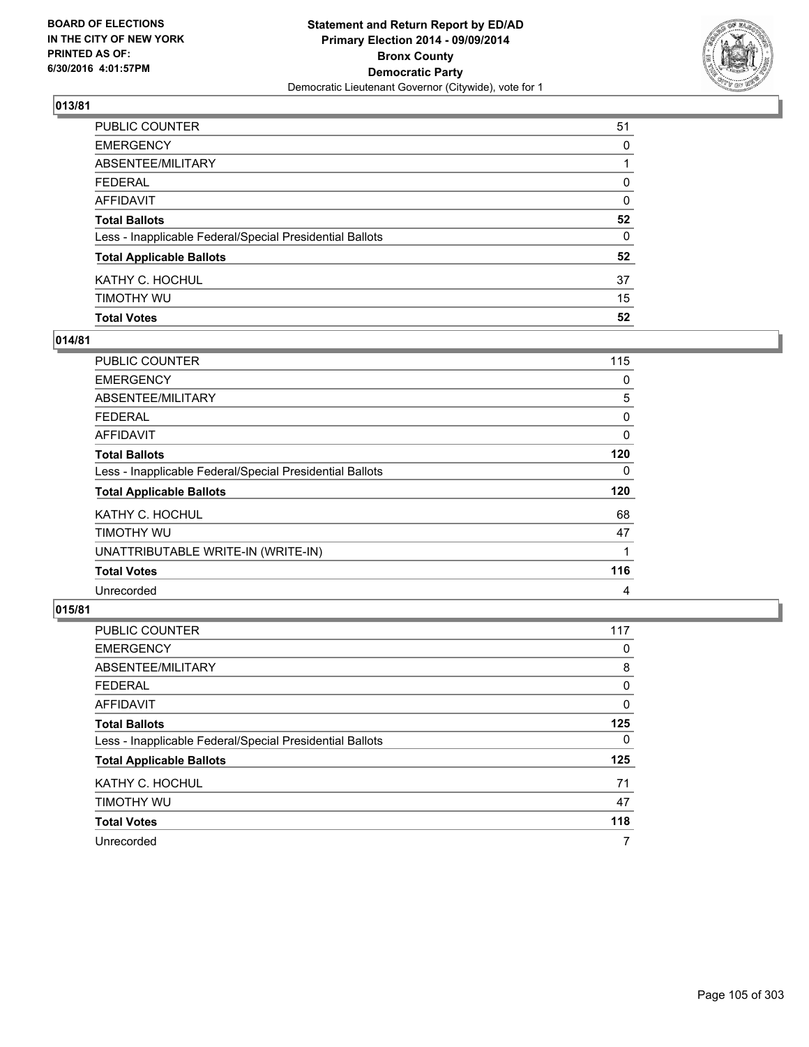**Statement and Return Report by ED/AD**
**Primary Election 2014 - 09/09/2014**
**Bronx County**
**Democratic Party**
Democratic Lieutenant Governor (Citywide), vote for 1

BOARD OF ELECTIONS IN THE CITY OF NEW YORK
PRINTED AS OF: 6/30/2016 4:01:57PM

**013/81**

| | |
|---|---|
| PUBLIC COUNTER | 51 |
| EMERGENCY | 0 |
| ABSENTEE/MILITARY | 1 |
| FEDERAL | 0 |
| AFFIDAVIT | 0 |
| **Total Ballots** | **52** |
| Less - Inapplicable Federal/Special Presidential Ballots | 0 |
| **Total Applicable Ballots** | **52** |
| KATHY C. HOCHUL | 37 |
| TIMOTHY WU | 15 |
| **Total Votes** | **52** |

**014/81**

| | |
|---|---|
| PUBLIC COUNTER | 115 |
| EMERGENCY | 0 |
| ABSENTEE/MILITARY | 5 |
| FEDERAL | 0 |
| AFFIDAVIT | 0 |
| **Total Ballots** | **120** |
| Less - Inapplicable Federal/Special Presidential Ballots | 0 |
| **Total Applicable Ballots** | **120** |
| KATHY C. HOCHUL | 68 |
| TIMOTHY WU | 47 |
| UNATTRIBUTABLE WRITE-IN (WRITE-IN) | 1 |
| **Total Votes** | **116** |
| Unrecorded | 4 |

**015/81**

| | |
|---|---|
| PUBLIC COUNTER | 117 |
| EMERGENCY | 0 |
| ABSENTEE/MILITARY | 8 |
| FEDERAL | 0 |
| AFFIDAVIT | 0 |
| **Total Ballots** | **125** |
| Less - Inapplicable Federal/Special Presidential Ballots | 0 |
| **Total Applicable Ballots** | **125** |
| KATHY C. HOCHUL | 71 |
| TIMOTHY WU | 47 |
| **Total Votes** | **118** |
| Unrecorded | 7 |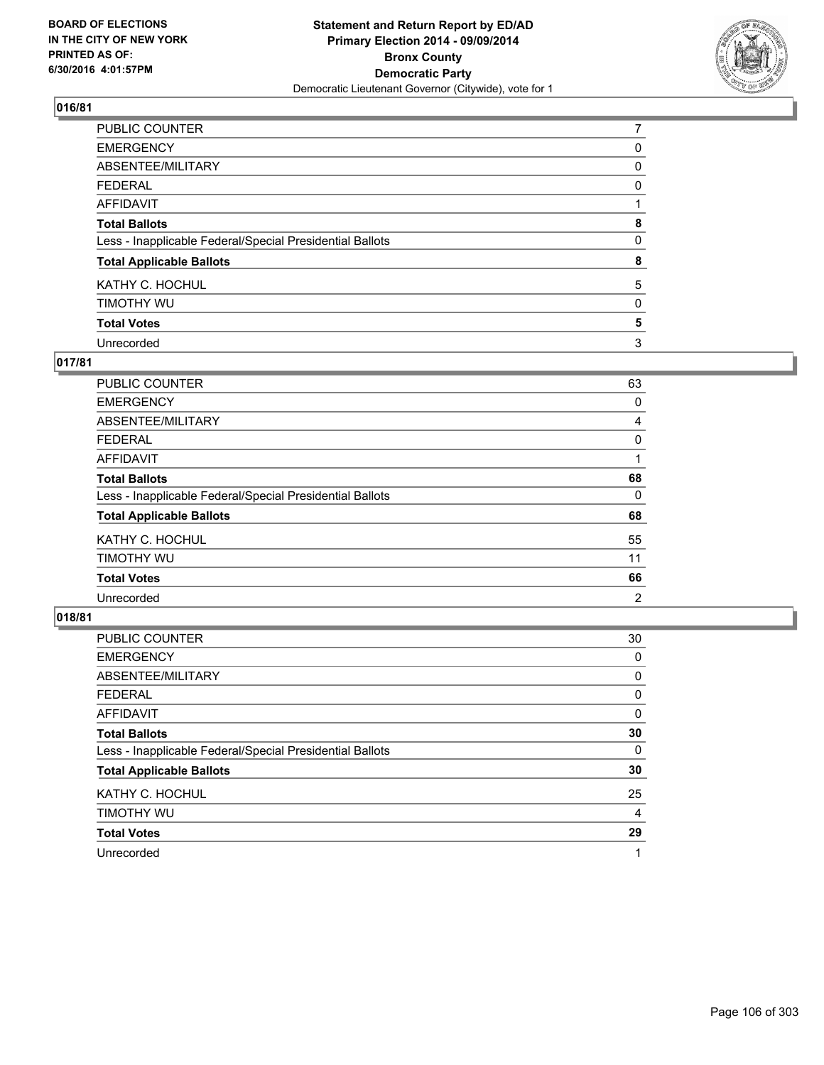BOARD OF ELECTIONS
IN THE CITY OF NEW YORK
PRINTED AS OF:
6/30/2016 4:01:57PM

**Statement and Return Report by ED/AD**
**Primary Election 2014 - 09/09/2014**
**Bronx County**
**Democratic Party**
Democratic Lieutenant Governor (Citywide), vote for 1

## 016/81

| | |
|---|---|
| PUBLIC COUNTER | 7 |
| EMERGENCY | 0 |
| ABSENTEE/MILITARY | 0 |
| FEDERAL | 0 |
| AFFIDAVIT | 1 |
| **Total Ballots** | **8** |
| Less - Inapplicable Federal/Special Presidential Ballots | 0 |
| **Total Applicable Ballots** | **8** |
| KATHY C. HOCHUL | 5 |
| TIMOTHY WU | 0 |
| **Total Votes** | **5** |
| Unrecorded | 3 |

## 017/81

| | |
|---|---|
| PUBLIC COUNTER | 63 |
| EMERGENCY | 0 |
| ABSENTEE/MILITARY | 4 |
| FEDERAL | 0 |
| AFFIDAVIT | 1 |
| **Total Ballots** | **68** |
| Less - Inapplicable Federal/Special Presidential Ballots | 0 |
| **Total Applicable Ballots** | **68** |
| KATHY C. HOCHUL | 55 |
| TIMOTHY WU | 11 |
| **Total Votes** | **66** |
| Unrecorded | 2 |

## 018/81

| | |
|---|---|
| PUBLIC COUNTER | 30 |
| EMERGENCY | 0 |
| ABSENTEE/MILITARY | 0 |
| FEDERAL | 0 |
| AFFIDAVIT | 0 |
| **Total Ballots** | **30** |
| Less - Inapplicable Federal/Special Presidential Ballots | 0 |
| **Total Applicable Ballots** | **30** |
| KATHY C. HOCHUL | 25 |
| TIMOTHY WU | 4 |
| **Total Votes** | **29** |
| Unrecorded | 1 |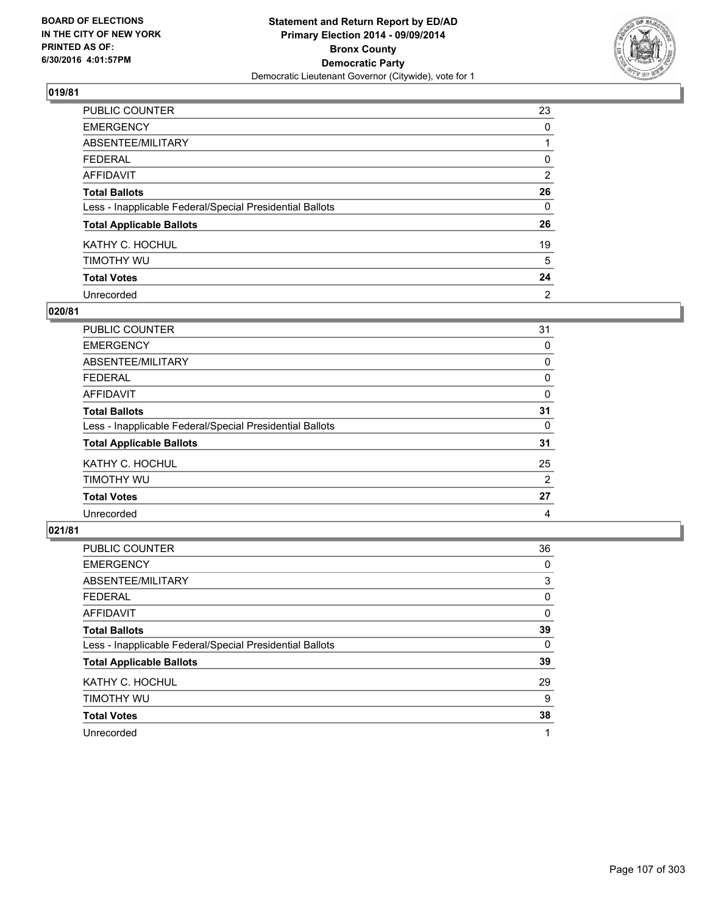BOARD OF ELECTIONS
IN THE CITY OF NEW YORK
PRINTED AS OF:
6/30/2016 4:01:57PM

**Statement and Return Report by ED/AD**
**Primary Election 2014 - 09/09/2014**
**Bronx County**
**Democratic Party**
Democratic Lieutenant Governor (Citywide), vote for 1

### 019/81

| | |
|---|---|
| PUBLIC COUNTER | 23 |
| EMERGENCY | 0 |
| ABSENTEE/MILITARY | 1 |
| FEDERAL | 0 |
| AFFIDAVIT | 2 |
| **Total Ballots** | **26** |
| Less - Inapplicable Federal/Special Presidential Ballots | 0 |
| **Total Applicable Ballots** | **26** |
| KATHY C. HOCHUL | 19 |
| TIMOTHY WU | 5 |
| **Total Votes** | **24** |
| Unrecorded | 2 |

### 020/81

| | |
|---|---|
| PUBLIC COUNTER | 31 |
| EMERGENCY | 0 |
| ABSENTEE/MILITARY | 0 |
| FEDERAL | 0 |
| AFFIDAVIT | 0 |
| **Total Ballots** | **31** |
| Less - Inapplicable Federal/Special Presidential Ballots | 0 |
| **Total Applicable Ballots** | **31** |
| KATHY C. HOCHUL | 25 |
| TIMOTHY WU | 2 |
| **Total Votes** | **27** |
| Unrecorded | 4 |

### 021/81

| | |
|---|---|
| PUBLIC COUNTER | 36 |
| EMERGENCY | 0 |
| ABSENTEE/MILITARY | 3 |
| FEDERAL | 0 |
| AFFIDAVIT | 0 |
| **Total Ballots** | **39** |
| Less - Inapplicable Federal/Special Presidential Ballots | 0 |
| **Total Applicable Ballots** | **39** |
| KATHY C. HOCHUL | 29 |
| TIMOTHY WU | 9 |
| **Total Votes** | **38** |
| Unrecorded | 1 |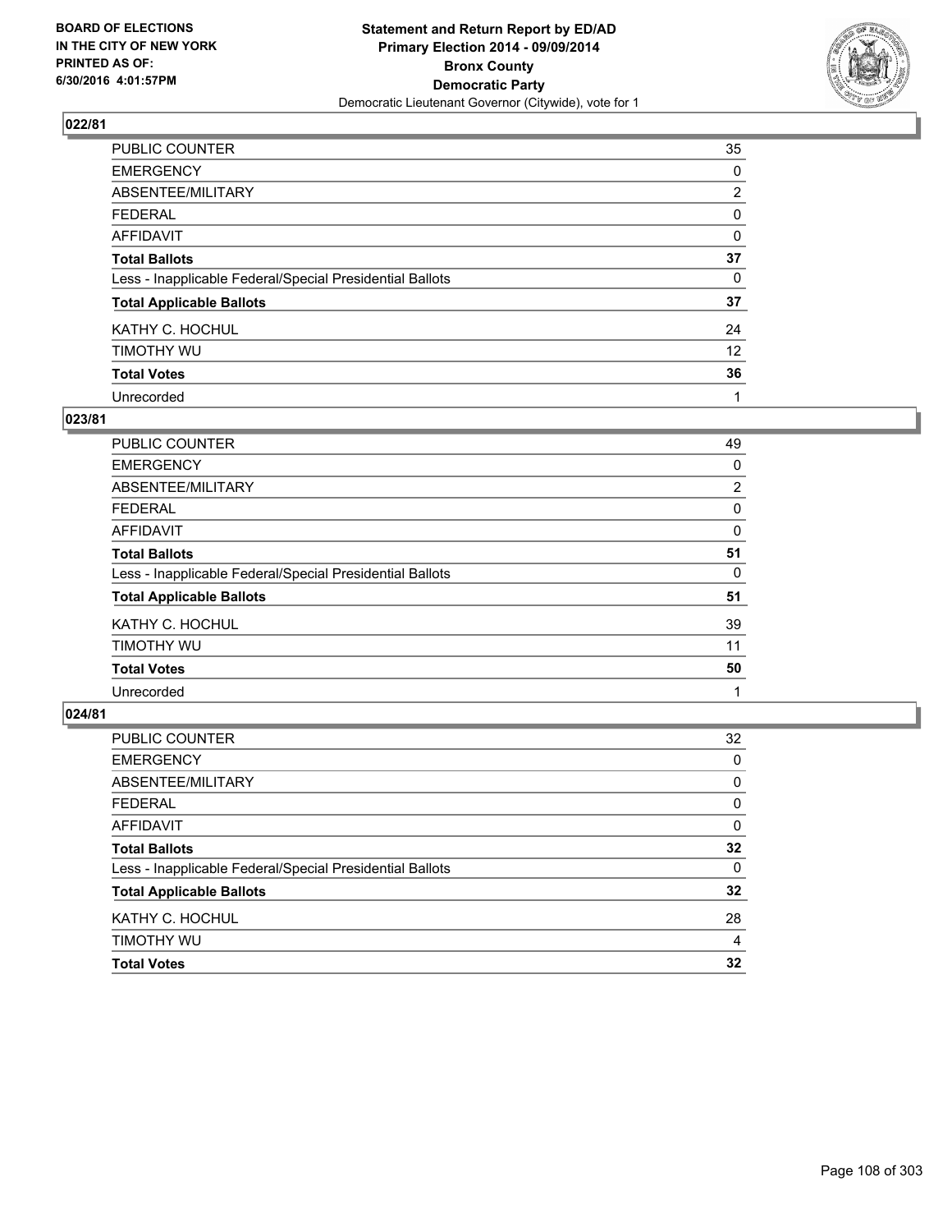BOARD OF ELECTIONS
IN THE CITY OF NEW YORK
PRINTED AS OF:
6/30/2016 4:01:57PM

**Statement and Return Report by ED/AD**
**Primary Election 2014 - 09/09/2014**
**Bronx County**
**Democratic Party**
Democratic Lieutenant Governor (Citywide), vote for 1

### 022/81

| | |
|---|---|
| PUBLIC COUNTER | 35 |
| EMERGENCY | 0 |
| ABSENTEE/MILITARY | 2 |
| FEDERAL | 0 |
| AFFIDAVIT | 0 |
| **Total Ballots** | **37** |
| Less - Inapplicable Federal/Special Presidential Ballots | 0 |
| **Total Applicable Ballots** | **37** |
| KATHY C. HOCHUL | 24 |
| TIMOTHY WU | 12 |
| **Total Votes** | **36** |
| Unrecorded | 1 |

### 023/81

| | |
|---|---|
| PUBLIC COUNTER | 49 |
| EMERGENCY | 0 |
| ABSENTEE/MILITARY | 2 |
| FEDERAL | 0 |
| AFFIDAVIT | 0 |
| **Total Ballots** | **51** |
| Less - Inapplicable Federal/Special Presidential Ballots | 0 |
| **Total Applicable Ballots** | **51** |
| KATHY C. HOCHUL | 39 |
| TIMOTHY WU | 11 |
| **Total Votes** | **50** |
| Unrecorded | 1 |

### 024/81

| | |
|---|---|
| PUBLIC COUNTER | 32 |
| EMERGENCY | 0 |
| ABSENTEE/MILITARY | 0 |
| FEDERAL | 0 |
| AFFIDAVIT | 0 |
| **Total Ballots** | **32** |
| Less - Inapplicable Federal/Special Presidential Ballots | 0 |
| **Total Applicable Ballots** | **32** |
| KATHY C. HOCHUL | 28 |
| TIMOTHY WU | 4 |
| **Total Votes** | **32** |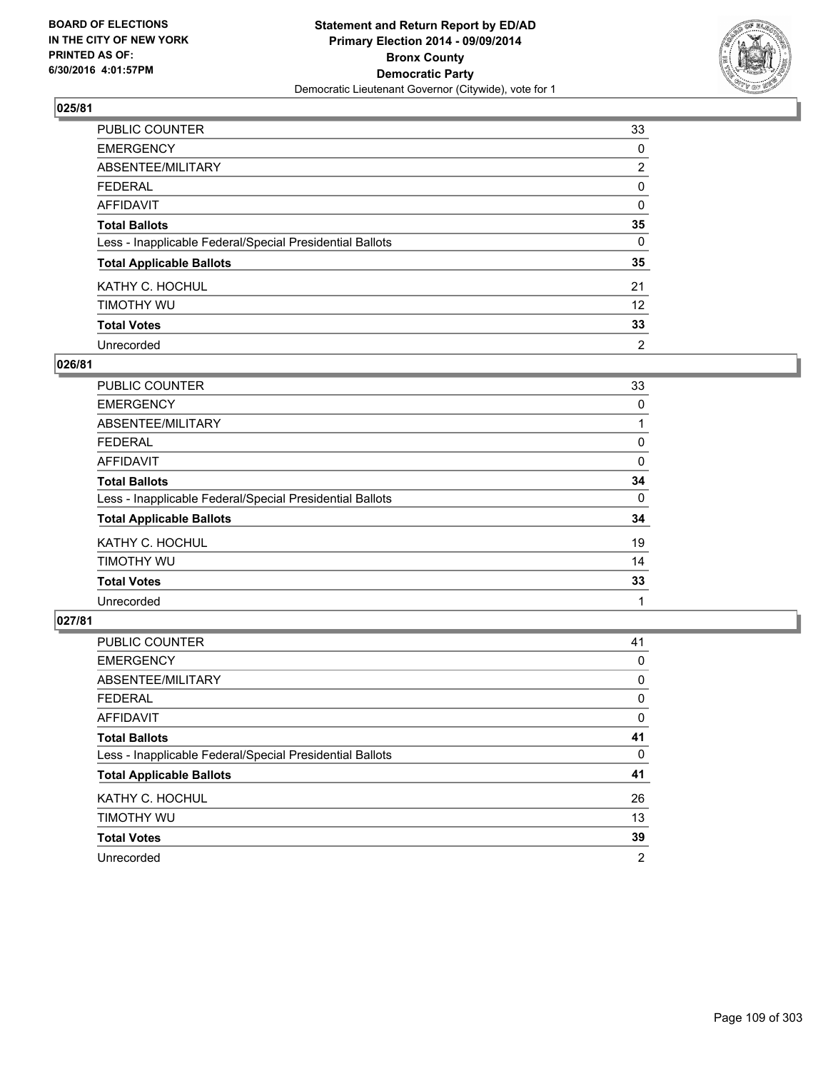**BOARD OF ELECTIONS IN THE CITY OF NEW YORK PRINTED AS OF: 6/30/2016 4:01:57PM**

**Statement and Return Report by ED/AD**
**Primary Election 2014 - 09/09/2014**
**Bronx County**
**Democratic Party**
Democratic Lieutenant Governor (Citywide), vote for 1

## 025/81

| | |
|---|---|
| PUBLIC COUNTER | 33 |
| EMERGENCY | 0 |
| ABSENTEE/MILITARY | 2 |
| FEDERAL | 0 |
| AFFIDAVIT | 0 |
| **Total Ballots** | **35** |
| Less - Inapplicable Federal/Special Presidential Ballots | 0 |
| **Total Applicable Ballots** | **35** |
| KATHY C. HOCHUL | 21 |
| TIMOTHY WU | 12 |
| **Total Votes** | **33** |
| Unrecorded | 2 |

## 026/81

| | |
|---|---|
| PUBLIC COUNTER | 33 |
| EMERGENCY | 0 |
| ABSENTEE/MILITARY | 1 |
| FEDERAL | 0 |
| AFFIDAVIT | 0 |
| **Total Ballots** | **34** |
| Less - Inapplicable Federal/Special Presidential Ballots | 0 |
| **Total Applicable Ballots** | **34** |
| KATHY C. HOCHUL | 19 |
| TIMOTHY WU | 14 |
| **Total Votes** | **33** |
| Unrecorded | 1 |

## 027/81

| | |
|---|---|
| PUBLIC COUNTER | 41 |
| EMERGENCY | 0 |
| ABSENTEE/MILITARY | 0 |
| FEDERAL | 0 |
| AFFIDAVIT | 0 |
| **Total Ballots** | **41** |
| Less - Inapplicable Federal/Special Presidential Ballots | 0 |
| **Total Applicable Ballots** | **41** |
| KATHY C. HOCHUL | 26 |
| TIMOTHY WU | 13 |
| **Total Votes** | **39** |
| Unrecorded | 2 |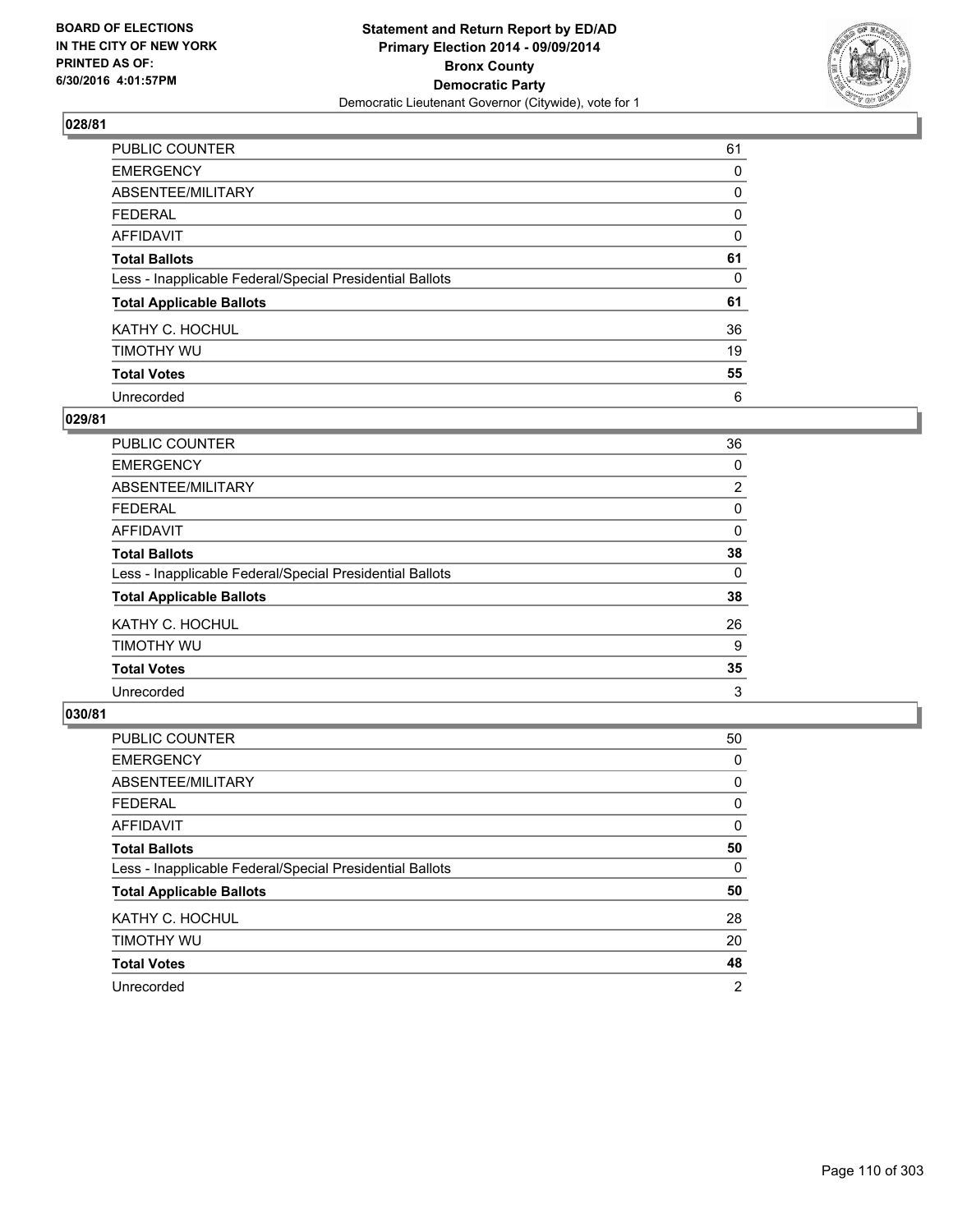BOARD OF ELECTIONS
IN THE CITY OF NEW YORK
PRINTED AS OF:
6/30/2016 4:01:57PM

**Statement and Return Report by ED/AD**
**Primary Election 2014 - 09/09/2014**
**Bronx County**
**Democratic Party**
Democratic Lieutenant Governor (Citywide), vote for 1

## 028/81

| | |
|---|---|
| PUBLIC COUNTER | 61 |
| EMERGENCY | 0 |
| ABSENTEE/MILITARY | 0 |
| FEDERAL | 0 |
| AFFIDAVIT | 0 |
| **Total Ballots** | **61** |
| Less - Inapplicable Federal/Special Presidential Ballots | 0 |
| **Total Applicable Ballots** | **61** |
| KATHY C. HOCHUL | 36 |
| TIMOTHY WU | 19 |
| **Total Votes** | **55** |
| Unrecorded | 6 |

## 029/81

| | |
|---|---|
| PUBLIC COUNTER | 36 |
| EMERGENCY | 0 |
| ABSENTEE/MILITARY | 2 |
| FEDERAL | 0 |
| AFFIDAVIT | 0 |
| **Total Ballots** | **38** |
| Less - Inapplicable Federal/Special Presidential Ballots | 0 |
| **Total Applicable Ballots** | **38** |
| KATHY C. HOCHUL | 26 |
| TIMOTHY WU | 9 |
| **Total Votes** | **35** |
| Unrecorded | 3 |

## 030/81

| | |
|---|---|
| PUBLIC COUNTER | 50 |
| EMERGENCY | 0 |
| ABSENTEE/MILITARY | 0 |
| FEDERAL | 0 |
| AFFIDAVIT | 0 |
| **Total Ballots** | **50** |
| Less - Inapplicable Federal/Special Presidential Ballots | 0 |
| **Total Applicable Ballots** | **50** |
| KATHY C. HOCHUL | 28 |
| TIMOTHY WU | 20 |
| **Total Votes** | **48** |
| Unrecorded | 2 |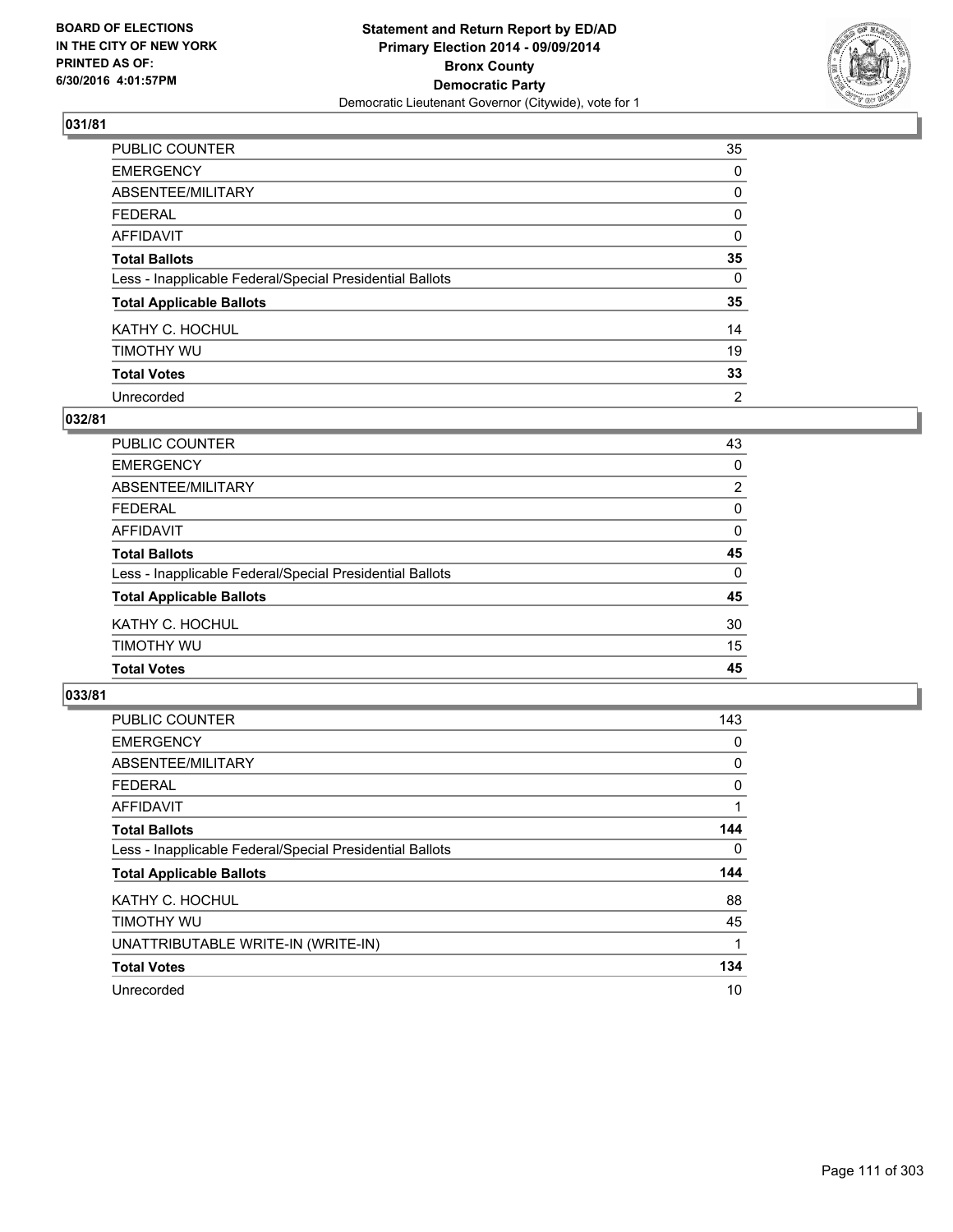**Statement and Return Report by ED/AD**
**Primary Election 2014 - 09/09/2014**
**Bronx County**
**Democratic Party**
Democratic Lieutenant Governor (Citywide), vote for 1

BOARD OF ELECTIONS
IN THE CITY OF NEW YORK
PRINTED AS OF:
6/30/2016 4:01:57PM

### 031/81

| | |
|---|---|
| PUBLIC COUNTER | 35 |
| EMERGENCY | 0 |
| ABSENTEE/MILITARY | 0 |
| FEDERAL | 0 |
| AFFIDAVIT | 0 |
| **Total Ballots** | **35** |
| Less - Inapplicable Federal/Special Presidential Ballots | 0 |
| **Total Applicable Ballots** | **35** |
| KATHY C. HOCHUL | 14 |
| TIMOTHY WU | 19 |
| **Total Votes** | **33** |
| Unrecorded | 2 |

### 032/81

| | |
|---|---|
| PUBLIC COUNTER | 43 |
| EMERGENCY | 0 |
| ABSENTEE/MILITARY | 2 |
| FEDERAL | 0 |
| AFFIDAVIT | 0 |
| **Total Ballots** | **45** |
| Less - Inapplicable Federal/Special Presidential Ballots | 0 |
| **Total Applicable Ballots** | **45** |
| KATHY C. HOCHUL | 30 |
| TIMOTHY WU | 15 |
| **Total Votes** | **45** |

### 033/81

| | |
|---|---|
| PUBLIC COUNTER | 143 |
| EMERGENCY | 0 |
| ABSENTEE/MILITARY | 0 |
| FEDERAL | 0 |
| AFFIDAVIT | 1 |
| **Total Ballots** | **144** |
| Less - Inapplicable Federal/Special Presidential Ballots | 0 |
| **Total Applicable Ballots** | **144** |
| KATHY C. HOCHUL | 88 |
| TIMOTHY WU | 45 |
| UNATTRIBUTABLE WRITE-IN (WRITE-IN) | 1 |
| **Total Votes** | **134** |
| Unrecorded | 10 |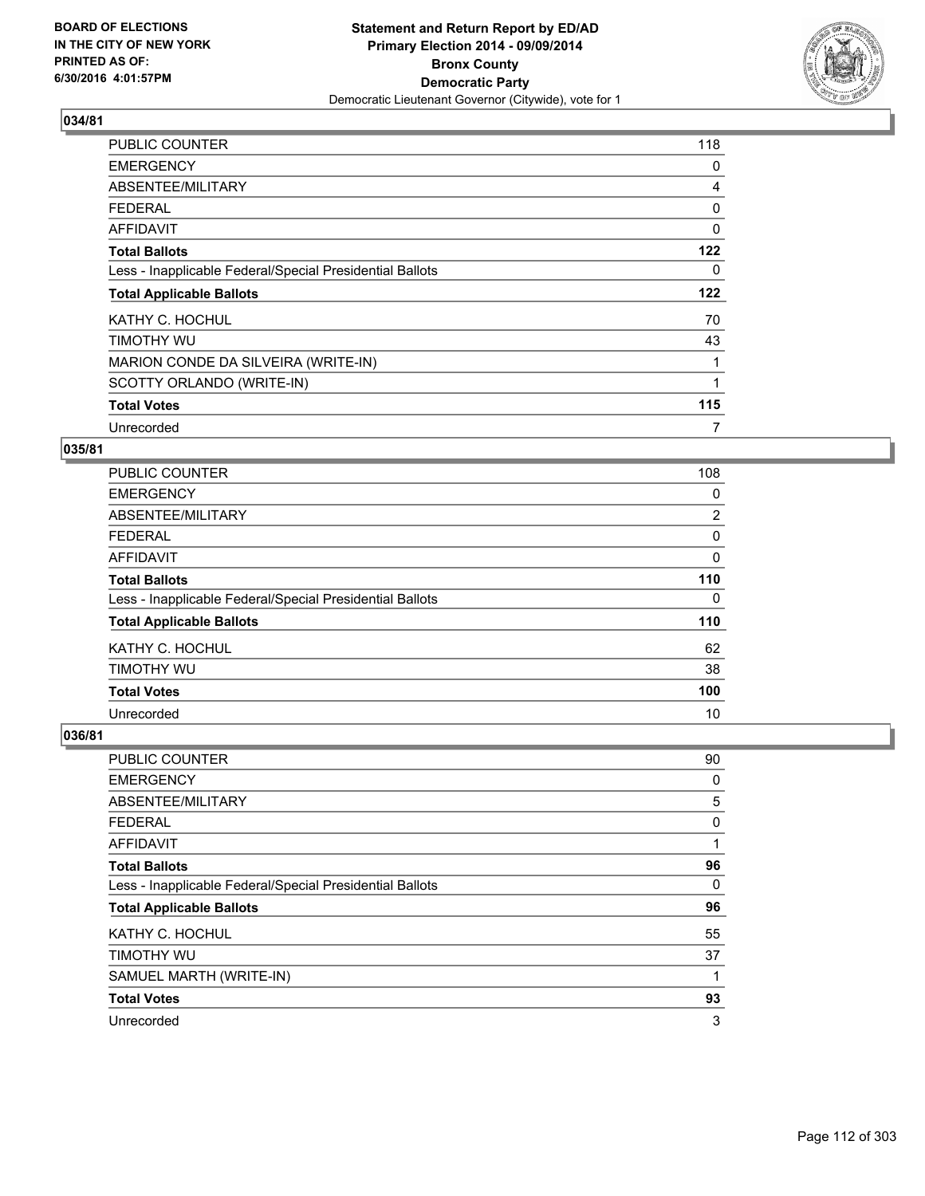## 034/81

| | |
|---|---|
| PUBLIC COUNTER | 118 |
| EMERGENCY | 0 |
| ABSENTEE/MILITARY | 4 |
| FEDERAL | 0 |
| AFFIDAVIT | 0 |
| **Total Ballots** | **122** |
| Less - Inapplicable Federal/Special Presidential Ballots | 0 |
| **Total Applicable Ballots** | **122** |
| KATHY C. HOCHUL | 70 |
| TIMOTHY WU | 43 |
| MARION CONDE DA SILVEIRA (WRITE-IN) | 1 |
| SCOTTY ORLANDO (WRITE-IN) | 1 |
| **Total Votes** | **115** |
| Unrecorded | 7 |

## 035/81

| | |
|---|---|
| PUBLIC COUNTER | 108 |
| EMERGENCY | 0 |
| ABSENTEE/MILITARY | 2 |
| FEDERAL | 0 |
| AFFIDAVIT | 0 |
| **Total Ballots** | **110** |
| Less - Inapplicable Federal/Special Presidential Ballots | 0 |
| **Total Applicable Ballots** | **110** |
| KATHY C. HOCHUL | 62 |
| TIMOTHY WU | 38 |
| **Total Votes** | **100** |
| Unrecorded | 10 |

## 036/81

| | |
|---|---|
| PUBLIC COUNTER | 90 |
| EMERGENCY | 0 |
| ABSENTEE/MILITARY | 5 |
| FEDERAL | 0 |
| AFFIDAVIT | 1 |
| **Total Ballots** | **96** |
| Less - Inapplicable Federal/Special Presidential Ballots | 0 |
| **Total Applicable Ballots** | **96** |
| KATHY C. HOCHUL | 55 |
| TIMOTHY WU | 37 |
| SAMUEL MARTH (WRITE-IN) | 1 |
| **Total Votes** | **93** |
| Unrecorded | 3 |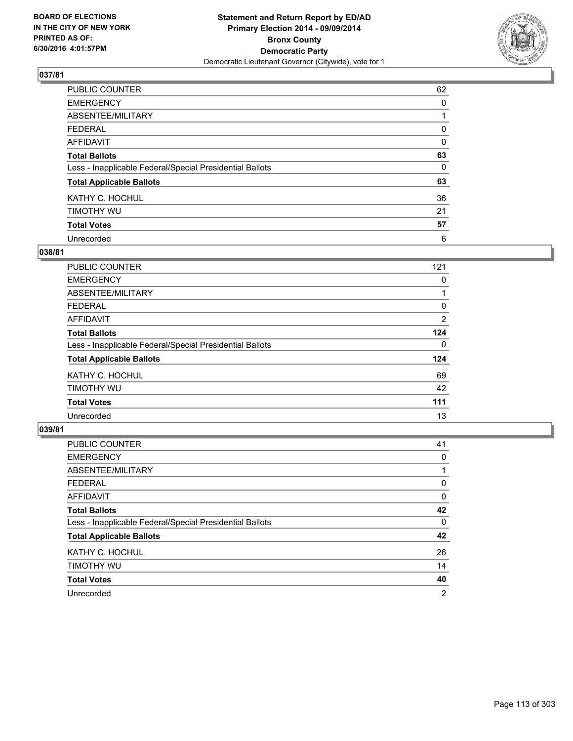BOARD OF ELECTIONS
IN THE CITY OF NEW YORK
PRINTED AS OF:
6/30/2016 4:01:57PM

**Statement and Return Report by ED/AD**
**Primary Election 2014 - 09/09/2014**
**Bronx County**
**Democratic Party**
Democratic Lieutenant Governor (Citywide), vote for 1

## 037/81

| | |
|---|---|
| PUBLIC COUNTER | 62 |
| EMERGENCY | 0 |
| ABSENTEE/MILITARY | 1 |
| FEDERAL | 0 |
| AFFIDAVIT | 0 |
| **Total Ballots** | **63** |
| Less - Inapplicable Federal/Special Presidential Ballots | 0 |
| **Total Applicable Ballots** | **63** |
| KATHY C. HOCHUL | 36 |
| TIMOTHY WU | 21 |
| **Total Votes** | **57** |
| Unrecorded | 6 |

## 038/81

| | |
|---|---|
| PUBLIC COUNTER | 121 |
| EMERGENCY | 0 |
| ABSENTEE/MILITARY | 1 |
| FEDERAL | 0 |
| AFFIDAVIT | 2 |
| **Total Ballots** | **124** |
| Less - Inapplicable Federal/Special Presidential Ballots | 0 |
| **Total Applicable Ballots** | **124** |
| KATHY C. HOCHUL | 69 |
| TIMOTHY WU | 42 |
| **Total Votes** | **111** |
| Unrecorded | 13 |

## 039/81

| | |
|---|---|
| PUBLIC COUNTER | 41 |
| EMERGENCY | 0 |
| ABSENTEE/MILITARY | 1 |
| FEDERAL | 0 |
| AFFIDAVIT | 0 |
| **Total Ballots** | **42** |
| Less - Inapplicable Federal/Special Presidential Ballots | 0 |
| **Total Applicable Ballots** | **42** |
| KATHY C. HOCHUL | 26 |
| TIMOTHY WU | 14 |
| **Total Votes** | **40** |
| Unrecorded | 2 |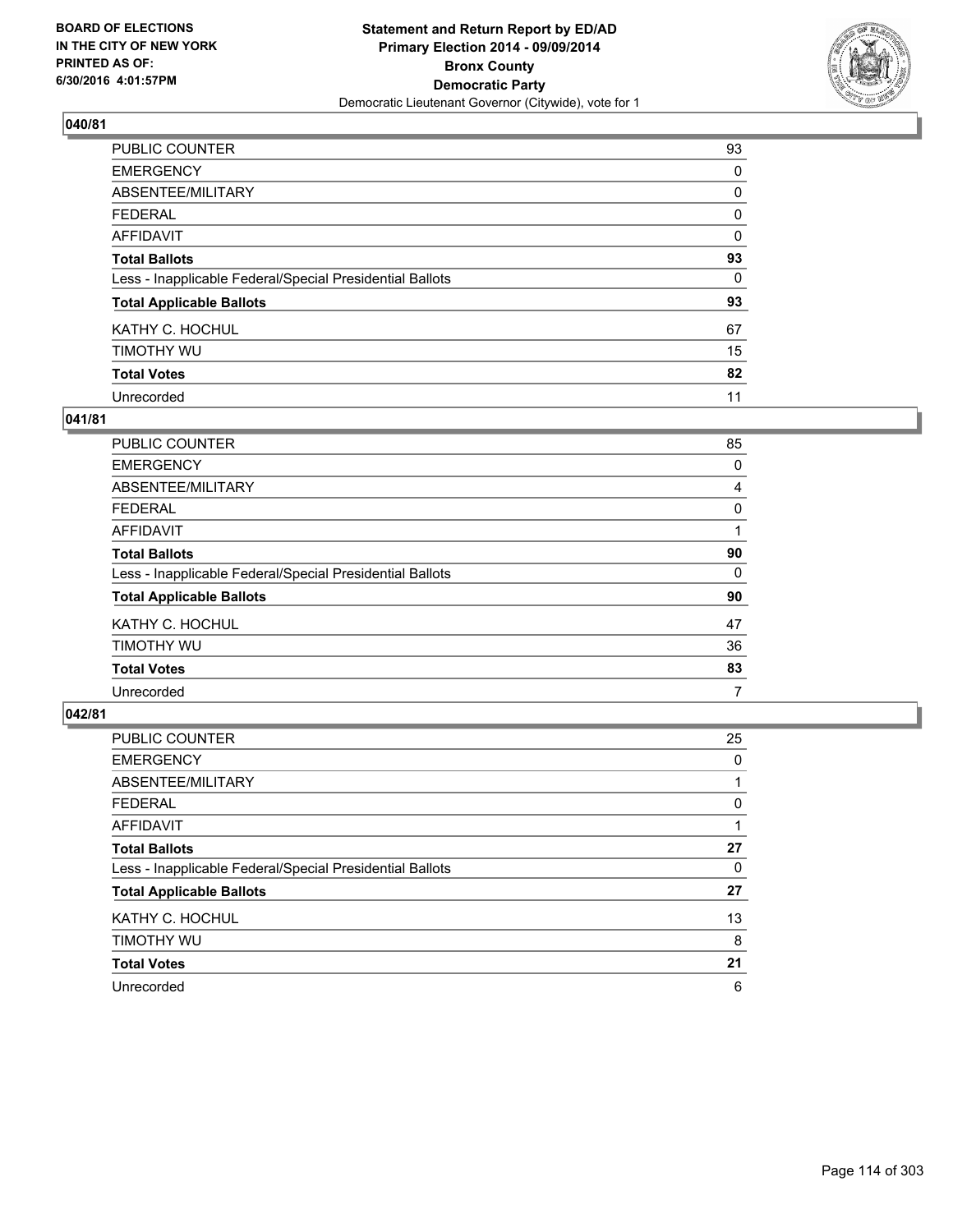**BOARD OF ELECTIONS IN THE CITY OF NEW YORK PRINTED AS OF: 6/30/2016 4:01:57PM**

**Statement and Return Report by ED/AD Primary Election 2014 - 09/09/2014 Bronx County Democratic Party**

Democratic Lieutenant Governor (Citywide), vote for 1

## 040/81

| | |
|---|---|
| PUBLIC COUNTER | 93 |
| EMERGENCY | 0 |
| ABSENTEE/MILITARY | 0 |
| FEDERAL | 0 |
| AFFIDAVIT | 0 |
| **Total Ballots** | **93** |
| Less - Inapplicable Federal/Special Presidential Ballots | 0 |
| **Total Applicable Ballots** | **93** |
| KATHY C. HOCHUL | 67 |
| TIMOTHY WU | 15 |
| **Total Votes** | **82** |
| Unrecorded | 11 |

## 041/81

| | |
|---|---|
| PUBLIC COUNTER | 85 |
| EMERGENCY | 0 |
| ABSENTEE/MILITARY | 4 |
| FEDERAL | 0 |
| AFFIDAVIT | 1 |
| **Total Ballots** | **90** |
| Less - Inapplicable Federal/Special Presidential Ballots | 0 |
| **Total Applicable Ballots** | **90** |
| KATHY C. HOCHUL | 47 |
| TIMOTHY WU | 36 |
| **Total Votes** | **83** |
| Unrecorded | 7 |

## 042/81

| | |
|---|---|
| PUBLIC COUNTER | 25 |
| EMERGENCY | 0 |
| ABSENTEE/MILITARY | 1 |
| FEDERAL | 0 |
| AFFIDAVIT | 1 |
| **Total Ballots** | **27** |
| Less - Inapplicable Federal/Special Presidential Ballots | 0 |
| **Total Applicable Ballots** | **27** |
| KATHY C. HOCHUL | 13 |
| TIMOTHY WU | 8 |
| **Total Votes** | **21** |
| Unrecorded | 6 |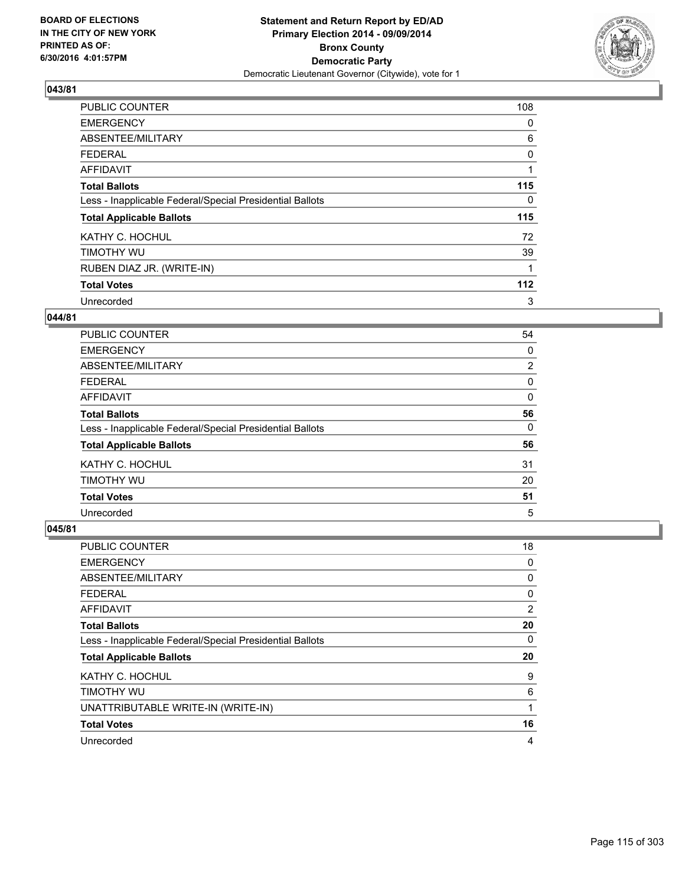**Statement and Return Report by ED/AD**
**Primary Election 2014 - 09/09/2014**
**Bronx County**
**Democratic Party**
Democratic Lieutenant Governor (Citywide), vote for 1

BOARD OF ELECTIONS
IN THE CITY OF NEW YORK
PRINTED AS OF:
6/30/2016 4:01:57PM

**043/81**

| | |
|---|---|
| PUBLIC COUNTER | 108 |
| EMERGENCY | 0 |
| ABSENTEE/MILITARY | 6 |
| FEDERAL | 0 |
| AFFIDAVIT | 1 |
| **Total Ballots** | **115** |
| Less - Inapplicable Federal/Special Presidential Ballots | 0 |
| **Total Applicable Ballots** | **115** |
| KATHY C. HOCHUL | 72 |
| TIMOTHY WU | 39 |
| RUBEN DIAZ JR. (WRITE-IN) | 1 |
| **Total Votes** | **112** |
| Unrecorded | 3 |

**044/81**

| | |
|---|---|
| PUBLIC COUNTER | 54 |
| EMERGENCY | 0 |
| ABSENTEE/MILITARY | 2 |
| FEDERAL | 0 |
| AFFIDAVIT | 0 |
| **Total Ballots** | **56** |
| Less - Inapplicable Federal/Special Presidential Ballots | 0 |
| **Total Applicable Ballots** | **56** |
| KATHY C. HOCHUL | 31 |
| TIMOTHY WU | 20 |
| **Total Votes** | **51** |
| Unrecorded | 5 |

**045/81**

| | |
|---|---|
| PUBLIC COUNTER | 18 |
| EMERGENCY | 0 |
| ABSENTEE/MILITARY | 0 |
| FEDERAL | 0 |
| AFFIDAVIT | 2 |
| **Total Ballots** | **20** |
| Less - Inapplicable Federal/Special Presidential Ballots | 0 |
| **Total Applicable Ballots** | **20** |
| KATHY C. HOCHUL | 9 |
| TIMOTHY WU | 6 |
| UNATTRIBUTABLE WRITE-IN (WRITE-IN) | 1 |
| **Total Votes** | **16** |
| Unrecorded | 4 |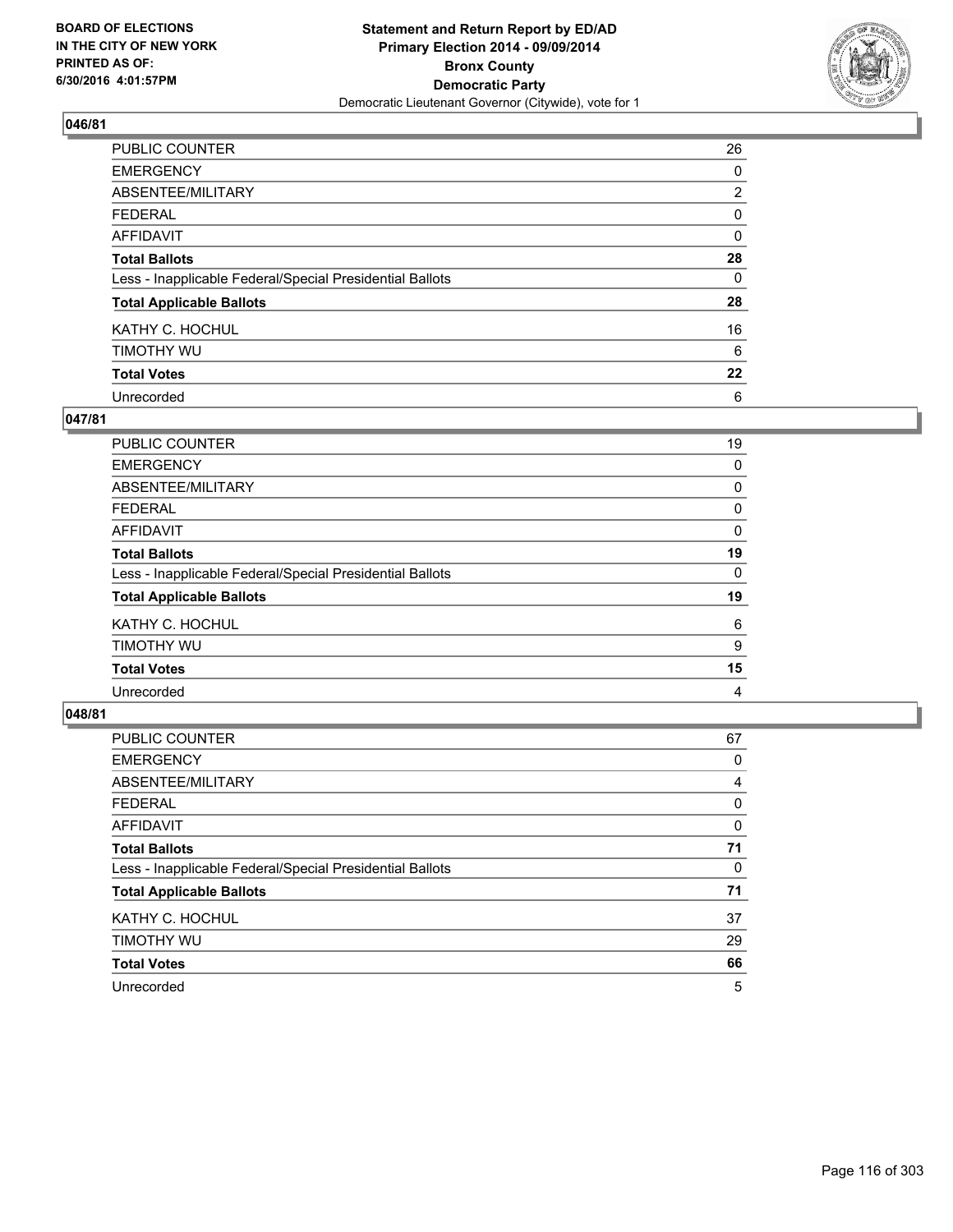**Statement and Return Report by ED/AD**
**Primary Election 2014 - 09/09/2014**
**Bronx County**
**Democratic Party**
Democratic Lieutenant Governor (Citywide), vote for 1

BOARD OF ELECTIONS
IN THE CITY OF NEW YORK
PRINTED AS OF:
6/30/2016 4:01:57PM

## 046/81

| | |
|---|---|
| PUBLIC COUNTER | 26 |
| EMERGENCY | 0 |
| ABSENTEE/MILITARY | 2 |
| FEDERAL | 0 |
| AFFIDAVIT | 0 |
| **Total Ballots** | **28** |
| Less - Inapplicable Federal/Special Presidential Ballots | 0 |
| **Total Applicable Ballots** | **28** |
| KATHY C. HOCHUL | 16 |
| TIMOTHY WU | 6 |
| **Total Votes** | **22** |
| Unrecorded | 6 |

## 047/81

| | |
|---|---|
| PUBLIC COUNTER | 19 |
| EMERGENCY | 0 |
| ABSENTEE/MILITARY | 0 |
| FEDERAL | 0 |
| AFFIDAVIT | 0 |
| **Total Ballots** | **19** |
| Less - Inapplicable Federal/Special Presidential Ballots | 0 |
| **Total Applicable Ballots** | **19** |
| KATHY C. HOCHUL | 6 |
| TIMOTHY WU | 9 |
| **Total Votes** | **15** |
| Unrecorded | 4 |

## 048/81

| | |
|---|---|
| PUBLIC COUNTER | 67 |
| EMERGENCY | 0 |
| ABSENTEE/MILITARY | 4 |
| FEDERAL | 0 |
| AFFIDAVIT | 0 |
| **Total Ballots** | **71** |
| Less - Inapplicable Federal/Special Presidential Ballots | 0 |
| **Total Applicable Ballots** | **71** |
| KATHY C. HOCHUL | 37 |
| TIMOTHY WU | 29 |
| **Total Votes** | **66** |
| Unrecorded | 5 |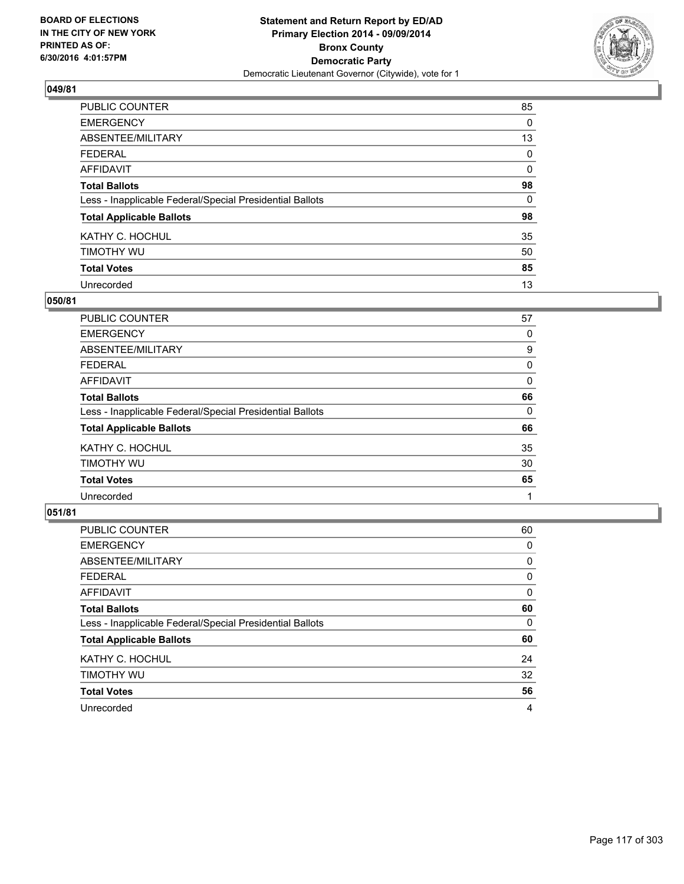BOARD OF ELECTIONS
IN THE CITY OF NEW YORK
PRINTED AS OF:
6/30/2016 4:01:57PM

**Statement and Return Report by ED/AD**
**Primary Election 2014 - 09/09/2014**
**Bronx County**
**Democratic Party**
Democratic Lieutenant Governor (Citywide), vote for 1

### 049/81

| | |
|---|---|
| PUBLIC COUNTER | 85 |
| EMERGENCY | 0 |
| ABSENTEE/MILITARY | 13 |
| FEDERAL | 0 |
| AFFIDAVIT | 0 |
| **Total Ballots** | **98** |
| Less - Inapplicable Federal/Special Presidential Ballots | 0 |
| **Total Applicable Ballots** | **98** |
| KATHY C. HOCHUL | 35 |
| TIMOTHY WU | 50 |
| **Total Votes** | **85** |
| Unrecorded | 13 |

### 050/81

| | |
|---|---|
| PUBLIC COUNTER | 57 |
| EMERGENCY | 0 |
| ABSENTEE/MILITARY | 9 |
| FEDERAL | 0 |
| AFFIDAVIT | 0 |
| **Total Ballots** | **66** |
| Less - Inapplicable Federal/Special Presidential Ballots | 0 |
| **Total Applicable Ballots** | **66** |
| KATHY C. HOCHUL | 35 |
| TIMOTHY WU | 30 |
| **Total Votes** | **65** |
| Unrecorded | 1 |

### 051/81

| | |
|---|---|
| PUBLIC COUNTER | 60 |
| EMERGENCY | 0 |
| ABSENTEE/MILITARY | 0 |
| FEDERAL | 0 |
| AFFIDAVIT | 0 |
| **Total Ballots** | **60** |
| Less - Inapplicable Federal/Special Presidential Ballots | 0 |
| **Total Applicable Ballots** | **60** |
| KATHY C. HOCHUL | 24 |
| TIMOTHY WU | 32 |
| **Total Votes** | **56** |
| Unrecorded | 4 |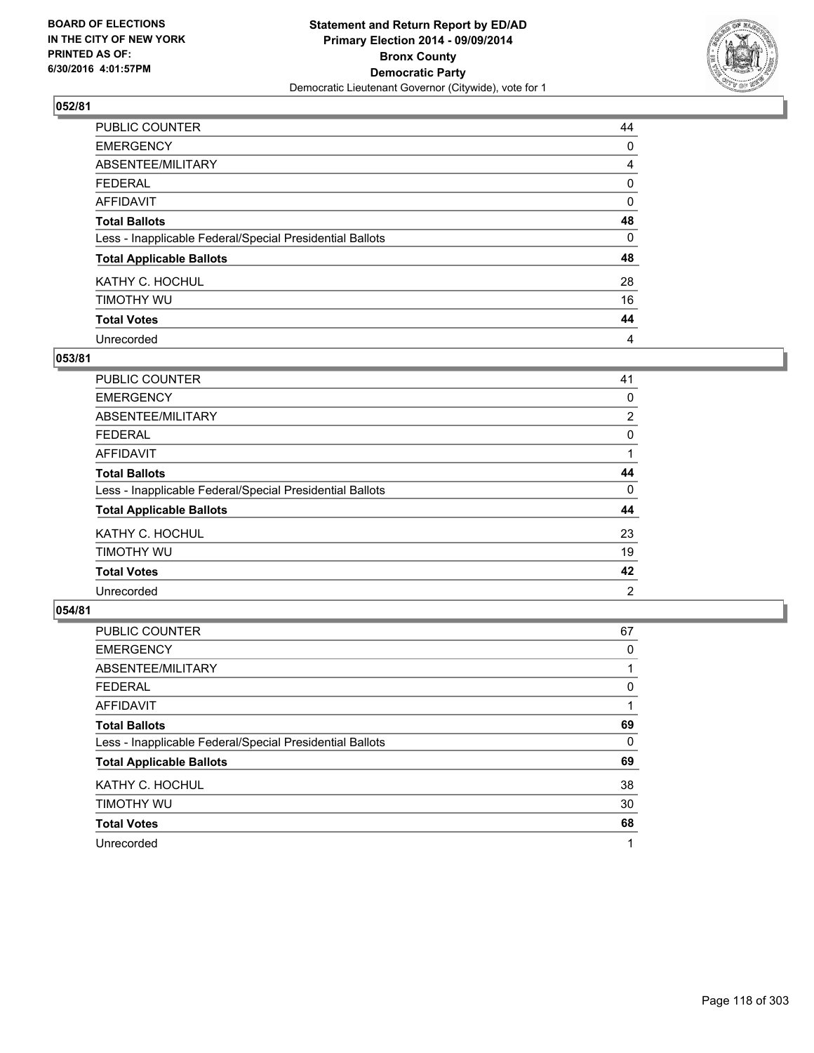**BOARD OF ELECTIONS IN THE CITY OF NEW YORK PRINTED AS OF: 6/30/2016 4:01:57PM**

**Statement and Return Report by ED/AD Primary Election 2014 - 09/09/2014 Bronx County Democratic Party**
Democratic Lieutenant Governor (Citywide), vote for 1

## 052/81

| | |
|---|---|
| PUBLIC COUNTER | 44 |
| EMERGENCY | 0 |
| ABSENTEE/MILITARY | 4 |
| FEDERAL | 0 |
| AFFIDAVIT | 0 |
| **Total Ballots** | **48** |
| Less - Inapplicable Federal/Special Presidential Ballots | 0 |
| **Total Applicable Ballots** | **48** |
| KATHY C. HOCHUL | 28 |
| TIMOTHY WU | 16 |
| **Total Votes** | **44** |
| Unrecorded | 4 |

## 053/81

| | |
|---|---|
| PUBLIC COUNTER | 41 |
| EMERGENCY | 0 |
| ABSENTEE/MILITARY | 2 |
| FEDERAL | 0 |
| AFFIDAVIT | 1 |
| **Total Ballots** | **44** |
| Less - Inapplicable Federal/Special Presidential Ballots | 0 |
| **Total Applicable Ballots** | **44** |
| KATHY C. HOCHUL | 23 |
| TIMOTHY WU | 19 |
| **Total Votes** | **42** |
| Unrecorded | 2 |

## 054/81

| | |
|---|---|
| PUBLIC COUNTER | 67 |
| EMERGENCY | 0 |
| ABSENTEE/MILITARY | 1 |
| FEDERAL | 0 |
| AFFIDAVIT | 1 |
| **Total Ballots** | **69** |
| Less - Inapplicable Federal/Special Presidential Ballots | 0 |
| **Total Applicable Ballots** | **69** |
| KATHY C. HOCHUL | 38 |
| TIMOTHY WU | 30 |
| **Total Votes** | **68** |
| Unrecorded | 1 |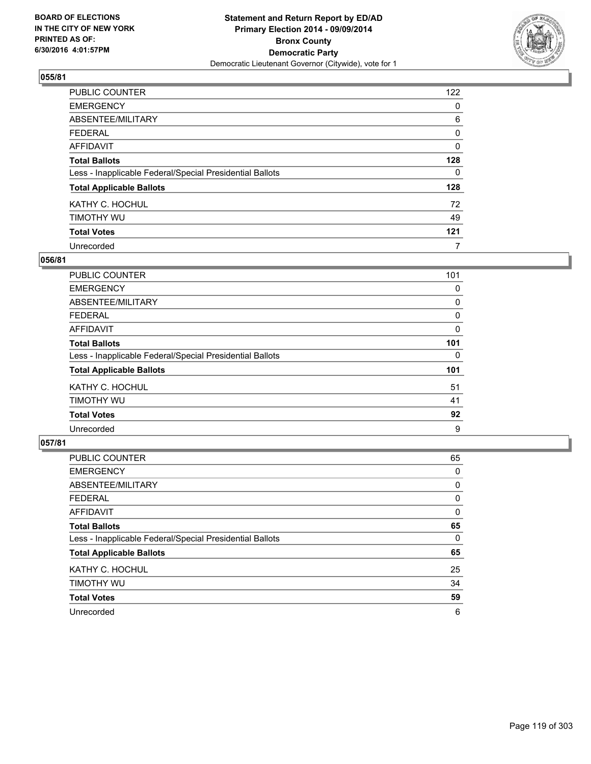**BOARD OF ELECTIONS IN THE CITY OF NEW YORK PRINTED AS OF: 6/30/2016 4:01:57PM**

**Statement and Return Report by ED/AD Primary Election 2014 - 09/09/2014 Bronx County Democratic Party**

Democratic Lieutenant Governor (Citywide), vote for 1

### 055/81

| | |
|---|---|
| PUBLIC COUNTER | 122 |
| EMERGENCY | 0 |
| ABSENTEE/MILITARY | 6 |
| FEDERAL | 0 |
| AFFIDAVIT | 0 |
| **Total Ballots** | **128** |
| Less - Inapplicable Federal/Special Presidential Ballots | 0 |
| **Total Applicable Ballots** | **128** |
| KATHY C. HOCHUL | 72 |
| TIMOTHY WU | 49 |
| **Total Votes** | **121** |
| Unrecorded | 7 |

### 056/81

| | |
|---|---|
| PUBLIC COUNTER | 101 |
| EMERGENCY | 0 |
| ABSENTEE/MILITARY | 0 |
| FEDERAL | 0 |
| AFFIDAVIT | 0 |
| **Total Ballots** | **101** |
| Less - Inapplicable Federal/Special Presidential Ballots | 0 |
| **Total Applicable Ballots** | **101** |
| KATHY C. HOCHUL | 51 |
| TIMOTHY WU | 41 |
| **Total Votes** | **92** |
| Unrecorded | 9 |

### 057/81

| | |
|---|---|
| PUBLIC COUNTER | 65 |
| EMERGENCY | 0 |
| ABSENTEE/MILITARY | 0 |
| FEDERAL | 0 |
| AFFIDAVIT | 0 |
| **Total Ballots** | **65** |
| Less - Inapplicable Federal/Special Presidential Ballots | 0 |
| **Total Applicable Ballots** | **65** |
| KATHY C. HOCHUL | 25 |
| TIMOTHY WU | 34 |
| **Total Votes** | **59** |
| Unrecorded | 6 |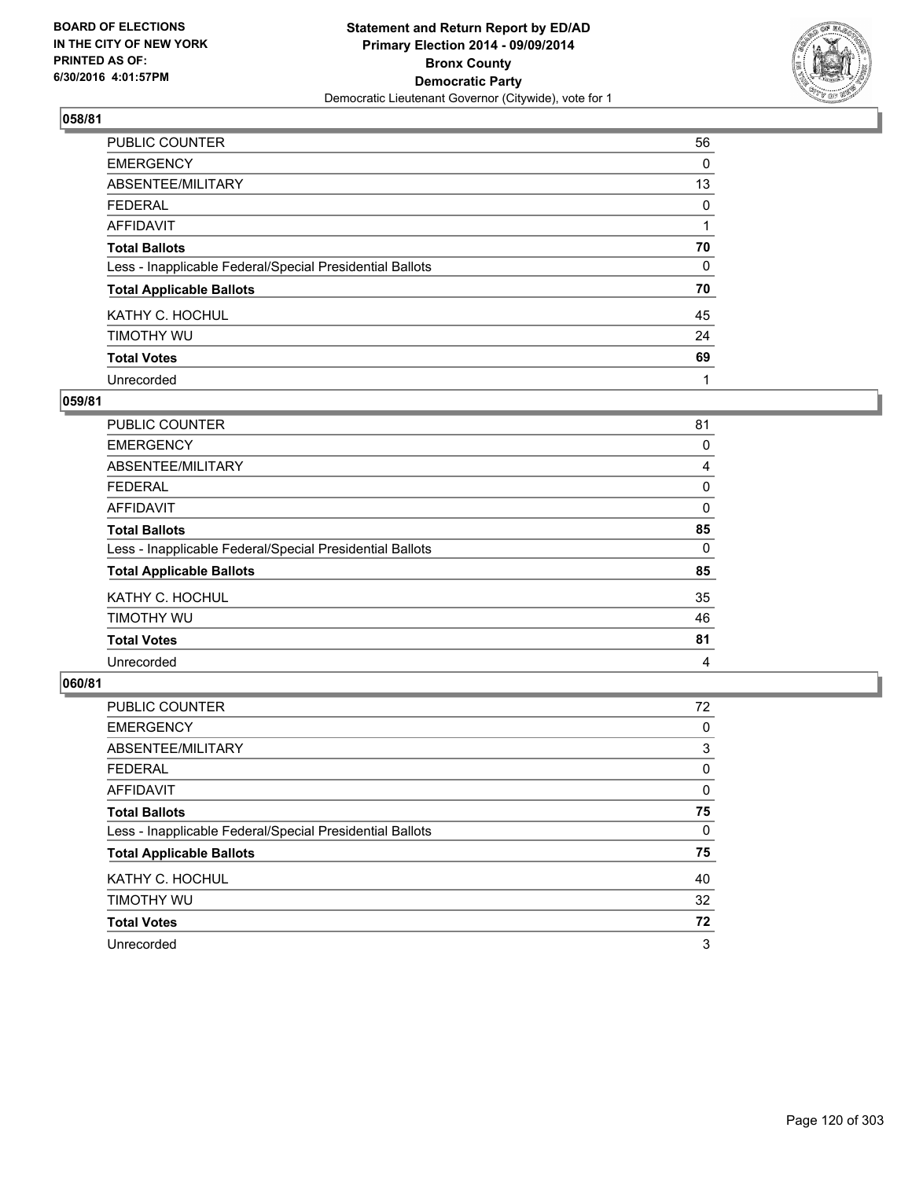**BOARD OF ELECTIONS IN THE CITY OF NEW YORK PRINTED AS OF: 6/30/2016 4:01:57PM**

**Statement and Return Report by ED/AD Primary Election 2014 - 09/09/2014 Bronx County Democratic Party**
Democratic Lieutenant Governor (Citywide), vote for 1

## 058/81

| | |
|---|---|
| PUBLIC COUNTER | 56 |
| EMERGENCY | 0 |
| ABSENTEE/MILITARY | 13 |
| FEDERAL | 0 |
| AFFIDAVIT | 1 |
| **Total Ballots** | **70** |
| Less - Inapplicable Federal/Special Presidential Ballots | 0 |
| **Total Applicable Ballots** | **70** |
| KATHY C. HOCHUL | 45 |
| TIMOTHY WU | 24 |
| **Total Votes** | **69** |
| Unrecorded | 1 |

## 059/81

| | |
|---|---|
| PUBLIC COUNTER | 81 |
| EMERGENCY | 0 |
| ABSENTEE/MILITARY | 4 |
| FEDERAL | 0 |
| AFFIDAVIT | 0 |
| **Total Ballots** | **85** |
| Less - Inapplicable Federal/Special Presidential Ballots | 0 |
| **Total Applicable Ballots** | **85** |
| KATHY C. HOCHUL | 35 |
| TIMOTHY WU | 46 |
| **Total Votes** | **81** |
| Unrecorded | 4 |

## 060/81

| | |
|---|---|
| PUBLIC COUNTER | 72 |
| EMERGENCY | 0 |
| ABSENTEE/MILITARY | 3 |
| FEDERAL | 0 |
| AFFIDAVIT | 0 |
| **Total Ballots** | **75** |
| Less - Inapplicable Federal/Special Presidential Ballots | 0 |
| **Total Applicable Ballots** | **75** |
| KATHY C. HOCHUL | 40 |
| TIMOTHY WU | 32 |
| **Total Votes** | **72** |
| Unrecorded | 3 |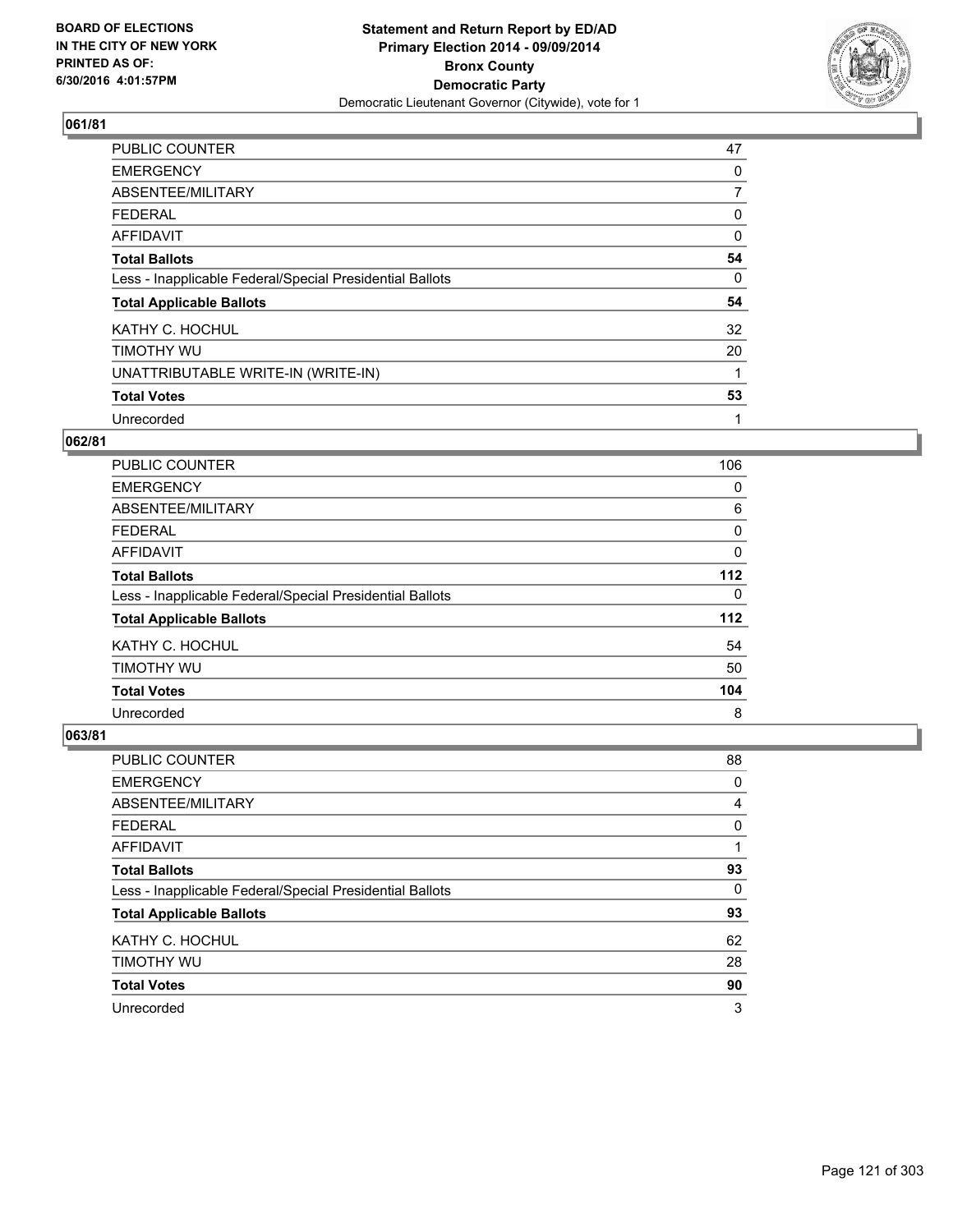BOARD OF ELECTIONS
IN THE CITY OF NEW YORK
PRINTED AS OF:
6/30/2016 4:01:57PM

**Statement and Return Report by ED/AD**
**Primary Election 2014 - 09/09/2014**
**Bronx County**
**Democratic Party**
Democratic Lieutenant Governor (Citywide), vote for 1

## 061/81

| | |
|---|---|
| PUBLIC COUNTER | 47 |
| EMERGENCY | 0 |
| ABSENTEE/MILITARY | 7 |
| FEDERAL | 0 |
| AFFIDAVIT | 0 |
| **Total Ballots** | **54** |
| Less - Inapplicable Federal/Special Presidential Ballots | 0 |
| **Total Applicable Ballots** | **54** |
| KATHY C. HOCHUL | 32 |
| TIMOTHY WU | 20 |
| UNATTRIBUTABLE WRITE-IN (WRITE-IN) | 1 |
| **Total Votes** | **53** |
| Unrecorded | 1 |

## 062/81

| | |
|---|---|
| PUBLIC COUNTER | 106 |
| EMERGENCY | 0 |
| ABSENTEE/MILITARY | 6 |
| FEDERAL | 0 |
| AFFIDAVIT | 0 |
| **Total Ballots** | **112** |
| Less - Inapplicable Federal/Special Presidential Ballots | 0 |
| **Total Applicable Ballots** | **112** |
| KATHY C. HOCHUL | 54 |
| TIMOTHY WU | 50 |
| **Total Votes** | **104** |
| Unrecorded | 8 |

## 063/81

| | |
|---|---|
| PUBLIC COUNTER | 88 |
| EMERGENCY | 0 |
| ABSENTEE/MILITARY | 4 |
| FEDERAL | 0 |
| AFFIDAVIT | 1 |
| **Total Ballots** | **93** |
| Less - Inapplicable Federal/Special Presidential Ballots | 0 |
| **Total Applicable Ballots** | **93** |
| KATHY C. HOCHUL | 62 |
| TIMOTHY WU | 28 |
| **Total Votes** | **90** |
| Unrecorded | 3 |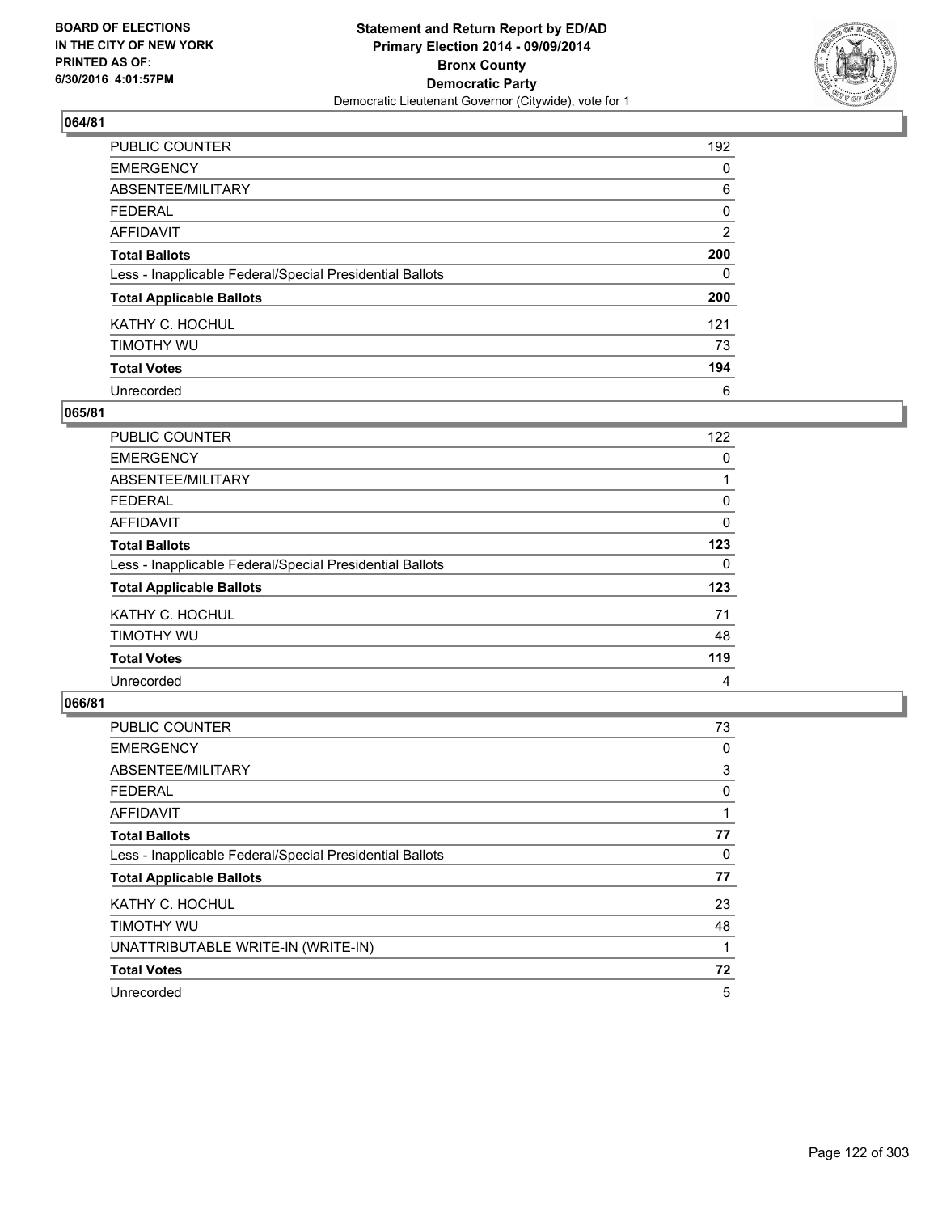**BOARD OF ELECTIONS IN THE CITY OF NEW YORK PRINTED AS OF: 6/30/2016 4:01:57PM**

**Statement and Return Report by ED/AD Primary Election 2014 - 09/09/2014 Bronx County Democratic Party**

Democratic Lieutenant Governor (Citywide), vote for 1

## 064/81

| | |
|---|---|
| PUBLIC COUNTER | 192 |
| EMERGENCY | 0 |
| ABSENTEE/MILITARY | 6 |
| FEDERAL | 0 |
| AFFIDAVIT | 2 |
| **Total Ballots** | **200** |
| Less - Inapplicable Federal/Special Presidential Ballots | 0 |
| **Total Applicable Ballots** | **200** |
| KATHY C. HOCHUL | 121 |
| TIMOTHY WU | 73 |
| **Total Votes** | **194** |
| Unrecorded | 6 |

## 065/81

| | |
|---|---|
| PUBLIC COUNTER | 122 |
| EMERGENCY | 0 |
| ABSENTEE/MILITARY | 1 |
| FEDERAL | 0 |
| AFFIDAVIT | 0 |
| **Total Ballots** | **123** |
| Less - Inapplicable Federal/Special Presidential Ballots | 0 |
| **Total Applicable Ballots** | **123** |
| KATHY C. HOCHUL | 71 |
| TIMOTHY WU | 48 |
| **Total Votes** | **119** |
| Unrecorded | 4 |

## 066/81

| | |
|---|---|
| PUBLIC COUNTER | 73 |
| EMERGENCY | 0 |
| ABSENTEE/MILITARY | 3 |
| FEDERAL | 0 |
| AFFIDAVIT | 1 |
| **Total Ballots** | **77** |
| Less - Inapplicable Federal/Special Presidential Ballots | 0 |
| **Total Applicable Ballots** | **77** |
| KATHY C. HOCHUL | 23 |
| TIMOTHY WU | 48 |
| UNATTRIBUTABLE WRITE-IN (WRITE-IN) | 1 |
| **Total Votes** | **72** |
| Unrecorded | 5 |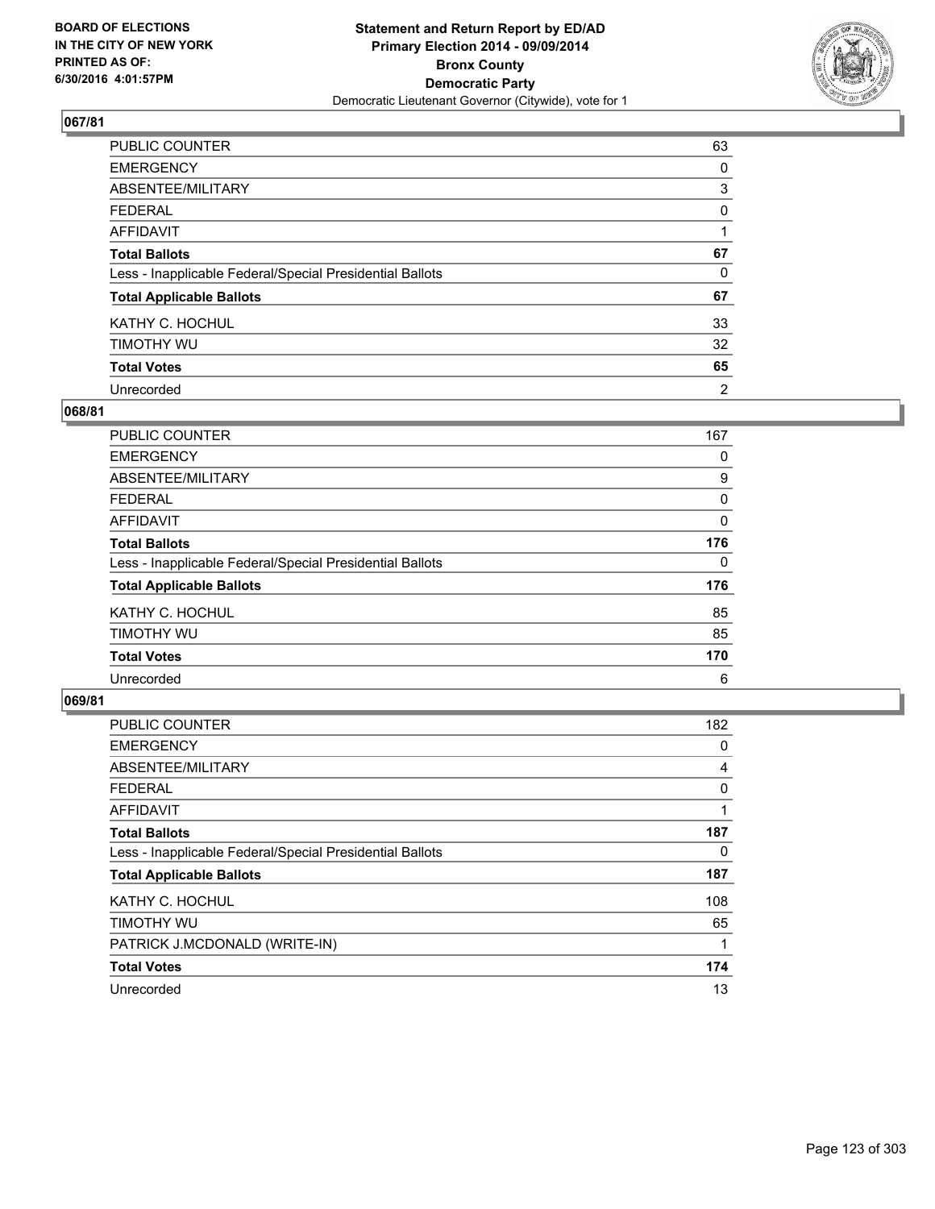BOARD OF ELECTIONS
IN THE CITY OF NEW YORK
PRINTED AS OF:
6/30/2016 4:01:57PM

**Statement and Return Report by ED/AD**
**Primary Election 2014 - 09/09/2014**
**Bronx County**
**Democratic Party**
Democratic Lieutenant Governor (Citywide), vote for 1

## 067/81

| | |
|---|---|
| PUBLIC COUNTER | 63 |
| EMERGENCY | 0 |
| ABSENTEE/MILITARY | 3 |
| FEDERAL | 0 |
| AFFIDAVIT | 1 |
| **Total Ballots** | **67** |
| Less - Inapplicable Federal/Special Presidential Ballots | 0 |
| **Total Applicable Ballots** | **67** |
| KATHY C. HOCHUL | 33 |
| TIMOTHY WU | 32 |
| **Total Votes** | **65** |
| Unrecorded | 2 |

## 068/81

| | |
|---|---|
| PUBLIC COUNTER | 167 |
| EMERGENCY | 0 |
| ABSENTEE/MILITARY | 9 |
| FEDERAL | 0 |
| AFFIDAVIT | 0 |
| **Total Ballots** | **176** |
| Less - Inapplicable Federal/Special Presidential Ballots | 0 |
| **Total Applicable Ballots** | **176** |
| KATHY C. HOCHUL | 85 |
| TIMOTHY WU | 85 |
| **Total Votes** | **170** |
| Unrecorded | 6 |

## 069/81

| | |
|---|---|
| PUBLIC COUNTER | 182 |
| EMERGENCY | 0 |
| ABSENTEE/MILITARY | 4 |
| FEDERAL | 0 |
| AFFIDAVIT | 1 |
| **Total Ballots** | **187** |
| Less - Inapplicable Federal/Special Presidential Ballots | 0 |
| **Total Applicable Ballots** | **187** |
| KATHY C. HOCHUL | 108 |
| TIMOTHY WU | 65 |
| PATRICK J.MCDONALD (WRITE-IN) | 1 |
| **Total Votes** | **174** |
| Unrecorded | 13 |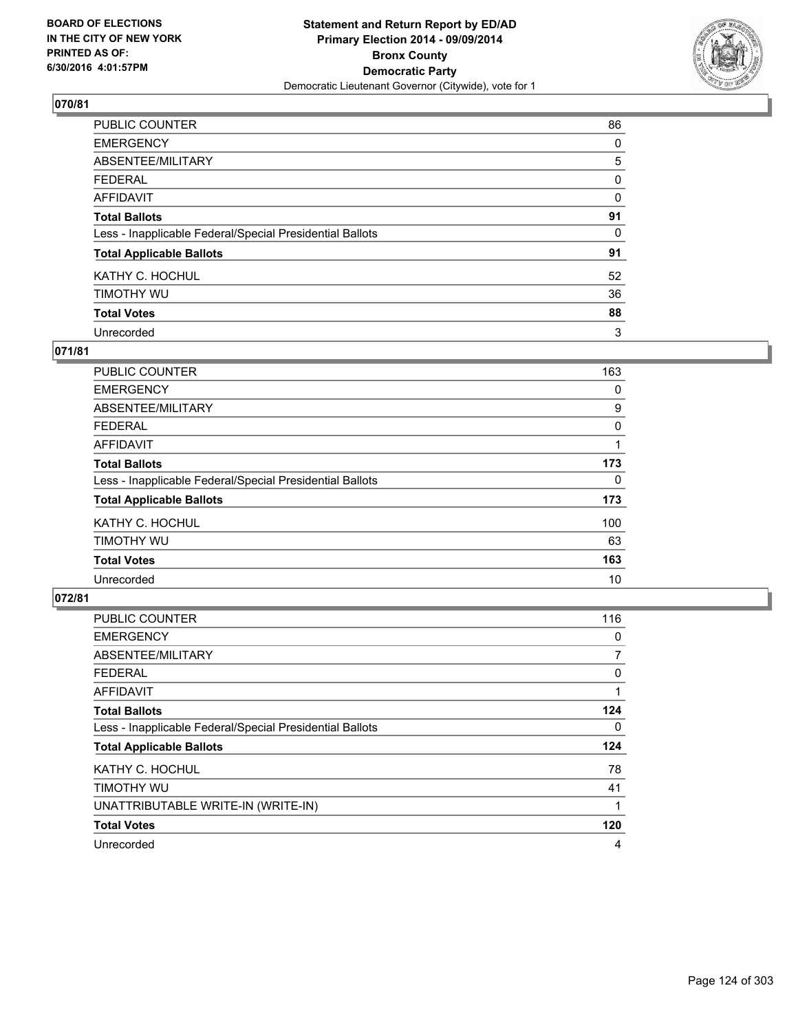**BOARD OF ELECTIONS IN THE CITY OF NEW YORK PRINTED AS OF: 6/30/2016 4:01:57PM**

**Statement and Return Report by ED/AD Primary Election 2014 - 09/09/2014 Bronx County Democratic Party**

Democratic Lieutenant Governor (Citywide), vote for 1

## 070/81

| | |
|---|---|
| PUBLIC COUNTER | 86 |
| EMERGENCY | 0 |
| ABSENTEE/MILITARY | 5 |
| FEDERAL | 0 |
| AFFIDAVIT | 0 |
| **Total Ballots** | **91** |
| Less - Inapplicable Federal/Special Presidential Ballots | 0 |
| **Total Applicable Ballots** | **91** |
| KATHY C. HOCHUL | 52 |
| TIMOTHY WU | 36 |
| **Total Votes** | **88** |
| Unrecorded | 3 |

## 071/81

| | |
|---|---|
| PUBLIC COUNTER | 163 |
| EMERGENCY | 0 |
| ABSENTEE/MILITARY | 9 |
| FEDERAL | 0 |
| AFFIDAVIT | 1 |
| **Total Ballots** | **173** |
| Less - Inapplicable Federal/Special Presidential Ballots | 0 |
| **Total Applicable Ballots** | **173** |
| KATHY C. HOCHUL | 100 |
| TIMOTHY WU | 63 |
| **Total Votes** | **163** |
| Unrecorded | 10 |

## 072/81

| | |
|---|---|
| PUBLIC COUNTER | 116 |
| EMERGENCY | 0 |
| ABSENTEE/MILITARY | 7 |
| FEDERAL | 0 |
| AFFIDAVIT | 1 |
| **Total Ballots** | **124** |
| Less - Inapplicable Federal/Special Presidential Ballots | 0 |
| **Total Applicable Ballots** | **124** |
| KATHY C. HOCHUL | 78 |
| TIMOTHY WU | 41 |
| UNATTRIBUTABLE WRITE-IN (WRITE-IN) | 1 |
| **Total Votes** | **120** |
| Unrecorded | 4 |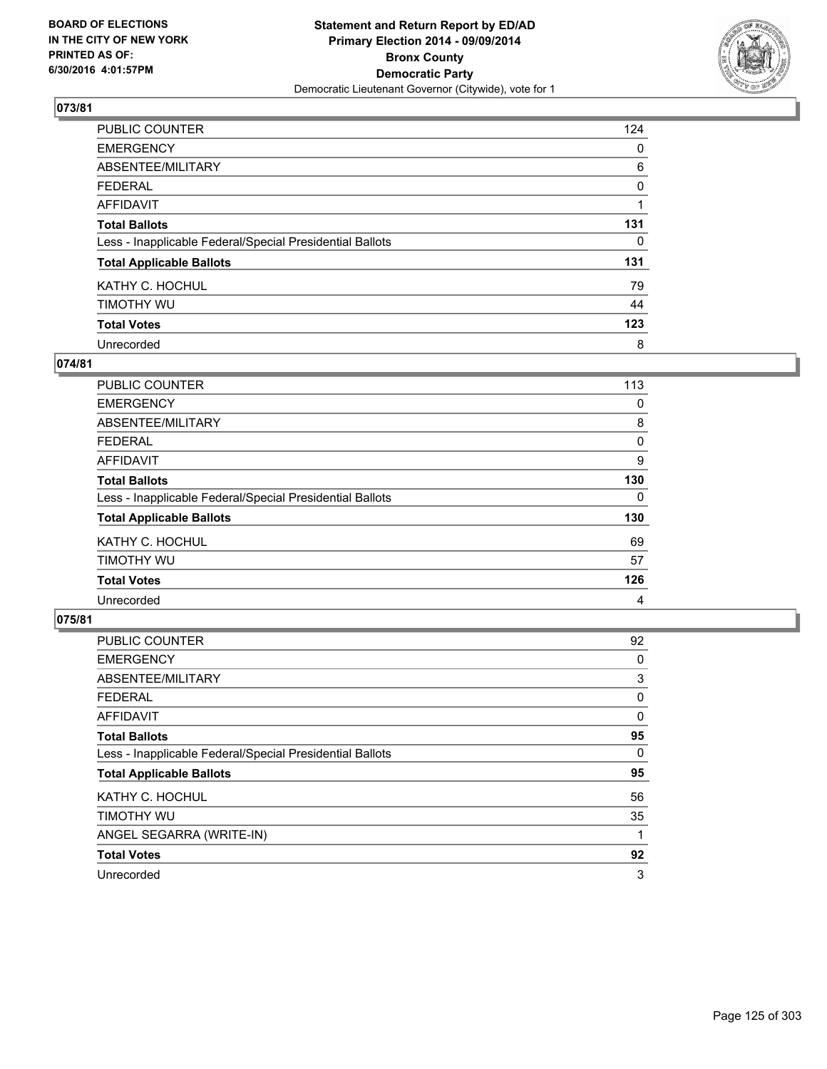**Statement and Return Report by ED/AD**
**Primary Election 2014 - 09/09/2014**
**Bronx County**
**Democratic Party**
Democratic Lieutenant Governor (Citywide), vote for 1

BOARD OF ELECTIONS IN THE CITY OF NEW YORK PRINTED AS OF: 6/30/2016 4:01:57PM

### 073/81

| | |
|---|---|
| PUBLIC COUNTER | 124 |
| EMERGENCY | 0 |
| ABSENTEE/MILITARY | 6 |
| FEDERAL | 0 |
| AFFIDAVIT | 1 |
| **Total Ballots** | **131** |
| Less - Inapplicable Federal/Special Presidential Ballots | 0 |
| **Total Applicable Ballots** | **131** |
| KATHY C. HOCHUL | 79 |
| TIMOTHY WU | 44 |
| **Total Votes** | **123** |
| Unrecorded | 8 |

### 074/81

| | |
|---|---|
| PUBLIC COUNTER | 113 |
| EMERGENCY | 0 |
| ABSENTEE/MILITARY | 8 |
| FEDERAL | 0 |
| AFFIDAVIT | 9 |
| **Total Ballots** | **130** |
| Less - Inapplicable Federal/Special Presidential Ballots | 0 |
| **Total Applicable Ballots** | **130** |
| KATHY C. HOCHUL | 69 |
| TIMOTHY WU | 57 |
| **Total Votes** | **126** |
| Unrecorded | 4 |

### 075/81

| | |
|---|---|
| PUBLIC COUNTER | 92 |
| EMERGENCY | 0 |
| ABSENTEE/MILITARY | 3 |
| FEDERAL | 0 |
| AFFIDAVIT | 0 |
| **Total Ballots** | **95** |
| Less - Inapplicable Federal/Special Presidential Ballots | 0 |
| **Total Applicable Ballots** | **95** |
| KATHY C. HOCHUL | 56 |
| TIMOTHY WU | 35 |
| ANGEL SEGARRA (WRITE-IN) | 1 |
| **Total Votes** | **92** |
| Unrecorded | 3 |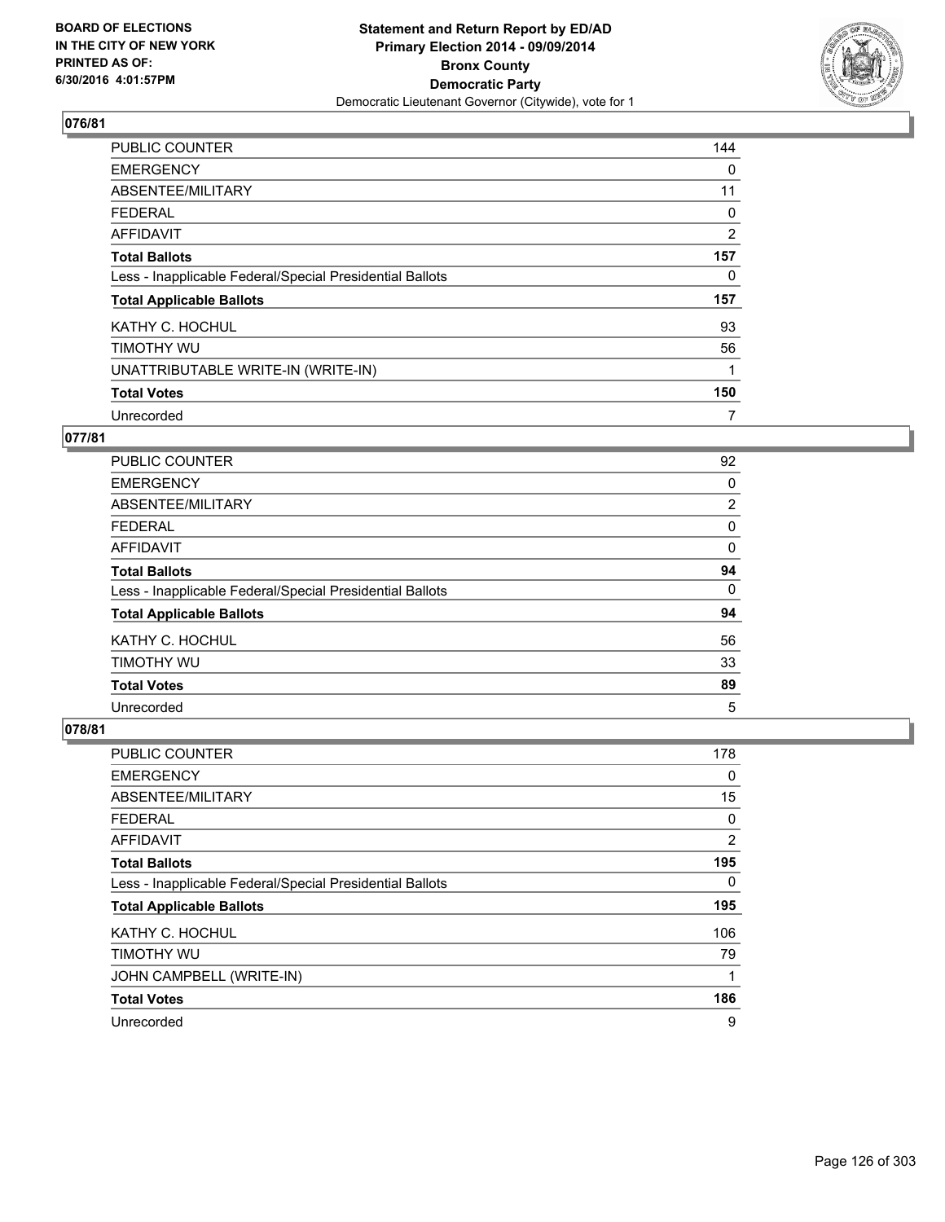BOARD OF ELECTIONS
IN THE CITY OF NEW YORK
PRINTED AS OF:
6/30/2016 4:01:57PM

**Statement and Return Report by ED/AD**
**Primary Election 2014 - 09/09/2014**
**Bronx County**
**Democratic Party**
Democratic Lieutenant Governor (Citywide), vote for 1

### 076/81

| | |
|---|---|
| PUBLIC COUNTER | 144 |
| EMERGENCY | 0 |
| ABSENTEE/MILITARY | 11 |
| FEDERAL | 0 |
| AFFIDAVIT | 2 |
| **Total Ballots** | **157** |
| Less - Inapplicable Federal/Special Presidential Ballots | 0 |
| **Total Applicable Ballots** | **157** |
| KATHY C. HOCHUL | 93 |
| TIMOTHY WU | 56 |
| UNATTRIBUTABLE WRITE-IN (WRITE-IN) | 1 |
| **Total Votes** | **150** |
| Unrecorded | 7 |

### 077/81

| | |
|---|---|
| PUBLIC COUNTER | 92 |
| EMERGENCY | 0 |
| ABSENTEE/MILITARY | 2 |
| FEDERAL | 0 |
| AFFIDAVIT | 0 |
| **Total Ballots** | **94** |
| Less - Inapplicable Federal/Special Presidential Ballots | 0 |
| **Total Applicable Ballots** | **94** |
| KATHY C. HOCHUL | 56 |
| TIMOTHY WU | 33 |
| **Total Votes** | **89** |
| Unrecorded | 5 |

### 078/81

| | |
|---|---|
| PUBLIC COUNTER | 178 |
| EMERGENCY | 0 |
| ABSENTEE/MILITARY | 15 |
| FEDERAL | 0 |
| AFFIDAVIT | 2 |
| **Total Ballots** | **195** |
| Less - Inapplicable Federal/Special Presidential Ballots | 0 |
| **Total Applicable Ballots** | **195** |
| KATHY C. HOCHUL | 106 |
| TIMOTHY WU | 79 |
| JOHN CAMPBELL (WRITE-IN) | 1 |
| **Total Votes** | **186** |
| Unrecorded | 9 |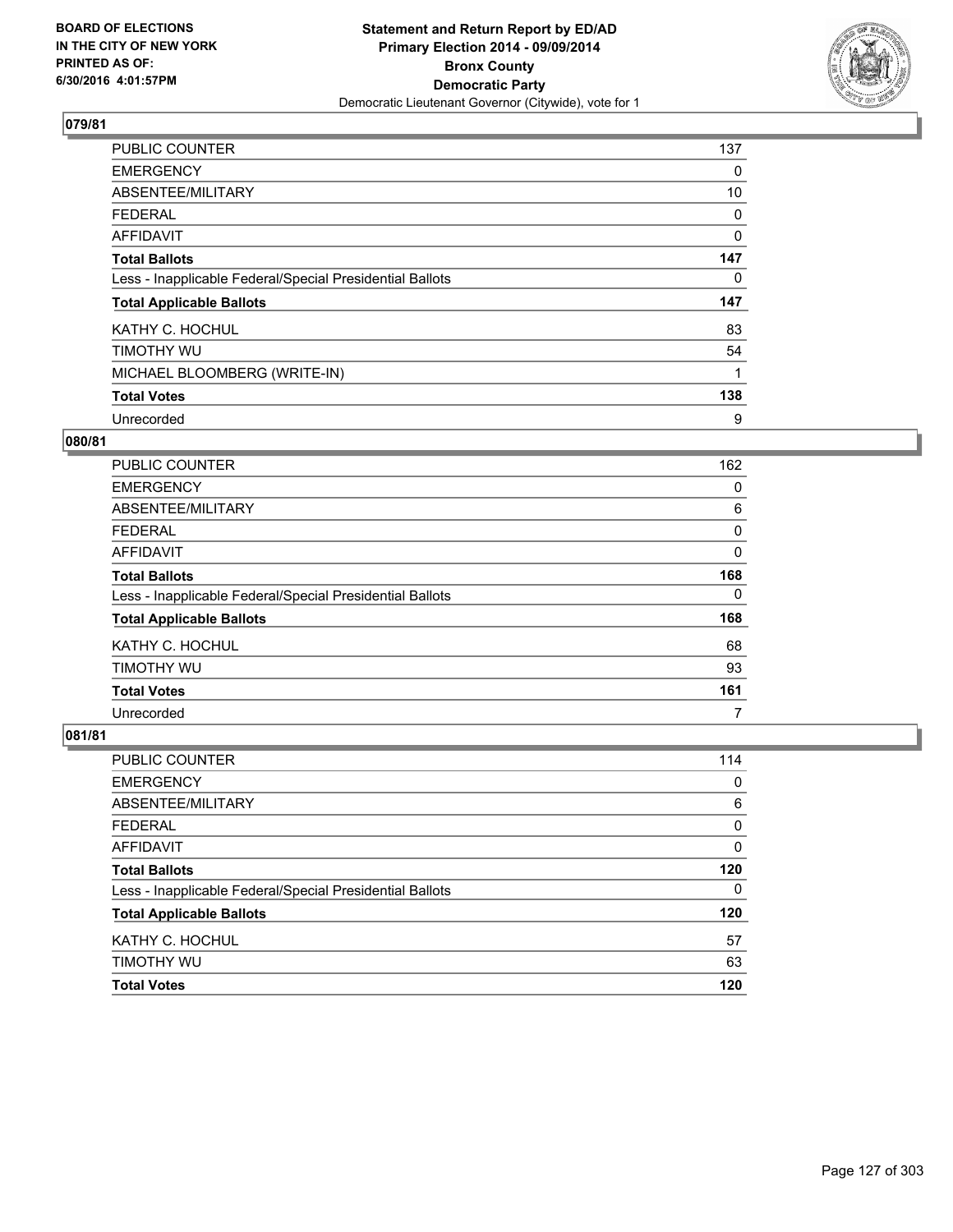**Statement and Return Report by ED/AD**
**Primary Election 2014 - 09/09/2014**
**Bronx County**
**Democratic Party**
Democratic Lieutenant Governor (Citywide), vote for 1

BOARD OF ELECTIONS IN THE CITY OF NEW YORK PRINTED AS OF: 6/30/2016 4:01:57PM

## 079/81

| | |
|---|---|
| PUBLIC COUNTER | 137 |
| EMERGENCY | 0 |
| ABSENTEE/MILITARY | 10 |
| FEDERAL | 0 |
| AFFIDAVIT | 0 |
| **Total Ballots** | **147** |
| Less - Inapplicable Federal/Special Presidential Ballots | 0 |
| **Total Applicable Ballots** | **147** |
| KATHY C. HOCHUL | 83 |
| TIMOTHY WU | 54 |
| MICHAEL BLOOMBERG (WRITE-IN) | 1 |
| **Total Votes** | **138** |
| Unrecorded | 9 |

## 080/81

| | |
|---|---|
| PUBLIC COUNTER | 162 |
| EMERGENCY | 0 |
| ABSENTEE/MILITARY | 6 |
| FEDERAL | 0 |
| AFFIDAVIT | 0 |
| **Total Ballots** | **168** |
| Less - Inapplicable Federal/Special Presidential Ballots | 0 |
| **Total Applicable Ballots** | **168** |
| KATHY C. HOCHUL | 68 |
| TIMOTHY WU | 93 |
| **Total Votes** | **161** |
| Unrecorded | 7 |

## 081/81

| | |
|---|---|
| PUBLIC COUNTER | 114 |
| EMERGENCY | 0 |
| ABSENTEE/MILITARY | 6 |
| FEDERAL | 0 |
| AFFIDAVIT | 0 |
| **Total Ballots** | **120** |
| Less - Inapplicable Federal/Special Presidential Ballots | 0 |
| **Total Applicable Ballots** | **120** |
| KATHY C. HOCHUL | 57 |
| TIMOTHY WU | 63 |
| **Total Votes** | **120** |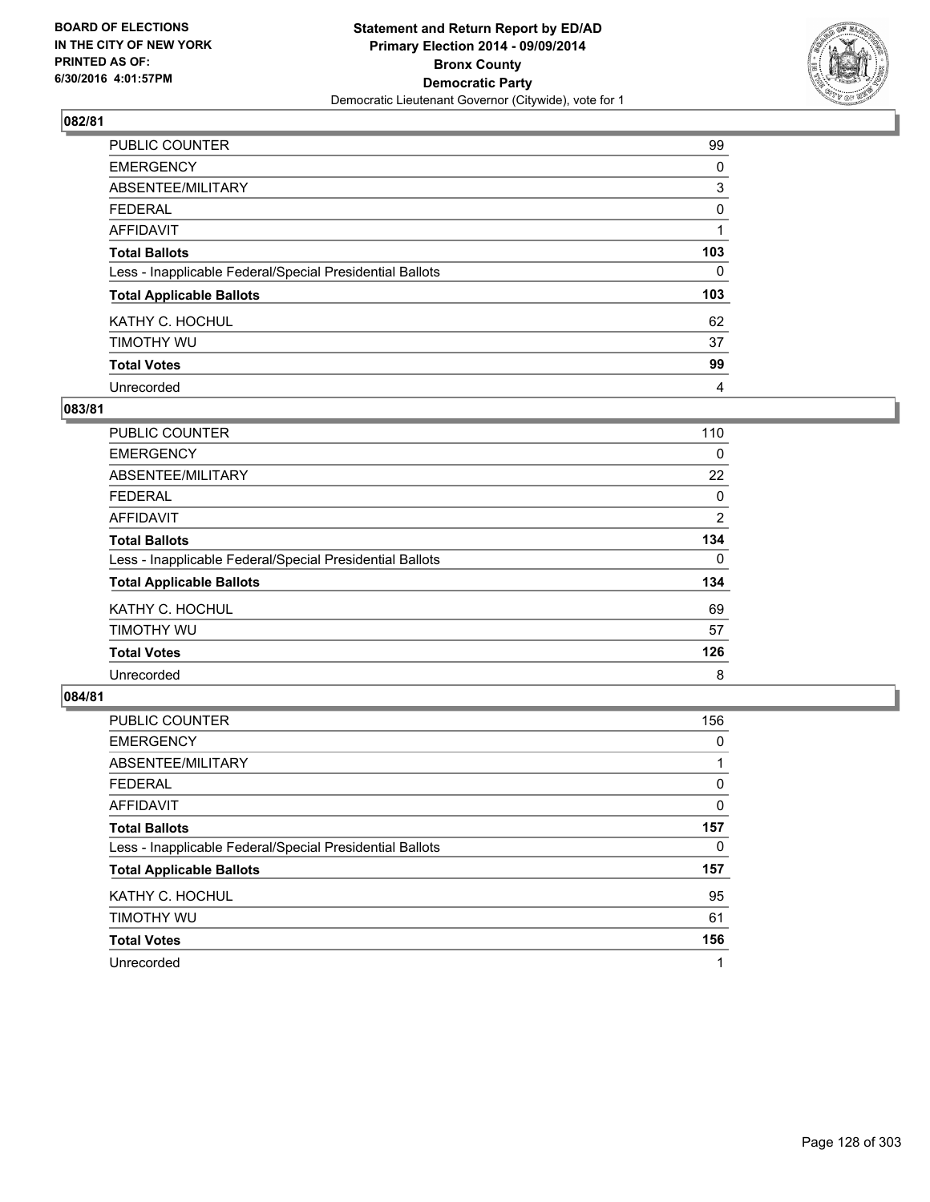**Statement and Return Report by ED/AD**
**Primary Election 2014 - 09/09/2014**
**Bronx County**
**Democratic Party**
Democratic Lieutenant Governor (Citywide), vote for 1

BOARD OF ELECTIONS
IN THE CITY OF NEW YORK
PRINTED AS OF:
6/30/2016 4:01:57PM

### 082/81

| | |
|---|---|
| PUBLIC COUNTER | 99 |
| EMERGENCY | 0 |
| ABSENTEE/MILITARY | 3 |
| FEDERAL | 0 |
| AFFIDAVIT | 1 |
| **Total Ballots** | **103** |
| Less - Inapplicable Federal/Special Presidential Ballots | 0 |
| **Total Applicable Ballots** | **103** |
| KATHY C. HOCHUL | 62 |
| TIMOTHY WU | 37 |
| **Total Votes** | **99** |
| Unrecorded | 4 |

### 083/81

| | |
|---|---|
| PUBLIC COUNTER | 110 |
| EMERGENCY | 0 |
| ABSENTEE/MILITARY | 22 |
| FEDERAL | 0 |
| AFFIDAVIT | 2 |
| **Total Ballots** | **134** |
| Less - Inapplicable Federal/Special Presidential Ballots | 0 |
| **Total Applicable Ballots** | **134** |
| KATHY C. HOCHUL | 69 |
| TIMOTHY WU | 57 |
| **Total Votes** | **126** |
| Unrecorded | 8 |

### 084/81

| | |
|---|---|
| PUBLIC COUNTER | 156 |
| EMERGENCY | 0 |
| ABSENTEE/MILITARY | 1 |
| FEDERAL | 0 |
| AFFIDAVIT | 0 |
| **Total Ballots** | **157** |
| Less - Inapplicable Federal/Special Presidential Ballots | 0 |
| **Total Applicable Ballots** | **157** |
| KATHY C. HOCHUL | 95 |
| TIMOTHY WU | 61 |
| **Total Votes** | **156** |
| Unrecorded | 1 |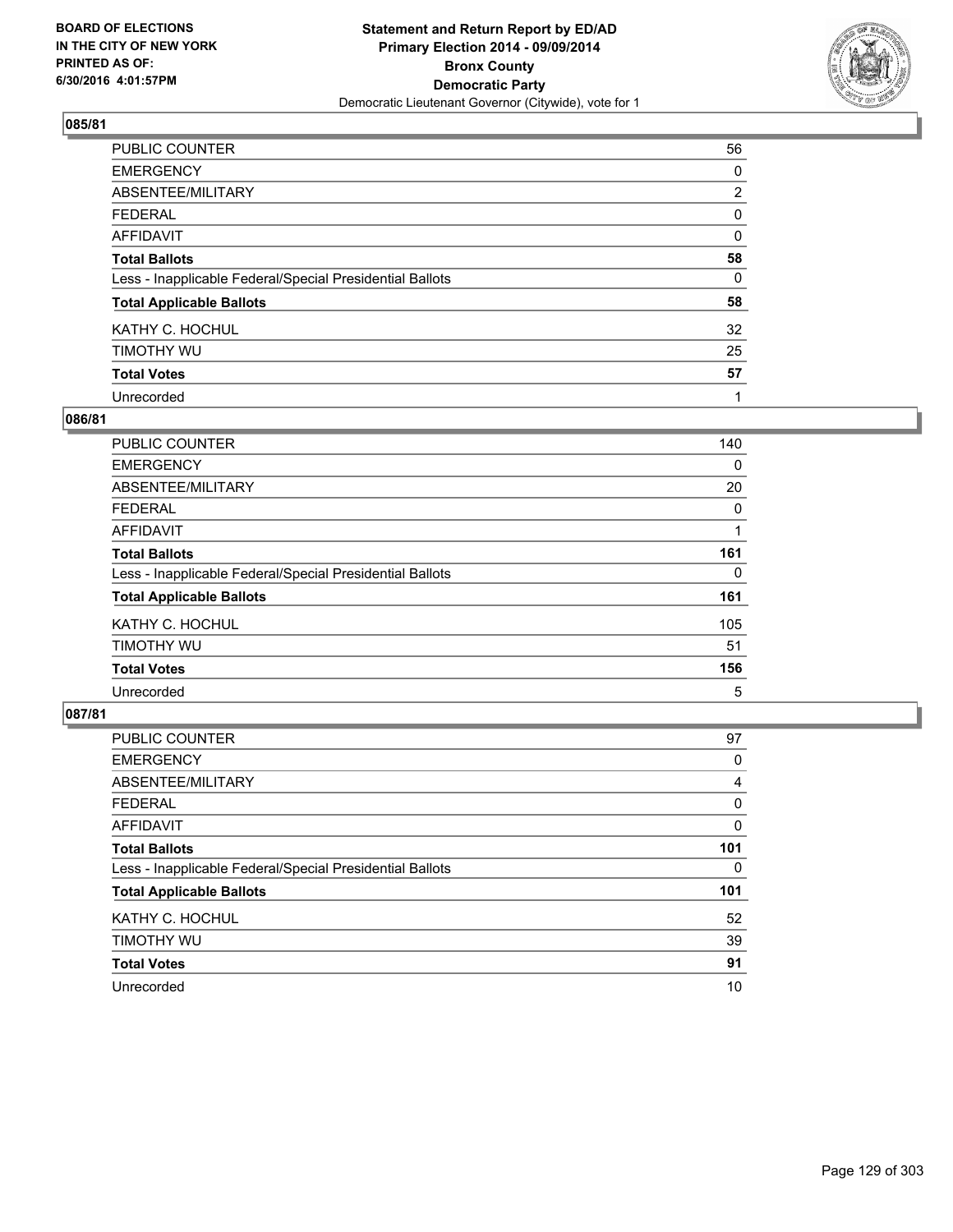**BOARD OF ELECTIONS IN THE CITY OF NEW YORK PRINTED AS OF: 6/30/2016 4:01:57PM**

**Statement and Return Report by ED/AD**
**Primary Election 2014 - 09/09/2014**
**Bronx County**
**Democratic Party**
Democratic Lieutenant Governor (Citywide), vote for 1

### 085/81

| | |
|---|---|
| PUBLIC COUNTER | 56 |
| EMERGENCY | 0 |
| ABSENTEE/MILITARY | 2 |
| FEDERAL | 0 |
| AFFIDAVIT | 0 |
| **Total Ballots** | **58** |
| Less - Inapplicable Federal/Special Presidential Ballots | 0 |
| **Total Applicable Ballots** | **58** |
| KATHY C. HOCHUL | 32 |
| TIMOTHY WU | 25 |
| **Total Votes** | **57** |
| Unrecorded | 1 |

### 086/81

| | |
|---|---|
| PUBLIC COUNTER | 140 |
| EMERGENCY | 0 |
| ABSENTEE/MILITARY | 20 |
| FEDERAL | 0 |
| AFFIDAVIT | 1 |
| **Total Ballots** | **161** |
| Less - Inapplicable Federal/Special Presidential Ballots | 0 |
| **Total Applicable Ballots** | **161** |
| KATHY C. HOCHUL | 105 |
| TIMOTHY WU | 51 |
| **Total Votes** | **156** |
| Unrecorded | 5 |

### 087/81

| | |
|---|---|
| PUBLIC COUNTER | 97 |
| EMERGENCY | 0 |
| ABSENTEE/MILITARY | 4 |
| FEDERAL | 0 |
| AFFIDAVIT | 0 |
| **Total Ballots** | **101** |
| Less - Inapplicable Federal/Special Presidential Ballots | 0 |
| **Total Applicable Ballots** | **101** |
| KATHY C. HOCHUL | 52 |
| TIMOTHY WU | 39 |
| **Total Votes** | **91** |
| Unrecorded | 10 |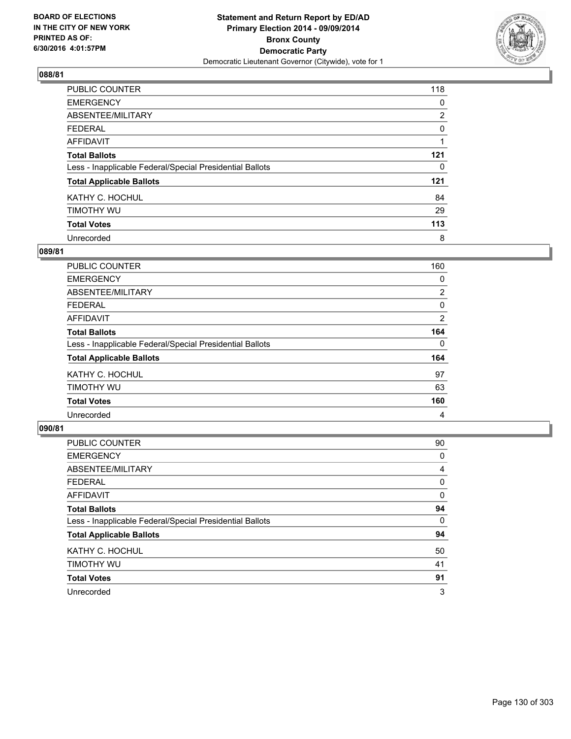**BOARD OF ELECTIONS IN THE CITY OF NEW YORK PRINTED AS OF: 6/30/2016 4:01:57PM**

**Statement and Return Report by ED/AD**
**Primary Election 2014 - 09/09/2014**
**Bronx County**
**Democratic Party**
Democratic Lieutenant Governor (Citywide), vote for 1

## 088/81

| | |
|---|---|
| PUBLIC COUNTER | 118 |
| EMERGENCY | 0 |
| ABSENTEE/MILITARY | 2 |
| FEDERAL | 0 |
| AFFIDAVIT | 1 |
| **Total Ballots** | **121** |
| Less - Inapplicable Federal/Special Presidential Ballots | 0 |
| **Total Applicable Ballots** | **121** |
| KATHY C. HOCHUL | 84 |
| TIMOTHY WU | 29 |
| **Total Votes** | **113** |
| Unrecorded | 8 |

## 089/81

| | |
|---|---|
| PUBLIC COUNTER | 160 |
| EMERGENCY | 0 |
| ABSENTEE/MILITARY | 2 |
| FEDERAL | 0 |
| AFFIDAVIT | 2 |
| **Total Ballots** | **164** |
| Less - Inapplicable Federal/Special Presidential Ballots | 0 |
| **Total Applicable Ballots** | **164** |
| KATHY C. HOCHUL | 97 |
| TIMOTHY WU | 63 |
| **Total Votes** | **160** |
| Unrecorded | 4 |

## 090/81

| | |
|---|---|
| PUBLIC COUNTER | 90 |
| EMERGENCY | 0 |
| ABSENTEE/MILITARY | 4 |
| FEDERAL | 0 |
| AFFIDAVIT | 0 |
| **Total Ballots** | **94** |
| Less - Inapplicable Federal/Special Presidential Ballots | 0 |
| **Total Applicable Ballots** | **94** |
| KATHY C. HOCHUL | 50 |
| TIMOTHY WU | 41 |
| **Total Votes** | **91** |
| Unrecorded | 3 |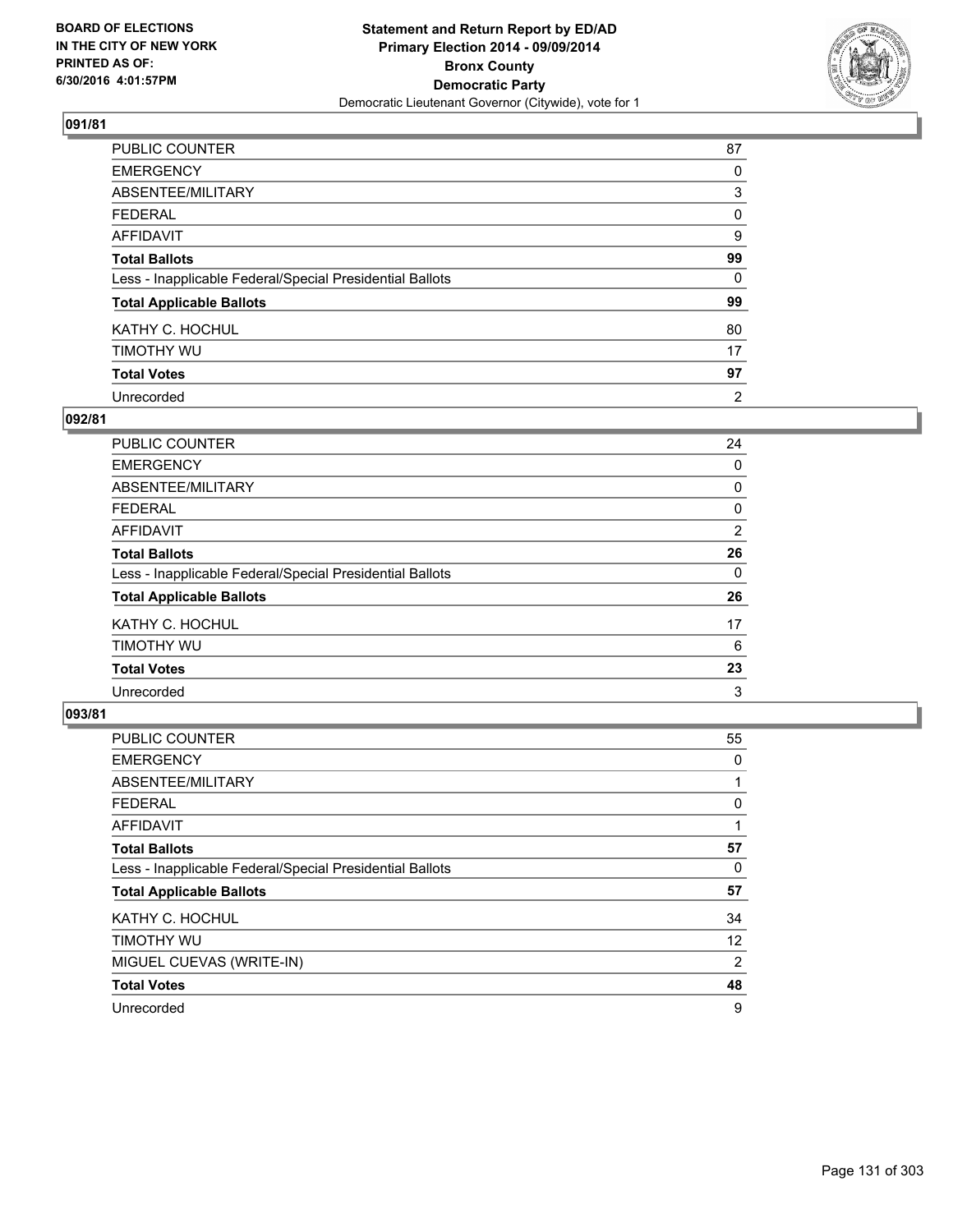# Statement and Return Report by ED/AD
## Primary Election 2014 - 09/09/2014
## Bronx County
## Democratic Party
### Democratic Lieutenant Governor (Citywide), vote for 1

BOARD OF ELECTIONS
IN THE CITY OF NEW YORK
PRINTED AS OF:
6/30/2016 4:01:57PM

**091/81**

| | |
|---|---|
| PUBLIC COUNTER | 87 |
| EMERGENCY | 0 |
| ABSENTEE/MILITARY | 3 |
| FEDERAL | 0 |
| AFFIDAVIT | 9 |
| **Total Ballots** | **99** |
| Less - Inapplicable Federal/Special Presidential Ballots | 0 |
| **Total Applicable Ballots** | **99** |
| KATHY C. HOCHUL | 80 |
| TIMOTHY WU | 17 |
| **Total Votes** | **97** |
| Unrecorded | 2 |

**092/81**

| | |
|---|---|
| PUBLIC COUNTER | 24 |
| EMERGENCY | 0 |
| ABSENTEE/MILITARY | 0 |
| FEDERAL | 0 |
| AFFIDAVIT | 2 |
| **Total Ballots** | **26** |
| Less - Inapplicable Federal/Special Presidential Ballots | 0 |
| **Total Applicable Ballots** | **26** |
| KATHY C. HOCHUL | 17 |
| TIMOTHY WU | 6 |
| **Total Votes** | **23** |
| Unrecorded | 3 |

**093/81**

| | |
|---|---|
| PUBLIC COUNTER | 55 |
| EMERGENCY | 0 |
| ABSENTEE/MILITARY | 1 |
| FEDERAL | 0 |
| AFFIDAVIT | 1 |
| **Total Ballots** | **57** |
| Less - Inapplicable Federal/Special Presidential Ballots | 0 |
| **Total Applicable Ballots** | **57** |
| KATHY C. HOCHUL | 34 |
| TIMOTHY WU | 12 |
| MIGUEL CUEVAS (WRITE-IN) | 2 |
| **Total Votes** | **48** |
| Unrecorded | 9 |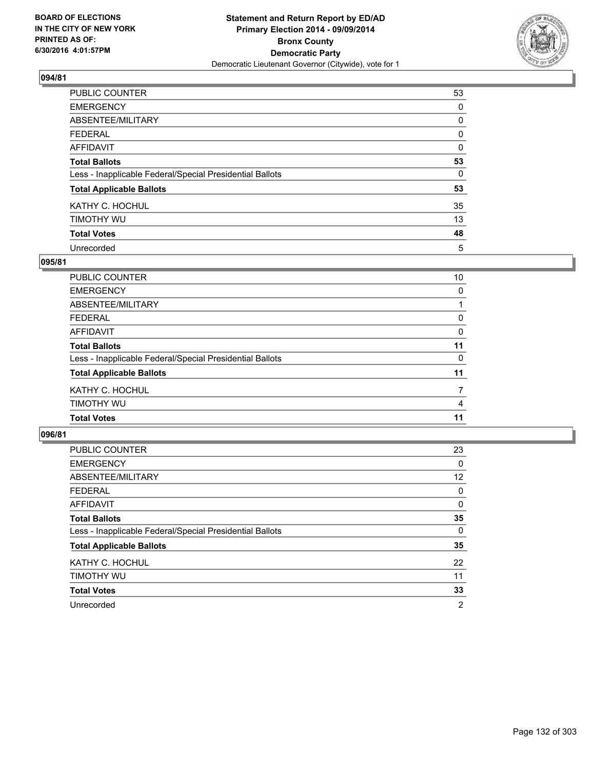**Statement and Return Report by ED/AD**
**Primary Election 2014 - 09/09/2014**
**Bronx County**
**Democratic Party**
Democratic Lieutenant Governor (Citywide), vote for 1

BOARD OF ELECTIONS
IN THE CITY OF NEW YORK
PRINTED AS OF:
6/30/2016 4:01:57PM

## 094/81

| | |
|---|---|
| PUBLIC COUNTER | 53 |
| EMERGENCY | 0 |
| ABSENTEE/MILITARY | 0 |
| FEDERAL | 0 |
| AFFIDAVIT | 0 |
| **Total Ballots** | **53** |
| Less - Inapplicable Federal/Special Presidential Ballots | 0 |
| **Total Applicable Ballots** | **53** |
| KATHY C. HOCHUL | 35 |
| TIMOTHY WU | 13 |
| **Total Votes** | **48** |
| Unrecorded | 5 |

## 095/81

| | |
|---|---|
| PUBLIC COUNTER | 10 |
| EMERGENCY | 0 |
| ABSENTEE/MILITARY | 1 |
| FEDERAL | 0 |
| AFFIDAVIT | 0 |
| **Total Ballots** | **11** |
| Less - Inapplicable Federal/Special Presidential Ballots | 0 |
| **Total Applicable Ballots** | **11** |
| KATHY C. HOCHUL | 7 |
| TIMOTHY WU | 4 |
| **Total Votes** | **11** |

## 096/81

| | |
|---|---|
| PUBLIC COUNTER | 23 |
| EMERGENCY | 0 |
| ABSENTEE/MILITARY | 12 |
| FEDERAL | 0 |
| AFFIDAVIT | 0 |
| **Total Ballots** | **35** |
| Less - Inapplicable Federal/Special Presidential Ballots | 0 |
| **Total Applicable Ballots** | **35** |
| KATHY C. HOCHUL | 22 |
| TIMOTHY WU | 11 |
| **Total Votes** | **33** |
| Unrecorded | 2 |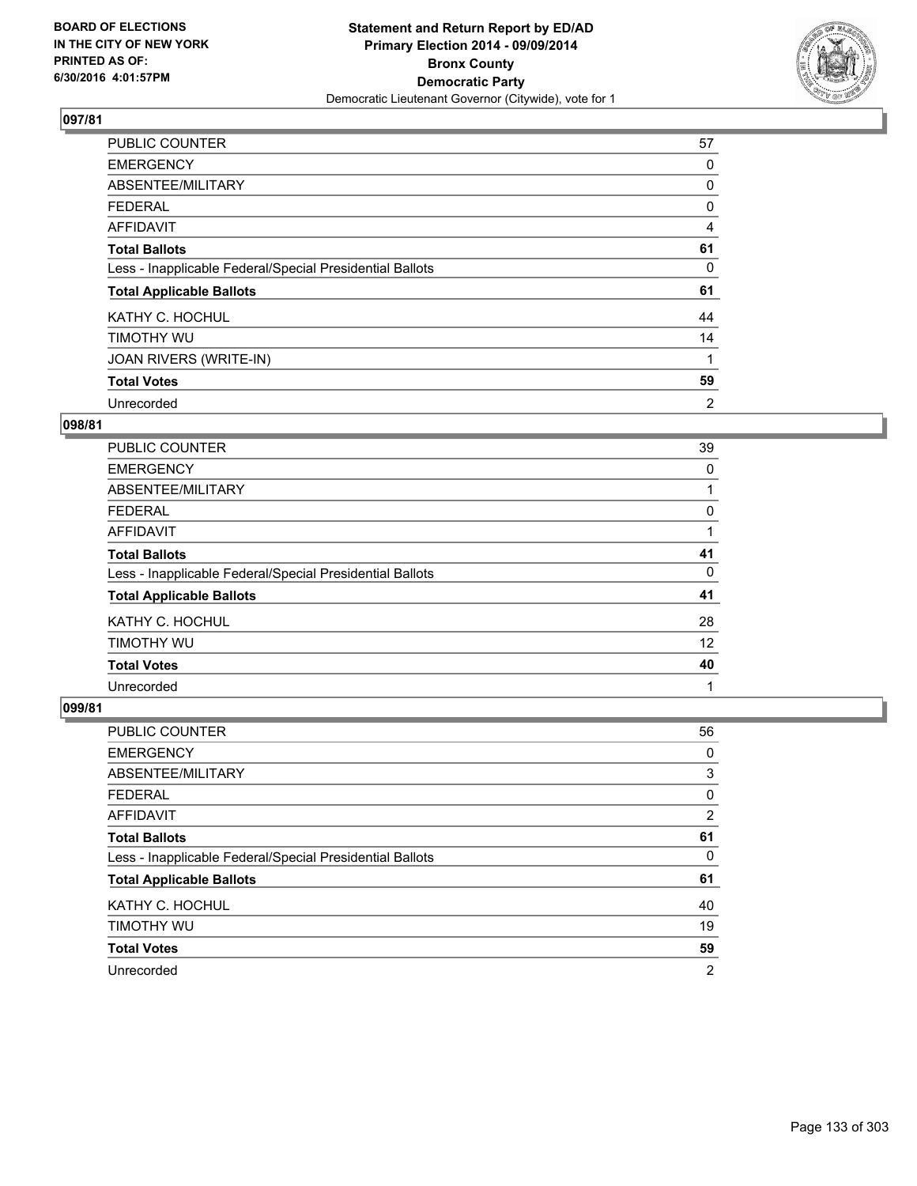**Statement and Return Report by ED/AD**
**Primary Election 2014 - 09/09/2014**
**Bronx County**
**Democratic Party**
Democratic Lieutenant Governor (Citywide), vote for 1

BOARD OF ELECTIONS
IN THE CITY OF NEW YORK
PRINTED AS OF:
6/30/2016 4:01:57PM

### 097/81

| | |
|---|---|
| PUBLIC COUNTER | 57 |
| EMERGENCY | 0 |
| ABSENTEE/MILITARY | 0 |
| FEDERAL | 0 |
| AFFIDAVIT | 4 |
| **Total Ballots** | **61** |
| Less - Inapplicable Federal/Special Presidential Ballots | 0 |
| **Total Applicable Ballots** | **61** |
| KATHY C. HOCHUL | 44 |
| TIMOTHY WU | 14 |
| JOAN RIVERS (WRITE-IN) | 1 |
| **Total Votes** | **59** |
| Unrecorded | 2 |

### 098/81

| | |
|---|---|
| PUBLIC COUNTER | 39 |
| EMERGENCY | 0 |
| ABSENTEE/MILITARY | 1 |
| FEDERAL | 0 |
| AFFIDAVIT | 1 |
| **Total Ballots** | **41** |
| Less - Inapplicable Federal/Special Presidential Ballots | 0 |
| **Total Applicable Ballots** | **41** |
| KATHY C. HOCHUL | 28 |
| TIMOTHY WU | 12 |
| **Total Votes** | **40** |
| Unrecorded | 1 |

### 099/81

| | |
|---|---|
| PUBLIC COUNTER | 56 |
| EMERGENCY | 0 |
| ABSENTEE/MILITARY | 3 |
| FEDERAL | 0 |
| AFFIDAVIT | 2 |
| **Total Ballots** | **61** |
| Less - Inapplicable Federal/Special Presidential Ballots | 0 |
| **Total Applicable Ballots** | **61** |
| KATHY C. HOCHUL | 40 |
| TIMOTHY WU | 19 |
| **Total Votes** | **59** |
| Unrecorded | 2 |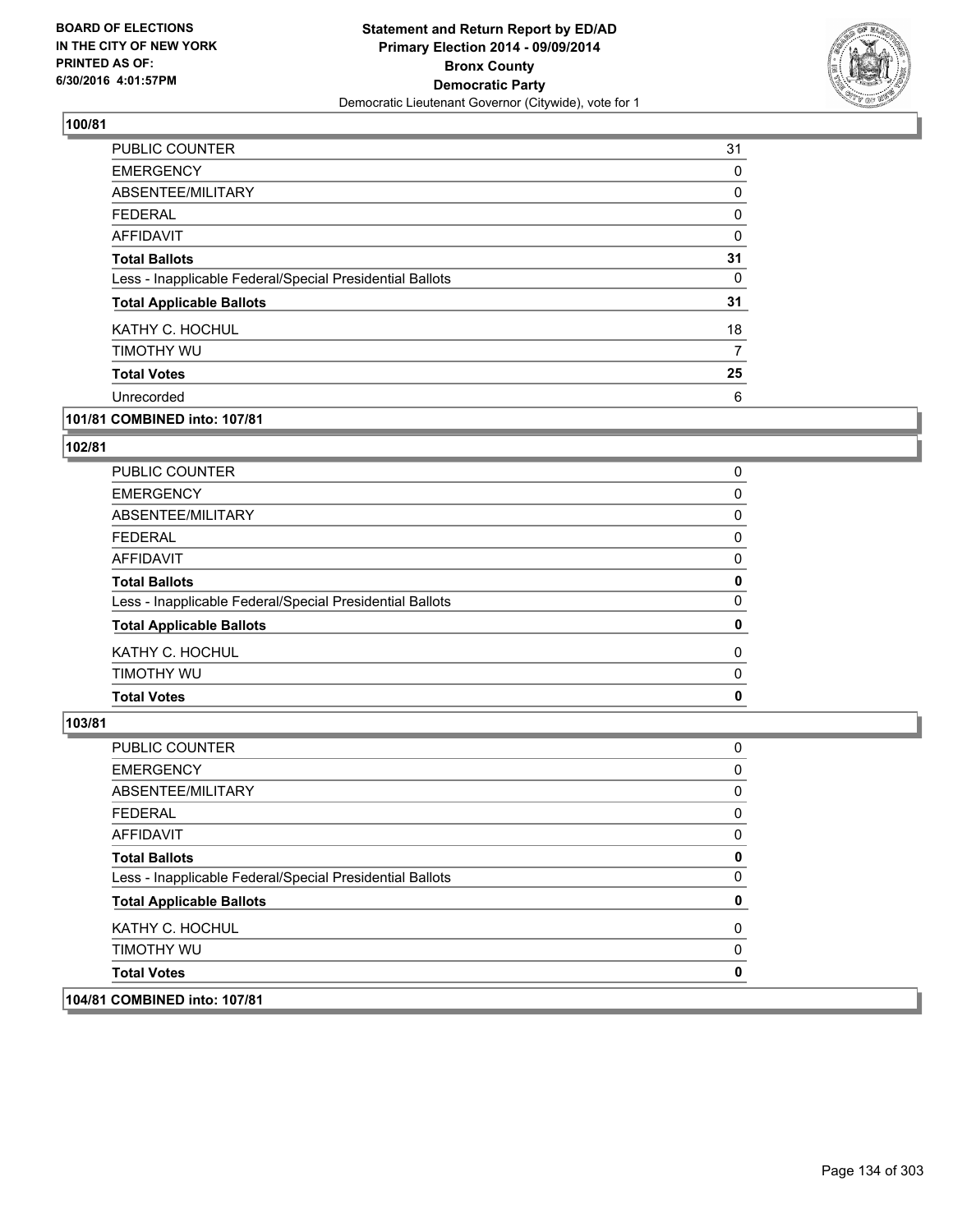**BOARD OF ELECTIONS IN THE CITY OF NEW YORK PRINTED AS OF: 6/30/2016 4:01:57PM**

**Statement and Return Report by ED/AD Primary Election 2014 - 09/09/2014 Bronx County Democratic Party**
Democratic Lieutenant Governor (Citywide), vote for 1

### 100/81

| | |
|---|---|
| PUBLIC COUNTER | 31 |
| EMERGENCY | 0 |
| ABSENTEE/MILITARY | 0 |
| FEDERAL | 0 |
| AFFIDAVIT | 0 |
| **Total Ballots** | **31** |
| Less - Inapplicable Federal/Special Presidential Ballots | 0 |
| **Total Applicable Ballots** | **31** |
| KATHY C. HOCHUL | 18 |
| TIMOTHY WU | 7 |
| **Total Votes** | **25** |
| Unrecorded | 6 |

### 101/81 COMBINED into: 107/81

### 102/81

| | |
|---|---|
| PUBLIC COUNTER | 0 |
| EMERGENCY | 0 |
| ABSENTEE/MILITARY | 0 |
| FEDERAL | 0 |
| AFFIDAVIT | 0 |
| **Total Ballots** | **0** |
| Less - Inapplicable Federal/Special Presidential Ballots | 0 |
| **Total Applicable Ballots** | **0** |
| KATHY C. HOCHUL | 0 |
| TIMOTHY WU | 0 |
| **Total Votes** | **0** |

### 103/81

| | |
|---|---|
| PUBLIC COUNTER | 0 |
| EMERGENCY | 0 |
| ABSENTEE/MILITARY | 0 |
| FEDERAL | 0 |
| AFFIDAVIT | 0 |
| **Total Ballots** | **0** |
| Less - Inapplicable Federal/Special Presidential Ballots | 0 |
| **Total Applicable Ballots** | **0** |
| KATHY C. HOCHUL | 0 |
| TIMOTHY WU | 0 |
| **Total Votes** | **0** |

### 104/81 COMBINED into: 107/81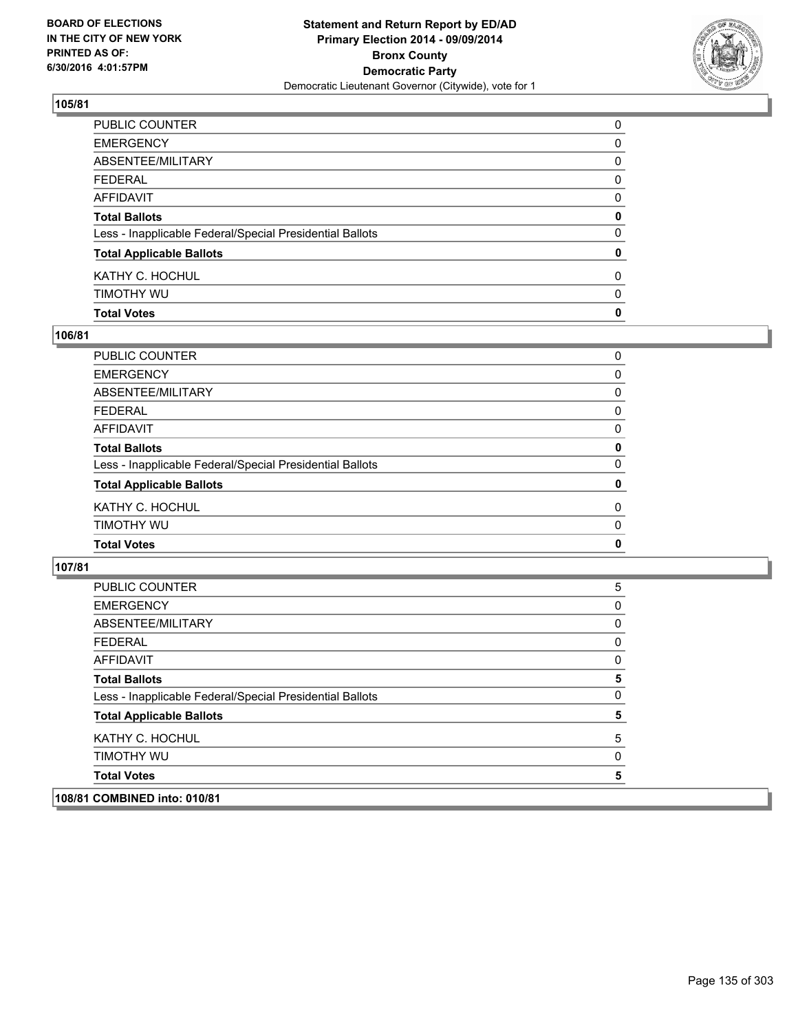**BOARD OF ELECTIONS IN THE CITY OF NEW YORK PRINTED AS OF: 6/30/2016 4:01:57PM**

**Statement and Return Report by ED/AD Primary Election 2014 - 09/09/2014 Bronx County Democratic Party**
Democratic Lieutenant Governor (Citywide), vote for 1

## 105/81

| | |
|---|---|
| PUBLIC COUNTER | 0 |
| EMERGENCY | 0 |
| ABSENTEE/MILITARY | 0 |
| FEDERAL | 0 |
| AFFIDAVIT | 0 |
| **Total Ballots** | **0** |
| Less - Inapplicable Federal/Special Presidential Ballots | 0 |
| **Total Applicable Ballots** | **0** |
| KATHY C. HOCHUL | 0 |
| TIMOTHY WU | 0 |
| **Total Votes** | **0** |

## 106/81

| | |
|---|---|
| PUBLIC COUNTER | 0 |
| EMERGENCY | 0 |
| ABSENTEE/MILITARY | 0 |
| FEDERAL | 0 |
| AFFIDAVIT | 0 |
| **Total Ballots** | **0** |
| Less - Inapplicable Federal/Special Presidential Ballots | 0 |
| **Total Applicable Ballots** | **0** |
| KATHY C. HOCHUL | 0 |
| TIMOTHY WU | 0 |
| **Total Votes** | **0** |

## 107/81

| | |
|---|---|
| PUBLIC COUNTER | 5 |
| EMERGENCY | 0 |
| ABSENTEE/MILITARY | 0 |
| FEDERAL | 0 |
| AFFIDAVIT | 0 |
| **Total Ballots** | **5** |
| Less - Inapplicable Federal/Special Presidential Ballots | 0 |
| **Total Applicable Ballots** | **5** |
| KATHY C. HOCHUL | 5 |
| TIMOTHY WU | 0 |
| **Total Votes** | **5** |

## 108/81 COMBINED into: 010/81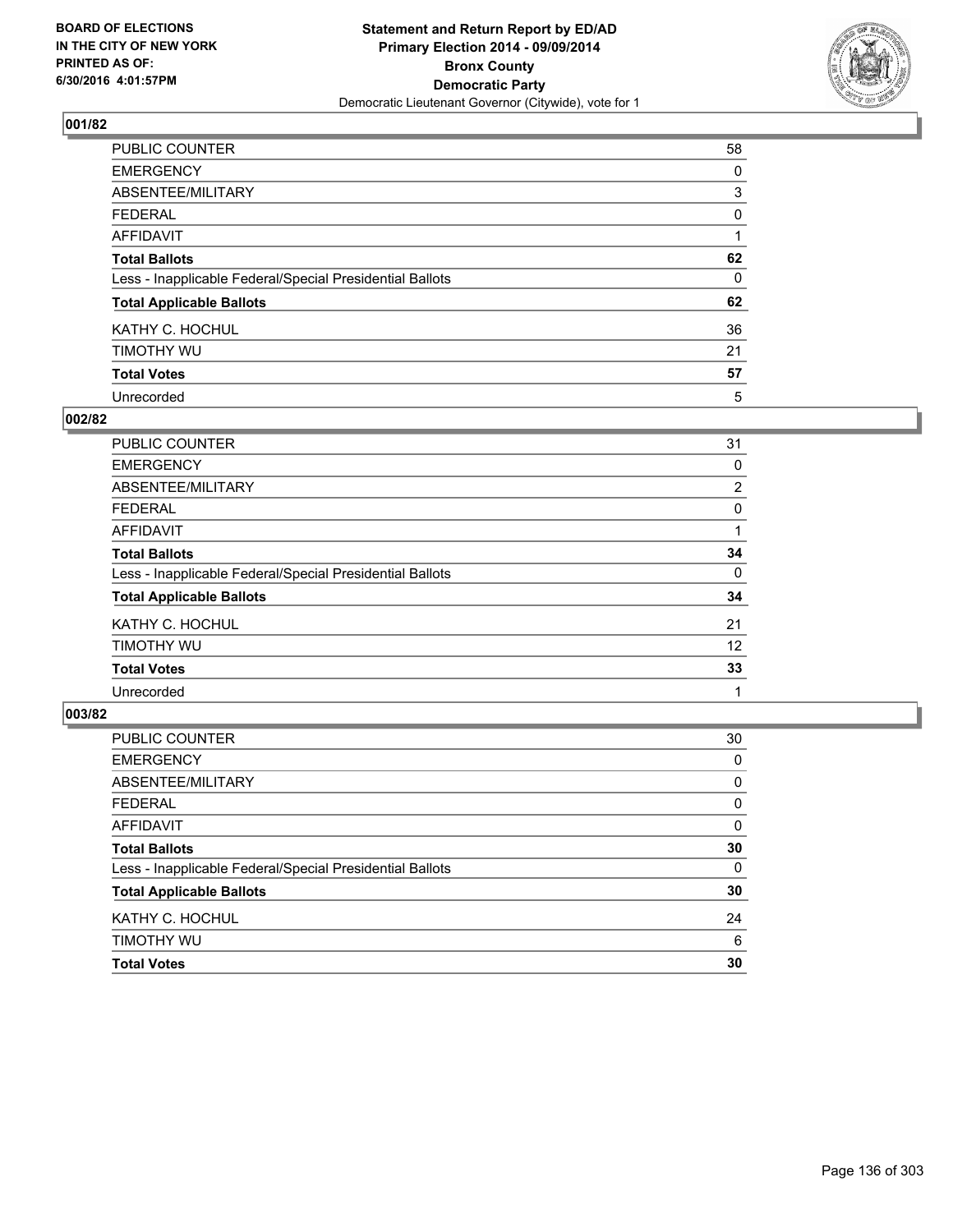**BOARD OF ELECTIONS IN THE CITY OF NEW YORK PRINTED AS OF: 6/30/2016 4:01:57PM**

**Statement and Return Report by ED/AD Primary Election 2014 - 09/09/2014 Bronx County Democratic Party**

Democratic Lieutenant Governor (Citywide), vote for 1

### 001/82

| | |
|---|---|
| PUBLIC COUNTER | 58 |
| EMERGENCY | 0 |
| ABSENTEE/MILITARY | 3 |
| FEDERAL | 0 |
| AFFIDAVIT | 1 |
| **Total Ballots** | **62** |
| Less - Inapplicable Federal/Special Presidential Ballots | 0 |
| **Total Applicable Ballots** | **62** |
| KATHY C. HOCHUL | 36 |
| TIMOTHY WU | 21 |
| **Total Votes** | **57** |
| Unrecorded | 5 |

### 002/82

| | |
|---|---|
| PUBLIC COUNTER | 31 |
| EMERGENCY | 0 |
| ABSENTEE/MILITARY | 2 |
| FEDERAL | 0 |
| AFFIDAVIT | 1 |
| **Total Ballots** | **34** |
| Less - Inapplicable Federal/Special Presidential Ballots | 0 |
| **Total Applicable Ballots** | **34** |
| KATHY C. HOCHUL | 21 |
| TIMOTHY WU | 12 |
| **Total Votes** | **33** |
| Unrecorded | 1 |

### 003/82

| | |
|---|---|
| PUBLIC COUNTER | 30 |
| EMERGENCY | 0 |
| ABSENTEE/MILITARY | 0 |
| FEDERAL | 0 |
| AFFIDAVIT | 0 |
| **Total Ballots** | **30** |
| Less - Inapplicable Federal/Special Presidential Ballots | 0 |
| **Total Applicable Ballots** | **30** |
| KATHY C. HOCHUL | 24 |
| TIMOTHY WU | 6 |
| **Total Votes** | **30** |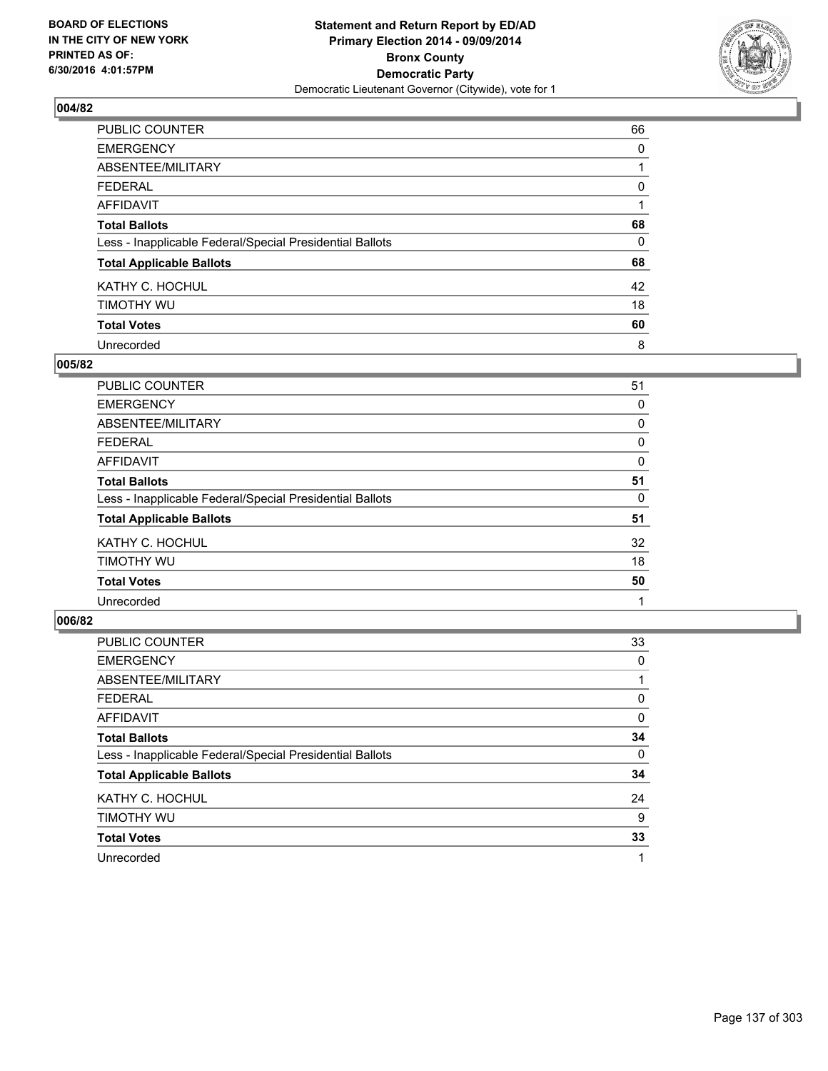BOARD OF ELECTIONS
IN THE CITY OF NEW YORK
PRINTED AS OF:
6/30/2016 4:01:57PM

**Statement and Return Report by ED/AD**
**Primary Election 2014 - 09/09/2014**
**Bronx County**
**Democratic Party**
Democratic Lieutenant Governor (Citywide), vote for 1

### 004/82

| | |
|---|---|
| PUBLIC COUNTER | 66 |
| EMERGENCY | 0 |
| ABSENTEE/MILITARY | 1 |
| FEDERAL | 0 |
| AFFIDAVIT | 1 |
| **Total Ballots** | **68** |
| Less - Inapplicable Federal/Special Presidential Ballots | 0 |
| **Total Applicable Ballots** | **68** |
| KATHY C. HOCHUL | 42 |
| TIMOTHY WU | 18 |
| **Total Votes** | **60** |
| Unrecorded | 8 |

### 005/82

| | |
|---|---|
| PUBLIC COUNTER | 51 |
| EMERGENCY | 0 |
| ABSENTEE/MILITARY | 0 |
| FEDERAL | 0 |
| AFFIDAVIT | 0 |
| **Total Ballots** | **51** |
| Less - Inapplicable Federal/Special Presidential Ballots | 0 |
| **Total Applicable Ballots** | **51** |
| KATHY C. HOCHUL | 32 |
| TIMOTHY WU | 18 |
| **Total Votes** | **50** |
| Unrecorded | 1 |

### 006/82

| | |
|---|---|
| PUBLIC COUNTER | 33 |
| EMERGENCY | 0 |
| ABSENTEE/MILITARY | 1 |
| FEDERAL | 0 |
| AFFIDAVIT | 0 |
| **Total Ballots** | **34** |
| Less - Inapplicable Federal/Special Presidential Ballots | 0 |
| **Total Applicable Ballots** | **34** |
| KATHY C. HOCHUL | 24 |
| TIMOTHY WU | 9 |
| **Total Votes** | **33** |
| Unrecorded | 1 |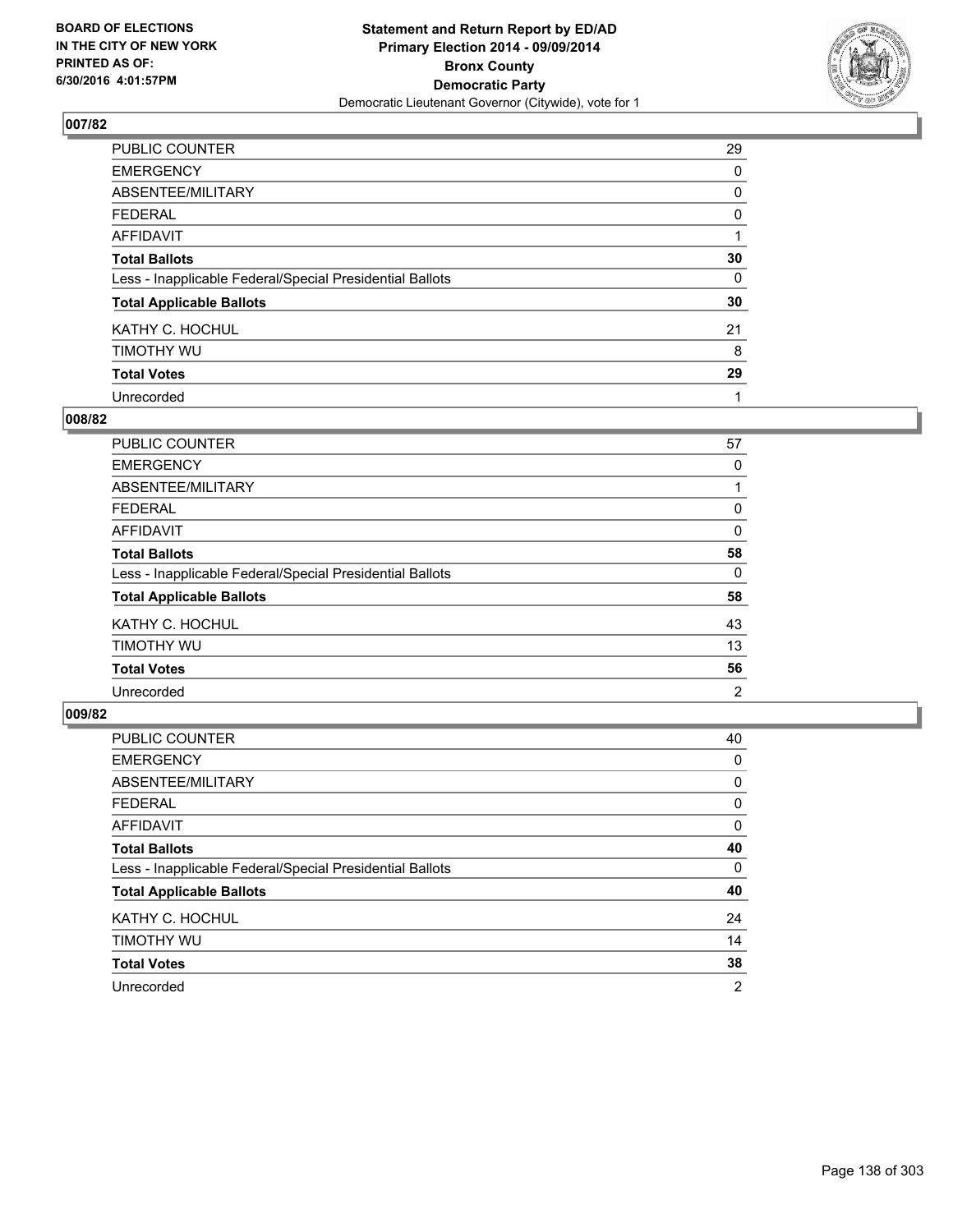**BOARD OF ELECTIONS IN THE CITY OF NEW YORK PRINTED AS OF: 6/30/2016 4:01:57PM**

**Statement and Return Report by ED/AD**
**Primary Election 2014 - 09/09/2014**
**Bronx County**
**Democratic Party**
Democratic Lieutenant Governor (Citywide), vote for 1

### 007/82

| | |
|---|---|
| PUBLIC COUNTER | 29 |
| EMERGENCY | 0 |
| ABSENTEE/MILITARY | 0 |
| FEDERAL | 0 |
| AFFIDAVIT | 1 |
| **Total Ballots** | **30** |
| Less - Inapplicable Federal/Special Presidential Ballots | 0 |
| **Total Applicable Ballots** | **30** |
| KATHY C. HOCHUL | 21 |
| TIMOTHY WU | 8 |
| **Total Votes** | **29** |
| Unrecorded | 1 |

### 008/82

| | |
|---|---|
| PUBLIC COUNTER | 57 |
| EMERGENCY | 0 |
| ABSENTEE/MILITARY | 1 |
| FEDERAL | 0 |
| AFFIDAVIT | 0 |
| **Total Ballots** | **58** |
| Less - Inapplicable Federal/Special Presidential Ballots | 0 |
| **Total Applicable Ballots** | **58** |
| KATHY C. HOCHUL | 43 |
| TIMOTHY WU | 13 |
| **Total Votes** | **56** |
| Unrecorded | 2 |

### 009/82

| | |
|---|---|
| PUBLIC COUNTER | 40 |
| EMERGENCY | 0 |
| ABSENTEE/MILITARY | 0 |
| FEDERAL | 0 |
| AFFIDAVIT | 0 |
| **Total Ballots** | **40** |
| Less - Inapplicable Federal/Special Presidential Ballots | 0 |
| **Total Applicable Ballots** | **40** |
| KATHY C. HOCHUL | 24 |
| TIMOTHY WU | 14 |
| **Total Votes** | **38** |
| Unrecorded | 2 |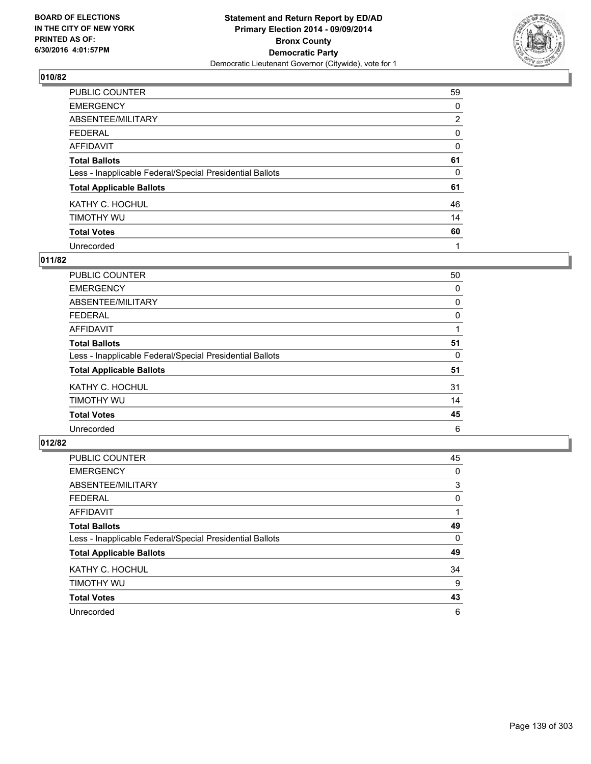## 010/82

| | |
|---|---|
| PUBLIC COUNTER | 59 |
| EMERGENCY | 0 |
| ABSENTEE/MILITARY | 2 |
| FEDERAL | 0 |
| AFFIDAVIT | 0 |
| **Total Ballots** | **61** |
| Less - Inapplicable Federal/Special Presidential Ballots | 0 |
| **Total Applicable Ballots** | **61** |
| KATHY C. HOCHUL | 46 |
| TIMOTHY WU | 14 |
| **Total Votes** | **60** |
| Unrecorded | 1 |

## 011/82

| | |
|---|---|
| PUBLIC COUNTER | 50 |
| EMERGENCY | 0 |
| ABSENTEE/MILITARY | 0 |
| FEDERAL | 0 |
| AFFIDAVIT | 1 |
| **Total Ballots** | **51** |
| Less - Inapplicable Federal/Special Presidential Ballots | 0 |
| **Total Applicable Ballots** | **51** |
| KATHY C. HOCHUL | 31 |
| TIMOTHY WU | 14 |
| **Total Votes** | **45** |
| Unrecorded | 6 |

## 012/82

| | |
|---|---|
| PUBLIC COUNTER | 45 |
| EMERGENCY | 0 |
| ABSENTEE/MILITARY | 3 |
| FEDERAL | 0 |
| AFFIDAVIT | 1 |
| **Total Ballots** | **49** |
| Less - Inapplicable Federal/Special Presidential Ballots | 0 |
| **Total Applicable Ballots** | **49** |
| KATHY C. HOCHUL | 34 |
| TIMOTHY WU | 9 |
| **Total Votes** | **43** |
| Unrecorded | 6 |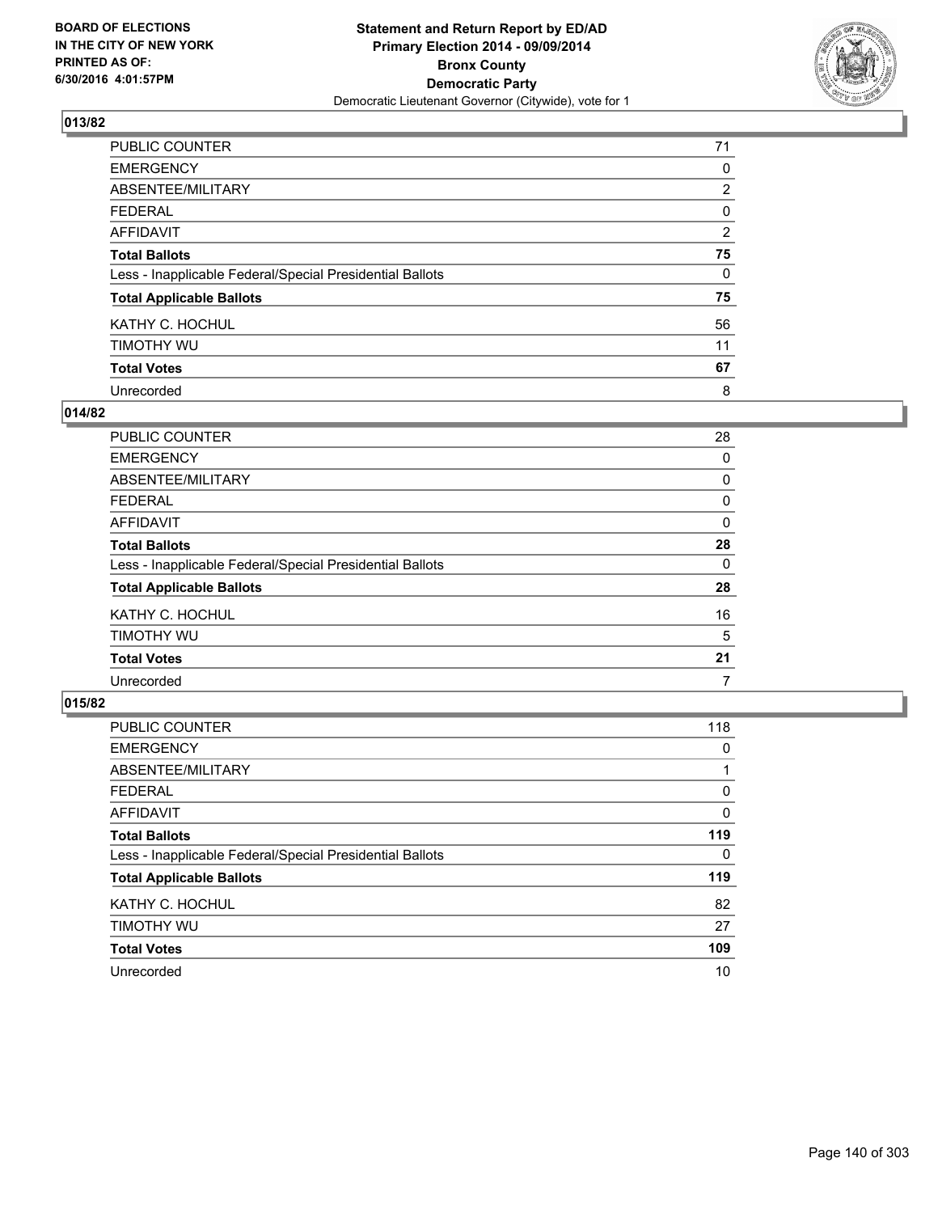**Statement and Return Report by ED/AD**
**Primary Election 2014 - 09/09/2014**
**Bronx County**
**Democratic Party**
Democratic Lieutenant Governor (Citywide), vote for 1

BOARD OF ELECTIONS
IN THE CITY OF NEW YORK
PRINTED AS OF:
6/30/2016 4:01:57PM

### 013/82

| | |
|---|---|
| PUBLIC COUNTER | 71 |
| EMERGENCY | 0 |
| ABSENTEE/MILITARY | 2 |
| FEDERAL | 0 |
| AFFIDAVIT | 2 |
| **Total Ballots** | **75** |
| Less - Inapplicable Federal/Special Presidential Ballots | 0 |
| **Total Applicable Ballots** | **75** |
| KATHY C. HOCHUL | 56 |
| TIMOTHY WU | 11 |
| **Total Votes** | **67** |
| Unrecorded | 8 |

### 014/82

| | |
|---|---|
| PUBLIC COUNTER | 28 |
| EMERGENCY | 0 |
| ABSENTEE/MILITARY | 0 |
| FEDERAL | 0 |
| AFFIDAVIT | 0 |
| **Total Ballots** | **28** |
| Less - Inapplicable Federal/Special Presidential Ballots | 0 |
| **Total Applicable Ballots** | **28** |
| KATHY C. HOCHUL | 16 |
| TIMOTHY WU | 5 |
| **Total Votes** | **21** |
| Unrecorded | 7 |

### 015/82

| | |
|---|---|
| PUBLIC COUNTER | 118 |
| EMERGENCY | 0 |
| ABSENTEE/MILITARY | 1 |
| FEDERAL | 0 |
| AFFIDAVIT | 0 |
| **Total Ballots** | **119** |
| Less - Inapplicable Federal/Special Presidential Ballots | 0 |
| **Total Applicable Ballots** | **119** |
| KATHY C. HOCHUL | 82 |
| TIMOTHY WU | 27 |
| **Total Votes** | **109** |
| Unrecorded | 10 |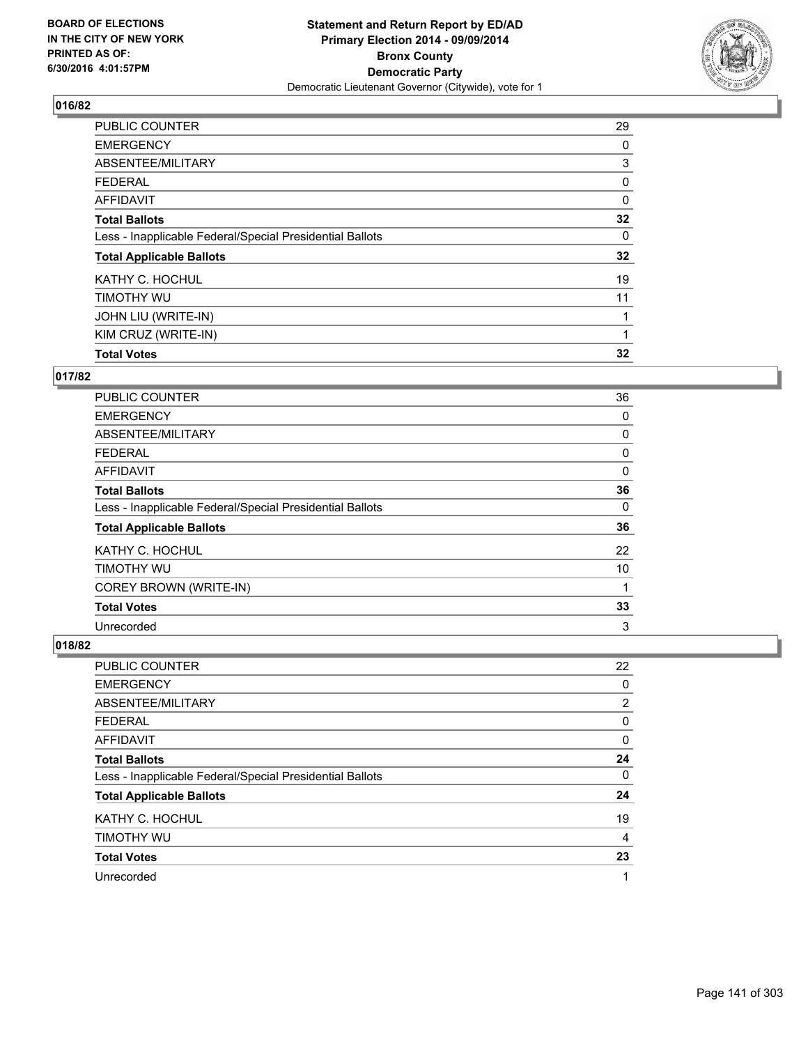**Statement and Return Report by ED/AD**
**Primary Election 2014 - 09/09/2014**
**Bronx County**
**Democratic Party**
Democratic Lieutenant Governor (Citywide), vote for 1

BOARD OF ELECTIONS
IN THE CITY OF NEW YORK
PRINTED AS OF:
6/30/2016 4:01:57PM

### 016/82

| | |
|---|---|
| PUBLIC COUNTER | 29 |
| EMERGENCY | 0 |
| ABSENTEE/MILITARY | 3 |
| FEDERAL | 0 |
| AFFIDAVIT | 0 |
| **Total Ballots** | **32** |
| Less - Inapplicable Federal/Special Presidential Ballots | 0 |
| **Total Applicable Ballots** | **32** |
| KATHY C. HOCHUL | 19 |
| TIMOTHY WU | 11 |
| JOHN LIU (WRITE-IN) | 1 |
| KIM CRUZ (WRITE-IN) | 1 |
| **Total Votes** | **32** |

### 017/82

| | |
|---|---|
| PUBLIC COUNTER | 36 |
| EMERGENCY | 0 |
| ABSENTEE/MILITARY | 0 |
| FEDERAL | 0 |
| AFFIDAVIT | 0 |
| **Total Ballots** | **36** |
| Less - Inapplicable Federal/Special Presidential Ballots | 0 |
| **Total Applicable Ballots** | **36** |
| KATHY C. HOCHUL | 22 |
| TIMOTHY WU | 10 |
| COREY BROWN (WRITE-IN) | 1 |
| **Total Votes** | **33** |
| Unrecorded | 3 |

### 018/82

| | |
|---|---|
| PUBLIC COUNTER | 22 |
| EMERGENCY | 0 |
| ABSENTEE/MILITARY | 2 |
| FEDERAL | 0 |
| AFFIDAVIT | 0 |
| **Total Ballots** | **24** |
| Less - Inapplicable Federal/Special Presidential Ballots | 0 |
| **Total Applicable Ballots** | **24** |
| KATHY C. HOCHUL | 19 |
| TIMOTHY WU | 4 |
| **Total Votes** | **23** |
| Unrecorded | 1 |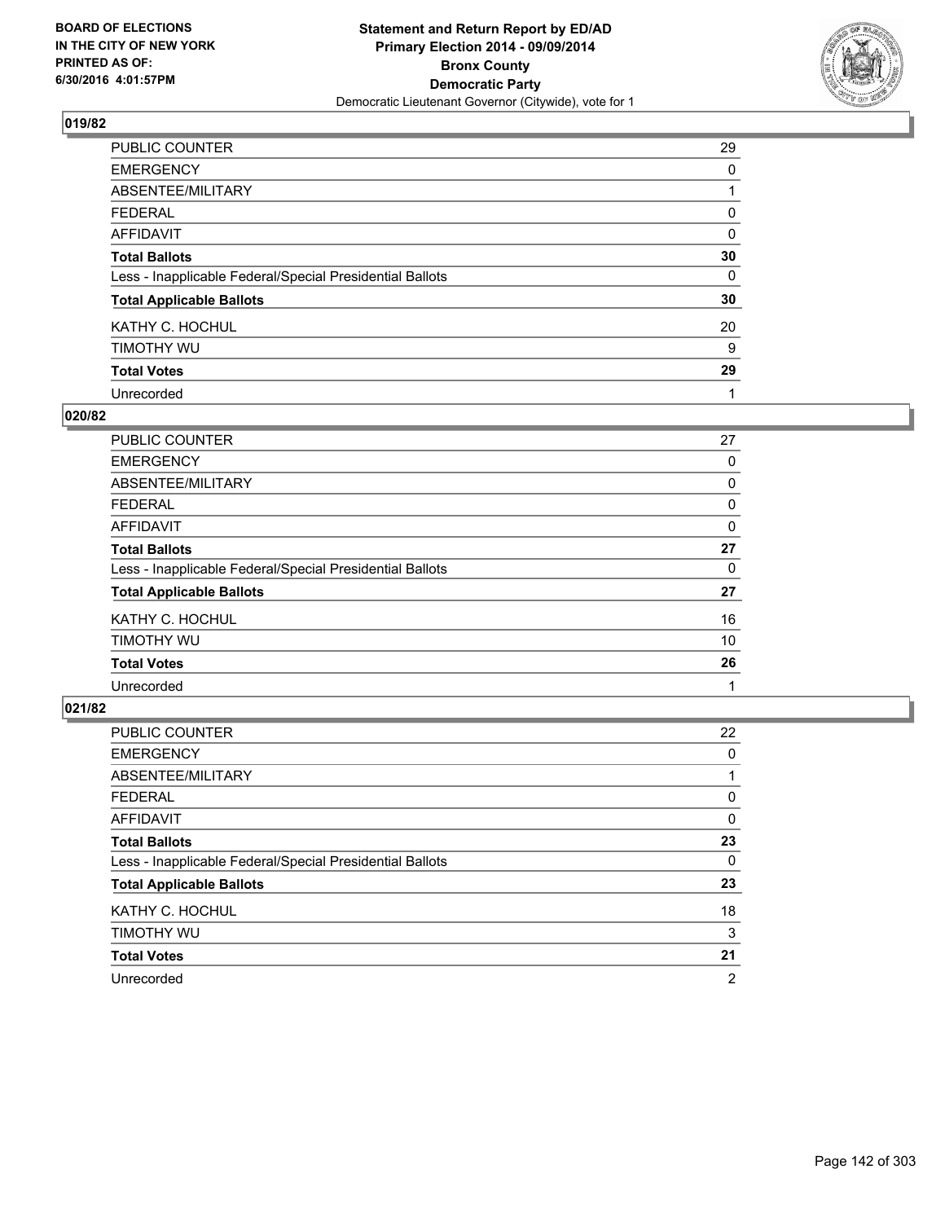**BOARD OF ELECTIONS IN THE CITY OF NEW YORK PRINTED AS OF: 6/30/2016 4:01:57PM**

**Statement and Return Report by ED/AD**
**Primary Election 2014 - 09/09/2014**
**Bronx County**
**Democratic Party**
Democratic Lieutenant Governor (Citywide), vote for 1

### 019/82

| | |
|---|---|
| PUBLIC COUNTER | 29 |
| EMERGENCY | 0 |
| ABSENTEE/MILITARY | 1 |
| FEDERAL | 0 |
| AFFIDAVIT | 0 |
| **Total Ballots** | **30** |
| Less - Inapplicable Federal/Special Presidential Ballots | 0 |
| **Total Applicable Ballots** | **30** |
| KATHY C. HOCHUL | 20 |
| TIMOTHY WU | 9 |
| **Total Votes** | **29** |
| Unrecorded | 1 |

### 020/82

| | |
|---|---|
| PUBLIC COUNTER | 27 |
| EMERGENCY | 0 |
| ABSENTEE/MILITARY | 0 |
| FEDERAL | 0 |
| AFFIDAVIT | 0 |
| **Total Ballots** | **27** |
| Less - Inapplicable Federal/Special Presidential Ballots | 0 |
| **Total Applicable Ballots** | **27** |
| KATHY C. HOCHUL | 16 |
| TIMOTHY WU | 10 |
| **Total Votes** | **26** |
| Unrecorded | 1 |

### 021/82

| | |
|---|---|
| PUBLIC COUNTER | 22 |
| EMERGENCY | 0 |
| ABSENTEE/MILITARY | 1 |
| FEDERAL | 0 |
| AFFIDAVIT | 0 |
| **Total Ballots** | **23** |
| Less - Inapplicable Federal/Special Presidential Ballots | 0 |
| **Total Applicable Ballots** | **23** |
| KATHY C. HOCHUL | 18 |
| TIMOTHY WU | 3 |
| **Total Votes** | **21** |
| Unrecorded | 2 |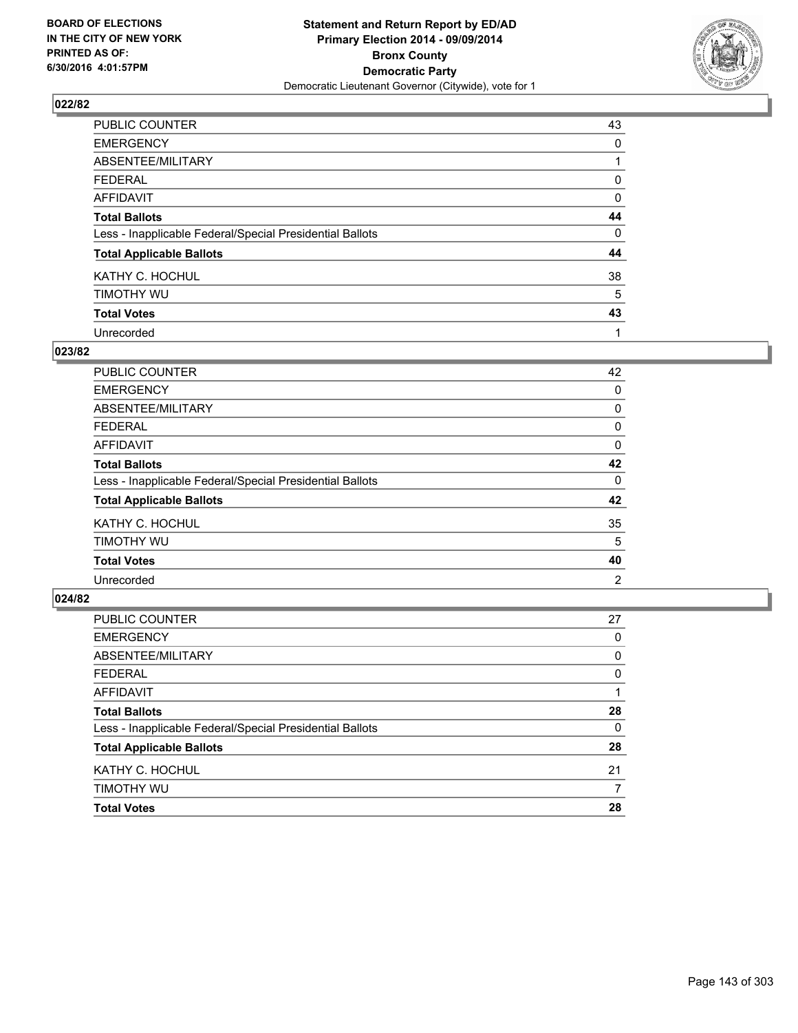**Statement and Return Report by ED/AD**
**Primary Election 2014 - 09/09/2014**
**Bronx County**
**Democratic Party**
Democratic Lieutenant Governor (Citywide), vote for 1

BOARD OF ELECTIONS
IN THE CITY OF NEW YORK
PRINTED AS OF:
6/30/2016 4:01:57PM

### 022/82

| | |
|---|---|
| PUBLIC COUNTER | 43 |
| EMERGENCY | 0 |
| ABSENTEE/MILITARY | 1 |
| FEDERAL | 0 |
| AFFIDAVIT | 0 |
| **Total Ballots** | **44** |
| Less - Inapplicable Federal/Special Presidential Ballots | 0 |
| **Total Applicable Ballots** | **44** |
| KATHY C. HOCHUL | 38 |
| TIMOTHY WU | 5 |
| **Total Votes** | **43** |
| Unrecorded | 1 |

### 023/82

| | |
|---|---|
| PUBLIC COUNTER | 42 |
| EMERGENCY | 0 |
| ABSENTEE/MILITARY | 0 |
| FEDERAL | 0 |
| AFFIDAVIT | 0 |
| **Total Ballots** | **42** |
| Less - Inapplicable Federal/Special Presidential Ballots | 0 |
| **Total Applicable Ballots** | **42** |
| KATHY C. HOCHUL | 35 |
| TIMOTHY WU | 5 |
| **Total Votes** | **40** |
| Unrecorded | 2 |

### 024/82

| | |
|---|---|
| PUBLIC COUNTER | 27 |
| EMERGENCY | 0 |
| ABSENTEE/MILITARY | 0 |
| FEDERAL | 0 |
| AFFIDAVIT | 1 |
| **Total Ballots** | **28** |
| Less - Inapplicable Federal/Special Presidential Ballots | 0 |
| **Total Applicable Ballots** | **28** |
| KATHY C. HOCHUL | 21 |
| TIMOTHY WU | 7 |
| **Total Votes** | **28** |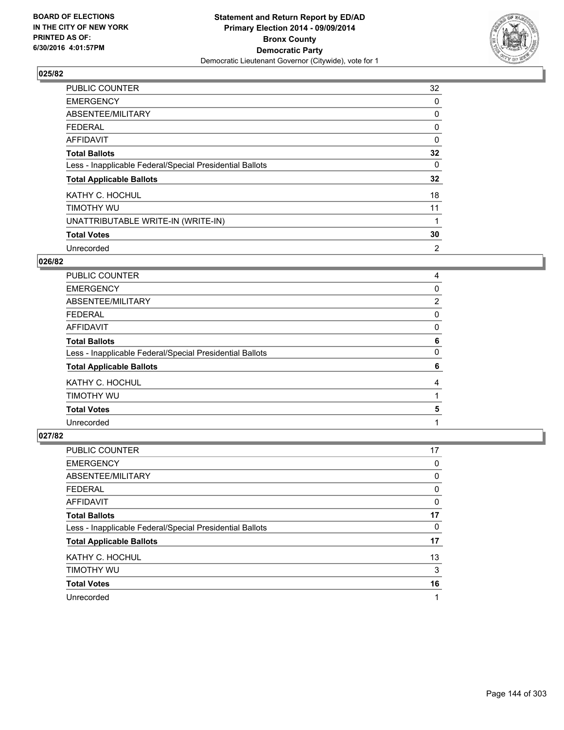**Statement and Return Report by ED/AD**
**Primary Election 2014 - 09/09/2014**
**Bronx County**
**Democratic Party**
Democratic Lieutenant Governor (Citywide), vote for 1

BOARD OF ELECTIONS IN THE CITY OF NEW YORK PRINTED AS OF: 6/30/2016 4:01:57PM

### 025/82

| | |
|---|---|
| PUBLIC COUNTER | 32 |
| EMERGENCY | 0 |
| ABSENTEE/MILITARY | 0 |
| FEDERAL | 0 |
| AFFIDAVIT | 0 |
| **Total Ballots** | **32** |
| Less - Inapplicable Federal/Special Presidential Ballots | 0 |
| **Total Applicable Ballots** | **32** |
| KATHY C. HOCHUL | 18 |
| TIMOTHY WU | 11 |
| UNATTRIBUTABLE WRITE-IN (WRITE-IN) | 1 |
| **Total Votes** | **30** |
| Unrecorded | 2 |

### 026/82

| | |
|---|---|
| PUBLIC COUNTER | 4 |
| EMERGENCY | 0 |
| ABSENTEE/MILITARY | 2 |
| FEDERAL | 0 |
| AFFIDAVIT | 0 |
| **Total Ballots** | **6** |
| Less - Inapplicable Federal/Special Presidential Ballots | 0 |
| **Total Applicable Ballots** | **6** |
| KATHY C. HOCHUL | 4 |
| TIMOTHY WU | 1 |
| **Total Votes** | **5** |
| Unrecorded | 1 |

### 027/82

| | |
|---|---|
| PUBLIC COUNTER | 17 |
| EMERGENCY | 0 |
| ABSENTEE/MILITARY | 0 |
| FEDERAL | 0 |
| AFFIDAVIT | 0 |
| **Total Ballots** | **17** |
| Less - Inapplicable Federal/Special Presidential Ballots | 0 |
| **Total Applicable Ballots** | **17** |
| KATHY C. HOCHUL | 13 |
| TIMOTHY WU | 3 |
| **Total Votes** | **16** |
| Unrecorded | 1 |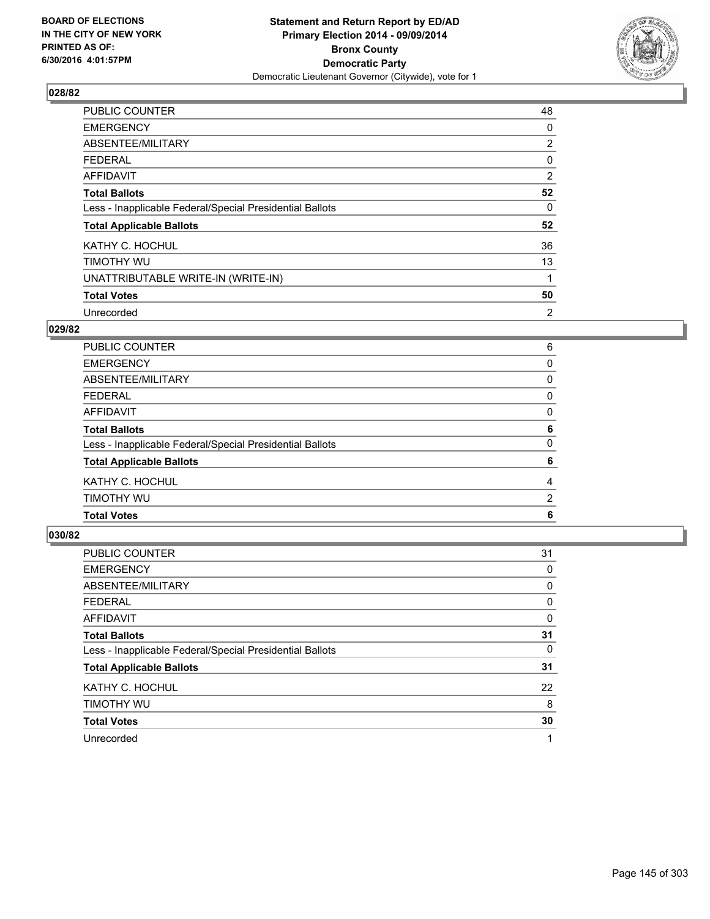**Statement and Return Report by ED/AD**
**Primary Election 2014 - 09/09/2014**
**Bronx County**
**Democratic Party**
Democratic Lieutenant Governor (Citywide), vote for 1

BOARD OF ELECTIONS
IN THE CITY OF NEW YORK
PRINTED AS OF:
6/30/2016 4:01:57PM

### 028/82

| | |
|---|---|
| PUBLIC COUNTER | 48 |
| EMERGENCY | 0 |
| ABSENTEE/MILITARY | 2 |
| FEDERAL | 0 |
| AFFIDAVIT | 2 |
| **Total Ballots** | **52** |
| Less - Inapplicable Federal/Special Presidential Ballots | 0 |
| **Total Applicable Ballots** | **52** |
| KATHY C. HOCHUL | 36 |
| TIMOTHY WU | 13 |
| UNATTRIBUTABLE WRITE-IN (WRITE-IN) | 1 |
| **Total Votes** | **50** |
| Unrecorded | 2 |

### 029/82

| | |
|---|---|
| PUBLIC COUNTER | 6 |
| EMERGENCY | 0 |
| ABSENTEE/MILITARY | 0 |
| FEDERAL | 0 |
| AFFIDAVIT | 0 |
| **Total Ballots** | **6** |
| Less - Inapplicable Federal/Special Presidential Ballots | 0 |
| **Total Applicable Ballots** | **6** |
| KATHY C. HOCHUL | 4 |
| TIMOTHY WU | 2 |
| **Total Votes** | **6** |

### 030/82

| | |
|---|---|
| PUBLIC COUNTER | 31 |
| EMERGENCY | 0 |
| ABSENTEE/MILITARY | 0 |
| FEDERAL | 0 |
| AFFIDAVIT | 0 |
| **Total Ballots** | **31** |
| Less - Inapplicable Federal/Special Presidential Ballots | 0 |
| **Total Applicable Ballots** | **31** |
| KATHY C. HOCHUL | 22 |
| TIMOTHY WU | 8 |
| **Total Votes** | **30** |
| Unrecorded | 1 |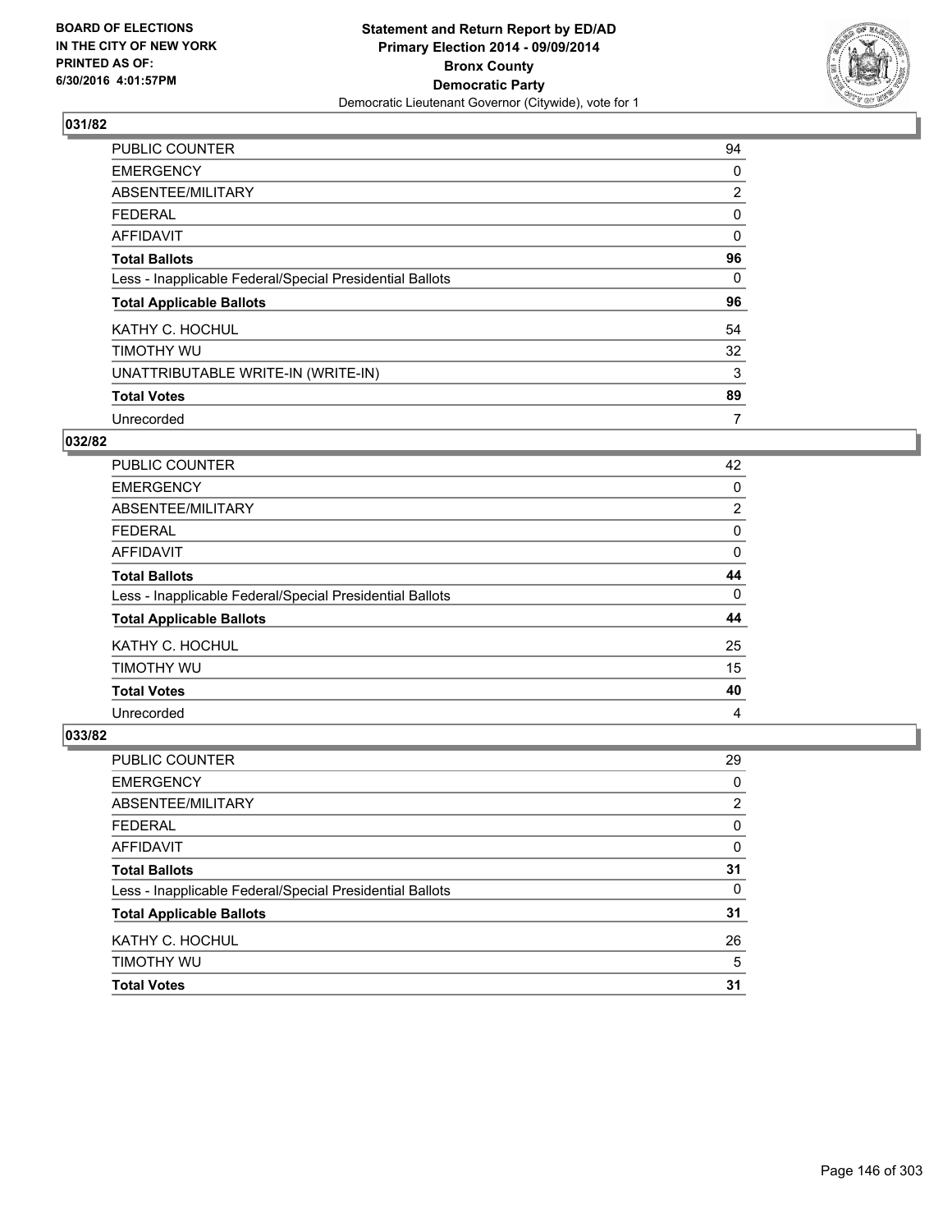BOARD OF ELECTIONS
IN THE CITY OF NEW YORK
PRINTED AS OF:
6/30/2016 4:01:57PM

**Statement and Return Report by ED/AD**
**Primary Election 2014 - 09/09/2014**
**Bronx County**
**Democratic Party**
Democratic Lieutenant Governor (Citywide), vote for 1

### 031/82

| | |
|---|---|
| PUBLIC COUNTER | 94 |
| EMERGENCY | 0 |
| ABSENTEE/MILITARY | 2 |
| FEDERAL | 0 |
| AFFIDAVIT | 0 |
| **Total Ballots** | **96** |
| Less - Inapplicable Federal/Special Presidential Ballots | 0 |
| **Total Applicable Ballots** | **96** |
| KATHY C. HOCHUL | 54 |
| TIMOTHY WU | 32 |
| UNATTRIBUTABLE WRITE-IN (WRITE-IN) | 3 |
| **Total Votes** | **89** |
| Unrecorded | 7 |

### 032/82

| | |
|---|---|
| PUBLIC COUNTER | 42 |
| EMERGENCY | 0 |
| ABSENTEE/MILITARY | 2 |
| FEDERAL | 0 |
| AFFIDAVIT | 0 |
| **Total Ballots** | **44** |
| Less - Inapplicable Federal/Special Presidential Ballots | 0 |
| **Total Applicable Ballots** | **44** |
| KATHY C. HOCHUL | 25 |
| TIMOTHY WU | 15 |
| **Total Votes** | **40** |
| Unrecorded | 4 |

### 033/82

| | |
|---|---|
| PUBLIC COUNTER | 29 |
| EMERGENCY | 0 |
| ABSENTEE/MILITARY | 2 |
| FEDERAL | 0 |
| AFFIDAVIT | 0 |
| **Total Ballots** | **31** |
| Less - Inapplicable Federal/Special Presidential Ballots | 0 |
| **Total Applicable Ballots** | **31** |
| KATHY C. HOCHUL | 26 |
| TIMOTHY WU | 5 |
| **Total Votes** | **31** |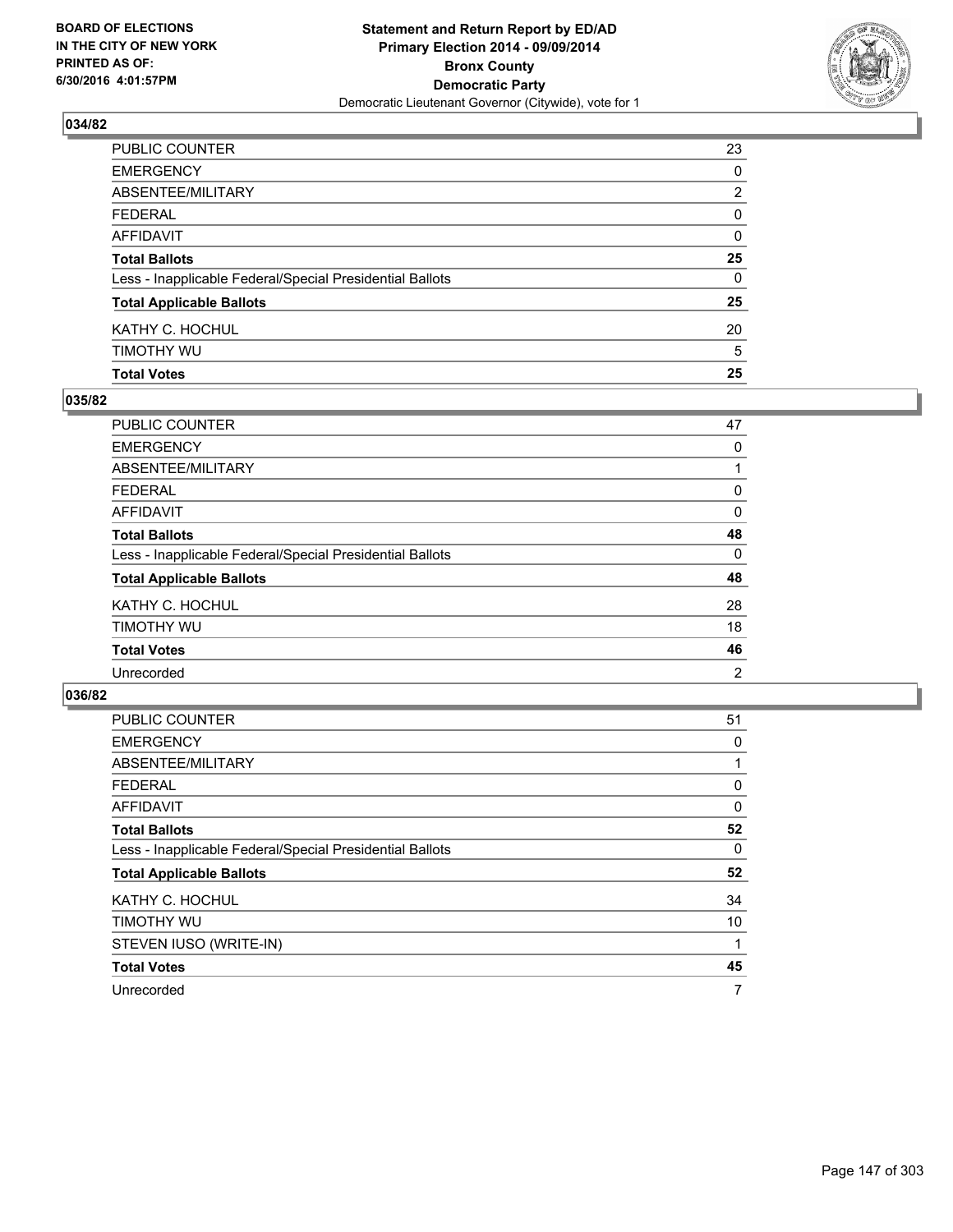BOARD OF ELECTIONS
IN THE CITY OF NEW YORK
PRINTED AS OF:
6/30/2016 4:01:57PM

**Statement and Return Report by ED/AD**
**Primary Election 2014 - 09/09/2014**
**Bronx County**
**Democratic Party**
Democratic Lieutenant Governor (Citywide), vote for 1

## 034/82

| | |
|---|---|
| PUBLIC COUNTER | 23 |
| EMERGENCY | 0 |
| ABSENTEE/MILITARY | 2 |
| FEDERAL | 0 |
| AFFIDAVIT | 0 |
| **Total Ballots** | **25** |
| Less - Inapplicable Federal/Special Presidential Ballots | 0 |
| **Total Applicable Ballots** | **25** |
| KATHY C. HOCHUL | 20 |
| TIMOTHY WU | 5 |
| **Total Votes** | **25** |

## 035/82

| | |
|---|---|
| PUBLIC COUNTER | 47 |
| EMERGENCY | 0 |
| ABSENTEE/MILITARY | 1 |
| FEDERAL | 0 |
| AFFIDAVIT | 0 |
| **Total Ballots** | **48** |
| Less - Inapplicable Federal/Special Presidential Ballots | 0 |
| **Total Applicable Ballots** | **48** |
| KATHY C. HOCHUL | 28 |
| TIMOTHY WU | 18 |
| **Total Votes** | **46** |
| Unrecorded | 2 |

## 036/82

| | |
|---|---|
| PUBLIC COUNTER | 51 |
| EMERGENCY | 0 |
| ABSENTEE/MILITARY | 1 |
| FEDERAL | 0 |
| AFFIDAVIT | 0 |
| **Total Ballots** | **52** |
| Less - Inapplicable Federal/Special Presidential Ballots | 0 |
| **Total Applicable Ballots** | **52** |
| KATHY C. HOCHUL | 34 |
| TIMOTHY WU | 10 |
| STEVEN IUSO (WRITE-IN) | 1 |
| **Total Votes** | **45** |
| Unrecorded | 7 |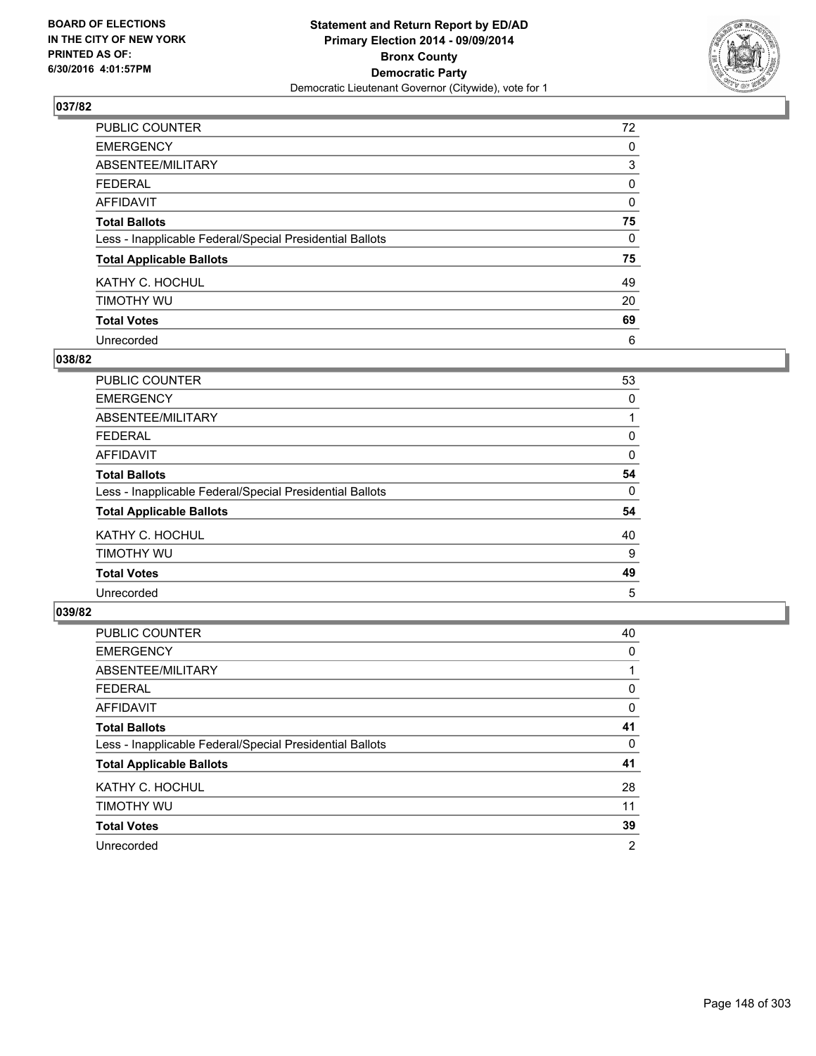**BOARD OF ELECTIONS IN THE CITY OF NEW YORK PRINTED AS OF: 6/30/2016 4:01:57PM**

**Statement and Return Report by ED/AD Primary Election 2014 - 09/09/2014 Bronx County Democratic Party**

Democratic Lieutenant Governor (Citywide), vote for 1

## 037/82

| | |
|---|---|
| PUBLIC COUNTER | 72 |
| EMERGENCY | 0 |
| ABSENTEE/MILITARY | 3 |
| FEDERAL | 0 |
| AFFIDAVIT | 0 |
| **Total Ballots** | **75** |
| Less - Inapplicable Federal/Special Presidential Ballots | 0 |
| **Total Applicable Ballots** | **75** |
| KATHY C. HOCHUL | 49 |
| TIMOTHY WU | 20 |
| **Total Votes** | **69** |
| Unrecorded | 6 |

## 038/82

| | |
|---|---|
| PUBLIC COUNTER | 53 |
| EMERGENCY | 0 |
| ABSENTEE/MILITARY | 1 |
| FEDERAL | 0 |
| AFFIDAVIT | 0 |
| **Total Ballots** | **54** |
| Less - Inapplicable Federal/Special Presidential Ballots | 0 |
| **Total Applicable Ballots** | **54** |
| KATHY C. HOCHUL | 40 |
| TIMOTHY WU | 9 |
| **Total Votes** | **49** |
| Unrecorded | 5 |

## 039/82

| | |
|---|---|
| PUBLIC COUNTER | 40 |
| EMERGENCY | 0 |
| ABSENTEE/MILITARY | 1 |
| FEDERAL | 0 |
| AFFIDAVIT | 0 |
| **Total Ballots** | **41** |
| Less - Inapplicable Federal/Special Presidential Ballots | 0 |
| **Total Applicable Ballots** | **41** |
| KATHY C. HOCHUL | 28 |
| TIMOTHY WU | 11 |
| **Total Votes** | **39** |
| Unrecorded | 2 |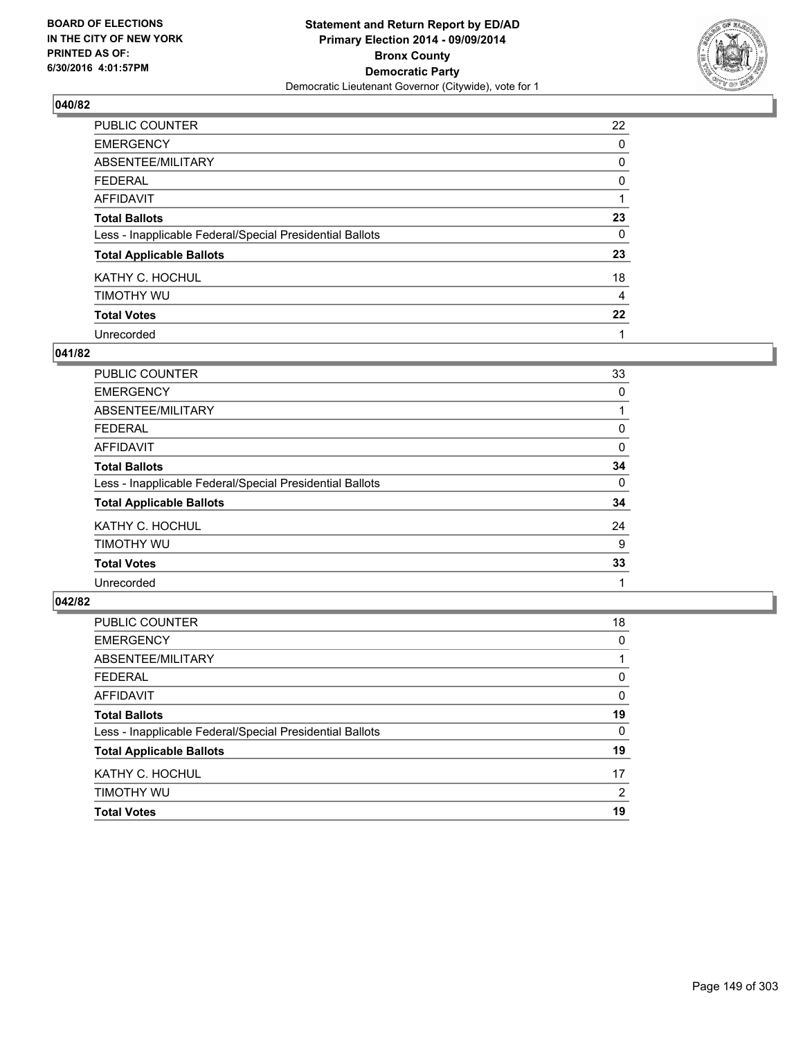**Statement and Return Report by ED/AD**
**Primary Election 2014 - 09/09/2014**
**Bronx County**
**Democratic Party**
Democratic Lieutenant Governor (Citywide), vote for 1

BOARD OF ELECTIONS
IN THE CITY OF NEW YORK
PRINTED AS OF:
6/30/2016 4:01:57PM

### 040/82

| | |
|---|---|
| PUBLIC COUNTER | 22 |
| EMERGENCY | 0 |
| ABSENTEE/MILITARY | 0 |
| FEDERAL | 0 |
| AFFIDAVIT | 1 |
| **Total Ballots** | **23** |
| Less - Inapplicable Federal/Special Presidential Ballots | 0 |
| **Total Applicable Ballots** | **23** |
| KATHY C. HOCHUL | 18 |
| TIMOTHY WU | 4 |
| **Total Votes** | **22** |
| Unrecorded | 1 |

### 041/82

| | |
|---|---|
| PUBLIC COUNTER | 33 |
| EMERGENCY | 0 |
| ABSENTEE/MILITARY | 1 |
| FEDERAL | 0 |
| AFFIDAVIT | 0 |
| **Total Ballots** | **34** |
| Less - Inapplicable Federal/Special Presidential Ballots | 0 |
| **Total Applicable Ballots** | **34** |
| KATHY C. HOCHUL | 24 |
| TIMOTHY WU | 9 |
| **Total Votes** | **33** |
| Unrecorded | 1 |

### 042/82

| | |
|---|---|
| PUBLIC COUNTER | 18 |
| EMERGENCY | 0 |
| ABSENTEE/MILITARY | 1 |
| FEDERAL | 0 |
| AFFIDAVIT | 0 |
| **Total Ballots** | **19** |
| Less - Inapplicable Federal/Special Presidential Ballots | 0 |
| **Total Applicable Ballots** | **19** |
| KATHY C. HOCHUL | 17 |
| TIMOTHY WU | 2 |
| **Total Votes** | **19** |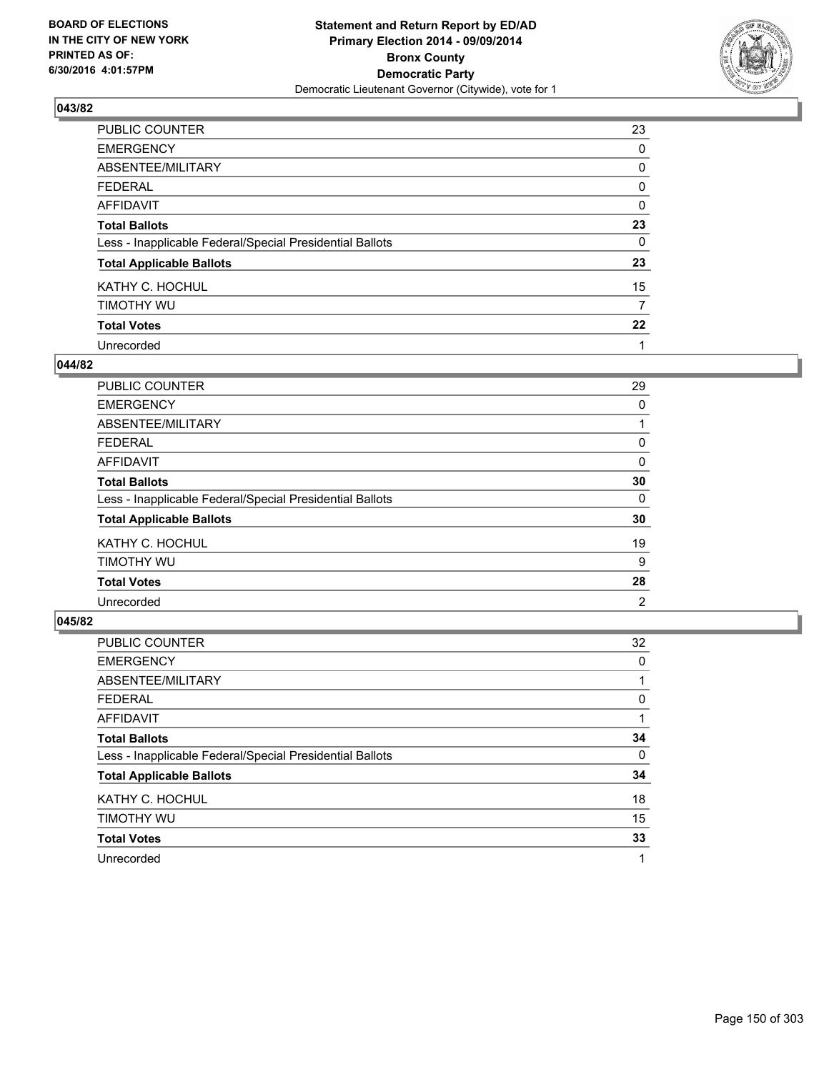BOARD OF ELECTIONS
IN THE CITY OF NEW YORK
PRINTED AS OF:
6/30/2016 4:01:57PM

**Statement and Return Report by ED/AD**
**Primary Election 2014 - 09/09/2014**
**Bronx County**
**Democratic Party**
Democratic Lieutenant Governor (Citywide), vote for 1

### 043/82

| | |
|---|---|
| PUBLIC COUNTER | 23 |
| EMERGENCY | 0 |
| ABSENTEE/MILITARY | 0 |
| FEDERAL | 0 |
| AFFIDAVIT | 0 |
| **Total Ballots** | **23** |
| Less - Inapplicable Federal/Special Presidential Ballots | 0 |
| **Total Applicable Ballots** | **23** |
| KATHY C. HOCHUL | 15 |
| TIMOTHY WU | 7 |
| **Total Votes** | **22** |
| Unrecorded | 1 |

### 044/82

| | |
|---|---|
| PUBLIC COUNTER | 29 |
| EMERGENCY | 0 |
| ABSENTEE/MILITARY | 1 |
| FEDERAL | 0 |
| AFFIDAVIT | 0 |
| **Total Ballots** | **30** |
| Less - Inapplicable Federal/Special Presidential Ballots | 0 |
| **Total Applicable Ballots** | **30** |
| KATHY C. HOCHUL | 19 |
| TIMOTHY WU | 9 |
| **Total Votes** | **28** |
| Unrecorded | 2 |

### 045/82

| | |
|---|---|
| PUBLIC COUNTER | 32 |
| EMERGENCY | 0 |
| ABSENTEE/MILITARY | 1 |
| FEDERAL | 0 |
| AFFIDAVIT | 1 |
| **Total Ballots** | **34** |
| Less - Inapplicable Federal/Special Presidential Ballots | 0 |
| **Total Applicable Ballots** | **34** |
| KATHY C. HOCHUL | 18 |
| TIMOTHY WU | 15 |
| **Total Votes** | **33** |
| Unrecorded | 1 |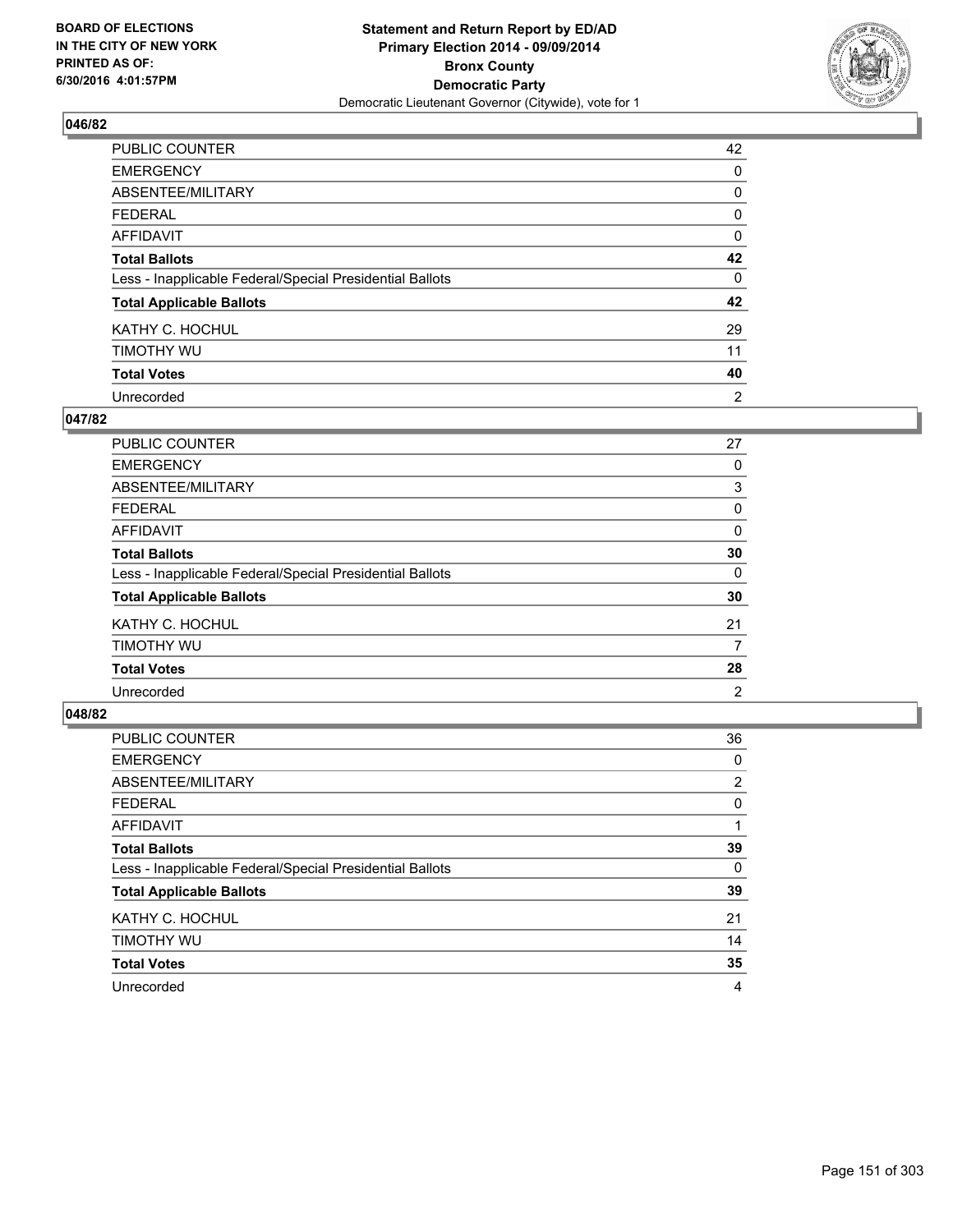**Statement and Return Report by ED/AD**
**Primary Election 2014 - 09/09/2014**
**Bronx County**
**Democratic Party**
Democratic Lieutenant Governor (Citywide), vote for 1

BOARD OF ELECTIONS
IN THE CITY OF NEW YORK
PRINTED AS OF:
6/30/2016 4:01:57PM

### 046/82

| | |
|---|---|
| PUBLIC COUNTER | 42 |
| EMERGENCY | 0 |
| ABSENTEE/MILITARY | 0 |
| FEDERAL | 0 |
| AFFIDAVIT | 0 |
| **Total Ballots** | **42** |
| Less - Inapplicable Federal/Special Presidential Ballots | 0 |
| **Total Applicable Ballots** | **42** |
| KATHY C. HOCHUL | 29 |
| TIMOTHY WU | 11 |
| **Total Votes** | **40** |
| Unrecorded | 2 |

### 047/82

| | |
|---|---|
| PUBLIC COUNTER | 27 |
| EMERGENCY | 0 |
| ABSENTEE/MILITARY | 3 |
| FEDERAL | 0 |
| AFFIDAVIT | 0 |
| **Total Ballots** | **30** |
| Less - Inapplicable Federal/Special Presidential Ballots | 0 |
| **Total Applicable Ballots** | **30** |
| KATHY C. HOCHUL | 21 |
| TIMOTHY WU | 7 |
| **Total Votes** | **28** |
| Unrecorded | 2 |

### 048/82

| | |
|---|---|
| PUBLIC COUNTER | 36 |
| EMERGENCY | 0 |
| ABSENTEE/MILITARY | 2 |
| FEDERAL | 0 |
| AFFIDAVIT | 1 |
| **Total Ballots** | **39** |
| Less - Inapplicable Federal/Special Presidential Ballots | 0 |
| **Total Applicable Ballots** | **39** |
| KATHY C. HOCHUL | 21 |
| TIMOTHY WU | 14 |
| **Total Votes** | **35** |
| Unrecorded | 4 |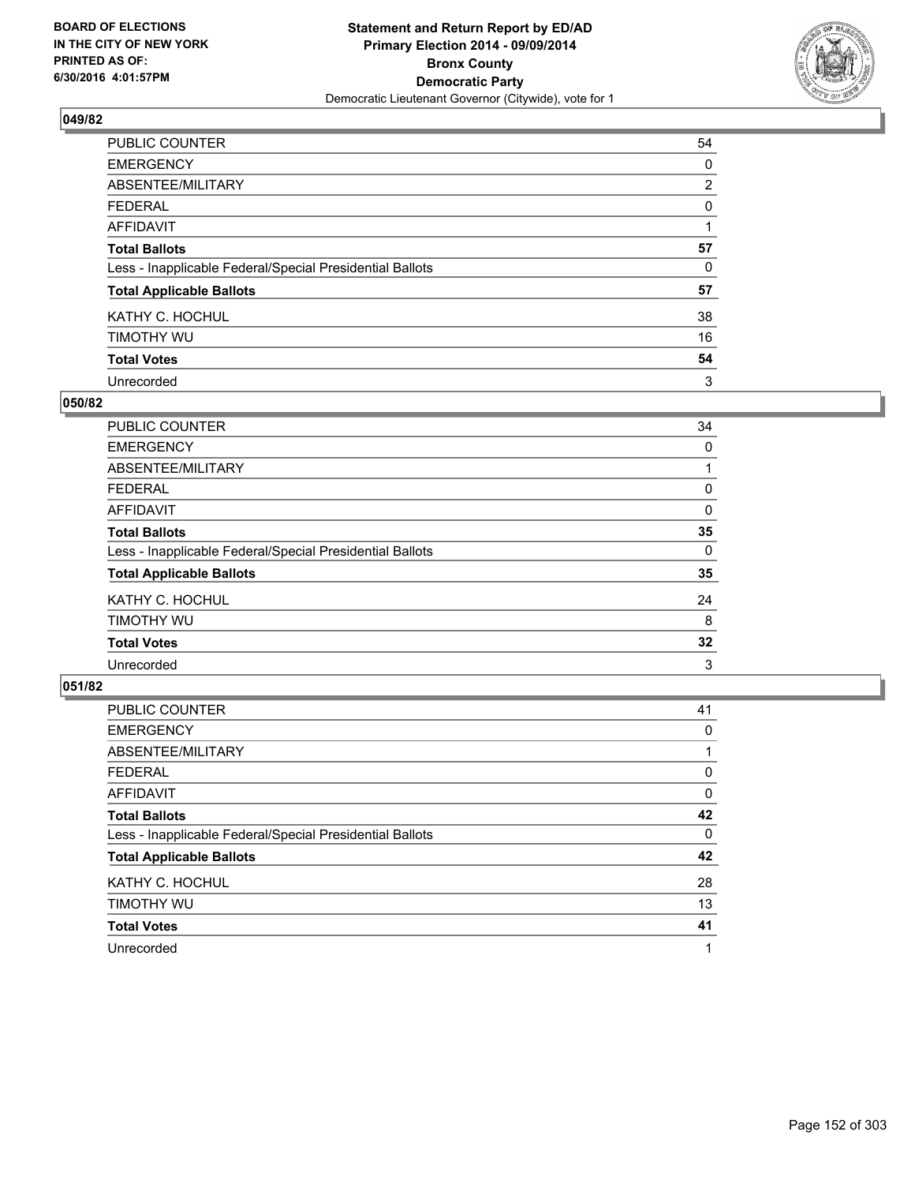**Statement and Return Report by ED/AD**
**Primary Election 2014 - 09/09/2014**
**Bronx County**
**Democratic Party**
Democratic Lieutenant Governor (Citywide), vote for 1

BOARD OF ELECTIONS
IN THE CITY OF NEW YORK
PRINTED AS OF:
6/30/2016 4:01:57PM

### 049/82

| | |
|---|---|
| PUBLIC COUNTER | 54 |
| EMERGENCY | 0 |
| ABSENTEE/MILITARY | 2 |
| FEDERAL | 0 |
| AFFIDAVIT | 1 |
| **Total Ballots** | **57** |
| Less - Inapplicable Federal/Special Presidential Ballots | 0 |
| **Total Applicable Ballots** | **57** |
| KATHY C. HOCHUL | 38 |
| TIMOTHY WU | 16 |
| **Total Votes** | **54** |
| Unrecorded | 3 |

### 050/82

| | |
|---|---|
| PUBLIC COUNTER | 34 |
| EMERGENCY | 0 |
| ABSENTEE/MILITARY | 1 |
| FEDERAL | 0 |
| AFFIDAVIT | 0 |
| **Total Ballots** | **35** |
| Less - Inapplicable Federal/Special Presidential Ballots | 0 |
| **Total Applicable Ballots** | **35** |
| KATHY C. HOCHUL | 24 |
| TIMOTHY WU | 8 |
| **Total Votes** | **32** |
| Unrecorded | 3 |

### 051/82

| | |
|---|---|
| PUBLIC COUNTER | 41 |
| EMERGENCY | 0 |
| ABSENTEE/MILITARY | 1 |
| FEDERAL | 0 |
| AFFIDAVIT | 0 |
| **Total Ballots** | **42** |
| Less - Inapplicable Federal/Special Presidential Ballots | 0 |
| **Total Applicable Ballots** | **42** |
| KATHY C. HOCHUL | 28 |
| TIMOTHY WU | 13 |
| **Total Votes** | **41** |
| Unrecorded | 1 |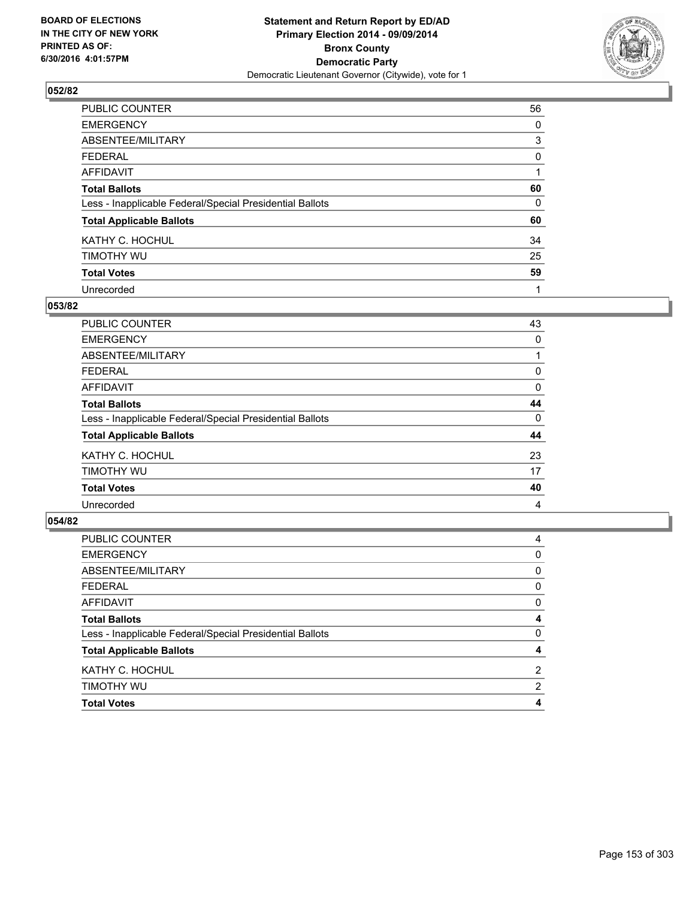**Statement and Return Report by ED/AD**
**Primary Election 2014 - 09/09/2014**
**Bronx County**
**Democratic Party**
Democratic Lieutenant Governor (Citywide), vote for 1

BOARD OF ELECTIONS
IN THE CITY OF NEW YORK
PRINTED AS OF:
6/30/2016 4:01:57PM

## 052/82

| | |
|---|---|
| PUBLIC COUNTER | 56 |
| EMERGENCY | 0 |
| ABSENTEE/MILITARY | 3 |
| FEDERAL | 0 |
| AFFIDAVIT | 1 |
| **Total Ballots** | **60** |
| Less - Inapplicable Federal/Special Presidential Ballots | 0 |
| **Total Applicable Ballots** | **60** |
| KATHY C. HOCHUL | 34 |
| TIMOTHY WU | 25 |
| **Total Votes** | **59** |
| Unrecorded | 1 |

## 053/82

| | |
|---|---|
| PUBLIC COUNTER | 43 |
| EMERGENCY | 0 |
| ABSENTEE/MILITARY | 1 |
| FEDERAL | 0 |
| AFFIDAVIT | 0 |
| **Total Ballots** | **44** |
| Less - Inapplicable Federal/Special Presidential Ballots | 0 |
| **Total Applicable Ballots** | **44** |
| KATHY C. HOCHUL | 23 |
| TIMOTHY WU | 17 |
| **Total Votes** | **40** |
| Unrecorded | 4 |

## 054/82

| | |
|---|---|
| PUBLIC COUNTER | 4 |
| EMERGENCY | 0 |
| ABSENTEE/MILITARY | 0 |
| FEDERAL | 0 |
| AFFIDAVIT | 0 |
| **Total Ballots** | **4** |
| Less - Inapplicable Federal/Special Presidential Ballots | 0 |
| **Total Applicable Ballots** | **4** |
| KATHY C. HOCHUL | 2 |
| TIMOTHY WU | 2 |
| **Total Votes** | **4** |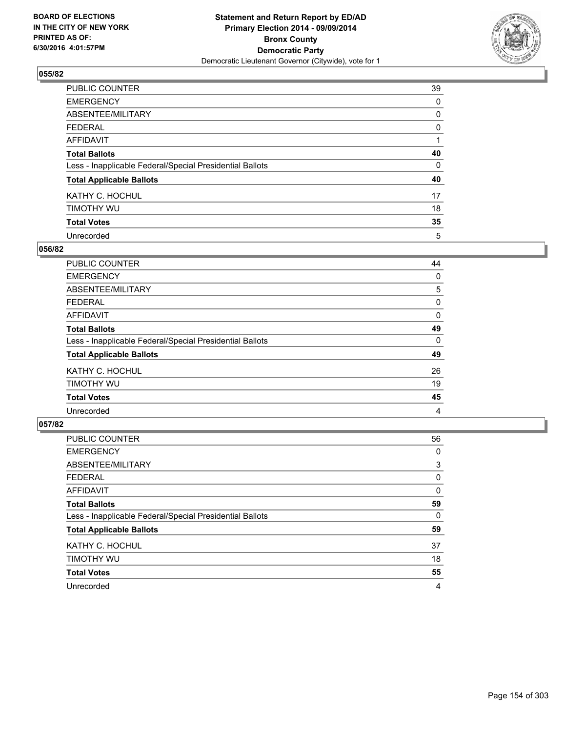BOARD OF ELECTIONS
IN THE CITY OF NEW YORK
PRINTED AS OF:
6/30/2016 4:01:57PM

# Statement and Return Report by ED/AD
## Primary Election 2014 - 09/09/2014
## Bronx County
## Democratic Party
Democratic Lieutenant Governor (Citywide), vote for 1

### 055/82

| | |
|---|---|
| PUBLIC COUNTER | 39 |
| EMERGENCY | 0 |
| ABSENTEE/MILITARY | 0 |
| FEDERAL | 0 |
| AFFIDAVIT | 1 |
| **Total Ballots** | **40** |
| Less - Inapplicable Federal/Special Presidential Ballots | 0 |
| **Total Applicable Ballots** | **40** |
| KATHY C. HOCHUL | 17 |
| TIMOTHY WU | 18 |
| **Total Votes** | **35** |
| Unrecorded | 5 |

### 056/82

| | |
|---|---|
| PUBLIC COUNTER | 44 |
| EMERGENCY | 0 |
| ABSENTEE/MILITARY | 5 |
| FEDERAL | 0 |
| AFFIDAVIT | 0 |
| **Total Ballots** | **49** |
| Less - Inapplicable Federal/Special Presidential Ballots | 0 |
| **Total Applicable Ballots** | **49** |
| KATHY C. HOCHUL | 26 |
| TIMOTHY WU | 19 |
| **Total Votes** | **45** |
| Unrecorded | 4 |

### 057/82

| | |
|---|---|
| PUBLIC COUNTER | 56 |
| EMERGENCY | 0 |
| ABSENTEE/MILITARY | 3 |
| FEDERAL | 0 |
| AFFIDAVIT | 0 |
| **Total Ballots** | **59** |
| Less - Inapplicable Federal/Special Presidential Ballots | 0 |
| **Total Applicable Ballots** | **59** |
| KATHY C. HOCHUL | 37 |
| TIMOTHY WU | 18 |
| **Total Votes** | **55** |
| Unrecorded | 4 |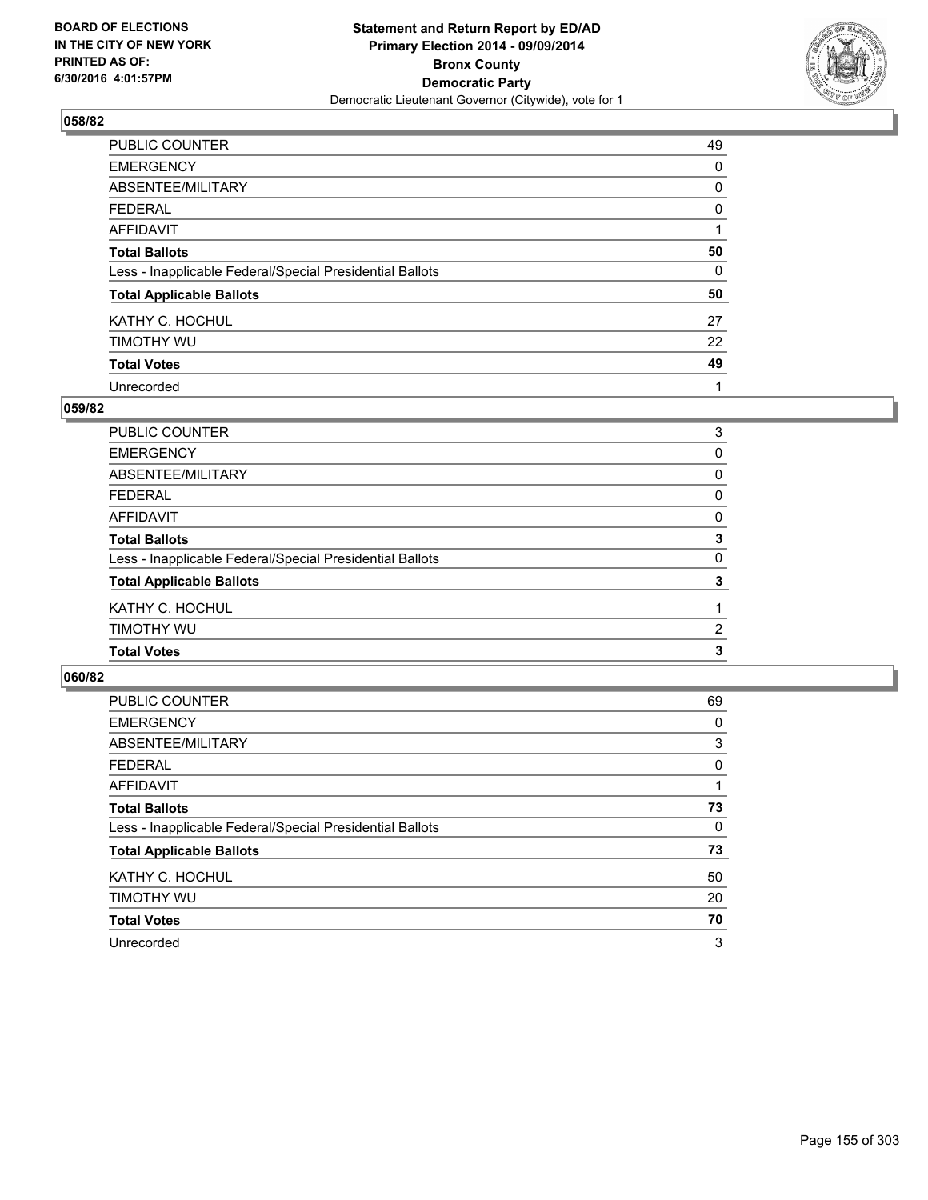**BOARD OF ELECTIONS IN THE CITY OF NEW YORK PRINTED AS OF: 6/30/2016 4:01:57PM**

**Statement and Return Report by ED/AD Primary Election 2014 - 09/09/2014 Bronx County Democratic Party**
Democratic Lieutenant Governor (Citywide), vote for 1

### 058/82

| | |
|---|---|
| PUBLIC COUNTER | 49 |
| EMERGENCY | 0 |
| ABSENTEE/MILITARY | 0 |
| FEDERAL | 0 |
| AFFIDAVIT | 1 |
| **Total Ballots** | **50** |
| Less - Inapplicable Federal/Special Presidential Ballots | 0 |
| **Total Applicable Ballots** | **50** |
| KATHY C. HOCHUL | 27 |
| TIMOTHY WU | 22 |
| **Total Votes** | **49** |
| Unrecorded | 1 |

### 059/82

| | |
|---|---|
| PUBLIC COUNTER | 3 |
| EMERGENCY | 0 |
| ABSENTEE/MILITARY | 0 |
| FEDERAL | 0 |
| AFFIDAVIT | 0 |
| **Total Ballots** | **3** |
| Less - Inapplicable Federal/Special Presidential Ballots | 0 |
| **Total Applicable Ballots** | **3** |
| KATHY C. HOCHUL | 1 |
| TIMOTHY WU | 2 |
| **Total Votes** | **3** |

### 060/82

| | |
|---|---|
| PUBLIC COUNTER | 69 |
| EMERGENCY | 0 |
| ABSENTEE/MILITARY | 3 |
| FEDERAL | 0 |
| AFFIDAVIT | 1 |
| **Total Ballots** | **73** |
| Less - Inapplicable Federal/Special Presidential Ballots | 0 |
| **Total Applicable Ballots** | **73** |
| KATHY C. HOCHUL | 50 |
| TIMOTHY WU | 20 |
| **Total Votes** | **70** |
| Unrecorded | 3 |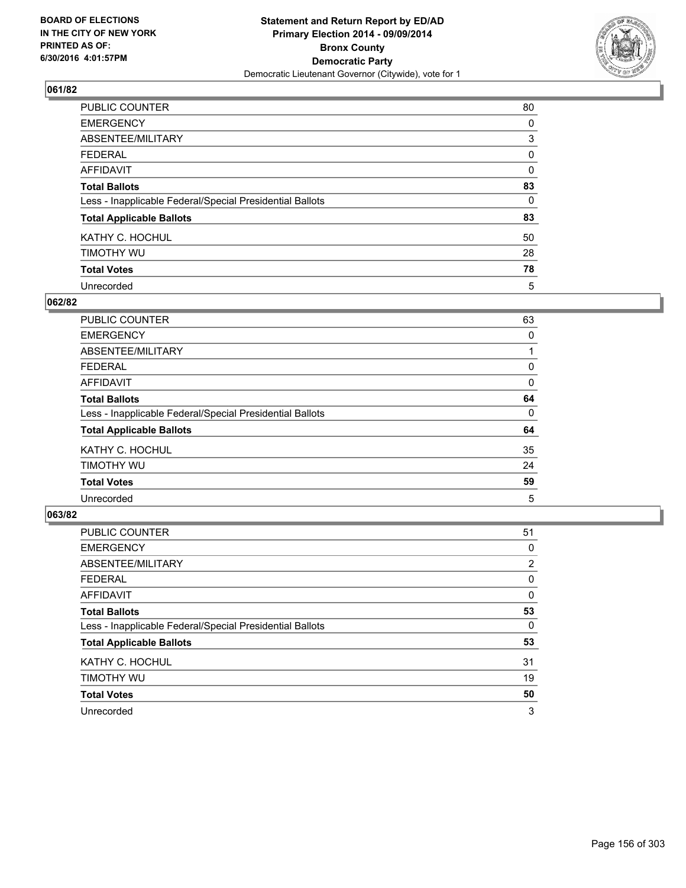BOARD OF ELECTIONS
IN THE CITY OF NEW YORK
PRINTED AS OF:
6/30/2016 4:01:57PM

**Statement and Return Report by ED/AD**
**Primary Election 2014 - 09/09/2014**
**Bronx County**
**Democratic Party**
Democratic Lieutenant Governor (Citywide), vote for 1

### 061/82

| | |
|---|---|
| PUBLIC COUNTER | 80 |
| EMERGENCY | 0 |
| ABSENTEE/MILITARY | 3 |
| FEDERAL | 0 |
| AFFIDAVIT | 0 |
| **Total Ballots** | **83** |
| Less - Inapplicable Federal/Special Presidential Ballots | 0 |
| **Total Applicable Ballots** | **83** |
| KATHY C. HOCHUL | 50 |
| TIMOTHY WU | 28 |
| **Total Votes** | **78** |
| Unrecorded | 5 |

### 062/82

| | |
|---|---|
| PUBLIC COUNTER | 63 |
| EMERGENCY | 0 |
| ABSENTEE/MILITARY | 1 |
| FEDERAL | 0 |
| AFFIDAVIT | 0 |
| **Total Ballots** | **64** |
| Less - Inapplicable Federal/Special Presidential Ballots | 0 |
| **Total Applicable Ballots** | **64** |
| KATHY C. HOCHUL | 35 |
| TIMOTHY WU | 24 |
| **Total Votes** | **59** |
| Unrecorded | 5 |

### 063/82

| | |
|---|---|
| PUBLIC COUNTER | 51 |
| EMERGENCY | 0 |
| ABSENTEE/MILITARY | 2 |
| FEDERAL | 0 |
| AFFIDAVIT | 0 |
| **Total Ballots** | **53** |
| Less - Inapplicable Federal/Special Presidential Ballots | 0 |
| **Total Applicable Ballots** | **53** |
| KATHY C. HOCHUL | 31 |
| TIMOTHY WU | 19 |
| **Total Votes** | **50** |
| Unrecorded | 3 |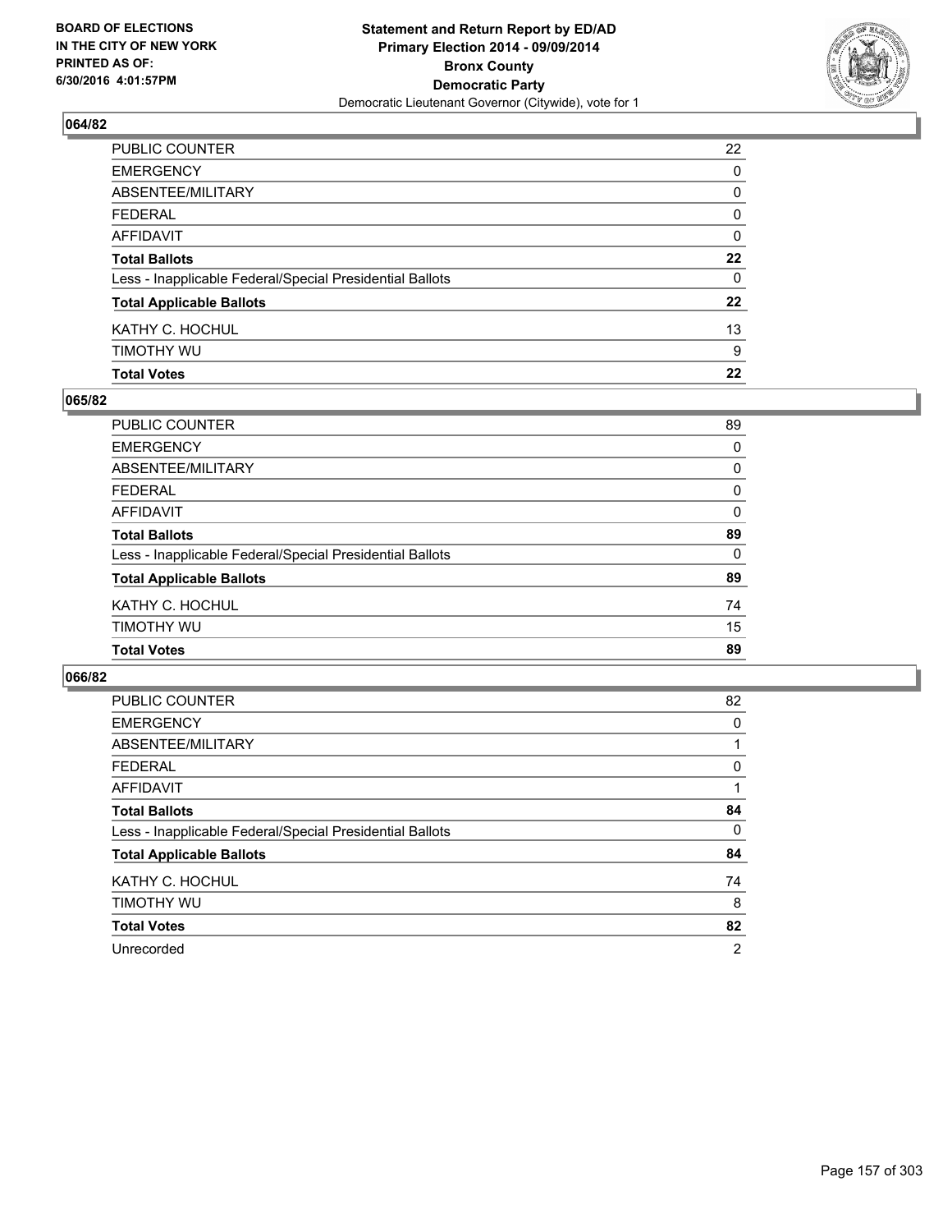BOARD OF ELECTIONS
IN THE CITY OF NEW YORK
PRINTED AS OF:
6/30/2016 4:01:57PM

**Statement and Return Report by ED/AD**
**Primary Election 2014 - 09/09/2014**
**Bronx County**
**Democratic Party**
Democratic Lieutenant Governor (Citywide), vote for 1

### 064/82

| | |
|---|---|
| PUBLIC COUNTER | 22 |
| EMERGENCY | 0 |
| ABSENTEE/MILITARY | 0 |
| FEDERAL | 0 |
| AFFIDAVIT | 0 |
| **Total Ballots** | **22** |
| Less - Inapplicable Federal/Special Presidential Ballots | 0 |
| **Total Applicable Ballots** | **22** |
| KATHY C. HOCHUL | 13 |
| TIMOTHY WU | 9 |
| **Total Votes** | **22** |

### 065/82

| | |
|---|---|
| PUBLIC COUNTER | 89 |
| EMERGENCY | 0 |
| ABSENTEE/MILITARY | 0 |
| FEDERAL | 0 |
| AFFIDAVIT | 0 |
| **Total Ballots** | **89** |
| Less - Inapplicable Federal/Special Presidential Ballots | 0 |
| **Total Applicable Ballots** | **89** |
| KATHY C. HOCHUL | 74 |
| TIMOTHY WU | 15 |
| **Total Votes** | **89** |

### 066/82

| | |
|---|---|
| PUBLIC COUNTER | 82 |
| EMERGENCY | 0 |
| ABSENTEE/MILITARY | 1 |
| FEDERAL | 0 |
| AFFIDAVIT | 1 |
| **Total Ballots** | **84** |
| Less - Inapplicable Federal/Special Presidential Ballots | 0 |
| **Total Applicable Ballots** | **84** |
| KATHY C. HOCHUL | 74 |
| TIMOTHY WU | 8 |
| **Total Votes** | **82** |
| Unrecorded | 2 |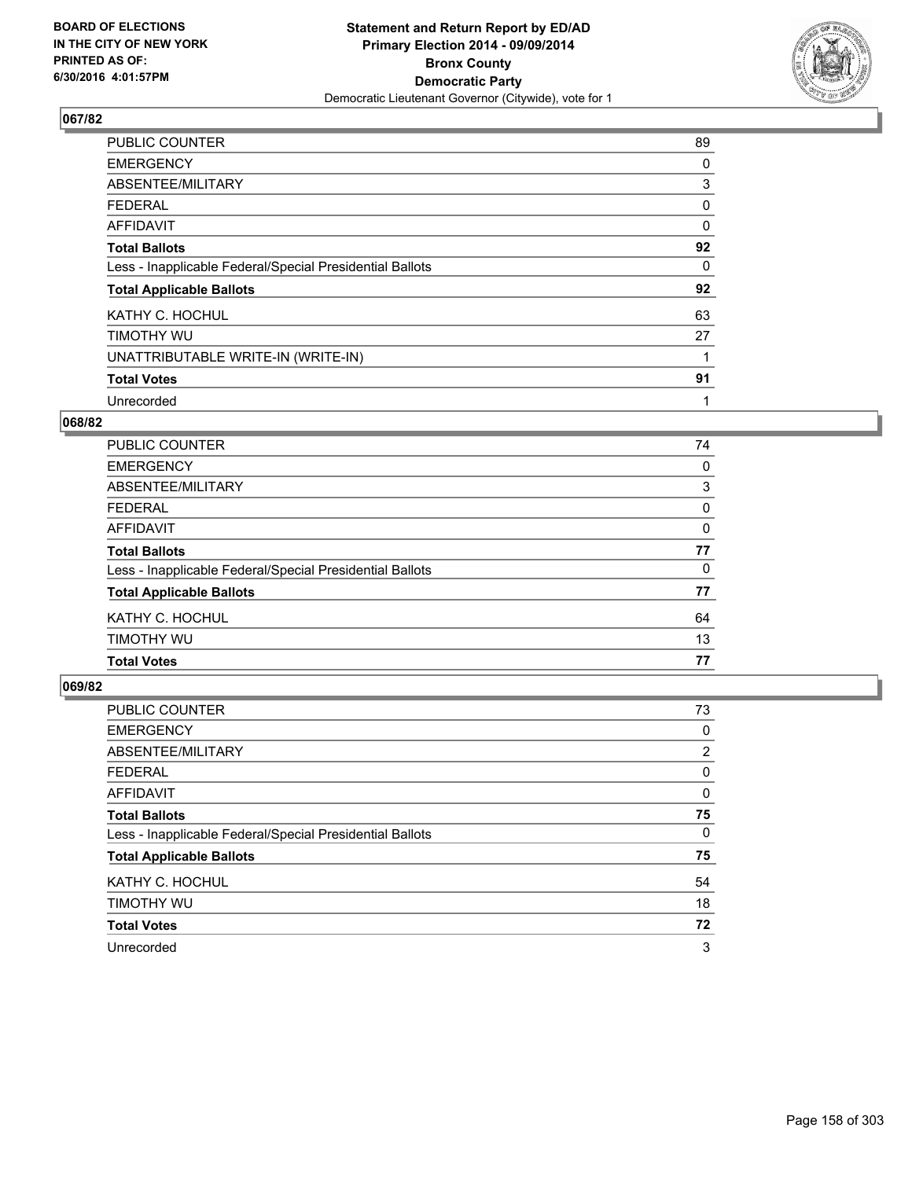**BOARD OF ELECTIONS IN THE CITY OF NEW YORK PRINTED AS OF: 6/30/2016 4:01:57PM**

**Statement and Return Report by ED/AD Primary Election 2014 - 09/09/2014 Bronx County Democratic Party**

Democratic Lieutenant Governor (Citywide), vote for 1

## 067/82

| | |
|---|---|
| PUBLIC COUNTER | 89 |
| EMERGENCY | 0 |
| ABSENTEE/MILITARY | 3 |
| FEDERAL | 0 |
| AFFIDAVIT | 0 |
| **Total Ballots** | **92** |
| Less - Inapplicable Federal/Special Presidential Ballots | 0 |
| **Total Applicable Ballots** | **92** |
| KATHY C. HOCHUL | 63 |
| TIMOTHY WU | 27 |
| UNATTRIBUTABLE WRITE-IN (WRITE-IN) | 1 |
| **Total Votes** | **91** |
| Unrecorded | 1 |

## 068/82

| | |
|---|---|
| PUBLIC COUNTER | 74 |
| EMERGENCY | 0 |
| ABSENTEE/MILITARY | 3 |
| FEDERAL | 0 |
| AFFIDAVIT | 0 |
| **Total Ballots** | **77** |
| Less - Inapplicable Federal/Special Presidential Ballots | 0 |
| **Total Applicable Ballots** | **77** |
| KATHY C. HOCHUL | 64 |
| TIMOTHY WU | 13 |
| **Total Votes** | **77** |

## 069/82

| | |
|---|---|
| PUBLIC COUNTER | 73 |
| EMERGENCY | 0 |
| ABSENTEE/MILITARY | 2 |
| FEDERAL | 0 |
| AFFIDAVIT | 0 |
| **Total Ballots** | **75** |
| Less - Inapplicable Federal/Special Presidential Ballots | 0 |
| **Total Applicable Ballots** | **75** |
| KATHY C. HOCHUL | 54 |
| TIMOTHY WU | 18 |
| **Total Votes** | **72** |
| Unrecorded | 3 |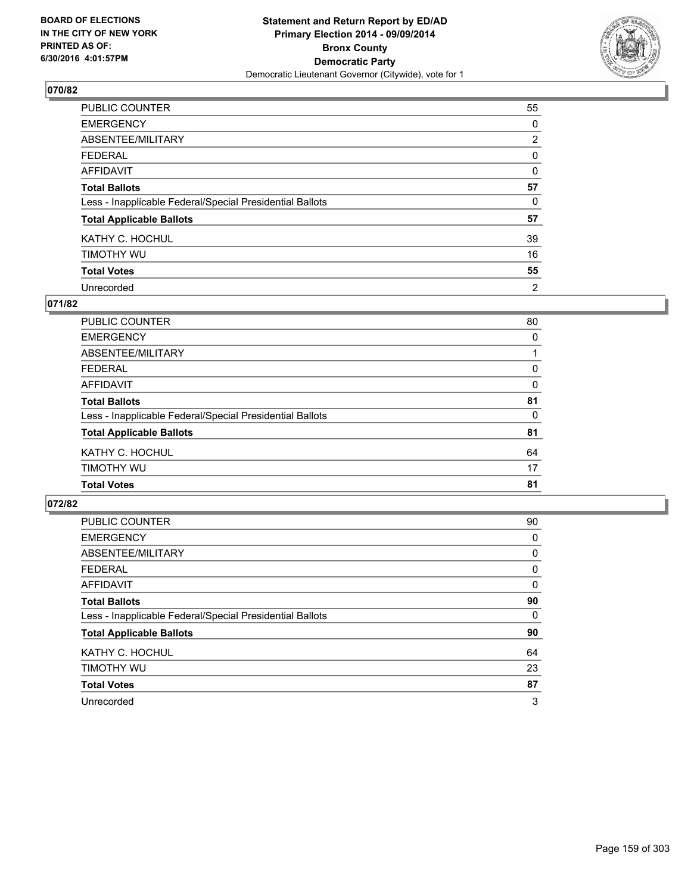**Statement and Return Report by ED/AD**
**Primary Election 2014 - 09/09/2014**
**Bronx County**
**Democratic Party**
Democratic Lieutenant Governor (Citywide), vote for 1

BOARD OF ELECTIONS
IN THE CITY OF NEW YORK
PRINTED AS OF:
6/30/2016 4:01:57PM

## 070/82

| | |
|---|---|
| PUBLIC COUNTER | 55 |
| EMERGENCY | 0 |
| ABSENTEE/MILITARY | 2 |
| FEDERAL | 0 |
| AFFIDAVIT | 0 |
| **Total Ballots** | **57** |
| Less - Inapplicable Federal/Special Presidential Ballots | 0 |
| **Total Applicable Ballots** | **57** |
| KATHY C. HOCHUL | 39 |
| TIMOTHY WU | 16 |
| **Total Votes** | **55** |
| Unrecorded | 2 |

## 071/82

| | |
|---|---|
| PUBLIC COUNTER | 80 |
| EMERGENCY | 0 |
| ABSENTEE/MILITARY | 1 |
| FEDERAL | 0 |
| AFFIDAVIT | 0 |
| **Total Ballots** | **81** |
| Less - Inapplicable Federal/Special Presidential Ballots | 0 |
| **Total Applicable Ballots** | **81** |
| KATHY C. HOCHUL | 64 |
| TIMOTHY WU | 17 |
| **Total Votes** | **81** |

## 072/82

| | |
|---|---|
| PUBLIC COUNTER | 90 |
| EMERGENCY | 0 |
| ABSENTEE/MILITARY | 0 |
| FEDERAL | 0 |
| AFFIDAVIT | 0 |
| **Total Ballots** | **90** |
| Less - Inapplicable Federal/Special Presidential Ballots | 0 |
| **Total Applicable Ballots** | **90** |
| KATHY C. HOCHUL | 64 |
| TIMOTHY WU | 23 |
| **Total Votes** | **87** |
| Unrecorded | 3 |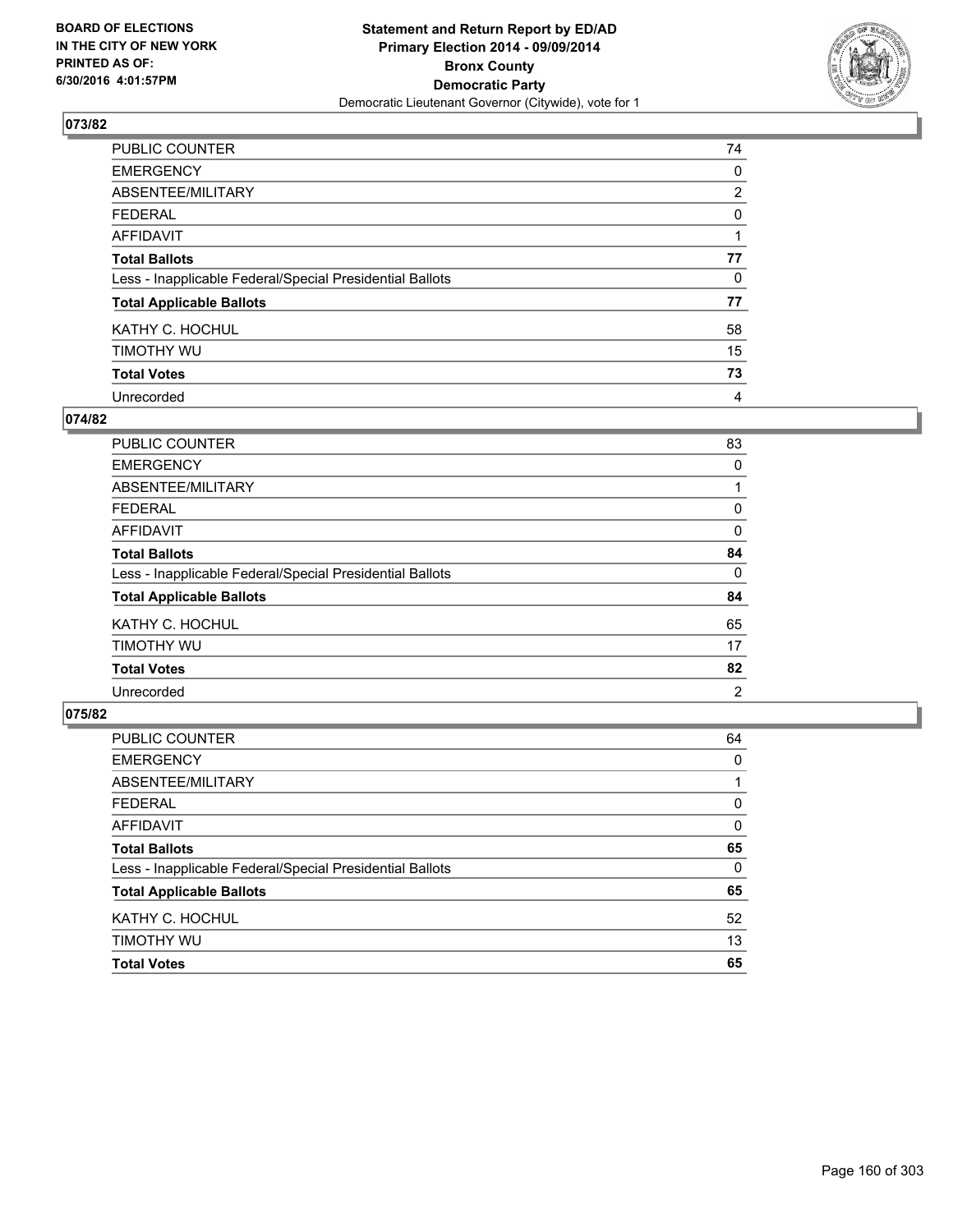**BOARD OF ELECTIONS IN THE CITY OF NEW YORK PRINTED AS OF: 6/30/2016 4:01:57PM**

**Statement and Return Report by ED/AD Primary Election 2014 - 09/09/2014 Bronx County Democratic Party**

Democratic Lieutenant Governor (Citywide), vote for 1

## 073/82

| | |
|---|---|
| PUBLIC COUNTER | 74 |
| EMERGENCY | 0 |
| ABSENTEE/MILITARY | 2 |
| FEDERAL | 0 |
| AFFIDAVIT | 1 |
| **Total Ballots** | **77** |
| Less - Inapplicable Federal/Special Presidential Ballots | 0 |
| **Total Applicable Ballots** | **77** |
| KATHY C. HOCHUL | 58 |
| TIMOTHY WU | 15 |
| **Total Votes** | **73** |
| Unrecorded | 4 |

## 074/82

| | |
|---|---|
| PUBLIC COUNTER | 83 |
| EMERGENCY | 0 |
| ABSENTEE/MILITARY | 1 |
| FEDERAL | 0 |
| AFFIDAVIT | 0 |
| **Total Ballots** | **84** |
| Less - Inapplicable Federal/Special Presidential Ballots | 0 |
| **Total Applicable Ballots** | **84** |
| KATHY C. HOCHUL | 65 |
| TIMOTHY WU | 17 |
| **Total Votes** | **82** |
| Unrecorded | 2 |

## 075/82

| | |
|---|---|
| PUBLIC COUNTER | 64 |
| EMERGENCY | 0 |
| ABSENTEE/MILITARY | 1 |
| FEDERAL | 0 |
| AFFIDAVIT | 0 |
| **Total Ballots** | **65** |
| Less - Inapplicable Federal/Special Presidential Ballots | 0 |
| **Total Applicable Ballots** | **65** |
| KATHY C. HOCHUL | 52 |
| TIMOTHY WU | 13 |
| **Total Votes** | **65** |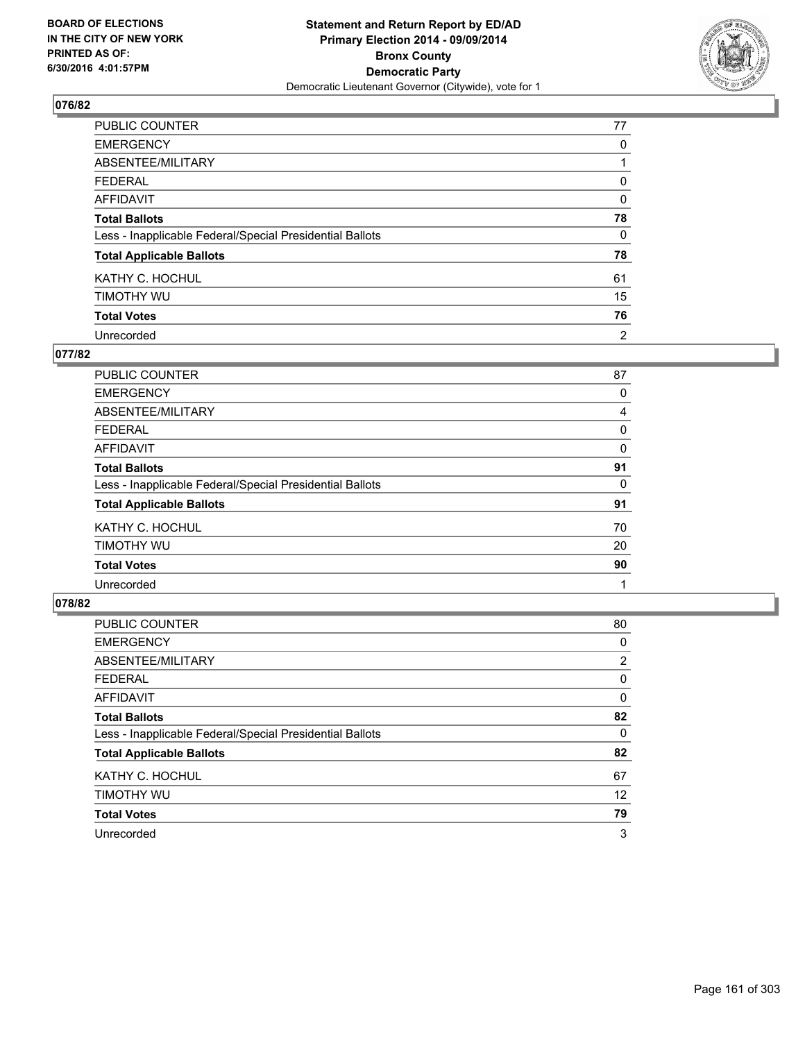**Statement and Return Report by ED/AD**
**Primary Election 2014 - 09/09/2014**
**Bronx County**
**Democratic Party**
Democratic Lieutenant Governor (Citywide), vote for 1

BOARD OF ELECTIONS
IN THE CITY OF NEW YORK
PRINTED AS OF:
6/30/2016 4:01:57PM

**076/82**

| | |
|---|---|
| PUBLIC COUNTER | 77 |
| EMERGENCY | 0 |
| ABSENTEE/MILITARY | 1 |
| FEDERAL | 0 |
| AFFIDAVIT | 0 |
| **Total Ballots** | **78** |
| Less - Inapplicable Federal/Special Presidential Ballots | 0 |
| **Total Applicable Ballots** | **78** |
| KATHY C. HOCHUL | 61 |
| TIMOTHY WU | 15 |
| **Total Votes** | **76** |
| Unrecorded | 2 |

**077/82**

| | |
|---|---|
| PUBLIC COUNTER | 87 |
| EMERGENCY | 0 |
| ABSENTEE/MILITARY | 4 |
| FEDERAL | 0 |
| AFFIDAVIT | 0 |
| **Total Ballots** | **91** |
| Less - Inapplicable Federal/Special Presidential Ballots | 0 |
| **Total Applicable Ballots** | **91** |
| KATHY C. HOCHUL | 70 |
| TIMOTHY WU | 20 |
| **Total Votes** | **90** |
| Unrecorded | 1 |

**078/82**

| | |
|---|---|
| PUBLIC COUNTER | 80 |
| EMERGENCY | 0 |
| ABSENTEE/MILITARY | 2 |
| FEDERAL | 0 |
| AFFIDAVIT | 0 |
| **Total Ballots** | **82** |
| Less - Inapplicable Federal/Special Presidential Ballots | 0 |
| **Total Applicable Ballots** | **82** |
| KATHY C. HOCHUL | 67 |
| TIMOTHY WU | 12 |
| **Total Votes** | **79** |
| Unrecorded | 3 |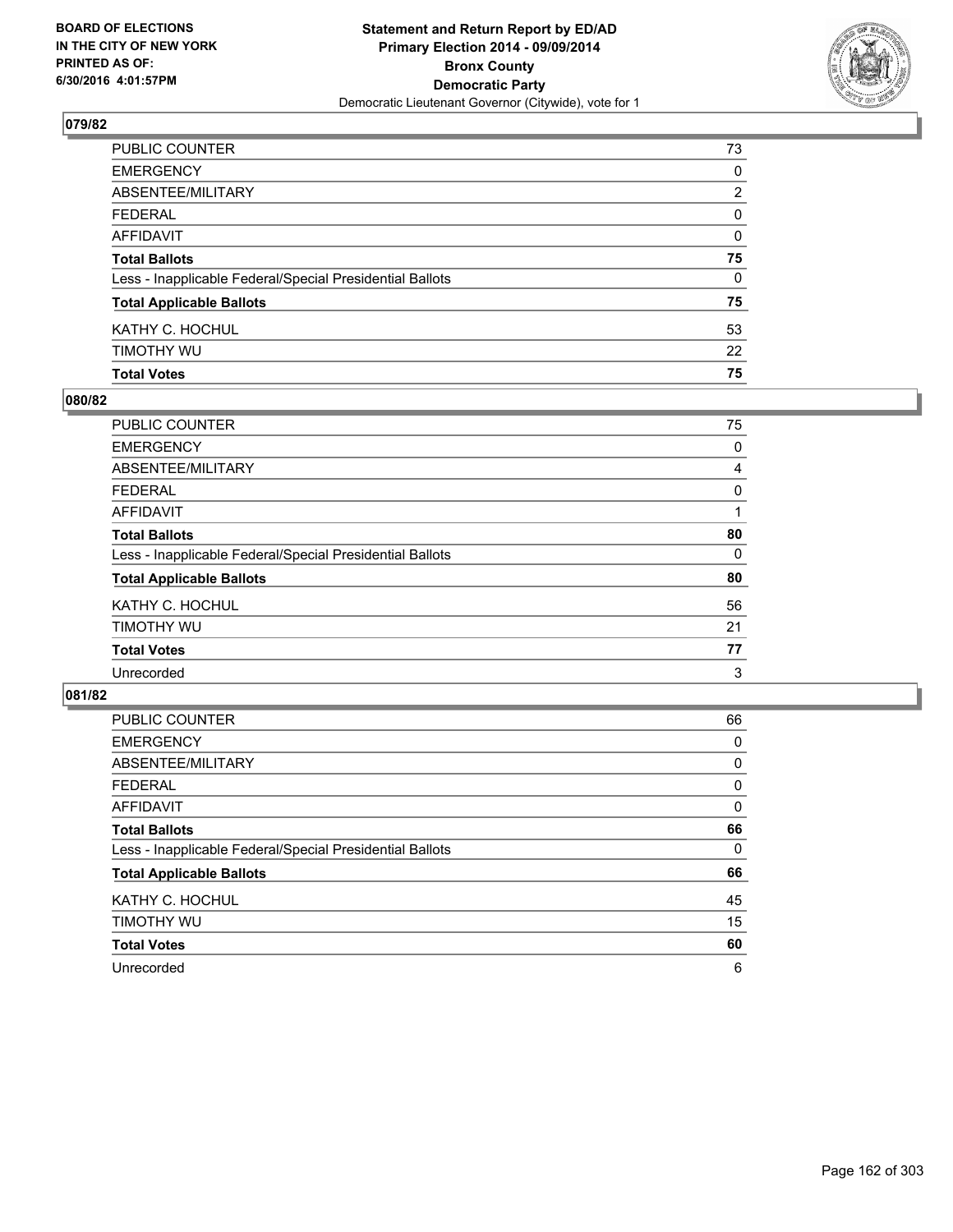**BOARD OF ELECTIONS IN THE CITY OF NEW YORK PRINTED AS OF: 6/30/2016 4:01:57PM**

**Statement and Return Report by ED/AD Primary Election 2014 - 09/09/2014 Bronx County Democratic Party**

Democratic Lieutenant Governor (Citywide), vote for 1

## 079/82

| | |
|---|---|
| PUBLIC COUNTER | 73 |
| EMERGENCY | 0 |
| ABSENTEE/MILITARY | 2 |
| FEDERAL | 0 |
| AFFIDAVIT | 0 |
| **Total Ballots** | **75** |
| Less - Inapplicable Federal/Special Presidential Ballots | 0 |
| **Total Applicable Ballots** | **75** |
| KATHY C. HOCHUL | 53 |
| TIMOTHY WU | 22 |
| **Total Votes** | **75** |

## 080/82

| | |
|---|---|
| PUBLIC COUNTER | 75 |
| EMERGENCY | 0 |
| ABSENTEE/MILITARY | 4 |
| FEDERAL | 0 |
| AFFIDAVIT | 1 |
| **Total Ballots** | **80** |
| Less - Inapplicable Federal/Special Presidential Ballots | 0 |
| **Total Applicable Ballots** | **80** |
| KATHY C. HOCHUL | 56 |
| TIMOTHY WU | 21 |
| **Total Votes** | **77** |
| Unrecorded | 3 |

## 081/82

| | |
|---|---|
| PUBLIC COUNTER | 66 |
| EMERGENCY | 0 |
| ABSENTEE/MILITARY | 0 |
| FEDERAL | 0 |
| AFFIDAVIT | 0 |
| **Total Ballots** | **66** |
| Less - Inapplicable Federal/Special Presidential Ballots | 0 |
| **Total Applicable Ballots** | **66** |
| KATHY C. HOCHUL | 45 |
| TIMOTHY WU | 15 |
| **Total Votes** | **60** |
| Unrecorded | 6 |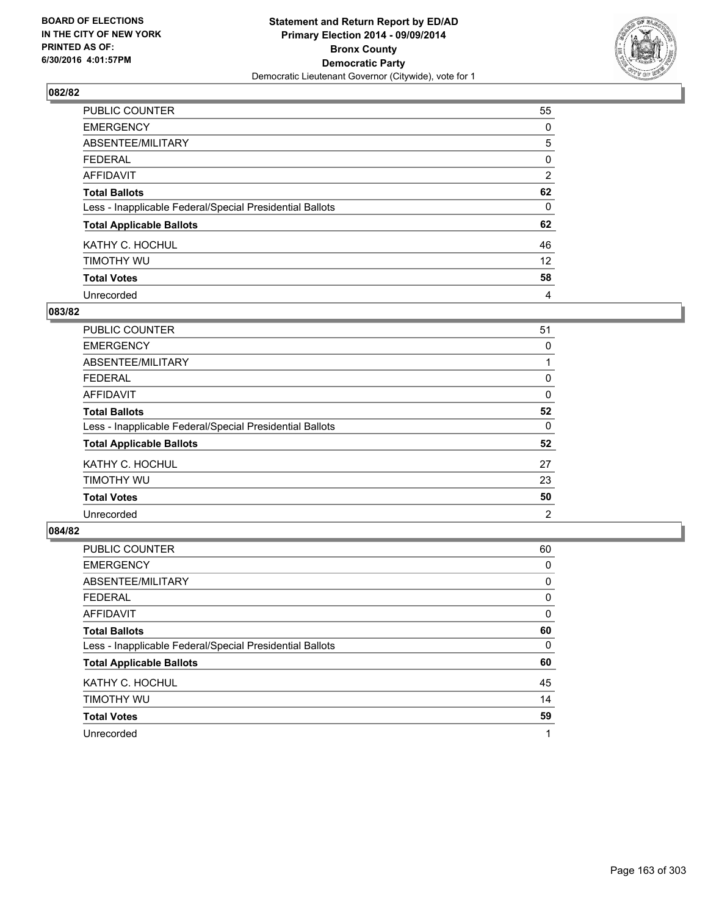**BOARD OF ELECTIONS IN THE CITY OF NEW YORK PRINTED AS OF: 6/30/2016 4:01:57PM**

**Statement and Return Report by ED/AD Primary Election 2014 - 09/09/2014 Bronx County Democratic Party**

Democratic Lieutenant Governor (Citywide), vote for 1

## 082/82

| | |
|---|---|
| PUBLIC COUNTER | 55 |
| EMERGENCY | 0 |
| ABSENTEE/MILITARY | 5 |
| FEDERAL | 0 |
| AFFIDAVIT | 2 |
| **Total Ballots** | **62** |
| Less - Inapplicable Federal/Special Presidential Ballots | 0 |
| **Total Applicable Ballots** | **62** |
| KATHY C. HOCHUL | 46 |
| TIMOTHY WU | 12 |
| **Total Votes** | **58** |
| Unrecorded | 4 |

## 083/82

| | |
|---|---|
| PUBLIC COUNTER | 51 |
| EMERGENCY | 0 |
| ABSENTEE/MILITARY | 1 |
| FEDERAL | 0 |
| AFFIDAVIT | 0 |
| **Total Ballots** | **52** |
| Less - Inapplicable Federal/Special Presidential Ballots | 0 |
| **Total Applicable Ballots** | **52** |
| KATHY C. HOCHUL | 27 |
| TIMOTHY WU | 23 |
| **Total Votes** | **50** |
| Unrecorded | 2 |

## 084/82

| | |
|---|---|
| PUBLIC COUNTER | 60 |
| EMERGENCY | 0 |
| ABSENTEE/MILITARY | 0 |
| FEDERAL | 0 |
| AFFIDAVIT | 0 |
| **Total Ballots** | **60** |
| Less - Inapplicable Federal/Special Presidential Ballots | 0 |
| **Total Applicable Ballots** | **60** |
| KATHY C. HOCHUL | 45 |
| TIMOTHY WU | 14 |
| **Total Votes** | **59** |
| Unrecorded | 1 |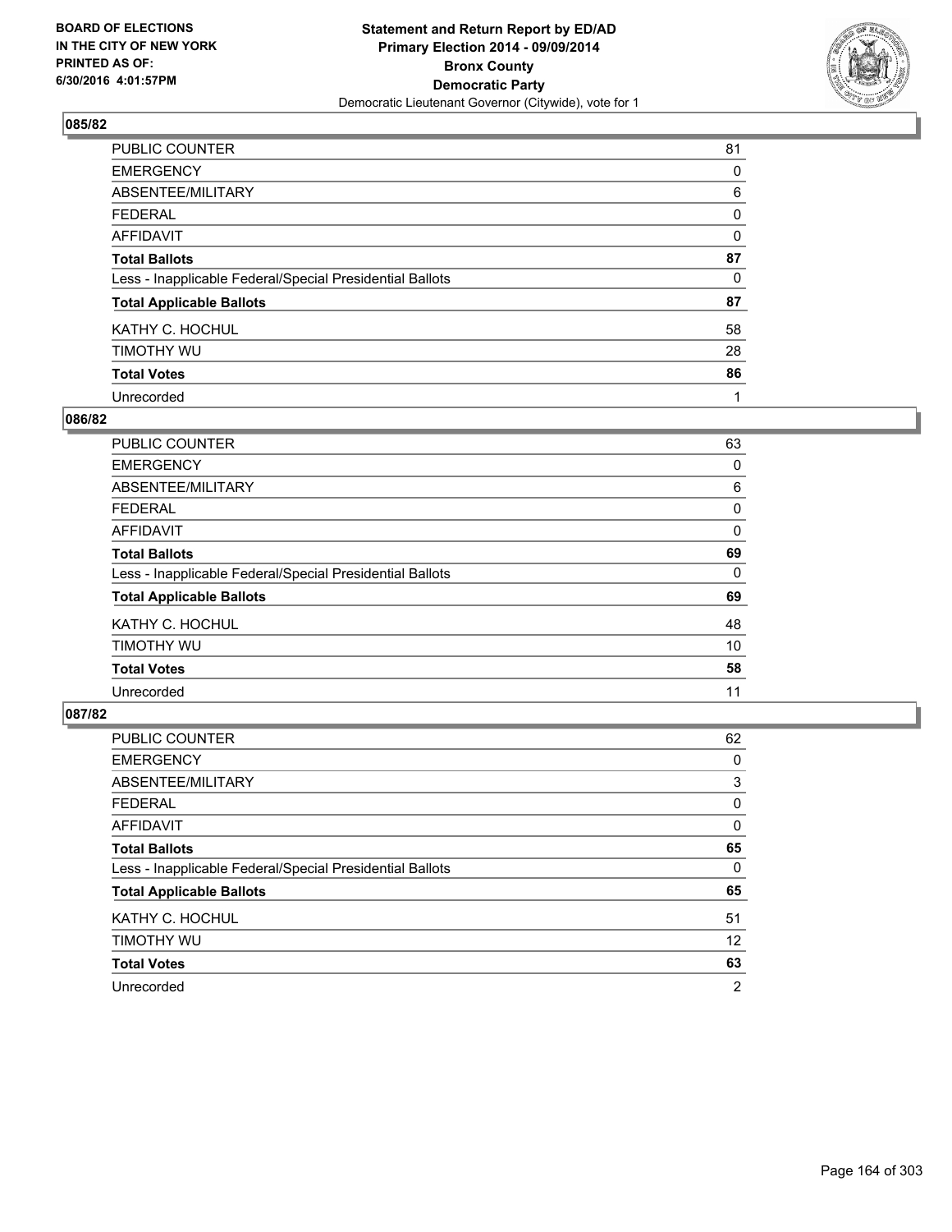**Statement and Return Report by ED/AD**
**Primary Election 2014 - 09/09/2014**
**Bronx County**
**Democratic Party**
Democratic Lieutenant Governor (Citywide), vote for 1

BOARD OF ELECTIONS
IN THE CITY OF NEW YORK
PRINTED AS OF:
6/30/2016 4:01:57PM

**085/82**

| | |
|---|---|
| PUBLIC COUNTER | 81 |
| EMERGENCY | 0 |
| ABSENTEE/MILITARY | 6 |
| FEDERAL | 0 |
| AFFIDAVIT | 0 |
| **Total Ballots** | **87** |
| Less - Inapplicable Federal/Special Presidential Ballots | 0 |
| **Total Applicable Ballots** | **87** |
| KATHY C. HOCHUL | 58 |
| TIMOTHY WU | 28 |
| **Total Votes** | **86** |
| Unrecorded | 1 |

**086/82**

| | |
|---|---|
| PUBLIC COUNTER | 63 |
| EMERGENCY | 0 |
| ABSENTEE/MILITARY | 6 |
| FEDERAL | 0 |
| AFFIDAVIT | 0 |
| **Total Ballots** | **69** |
| Less - Inapplicable Federal/Special Presidential Ballots | 0 |
| **Total Applicable Ballots** | **69** |
| KATHY C. HOCHUL | 48 |
| TIMOTHY WU | 10 |
| **Total Votes** | **58** |
| Unrecorded | 11 |

**087/82**

| | |
|---|---|
| PUBLIC COUNTER | 62 |
| EMERGENCY | 0 |
| ABSENTEE/MILITARY | 3 |
| FEDERAL | 0 |
| AFFIDAVIT | 0 |
| **Total Ballots** | **65** |
| Less - Inapplicable Federal/Special Presidential Ballots | 0 |
| **Total Applicable Ballots** | **65** |
| KATHY C. HOCHUL | 51 |
| TIMOTHY WU | 12 |
| **Total Votes** | **63** |
| Unrecorded | 2 |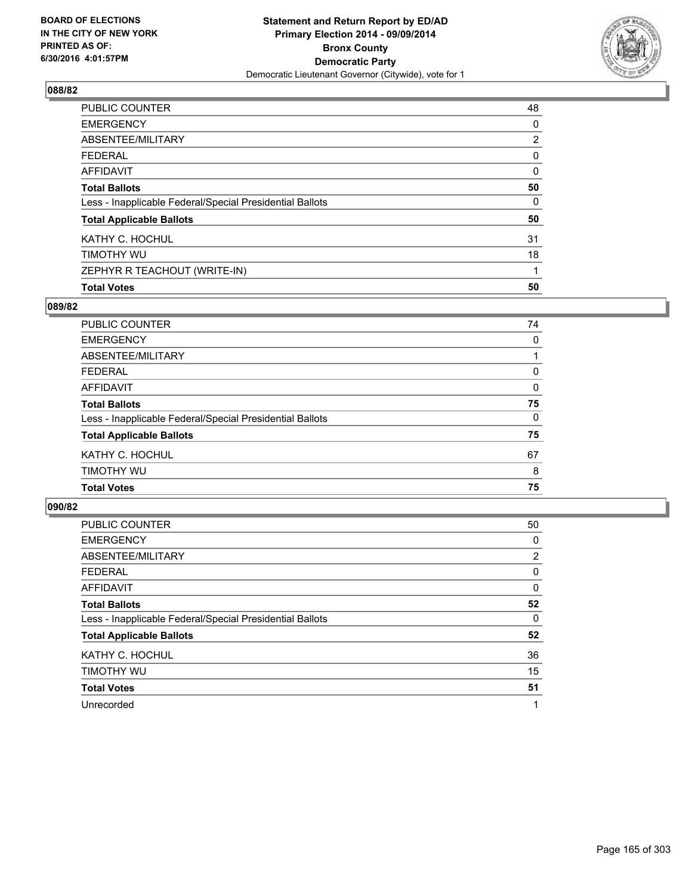**Statement and Return Report by ED/AD**
**Primary Election 2014 - 09/09/2014**
**Bronx County**
**Democratic Party**
Democratic Lieutenant Governor (Citywide), vote for 1

BOARD OF ELECTIONS
IN THE CITY OF NEW YORK
PRINTED AS OF:
6/30/2016 4:01:57PM

### 088/82

| | |
|---|---|
| PUBLIC COUNTER | 48 |
| EMERGENCY | 0 |
| ABSENTEE/MILITARY | 2 |
| FEDERAL | 0 |
| AFFIDAVIT | 0 |
| **Total Ballots** | **50** |
| Less - Inapplicable Federal/Special Presidential Ballots | 0 |
| **Total Applicable Ballots** | **50** |
| KATHY C. HOCHUL | 31 |
| TIMOTHY WU | 18 |
| ZEPHYR R TEACHOUT (WRITE-IN) | 1 |
| **Total Votes** | **50** |

### 089/82

| | |
|---|---|
| PUBLIC COUNTER | 74 |
| EMERGENCY | 0 |
| ABSENTEE/MILITARY | 1 |
| FEDERAL | 0 |
| AFFIDAVIT | 0 |
| **Total Ballots** | **75** |
| Less - Inapplicable Federal/Special Presidential Ballots | 0 |
| **Total Applicable Ballots** | **75** |
| KATHY C. HOCHUL | 67 |
| TIMOTHY WU | 8 |
| **Total Votes** | **75** |

### 090/82

| | |
|---|---|
| PUBLIC COUNTER | 50 |
| EMERGENCY | 0 |
| ABSENTEE/MILITARY | 2 |
| FEDERAL | 0 |
| AFFIDAVIT | 0 |
| **Total Ballots** | **52** |
| Less - Inapplicable Federal/Special Presidential Ballots | 0 |
| **Total Applicable Ballots** | **52** |
| KATHY C. HOCHUL | 36 |
| TIMOTHY WU | 15 |
| **Total Votes** | **51** |
| Unrecorded | 1 |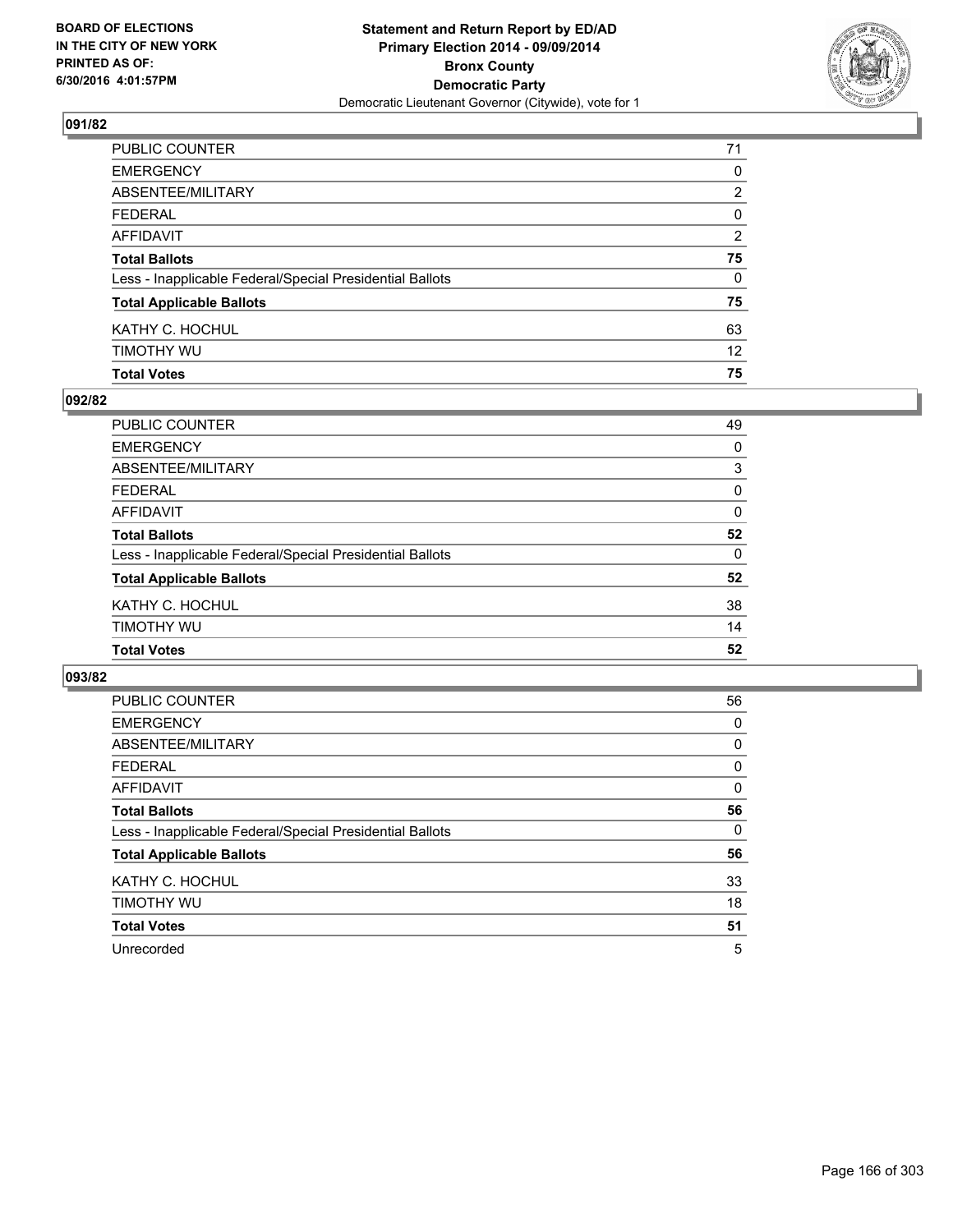BOARD OF ELECTIONS
IN THE CITY OF NEW YORK
PRINTED AS OF:
6/30/2016 4:01:57PM

**Statement and Return Report by ED/AD**
**Primary Election 2014 - 09/09/2014**
**Bronx County**
**Democratic Party**
Democratic Lieutenant Governor (Citywide), vote for 1

## 091/82

| | |
|---|---|
| PUBLIC COUNTER | 71 |
| EMERGENCY | 0 |
| ABSENTEE/MILITARY | 2 |
| FEDERAL | 0 |
| AFFIDAVIT | 2 |
| **Total Ballots** | **75** |
| Less - Inapplicable Federal/Special Presidential Ballots | 0 |
| **Total Applicable Ballots** | **75** |
| KATHY C. HOCHUL | 63 |
| TIMOTHY WU | 12 |
| **Total Votes** | **75** |

## 092/82

| | |
|---|---|
| PUBLIC COUNTER | 49 |
| EMERGENCY | 0 |
| ABSENTEE/MILITARY | 3 |
| FEDERAL | 0 |
| AFFIDAVIT | 0 |
| **Total Ballots** | **52** |
| Less - Inapplicable Federal/Special Presidential Ballots | 0 |
| **Total Applicable Ballots** | **52** |
| KATHY C. HOCHUL | 38 |
| TIMOTHY WU | 14 |
| **Total Votes** | **52** |

## 093/82

| | |
|---|---|
| PUBLIC COUNTER | 56 |
| EMERGENCY | 0 |
| ABSENTEE/MILITARY | 0 |
| FEDERAL | 0 |
| AFFIDAVIT | 0 |
| **Total Ballots** | **56** |
| Less - Inapplicable Federal/Special Presidential Ballots | 0 |
| **Total Applicable Ballots** | **56** |
| KATHY C. HOCHUL | 33 |
| TIMOTHY WU | 18 |
| **Total Votes** | **51** |
| Unrecorded | 5 |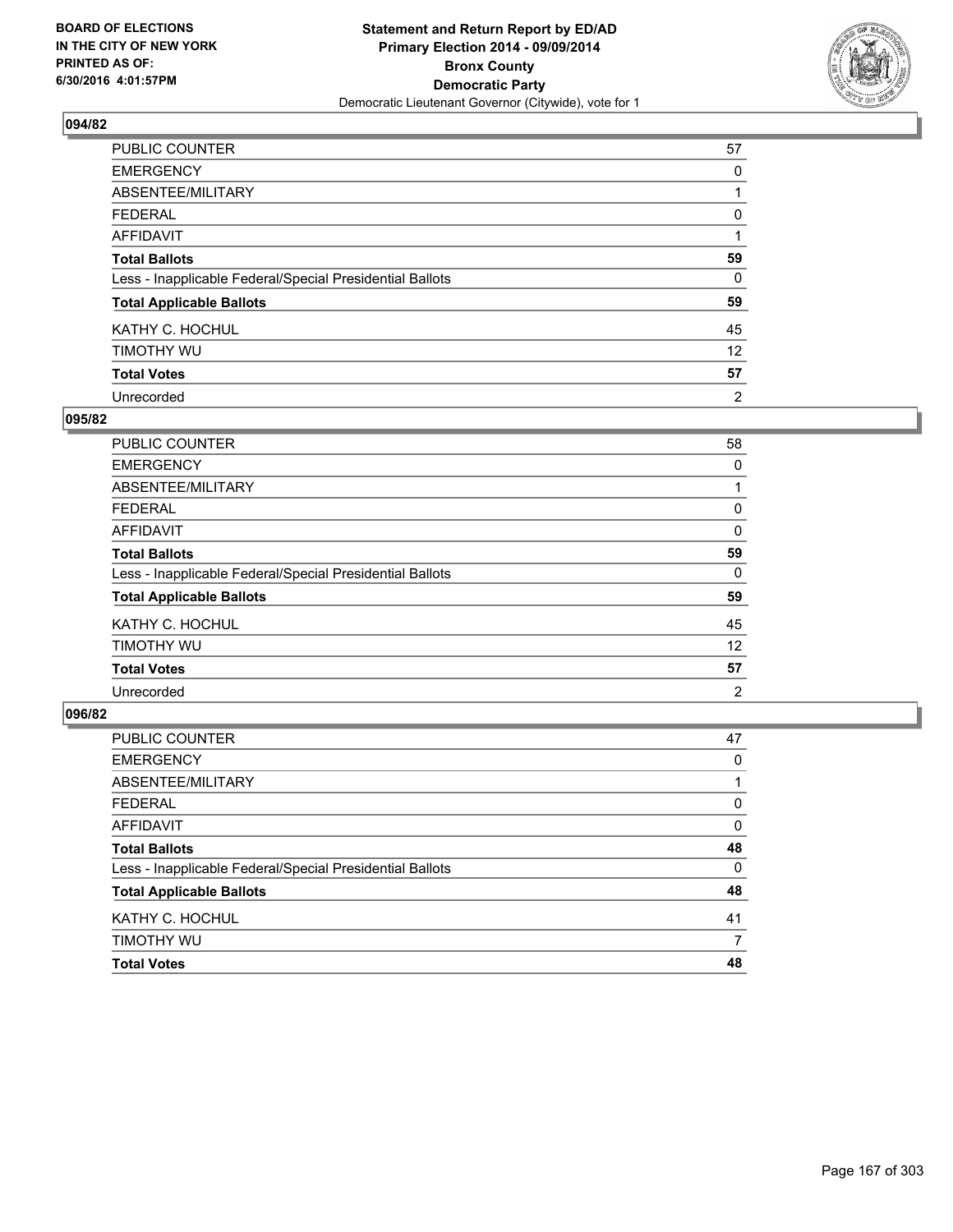**BOARD OF ELECTIONS IN THE CITY OF NEW YORK PRINTED AS OF: 6/30/2016 4:01:57PM**

**Statement and Return Report by ED/AD Primary Election 2014 - 09/09/2014 Bronx County Democratic Party**
Democratic Lieutenant Governor (Citywide), vote for 1

## 094/82

| | |
|---|---|
| PUBLIC COUNTER | 57 |
| EMERGENCY | 0 |
| ABSENTEE/MILITARY | 1 |
| FEDERAL | 0 |
| AFFIDAVIT | 1 |
| **Total Ballots** | **59** |
| Less - Inapplicable Federal/Special Presidential Ballots | 0 |
| **Total Applicable Ballots** | **59** |
| KATHY C. HOCHUL | 45 |
| TIMOTHY WU | 12 |
| **Total Votes** | **57** |
| Unrecorded | 2 |

## 095/82

| | |
|---|---|
| PUBLIC COUNTER | 58 |
| EMERGENCY | 0 |
| ABSENTEE/MILITARY | 1 |
| FEDERAL | 0 |
| AFFIDAVIT | 0 |
| **Total Ballots** | **59** |
| Less - Inapplicable Federal/Special Presidential Ballots | 0 |
| **Total Applicable Ballots** | **59** |
| KATHY C. HOCHUL | 45 |
| TIMOTHY WU | 12 |
| **Total Votes** | **57** |
| Unrecorded | 2 |

## 096/82

| | |
|---|---|
| PUBLIC COUNTER | 47 |
| EMERGENCY | 0 |
| ABSENTEE/MILITARY | 1 |
| FEDERAL | 0 |
| AFFIDAVIT | 0 |
| **Total Ballots** | **48** |
| Less - Inapplicable Federal/Special Presidential Ballots | 0 |
| **Total Applicable Ballots** | **48** |
| KATHY C. HOCHUL | 41 |
| TIMOTHY WU | 7 |
| **Total Votes** | **48** |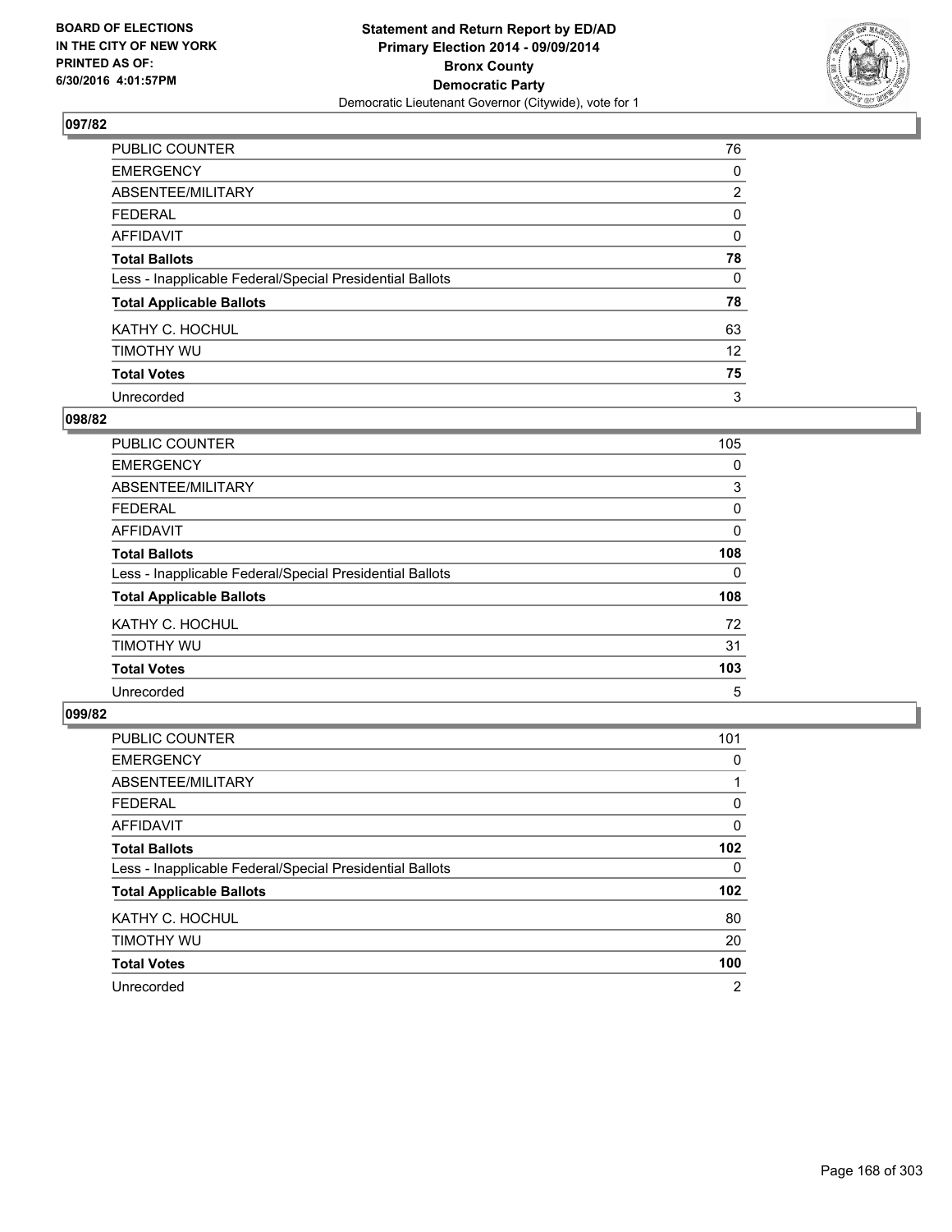**BOARD OF ELECTIONS IN THE CITY OF NEW YORK PRINTED AS OF: 6/30/2016 4:01:57PM**

**Statement and Return Report by ED/AD Primary Election 2014 - 09/09/2014 Bronx County Democratic Party**
Democratic Lieutenant Governor (Citywide), vote for 1

## 097/82

| | |
|---|---|
| PUBLIC COUNTER | 76 |
| EMERGENCY | 0 |
| ABSENTEE/MILITARY | 2 |
| FEDERAL | 0 |
| AFFIDAVIT | 0 |
| **Total Ballots** | **78** |
| Less - Inapplicable Federal/Special Presidential Ballots | 0 |
| **Total Applicable Ballots** | **78** |
| KATHY C. HOCHUL | 63 |
| TIMOTHY WU | 12 |
| **Total Votes** | **75** |
| Unrecorded | 3 |

## 098/82

| | |
|---|---|
| PUBLIC COUNTER | 105 |
| EMERGENCY | 0 |
| ABSENTEE/MILITARY | 3 |
| FEDERAL | 0 |
| AFFIDAVIT | 0 |
| **Total Ballots** | **108** |
| Less - Inapplicable Federal/Special Presidential Ballots | 0 |
| **Total Applicable Ballots** | **108** |
| KATHY C. HOCHUL | 72 |
| TIMOTHY WU | 31 |
| **Total Votes** | **103** |
| Unrecorded | 5 |

## 099/82

| | |
|---|---|
| PUBLIC COUNTER | 101 |
| EMERGENCY | 0 |
| ABSENTEE/MILITARY | 1 |
| FEDERAL | 0 |
| AFFIDAVIT | 0 |
| **Total Ballots** | **102** |
| Less - Inapplicable Federal/Special Presidential Ballots | 0 |
| **Total Applicable Ballots** | **102** |
| KATHY C. HOCHUL | 80 |
| TIMOTHY WU | 20 |
| **Total Votes** | **100** |
| Unrecorded | 2 |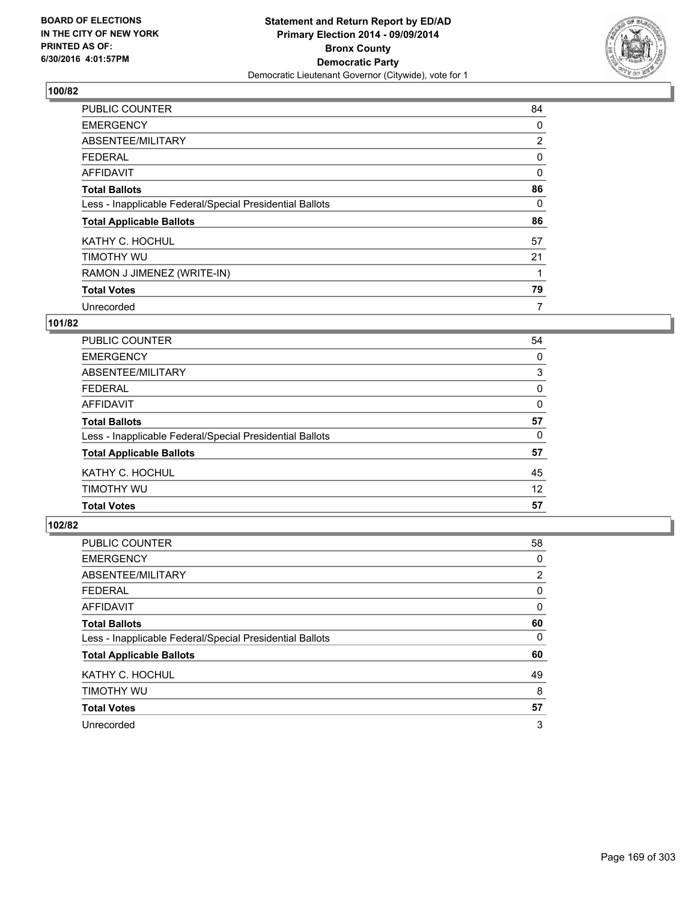**BOARD OF ELECTIONS IN THE CITY OF NEW YORK PRINTED AS OF: 6/30/2016 4:01:57PM**

**Statement and Return Report by ED/AD**
**Primary Election 2014 - 09/09/2014**
**Bronx County**
**Democratic Party**
Democratic Lieutenant Governor (Citywide), vote for 1

### 100/82

| | |
|---|---|
| PUBLIC COUNTER | 84 |
| EMERGENCY | 0 |
| ABSENTEE/MILITARY | 2 |
| FEDERAL | 0 |
| AFFIDAVIT | 0 |
| **Total Ballots** | **86** |
| Less - Inapplicable Federal/Special Presidential Ballots | 0 |
| **Total Applicable Ballots** | **86** |
| KATHY C. HOCHUL | 57 |
| TIMOTHY WU | 21 |
| RAMON J JIMENEZ (WRITE-IN) | 1 |
| **Total Votes** | **79** |
| Unrecorded | 7 |

### 101/82

| | |
|---|---|
| PUBLIC COUNTER | 54 |
| EMERGENCY | 0 |
| ABSENTEE/MILITARY | 3 |
| FEDERAL | 0 |
| AFFIDAVIT | 0 |
| **Total Ballots** | **57** |
| Less - Inapplicable Federal/Special Presidential Ballots | 0 |
| **Total Applicable Ballots** | **57** |
| KATHY C. HOCHUL | 45 |
| TIMOTHY WU | 12 |
| **Total Votes** | **57** |

### 102/82

| | |
|---|---|
| PUBLIC COUNTER | 58 |
| EMERGENCY | 0 |
| ABSENTEE/MILITARY | 2 |
| FEDERAL | 0 |
| AFFIDAVIT | 0 |
| **Total Ballots** | **60** |
| Less - Inapplicable Federal/Special Presidential Ballots | 0 |
| **Total Applicable Ballots** | **60** |
| KATHY C. HOCHUL | 49 |
| TIMOTHY WU | 8 |
| **Total Votes** | **57** |
| Unrecorded | 3 |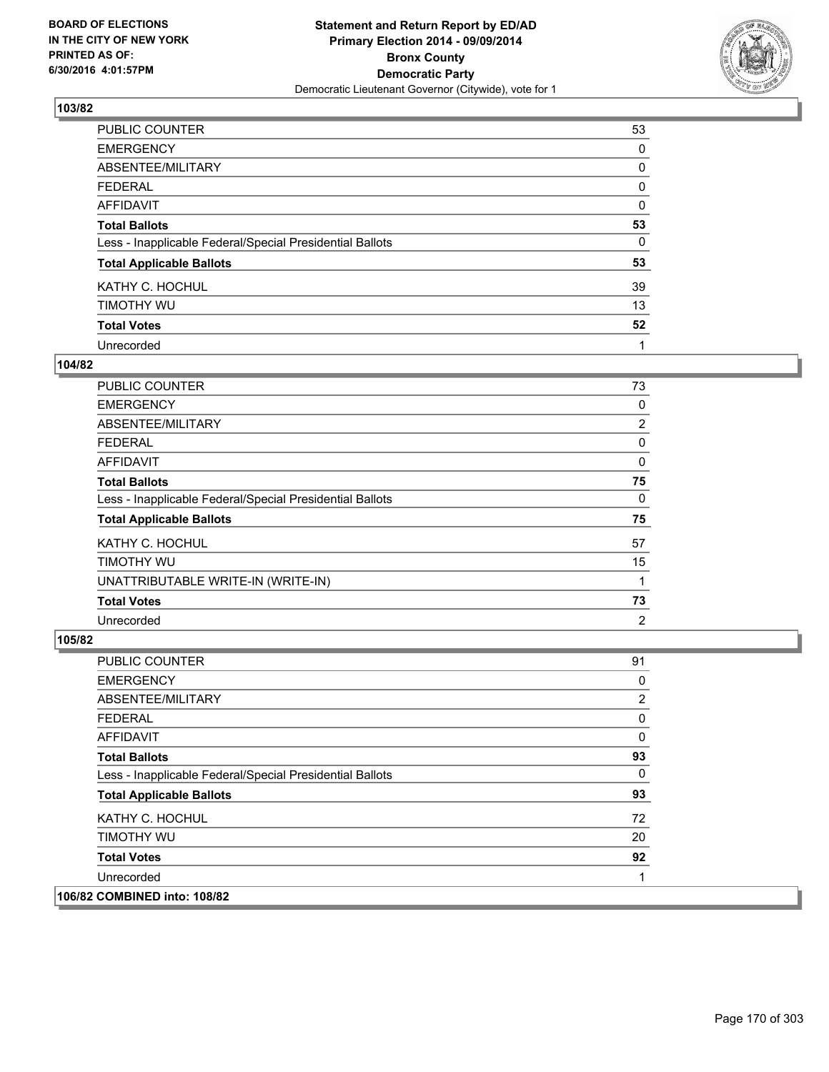BOARD OF ELECTIONS
IN THE CITY OF NEW YORK
PRINTED AS OF:
6/30/2016 4:01:57PM

**Statement and Return Report by ED/AD**
**Primary Election 2014 - 09/09/2014**
**Bronx County**
**Democratic Party**
Democratic Lieutenant Governor (Citywide), vote for 1

**103/82**

| | |
|---|---|
| PUBLIC COUNTER | 53 |
| EMERGENCY | 0 |
| ABSENTEE/MILITARY | 0 |
| FEDERAL | 0 |
| AFFIDAVIT | 0 |
| **Total Ballots** | **53** |
| Less - Inapplicable Federal/Special Presidential Ballots | 0 |
| **Total Applicable Ballots** | **53** |
| KATHY C. HOCHUL | 39 |
| TIMOTHY WU | 13 |
| **Total Votes** | **52** |
| Unrecorded | 1 |

**104/82**

| | |
|---|---|
| PUBLIC COUNTER | 73 |
| EMERGENCY | 0 |
| ABSENTEE/MILITARY | 2 |
| FEDERAL | 0 |
| AFFIDAVIT | 0 |
| **Total Ballots** | **75** |
| Less - Inapplicable Federal/Special Presidential Ballots | 0 |
| **Total Applicable Ballots** | **75** |
| KATHY C. HOCHUL | 57 |
| TIMOTHY WU | 15 |
| UNATTRIBUTABLE WRITE-IN (WRITE-IN) | 1 |
| **Total Votes** | **73** |
| Unrecorded | 2 |

**105/82**

| | |
|---|---|
| PUBLIC COUNTER | 91 |
| EMERGENCY | 0 |
| ABSENTEE/MILITARY | 2 |
| FEDERAL | 0 |
| AFFIDAVIT | 0 |
| **Total Ballots** | **93** |
| Less - Inapplicable Federal/Special Presidential Ballots | 0 |
| **Total Applicable Ballots** | **93** |
| KATHY C. HOCHUL | 72 |
| TIMOTHY WU | 20 |
| **Total Votes** | **92** |
| Unrecorded | 1 |

**106/82 COMBINED into: 108/82**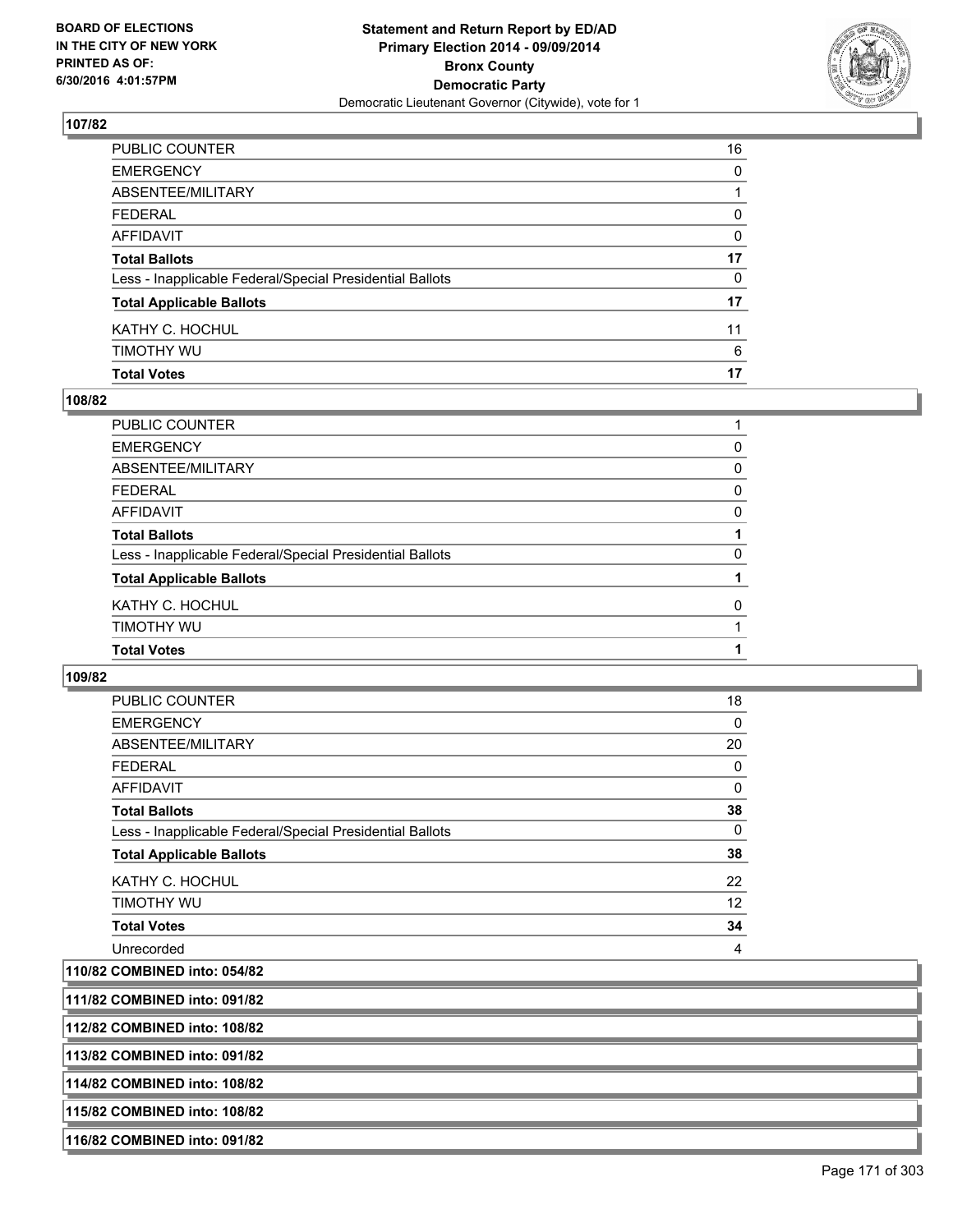## 107/82

| | |
|---|---|
| PUBLIC COUNTER | 16 |
| EMERGENCY | 0 |
| ABSENTEE/MILITARY | 1 |
| FEDERAL | 0 |
| AFFIDAVIT | 0 |
| **Total Ballots** | **17** |
| Less - Inapplicable Federal/Special Presidential Ballots | 0 |
| **Total Applicable Ballots** | **17** |
| KATHY C. HOCHUL | 11 |
| TIMOTHY WU | 6 |
| **Total Votes** | **17** |

## 108/82

| | |
|---|---|
| PUBLIC COUNTER | 1 |
| EMERGENCY | 0 |
| ABSENTEE/MILITARY | 0 |
| FEDERAL | 0 |
| AFFIDAVIT | 0 |
| **Total Ballots** | **1** |
| Less - Inapplicable Federal/Special Presidential Ballots | 0 |
| **Total Applicable Ballots** | **1** |
| KATHY C. HOCHUL | 0 |
| TIMOTHY WU | 1 |
| **Total Votes** | **1** |

## 109/82

| | |
|---|---|
| PUBLIC COUNTER | 18 |
| EMERGENCY | 0 |
| ABSENTEE/MILITARY | 20 |
| FEDERAL | 0 |
| AFFIDAVIT | 0 |
| **Total Ballots** | **38** |
| Less - Inapplicable Federal/Special Presidential Ballots | 0 |
| **Total Applicable Ballots** | **38** |
| KATHY C. HOCHUL | 22 |
| TIMOTHY WU | 12 |
| **Total Votes** | **34** |
| Unrecorded | 4 |

**110/82 COMBINED into: 054/82**

**111/82 COMBINED into: 091/82**

**112/82 COMBINED into: 108/82**

**113/82 COMBINED into: 091/82**

**114/82 COMBINED into: 108/82**

**115/82 COMBINED into: 108/82**

**116/82 COMBINED into: 091/82**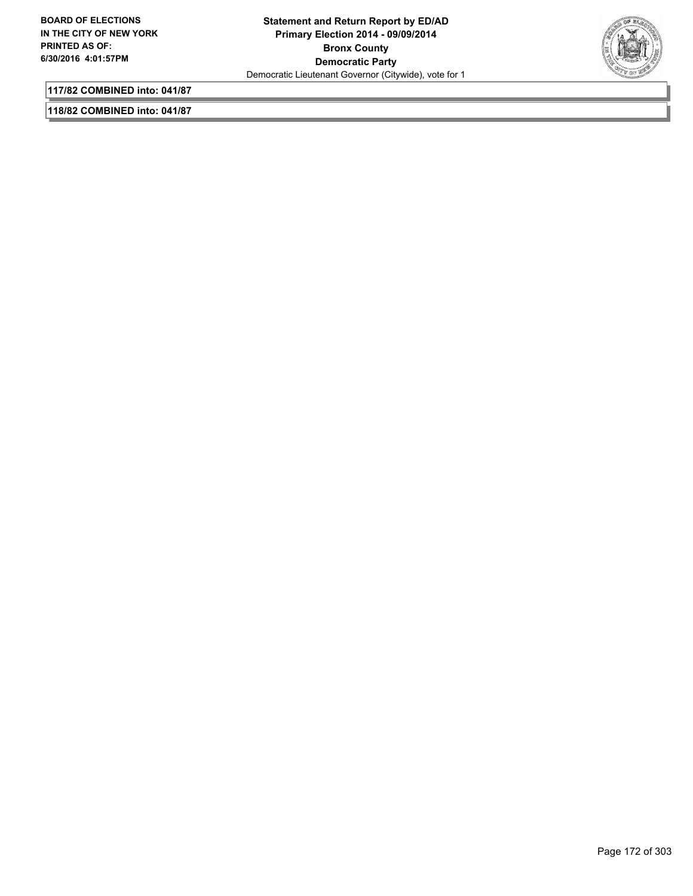**117/82 COMBINED into: 041/87**

**118/82 COMBINED into: 041/87**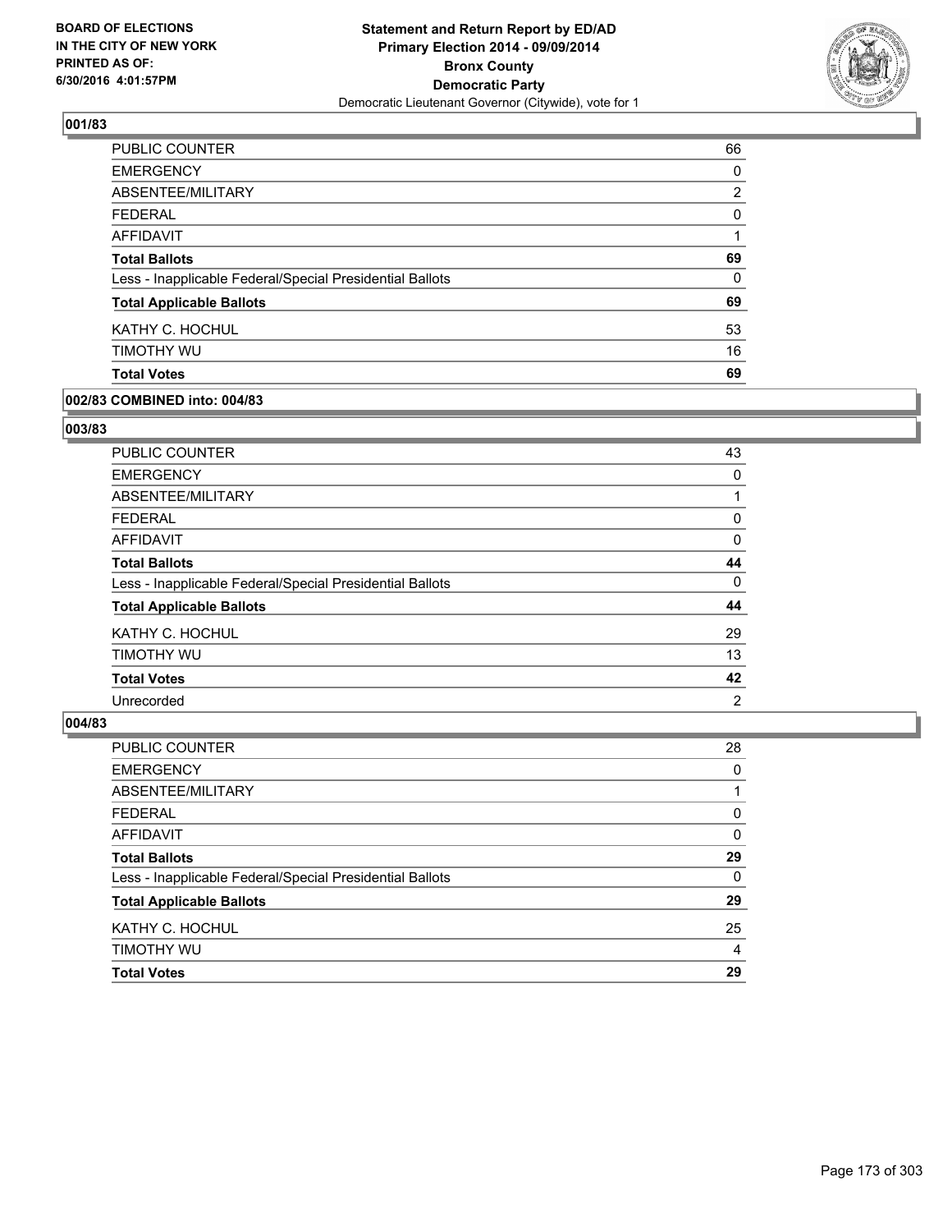## 001/83

| | |
|---|---|
| PUBLIC COUNTER | 66 |
| EMERGENCY | 0 |
| ABSENTEE/MILITARY | 2 |
| FEDERAL | 0 |
| AFFIDAVIT | 1 |
| **Total Ballots** | **69** |
| Less - Inapplicable Federal/Special Presidential Ballots | 0 |
| **Total Applicable Ballots** | **69** |
| KATHY C. HOCHUL | 53 |
| TIMOTHY WU | 16 |
| **Total Votes** | **69** |

## 002/83 COMBINED into: 004/83

## 003/83

| | |
|---|---|
| PUBLIC COUNTER | 43 |
| EMERGENCY | 0 |
| ABSENTEE/MILITARY | 1 |
| FEDERAL | 0 |
| AFFIDAVIT | 0 |
| **Total Ballots** | **44** |
| Less - Inapplicable Federal/Special Presidential Ballots | 0 |
| **Total Applicable Ballots** | **44** |
| KATHY C. HOCHUL | 29 |
| TIMOTHY WU | 13 |
| **Total Votes** | **42** |
| Unrecorded | 2 |

## 004/83

| | |
|---|---|
| PUBLIC COUNTER | 28 |
| EMERGENCY | 0 |
| ABSENTEE/MILITARY | 1 |
| FEDERAL | 0 |
| AFFIDAVIT | 0 |
| **Total Ballots** | **29** |
| Less - Inapplicable Federal/Special Presidential Ballots | 0 |
| **Total Applicable Ballots** | **29** |
| KATHY C. HOCHUL | 25 |
| TIMOTHY WU | 4 |
| **Total Votes** | **29** |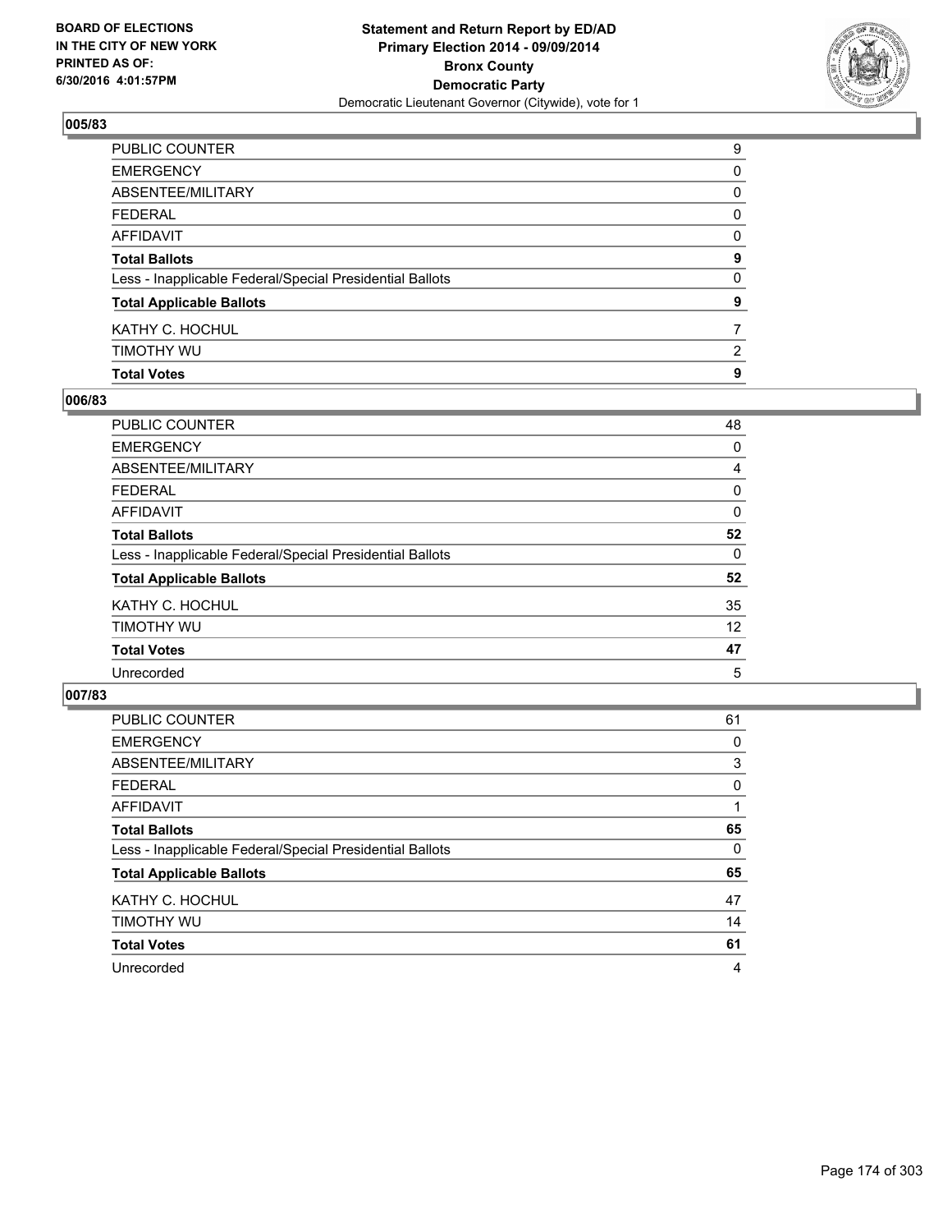BOARD OF ELECTIONS
IN THE CITY OF NEW YORK
PRINTED AS OF:
6/30/2016 4:01:57PM

**Statement and Return Report by ED/AD**
**Primary Election 2014 - 09/09/2014**
**Bronx County**
**Democratic Party**
Democratic Lieutenant Governor (Citywide), vote for 1

### 005/83

| | |
|---|---|
| PUBLIC COUNTER | 9 |
| EMERGENCY | 0 |
| ABSENTEE/MILITARY | 0 |
| FEDERAL | 0 |
| AFFIDAVIT | 0 |
| **Total Ballots** | **9** |
| Less - Inapplicable Federal/Special Presidential Ballots | 0 |
| **Total Applicable Ballots** | **9** |
| KATHY C. HOCHUL | 7 |
| TIMOTHY WU | 2 |
| **Total Votes** | **9** |

### 006/83

| | |
|---|---|
| PUBLIC COUNTER | 48 |
| EMERGENCY | 0 |
| ABSENTEE/MILITARY | 4 |
| FEDERAL | 0 |
| AFFIDAVIT | 0 |
| **Total Ballots** | **52** |
| Less - Inapplicable Federal/Special Presidential Ballots | 0 |
| **Total Applicable Ballots** | **52** |
| KATHY C. HOCHUL | 35 |
| TIMOTHY WU | 12 |
| **Total Votes** | **47** |
| Unrecorded | 5 |

### 007/83

| | |
|---|---|
| PUBLIC COUNTER | 61 |
| EMERGENCY | 0 |
| ABSENTEE/MILITARY | 3 |
| FEDERAL | 0 |
| AFFIDAVIT | 1 |
| **Total Ballots** | **65** |
| Less - Inapplicable Federal/Special Presidential Ballots | 0 |
| **Total Applicable Ballots** | **65** |
| KATHY C. HOCHUL | 47 |
| TIMOTHY WU | 14 |
| **Total Votes** | **61** |
| Unrecorded | 4 |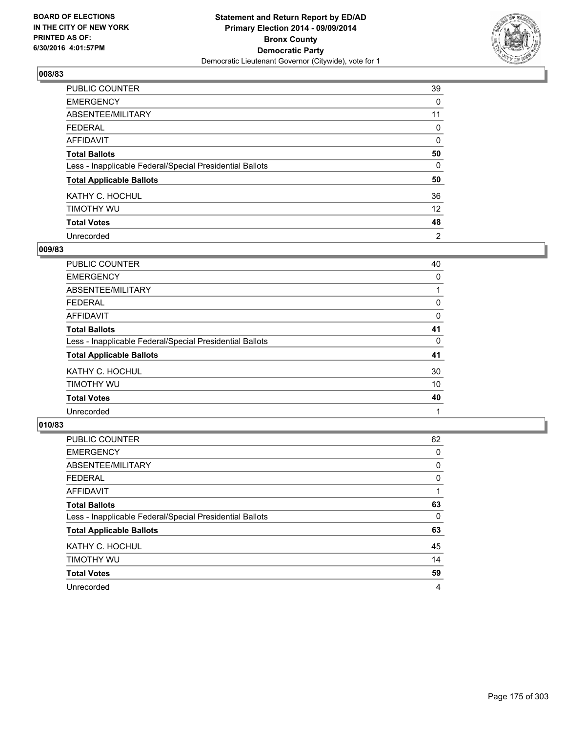**BOARD OF ELECTIONS IN THE CITY OF NEW YORK PRINTED AS OF: 6/30/2016 4:01:57PM**

**Statement and Return Report by ED/AD Primary Election 2014 - 09/09/2014 Bronx County Democratic Party**

Democratic Lieutenant Governor (Citywide), vote for 1

### 008/83

| | |
|---|---|
| PUBLIC COUNTER | 39 |
| EMERGENCY | 0 |
| ABSENTEE/MILITARY | 11 |
| FEDERAL | 0 |
| AFFIDAVIT | 0 |
| **Total Ballots** | **50** |
| Less - Inapplicable Federal/Special Presidential Ballots | 0 |
| **Total Applicable Ballots** | **50** |
| KATHY C. HOCHUL | 36 |
| TIMOTHY WU | 12 |
| **Total Votes** | **48** |
| Unrecorded | 2 |

### 009/83

| | |
|---|---|
| PUBLIC COUNTER | 40 |
| EMERGENCY | 0 |
| ABSENTEE/MILITARY | 1 |
| FEDERAL | 0 |
| AFFIDAVIT | 0 |
| **Total Ballots** | **41** |
| Less - Inapplicable Federal/Special Presidential Ballots | 0 |
| **Total Applicable Ballots** | **41** |
| KATHY C. HOCHUL | 30 |
| TIMOTHY WU | 10 |
| **Total Votes** | **40** |
| Unrecorded | 1 |

### 010/83

| | |
|---|---|
| PUBLIC COUNTER | 62 |
| EMERGENCY | 0 |
| ABSENTEE/MILITARY | 0 |
| FEDERAL | 0 |
| AFFIDAVIT | 1 |
| **Total Ballots** | **63** |
| Less - Inapplicable Federal/Special Presidential Ballots | 0 |
| **Total Applicable Ballots** | **63** |
| KATHY C. HOCHUL | 45 |
| TIMOTHY WU | 14 |
| **Total Votes** | **59** |
| Unrecorded | 4 |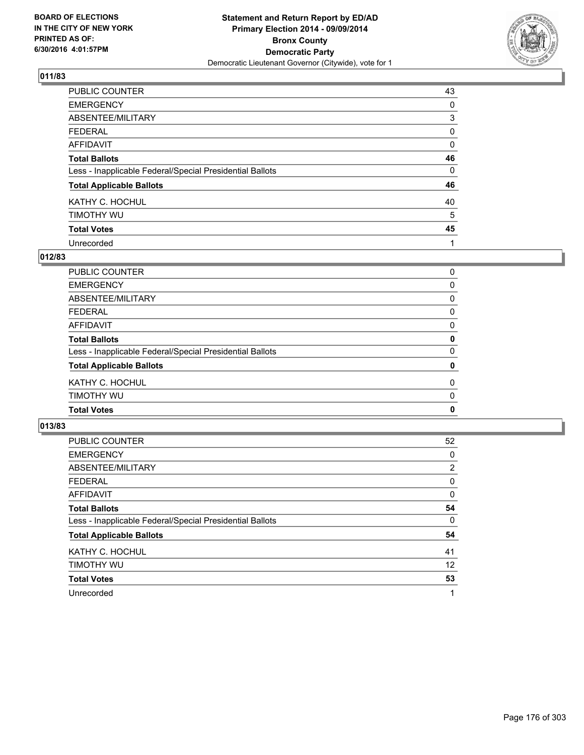BOARD OF ELECTIONS
IN THE CITY OF NEW YORK
PRINTED AS OF:
6/30/2016 4:01:57PM

**Statement and Return Report by ED/AD**
**Primary Election 2014 - 09/09/2014**
**Bronx County**
**Democratic Party**
Democratic Lieutenant Governor (Citywide), vote for 1

## 011/83

| | |
|---|---|
| PUBLIC COUNTER | 43 |
| EMERGENCY | 0 |
| ABSENTEE/MILITARY | 3 |
| FEDERAL | 0 |
| AFFIDAVIT | 0 |
| **Total Ballots** | **46** |
| Less - Inapplicable Federal/Special Presidential Ballots | 0 |
| **Total Applicable Ballots** | **46** |
| KATHY C. HOCHUL | 40 |
| TIMOTHY WU | 5 |
| **Total Votes** | **45** |
| Unrecorded | 1 |

## 012/83

| | |
|---|---|
| PUBLIC COUNTER | 0 |
| EMERGENCY | 0 |
| ABSENTEE/MILITARY | 0 |
| FEDERAL | 0 |
| AFFIDAVIT | 0 |
| **Total Ballots** | **0** |
| Less - Inapplicable Federal/Special Presidential Ballots | 0 |
| **Total Applicable Ballots** | **0** |
| KATHY C. HOCHUL | 0 |
| TIMOTHY WU | 0 |
| **Total Votes** | **0** |

## 013/83

| | |
|---|---|
| PUBLIC COUNTER | 52 |
| EMERGENCY | 0 |
| ABSENTEE/MILITARY | 2 |
| FEDERAL | 0 |
| AFFIDAVIT | 0 |
| **Total Ballots** | **54** |
| Less - Inapplicable Federal/Special Presidential Ballots | 0 |
| **Total Applicable Ballots** | **54** |
| KATHY C. HOCHUL | 41 |
| TIMOTHY WU | 12 |
| **Total Votes** | **53** |
| Unrecorded | 1 |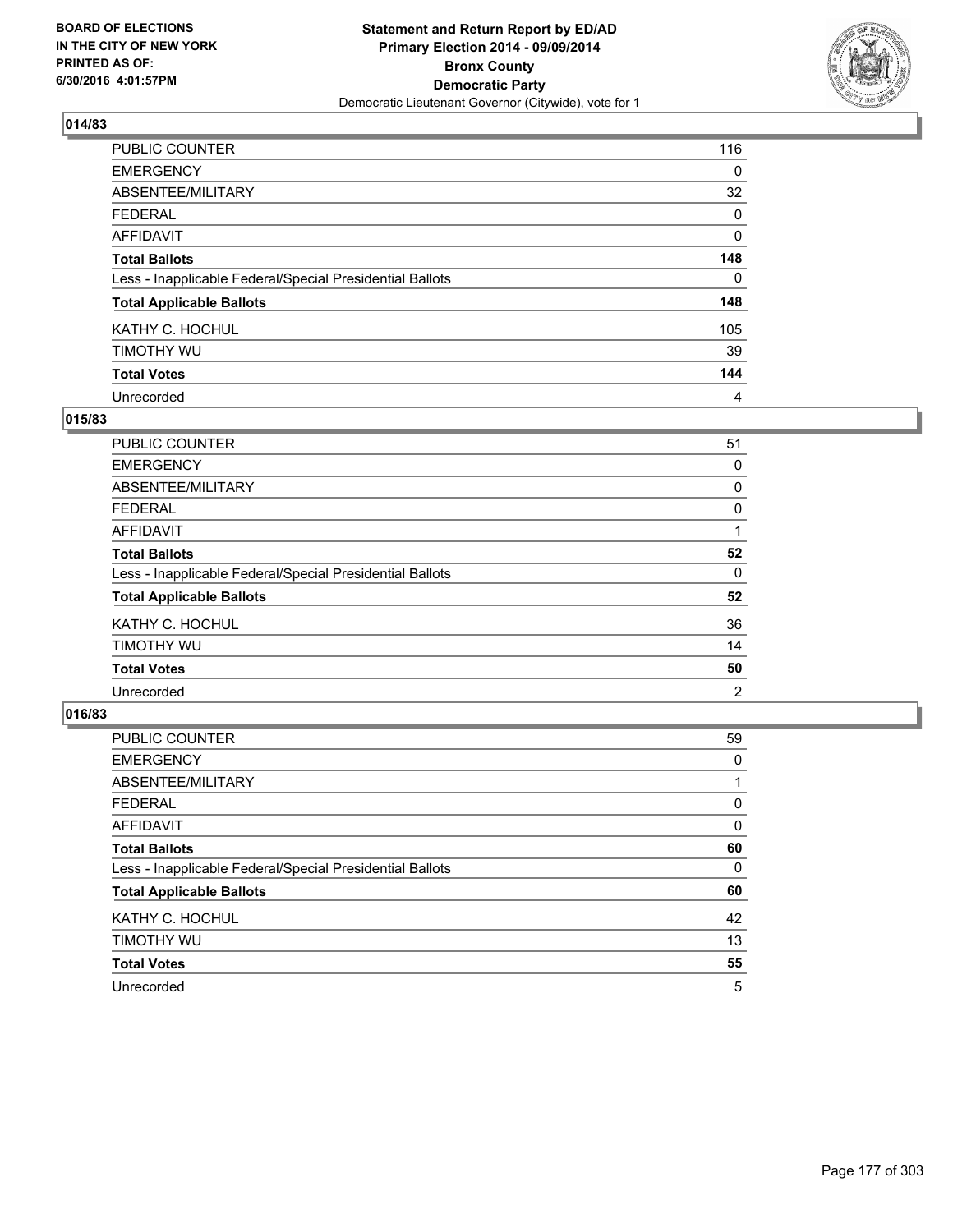BOARD OF ELECTIONS
IN THE CITY OF NEW YORK
PRINTED AS OF:
6/30/2016 4:01:57PM

**Statement and Return Report by ED/AD**
**Primary Election 2014 - 09/09/2014**
**Bronx County**
**Democratic Party**
Democratic Lieutenant Governor (Citywide), vote for 1

## 014/83

| | |
|---|---|
| PUBLIC COUNTER | 116 |
| EMERGENCY | 0 |
| ABSENTEE/MILITARY | 32 |
| FEDERAL | 0 |
| AFFIDAVIT | 0 |
| **Total Ballots** | **148** |
| Less - Inapplicable Federal/Special Presidential Ballots | 0 |
| **Total Applicable Ballots** | **148** |
| KATHY C. HOCHUL | 105 |
| TIMOTHY WU | 39 |
| **Total Votes** | **144** |
| Unrecorded | 4 |

## 015/83

| | |
|---|---|
| PUBLIC COUNTER | 51 |
| EMERGENCY | 0 |
| ABSENTEE/MILITARY | 0 |
| FEDERAL | 0 |
| AFFIDAVIT | 1 |
| **Total Ballots** | **52** |
| Less - Inapplicable Federal/Special Presidential Ballots | 0 |
| **Total Applicable Ballots** | **52** |
| KATHY C. HOCHUL | 36 |
| TIMOTHY WU | 14 |
| **Total Votes** | **50** |
| Unrecorded | 2 |

## 016/83

| | |
|---|---|
| PUBLIC COUNTER | 59 |
| EMERGENCY | 0 |
| ABSENTEE/MILITARY | 1 |
| FEDERAL | 0 |
| AFFIDAVIT | 0 |
| **Total Ballots** | **60** |
| Less - Inapplicable Federal/Special Presidential Ballots | 0 |
| **Total Applicable Ballots** | **60** |
| KATHY C. HOCHUL | 42 |
| TIMOTHY WU | 13 |
| **Total Votes** | **55** |
| Unrecorded | 5 |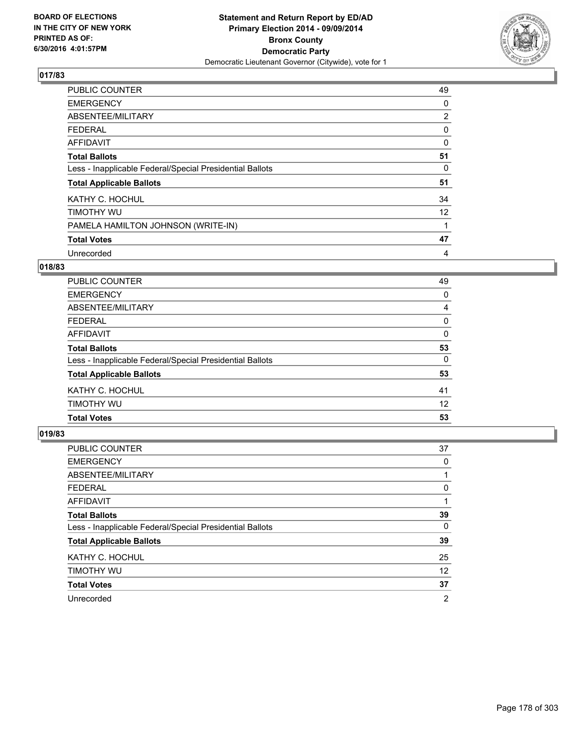BOARD OF ELECTIONS
IN THE CITY OF NEW YORK
PRINTED AS OF:
6/30/2016 4:01:57PM

**Statement and Return Report by ED/AD**
**Primary Election 2014 - 09/09/2014**
**Bronx County**
**Democratic Party**
Democratic Lieutenant Governor (Citywide), vote for 1

### 017/83

| | |
|---|---|
| PUBLIC COUNTER | 49 |
| EMERGENCY | 0 |
| ABSENTEE/MILITARY | 2 |
| FEDERAL | 0 |
| AFFIDAVIT | 0 |
| **Total Ballots** | **51** |
| Less - Inapplicable Federal/Special Presidential Ballots | 0 |
| **Total Applicable Ballots** | **51** |
| KATHY C. HOCHUL | 34 |
| TIMOTHY WU | 12 |
| PAMELA HAMILTON JOHNSON (WRITE-IN) | 1 |
| **Total Votes** | **47** |
| Unrecorded | 4 |

### 018/83

| | |
|---|---|
| PUBLIC COUNTER | 49 |
| EMERGENCY | 0 |
| ABSENTEE/MILITARY | 4 |
| FEDERAL | 0 |
| AFFIDAVIT | 0 |
| **Total Ballots** | **53** |
| Less - Inapplicable Federal/Special Presidential Ballots | 0 |
| **Total Applicable Ballots** | **53** |
| KATHY C. HOCHUL | 41 |
| TIMOTHY WU | 12 |
| **Total Votes** | **53** |

### 019/83

| | |
|---|---|
| PUBLIC COUNTER | 37 |
| EMERGENCY | 0 |
| ABSENTEE/MILITARY | 1 |
| FEDERAL | 0 |
| AFFIDAVIT | 1 |
| **Total Ballots** | **39** |
| Less - Inapplicable Federal/Special Presidential Ballots | 0 |
| **Total Applicable Ballots** | **39** |
| KATHY C. HOCHUL | 25 |
| TIMOTHY WU | 12 |
| **Total Votes** | **37** |
| Unrecorded | 2 |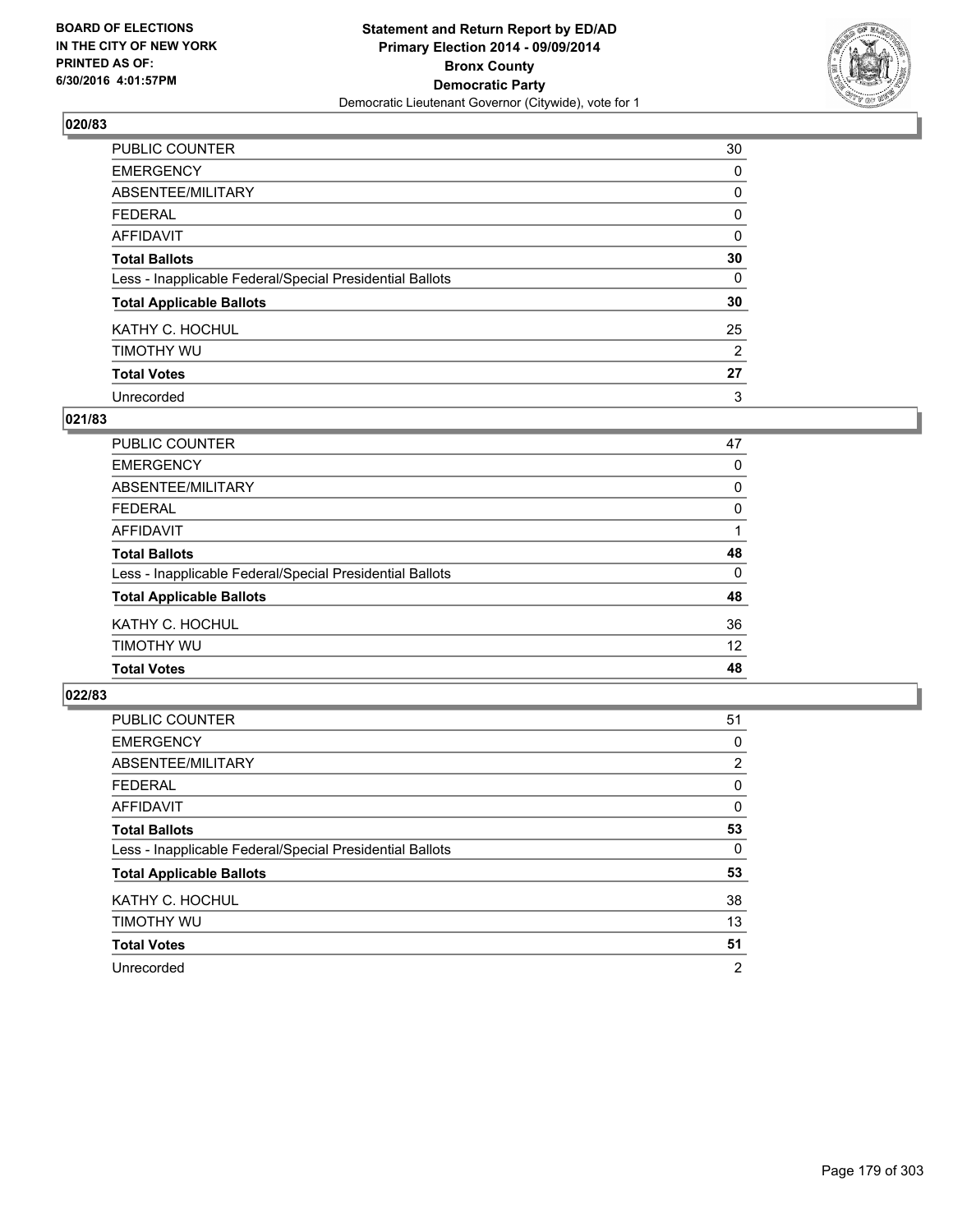BOARD OF ELECTIONS
IN THE CITY OF NEW YORK
PRINTED AS OF:
6/30/2016 4:01:57PM

**Statement and Return Report by ED/AD**
**Primary Election 2014 - 09/09/2014**
**Bronx County**
**Democratic Party**
Democratic Lieutenant Governor (Citywide), vote for 1

### 020/83

| | |
|---|---|
| PUBLIC COUNTER | 30 |
| EMERGENCY | 0 |
| ABSENTEE/MILITARY | 0 |
| FEDERAL | 0 |
| AFFIDAVIT | 0 |
| **Total Ballots** | **30** |
| Less - Inapplicable Federal/Special Presidential Ballots | 0 |
| **Total Applicable Ballots** | **30** |
| KATHY C. HOCHUL | 25 |
| TIMOTHY WU | 2 |
| **Total Votes** | **27** |
| Unrecorded | 3 |

### 021/83

| | |
|---|---|
| PUBLIC COUNTER | 47 |
| EMERGENCY | 0 |
| ABSENTEE/MILITARY | 0 |
| FEDERAL | 0 |
| AFFIDAVIT | 1 |
| **Total Ballots** | **48** |
| Less - Inapplicable Federal/Special Presidential Ballots | 0 |
| **Total Applicable Ballots** | **48** |
| KATHY C. HOCHUL | 36 |
| TIMOTHY WU | 12 |
| **Total Votes** | **48** |

### 022/83

| | |
|---|---|
| PUBLIC COUNTER | 51 |
| EMERGENCY | 0 |
| ABSENTEE/MILITARY | 2 |
| FEDERAL | 0 |
| AFFIDAVIT | 0 |
| **Total Ballots** | **53** |
| Less - Inapplicable Federal/Special Presidential Ballots | 0 |
| **Total Applicable Ballots** | **53** |
| KATHY C. HOCHUL | 38 |
| TIMOTHY WU | 13 |
| **Total Votes** | **51** |
| Unrecorded | 2 |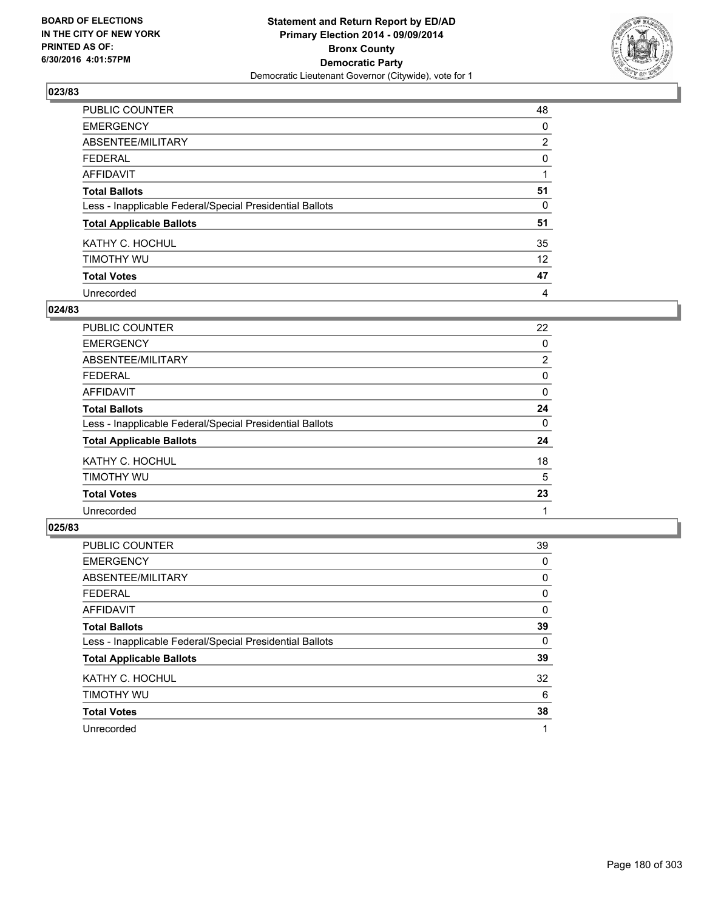BOARD OF ELECTIONS
IN THE CITY OF NEW YORK
PRINTED AS OF:
6/30/2016 4:01:57PM

**Statement and Return Report by ED/AD**
**Primary Election 2014 - 09/09/2014**
**Bronx County**
**Democratic Party**
Democratic Lieutenant Governor (Citywide), vote for 1

### 023/83

| | |
|---|---|
| PUBLIC COUNTER | 48 |
| EMERGENCY | 0 |
| ABSENTEE/MILITARY | 2 |
| FEDERAL | 0 |
| AFFIDAVIT | 1 |
| **Total Ballots** | **51** |
| Less - Inapplicable Federal/Special Presidential Ballots | 0 |
| **Total Applicable Ballots** | **51** |
| KATHY C. HOCHUL | 35 |
| TIMOTHY WU | 12 |
| **Total Votes** | **47** |
| Unrecorded | 4 |

### 024/83

| | |
|---|---|
| PUBLIC COUNTER | 22 |
| EMERGENCY | 0 |
| ABSENTEE/MILITARY | 2 |
| FEDERAL | 0 |
| AFFIDAVIT | 0 |
| **Total Ballots** | **24** |
| Less - Inapplicable Federal/Special Presidential Ballots | 0 |
| **Total Applicable Ballots** | **24** |
| KATHY C. HOCHUL | 18 |
| TIMOTHY WU | 5 |
| **Total Votes** | **23** |
| Unrecorded | 1 |

### 025/83

| | |
|---|---|
| PUBLIC COUNTER | 39 |
| EMERGENCY | 0 |
| ABSENTEE/MILITARY | 0 |
| FEDERAL | 0 |
| AFFIDAVIT | 0 |
| **Total Ballots** | **39** |
| Less - Inapplicable Federal/Special Presidential Ballots | 0 |
| **Total Applicable Ballots** | **39** |
| KATHY C. HOCHUL | 32 |
| TIMOTHY WU | 6 |
| **Total Votes** | **38** |
| Unrecorded | 1 |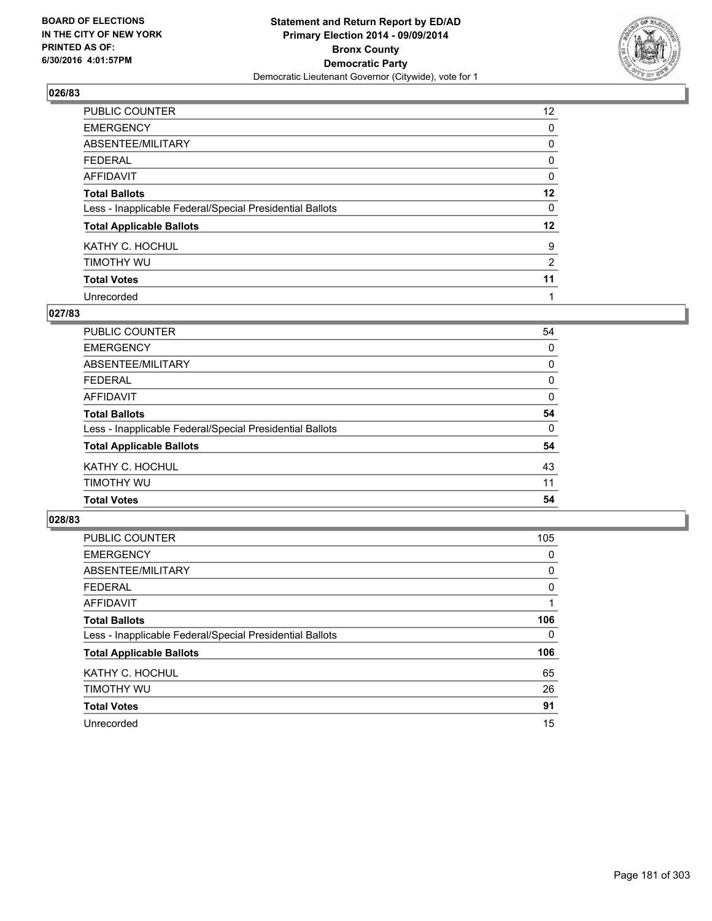BOARD OF ELECTIONS
IN THE CITY OF NEW YORK
PRINTED AS OF:
6/30/2016 4:01:57PM

**Statement and Return Report by ED/AD**
**Primary Election 2014 - 09/09/2014**
**Bronx County**
**Democratic Party**
Democratic Lieutenant Governor (Citywide), vote for 1

## 026/83

| | |
|---|---|
| PUBLIC COUNTER | 12 |
| EMERGENCY | 0 |
| ABSENTEE/MILITARY | 0 |
| FEDERAL | 0 |
| AFFIDAVIT | 0 |
| **Total Ballots** | **12** |
| Less - Inapplicable Federal/Special Presidential Ballots | 0 |
| **Total Applicable Ballots** | **12** |
| KATHY C. HOCHUL | 9 |
| TIMOTHY WU | 2 |
| **Total Votes** | **11** |
| Unrecorded | 1 |

## 027/83

| | |
|---|---|
| PUBLIC COUNTER | 54 |
| EMERGENCY | 0 |
| ABSENTEE/MILITARY | 0 |
| FEDERAL | 0 |
| AFFIDAVIT | 0 |
| **Total Ballots** | **54** |
| Less - Inapplicable Federal/Special Presidential Ballots | 0 |
| **Total Applicable Ballots** | **54** |
| KATHY C. HOCHUL | 43 |
| TIMOTHY WU | 11 |
| **Total Votes** | **54** |

## 028/83

| | |
|---|---|
| PUBLIC COUNTER | 105 |
| EMERGENCY | 0 |
| ABSENTEE/MILITARY | 0 |
| FEDERAL | 0 |
| AFFIDAVIT | 1 |
| **Total Ballots** | **106** |
| Less - Inapplicable Federal/Special Presidential Ballots | 0 |
| **Total Applicable Ballots** | **106** |
| KATHY C. HOCHUL | 65 |
| TIMOTHY WU | 26 |
| **Total Votes** | **91** |
| Unrecorded | 15 |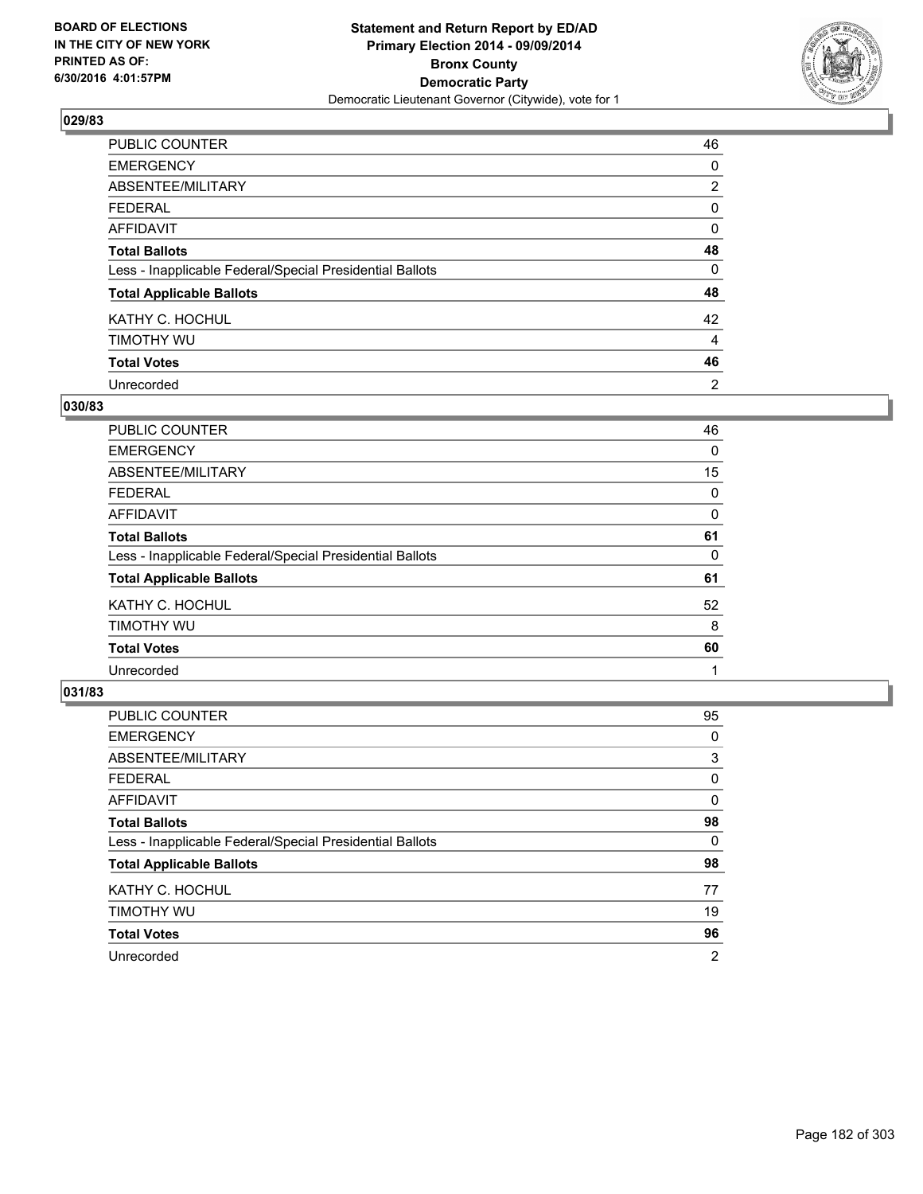BOARD OF ELECTIONS
IN THE CITY OF NEW YORK
PRINTED AS OF:
6/30/2016 4:01:57PM

**Statement and Return Report by ED/AD**
**Primary Election 2014 - 09/09/2014**
**Bronx County**
**Democratic Party**
Democratic Lieutenant Governor (Citywide), vote for 1

### 029/83

| | |
|---|---|
| PUBLIC COUNTER | 46 |
| EMERGENCY | 0 |
| ABSENTEE/MILITARY | 2 |
| FEDERAL | 0 |
| AFFIDAVIT | 0 |
| **Total Ballots** | **48** |
| Less - Inapplicable Federal/Special Presidential Ballots | 0 |
| **Total Applicable Ballots** | **48** |
| KATHY C. HOCHUL | 42 |
| TIMOTHY WU | 4 |
| **Total Votes** | **46** |
| Unrecorded | 2 |

### 030/83

| | |
|---|---|
| PUBLIC COUNTER | 46 |
| EMERGENCY | 0 |
| ABSENTEE/MILITARY | 15 |
| FEDERAL | 0 |
| AFFIDAVIT | 0 |
| **Total Ballots** | **61** |
| Less - Inapplicable Federal/Special Presidential Ballots | 0 |
| **Total Applicable Ballots** | **61** |
| KATHY C. HOCHUL | 52 |
| TIMOTHY WU | 8 |
| **Total Votes** | **60** |
| Unrecorded | 1 |

### 031/83

| | |
|---|---|
| PUBLIC COUNTER | 95 |
| EMERGENCY | 0 |
| ABSENTEE/MILITARY | 3 |
| FEDERAL | 0 |
| AFFIDAVIT | 0 |
| **Total Ballots** | **98** |
| Less - Inapplicable Federal/Special Presidential Ballots | 0 |
| **Total Applicable Ballots** | **98** |
| KATHY C. HOCHUL | 77 |
| TIMOTHY WU | 19 |
| **Total Votes** | **96** |
| Unrecorded | 2 |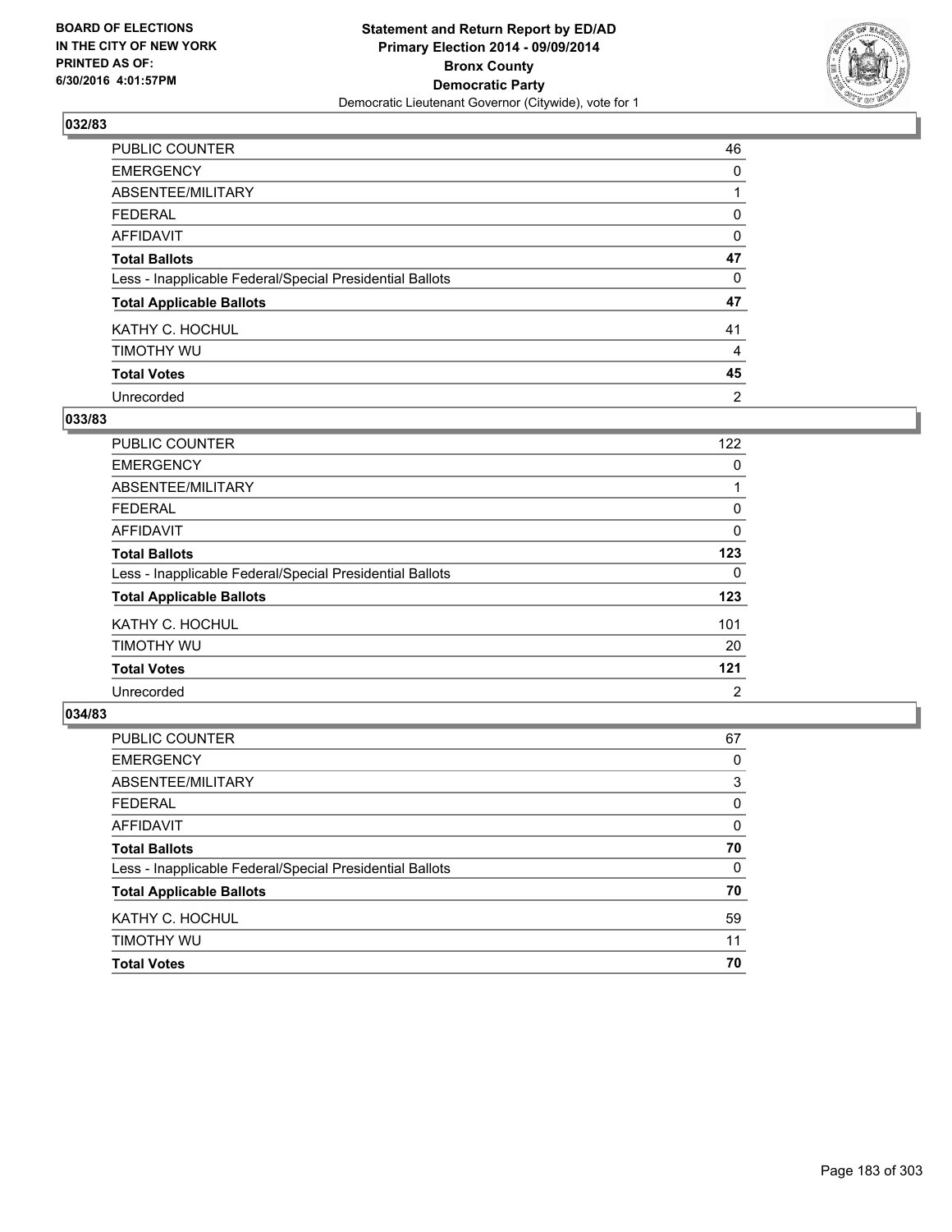**BOARD OF ELECTIONS IN THE CITY OF NEW YORK PRINTED AS OF: 6/30/2016 4:01:57PM**

**Statement and Return Report by ED/AD Primary Election 2014 - 09/09/2014 Bronx County Democratic Party**

Democratic Lieutenant Governor (Citywide), vote for 1

## 032/83

| | |
|---|---|
| PUBLIC COUNTER | 46 |
| EMERGENCY | 0 |
| ABSENTEE/MILITARY | 1 |
| FEDERAL | 0 |
| AFFIDAVIT | 0 |
| **Total Ballots** | **47** |
| Less - Inapplicable Federal/Special Presidential Ballots | 0 |
| **Total Applicable Ballots** | **47** |
| KATHY C. HOCHUL | 41 |
| TIMOTHY WU | 4 |
| **Total Votes** | **45** |
| Unrecorded | 2 |

## 033/83

| | |
|---|---|
| PUBLIC COUNTER | 122 |
| EMERGENCY | 0 |
| ABSENTEE/MILITARY | 1 |
| FEDERAL | 0 |
| AFFIDAVIT | 0 |
| **Total Ballots** | **123** |
| Less - Inapplicable Federal/Special Presidential Ballots | 0 |
| **Total Applicable Ballots** | **123** |
| KATHY C. HOCHUL | 101 |
| TIMOTHY WU | 20 |
| **Total Votes** | **121** |
| Unrecorded | 2 |

## 034/83

| | |
|---|---|
| PUBLIC COUNTER | 67 |
| EMERGENCY | 0 |
| ABSENTEE/MILITARY | 3 |
| FEDERAL | 0 |
| AFFIDAVIT | 0 |
| **Total Ballots** | **70** |
| Less - Inapplicable Federal/Special Presidential Ballots | 0 |
| **Total Applicable Ballots** | **70** |
| KATHY C. HOCHUL | 59 |
| TIMOTHY WU | 11 |
| **Total Votes** | **70** |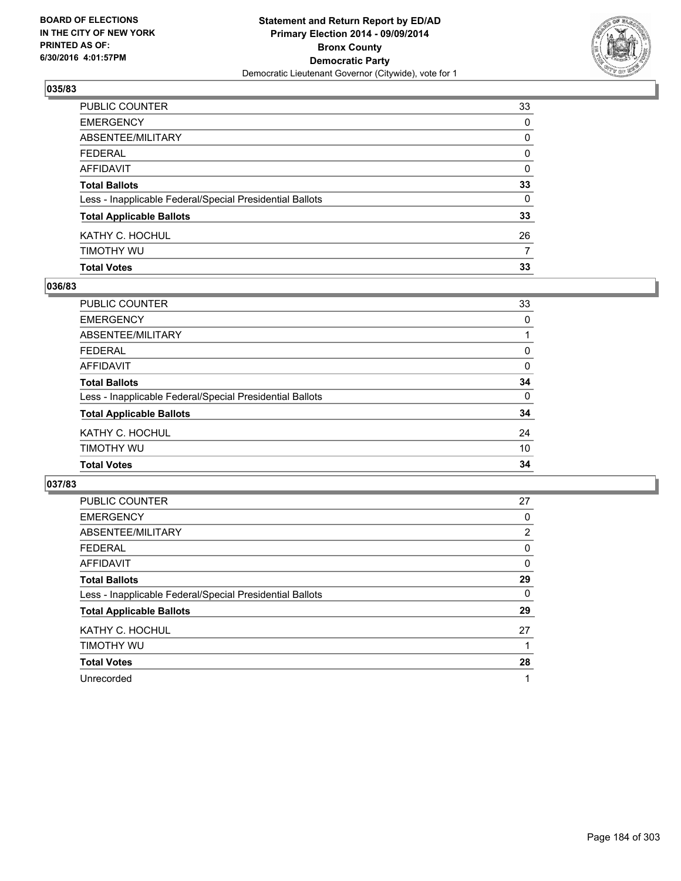**BOARD OF ELECTIONS IN THE CITY OF NEW YORK PRINTED AS OF: 6/30/2016 4:01:57PM**

**Statement and Return Report by ED/AD Primary Election 2014 - 09/09/2014 Bronx County Democratic Party**

Democratic Lieutenant Governor (Citywide), vote for 1

### 035/83

| | |
|---|---|
| PUBLIC COUNTER | 33 |
| EMERGENCY | 0 |
| ABSENTEE/MILITARY | 0 |
| FEDERAL | 0 |
| AFFIDAVIT | 0 |
| **Total Ballots** | **33** |
| Less - Inapplicable Federal/Special Presidential Ballots | 0 |
| **Total Applicable Ballots** | **33** |
| KATHY C. HOCHUL | 26 |
| TIMOTHY WU | 7 |
| **Total Votes** | **33** |

### 036/83

| | |
|---|---|
| PUBLIC COUNTER | 33 |
| EMERGENCY | 0 |
| ABSENTEE/MILITARY | 1 |
| FEDERAL | 0 |
| AFFIDAVIT | 0 |
| **Total Ballots** | **34** |
| Less - Inapplicable Federal/Special Presidential Ballots | 0 |
| **Total Applicable Ballots** | **34** |
| KATHY C. HOCHUL | 24 |
| TIMOTHY WU | 10 |
| **Total Votes** | **34** |

### 037/83

| | |
|---|---|
| PUBLIC COUNTER | 27 |
| EMERGENCY | 0 |
| ABSENTEE/MILITARY | 2 |
| FEDERAL | 0 |
| AFFIDAVIT | 0 |
| **Total Ballots** | **29** |
| Less - Inapplicable Federal/Special Presidential Ballots | 0 |
| **Total Applicable Ballots** | **29** |
| KATHY C. HOCHUL | 27 |
| TIMOTHY WU | 1 |
| **Total Votes** | **28** |
| Unrecorded | 1 |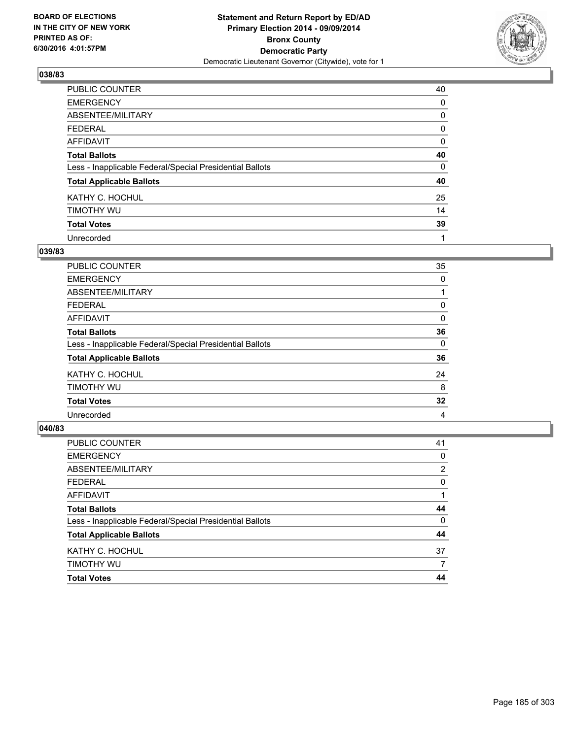**Statement and Return Report by ED/AD**
**Primary Election 2014 - 09/09/2014**
**Bronx County**
**Democratic Party**
Democratic Lieutenant Governor (Citywide), vote for 1

BOARD OF ELECTIONS IN THE CITY OF NEW YORK PRINTED AS OF: 6/30/2016 4:01:57PM

### 038/83

| | |
|---|---|
| PUBLIC COUNTER | 40 |
| EMERGENCY | 0 |
| ABSENTEE/MILITARY | 0 |
| FEDERAL | 0 |
| AFFIDAVIT | 0 |
| **Total Ballots** | **40** |
| Less - Inapplicable Federal/Special Presidential Ballots | 0 |
| **Total Applicable Ballots** | **40** |
| KATHY C. HOCHUL | 25 |
| TIMOTHY WU | 14 |
| **Total Votes** | **39** |
| Unrecorded | 1 |

### 039/83

| | |
|---|---|
| PUBLIC COUNTER | 35 |
| EMERGENCY | 0 |
| ABSENTEE/MILITARY | 1 |
| FEDERAL | 0 |
| AFFIDAVIT | 0 |
| **Total Ballots** | **36** |
| Less - Inapplicable Federal/Special Presidential Ballots | 0 |
| **Total Applicable Ballots** | **36** |
| KATHY C. HOCHUL | 24 |
| TIMOTHY WU | 8 |
| **Total Votes** | **32** |
| Unrecorded | 4 |

### 040/83

| | |
|---|---|
| PUBLIC COUNTER | 41 |
| EMERGENCY | 0 |
| ABSENTEE/MILITARY | 2 |
| FEDERAL | 0 |
| AFFIDAVIT | 1 |
| **Total Ballots** | **44** |
| Less - Inapplicable Federal/Special Presidential Ballots | 0 |
| **Total Applicable Ballots** | **44** |
| KATHY C. HOCHUL | 37 |
| TIMOTHY WU | 7 |
| **Total Votes** | **44** |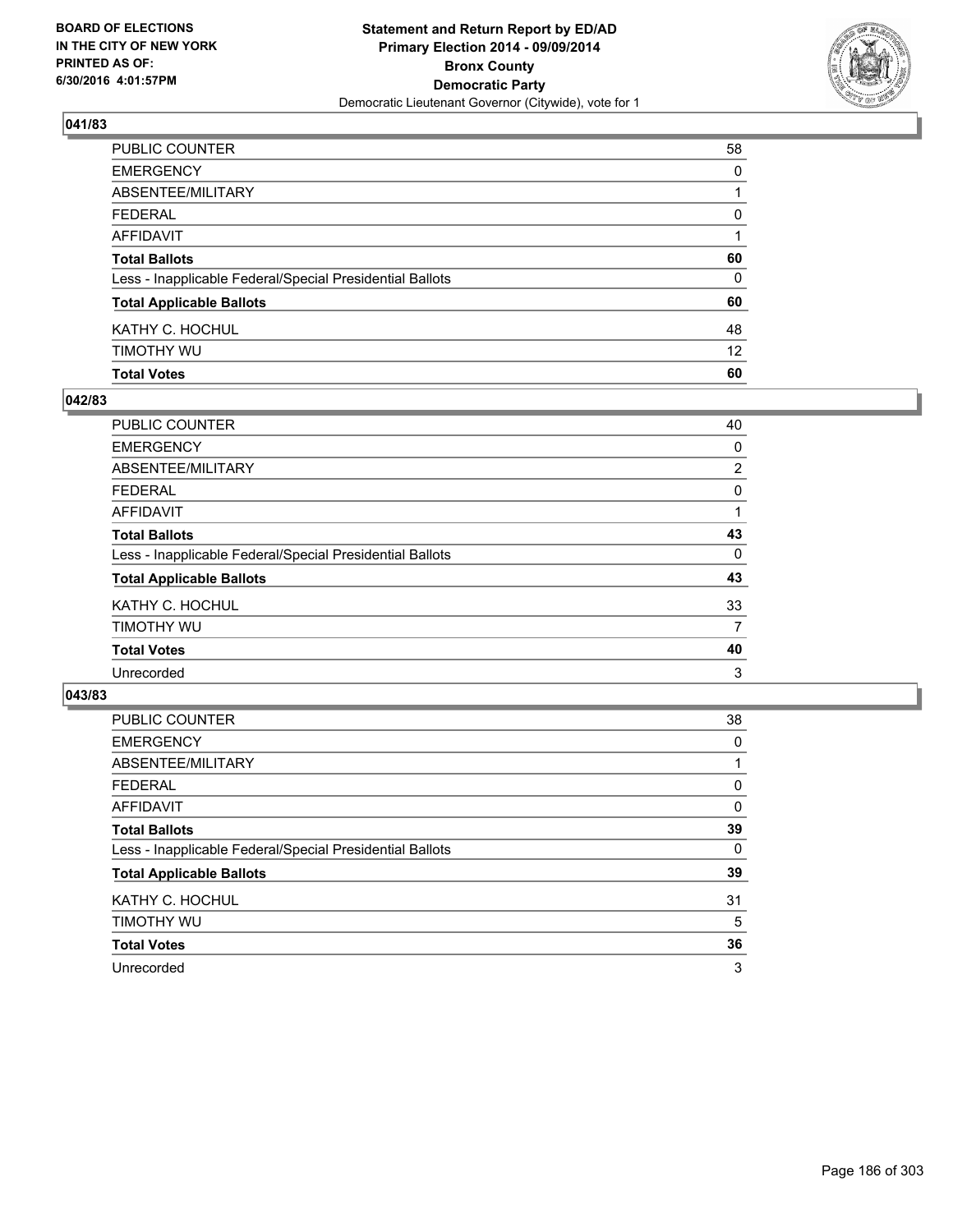BOARD OF ELECTIONS
IN THE CITY OF NEW YORK
PRINTED AS OF:
6/30/2016 4:01:57PM

**Statement and Return Report by ED/AD**
**Primary Election 2014 - 09/09/2014**
**Bronx County**
**Democratic Party**
Democratic Lieutenant Governor (Citywide), vote for 1

### 041/83

| | |
|---|---|
| PUBLIC COUNTER | 58 |
| EMERGENCY | 0 |
| ABSENTEE/MILITARY | 1 |
| FEDERAL | 0 |
| AFFIDAVIT | 1 |
| **Total Ballots** | **60** |
| Less - Inapplicable Federal/Special Presidential Ballots | 0 |
| **Total Applicable Ballots** | **60** |
| KATHY C. HOCHUL | 48 |
| TIMOTHY WU | 12 |
| **Total Votes** | **60** |

### 042/83

| | |
|---|---|
| PUBLIC COUNTER | 40 |
| EMERGENCY | 0 |
| ABSENTEE/MILITARY | 2 |
| FEDERAL | 0 |
| AFFIDAVIT | 1 |
| **Total Ballots** | **43** |
| Less - Inapplicable Federal/Special Presidential Ballots | 0 |
| **Total Applicable Ballots** | **43** |
| KATHY C. HOCHUL | 33 |
| TIMOTHY WU | 7 |
| **Total Votes** | **40** |
| Unrecorded | 3 |

### 043/83

| | |
|---|---|
| PUBLIC COUNTER | 38 |
| EMERGENCY | 0 |
| ABSENTEE/MILITARY | 1 |
| FEDERAL | 0 |
| AFFIDAVIT | 0 |
| **Total Ballots** | **39** |
| Less - Inapplicable Federal/Special Presidential Ballots | 0 |
| **Total Applicable Ballots** | **39** |
| KATHY C. HOCHUL | 31 |
| TIMOTHY WU | 5 |
| **Total Votes** | **36** |
| Unrecorded | 3 |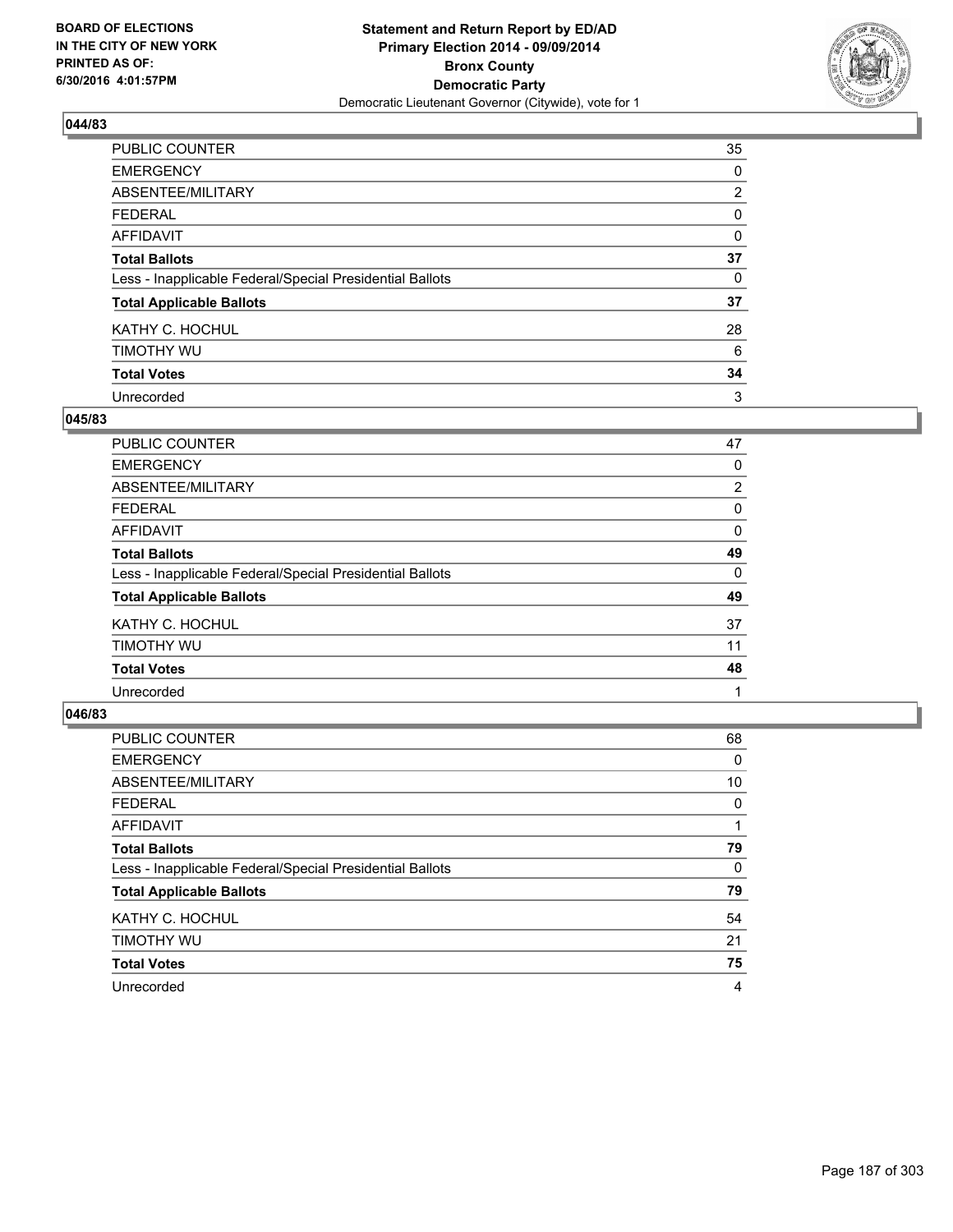BOARD OF ELECTIONS
IN THE CITY OF NEW YORK
PRINTED AS OF:
6/30/2016 4:01:57PM

**Statement and Return Report by ED/AD**
**Primary Election 2014 - 09/09/2014**
**Bronx County**
**Democratic Party**
Democratic Lieutenant Governor (Citywide), vote for 1

### 044/83

| | |
|---|---|
| PUBLIC COUNTER | 35 |
| EMERGENCY | 0 |
| ABSENTEE/MILITARY | 2 |
| FEDERAL | 0 |
| AFFIDAVIT | 0 |
| **Total Ballots** | **37** |
| Less - Inapplicable Federal/Special Presidential Ballots | 0 |
| **Total Applicable Ballots** | **37** |
| KATHY C. HOCHUL | 28 |
| TIMOTHY WU | 6 |
| **Total Votes** | **34** |
| Unrecorded | 3 |

### 045/83

| | |
|---|---|
| PUBLIC COUNTER | 47 |
| EMERGENCY | 0 |
| ABSENTEE/MILITARY | 2 |
| FEDERAL | 0 |
| AFFIDAVIT | 0 |
| **Total Ballots** | **49** |
| Less - Inapplicable Federal/Special Presidential Ballots | 0 |
| **Total Applicable Ballots** | **49** |
| KATHY C. HOCHUL | 37 |
| TIMOTHY WU | 11 |
| **Total Votes** | **48** |
| Unrecorded | 1 |

### 046/83

| | |
|---|---|
| PUBLIC COUNTER | 68 |
| EMERGENCY | 0 |
| ABSENTEE/MILITARY | 10 |
| FEDERAL | 0 |
| AFFIDAVIT | 1 |
| **Total Ballots** | **79** |
| Less - Inapplicable Federal/Special Presidential Ballots | 0 |
| **Total Applicable Ballots** | **79** |
| KATHY C. HOCHUL | 54 |
| TIMOTHY WU | 21 |
| **Total Votes** | **75** |
| Unrecorded | 4 |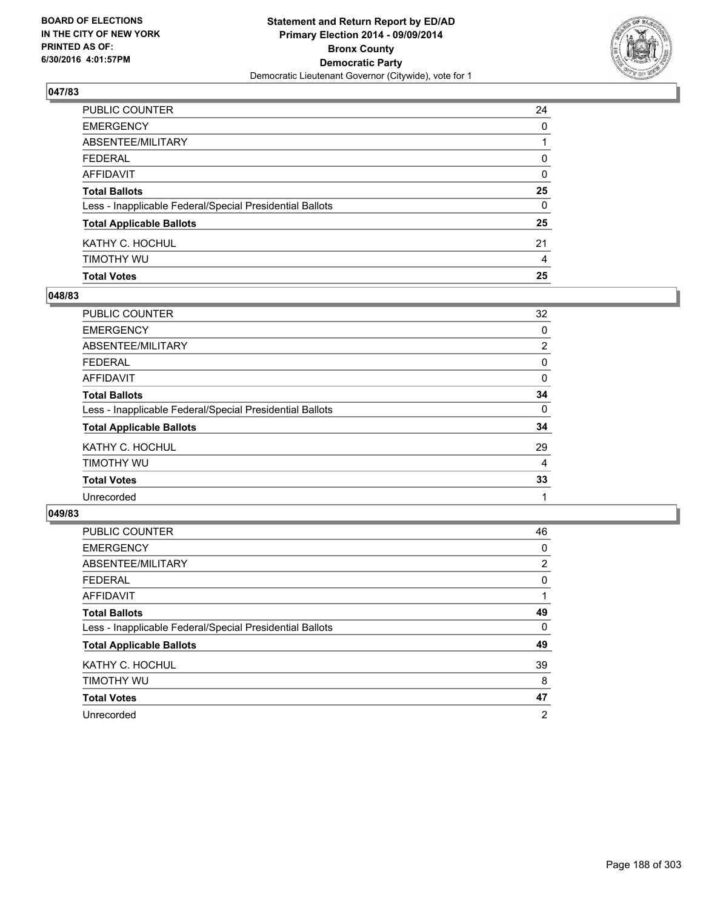BOARD OF ELECTIONS
IN THE CITY OF NEW YORK
PRINTED AS OF:
6/30/2016 4:01:57PM

**Statement and Return Report by ED/AD**
**Primary Election 2014 - 09/09/2014**
**Bronx County**
**Democratic Party**
Democratic Lieutenant Governor (Citywide), vote for 1

### 047/83

| | |
|---|---|
| PUBLIC COUNTER | 24 |
| EMERGENCY | 0 |
| ABSENTEE/MILITARY | 1 |
| FEDERAL | 0 |
| AFFIDAVIT | 0 |
| **Total Ballots** | **25** |
| Less - Inapplicable Federal/Special Presidential Ballots | 0 |
| **Total Applicable Ballots** | **25** |
| KATHY C. HOCHUL | 21 |
| TIMOTHY WU | 4 |
| **Total Votes** | **25** |

### 048/83

| | |
|---|---|
| PUBLIC COUNTER | 32 |
| EMERGENCY | 0 |
| ABSENTEE/MILITARY | 2 |
| FEDERAL | 0 |
| AFFIDAVIT | 0 |
| **Total Ballots** | **34** |
| Less - Inapplicable Federal/Special Presidential Ballots | 0 |
| **Total Applicable Ballots** | **34** |
| KATHY C. HOCHUL | 29 |
| TIMOTHY WU | 4 |
| **Total Votes** | **33** |
| Unrecorded | 1 |

### 049/83

| | |
|---|---|
| PUBLIC COUNTER | 46 |
| EMERGENCY | 0 |
| ABSENTEE/MILITARY | 2 |
| FEDERAL | 0 |
| AFFIDAVIT | 1 |
| **Total Ballots** | **49** |
| Less - Inapplicable Federal/Special Presidential Ballots | 0 |
| **Total Applicable Ballots** | **49** |
| KATHY C. HOCHUL | 39 |
| TIMOTHY WU | 8 |
| **Total Votes** | **47** |
| Unrecorded | 2 |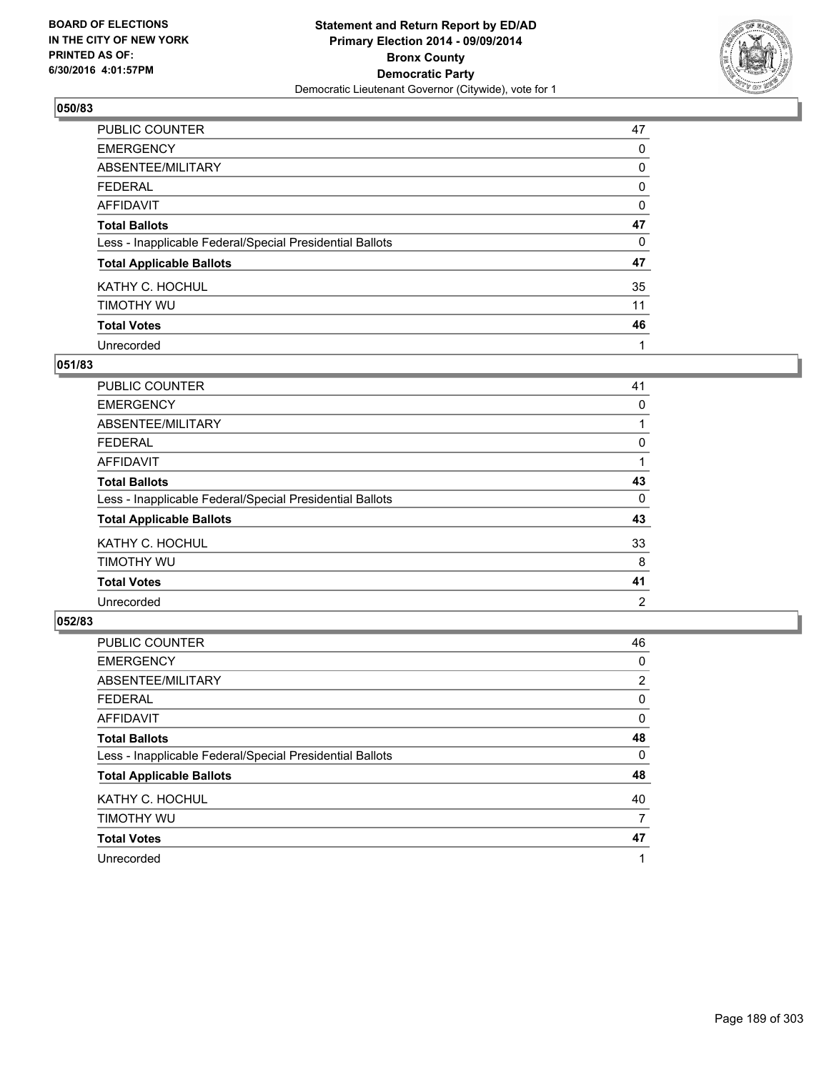**BOARD OF ELECTIONS IN THE CITY OF NEW YORK PRINTED AS OF: 6/30/2016 4:01:57PM**

**Statement and Return Report by ED/AD Primary Election 2014 - 09/09/2014 Bronx County Democratic Party**

Democratic Lieutenant Governor (Citywide), vote for 1

### 050/83

| | |
|---|---|
| PUBLIC COUNTER | 47 |
| EMERGENCY | 0 |
| ABSENTEE/MILITARY | 0 |
| FEDERAL | 0 |
| AFFIDAVIT | 0 |
| **Total Ballots** | **47** |
| Less - Inapplicable Federal/Special Presidential Ballots | 0 |
| **Total Applicable Ballots** | **47** |
| KATHY C. HOCHUL | 35 |
| TIMOTHY WU | 11 |
| **Total Votes** | **46** |
| Unrecorded | 1 |

### 051/83

| | |
|---|---|
| PUBLIC COUNTER | 41 |
| EMERGENCY | 0 |
| ABSENTEE/MILITARY | 1 |
| FEDERAL | 0 |
| AFFIDAVIT | 1 |
| **Total Ballots** | **43** |
| Less - Inapplicable Federal/Special Presidential Ballots | 0 |
| **Total Applicable Ballots** | **43** |
| KATHY C. HOCHUL | 33 |
| TIMOTHY WU | 8 |
| **Total Votes** | **41** |
| Unrecorded | 2 |

### 052/83

| | |
|---|---|
| PUBLIC COUNTER | 46 |
| EMERGENCY | 0 |
| ABSENTEE/MILITARY | 2 |
| FEDERAL | 0 |
| AFFIDAVIT | 0 |
| **Total Ballots** | **48** |
| Less - Inapplicable Federal/Special Presidential Ballots | 0 |
| **Total Applicable Ballots** | **48** |
| KATHY C. HOCHUL | 40 |
| TIMOTHY WU | 7 |
| **Total Votes** | **47** |
| Unrecorded | 1 |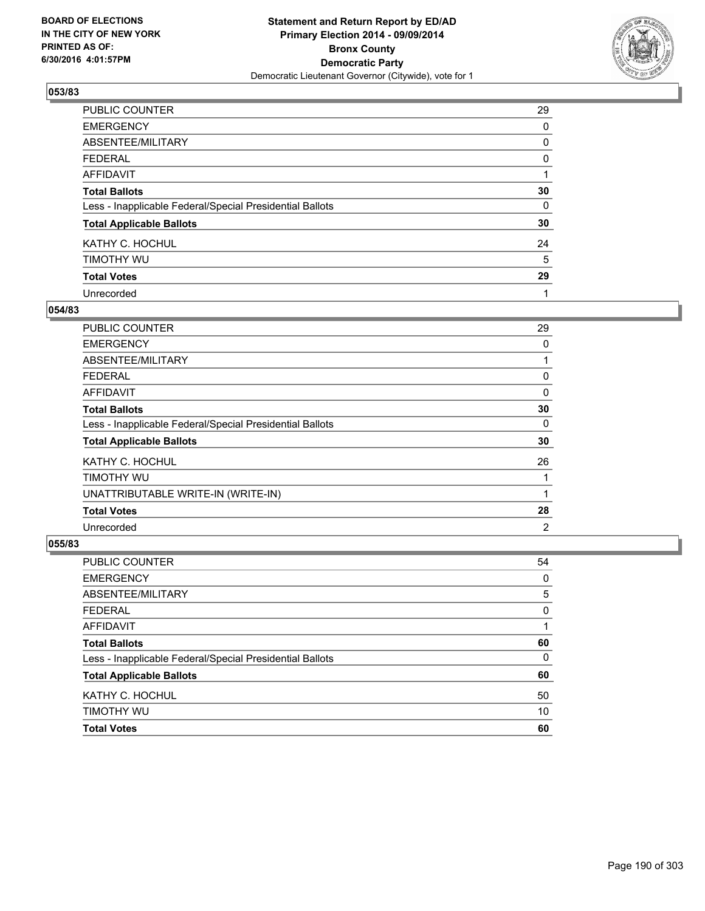**Statement and Return Report by ED/AD**
**Primary Election 2014 - 09/09/2014**
**Bronx County**
**Democratic Party**
Democratic Lieutenant Governor (Citywide), vote for 1

BOARD OF ELECTIONS
IN THE CITY OF NEW YORK
PRINTED AS OF:
6/30/2016 4:01:57PM

### 053/83

| | |
|---|---|
| PUBLIC COUNTER | 29 |
| EMERGENCY | 0 |
| ABSENTEE/MILITARY | 0 |
| FEDERAL | 0 |
| AFFIDAVIT | 1 |
| **Total Ballots** | **30** |
| Less - Inapplicable Federal/Special Presidential Ballots | 0 |
| **Total Applicable Ballots** | **30** |
| KATHY C. HOCHUL | 24 |
| TIMOTHY WU | 5 |
| **Total Votes** | **29** |
| Unrecorded | 1 |

### 054/83

| | |
|---|---|
| PUBLIC COUNTER | 29 |
| EMERGENCY | 0 |
| ABSENTEE/MILITARY | 1 |
| FEDERAL | 0 |
| AFFIDAVIT | 0 |
| **Total Ballots** | **30** |
| Less - Inapplicable Federal/Special Presidential Ballots | 0 |
| **Total Applicable Ballots** | **30** |
| KATHY C. HOCHUL | 26 |
| TIMOTHY WU | 1 |
| UNATTRIBUTABLE WRITE-IN (WRITE-IN) | 1 |
| **Total Votes** | **28** |
| Unrecorded | 2 |

### 055/83

| | |
|---|---|
| PUBLIC COUNTER | 54 |
| EMERGENCY | 0 |
| ABSENTEE/MILITARY | 5 |
| FEDERAL | 0 |
| AFFIDAVIT | 1 |
| **Total Ballots** | **60** |
| Less - Inapplicable Federal/Special Presidential Ballots | 0 |
| **Total Applicable Ballots** | **60** |
| KATHY C. HOCHUL | 50 |
| TIMOTHY WU | 10 |
| **Total Votes** | **60** |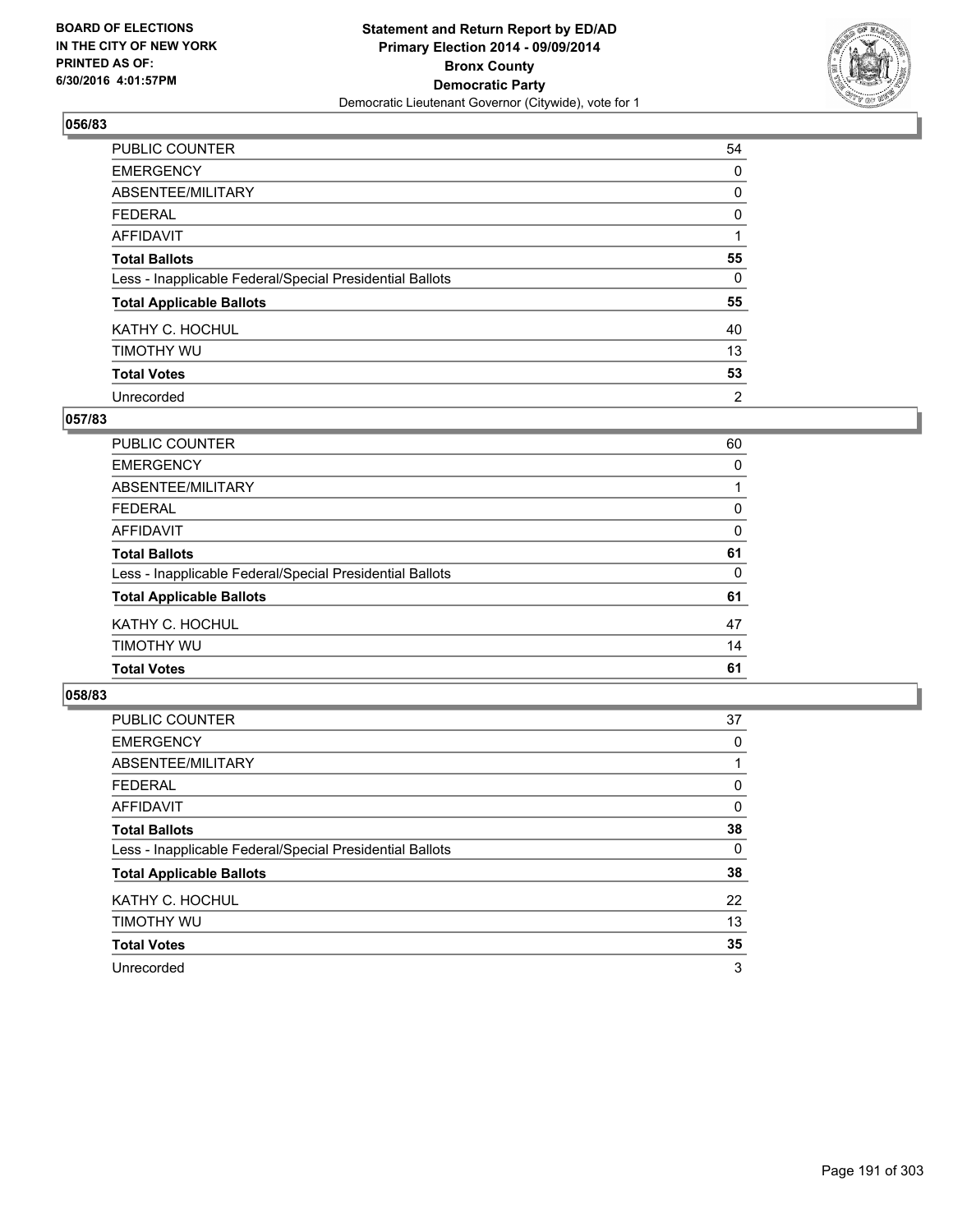**Statement and Return Report by ED/AD**
**Primary Election 2014 - 09/09/2014**
**Bronx County**
**Democratic Party**
Democratic Lieutenant Governor (Citywide), vote for 1

BOARD OF ELECTIONS
IN THE CITY OF NEW YORK
PRINTED AS OF:
6/30/2016 4:01:57PM

### 056/83

| | |
|---|---|
| PUBLIC COUNTER | 54 |
| EMERGENCY | 0 |
| ABSENTEE/MILITARY | 0 |
| FEDERAL | 0 |
| AFFIDAVIT | 1 |
| **Total Ballots** | **55** |
| Less - Inapplicable Federal/Special Presidential Ballots | 0 |
| **Total Applicable Ballots** | **55** |
| KATHY C. HOCHUL | 40 |
| TIMOTHY WU | 13 |
| **Total Votes** | **53** |
| Unrecorded | 2 |

### 057/83

| | |
|---|---|
| PUBLIC COUNTER | 60 |
| EMERGENCY | 0 |
| ABSENTEE/MILITARY | 1 |
| FEDERAL | 0 |
| AFFIDAVIT | 0 |
| **Total Ballots** | **61** |
| Less - Inapplicable Federal/Special Presidential Ballots | 0 |
| **Total Applicable Ballots** | **61** |
| KATHY C. HOCHUL | 47 |
| TIMOTHY WU | 14 |
| **Total Votes** | **61** |

### 058/83

| | |
|---|---|
| PUBLIC COUNTER | 37 |
| EMERGENCY | 0 |
| ABSENTEE/MILITARY | 1 |
| FEDERAL | 0 |
| AFFIDAVIT | 0 |
| **Total Ballots** | **38** |
| Less - Inapplicable Federal/Special Presidential Ballots | 0 |
| **Total Applicable Ballots** | **38** |
| KATHY C. HOCHUL | 22 |
| TIMOTHY WU | 13 |
| **Total Votes** | **35** |
| Unrecorded | 3 |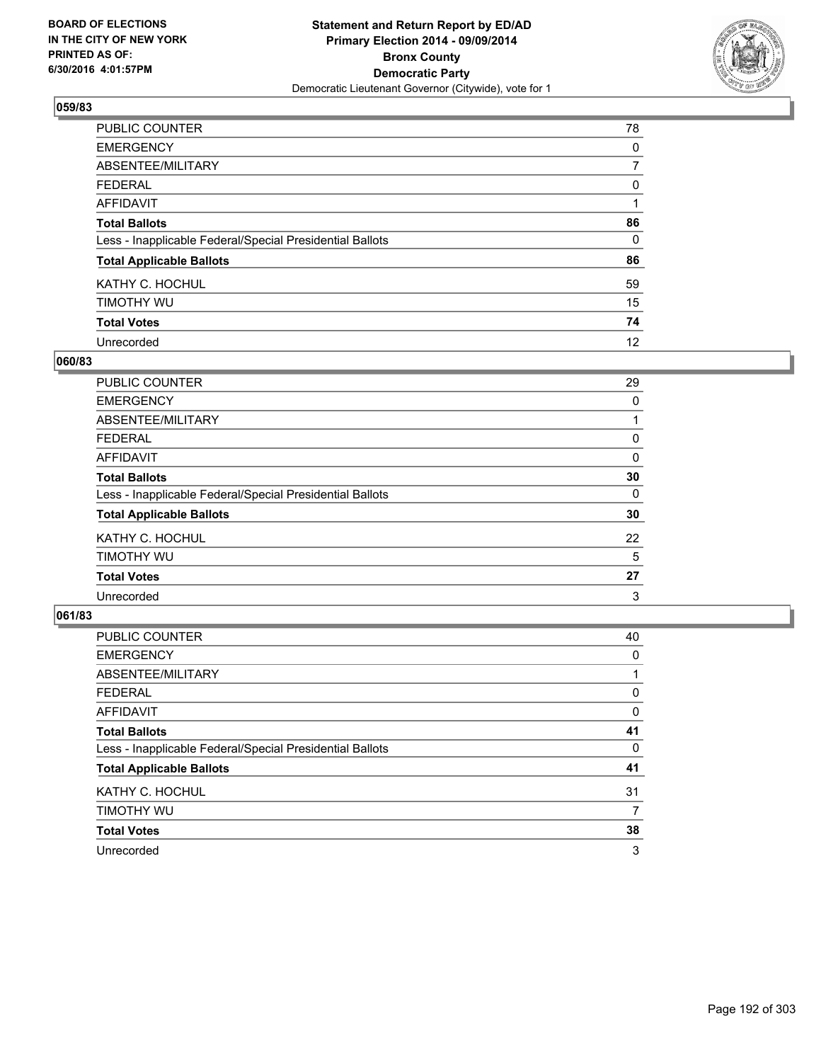BOARD OF ELECTIONS
IN THE CITY OF NEW YORK
PRINTED AS OF:
6/30/2016 4:01:57PM

**Statement and Return Report by ED/AD**
**Primary Election 2014 - 09/09/2014**
**Bronx County**
**Democratic Party**
Democratic Lieutenant Governor (Citywide), vote for 1

### 059/83

| | |
|---|---|
| PUBLIC COUNTER | 78 |
| EMERGENCY | 0 |
| ABSENTEE/MILITARY | 7 |
| FEDERAL | 0 |
| AFFIDAVIT | 1 |
| **Total Ballots** | **86** |
| Less - Inapplicable Federal/Special Presidential Ballots | 0 |
| **Total Applicable Ballots** | **86** |
| KATHY C. HOCHUL | 59 |
| TIMOTHY WU | 15 |
| **Total Votes** | **74** |
| Unrecorded | 12 |

### 060/83

| | |
|---|---|
| PUBLIC COUNTER | 29 |
| EMERGENCY | 0 |
| ABSENTEE/MILITARY | 1 |
| FEDERAL | 0 |
| AFFIDAVIT | 0 |
| **Total Ballots** | **30** |
| Less - Inapplicable Federal/Special Presidential Ballots | 0 |
| **Total Applicable Ballots** | **30** |
| KATHY C. HOCHUL | 22 |
| TIMOTHY WU | 5 |
| **Total Votes** | **27** |
| Unrecorded | 3 |

### 061/83

| | |
|---|---|
| PUBLIC COUNTER | 40 |
| EMERGENCY | 0 |
| ABSENTEE/MILITARY | 1 |
| FEDERAL | 0 |
| AFFIDAVIT | 0 |
| **Total Ballots** | **41** |
| Less - Inapplicable Federal/Special Presidential Ballots | 0 |
| **Total Applicable Ballots** | **41** |
| KATHY C. HOCHUL | 31 |
| TIMOTHY WU | 7 |
| **Total Votes** | **38** |
| Unrecorded | 3 |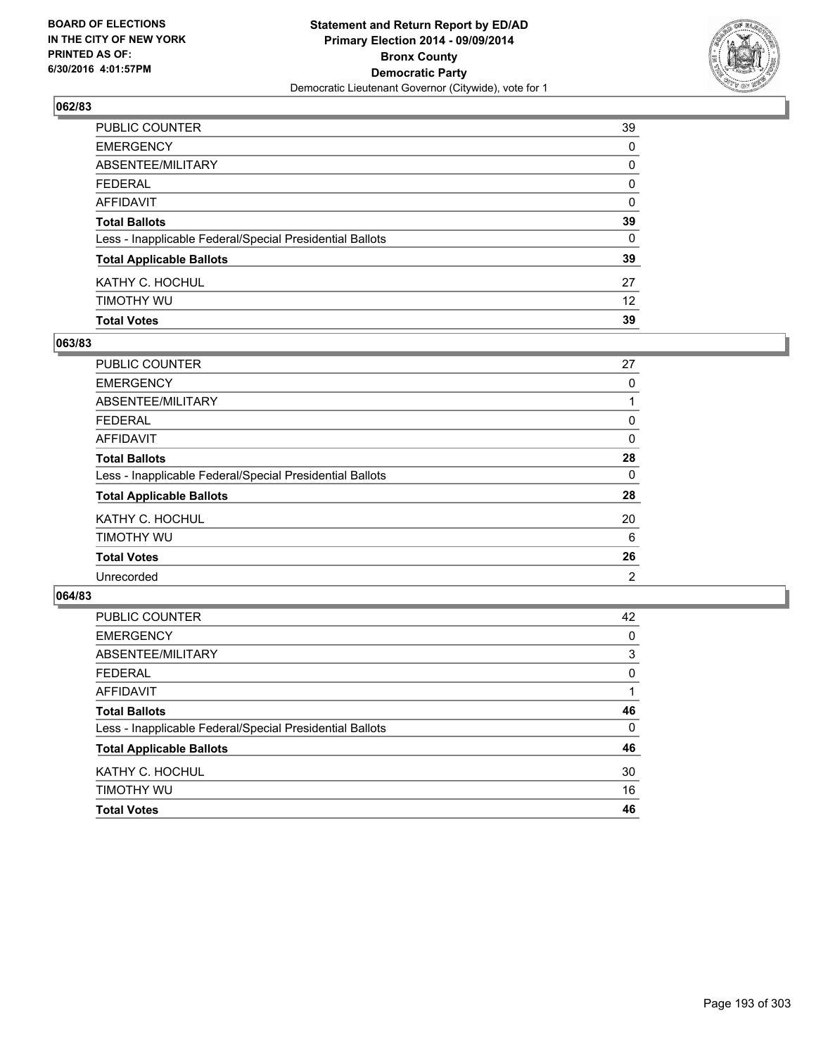BOARD OF ELECTIONS
IN THE CITY OF NEW YORK
PRINTED AS OF:
6/30/2016 4:01:57PM

**Statement and Return Report by ED/AD**
**Primary Election 2014 - 09/09/2014**
**Bronx County**
**Democratic Party**
Democratic Lieutenant Governor (Citywide), vote for 1

### 062/83

| | |
|---|---|
| PUBLIC COUNTER | 39 |
| EMERGENCY | 0 |
| ABSENTEE/MILITARY | 0 |
| FEDERAL | 0 |
| AFFIDAVIT | 0 |
| **Total Ballots** | **39** |
| Less - Inapplicable Federal/Special Presidential Ballots | 0 |
| **Total Applicable Ballots** | **39** |
| KATHY C. HOCHUL | 27 |
| TIMOTHY WU | 12 |
| **Total Votes** | **39** |

### 063/83

| | |
|---|---|
| PUBLIC COUNTER | 27 |
| EMERGENCY | 0 |
| ABSENTEE/MILITARY | 1 |
| FEDERAL | 0 |
| AFFIDAVIT | 0 |
| **Total Ballots** | **28** |
| Less - Inapplicable Federal/Special Presidential Ballots | 0 |
| **Total Applicable Ballots** | **28** |
| KATHY C. HOCHUL | 20 |
| TIMOTHY WU | 6 |
| **Total Votes** | **26** |
| Unrecorded | 2 |

### 064/83

| | |
|---|---|
| PUBLIC COUNTER | 42 |
| EMERGENCY | 0 |
| ABSENTEE/MILITARY | 3 |
| FEDERAL | 0 |
| AFFIDAVIT | 1 |
| **Total Ballots** | **46** |
| Less - Inapplicable Federal/Special Presidential Ballots | 0 |
| **Total Applicable Ballots** | **46** |
| KATHY C. HOCHUL | 30 |
| TIMOTHY WU | 16 |
| **Total Votes** | **46** |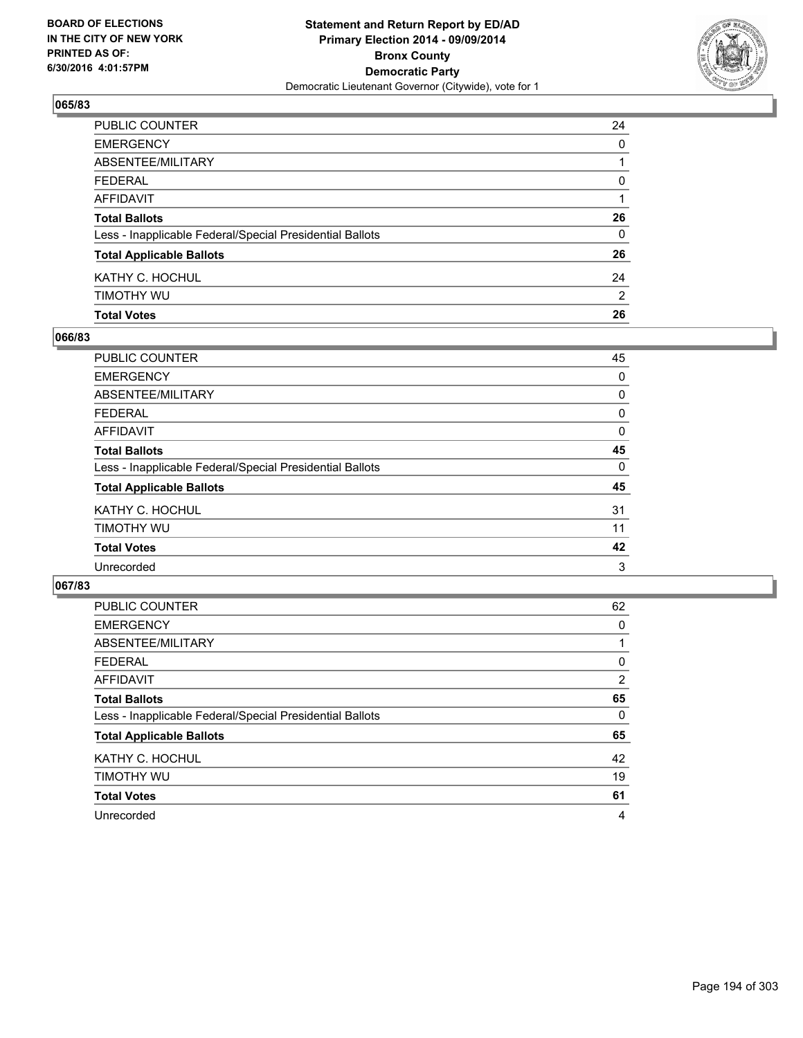BOARD OF ELECTIONS
IN THE CITY OF NEW YORK
PRINTED AS OF:
6/30/2016 4:01:57PM

**Statement and Return Report by ED/AD**
**Primary Election 2014 - 09/09/2014**
**Bronx County**
**Democratic Party**
Democratic Lieutenant Governor (Citywide), vote for 1

### 065/83

| | |
|---|---|
| PUBLIC COUNTER | 24 |
| EMERGENCY | 0 |
| ABSENTEE/MILITARY | 1 |
| FEDERAL | 0 |
| AFFIDAVIT | 1 |
| **Total Ballots** | **26** |
| Less - Inapplicable Federal/Special Presidential Ballots | 0 |
| **Total Applicable Ballots** | **26** |
| KATHY C. HOCHUL | 24 |
| TIMOTHY WU | 2 |
| **Total Votes** | **26** |

### 066/83

| | |
|---|---|
| PUBLIC COUNTER | 45 |
| EMERGENCY | 0 |
| ABSENTEE/MILITARY | 0 |
| FEDERAL | 0 |
| AFFIDAVIT | 0 |
| **Total Ballots** | **45** |
| Less - Inapplicable Federal/Special Presidential Ballots | 0 |
| **Total Applicable Ballots** | **45** |
| KATHY C. HOCHUL | 31 |
| TIMOTHY WU | 11 |
| **Total Votes** | **42** |
| Unrecorded | 3 |

### 067/83

| | |
|---|---|
| PUBLIC COUNTER | 62 |
| EMERGENCY | 0 |
| ABSENTEE/MILITARY | 1 |
| FEDERAL | 0 |
| AFFIDAVIT | 2 |
| **Total Ballots** | **65** |
| Less - Inapplicable Federal/Special Presidential Ballots | 0 |
| **Total Applicable Ballots** | **65** |
| KATHY C. HOCHUL | 42 |
| TIMOTHY WU | 19 |
| **Total Votes** | **61** |
| Unrecorded | 4 |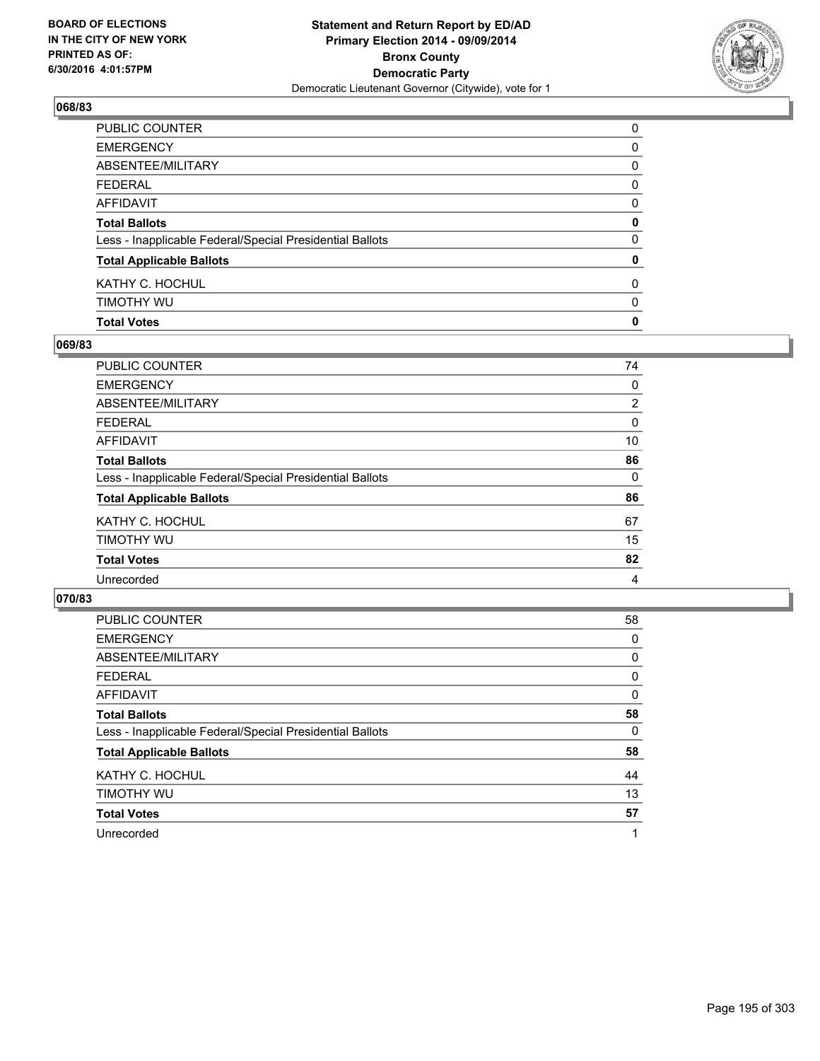**BOARD OF ELECTIONS IN THE CITY OF NEW YORK PRINTED AS OF: 6/30/2016 4:01:57PM**

**Statement and Return Report by ED/AD Primary Election 2014 - 09/09/2014 Bronx County Democratic Party**
Democratic Lieutenant Governor (Citywide), vote for 1

## 068/83

| | |
|---|---|
| PUBLIC COUNTER | 0 |
| EMERGENCY | 0 |
| ABSENTEE/MILITARY | 0 |
| FEDERAL | 0 |
| AFFIDAVIT | 0 |
| **Total Ballots** | **0** |
| Less - Inapplicable Federal/Special Presidential Ballots | 0 |
| **Total Applicable Ballots** | **0** |
| KATHY C. HOCHUL | 0 |
| TIMOTHY WU | 0 |
| **Total Votes** | **0** |

## 069/83

| | |
|---|---|
| PUBLIC COUNTER | 74 |
| EMERGENCY | 0 |
| ABSENTEE/MILITARY | 2 |
| FEDERAL | 0 |
| AFFIDAVIT | 10 |
| **Total Ballots** | **86** |
| Less - Inapplicable Federal/Special Presidential Ballots | 0 |
| **Total Applicable Ballots** | **86** |
| KATHY C. HOCHUL | 67 |
| TIMOTHY WU | 15 |
| **Total Votes** | **82** |
| Unrecorded | 4 |

## 070/83

| | |
|---|---|
| PUBLIC COUNTER | 58 |
| EMERGENCY | 0 |
| ABSENTEE/MILITARY | 0 |
| FEDERAL | 0 |
| AFFIDAVIT | 0 |
| **Total Ballots** | **58** |
| Less - Inapplicable Federal/Special Presidential Ballots | 0 |
| **Total Applicable Ballots** | **58** |
| KATHY C. HOCHUL | 44 |
| TIMOTHY WU | 13 |
| **Total Votes** | **57** |
| Unrecorded | 1 |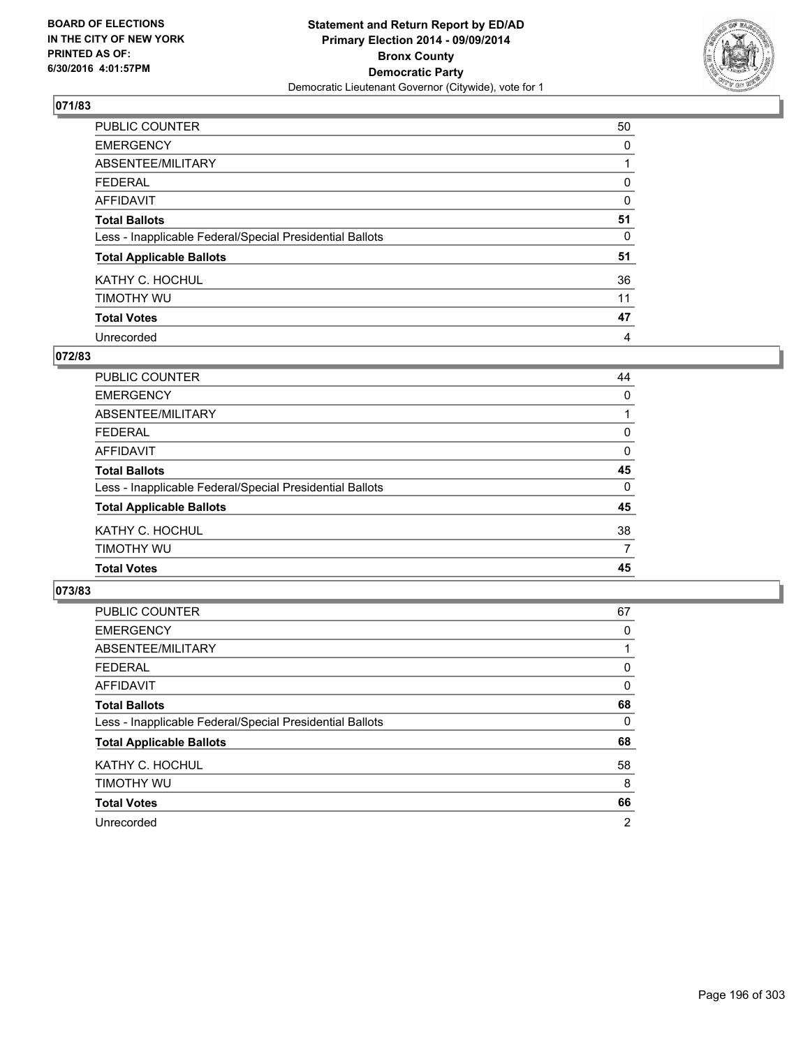**Statement and Return Report by ED/AD**
**Primary Election 2014 - 09/09/2014**
**Bronx County**
**Democratic Party**
Democratic Lieutenant Governor (Citywide), vote for 1

BOARD OF ELECTIONS
IN THE CITY OF NEW YORK
PRINTED AS OF:
6/30/2016 4:01:57PM

**071/83**

| | |
|---|---|
| PUBLIC COUNTER | 50 |
| EMERGENCY | 0 |
| ABSENTEE/MILITARY | 1 |
| FEDERAL | 0 |
| AFFIDAVIT | 0 |
| **Total Ballots** | **51** |
| Less - Inapplicable Federal/Special Presidential Ballots | 0 |
| **Total Applicable Ballots** | **51** |
| KATHY C. HOCHUL | 36 |
| TIMOTHY WU | 11 |
| **Total Votes** | **47** |
| Unrecorded | 4 |

**072/83**

| | |
|---|---|
| PUBLIC COUNTER | 44 |
| EMERGENCY | 0 |
| ABSENTEE/MILITARY | 1 |
| FEDERAL | 0 |
| AFFIDAVIT | 0 |
| **Total Ballots** | **45** |
| Less - Inapplicable Federal/Special Presidential Ballots | 0 |
| **Total Applicable Ballots** | **45** |
| KATHY C. HOCHUL | 38 |
| TIMOTHY WU | 7 |
| **Total Votes** | **45** |

**073/83**

| | |
|---|---|
| PUBLIC COUNTER | 67 |
| EMERGENCY | 0 |
| ABSENTEE/MILITARY | 1 |
| FEDERAL | 0 |
| AFFIDAVIT | 0 |
| **Total Ballots** | **68** |
| Less - Inapplicable Federal/Special Presidential Ballots | 0 |
| **Total Applicable Ballots** | **68** |
| KATHY C. HOCHUL | 58 |
| TIMOTHY WU | 8 |
| **Total Votes** | **66** |
| Unrecorded | 2 |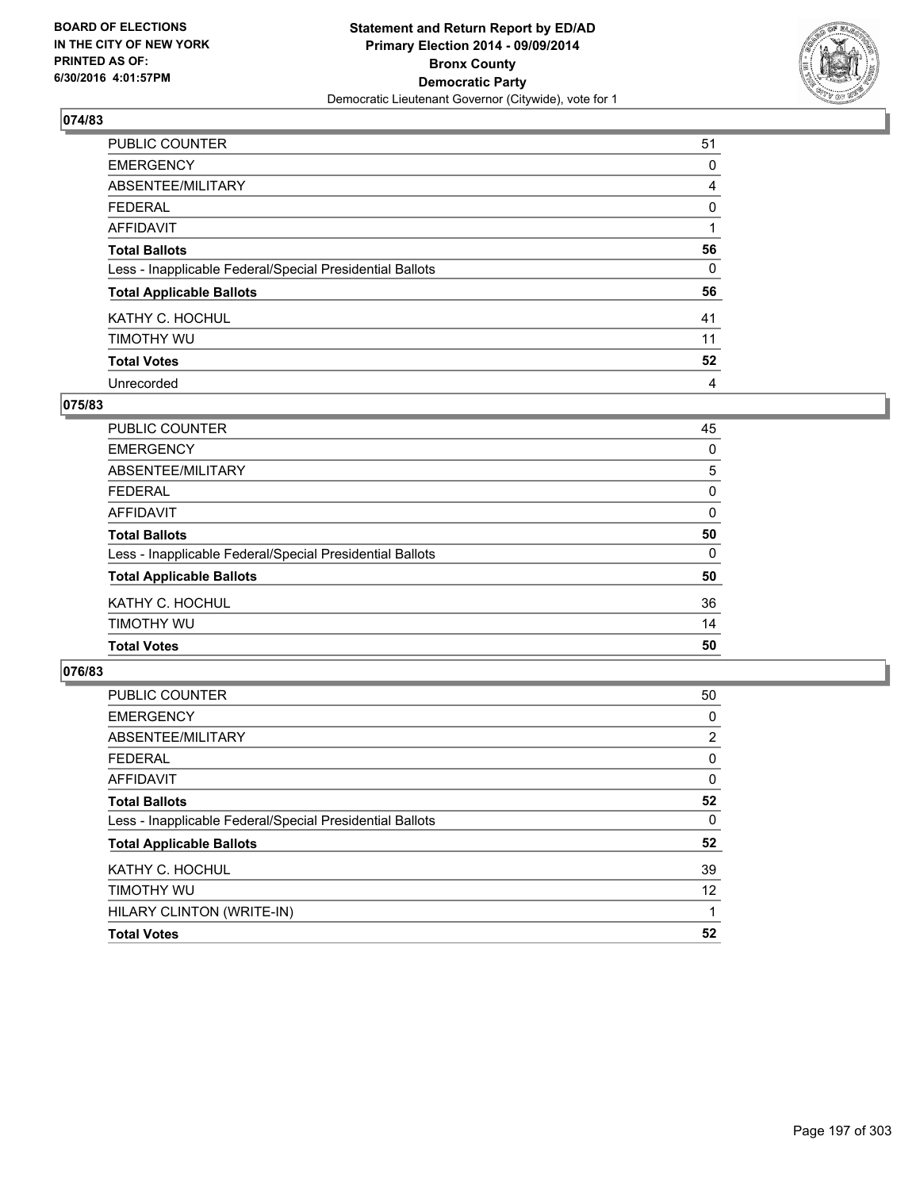**BOARD OF ELECTIONS IN THE CITY OF NEW YORK PRINTED AS OF: 6/30/2016 4:01:57PM**

**Statement and Return Report by ED/AD Primary Election 2014 - 09/09/2014 Bronx County Democratic Party**

Democratic Lieutenant Governor (Citywide), vote for 1

## 074/83

| | |
|---|---|
| PUBLIC COUNTER | 51 |
| EMERGENCY | 0 |
| ABSENTEE/MILITARY | 4 |
| FEDERAL | 0 |
| AFFIDAVIT | 1 |
| **Total Ballots** | **56** |
| Less - Inapplicable Federal/Special Presidential Ballots | 0 |
| **Total Applicable Ballots** | **56** |
| KATHY C. HOCHUL | 41 |
| TIMOTHY WU | 11 |
| **Total Votes** | **52** |
| Unrecorded | 4 |

## 075/83

| | |
|---|---|
| PUBLIC COUNTER | 45 |
| EMERGENCY | 0 |
| ABSENTEE/MILITARY | 5 |
| FEDERAL | 0 |
| AFFIDAVIT | 0 |
| **Total Ballots** | **50** |
| Less - Inapplicable Federal/Special Presidential Ballots | 0 |
| **Total Applicable Ballots** | **50** |
| KATHY C. HOCHUL | 36 |
| TIMOTHY WU | 14 |
| **Total Votes** | **50** |

## 076/83

| | |
|---|---|
| PUBLIC COUNTER | 50 |
| EMERGENCY | 0 |
| ABSENTEE/MILITARY | 2 |
| FEDERAL | 0 |
| AFFIDAVIT | 0 |
| **Total Ballots** | **52** |
| Less - Inapplicable Federal/Special Presidential Ballots | 0 |
| **Total Applicable Ballots** | **52** |
| KATHY C. HOCHUL | 39 |
| TIMOTHY WU | 12 |
| HILARY CLINTON (WRITE-IN) | 1 |
| **Total Votes** | **52** |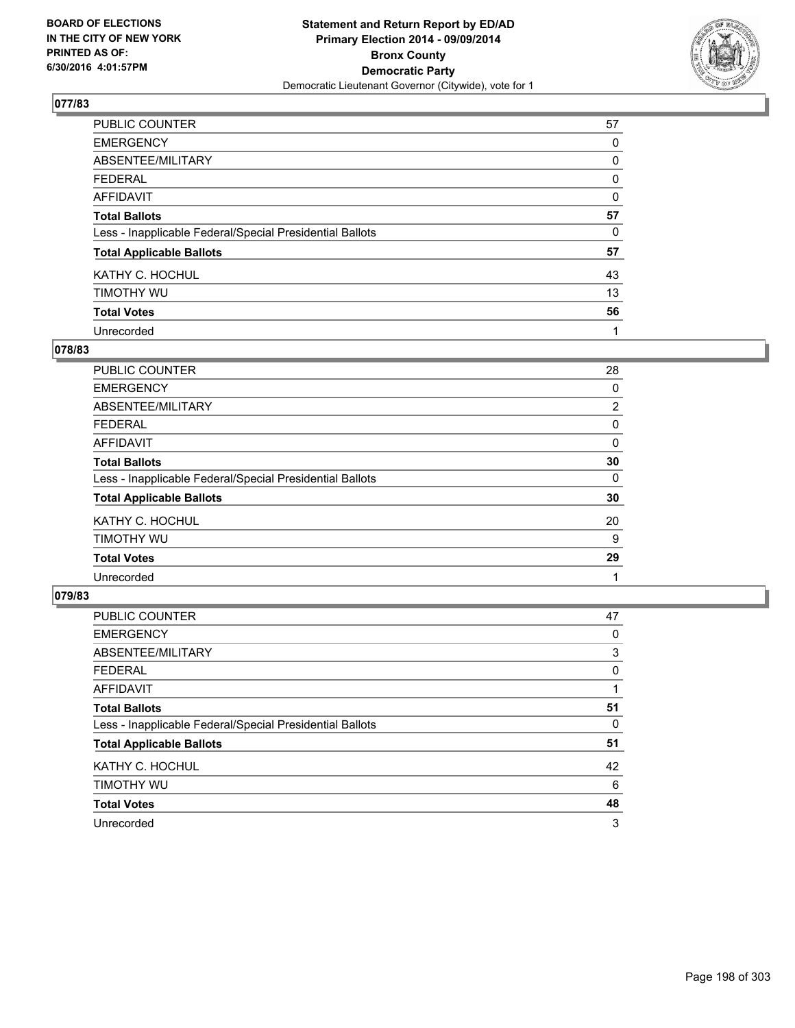**BOARD OF ELECTIONS IN THE CITY OF NEW YORK PRINTED AS OF: 6/30/2016 4:01:57PM**

**Statement and Return Report by ED/AD**
**Primary Election 2014 - 09/09/2014**
**Bronx County**
**Democratic Party**
Democratic Lieutenant Governor (Citywide), vote for 1

## 077/83

| | |
|---|---|
| PUBLIC COUNTER | 57 |
| EMERGENCY | 0 |
| ABSENTEE/MILITARY | 0 |
| FEDERAL | 0 |
| AFFIDAVIT | 0 |
| **Total Ballots** | **57** |
| Less - Inapplicable Federal/Special Presidential Ballots | 0 |
| **Total Applicable Ballots** | **57** |
| KATHY C. HOCHUL | 43 |
| TIMOTHY WU | 13 |
| **Total Votes** | **56** |
| Unrecorded | 1 |

## 078/83

| | |
|---|---|
| PUBLIC COUNTER | 28 |
| EMERGENCY | 0 |
| ABSENTEE/MILITARY | 2 |
| FEDERAL | 0 |
| AFFIDAVIT | 0 |
| **Total Ballots** | **30** |
| Less - Inapplicable Federal/Special Presidential Ballots | 0 |
| **Total Applicable Ballots** | **30** |
| KATHY C. HOCHUL | 20 |
| TIMOTHY WU | 9 |
| **Total Votes** | **29** |
| Unrecorded | 1 |

## 079/83

| | |
|---|---|
| PUBLIC COUNTER | 47 |
| EMERGENCY | 0 |
| ABSENTEE/MILITARY | 3 |
| FEDERAL | 0 |
| AFFIDAVIT | 1 |
| **Total Ballots** | **51** |
| Less - Inapplicable Federal/Special Presidential Ballots | 0 |
| **Total Applicable Ballots** | **51** |
| KATHY C. HOCHUL | 42 |
| TIMOTHY WU | 6 |
| **Total Votes** | **48** |
| Unrecorded | 3 |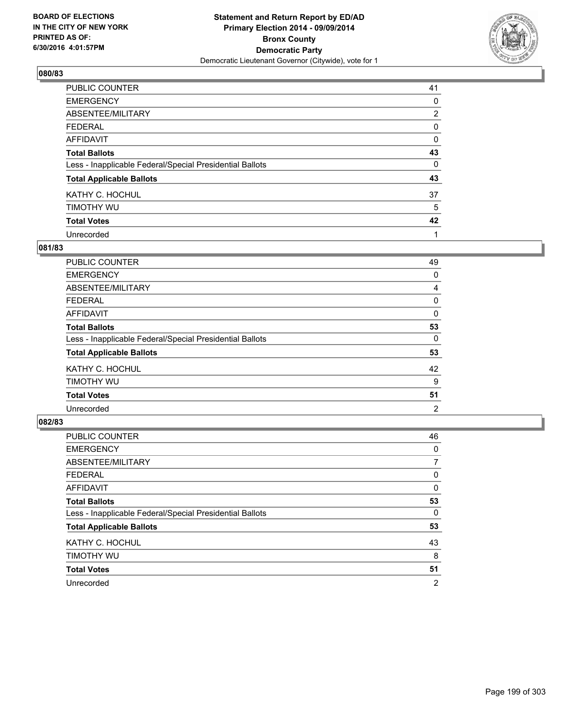**Statement and Return Report by ED/AD**
**Primary Election 2014 - 09/09/2014**
**Bronx County**
**Democratic Party**
Democratic Lieutenant Governor (Citywide), vote for 1

BOARD OF ELECTIONS
IN THE CITY OF NEW YORK
PRINTED AS OF:
6/30/2016 4:01:57PM

**080/83**

| | |
|---|---|
| PUBLIC COUNTER | 41 |
| EMERGENCY | 0 |
| ABSENTEE/MILITARY | 2 |
| FEDERAL | 0 |
| AFFIDAVIT | 0 |
| **Total Ballots** | **43** |
| Less - Inapplicable Federal/Special Presidential Ballots | 0 |
| **Total Applicable Ballots** | **43** |
| KATHY C. HOCHUL | 37 |
| TIMOTHY WU | 5 |
| **Total Votes** | **42** |
| Unrecorded | 1 |

**081/83**

| | |
|---|---|
| PUBLIC COUNTER | 49 |
| EMERGENCY | 0 |
| ABSENTEE/MILITARY | 4 |
| FEDERAL | 0 |
| AFFIDAVIT | 0 |
| **Total Ballots** | **53** |
| Less - Inapplicable Federal/Special Presidential Ballots | 0 |
| **Total Applicable Ballots** | **53** |
| KATHY C. HOCHUL | 42 |
| TIMOTHY WU | 9 |
| **Total Votes** | **51** |
| Unrecorded | 2 |

**082/83**

| | |
|---|---|
| PUBLIC COUNTER | 46 |
| EMERGENCY | 0 |
| ABSENTEE/MILITARY | 7 |
| FEDERAL | 0 |
| AFFIDAVIT | 0 |
| **Total Ballots** | **53** |
| Less - Inapplicable Federal/Special Presidential Ballots | 0 |
| **Total Applicable Ballots** | **53** |
| KATHY C. HOCHUL | 43 |
| TIMOTHY WU | 8 |
| **Total Votes** | **51** |
| Unrecorded | 2 |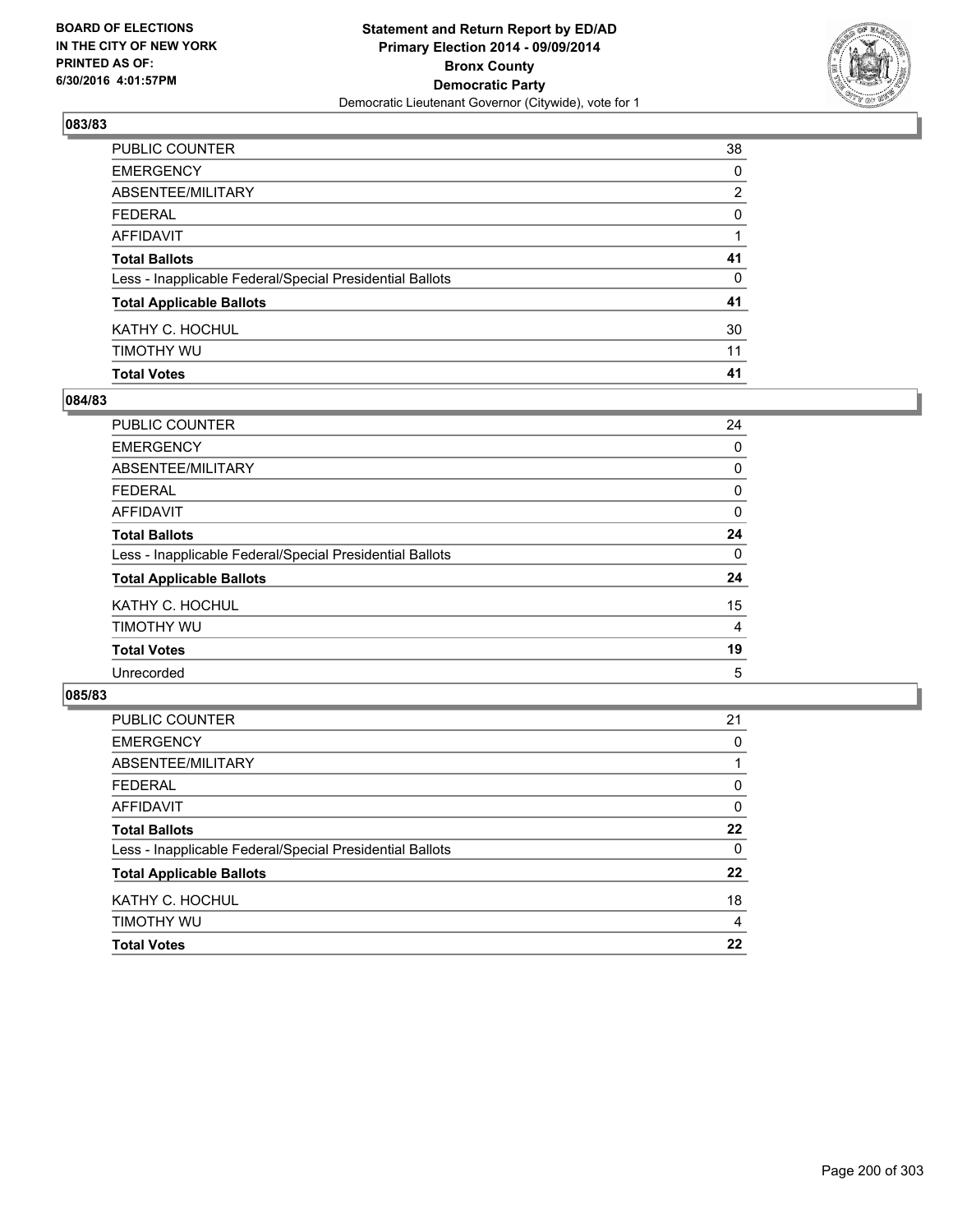BOARD OF ELECTIONS
IN THE CITY OF NEW YORK
PRINTED AS OF:
6/30/2016 4:01:57PM

**Statement and Return Report by ED/AD**
**Primary Election 2014 - 09/09/2014**
**Bronx County**
**Democratic Party**
Democratic Lieutenant Governor (Citywide), vote for 1

## 083/83

| | |
|---|---|
| PUBLIC COUNTER | 38 |
| EMERGENCY | 0 |
| ABSENTEE/MILITARY | 2 |
| FEDERAL | 0 |
| AFFIDAVIT | 1 |
| **Total Ballots** | **41** |
| Less - Inapplicable Federal/Special Presidential Ballots | 0 |
| **Total Applicable Ballots** | **41** |
| KATHY C. HOCHUL | 30 |
| TIMOTHY WU | 11 |
| **Total Votes** | **41** |

## 084/83

| | |
|---|---|
| PUBLIC COUNTER | 24 |
| EMERGENCY | 0 |
| ABSENTEE/MILITARY | 0 |
| FEDERAL | 0 |
| AFFIDAVIT | 0 |
| **Total Ballots** | **24** |
| Less - Inapplicable Federal/Special Presidential Ballots | 0 |
| **Total Applicable Ballots** | **24** |
| KATHY C. HOCHUL | 15 |
| TIMOTHY WU | 4 |
| **Total Votes** | **19** |
| Unrecorded | 5 |

## 085/83

| | |
|---|---|
| PUBLIC COUNTER | 21 |
| EMERGENCY | 0 |
| ABSENTEE/MILITARY | 1 |
| FEDERAL | 0 |
| AFFIDAVIT | 0 |
| **Total Ballots** | **22** |
| Less - Inapplicable Federal/Special Presidential Ballots | 0 |
| **Total Applicable Ballots** | **22** |
| KATHY C. HOCHUL | 18 |
| TIMOTHY WU | 4 |
| **Total Votes** | **22** |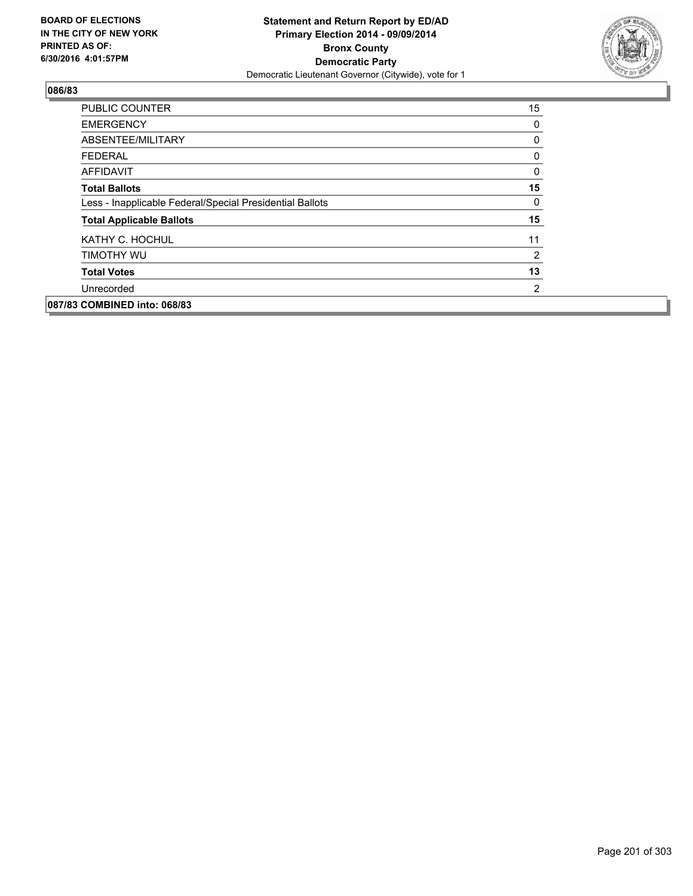**BOARD OF ELECTIONS IN THE CITY OF NEW YORK PRINTED AS OF: 6/30/2016 4:01:57PM**

**Statement and Return Report by ED/AD**
**Primary Election 2014 - 09/09/2014**
**Bronx County**
**Democratic Party**
Democratic Lieutenant Governor (Citywide), vote for 1

**086/83**

| | |
|---|---|
| PUBLIC COUNTER | 15 |
| EMERGENCY | 0 |
| ABSENTEE/MILITARY | 0 |
| FEDERAL | 0 |
| AFFIDAVIT | 0 |
| **Total Ballots** | **15** |
| Less - Inapplicable Federal/Special Presidential Ballots | 0 |
| **Total Applicable Ballots** | **15** |
| KATHY C. HOCHUL | 11 |
| TIMOTHY WU | 2 |
| **Total Votes** | **13** |
| Unrecorded | 2 |

**087/83 COMBINED into: 068/83**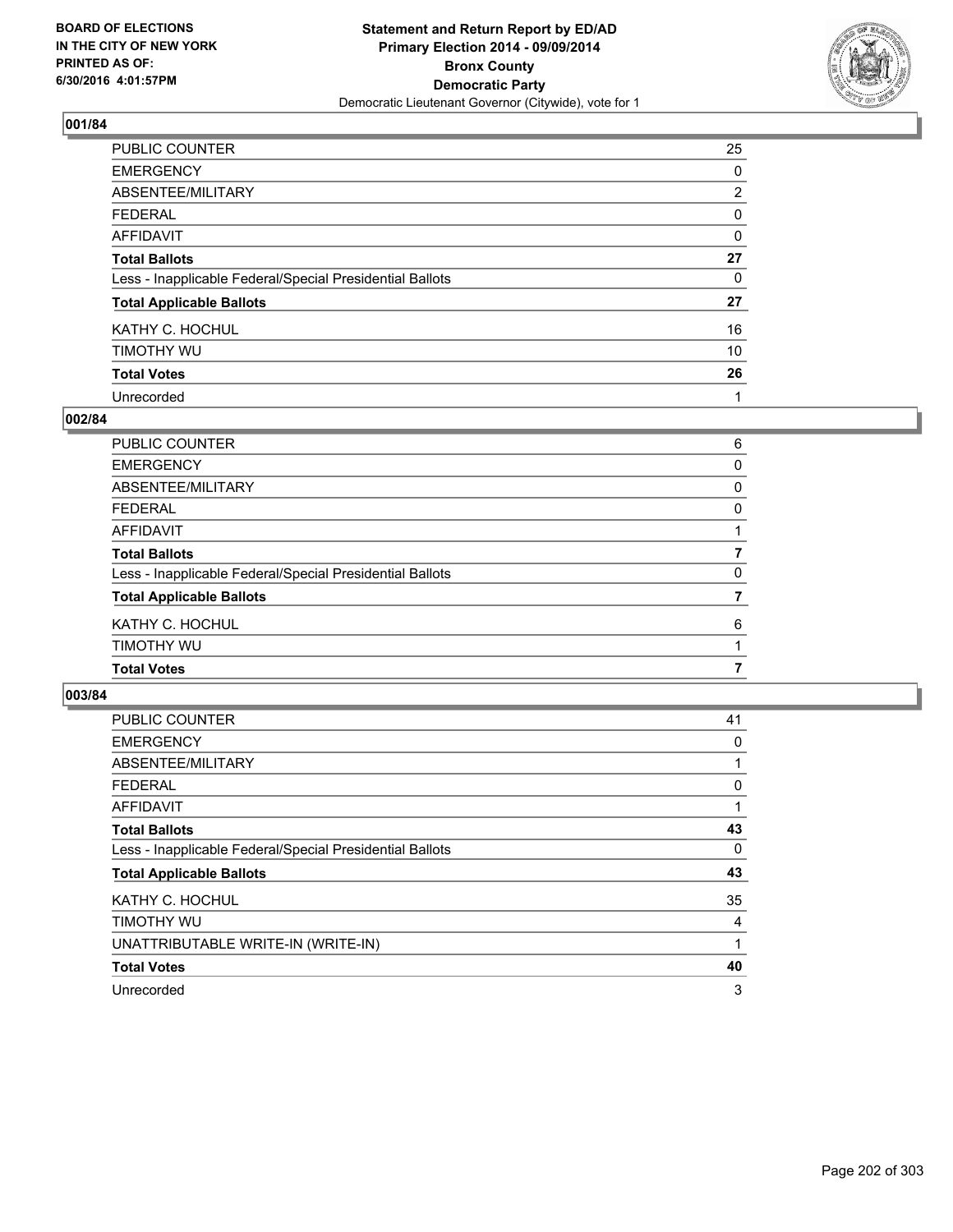BOARD OF ELECTIONS IN THE CITY OF NEW YORK PRINTED AS OF: 6/30/2016 4:01:57PM

**Statement and Return Report by ED/AD**
**Primary Election 2014 - 09/09/2014**
**Bronx County**
**Democratic Party**
Democratic Lieutenant Governor (Citywide), vote for 1

### 001/84

| | |
|---|---|
| PUBLIC COUNTER | 25 |
| EMERGENCY | 0 |
| ABSENTEE/MILITARY | 2 |
| FEDERAL | 0 |
| AFFIDAVIT | 0 |
| **Total Ballots** | **27** |
| Less - Inapplicable Federal/Special Presidential Ballots | 0 |
| **Total Applicable Ballots** | **27** |
| KATHY C. HOCHUL | 16 |
| TIMOTHY WU | 10 |
| **Total Votes** | **26** |
| Unrecorded | 1 |

### 002/84

| | |
|---|---|
| PUBLIC COUNTER | 6 |
| EMERGENCY | 0 |
| ABSENTEE/MILITARY | 0 |
| FEDERAL | 0 |
| AFFIDAVIT | 1 |
| **Total Ballots** | **7** |
| Less - Inapplicable Federal/Special Presidential Ballots | 0 |
| **Total Applicable Ballots** | **7** |
| KATHY C. HOCHUL | 6 |
| TIMOTHY WU | 1 |
| **Total Votes** | **7** |

### 003/84

| | |
|---|---|
| PUBLIC COUNTER | 41 |
| EMERGENCY | 0 |
| ABSENTEE/MILITARY | 1 |
| FEDERAL | 0 |
| AFFIDAVIT | 1 |
| **Total Ballots** | **43** |
| Less - Inapplicable Federal/Special Presidential Ballots | 0 |
| **Total Applicable Ballots** | **43** |
| KATHY C. HOCHUL | 35 |
| TIMOTHY WU | 4 |
| UNATTRIBUTABLE WRITE-IN (WRITE-IN) | 1 |
| **Total Votes** | **40** |
| Unrecorded | 3 |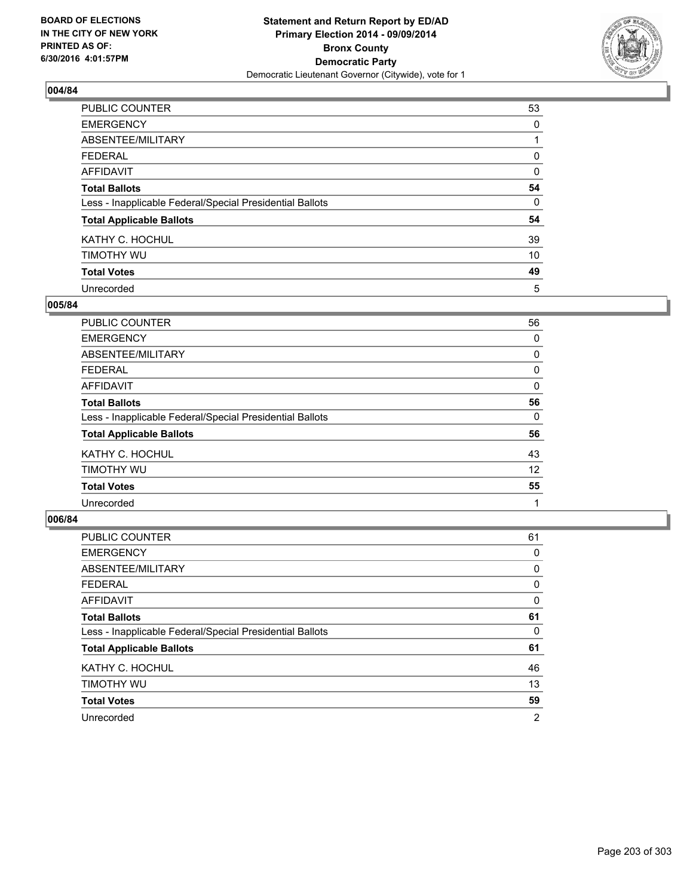BOARD OF ELECTIONS
IN THE CITY OF NEW YORK
PRINTED AS OF:
6/30/2016 4:01:57PM

**Statement and Return Report by ED/AD**
**Primary Election 2014 - 09/09/2014**
**Bronx County**
**Democratic Party**
Democratic Lieutenant Governor (Citywide), vote for 1

### 004/84

| | |
|---|---|
| PUBLIC COUNTER | 53 |
| EMERGENCY | 0 |
| ABSENTEE/MILITARY | 1 |
| FEDERAL | 0 |
| AFFIDAVIT | 0 |
| **Total Ballots** | **54** |
| Less - Inapplicable Federal/Special Presidential Ballots | 0 |
| **Total Applicable Ballots** | **54** |
| KATHY C. HOCHUL | 39 |
| TIMOTHY WU | 10 |
| **Total Votes** | **49** |
| Unrecorded | 5 |

### 005/84

| | |
|---|---|
| PUBLIC COUNTER | 56 |
| EMERGENCY | 0 |
| ABSENTEE/MILITARY | 0 |
| FEDERAL | 0 |
| AFFIDAVIT | 0 |
| **Total Ballots** | **56** |
| Less - Inapplicable Federal/Special Presidential Ballots | 0 |
| **Total Applicable Ballots** | **56** |
| KATHY C. HOCHUL | 43 |
| TIMOTHY WU | 12 |
| **Total Votes** | **55** |
| Unrecorded | 1 |

### 006/84

| | |
|---|---|
| PUBLIC COUNTER | 61 |
| EMERGENCY | 0 |
| ABSENTEE/MILITARY | 0 |
| FEDERAL | 0 |
| AFFIDAVIT | 0 |
| **Total Ballots** | **61** |
| Less - Inapplicable Federal/Special Presidential Ballots | 0 |
| **Total Applicable Ballots** | **61** |
| KATHY C. HOCHUL | 46 |
| TIMOTHY WU | 13 |
| **Total Votes** | **59** |
| Unrecorded | 2 |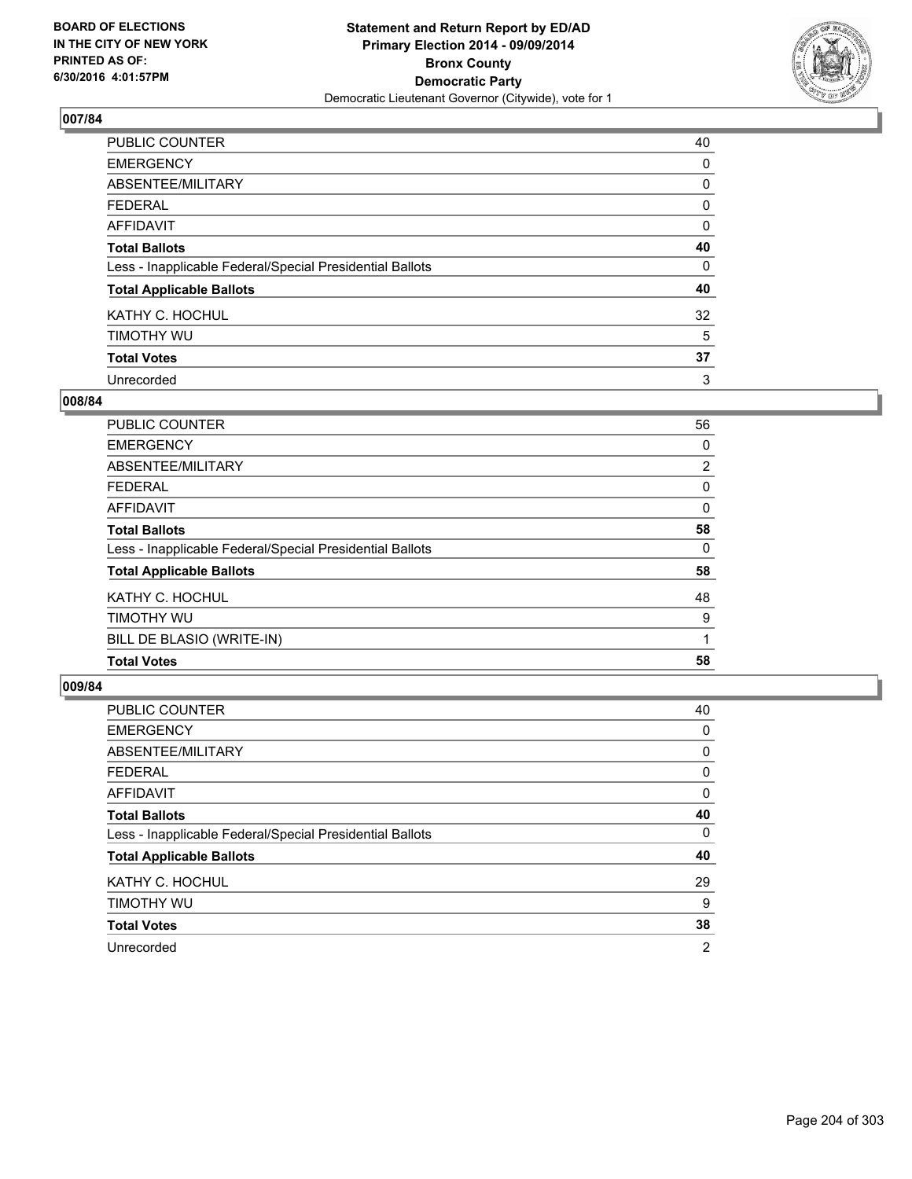**BOARD OF ELECTIONS IN THE CITY OF NEW YORK PRINTED AS OF: 6/30/2016 4:01:57PM**

**Statement and Return Report by ED/AD Primary Election 2014 - 09/09/2014 Bronx County Democratic Party**

Democratic Lieutenant Governor (Citywide), vote for 1

## 007/84

| | |
|---|---|
| PUBLIC COUNTER | 40 |
| EMERGENCY | 0 |
| ABSENTEE/MILITARY | 0 |
| FEDERAL | 0 |
| AFFIDAVIT | 0 |
| **Total Ballots** | **40** |
| Less - Inapplicable Federal/Special Presidential Ballots | 0 |
| **Total Applicable Ballots** | **40** |
| KATHY C. HOCHUL | 32 |
| TIMOTHY WU | 5 |
| **Total Votes** | **37** |
| Unrecorded | 3 |

## 008/84

| | |
|---|---|
| PUBLIC COUNTER | 56 |
| EMERGENCY | 0 |
| ABSENTEE/MILITARY | 2 |
| FEDERAL | 0 |
| AFFIDAVIT | 0 |
| **Total Ballots** | **58** |
| Less - Inapplicable Federal/Special Presidential Ballots | 0 |
| **Total Applicable Ballots** | **58** |
| KATHY C. HOCHUL | 48 |
| TIMOTHY WU | 9 |
| BILL DE BLASIO (WRITE-IN) | 1 |
| **Total Votes** | **58** |

## 009/84

| | |
|---|---|
| PUBLIC COUNTER | 40 |
| EMERGENCY | 0 |
| ABSENTEE/MILITARY | 0 |
| FEDERAL | 0 |
| AFFIDAVIT | 0 |
| **Total Ballots** | **40** |
| Less - Inapplicable Federal/Special Presidential Ballots | 0 |
| **Total Applicable Ballots** | **40** |
| KATHY C. HOCHUL | 29 |
| TIMOTHY WU | 9 |
| **Total Votes** | **38** |
| Unrecorded | 2 |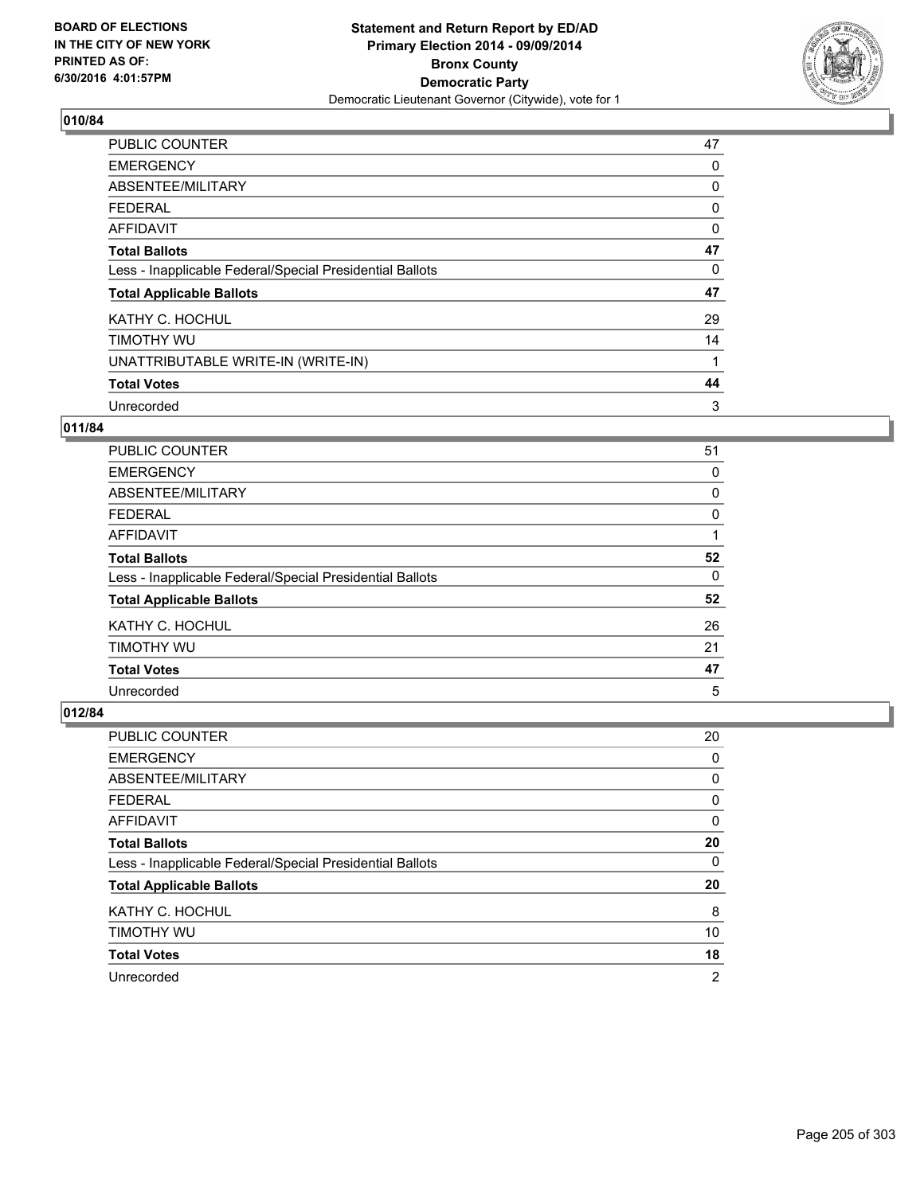BOARD OF ELECTIONS
IN THE CITY OF NEW YORK
PRINTED AS OF:
6/30/2016 4:01:57PM

**Statement and Return Report by ED/AD**
**Primary Election 2014 - 09/09/2014**
**Bronx County**
**Democratic Party**
Democratic Lieutenant Governor (Citywide), vote for 1

## 010/84

| | |
|---|---|
| PUBLIC COUNTER | 47 |
| EMERGENCY | 0 |
| ABSENTEE/MILITARY | 0 |
| FEDERAL | 0 |
| AFFIDAVIT | 0 |
| **Total Ballots** | **47** |
| Less - Inapplicable Federal/Special Presidential Ballots | 0 |
| **Total Applicable Ballots** | **47** |
| KATHY C. HOCHUL | 29 |
| TIMOTHY WU | 14 |
| UNATTRIBUTABLE WRITE-IN (WRITE-IN) | 1 |
| **Total Votes** | **44** |
| Unrecorded | 3 |

## 011/84

| | |
|---|---|
| PUBLIC COUNTER | 51 |
| EMERGENCY | 0 |
| ABSENTEE/MILITARY | 0 |
| FEDERAL | 0 |
| AFFIDAVIT | 1 |
| **Total Ballots** | **52** |
| Less - Inapplicable Federal/Special Presidential Ballots | 0 |
| **Total Applicable Ballots** | **52** |
| KATHY C. HOCHUL | 26 |
| TIMOTHY WU | 21 |
| **Total Votes** | **47** |
| Unrecorded | 5 |

## 012/84

| | |
|---|---|
| PUBLIC COUNTER | 20 |
| EMERGENCY | 0 |
| ABSENTEE/MILITARY | 0 |
| FEDERAL | 0 |
| AFFIDAVIT | 0 |
| **Total Ballots** | **20** |
| Less - Inapplicable Federal/Special Presidential Ballots | 0 |
| **Total Applicable Ballots** | **20** |
| KATHY C. HOCHUL | 8 |
| TIMOTHY WU | 10 |
| **Total Votes** | **18** |
| Unrecorded | 2 |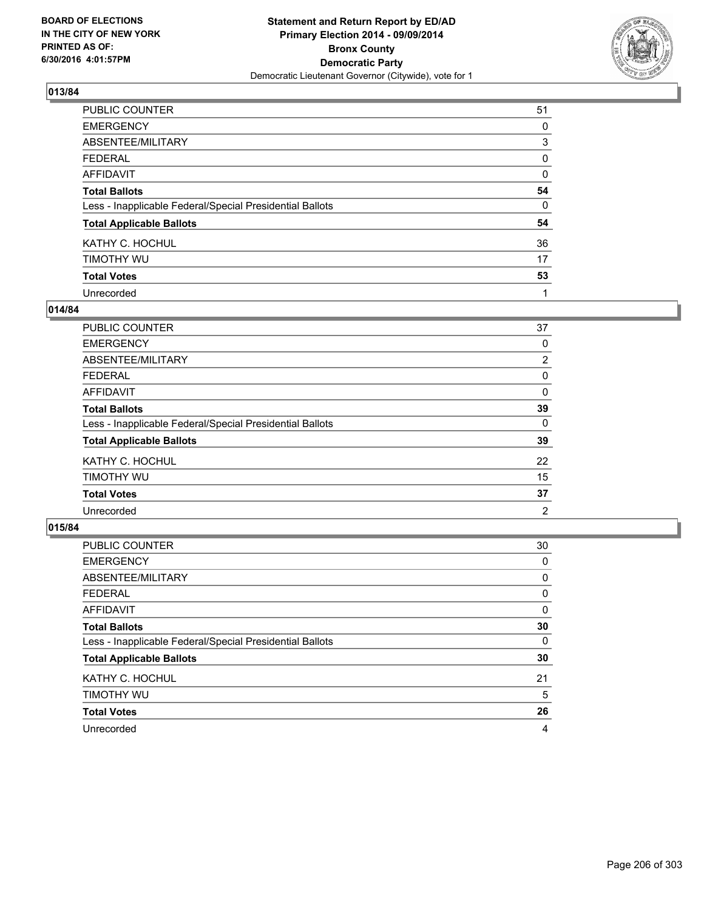**BOARD OF ELECTIONS IN THE CITY OF NEW YORK PRINTED AS OF: 6/30/2016 4:01:57PM**

**Statement and Return Report by ED/AD Primary Election 2014 - 09/09/2014 Bronx County Democratic Party**

Democratic Lieutenant Governor (Citywide), vote for 1

### 013/84

| | |
|---|---|
| PUBLIC COUNTER | 51 |
| EMERGENCY | 0 |
| ABSENTEE/MILITARY | 3 |
| FEDERAL | 0 |
| AFFIDAVIT | 0 |
| **Total Ballots** | **54** |
| Less - Inapplicable Federal/Special Presidential Ballots | 0 |
| **Total Applicable Ballots** | **54** |
| KATHY C. HOCHUL | 36 |
| TIMOTHY WU | 17 |
| **Total Votes** | **53** |
| Unrecorded | 1 |

### 014/84

| | |
|---|---|
| PUBLIC COUNTER | 37 |
| EMERGENCY | 0 |
| ABSENTEE/MILITARY | 2 |
| FEDERAL | 0 |
| AFFIDAVIT | 0 |
| **Total Ballots** | **39** |
| Less - Inapplicable Federal/Special Presidential Ballots | 0 |
| **Total Applicable Ballots** | **39** |
| KATHY C. HOCHUL | 22 |
| TIMOTHY WU | 15 |
| **Total Votes** | **37** |
| Unrecorded | 2 |

### 015/84

| | |
|---|---|
| PUBLIC COUNTER | 30 |
| EMERGENCY | 0 |
| ABSENTEE/MILITARY | 0 |
| FEDERAL | 0 |
| AFFIDAVIT | 0 |
| **Total Ballots** | **30** |
| Less - Inapplicable Federal/Special Presidential Ballots | 0 |
| **Total Applicable Ballots** | **30** |
| KATHY C. HOCHUL | 21 |
| TIMOTHY WU | 5 |
| **Total Votes** | **26** |
| Unrecorded | 4 |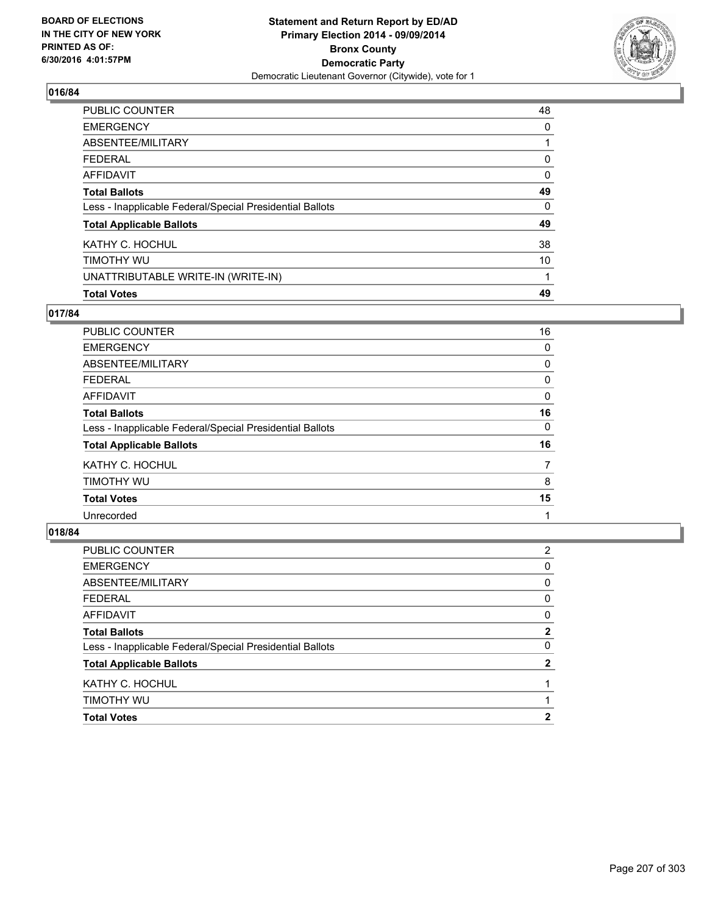BOARD OF ELECTIONS
IN THE CITY OF NEW YORK
PRINTED AS OF:
6/30/2016 4:01:57PM

**Statement and Return Report by ED/AD**
**Primary Election 2014 - 09/09/2014**
**Bronx County**
**Democratic Party**
Democratic Lieutenant Governor (Citywide), vote for 1

## 016/84

| | |
|---|---|
| PUBLIC COUNTER | 48 |
| EMERGENCY | 0 |
| ABSENTEE/MILITARY | 1 |
| FEDERAL | 0 |
| AFFIDAVIT | 0 |
| **Total Ballots** | **49** |
| Less - Inapplicable Federal/Special Presidential Ballots | 0 |
| **Total Applicable Ballots** | **49** |
| KATHY C. HOCHUL | 38 |
| TIMOTHY WU | 10 |
| UNATTRIBUTABLE WRITE-IN (WRITE-IN) | 1 |
| **Total Votes** | **49** |

## 017/84

| | |
|---|---|
| PUBLIC COUNTER | 16 |
| EMERGENCY | 0 |
| ABSENTEE/MILITARY | 0 |
| FEDERAL | 0 |
| AFFIDAVIT | 0 |
| **Total Ballots** | **16** |
| Less - Inapplicable Federal/Special Presidential Ballots | 0 |
| **Total Applicable Ballots** | **16** |
| KATHY C. HOCHUL | 7 |
| TIMOTHY WU | 8 |
| **Total Votes** | **15** |
| Unrecorded | 1 |

## 018/84

| | |
|---|---|
| PUBLIC COUNTER | 2 |
| EMERGENCY | 0 |
| ABSENTEE/MILITARY | 0 |
| FEDERAL | 0 |
| AFFIDAVIT | 0 |
| **Total Ballots** | **2** |
| Less - Inapplicable Federal/Special Presidential Ballots | 0 |
| **Total Applicable Ballots** | **2** |
| KATHY C. HOCHUL | 1 |
| TIMOTHY WU | 1 |
| **Total Votes** | **2** |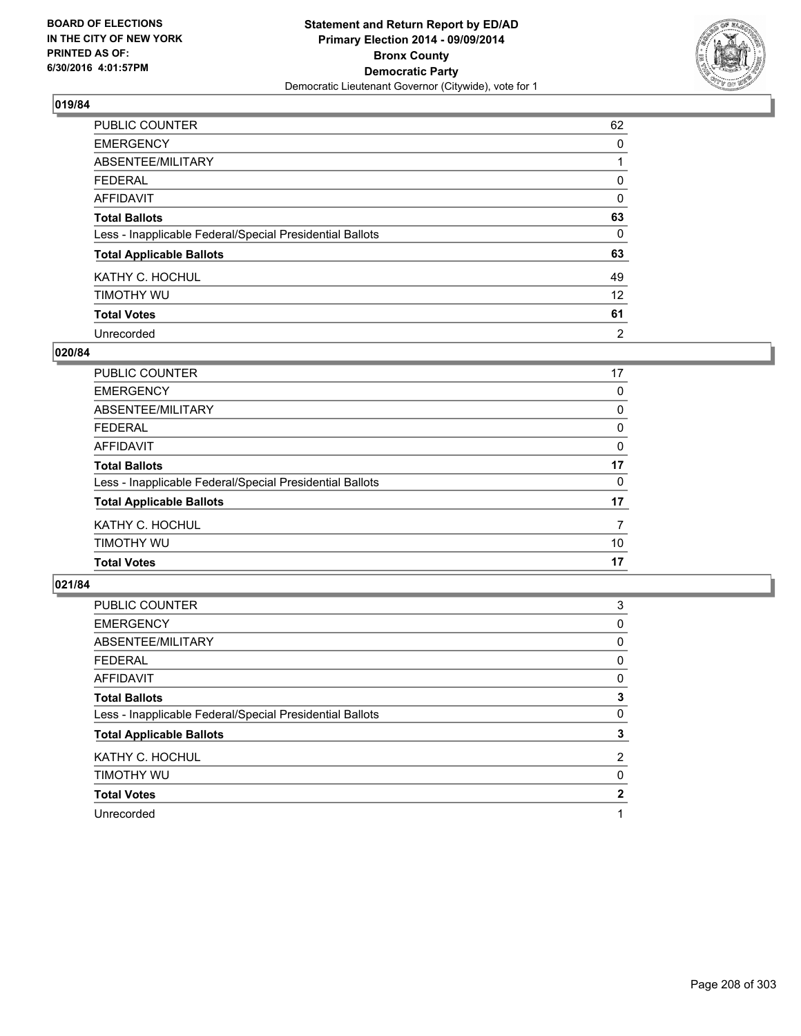**Statement and Return Report by ED/AD**
**Primary Election 2014 - 09/09/2014**
**Bronx County**
**Democratic Party**
Democratic Lieutenant Governor (Citywide), vote for 1

BOARD OF ELECTIONS
IN THE CITY OF NEW YORK
PRINTED AS OF:
6/30/2016 4:01:57PM

### 019/84

| | |
|---|---|
| PUBLIC COUNTER | 62 |
| EMERGENCY | 0 |
| ABSENTEE/MILITARY | 1 |
| FEDERAL | 0 |
| AFFIDAVIT | 0 |
| **Total Ballots** | **63** |
| Less - Inapplicable Federal/Special Presidential Ballots | 0 |
| **Total Applicable Ballots** | **63** |
| KATHY C. HOCHUL | 49 |
| TIMOTHY WU | 12 |
| **Total Votes** | **61** |
| Unrecorded | 2 |

### 020/84

| | |
|---|---|
| PUBLIC COUNTER | 17 |
| EMERGENCY | 0 |
| ABSENTEE/MILITARY | 0 |
| FEDERAL | 0 |
| AFFIDAVIT | 0 |
| **Total Ballots** | **17** |
| Less - Inapplicable Federal/Special Presidential Ballots | 0 |
| **Total Applicable Ballots** | **17** |
| KATHY C. HOCHUL | 7 |
| TIMOTHY WU | 10 |
| **Total Votes** | **17** |

### 021/84

| | |
|---|---|
| PUBLIC COUNTER | 3 |
| EMERGENCY | 0 |
| ABSENTEE/MILITARY | 0 |
| FEDERAL | 0 |
| AFFIDAVIT | 0 |
| **Total Ballots** | **3** |
| Less - Inapplicable Federal/Special Presidential Ballots | 0 |
| **Total Applicable Ballots** | **3** |
| KATHY C. HOCHUL | 2 |
| TIMOTHY WU | 0 |
| **Total Votes** | **2** |
| Unrecorded | 1 |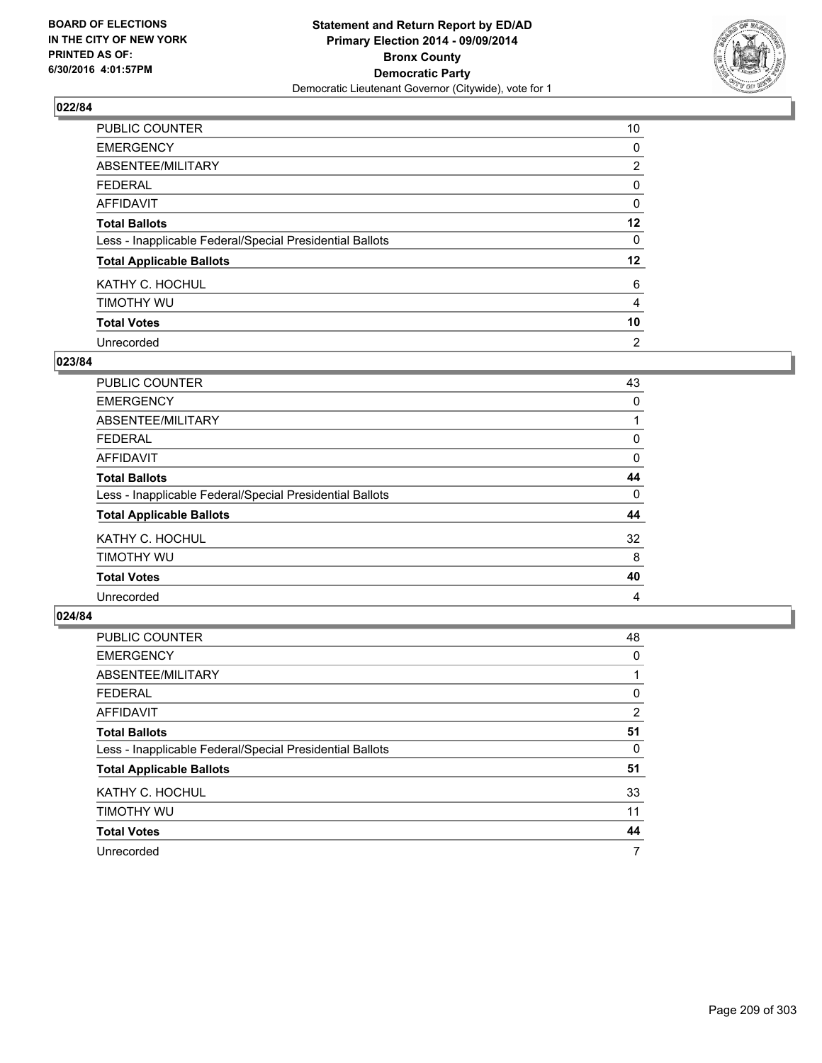**BOARD OF ELECTIONS IN THE CITY OF NEW YORK PRINTED AS OF: 6/30/2016 4:01:57PM**

**Statement and Return Report by ED/AD Primary Election 2014 - 09/09/2014 Bronx County Democratic Party**

Democratic Lieutenant Governor (Citywide), vote for 1

### 022/84

| | |
|---|---|
| PUBLIC COUNTER | 10 |
| EMERGENCY | 0 |
| ABSENTEE/MILITARY | 2 |
| FEDERAL | 0 |
| AFFIDAVIT | 0 |
| **Total Ballots** | **12** |
| Less - Inapplicable Federal/Special Presidential Ballots | 0 |
| **Total Applicable Ballots** | **12** |
| KATHY C. HOCHUL | 6 |
| TIMOTHY WU | 4 |
| **Total Votes** | **10** |
| Unrecorded | 2 |

### 023/84

| | |
|---|---|
| PUBLIC COUNTER | 43 |
| EMERGENCY | 0 |
| ABSENTEE/MILITARY | 1 |
| FEDERAL | 0 |
| AFFIDAVIT | 0 |
| **Total Ballots** | **44** |
| Less - Inapplicable Federal/Special Presidential Ballots | 0 |
| **Total Applicable Ballots** | **44** |
| KATHY C. HOCHUL | 32 |
| TIMOTHY WU | 8 |
| **Total Votes** | **40** |
| Unrecorded | 4 |

### 024/84

| | |
|---|---|
| PUBLIC COUNTER | 48 |
| EMERGENCY | 0 |
| ABSENTEE/MILITARY | 1 |
| FEDERAL | 0 |
| AFFIDAVIT | 2 |
| **Total Ballots** | **51** |
| Less - Inapplicable Federal/Special Presidential Ballots | 0 |
| **Total Applicable Ballots** | **51** |
| KATHY C. HOCHUL | 33 |
| TIMOTHY WU | 11 |
| **Total Votes** | **44** |
| Unrecorded | 7 |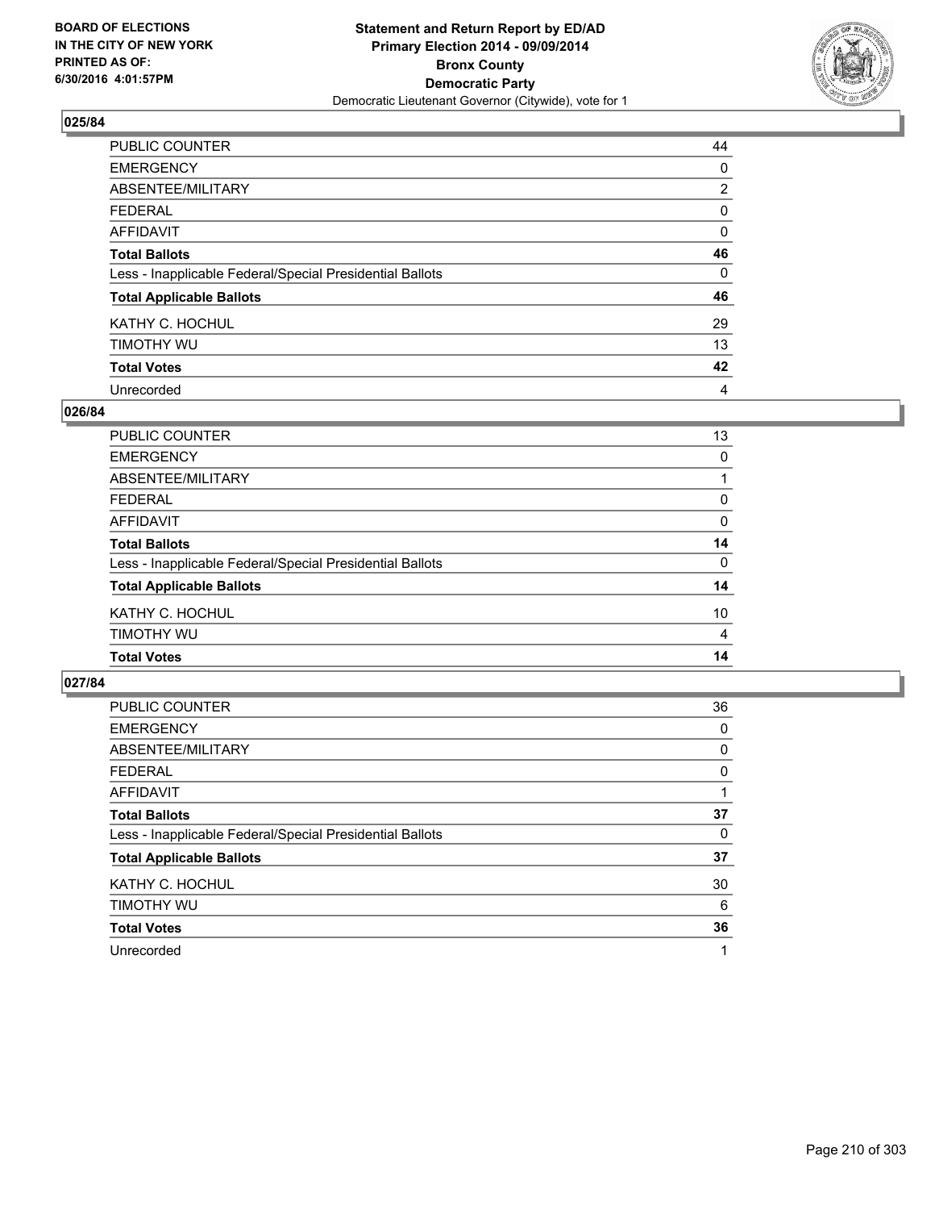**Statement and Return Report by ED/AD**
**Primary Election 2014 - 09/09/2014**
**Bronx County**
**Democratic Party**
Democratic Lieutenant Governor (Citywide), vote for 1

BOARD OF ELECTIONS
IN THE CITY OF NEW YORK
PRINTED AS OF:
6/30/2016 4:01:57PM

### 025/84

| | |
|---|---|
| PUBLIC COUNTER | 44 |
| EMERGENCY | 0 |
| ABSENTEE/MILITARY | 2 |
| FEDERAL | 0 |
| AFFIDAVIT | 0 |
| **Total Ballots** | **46** |
| Less - Inapplicable Federal/Special Presidential Ballots | 0 |
| **Total Applicable Ballots** | **46** |
| KATHY C. HOCHUL | 29 |
| TIMOTHY WU | 13 |
| **Total Votes** | **42** |
| Unrecorded | 4 |

### 026/84

| | |
|---|---|
| PUBLIC COUNTER | 13 |
| EMERGENCY | 0 |
| ABSENTEE/MILITARY | 1 |
| FEDERAL | 0 |
| AFFIDAVIT | 0 |
| **Total Ballots** | **14** |
| Less - Inapplicable Federal/Special Presidential Ballots | 0 |
| **Total Applicable Ballots** | **14** |
| KATHY C. HOCHUL | 10 |
| TIMOTHY WU | 4 |
| **Total Votes** | **14** |

### 027/84

| | |
|---|---|
| PUBLIC COUNTER | 36 |
| EMERGENCY | 0 |
| ABSENTEE/MILITARY | 0 |
| FEDERAL | 0 |
| AFFIDAVIT | 1 |
| **Total Ballots** | **37** |
| Less - Inapplicable Federal/Special Presidential Ballots | 0 |
| **Total Applicable Ballots** | **37** |
| KATHY C. HOCHUL | 30 |
| TIMOTHY WU | 6 |
| **Total Votes** | **36** |
| Unrecorded | 1 |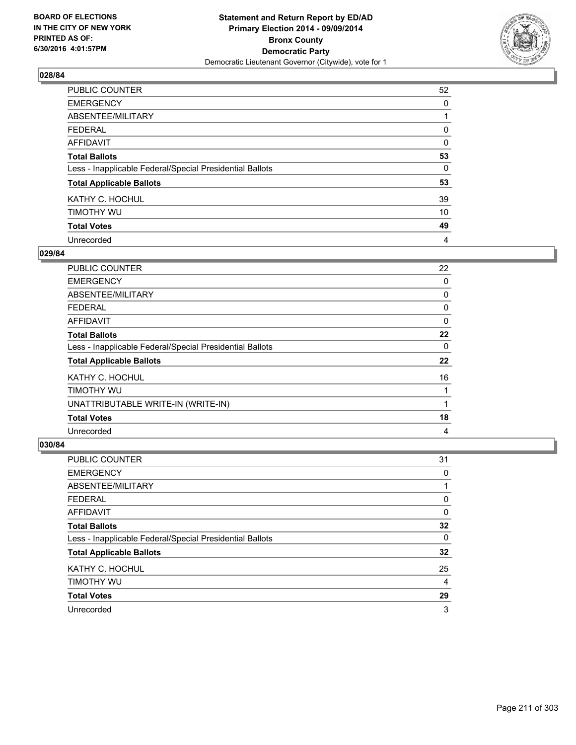**Statement and Return Report by ED/AD**
**Primary Election 2014 - 09/09/2014**
**Bronx County**
**Democratic Party**
Democratic Lieutenant Governor (Citywide), vote for 1

BOARD OF ELECTIONS
IN THE CITY OF NEW YORK
PRINTED AS OF:
6/30/2016 4:01:57PM

### 028/84

| | |
|---|---|
| PUBLIC COUNTER | 52 |
| EMERGENCY | 0 |
| ABSENTEE/MILITARY | 1 |
| FEDERAL | 0 |
| AFFIDAVIT | 0 |
| **Total Ballots** | **53** |
| Less - Inapplicable Federal/Special Presidential Ballots | 0 |
| **Total Applicable Ballots** | **53** |
| KATHY C. HOCHUL | 39 |
| TIMOTHY WU | 10 |
| **Total Votes** | **49** |
| Unrecorded | 4 |

### 029/84

| | |
|---|---|
| PUBLIC COUNTER | 22 |
| EMERGENCY | 0 |
| ABSENTEE/MILITARY | 0 |
| FEDERAL | 0 |
| AFFIDAVIT | 0 |
| **Total Ballots** | **22** |
| Less - Inapplicable Federal/Special Presidential Ballots | 0 |
| **Total Applicable Ballots** | **22** |
| KATHY C. HOCHUL | 16 |
| TIMOTHY WU | 1 |
| UNATTRIBUTABLE WRITE-IN (WRITE-IN) | 1 |
| **Total Votes** | **18** |
| Unrecorded | 4 |

### 030/84

| | |
|---|---|
| PUBLIC COUNTER | 31 |
| EMERGENCY | 0 |
| ABSENTEE/MILITARY | 1 |
| FEDERAL | 0 |
| AFFIDAVIT | 0 |
| **Total Ballots** | **32** |
| Less - Inapplicable Federal/Special Presidential Ballots | 0 |
| **Total Applicable Ballots** | **32** |
| KATHY C. HOCHUL | 25 |
| TIMOTHY WU | 4 |
| **Total Votes** | **29** |
| Unrecorded | 3 |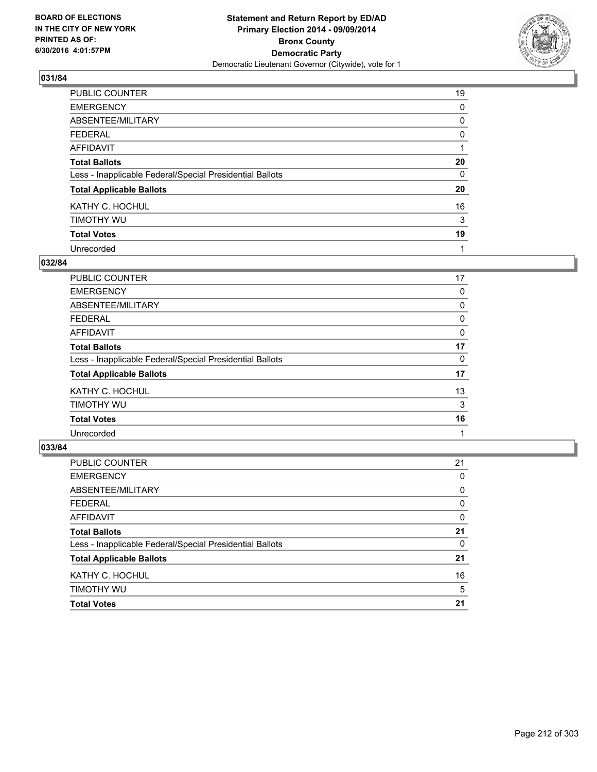### 031/84

| | |
|---|---|
| PUBLIC COUNTER | 19 |
| EMERGENCY | 0 |
| ABSENTEE/MILITARY | 0 |
| FEDERAL | 0 |
| AFFIDAVIT | 1 |
| **Total Ballots** | **20** |
| Less - Inapplicable Federal/Special Presidential Ballots | 0 |
| **Total Applicable Ballots** | **20** |
| KATHY C. HOCHUL | 16 |
| TIMOTHY WU | 3 |
| **Total Votes** | **19** |
| Unrecorded | 1 |

### 032/84

| | |
|---|---|
| PUBLIC COUNTER | 17 |
| EMERGENCY | 0 |
| ABSENTEE/MILITARY | 0 |
| FEDERAL | 0 |
| AFFIDAVIT | 0 |
| **Total Ballots** | **17** |
| Less - Inapplicable Federal/Special Presidential Ballots | 0 |
| **Total Applicable Ballots** | **17** |
| KATHY C. HOCHUL | 13 |
| TIMOTHY WU | 3 |
| **Total Votes** | **16** |
| Unrecorded | 1 |

### 033/84

| | |
|---|---|
| PUBLIC COUNTER | 21 |
| EMERGENCY | 0 |
| ABSENTEE/MILITARY | 0 |
| FEDERAL | 0 |
| AFFIDAVIT | 0 |
| **Total Ballots** | **21** |
| Less - Inapplicable Federal/Special Presidential Ballots | 0 |
| **Total Applicable Ballots** | **21** |
| KATHY C. HOCHUL | 16 |
| TIMOTHY WU | 5 |
| **Total Votes** | **21** |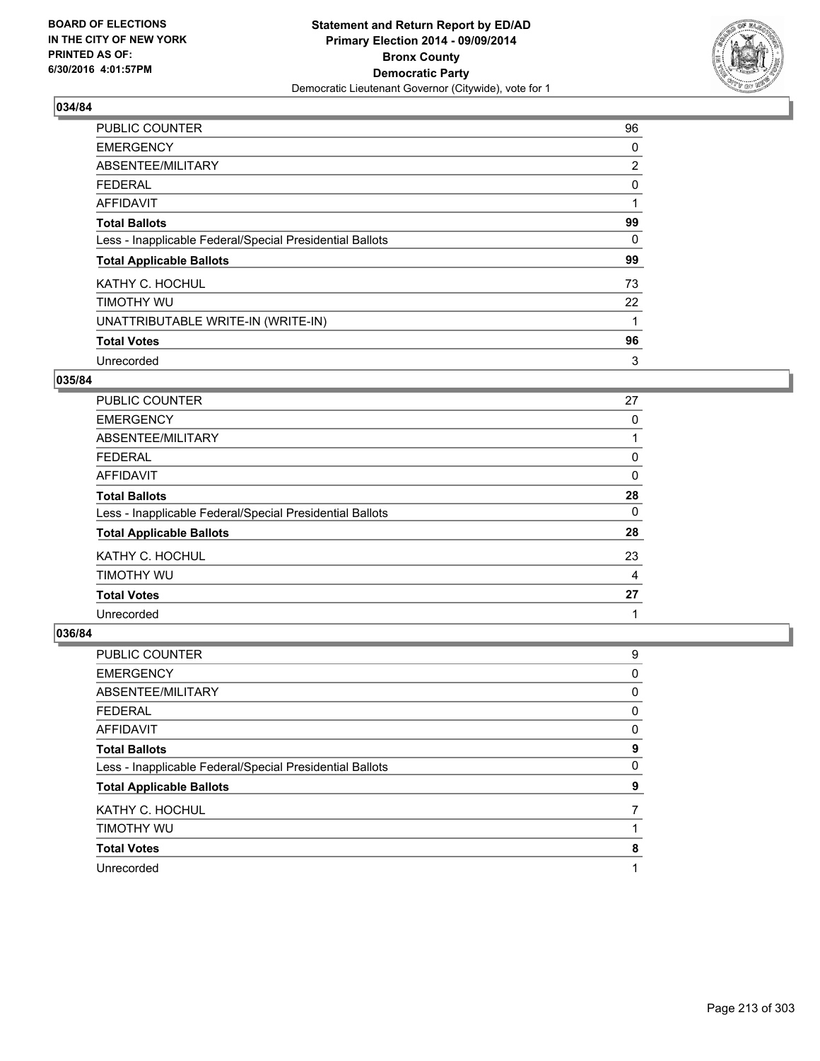**BOARD OF ELECTIONS IN THE CITY OF NEW YORK PRINTED AS OF: 6/30/2016 4:01:57PM**

**Statement and Return Report by ED/AD**
**Primary Election 2014 - 09/09/2014**
**Bronx County**
**Democratic Party**
Democratic Lieutenant Governor (Citywide), vote for 1

## 034/84

| | |
|---|---|
| PUBLIC COUNTER | 96 |
| EMERGENCY | 0 |
| ABSENTEE/MILITARY | 2 |
| FEDERAL | 0 |
| AFFIDAVIT | 1 |
| **Total Ballots** | **99** |
| Less - Inapplicable Federal/Special Presidential Ballots | 0 |
| **Total Applicable Ballots** | **99** |
| KATHY C. HOCHUL | 73 |
| TIMOTHY WU | 22 |
| UNATTRIBUTABLE WRITE-IN (WRITE-IN) | 1 |
| **Total Votes** | **96** |
| Unrecorded | 3 |

## 035/84

| | |
|---|---|
| PUBLIC COUNTER | 27 |
| EMERGENCY | 0 |
| ABSENTEE/MILITARY | 1 |
| FEDERAL | 0 |
| AFFIDAVIT | 0 |
| **Total Ballots** | **28** |
| Less - Inapplicable Federal/Special Presidential Ballots | 0 |
| **Total Applicable Ballots** | **28** |
| KATHY C. HOCHUL | 23 |
| TIMOTHY WU | 4 |
| **Total Votes** | **27** |
| Unrecorded | 1 |

## 036/84

| | |
|---|---|
| PUBLIC COUNTER | 9 |
| EMERGENCY | 0 |
| ABSENTEE/MILITARY | 0 |
| FEDERAL | 0 |
| AFFIDAVIT | 0 |
| **Total Ballots** | **9** |
| Less - Inapplicable Federal/Special Presidential Ballots | 0 |
| **Total Applicable Ballots** | **9** |
| KATHY C. HOCHUL | 7 |
| TIMOTHY WU | 1 |
| **Total Votes** | **8** |
| Unrecorded | 1 |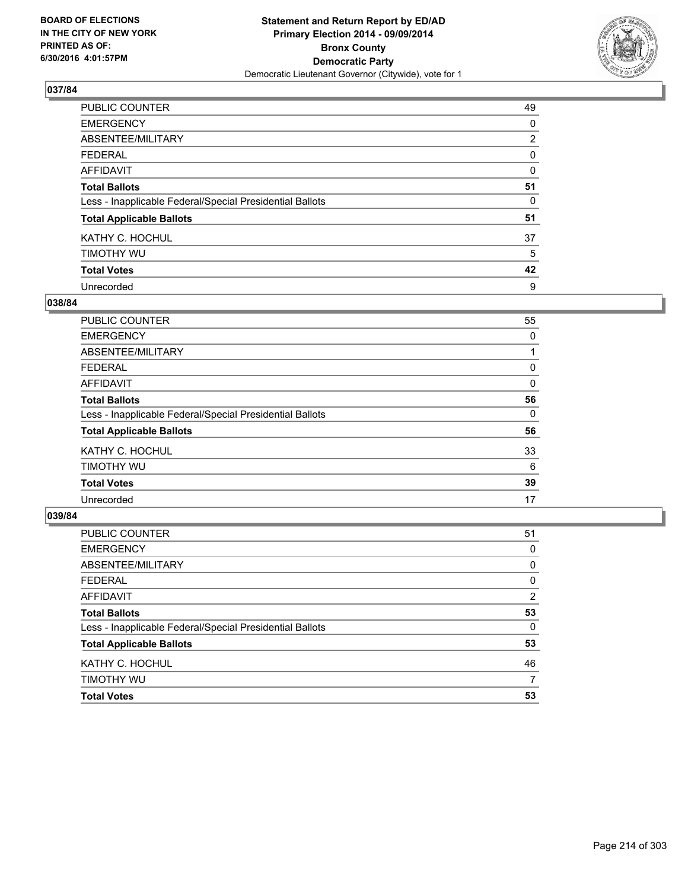**BOARD OF ELECTIONS IN THE CITY OF NEW YORK PRINTED AS OF: 6/30/2016 4:01:57PM**

**Statement and Return Report by ED/AD Primary Election 2014 - 09/09/2014 Bronx County Democratic Party**

Democratic Lieutenant Governor (Citywide), vote for 1

## 037/84

| | |
|---|---|
| PUBLIC COUNTER | 49 |
| EMERGENCY | 0 |
| ABSENTEE/MILITARY | 2 |
| FEDERAL | 0 |
| AFFIDAVIT | 0 |
| **Total Ballots** | **51** |
| Less - Inapplicable Federal/Special Presidential Ballots | 0 |
| **Total Applicable Ballots** | **51** |
| KATHY C. HOCHUL | 37 |
| TIMOTHY WU | 5 |
| **Total Votes** | **42** |
| Unrecorded | 9 |

## 038/84

| | |
|---|---|
| PUBLIC COUNTER | 55 |
| EMERGENCY | 0 |
| ABSENTEE/MILITARY | 1 |
| FEDERAL | 0 |
| AFFIDAVIT | 0 |
| **Total Ballots** | **56** |
| Less - Inapplicable Federal/Special Presidential Ballots | 0 |
| **Total Applicable Ballots** | **56** |
| KATHY C. HOCHUL | 33 |
| TIMOTHY WU | 6 |
| **Total Votes** | **39** |
| Unrecorded | 17 |

## 039/84

| | |
|---|---|
| PUBLIC COUNTER | 51 |
| EMERGENCY | 0 |
| ABSENTEE/MILITARY | 0 |
| FEDERAL | 0 |
| AFFIDAVIT | 2 |
| **Total Ballots** | **53** |
| Less - Inapplicable Federal/Special Presidential Ballots | 0 |
| **Total Applicable Ballots** | **53** |
| KATHY C. HOCHUL | 46 |
| TIMOTHY WU | 7 |
| **Total Votes** | **53** |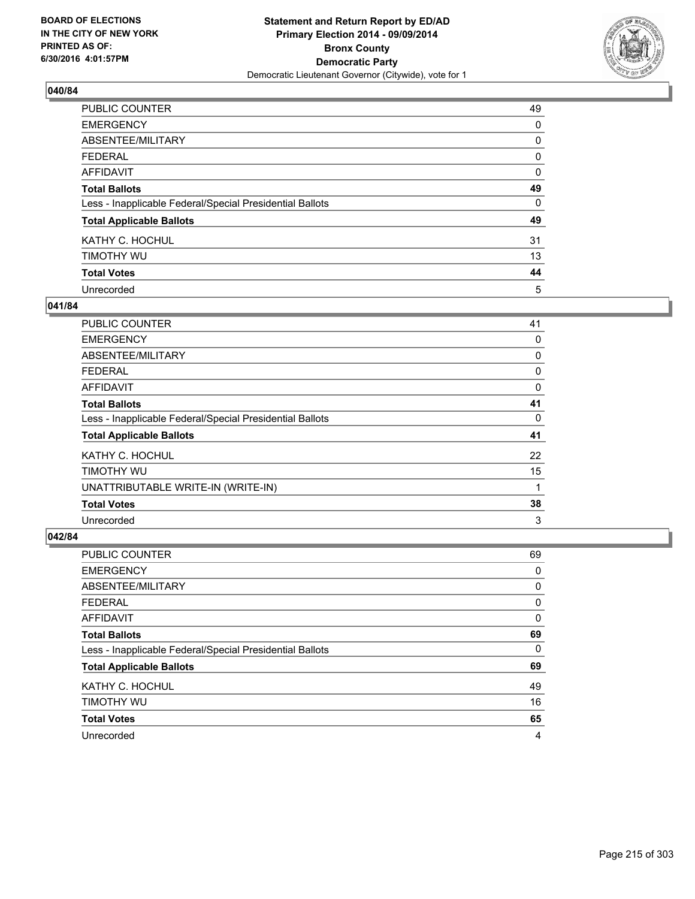BOARD OF ELECTIONS
IN THE CITY OF NEW YORK
PRINTED AS OF:
6/30/2016 4:01:57PM

**Statement and Return Report by ED/AD**
**Primary Election 2014 - 09/09/2014**
**Bronx County**
**Democratic Party**
Democratic Lieutenant Governor (Citywide), vote for 1

### 040/84

| | |
|---|---|
| PUBLIC COUNTER | 49 |
| EMERGENCY | 0 |
| ABSENTEE/MILITARY | 0 |
| FEDERAL | 0 |
| AFFIDAVIT | 0 |
| **Total Ballots** | **49** |
| Less - Inapplicable Federal/Special Presidential Ballots | 0 |
| **Total Applicable Ballots** | **49** |
| KATHY C. HOCHUL | 31 |
| TIMOTHY WU | 13 |
| **Total Votes** | **44** |
| Unrecorded | 5 |

### 041/84

| | |
|---|---|
| PUBLIC COUNTER | 41 |
| EMERGENCY | 0 |
| ABSENTEE/MILITARY | 0 |
| FEDERAL | 0 |
| AFFIDAVIT | 0 |
| **Total Ballots** | **41** |
| Less - Inapplicable Federal/Special Presidential Ballots | 0 |
| **Total Applicable Ballots** | **41** |
| KATHY C. HOCHUL | 22 |
| TIMOTHY WU | 15 |
| UNATTRIBUTABLE WRITE-IN (WRITE-IN) | 1 |
| **Total Votes** | **38** |
| Unrecorded | 3 |

### 042/84

| | |
|---|---|
| PUBLIC COUNTER | 69 |
| EMERGENCY | 0 |
| ABSENTEE/MILITARY | 0 |
| FEDERAL | 0 |
| AFFIDAVIT | 0 |
| **Total Ballots** | **69** |
| Less - Inapplicable Federal/Special Presidential Ballots | 0 |
| **Total Applicable Ballots** | **69** |
| KATHY C. HOCHUL | 49 |
| TIMOTHY WU | 16 |
| **Total Votes** | **65** |
| Unrecorded | 4 |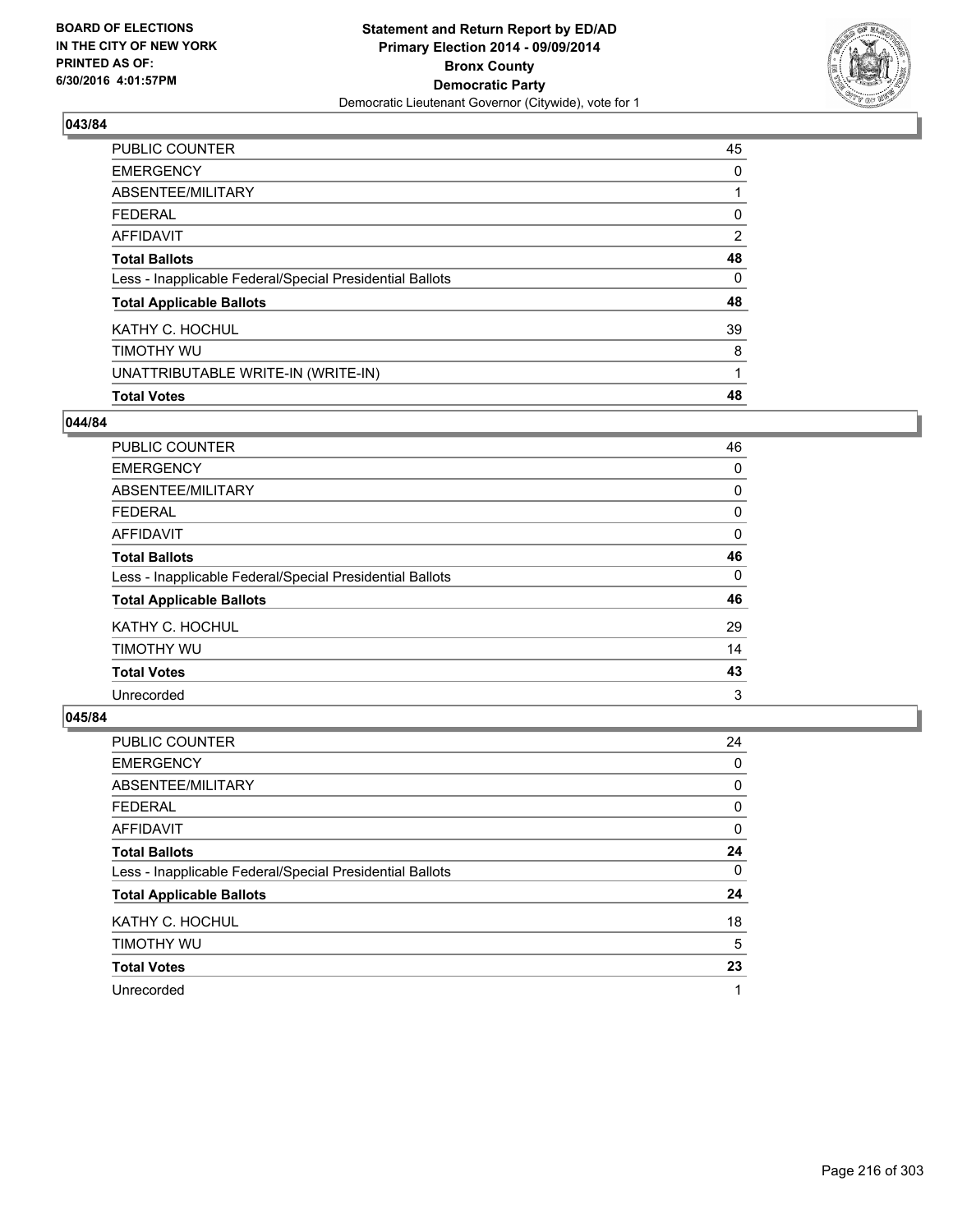**Statement and Return Report by ED/AD**
**Primary Election 2014 - 09/09/2014**
**Bronx County**
**Democratic Party**
Democratic Lieutenant Governor (Citywide), vote for 1

BOARD OF ELECTIONS
IN THE CITY OF NEW YORK
PRINTED AS OF:
6/30/2016 4:01:57PM

## 043/84

| | |
|---|---|
| PUBLIC COUNTER | 45 |
| EMERGENCY | 0 |
| ABSENTEE/MILITARY | 1 |
| FEDERAL | 0 |
| AFFIDAVIT | 2 |
| **Total Ballots** | **48** |
| Less - Inapplicable Federal/Special Presidential Ballots | 0 |
| **Total Applicable Ballots** | **48** |
| KATHY C. HOCHUL | 39 |
| TIMOTHY WU | 8 |
| UNATTRIBUTABLE WRITE-IN (WRITE-IN) | 1 |
| **Total Votes** | **48** |

## 044/84

| | |
|---|---|
| PUBLIC COUNTER | 46 |
| EMERGENCY | 0 |
| ABSENTEE/MILITARY | 0 |
| FEDERAL | 0 |
| AFFIDAVIT | 0 |
| **Total Ballots** | **46** |
| Less - Inapplicable Federal/Special Presidential Ballots | 0 |
| **Total Applicable Ballots** | **46** |
| KATHY C. HOCHUL | 29 |
| TIMOTHY WU | 14 |
| **Total Votes** | **43** |
| Unrecorded | 3 |

## 045/84

| | |
|---|---|
| PUBLIC COUNTER | 24 |
| EMERGENCY | 0 |
| ABSENTEE/MILITARY | 0 |
| FEDERAL | 0 |
| AFFIDAVIT | 0 |
| **Total Ballots** | **24** |
| Less - Inapplicable Federal/Special Presidential Ballots | 0 |
| **Total Applicable Ballots** | **24** |
| KATHY C. HOCHUL | 18 |
| TIMOTHY WU | 5 |
| **Total Votes** | **23** |
| Unrecorded | 1 |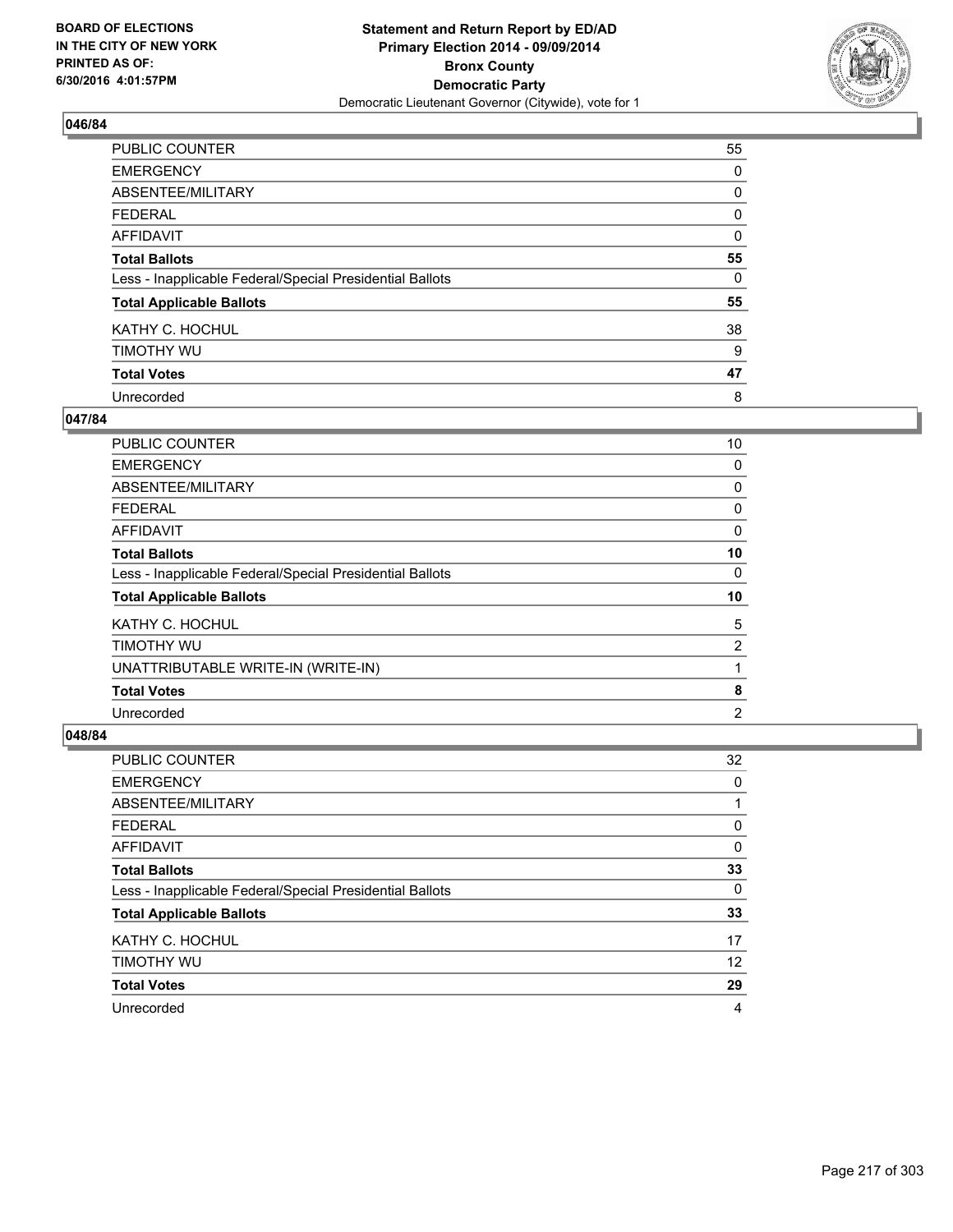**BOARD OF ELECTIONS IN THE CITY OF NEW YORK PRINTED AS OF: 6/30/2016 4:01:57PM**

**Statement and Return Report by ED/AD Primary Election 2014 - 09/09/2014 Bronx County Democratic Party**

Democratic Lieutenant Governor (Citywide), vote for 1

### 046/84

| | |
|---|---|
| PUBLIC COUNTER | 55 |
| EMERGENCY | 0 |
| ABSENTEE/MILITARY | 0 |
| FEDERAL | 0 |
| AFFIDAVIT | 0 |
| **Total Ballots** | **55** |
| Less - Inapplicable Federal/Special Presidential Ballots | 0 |
| **Total Applicable Ballots** | **55** |
| KATHY C. HOCHUL | 38 |
| TIMOTHY WU | 9 |
| **Total Votes** | **47** |
| Unrecorded | 8 |

### 047/84

| | |
|---|---|
| PUBLIC COUNTER | 10 |
| EMERGENCY | 0 |
| ABSENTEE/MILITARY | 0 |
| FEDERAL | 0 |
| AFFIDAVIT | 0 |
| **Total Ballots** | **10** |
| Less - Inapplicable Federal/Special Presidential Ballots | 0 |
| **Total Applicable Ballots** | **10** |
| KATHY C. HOCHUL | 5 |
| TIMOTHY WU | 2 |
| UNATTRIBUTABLE WRITE-IN (WRITE-IN) | 1 |
| **Total Votes** | **8** |
| Unrecorded | 2 |

### 048/84

| | |
|---|---|
| PUBLIC COUNTER | 32 |
| EMERGENCY | 0 |
| ABSENTEE/MILITARY | 1 |
| FEDERAL | 0 |
| AFFIDAVIT | 0 |
| **Total Ballots** | **33** |
| Less - Inapplicable Federal/Special Presidential Ballots | 0 |
| **Total Applicable Ballots** | **33** |
| KATHY C. HOCHUL | 17 |
| TIMOTHY WU | 12 |
| **Total Votes** | **29** |
| Unrecorded | 4 |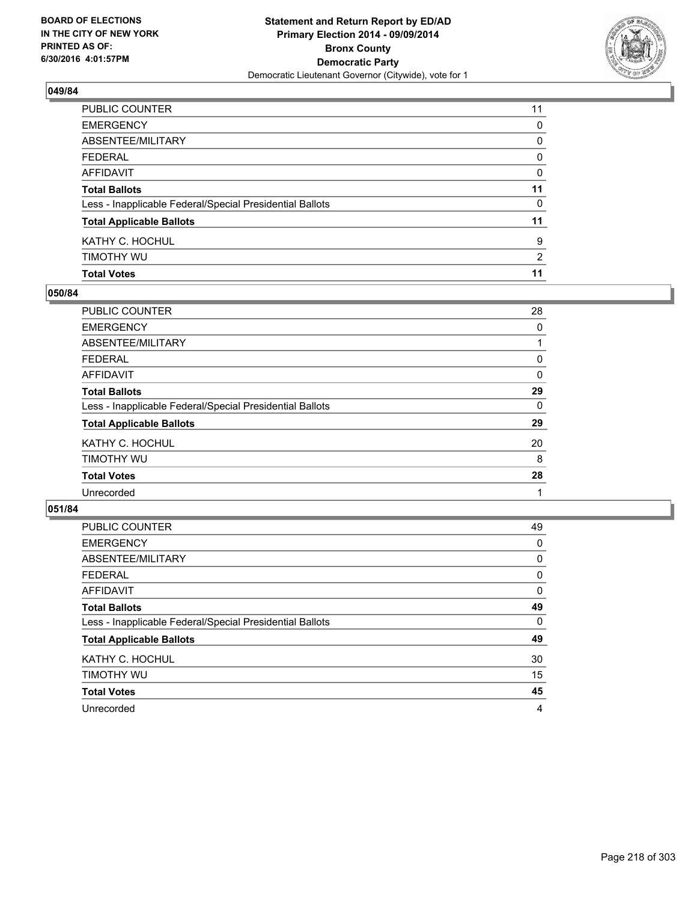**Statement and Return Report by ED/AD**
**Primary Election 2014 - 09/09/2014**
**Bronx County**
**Democratic Party**
Democratic Lieutenant Governor (Citywide), vote for 1

BOARD OF ELECTIONS
IN THE CITY OF NEW YORK
PRINTED AS OF:
6/30/2016 4:01:57PM

### 049/84

| | |
|---|---|
| PUBLIC COUNTER | 11 |
| EMERGENCY | 0 |
| ABSENTEE/MILITARY | 0 |
| FEDERAL | 0 |
| AFFIDAVIT | 0 |
| **Total Ballots** | **11** |
| Less - Inapplicable Federal/Special Presidential Ballots | 0 |
| **Total Applicable Ballots** | **11** |
| KATHY C. HOCHUL | 9 |
| TIMOTHY WU | 2 |
| **Total Votes** | **11** |

### 050/84

| | |
|---|---|
| PUBLIC COUNTER | 28 |
| EMERGENCY | 0 |
| ABSENTEE/MILITARY | 1 |
| FEDERAL | 0 |
| AFFIDAVIT | 0 |
| **Total Ballots** | **29** |
| Less - Inapplicable Federal/Special Presidential Ballots | 0 |
| **Total Applicable Ballots** | **29** |
| KATHY C. HOCHUL | 20 |
| TIMOTHY WU | 8 |
| **Total Votes** | **28** |
| Unrecorded | 1 |

### 051/84

| | |
|---|---|
| PUBLIC COUNTER | 49 |
| EMERGENCY | 0 |
| ABSENTEE/MILITARY | 0 |
| FEDERAL | 0 |
| AFFIDAVIT | 0 |
| **Total Ballots** | **49** |
| Less - Inapplicable Federal/Special Presidential Ballots | 0 |
| **Total Applicable Ballots** | **49** |
| KATHY C. HOCHUL | 30 |
| TIMOTHY WU | 15 |
| **Total Votes** | **45** |
| Unrecorded | 4 |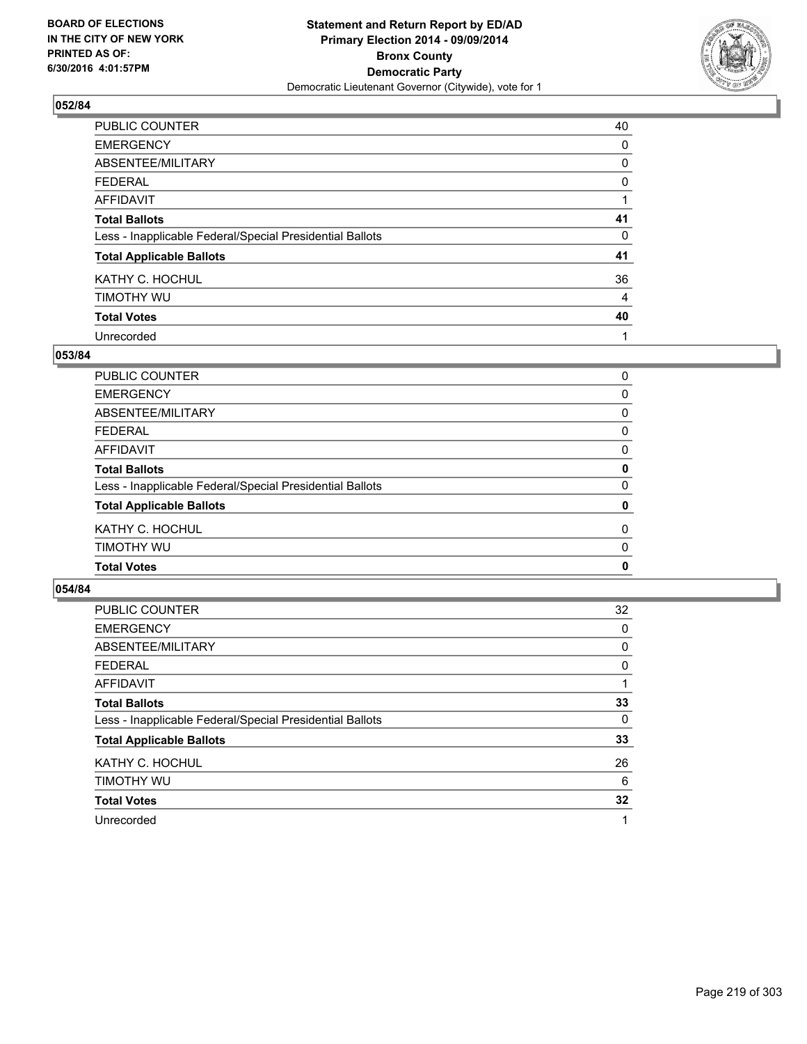**BOARD OF ELECTIONS IN THE CITY OF NEW YORK PRINTED AS OF: 6/30/2016 4:01:57PM**

**Statement and Return Report by ED/AD Primary Election 2014 - 09/09/2014 Bronx County Democratic Party**
Democratic Lieutenant Governor (Citywide), vote for 1

### 052/84

| | |
|---|---|
| PUBLIC COUNTER | 40 |
| EMERGENCY | 0 |
| ABSENTEE/MILITARY | 0 |
| FEDERAL | 0 |
| AFFIDAVIT | 1 |
| **Total Ballots** | **41** |
| Less - Inapplicable Federal/Special Presidential Ballots | 0 |
| **Total Applicable Ballots** | **41** |
| KATHY C. HOCHUL | 36 |
| TIMOTHY WU | 4 |
| **Total Votes** | **40** |
| Unrecorded | 1 |

### 053/84

| | |
|---|---|
| PUBLIC COUNTER | 0 |
| EMERGENCY | 0 |
| ABSENTEE/MILITARY | 0 |
| FEDERAL | 0 |
| AFFIDAVIT | 0 |
| **Total Ballots** | **0** |
| Less - Inapplicable Federal/Special Presidential Ballots | 0 |
| **Total Applicable Ballots** | **0** |
| KATHY C. HOCHUL | 0 |
| TIMOTHY WU | 0 |
| **Total Votes** | **0** |

### 054/84

| | |
|---|---|
| PUBLIC COUNTER | 32 |
| EMERGENCY | 0 |
| ABSENTEE/MILITARY | 0 |
| FEDERAL | 0 |
| AFFIDAVIT | 1 |
| **Total Ballots** | **33** |
| Less - Inapplicable Federal/Special Presidential Ballots | 0 |
| **Total Applicable Ballots** | **33** |
| KATHY C. HOCHUL | 26 |
| TIMOTHY WU | 6 |
| **Total Votes** | **32** |
| Unrecorded | 1 |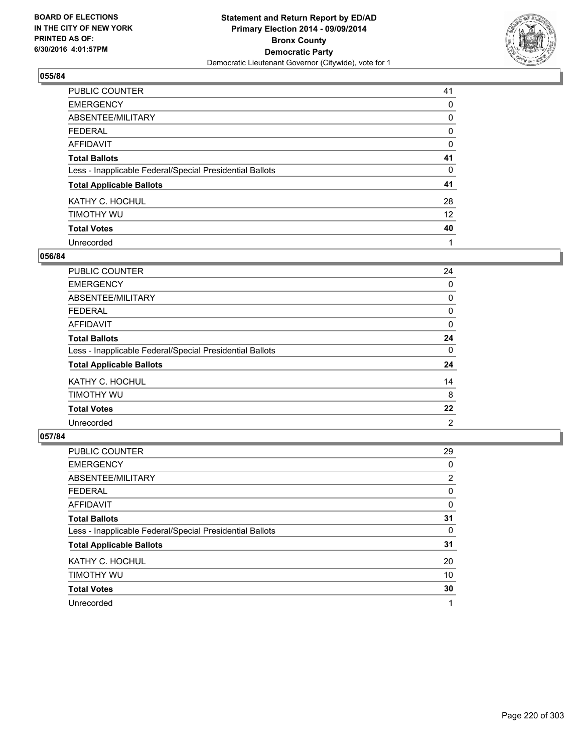**Statement and Return Report by ED/AD**
**Primary Election 2014 - 09/09/2014**
**Bronx County**
**Democratic Party**
Democratic Lieutenant Governor (Citywide), vote for 1

BOARD OF ELECTIONS
IN THE CITY OF NEW YORK
PRINTED AS OF:
6/30/2016 4:01:57PM

### 055/84

| | |
|---|---|
| PUBLIC COUNTER | 41 |
| EMERGENCY | 0 |
| ABSENTEE/MILITARY | 0 |
| FEDERAL | 0 |
| AFFIDAVIT | 0 |
| **Total Ballots** | **41** |
| Less - Inapplicable Federal/Special Presidential Ballots | 0 |
| **Total Applicable Ballots** | **41** |
| KATHY C. HOCHUL | 28 |
| TIMOTHY WU | 12 |
| **Total Votes** | **40** |
| Unrecorded | 1 |

### 056/84

| | |
|---|---|
| PUBLIC COUNTER | 24 |
| EMERGENCY | 0 |
| ABSENTEE/MILITARY | 0 |
| FEDERAL | 0 |
| AFFIDAVIT | 0 |
| **Total Ballots** | **24** |
| Less - Inapplicable Federal/Special Presidential Ballots | 0 |
| **Total Applicable Ballots** | **24** |
| KATHY C. HOCHUL | 14 |
| TIMOTHY WU | 8 |
| **Total Votes** | **22** |
| Unrecorded | 2 |

### 057/84

| | |
|---|---|
| PUBLIC COUNTER | 29 |
| EMERGENCY | 0 |
| ABSENTEE/MILITARY | 2 |
| FEDERAL | 0 |
| AFFIDAVIT | 0 |
| **Total Ballots** | **31** |
| Less - Inapplicable Federal/Special Presidential Ballots | 0 |
| **Total Applicable Ballots** | **31** |
| KATHY C. HOCHUL | 20 |
| TIMOTHY WU | 10 |
| **Total Votes** | **30** |
| Unrecorded | 1 |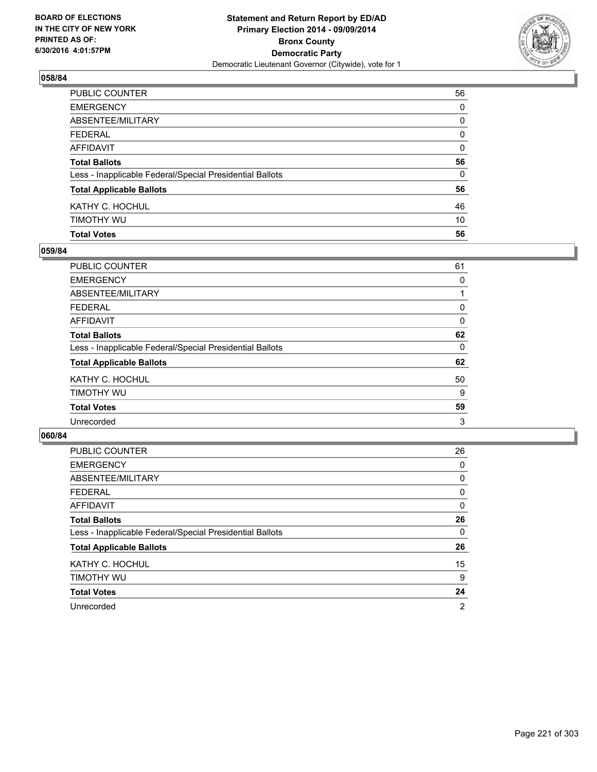BOARD OF ELECTIONS
IN THE CITY OF NEW YORK
PRINTED AS OF:
6/30/2016 4:01:57PM

**Statement and Return Report by ED/AD**
**Primary Election 2014 - 09/09/2014**
**Bronx County**
**Democratic Party**
Democratic Lieutenant Governor (Citywide), vote for 1

## 058/84

| | |
|---|---|
| PUBLIC COUNTER | 56 |
| EMERGENCY | 0 |
| ABSENTEE/MILITARY | 0 |
| FEDERAL | 0 |
| AFFIDAVIT | 0 |
| **Total Ballots** | **56** |
| Less - Inapplicable Federal/Special Presidential Ballots | 0 |
| **Total Applicable Ballots** | **56** |
| KATHY C. HOCHUL | 46 |
| TIMOTHY WU | 10 |
| **Total Votes** | **56** |

## 059/84

| | |
|---|---|
| PUBLIC COUNTER | 61 |
| EMERGENCY | 0 |
| ABSENTEE/MILITARY | 1 |
| FEDERAL | 0 |
| AFFIDAVIT | 0 |
| **Total Ballots** | **62** |
| Less - Inapplicable Federal/Special Presidential Ballots | 0 |
| **Total Applicable Ballots** | **62** |
| KATHY C. HOCHUL | 50 |
| TIMOTHY WU | 9 |
| **Total Votes** | **59** |
| Unrecorded | 3 |

## 060/84

| | |
|---|---|
| PUBLIC COUNTER | 26 |
| EMERGENCY | 0 |
| ABSENTEE/MILITARY | 0 |
| FEDERAL | 0 |
| AFFIDAVIT | 0 |
| **Total Ballots** | **26** |
| Less - Inapplicable Federal/Special Presidential Ballots | 0 |
| **Total Applicable Ballots** | **26** |
| KATHY C. HOCHUL | 15 |
| TIMOTHY WU | 9 |
| **Total Votes** | **24** |
| Unrecorded | 2 |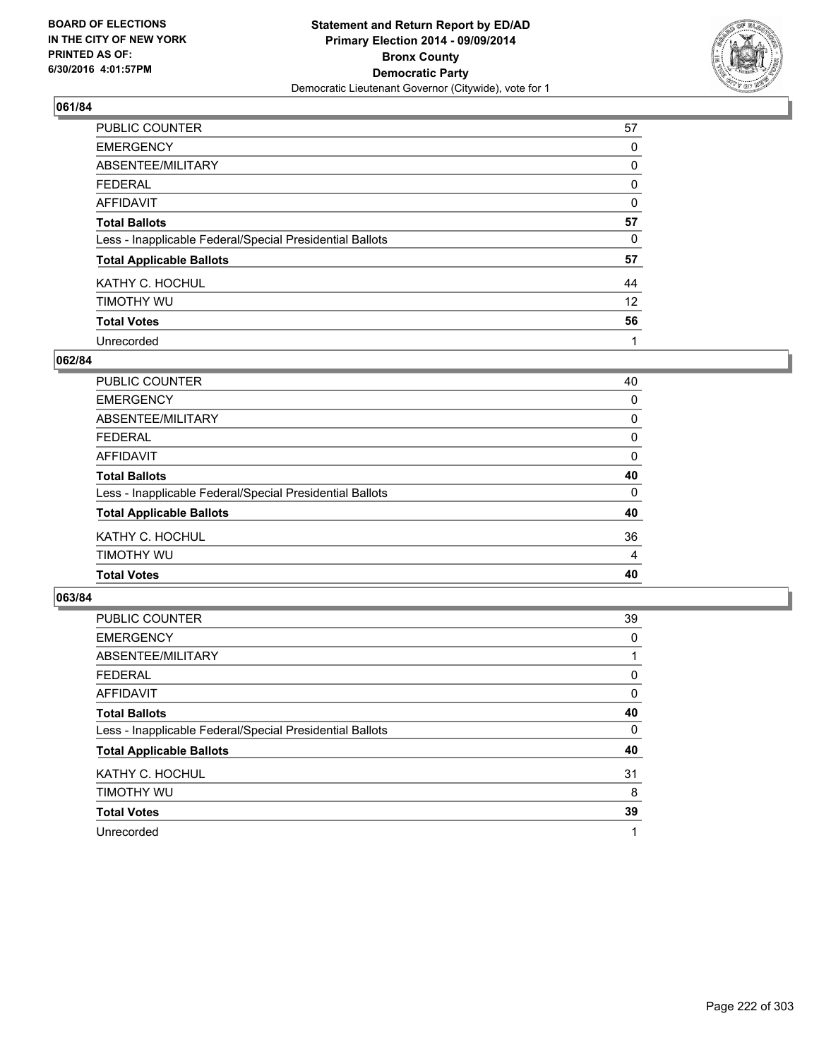**Statement and Return Report by ED/AD**
**Primary Election 2014 - 09/09/2014**
**Bronx County**
**Democratic Party**
Democratic Lieutenant Governor (Citywide), vote for 1

BOARD OF ELECTIONS
IN THE CITY OF NEW YORK
PRINTED AS OF:
6/30/2016 4:01:57PM

### 061/84

| | |
|---|---|
| PUBLIC COUNTER | 57 |
| EMERGENCY | 0 |
| ABSENTEE/MILITARY | 0 |
| FEDERAL | 0 |
| AFFIDAVIT | 0 |
| **Total Ballots** | **57** |
| Less - Inapplicable Federal/Special Presidential Ballots | 0 |
| **Total Applicable Ballots** | **57** |
| KATHY C. HOCHUL | 44 |
| TIMOTHY WU | 12 |
| **Total Votes** | **56** |
| Unrecorded | 1 |

### 062/84

| | |
|---|---|
| PUBLIC COUNTER | 40 |
| EMERGENCY | 0 |
| ABSENTEE/MILITARY | 0 |
| FEDERAL | 0 |
| AFFIDAVIT | 0 |
| **Total Ballots** | **40** |
| Less - Inapplicable Federal/Special Presidential Ballots | 0 |
| **Total Applicable Ballots** | **40** |
| KATHY C. HOCHUL | 36 |
| TIMOTHY WU | 4 |
| **Total Votes** | **40** |

### 063/84

| | |
|---|---|
| PUBLIC COUNTER | 39 |
| EMERGENCY | 0 |
| ABSENTEE/MILITARY | 1 |
| FEDERAL | 0 |
| AFFIDAVIT | 0 |
| **Total Ballots** | **40** |
| Less - Inapplicable Federal/Special Presidential Ballots | 0 |
| **Total Applicable Ballots** | **40** |
| KATHY C. HOCHUL | 31 |
| TIMOTHY WU | 8 |
| **Total Votes** | **39** |
| Unrecorded | 1 |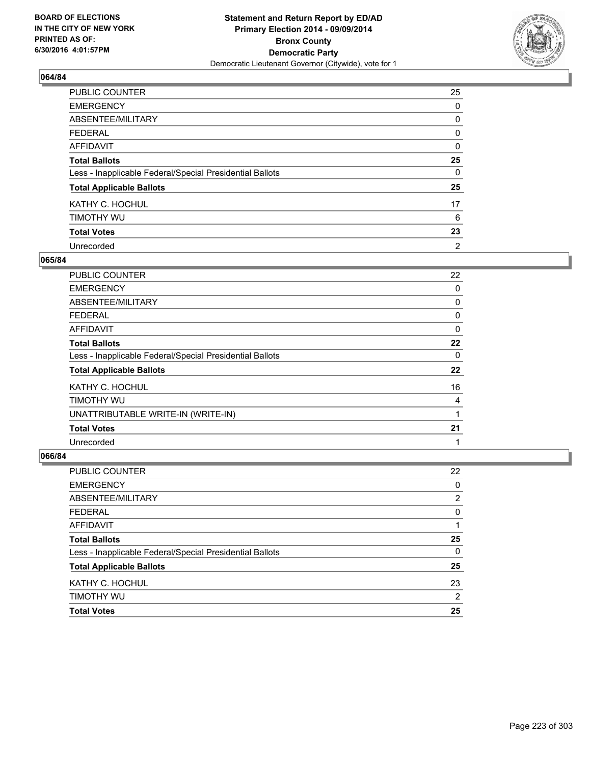**BOARD OF ELECTIONS IN THE CITY OF NEW YORK PRINTED AS OF: 6/30/2016 4:01:57PM**

**Statement and Return Report by ED/AD Primary Election 2014 - 09/09/2014 Bronx County Democratic Party**

Democratic Lieutenant Governor (Citywide), vote for 1

## 064/84

| | |
|---|---|
| PUBLIC COUNTER | 25 |
| EMERGENCY | 0 |
| ABSENTEE/MILITARY | 0 |
| FEDERAL | 0 |
| AFFIDAVIT | 0 |
| **Total Ballots** | **25** |
| Less - Inapplicable Federal/Special Presidential Ballots | 0 |
| **Total Applicable Ballots** | **25** |
| KATHY C. HOCHUL | 17 |
| TIMOTHY WU | 6 |
| **Total Votes** | **23** |
| Unrecorded | 2 |

## 065/84

| | |
|---|---|
| PUBLIC COUNTER | 22 |
| EMERGENCY | 0 |
| ABSENTEE/MILITARY | 0 |
| FEDERAL | 0 |
| AFFIDAVIT | 0 |
| **Total Ballots** | **22** |
| Less - Inapplicable Federal/Special Presidential Ballots | 0 |
| **Total Applicable Ballots** | **22** |
| KATHY C. HOCHUL | 16 |
| TIMOTHY WU | 4 |
| UNATTRIBUTABLE WRITE-IN (WRITE-IN) | 1 |
| **Total Votes** | **21** |
| Unrecorded | 1 |

## 066/84

| | |
|---|---|
| PUBLIC COUNTER | 22 |
| EMERGENCY | 0 |
| ABSENTEE/MILITARY | 2 |
| FEDERAL | 0 |
| AFFIDAVIT | 1 |
| **Total Ballots** | **25** |
| Less - Inapplicable Federal/Special Presidential Ballots | 0 |
| **Total Applicable Ballots** | **25** |
| KATHY C. HOCHUL | 23 |
| TIMOTHY WU | 2 |
| **Total Votes** | **25** |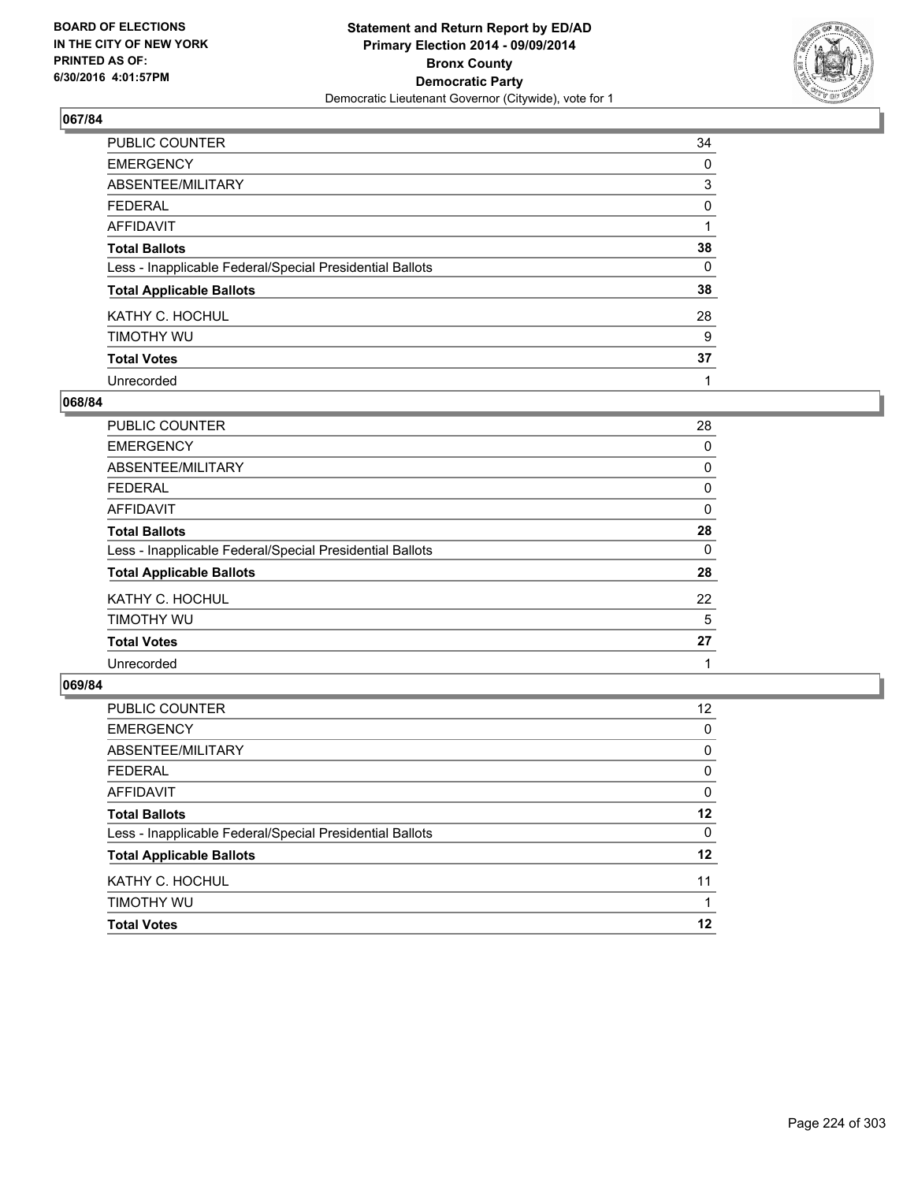**Statement and Return Report by ED/AD**
**Primary Election 2014 - 09/09/2014**
**Bronx County**
**Democratic Party**
Democratic Lieutenant Governor (Citywide), vote for 1

BOARD OF ELECTIONS IN THE CITY OF NEW YORK PRINTED AS OF: 6/30/2016 4:01:57PM

## 067/84

| | |
|---|---|
| PUBLIC COUNTER | 34 |
| EMERGENCY | 0 |
| ABSENTEE/MILITARY | 3 |
| FEDERAL | 0 |
| AFFIDAVIT | 1 |
| **Total Ballots** | **38** |
| Less - Inapplicable Federal/Special Presidential Ballots | 0 |
| **Total Applicable Ballots** | **38** |
| KATHY C. HOCHUL | 28 |
| TIMOTHY WU | 9 |
| **Total Votes** | **37** |
| Unrecorded | 1 |

## 068/84

| | |
|---|---|
| PUBLIC COUNTER | 28 |
| EMERGENCY | 0 |
| ABSENTEE/MILITARY | 0 |
| FEDERAL | 0 |
| AFFIDAVIT | 0 |
| **Total Ballots** | **28** |
| Less - Inapplicable Federal/Special Presidential Ballots | 0 |
| **Total Applicable Ballots** | **28** |
| KATHY C. HOCHUL | 22 |
| TIMOTHY WU | 5 |
| **Total Votes** | **27** |
| Unrecorded | 1 |

## 069/84

| | |
|---|---|
| PUBLIC COUNTER | 12 |
| EMERGENCY | 0 |
| ABSENTEE/MILITARY | 0 |
| FEDERAL | 0 |
| AFFIDAVIT | 0 |
| **Total Ballots** | **12** |
| Less - Inapplicable Federal/Special Presidential Ballots | 0 |
| **Total Applicable Ballots** | **12** |
| KATHY C. HOCHUL | 11 |
| TIMOTHY WU | 1 |
| **Total Votes** | **12** |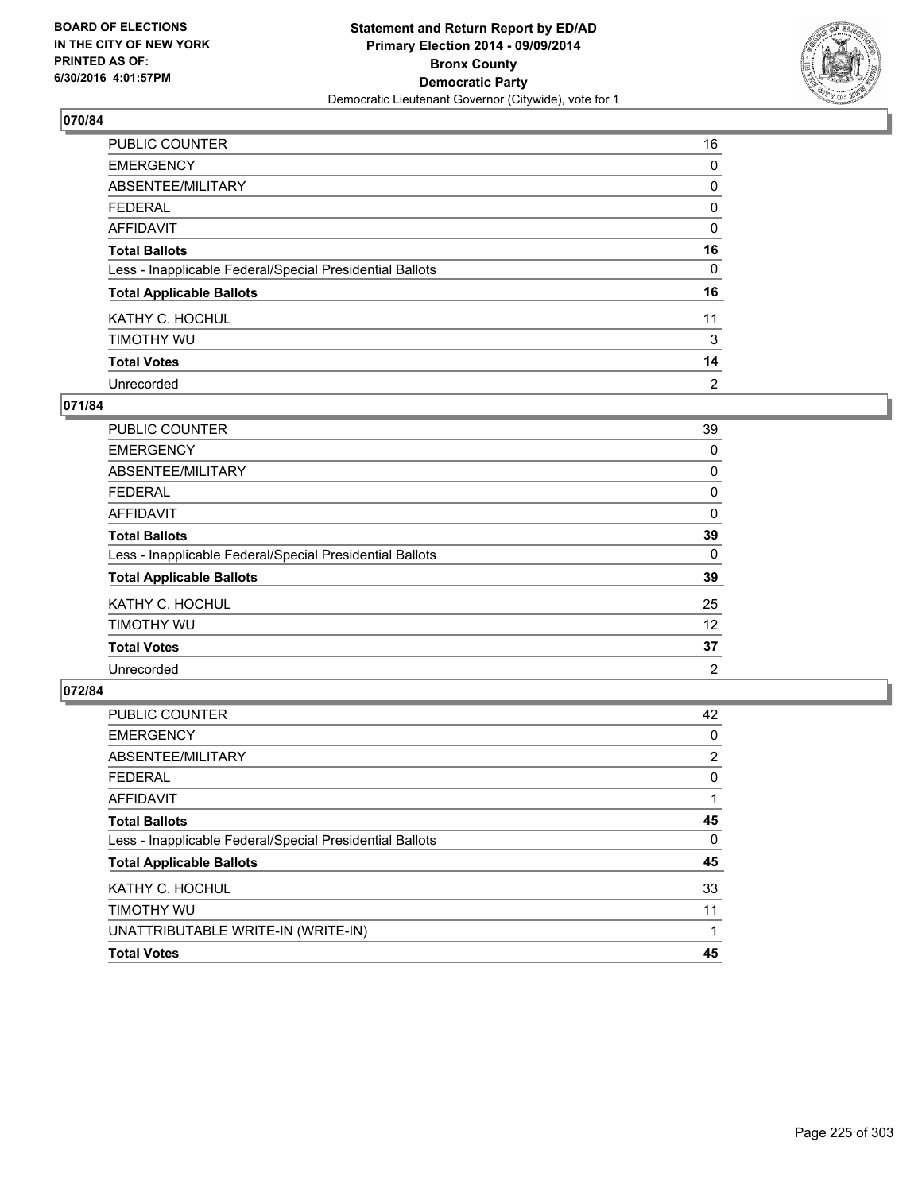BOARD OF ELECTIONS
IN THE CITY OF NEW YORK
PRINTED AS OF:
6/30/2016 4:01:57PM

**Statement and Return Report by ED/AD**
**Primary Election 2014 - 09/09/2014**
**Bronx County**
**Democratic Party**
Democratic Lieutenant Governor (Citywide), vote for 1

### 070/84

| | |
|---|---|
| PUBLIC COUNTER | 16 |
| EMERGENCY | 0 |
| ABSENTEE/MILITARY | 0 |
| FEDERAL | 0 |
| AFFIDAVIT | 0 |
| **Total Ballots** | **16** |
| Less - Inapplicable Federal/Special Presidential Ballots | 0 |
| **Total Applicable Ballots** | **16** |
| KATHY C. HOCHUL | 11 |
| TIMOTHY WU | 3 |
| **Total Votes** | **14** |
| Unrecorded | 2 |

### 071/84

| | |
|---|---|
| PUBLIC COUNTER | 39 |
| EMERGENCY | 0 |
| ABSENTEE/MILITARY | 0 |
| FEDERAL | 0 |
| AFFIDAVIT | 0 |
| **Total Ballots** | **39** |
| Less - Inapplicable Federal/Special Presidential Ballots | 0 |
| **Total Applicable Ballots** | **39** |
| KATHY C. HOCHUL | 25 |
| TIMOTHY WU | 12 |
| **Total Votes** | **37** |
| Unrecorded | 2 |

### 072/84

| | |
|---|---|
| PUBLIC COUNTER | 42 |
| EMERGENCY | 0 |
| ABSENTEE/MILITARY | 2 |
| FEDERAL | 0 |
| AFFIDAVIT | 1 |
| **Total Ballots** | **45** |
| Less - Inapplicable Federal/Special Presidential Ballots | 0 |
| **Total Applicable Ballots** | **45** |
| KATHY C. HOCHUL | 33 |
| TIMOTHY WU | 11 |
| UNATTRIBUTABLE WRITE-IN (WRITE-IN) | 1 |
| **Total Votes** | **45** |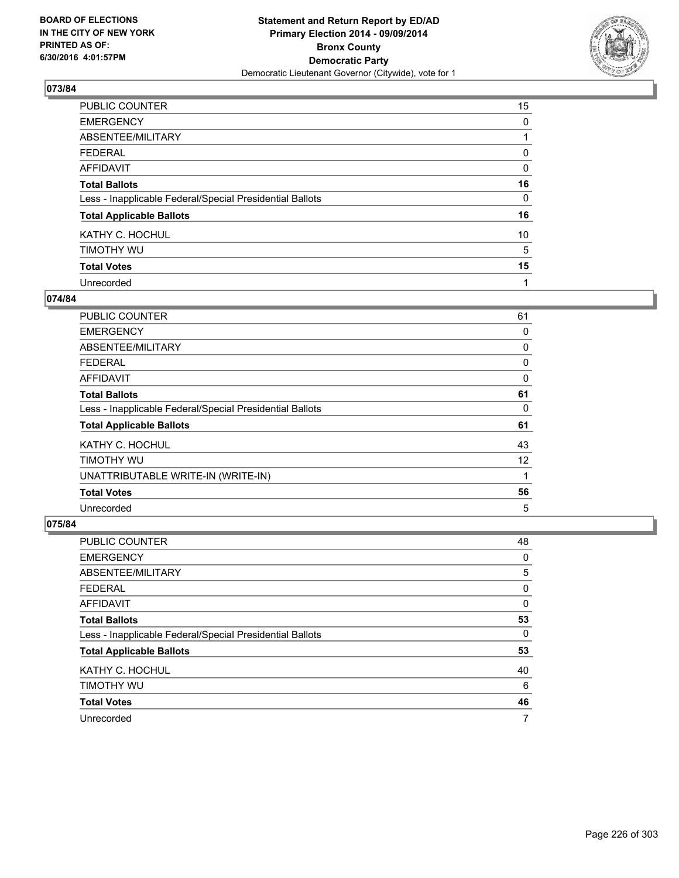**BOARD OF ELECTIONS IN THE CITY OF NEW YORK PRINTED AS OF: 6/30/2016 4:01:57PM**

**Statement and Return Report by ED/AD Primary Election 2014 - 09/09/2014 Bronx County Democratic Party**

Democratic Lieutenant Governor (Citywide), vote for 1

## 073/84

| | |
|---|---|
| PUBLIC COUNTER | 15 |
| EMERGENCY | 0 |
| ABSENTEE/MILITARY | 1 |
| FEDERAL | 0 |
| AFFIDAVIT | 0 |
| **Total Ballots** | **16** |
| Less - Inapplicable Federal/Special Presidential Ballots | 0 |
| **Total Applicable Ballots** | **16** |
| KATHY C. HOCHUL | 10 |
| TIMOTHY WU | 5 |
| **Total Votes** | **15** |
| Unrecorded | 1 |

## 074/84

| | |
|---|---|
| PUBLIC COUNTER | 61 |
| EMERGENCY | 0 |
| ABSENTEE/MILITARY | 0 |
| FEDERAL | 0 |
| AFFIDAVIT | 0 |
| **Total Ballots** | **61** |
| Less - Inapplicable Federal/Special Presidential Ballots | 0 |
| **Total Applicable Ballots** | **61** |
| KATHY C. HOCHUL | 43 |
| TIMOTHY WU | 12 |
| UNATTRIBUTABLE WRITE-IN (WRITE-IN) | 1 |
| **Total Votes** | **56** |
| Unrecorded | 5 |

## 075/84

| | |
|---|---|
| PUBLIC COUNTER | 48 |
| EMERGENCY | 0 |
| ABSENTEE/MILITARY | 5 |
| FEDERAL | 0 |
| AFFIDAVIT | 0 |
| **Total Ballots** | **53** |
| Less - Inapplicable Federal/Special Presidential Ballots | 0 |
| **Total Applicable Ballots** | **53** |
| KATHY C. HOCHUL | 40 |
| TIMOTHY WU | 6 |
| **Total Votes** | **46** |
| Unrecorded | 7 |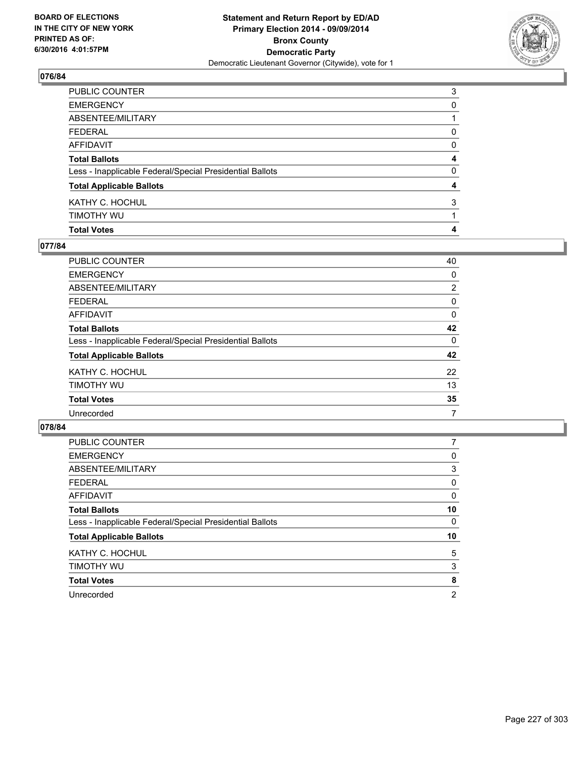BOARD OF ELECTIONS
IN THE CITY OF NEW YORK
PRINTED AS OF:
6/30/2016 4:01:57PM

**Statement and Return Report by ED/AD**
**Primary Election 2014 - 09/09/2014**
**Bronx County**
**Democratic Party**
Democratic Lieutenant Governor (Citywide), vote for 1

## 076/84

| | |
|---|---|
| PUBLIC COUNTER | 3 |
| EMERGENCY | 0 |
| ABSENTEE/MILITARY | 1 |
| FEDERAL | 0 |
| AFFIDAVIT | 0 |
| **Total Ballots** | **4** |
| Less - Inapplicable Federal/Special Presidential Ballots | 0 |
| **Total Applicable Ballots** | **4** |
| KATHY C. HOCHUL | 3 |
| TIMOTHY WU | 1 |
| **Total Votes** | **4** |

## 077/84

| | |
|---|---|
| PUBLIC COUNTER | 40 |
| EMERGENCY | 0 |
| ABSENTEE/MILITARY | 2 |
| FEDERAL | 0 |
| AFFIDAVIT | 0 |
| **Total Ballots** | **42** |
| Less - Inapplicable Federal/Special Presidential Ballots | 0 |
| **Total Applicable Ballots** | **42** |
| KATHY C. HOCHUL | 22 |
| TIMOTHY WU | 13 |
| **Total Votes** | **35** |
| Unrecorded | 7 |

## 078/84

| | |
|---|---|
| PUBLIC COUNTER | 7 |
| EMERGENCY | 0 |
| ABSENTEE/MILITARY | 3 |
| FEDERAL | 0 |
| AFFIDAVIT | 0 |
| **Total Ballots** | **10** |
| Less - Inapplicable Federal/Special Presidential Ballots | 0 |
| **Total Applicable Ballots** | **10** |
| KATHY C. HOCHUL | 5 |
| TIMOTHY WU | 3 |
| **Total Votes** | **8** |
| Unrecorded | 2 |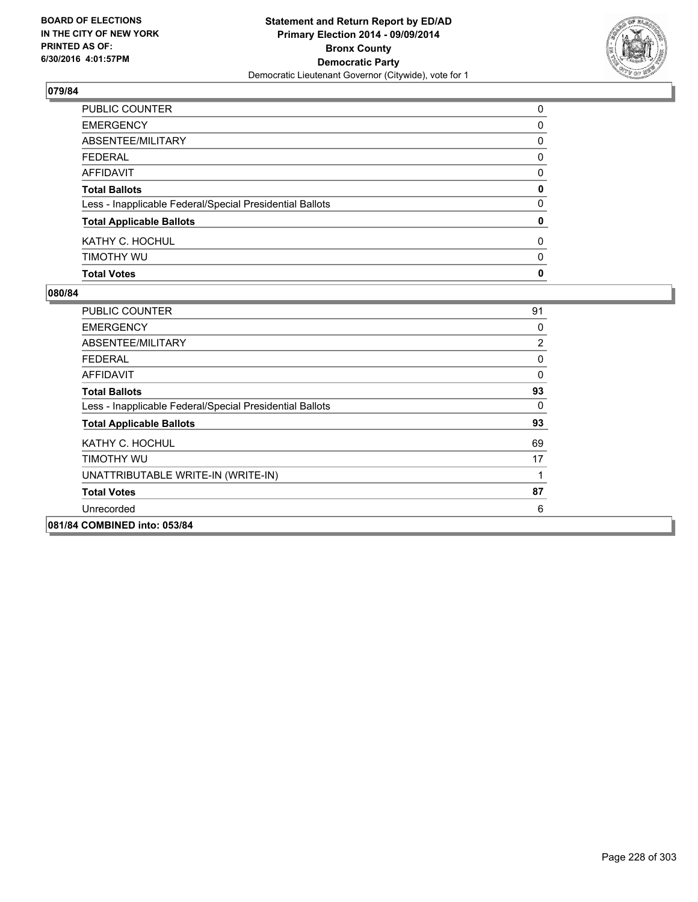**Statement and Return Report by ED/AD**
**Primary Election 2014 - 09/09/2014**
**Bronx County**
**Democratic Party**
Democratic Lieutenant Governor (Citywide), vote for 1

BOARD OF ELECTIONS IN THE CITY OF NEW YORK PRINTED AS OF: 6/30/2016 4:01:57PM

### 079/84

| | |
|---|---|
| PUBLIC COUNTER | 0 |
| EMERGENCY | 0 |
| ABSENTEE/MILITARY | 0 |
| FEDERAL | 0 |
| AFFIDAVIT | 0 |
| **Total Ballots** | **0** |
| Less - Inapplicable Federal/Special Presidential Ballots | 0 |
| **Total Applicable Ballots** | **0** |
| KATHY C. HOCHUL | 0 |
| TIMOTHY WU | 0 |
| **Total Votes** | **0** |

### 080/84

| | |
|---|---|
| PUBLIC COUNTER | 91 |
| EMERGENCY | 0 |
| ABSENTEE/MILITARY | 2 |
| FEDERAL | 0 |
| AFFIDAVIT | 0 |
| **Total Ballots** | **93** |
| Less - Inapplicable Federal/Special Presidential Ballots | 0 |
| **Total Applicable Ballots** | **93** |
| KATHY C. HOCHUL | 69 |
| TIMOTHY WU | 17 |
| UNATTRIBUTABLE WRITE-IN (WRITE-IN) | 1 |
| **Total Votes** | **87** |
| Unrecorded | 6 |

### 081/84 COMBINED into: 053/84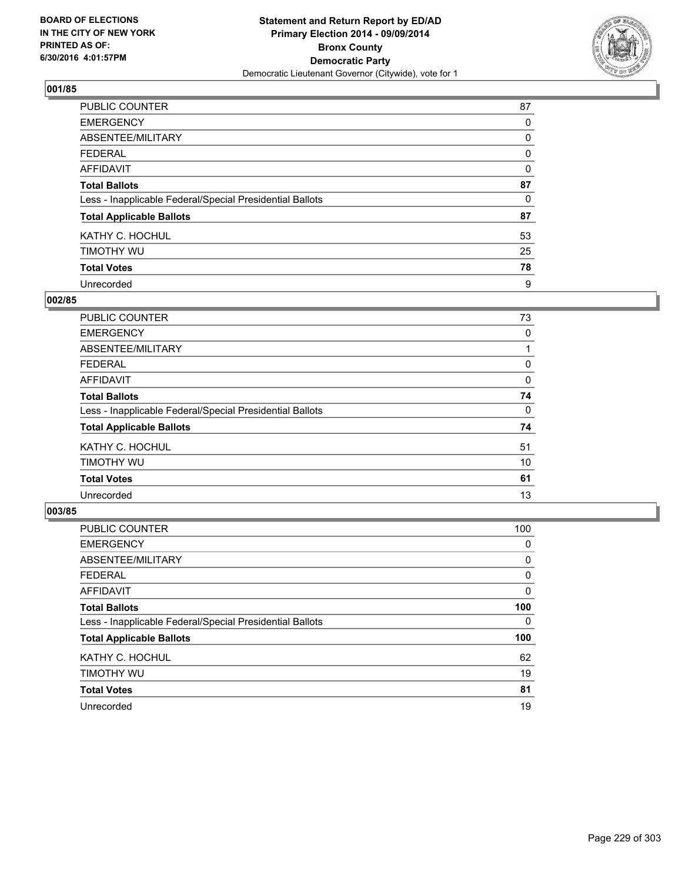BOARD OF ELECTIONS
IN THE CITY OF NEW YORK
PRINTED AS OF:
6/30/2016 4:01:57PM

**Statement and Return Report by ED/AD**
**Primary Election 2014 - 09/09/2014**
**Bronx County**
**Democratic Party**
Democratic Lieutenant Governor (Citywide), vote for 1

### 001/85

| | |
|---|---|
| PUBLIC COUNTER | 87 |
| EMERGENCY | 0 |
| ABSENTEE/MILITARY | 0 |
| FEDERAL | 0 |
| AFFIDAVIT | 0 |
| **Total Ballots** | **87** |
| Less - Inapplicable Federal/Special Presidential Ballots | 0 |
| **Total Applicable Ballots** | **87** |
| KATHY C. HOCHUL | 53 |
| TIMOTHY WU | 25 |
| **Total Votes** | **78** |
| Unrecorded | 9 |

### 002/85

| | |
|---|---|
| PUBLIC COUNTER | 73 |
| EMERGENCY | 0 |
| ABSENTEE/MILITARY | 1 |
| FEDERAL | 0 |
| AFFIDAVIT | 0 |
| **Total Ballots** | **74** |
| Less - Inapplicable Federal/Special Presidential Ballots | 0 |
| **Total Applicable Ballots** | **74** |
| KATHY C. HOCHUL | 51 |
| TIMOTHY WU | 10 |
| **Total Votes** | **61** |
| Unrecorded | 13 |

### 003/85

| | |
|---|---|
| PUBLIC COUNTER | 100 |
| EMERGENCY | 0 |
| ABSENTEE/MILITARY | 0 |
| FEDERAL | 0 |
| AFFIDAVIT | 0 |
| **Total Ballots** | **100** |
| Less - Inapplicable Federal/Special Presidential Ballots | 0 |
| **Total Applicable Ballots** | **100** |
| KATHY C. HOCHUL | 62 |
| TIMOTHY WU | 19 |
| **Total Votes** | **81** |
| Unrecorded | 19 |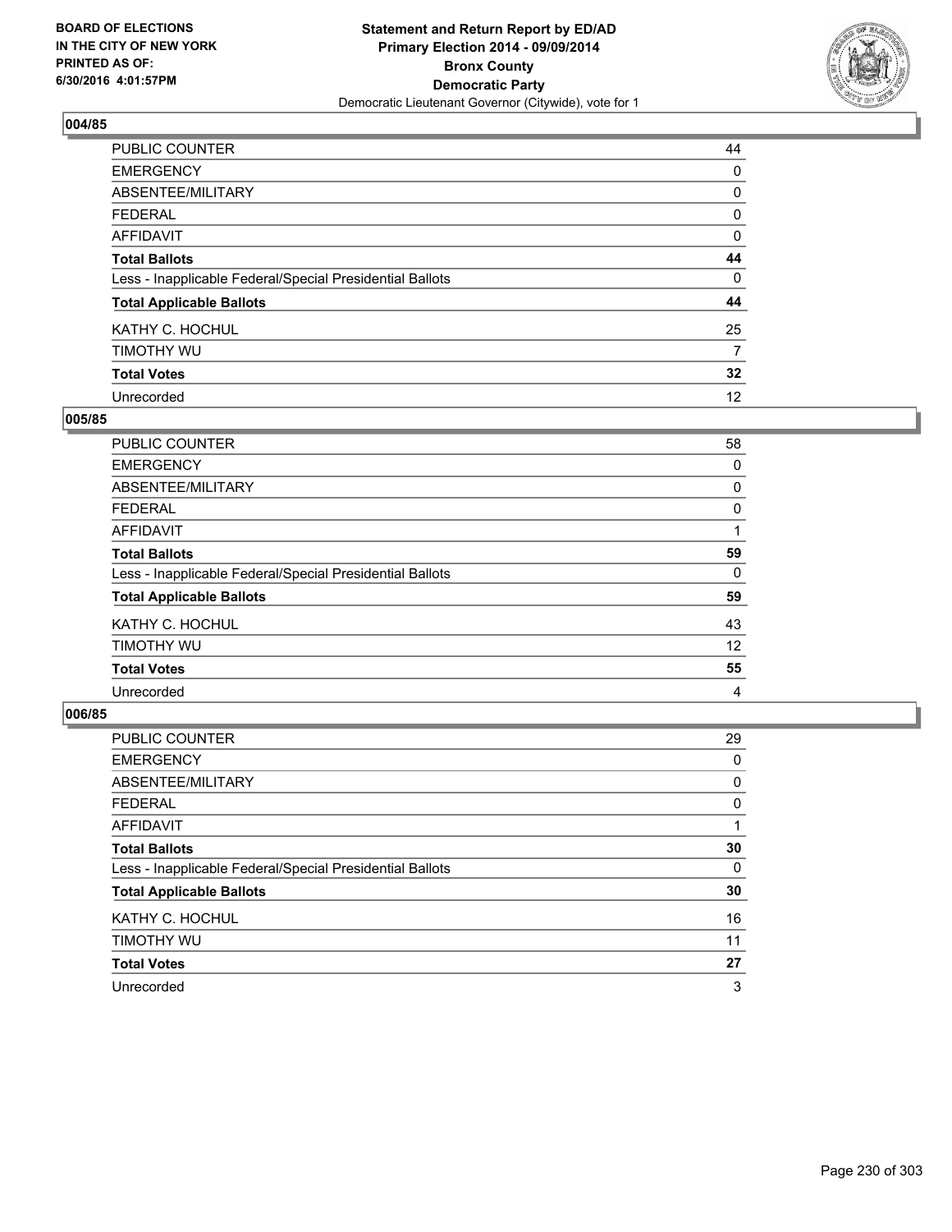BOARD OF ELECTIONS
IN THE CITY OF NEW YORK
PRINTED AS OF:
6/30/2016 4:01:57PM

**Statement and Return Report by ED/AD**
**Primary Election 2014 - 09/09/2014**
**Bronx County**
**Democratic Party**
Democratic Lieutenant Governor (Citywide), vote for 1

### 004/85

| | |
|---|---|
| PUBLIC COUNTER | 44 |
| EMERGENCY | 0 |
| ABSENTEE/MILITARY | 0 |
| FEDERAL | 0 |
| AFFIDAVIT | 0 |
| **Total Ballots** | **44** |
| Less - Inapplicable Federal/Special Presidential Ballots | 0 |
| **Total Applicable Ballots** | **44** |
| KATHY C. HOCHUL | 25 |
| TIMOTHY WU | 7 |
| **Total Votes** | **32** |
| Unrecorded | 12 |

### 005/85

| | |
|---|---|
| PUBLIC COUNTER | 58 |
| EMERGENCY | 0 |
| ABSENTEE/MILITARY | 0 |
| FEDERAL | 0 |
| AFFIDAVIT | 1 |
| **Total Ballots** | **59** |
| Less - Inapplicable Federal/Special Presidential Ballots | 0 |
| **Total Applicable Ballots** | **59** |
| KATHY C. HOCHUL | 43 |
| TIMOTHY WU | 12 |
| **Total Votes** | **55** |
| Unrecorded | 4 |

### 006/85

| | |
|---|---|
| PUBLIC COUNTER | 29 |
| EMERGENCY | 0 |
| ABSENTEE/MILITARY | 0 |
| FEDERAL | 0 |
| AFFIDAVIT | 1 |
| **Total Ballots** | **30** |
| Less - Inapplicable Federal/Special Presidential Ballots | 0 |
| **Total Applicable Ballots** | **30** |
| KATHY C. HOCHUL | 16 |
| TIMOTHY WU | 11 |
| **Total Votes** | **27** |
| Unrecorded | 3 |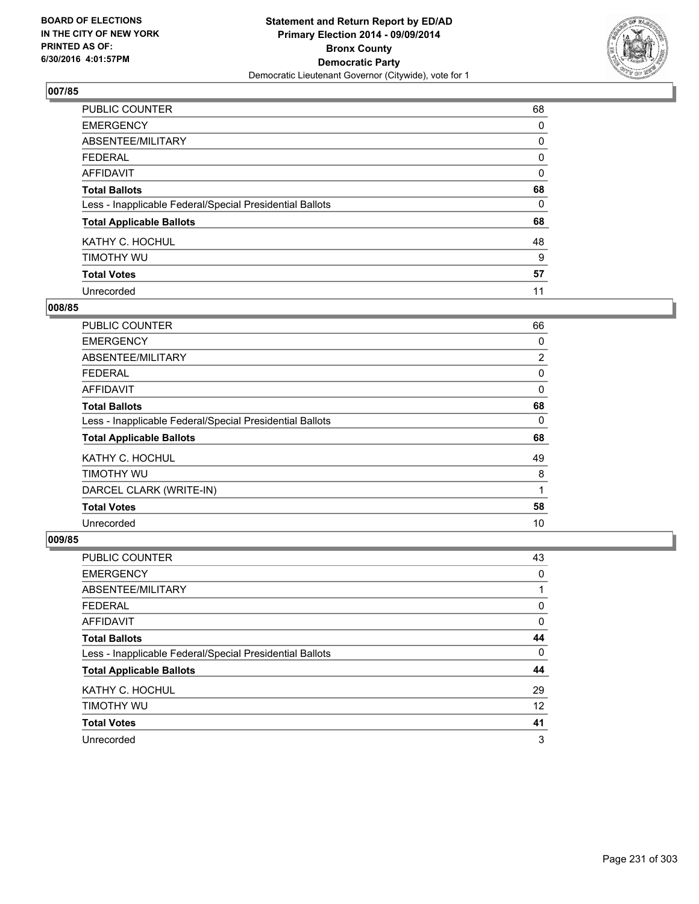**BOARD OF ELECTIONS IN THE CITY OF NEW YORK PRINTED AS OF: 6/30/2016 4:01:57PM**

**Statement and Return Report by ED/AD Primary Election 2014 - 09/09/2014 Bronx County Democratic Party**

Democratic Lieutenant Governor (Citywide), vote for 1

### 007/85

| | |
|---|---|
| PUBLIC COUNTER | 68 |
| EMERGENCY | 0 |
| ABSENTEE/MILITARY | 0 |
| FEDERAL | 0 |
| AFFIDAVIT | 0 |
| **Total Ballots** | **68** |
| Less - Inapplicable Federal/Special Presidential Ballots | 0 |
| **Total Applicable Ballots** | **68** |
| KATHY C. HOCHUL | 48 |
| TIMOTHY WU | 9 |
| **Total Votes** | **57** |
| Unrecorded | 11 |

### 008/85

| | |
|---|---|
| PUBLIC COUNTER | 66 |
| EMERGENCY | 0 |
| ABSENTEE/MILITARY | 2 |
| FEDERAL | 0 |
| AFFIDAVIT | 0 |
| **Total Ballots** | **68** |
| Less - Inapplicable Federal/Special Presidential Ballots | 0 |
| **Total Applicable Ballots** | **68** |
| KATHY C. HOCHUL | 49 |
| TIMOTHY WU | 8 |
| DARCEL CLARK (WRITE-IN) | 1 |
| **Total Votes** | **58** |
| Unrecorded | 10 |

### 009/85

| | |
|---|---|
| PUBLIC COUNTER | 43 |
| EMERGENCY | 0 |
| ABSENTEE/MILITARY | 1 |
| FEDERAL | 0 |
| AFFIDAVIT | 0 |
| **Total Ballots** | **44** |
| Less - Inapplicable Federal/Special Presidential Ballots | 0 |
| **Total Applicable Ballots** | **44** |
| KATHY C. HOCHUL | 29 |
| TIMOTHY WU | 12 |
| **Total Votes** | **41** |
| Unrecorded | 3 |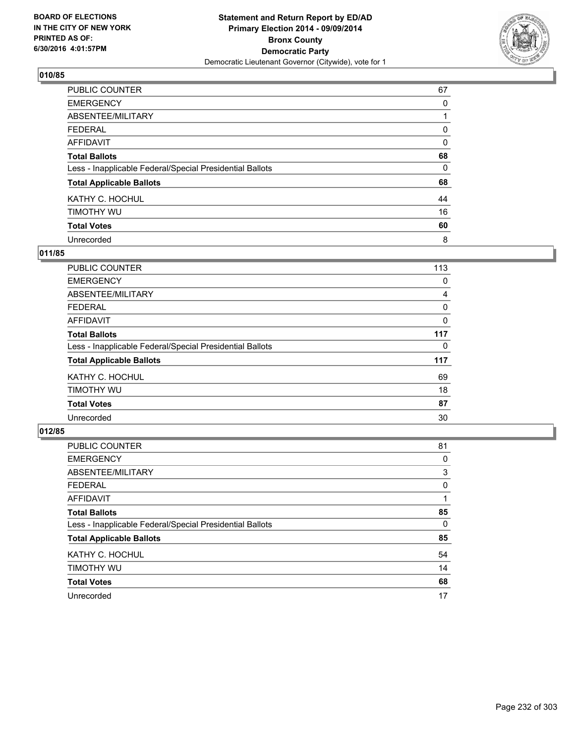**BOARD OF ELECTIONS IN THE CITY OF NEW YORK PRINTED AS OF: 6/30/2016 4:01:57PM**

**Statement and Return Report by ED/AD**
**Primary Election 2014 - 09/09/2014**
**Bronx County**
**Democratic Party**
Democratic Lieutenant Governor (Citywide), vote for 1

## 010/85

| | |
|---|---|
| PUBLIC COUNTER | 67 |
| EMERGENCY | 0 |
| ABSENTEE/MILITARY | 1 |
| FEDERAL | 0 |
| AFFIDAVIT | 0 |
| **Total Ballots** | **68** |
| Less - Inapplicable Federal/Special Presidential Ballots | 0 |
| **Total Applicable Ballots** | **68** |
| KATHY C. HOCHUL | 44 |
| TIMOTHY WU | 16 |
| **Total Votes** | **60** |
| Unrecorded | 8 |

## 011/85

| | |
|---|---|
| PUBLIC COUNTER | 113 |
| EMERGENCY | 0 |
| ABSENTEE/MILITARY | 4 |
| FEDERAL | 0 |
| AFFIDAVIT | 0 |
| **Total Ballots** | **117** |
| Less - Inapplicable Federal/Special Presidential Ballots | 0 |
| **Total Applicable Ballots** | **117** |
| KATHY C. HOCHUL | 69 |
| TIMOTHY WU | 18 |
| **Total Votes** | **87** |
| Unrecorded | 30 |

## 012/85

| | |
|---|---|
| PUBLIC COUNTER | 81 |
| EMERGENCY | 0 |
| ABSENTEE/MILITARY | 3 |
| FEDERAL | 0 |
| AFFIDAVIT | 1 |
| **Total Ballots** | **85** |
| Less - Inapplicable Federal/Special Presidential Ballots | 0 |
| **Total Applicable Ballots** | **85** |
| KATHY C. HOCHUL | 54 |
| TIMOTHY WU | 14 |
| **Total Votes** | **68** |
| Unrecorded | 17 |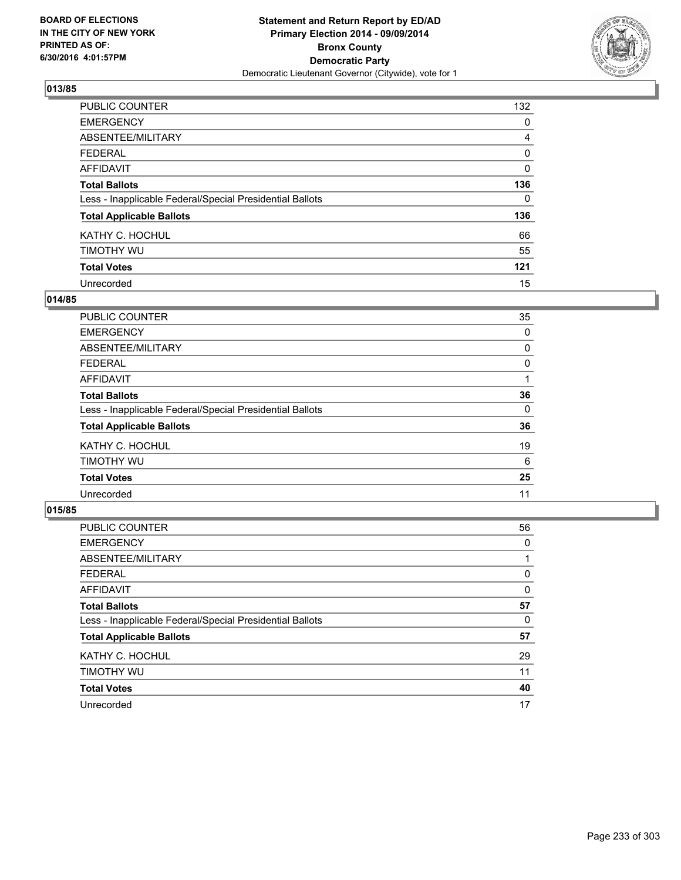BOARD OF ELECTIONS
IN THE CITY OF NEW YORK
PRINTED AS OF:
6/30/2016 4:01:57PM

**Statement and Return Report by ED/AD**
**Primary Election 2014 - 09/09/2014**
**Bronx County**
**Democratic Party**
Democratic Lieutenant Governor (Citywide), vote for 1

## 013/85

| | |
|---|---|
| PUBLIC COUNTER | 132 |
| EMERGENCY | 0 |
| ABSENTEE/MILITARY | 4 |
| FEDERAL | 0 |
| AFFIDAVIT | 0 |
| **Total Ballots** | **136** |
| Less - Inapplicable Federal/Special Presidential Ballots | 0 |
| **Total Applicable Ballots** | **136** |
| KATHY C. HOCHUL | 66 |
| TIMOTHY WU | 55 |
| **Total Votes** | **121** |
| Unrecorded | 15 |

## 014/85

| | |
|---|---|
| PUBLIC COUNTER | 35 |
| EMERGENCY | 0 |
| ABSENTEE/MILITARY | 0 |
| FEDERAL | 0 |
| AFFIDAVIT | 1 |
| **Total Ballots** | **36** |
| Less - Inapplicable Federal/Special Presidential Ballots | 0 |
| **Total Applicable Ballots** | **36** |
| KATHY C. HOCHUL | 19 |
| TIMOTHY WU | 6 |
| **Total Votes** | **25** |
| Unrecorded | 11 |

## 015/85

| | |
|---|---|
| PUBLIC COUNTER | 56 |
| EMERGENCY | 0 |
| ABSENTEE/MILITARY | 1 |
| FEDERAL | 0 |
| AFFIDAVIT | 0 |
| **Total Ballots** | **57** |
| Less - Inapplicable Federal/Special Presidential Ballots | 0 |
| **Total Applicable Ballots** | **57** |
| KATHY C. HOCHUL | 29 |
| TIMOTHY WU | 11 |
| **Total Votes** | **40** |
| Unrecorded | 17 |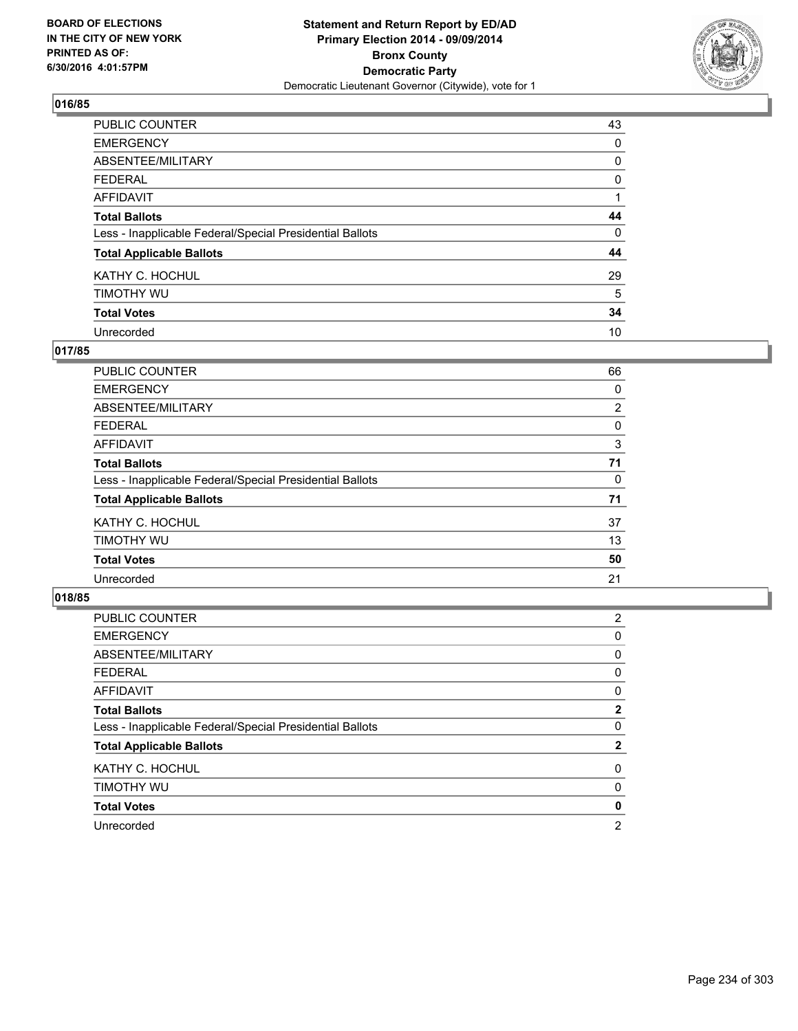BOARD OF ELECTIONS
IN THE CITY OF NEW YORK
PRINTED AS OF:
6/30/2016 4:01:57PM

**Statement and Return Report by ED/AD**
**Primary Election 2014 - 09/09/2014**
**Bronx County**
**Democratic Party**
Democratic Lieutenant Governor (Citywide), vote for 1

## 016/85

| | |
|---|---|
| PUBLIC COUNTER | 43 |
| EMERGENCY | 0 |
| ABSENTEE/MILITARY | 0 |
| FEDERAL | 0 |
| AFFIDAVIT | 1 |
| **Total Ballots** | **44** |
| Less - Inapplicable Federal/Special Presidential Ballots | 0 |
| **Total Applicable Ballots** | **44** |
| KATHY C. HOCHUL | 29 |
| TIMOTHY WU | 5 |
| **Total Votes** | **34** |
| Unrecorded | 10 |

## 017/85

| | |
|---|---|
| PUBLIC COUNTER | 66 |
| EMERGENCY | 0 |
| ABSENTEE/MILITARY | 2 |
| FEDERAL | 0 |
| AFFIDAVIT | 3 |
| **Total Ballots** | **71** |
| Less - Inapplicable Federal/Special Presidential Ballots | 0 |
| **Total Applicable Ballots** | **71** |
| KATHY C. HOCHUL | 37 |
| TIMOTHY WU | 13 |
| **Total Votes** | **50** |
| Unrecorded | 21 |

## 018/85

| | |
|---|---|
| PUBLIC COUNTER | 2 |
| EMERGENCY | 0 |
| ABSENTEE/MILITARY | 0 |
| FEDERAL | 0 |
| AFFIDAVIT | 0 |
| **Total Ballots** | **2** |
| Less - Inapplicable Federal/Special Presidential Ballots | 0 |
| **Total Applicable Ballots** | **2** |
| KATHY C. HOCHUL | 0 |
| TIMOTHY WU | 0 |
| **Total Votes** | **0** |
| Unrecorded | 2 |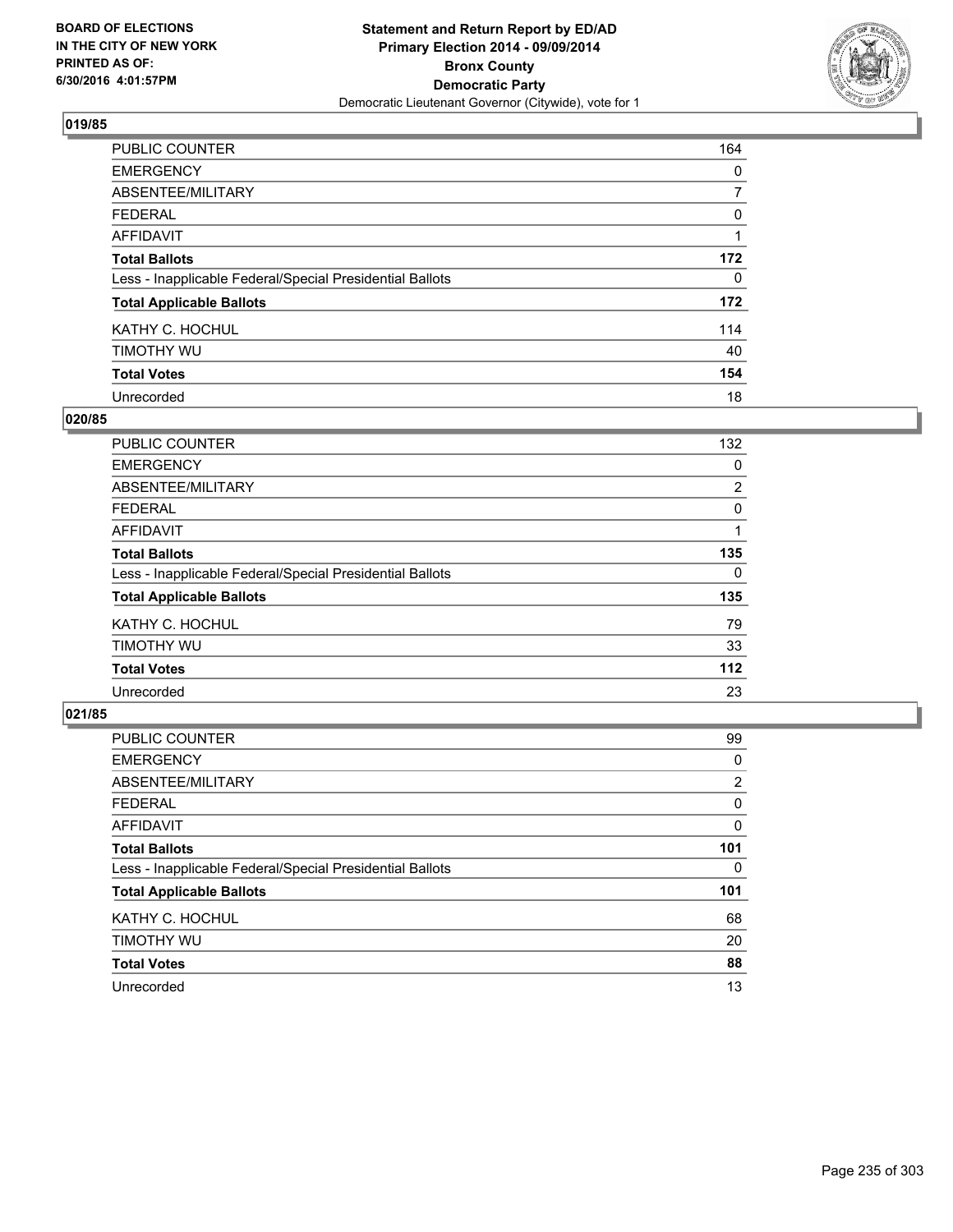**BOARD OF ELECTIONS IN THE CITY OF NEW YORK PRINTED AS OF: 6/30/2016 4:01:57PM**

**Statement and Return Report by ED/AD**
**Primary Election 2014 - 09/09/2014**
**Bronx County**
**Democratic Party**
Democratic Lieutenant Governor (Citywide), vote for 1

## 019/85

| | |
|---|---|
| PUBLIC COUNTER | 164 |
| EMERGENCY | 0 |
| ABSENTEE/MILITARY | 7 |
| FEDERAL | 0 |
| AFFIDAVIT | 1 |
| **Total Ballots** | **172** |
| Less - Inapplicable Federal/Special Presidential Ballots | 0 |
| **Total Applicable Ballots** | **172** |
| KATHY C. HOCHUL | 114 |
| TIMOTHY WU | 40 |
| **Total Votes** | **154** |
| Unrecorded | 18 |

## 020/85

| | |
|---|---|
| PUBLIC COUNTER | 132 |
| EMERGENCY | 0 |
| ABSENTEE/MILITARY | 2 |
| FEDERAL | 0 |
| AFFIDAVIT | 1 |
| **Total Ballots** | **135** |
| Less - Inapplicable Federal/Special Presidential Ballots | 0 |
| **Total Applicable Ballots** | **135** |
| KATHY C. HOCHUL | 79 |
| TIMOTHY WU | 33 |
| **Total Votes** | **112** |
| Unrecorded | 23 |

## 021/85

| | |
|---|---|
| PUBLIC COUNTER | 99 |
| EMERGENCY | 0 |
| ABSENTEE/MILITARY | 2 |
| FEDERAL | 0 |
| AFFIDAVIT | 0 |
| **Total Ballots** | **101** |
| Less - Inapplicable Federal/Special Presidential Ballots | 0 |
| **Total Applicable Ballots** | **101** |
| KATHY C. HOCHUL | 68 |
| TIMOTHY WU | 20 |
| **Total Votes** | **88** |
| Unrecorded | 13 |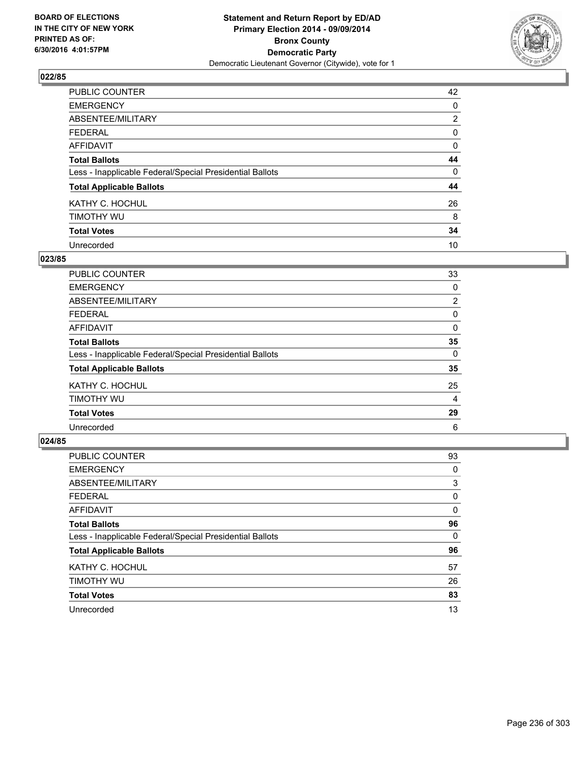**BOARD OF ELECTIONS IN THE CITY OF NEW YORK PRINTED AS OF: 6/30/2016 4:01:57PM**

**Statement and Return Report by ED/AD**
**Primary Election 2014 - 09/09/2014**
**Bronx County**
**Democratic Party**
Democratic Lieutenant Governor (Citywide), vote for 1

### 022/85

| | |
|---|---|
| PUBLIC COUNTER | 42 |
| EMERGENCY | 0 |
| ABSENTEE/MILITARY | 2 |
| FEDERAL | 0 |
| AFFIDAVIT | 0 |
| **Total Ballots** | **44** |
| Less - Inapplicable Federal/Special Presidential Ballots | 0 |
| **Total Applicable Ballots** | **44** |
| KATHY C. HOCHUL | 26 |
| TIMOTHY WU | 8 |
| **Total Votes** | **34** |
| Unrecorded | 10 |

### 023/85

| | |
|---|---|
| PUBLIC COUNTER | 33 |
| EMERGENCY | 0 |
| ABSENTEE/MILITARY | 2 |
| FEDERAL | 0 |
| AFFIDAVIT | 0 |
| **Total Ballots** | **35** |
| Less - Inapplicable Federal/Special Presidential Ballots | 0 |
| **Total Applicable Ballots** | **35** |
| KATHY C. HOCHUL | 25 |
| TIMOTHY WU | 4 |
| **Total Votes** | **29** |
| Unrecorded | 6 |

### 024/85

| | |
|---|---|
| PUBLIC COUNTER | 93 |
| EMERGENCY | 0 |
| ABSENTEE/MILITARY | 3 |
| FEDERAL | 0 |
| AFFIDAVIT | 0 |
| **Total Ballots** | **96** |
| Less - Inapplicable Federal/Special Presidential Ballots | 0 |
| **Total Applicable Ballots** | **96** |
| KATHY C. HOCHUL | 57 |
| TIMOTHY WU | 26 |
| **Total Votes** | **83** |
| Unrecorded | 13 |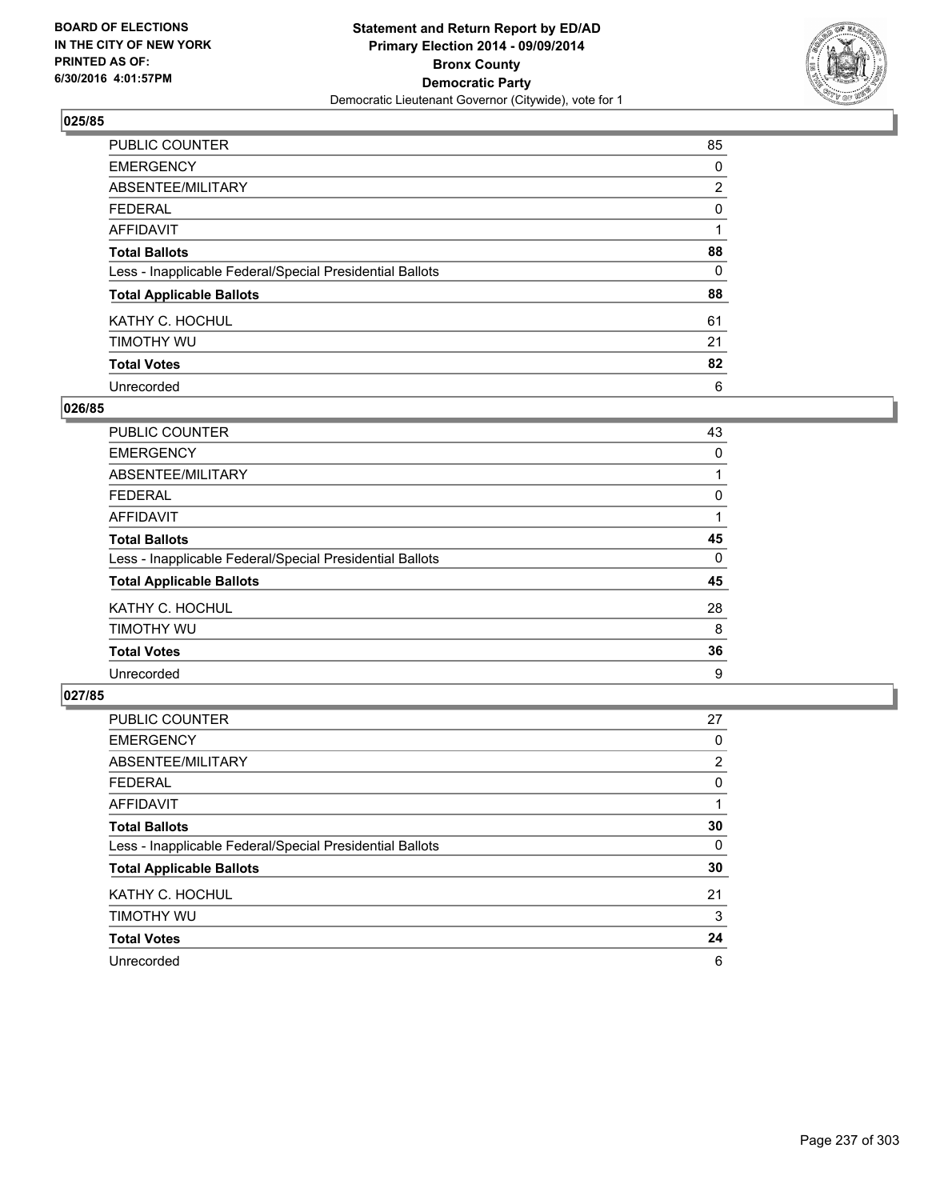**Statement and Return Report by ED/AD**
**Primary Election 2014 - 09/09/2014**
**Bronx County**
**Democratic Party**
Democratic Lieutenant Governor (Citywide), vote for 1

BOARD OF ELECTIONS
IN THE CITY OF NEW YORK
PRINTED AS OF:
6/30/2016 4:01:57PM

### 025/85

| | |
|---|---|
| PUBLIC COUNTER | 85 |
| EMERGENCY | 0 |
| ABSENTEE/MILITARY | 2 |
| FEDERAL | 0 |
| AFFIDAVIT | 1 |
| **Total Ballots** | **88** |
| Less - Inapplicable Federal/Special Presidential Ballots | 0 |
| **Total Applicable Ballots** | **88** |
| KATHY C. HOCHUL | 61 |
| TIMOTHY WU | 21 |
| **Total Votes** | **82** |
| Unrecorded | 6 |

### 026/85

| | |
|---|---|
| PUBLIC COUNTER | 43 |
| EMERGENCY | 0 |
| ABSENTEE/MILITARY | 1 |
| FEDERAL | 0 |
| AFFIDAVIT | 1 |
| **Total Ballots** | **45** |
| Less - Inapplicable Federal/Special Presidential Ballots | 0 |
| **Total Applicable Ballots** | **45** |
| KATHY C. HOCHUL | 28 |
| TIMOTHY WU | 8 |
| **Total Votes** | **36** |
| Unrecorded | 9 |

### 027/85

| | |
|---|---|
| PUBLIC COUNTER | 27 |
| EMERGENCY | 0 |
| ABSENTEE/MILITARY | 2 |
| FEDERAL | 0 |
| AFFIDAVIT | 1 |
| **Total Ballots** | **30** |
| Less - Inapplicable Federal/Special Presidential Ballots | 0 |
| **Total Applicable Ballots** | **30** |
| KATHY C. HOCHUL | 21 |
| TIMOTHY WU | 3 |
| **Total Votes** | **24** |
| Unrecorded | 6 |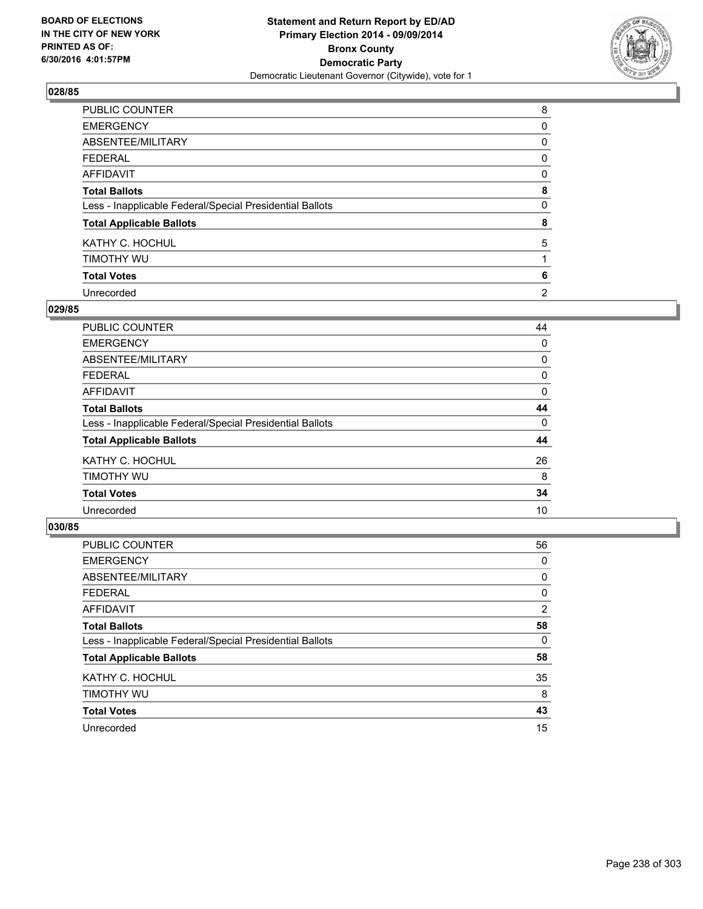**Statement and Return Report by ED/AD**
**Primary Election 2014 - 09/09/2014**
**Bronx County**
**Democratic Party**
Democratic Lieutenant Governor (Citywide), vote for 1

BOARD OF ELECTIONS IN THE CITY OF NEW YORK
PRINTED AS OF: 6/30/2016 4:01:57PM

### 028/85

| | |
|---|---|
| PUBLIC COUNTER | 8 |
| EMERGENCY | 0 |
| ABSENTEE/MILITARY | 0 |
| FEDERAL | 0 |
| AFFIDAVIT | 0 |
| **Total Ballots** | **8** |
| Less - Inapplicable Federal/Special Presidential Ballots | 0 |
| **Total Applicable Ballots** | **8** |
| KATHY C. HOCHUL | 5 |
| TIMOTHY WU | 1 |
| **Total Votes** | **6** |
| Unrecorded | 2 |

### 029/85

| | |
|---|---|
| PUBLIC COUNTER | 44 |
| EMERGENCY | 0 |
| ABSENTEE/MILITARY | 0 |
| FEDERAL | 0 |
| AFFIDAVIT | 0 |
| **Total Ballots** | **44** |
| Less - Inapplicable Federal/Special Presidential Ballots | 0 |
| **Total Applicable Ballots** | **44** |
| KATHY C. HOCHUL | 26 |
| TIMOTHY WU | 8 |
| **Total Votes** | **34** |
| Unrecorded | 10 |

### 030/85

| | |
|---|---|
| PUBLIC COUNTER | 56 |
| EMERGENCY | 0 |
| ABSENTEE/MILITARY | 0 |
| FEDERAL | 0 |
| AFFIDAVIT | 2 |
| **Total Ballots** | **58** |
| Less - Inapplicable Federal/Special Presidential Ballots | 0 |
| **Total Applicable Ballots** | **58** |
| KATHY C. HOCHUL | 35 |
| TIMOTHY WU | 8 |
| **Total Votes** | **43** |
| Unrecorded | 15 |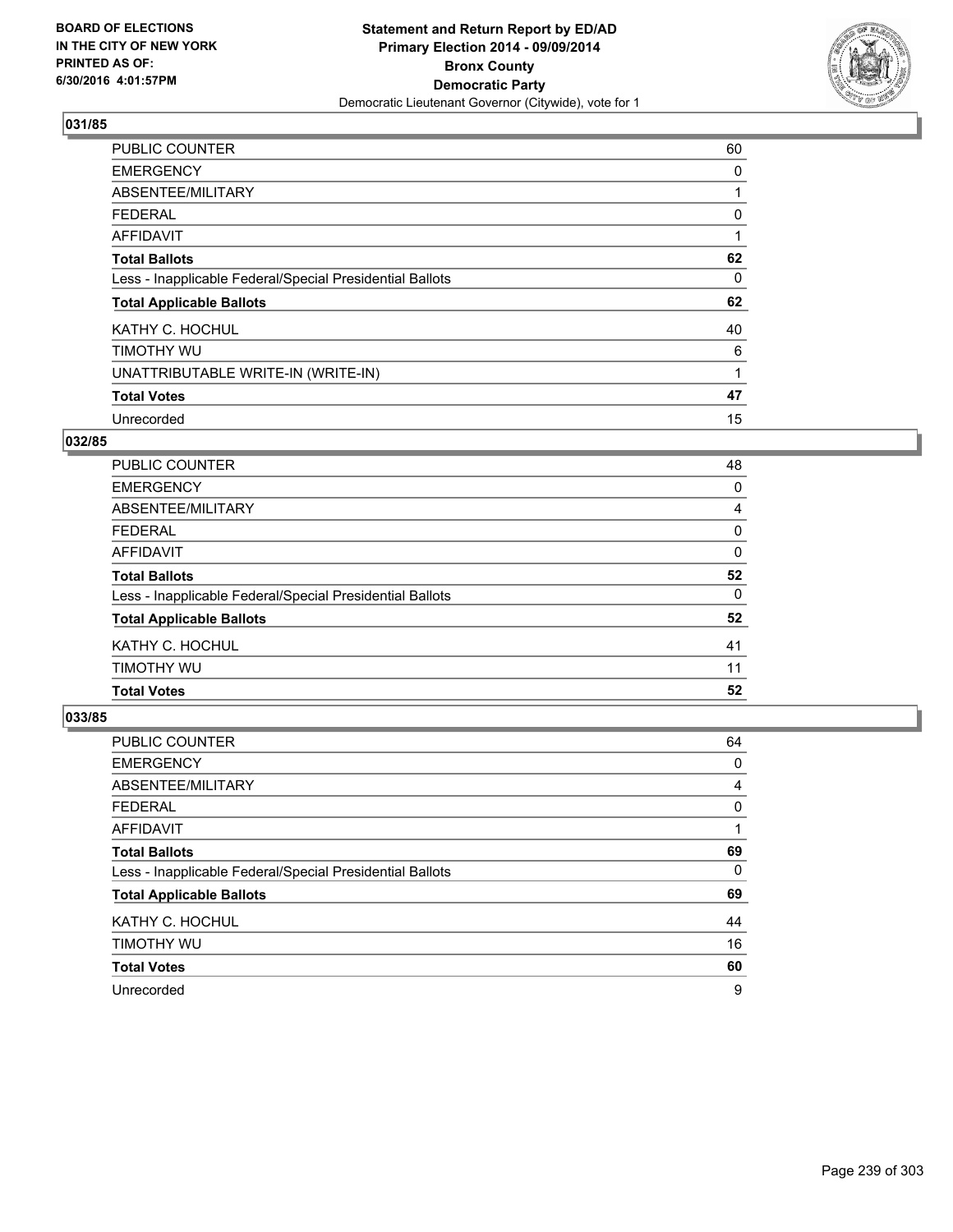BOARD OF ELECTIONS
IN THE CITY OF NEW YORK
PRINTED AS OF:
6/30/2016 4:01:57PM

**Statement and Return Report by ED/AD**
**Primary Election 2014 - 09/09/2014**
**Bronx County**
**Democratic Party**
Democratic Lieutenant Governor (Citywide), vote for 1

### 031/85

| | |
|---|---|
| PUBLIC COUNTER | 60 |
| EMERGENCY | 0 |
| ABSENTEE/MILITARY | 1 |
| FEDERAL | 0 |
| AFFIDAVIT | 1 |
| **Total Ballots** | **62** |
| Less - Inapplicable Federal/Special Presidential Ballots | 0 |
| **Total Applicable Ballots** | **62** |
| KATHY C. HOCHUL | 40 |
| TIMOTHY WU | 6 |
| UNATTRIBUTABLE WRITE-IN (WRITE-IN) | 1 |
| **Total Votes** | **47** |
| Unrecorded | 15 |

### 032/85

| | |
|---|---|
| PUBLIC COUNTER | 48 |
| EMERGENCY | 0 |
| ABSENTEE/MILITARY | 4 |
| FEDERAL | 0 |
| AFFIDAVIT | 0 |
| **Total Ballots** | **52** |
| Less - Inapplicable Federal/Special Presidential Ballots | 0 |
| **Total Applicable Ballots** | **52** |
| KATHY C. HOCHUL | 41 |
| TIMOTHY WU | 11 |
| **Total Votes** | **52** |

### 033/85

| | |
|---|---|
| PUBLIC COUNTER | 64 |
| EMERGENCY | 0 |
| ABSENTEE/MILITARY | 4 |
| FEDERAL | 0 |
| AFFIDAVIT | 1 |
| **Total Ballots** | **69** |
| Less - Inapplicable Federal/Special Presidential Ballots | 0 |
| **Total Applicable Ballots** | **69** |
| KATHY C. HOCHUL | 44 |
| TIMOTHY WU | 16 |
| **Total Votes** | **60** |
| Unrecorded | 9 |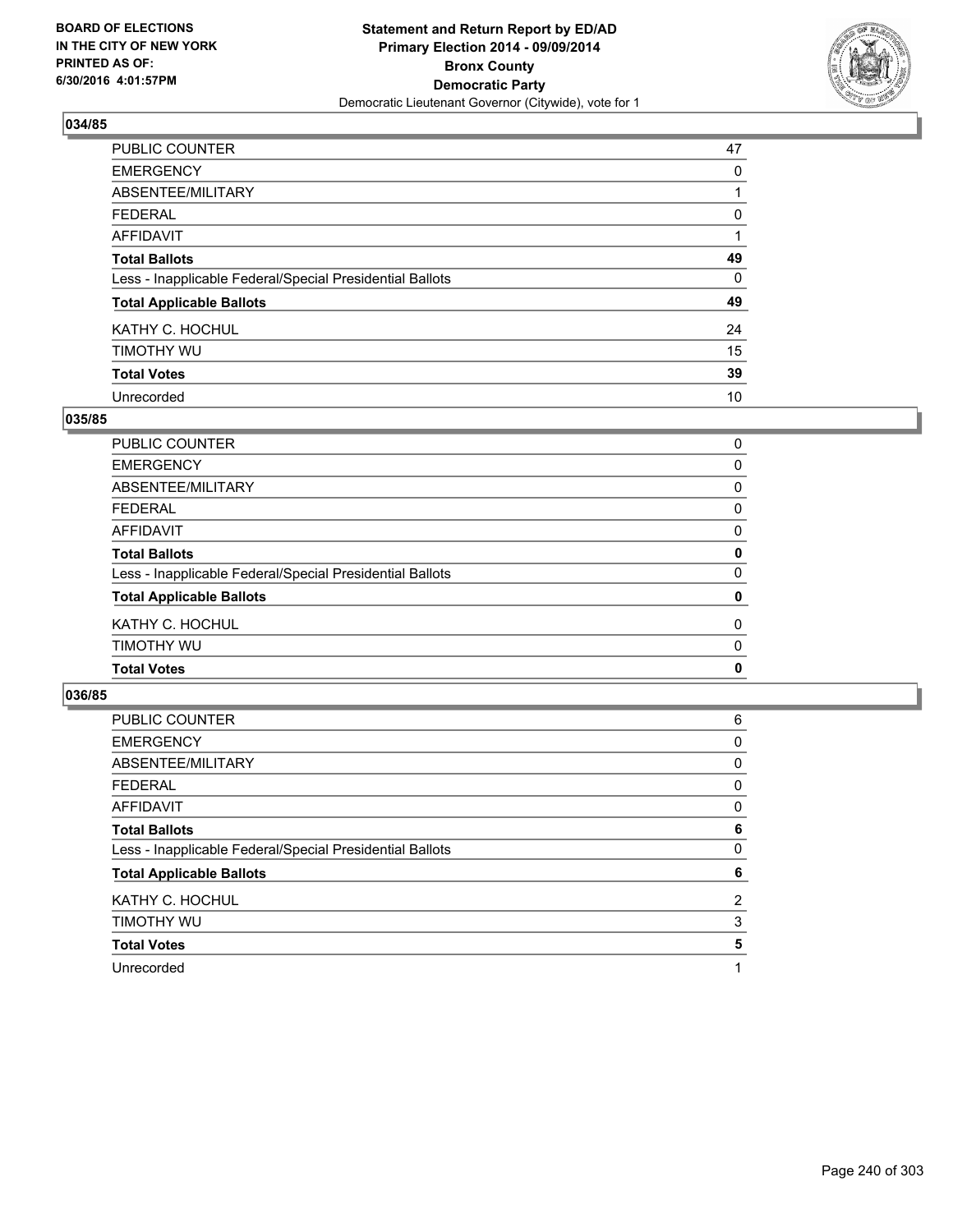BOARD OF ELECTIONS
IN THE CITY OF NEW YORK
PRINTED AS OF:
6/30/2016 4:01:57PM

**Statement and Return Report by ED/AD**
**Primary Election 2014 - 09/09/2014**
**Bronx County**
**Democratic Party**
Democratic Lieutenant Governor (Citywide), vote for 1

### 034/85

| | |
|---|---|
| PUBLIC COUNTER | 47 |
| EMERGENCY | 0 |
| ABSENTEE/MILITARY | 1 |
| FEDERAL | 0 |
| AFFIDAVIT | 1 |
| **Total Ballots** | **49** |
| Less - Inapplicable Federal/Special Presidential Ballots | 0 |
| **Total Applicable Ballots** | **49** |
| KATHY C. HOCHUL | 24 |
| TIMOTHY WU | 15 |
| **Total Votes** | **39** |
| Unrecorded | 10 |

### 035/85

| | |
|---|---|
| PUBLIC COUNTER | 0 |
| EMERGENCY | 0 |
| ABSENTEE/MILITARY | 0 |
| FEDERAL | 0 |
| AFFIDAVIT | 0 |
| **Total Ballots** | **0** |
| Less - Inapplicable Federal/Special Presidential Ballots | 0 |
| **Total Applicable Ballots** | **0** |
| KATHY C. HOCHUL | 0 |
| TIMOTHY WU | 0 |
| **Total Votes** | **0** |

### 036/85

| | |
|---|---|
| PUBLIC COUNTER | 6 |
| EMERGENCY | 0 |
| ABSENTEE/MILITARY | 0 |
| FEDERAL | 0 |
| AFFIDAVIT | 0 |
| **Total Ballots** | **6** |
| Less - Inapplicable Federal/Special Presidential Ballots | 0 |
| **Total Applicable Ballots** | **6** |
| KATHY C. HOCHUL | 2 |
| TIMOTHY WU | 3 |
| **Total Votes** | **5** |
| Unrecorded | 1 |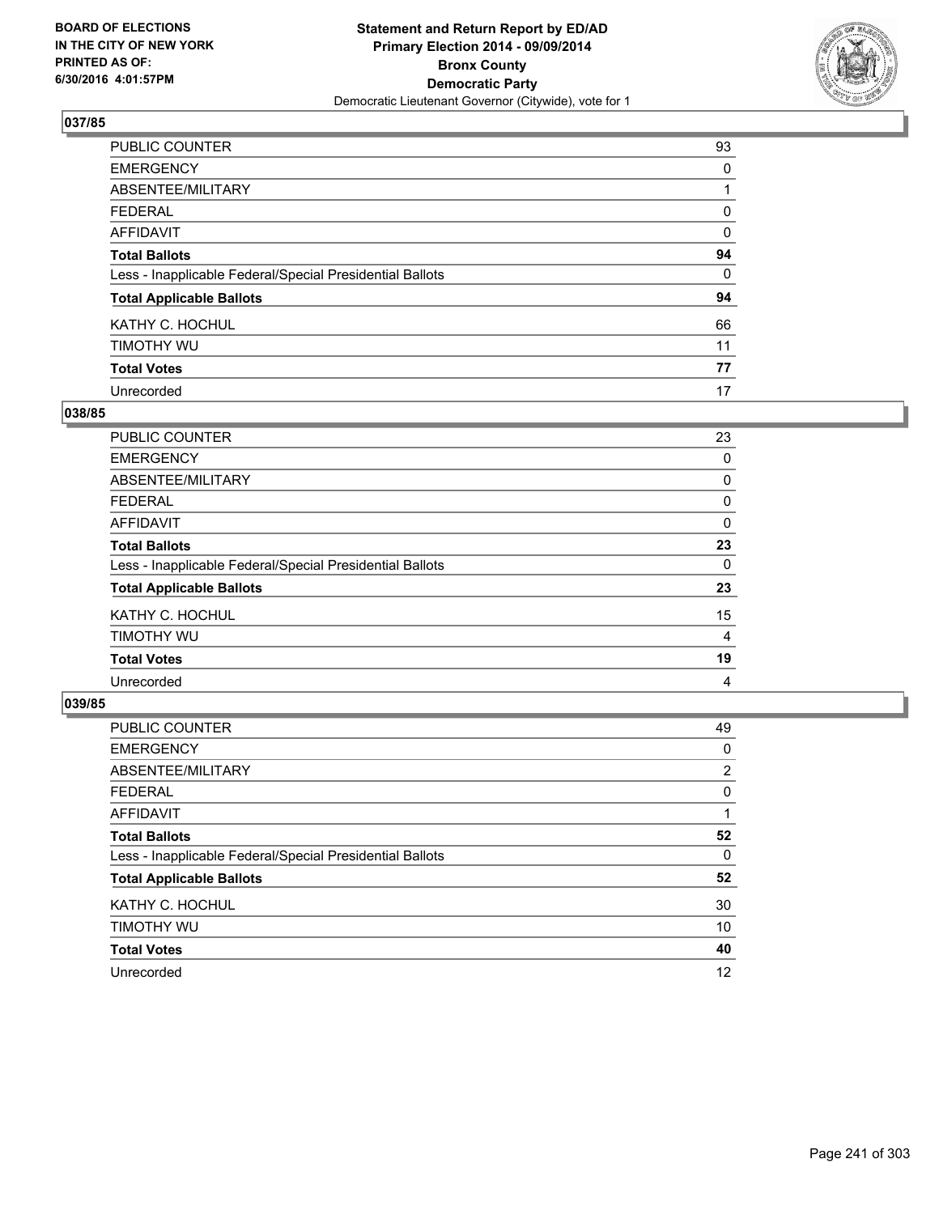BOARD OF ELECTIONS
IN THE CITY OF NEW YORK
PRINTED AS OF:
6/30/2016 4:01:57PM

**Statement and Return Report by ED/AD**
**Primary Election 2014 - 09/09/2014**
**Bronx County**
**Democratic Party**
Democratic Lieutenant Governor (Citywide), vote for 1

## 037/85

| | |
|---|---|
| PUBLIC COUNTER | 93 |
| EMERGENCY | 0 |
| ABSENTEE/MILITARY | 1 |
| FEDERAL | 0 |
| AFFIDAVIT | 0 |
| **Total Ballots** | **94** |
| Less - Inapplicable Federal/Special Presidential Ballots | 0 |
| **Total Applicable Ballots** | **94** |
| KATHY C. HOCHUL | 66 |
| TIMOTHY WU | 11 |
| **Total Votes** | **77** |
| Unrecorded | 17 |

## 038/85

| | |
|---|---|
| PUBLIC COUNTER | 23 |
| EMERGENCY | 0 |
| ABSENTEE/MILITARY | 0 |
| FEDERAL | 0 |
| AFFIDAVIT | 0 |
| **Total Ballots** | **23** |
| Less - Inapplicable Federal/Special Presidential Ballots | 0 |
| **Total Applicable Ballots** | **23** |
| KATHY C. HOCHUL | 15 |
| TIMOTHY WU | 4 |
| **Total Votes** | **19** |
| Unrecorded | 4 |

## 039/85

| | |
|---|---|
| PUBLIC COUNTER | 49 |
| EMERGENCY | 0 |
| ABSENTEE/MILITARY | 2 |
| FEDERAL | 0 |
| AFFIDAVIT | 1 |
| **Total Ballots** | **52** |
| Less - Inapplicable Federal/Special Presidential Ballots | 0 |
| **Total Applicable Ballots** | **52** |
| KATHY C. HOCHUL | 30 |
| TIMOTHY WU | 10 |
| **Total Votes** | **40** |
| Unrecorded | 12 |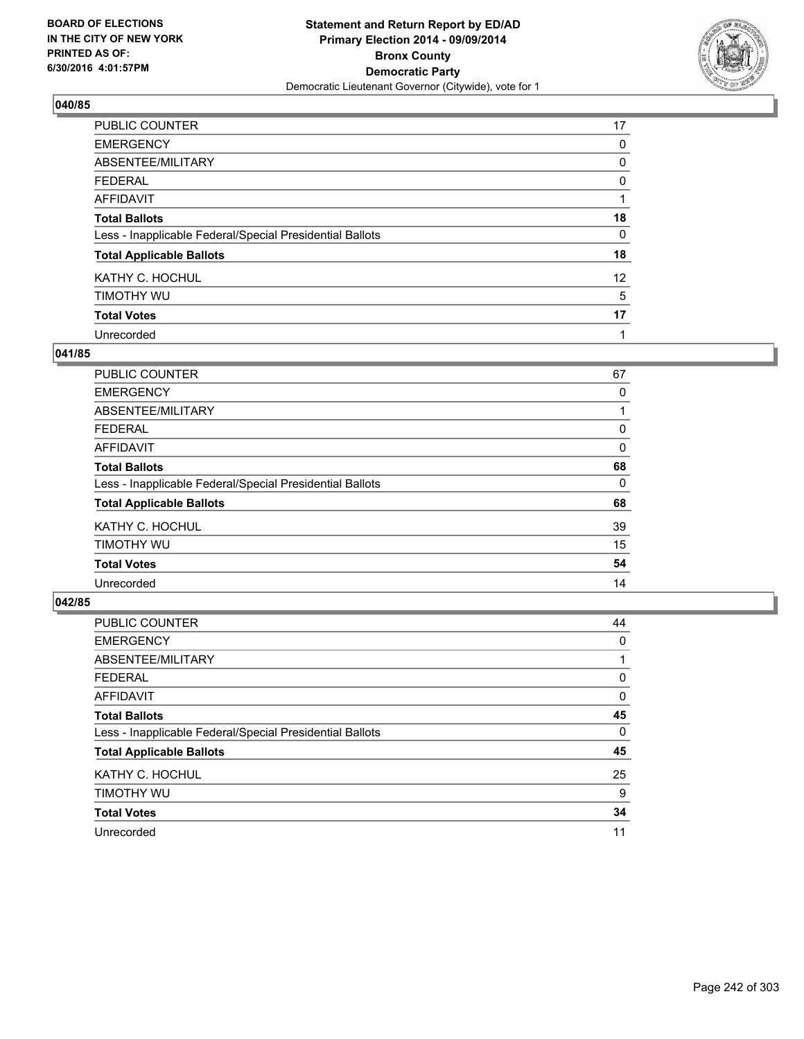BOARD OF ELECTIONS
IN THE CITY OF NEW YORK
PRINTED AS OF:
6/30/2016 4:01:57PM

**Statement and Return Report by ED/AD**
**Primary Election 2014 - 09/09/2014**
**Bronx County**
**Democratic Party**
Democratic Lieutenant Governor (Citywide), vote for 1

### 040/85

| | |
|---|---|
| PUBLIC COUNTER | 17 |
| EMERGENCY | 0 |
| ABSENTEE/MILITARY | 0 |
| FEDERAL | 0 |
| AFFIDAVIT | 1 |
| **Total Ballots** | **18** |
| Less - Inapplicable Federal/Special Presidential Ballots | 0 |
| **Total Applicable Ballots** | **18** |
| KATHY C. HOCHUL | 12 |
| TIMOTHY WU | 5 |
| **Total Votes** | **17** |
| Unrecorded | 1 |

### 041/85

| | |
|---|---|
| PUBLIC COUNTER | 67 |
| EMERGENCY | 0 |
| ABSENTEE/MILITARY | 1 |
| FEDERAL | 0 |
| AFFIDAVIT | 0 |
| **Total Ballots** | **68** |
| Less - Inapplicable Federal/Special Presidential Ballots | 0 |
| **Total Applicable Ballots** | **68** |
| KATHY C. HOCHUL | 39 |
| TIMOTHY WU | 15 |
| **Total Votes** | **54** |
| Unrecorded | 14 |

### 042/85

| | |
|---|---|
| PUBLIC COUNTER | 44 |
| EMERGENCY | 0 |
| ABSENTEE/MILITARY | 1 |
| FEDERAL | 0 |
| AFFIDAVIT | 0 |
| **Total Ballots** | **45** |
| Less - Inapplicable Federal/Special Presidential Ballots | 0 |
| **Total Applicable Ballots** | **45** |
| KATHY C. HOCHUL | 25 |
| TIMOTHY WU | 9 |
| **Total Votes** | **34** |
| Unrecorded | 11 |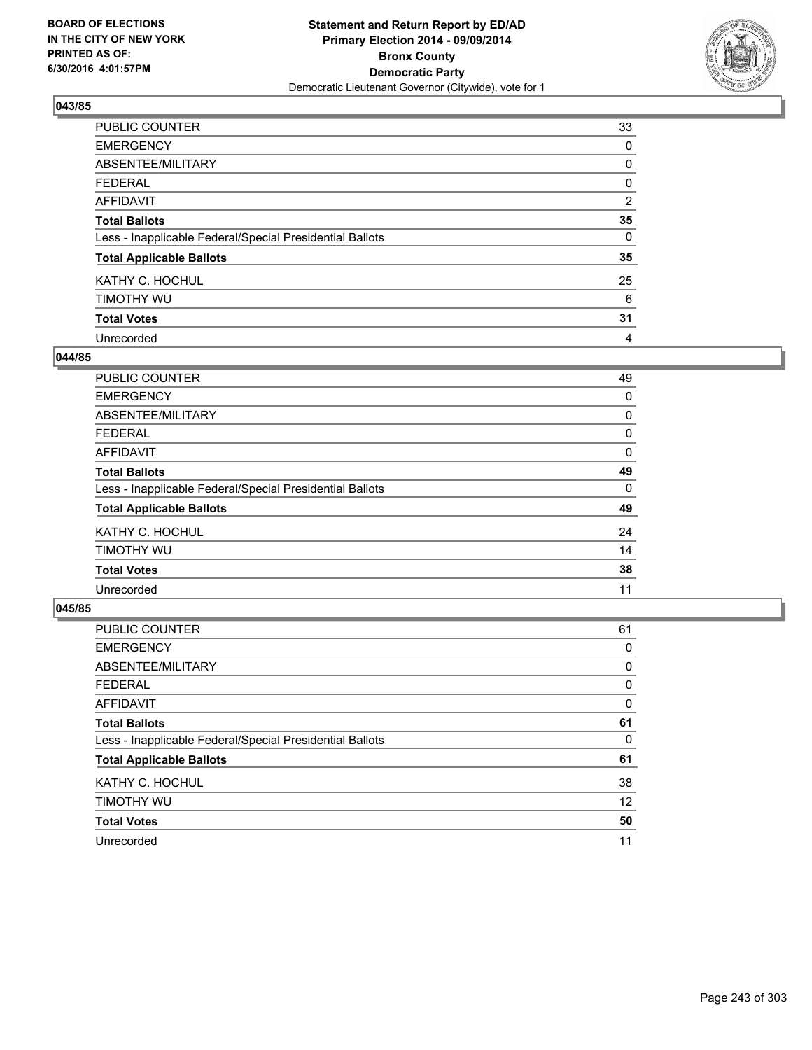BOARD OF ELECTIONS
IN THE CITY OF NEW YORK
PRINTED AS OF:
6/30/2016 4:01:57PM

**Statement and Return Report by ED/AD**
**Primary Election 2014 - 09/09/2014**
**Bronx County**
**Democratic Party**
Democratic Lieutenant Governor (Citywide), vote for 1

### 043/85

| | |
|---|---|
| PUBLIC COUNTER | 33 |
| EMERGENCY | 0 |
| ABSENTEE/MILITARY | 0 |
| FEDERAL | 0 |
| AFFIDAVIT | 2 |
| **Total Ballots** | **35** |
| Less - Inapplicable Federal/Special Presidential Ballots | 0 |
| **Total Applicable Ballots** | **35** |
| KATHY C. HOCHUL | 25 |
| TIMOTHY WU | 6 |
| **Total Votes** | **31** |
| Unrecorded | 4 |

### 044/85

| | |
|---|---|
| PUBLIC COUNTER | 49 |
| EMERGENCY | 0 |
| ABSENTEE/MILITARY | 0 |
| FEDERAL | 0 |
| AFFIDAVIT | 0 |
| **Total Ballots** | **49** |
| Less - Inapplicable Federal/Special Presidential Ballots | 0 |
| **Total Applicable Ballots** | **49** |
| KATHY C. HOCHUL | 24 |
| TIMOTHY WU | 14 |
| **Total Votes** | **38** |
| Unrecorded | 11 |

### 045/85

| | |
|---|---|
| PUBLIC COUNTER | 61 |
| EMERGENCY | 0 |
| ABSENTEE/MILITARY | 0 |
| FEDERAL | 0 |
| AFFIDAVIT | 0 |
| **Total Ballots** | **61** |
| Less - Inapplicable Federal/Special Presidential Ballots | 0 |
| **Total Applicable Ballots** | **61** |
| KATHY C. HOCHUL | 38 |
| TIMOTHY WU | 12 |
| **Total Votes** | **50** |
| Unrecorded | 11 |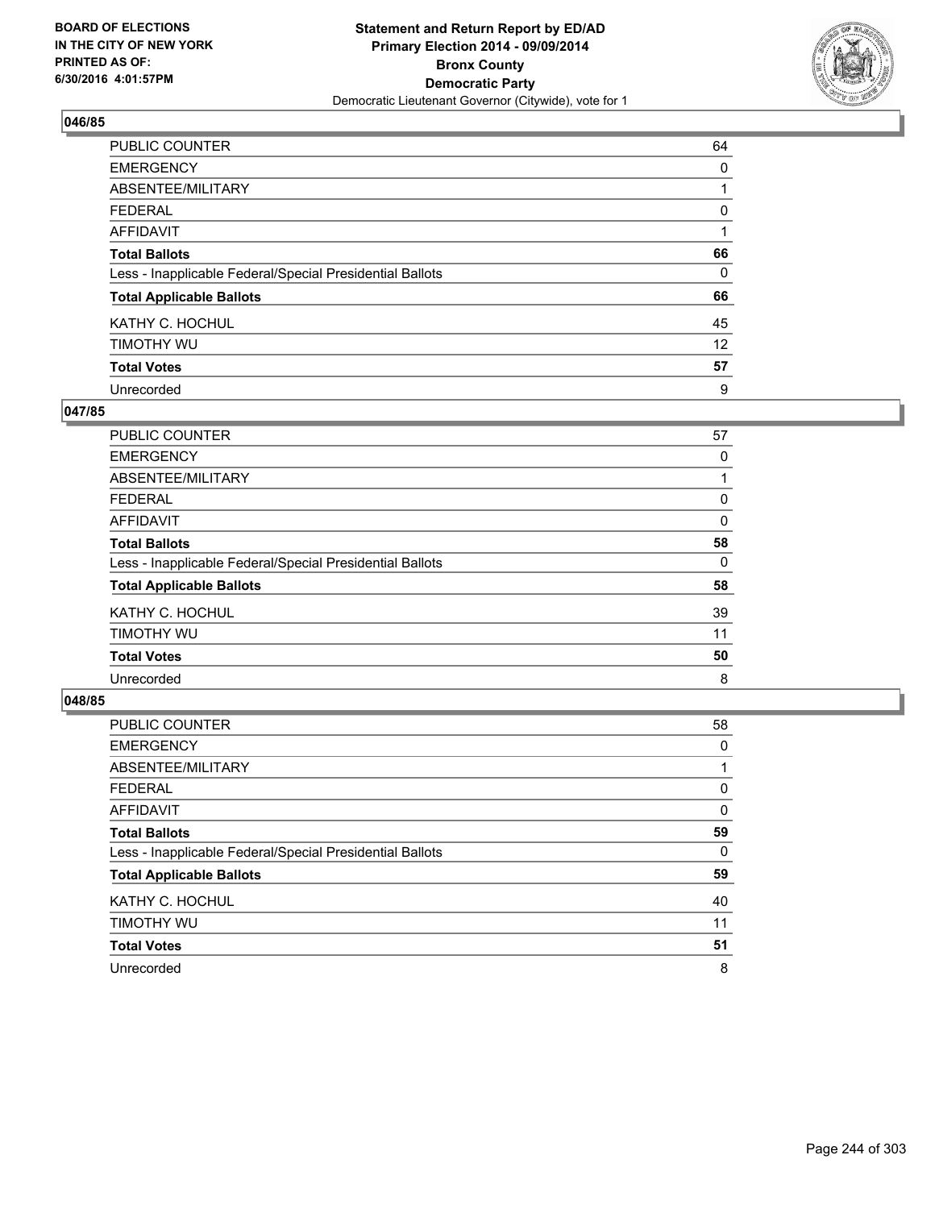**BOARD OF ELECTIONS IN THE CITY OF NEW YORK PRINTED AS OF: 6/30/2016 4:01:57PM**

**Statement and Return Report by ED/AD Primary Election 2014 - 09/09/2014 Bronx County Democratic Party**

Democratic Lieutenant Governor (Citywide), vote for 1

### 046/85

| | |
|---|---|
| PUBLIC COUNTER | 64 |
| EMERGENCY | 0 |
| ABSENTEE/MILITARY | 1 |
| FEDERAL | 0 |
| AFFIDAVIT | 1 |
| **Total Ballots** | **66** |
| Less - Inapplicable Federal/Special Presidential Ballots | 0 |
| **Total Applicable Ballots** | **66** |
| KATHY C. HOCHUL | 45 |
| TIMOTHY WU | 12 |
| **Total Votes** | **57** |
| Unrecorded | 9 |

### 047/85

| | |
|---|---|
| PUBLIC COUNTER | 57 |
| EMERGENCY | 0 |
| ABSENTEE/MILITARY | 1 |
| FEDERAL | 0 |
| AFFIDAVIT | 0 |
| **Total Ballots** | **58** |
| Less - Inapplicable Federal/Special Presidential Ballots | 0 |
| **Total Applicable Ballots** | **58** |
| KATHY C. HOCHUL | 39 |
| TIMOTHY WU | 11 |
| **Total Votes** | **50** |
| Unrecorded | 8 |

### 048/85

| | |
|---|---|
| PUBLIC COUNTER | 58 |
| EMERGENCY | 0 |
| ABSENTEE/MILITARY | 1 |
| FEDERAL | 0 |
| AFFIDAVIT | 0 |
| **Total Ballots** | **59** |
| Less - Inapplicable Federal/Special Presidential Ballots | 0 |
| **Total Applicable Ballots** | **59** |
| KATHY C. HOCHUL | 40 |
| TIMOTHY WU | 11 |
| **Total Votes** | **51** |
| Unrecorded | 8 |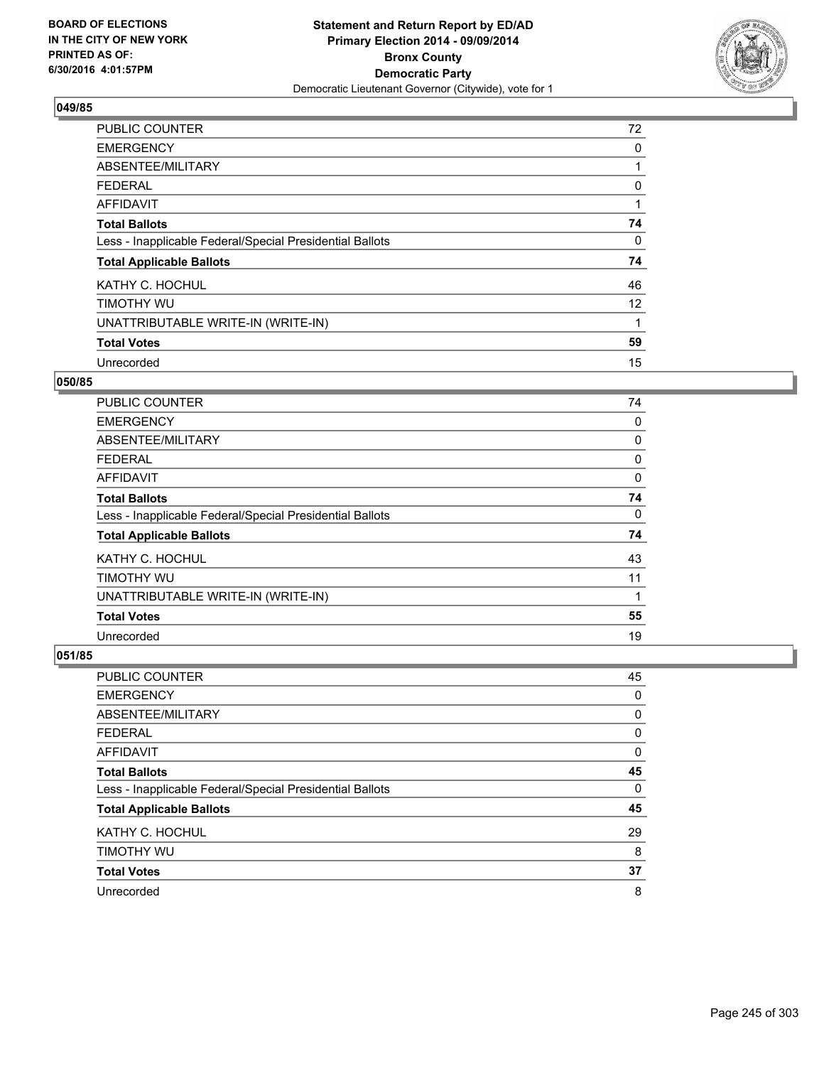**BOARD OF ELECTIONS IN THE CITY OF NEW YORK PRINTED AS OF: 6/30/2016 4:01:57PM**

**Statement and Return Report by ED/AD Primary Election 2014 - 09/09/2014 Bronx County Democratic Party**
Democratic Lieutenant Governor (Citywide), vote for 1

### 049/85

| | |
|---|---|
| PUBLIC COUNTER | 72 |
| EMERGENCY | 0 |
| ABSENTEE/MILITARY | 1 |
| FEDERAL | 0 |
| AFFIDAVIT | 1 |
| **Total Ballots** | **74** |
| Less - Inapplicable Federal/Special Presidential Ballots | 0 |
| **Total Applicable Ballots** | **74** |
| KATHY C. HOCHUL | 46 |
| TIMOTHY WU | 12 |
| UNATTRIBUTABLE WRITE-IN (WRITE-IN) | 1 |
| **Total Votes** | **59** |
| Unrecorded | 15 |

### 050/85

| | |
|---|---|
| PUBLIC COUNTER | 74 |
| EMERGENCY | 0 |
| ABSENTEE/MILITARY | 0 |
| FEDERAL | 0 |
| AFFIDAVIT | 0 |
| **Total Ballots** | **74** |
| Less - Inapplicable Federal/Special Presidential Ballots | 0 |
| **Total Applicable Ballots** | **74** |
| KATHY C. HOCHUL | 43 |
| TIMOTHY WU | 11 |
| UNATTRIBUTABLE WRITE-IN (WRITE-IN) | 1 |
| **Total Votes** | **55** |
| Unrecorded | 19 |

### 051/85

| | |
|---|---|
| PUBLIC COUNTER | 45 |
| EMERGENCY | 0 |
| ABSENTEE/MILITARY | 0 |
| FEDERAL | 0 |
| AFFIDAVIT | 0 |
| **Total Ballots** | **45** |
| Less - Inapplicable Federal/Special Presidential Ballots | 0 |
| **Total Applicable Ballots** | **45** |
| KATHY C. HOCHUL | 29 |
| TIMOTHY WU | 8 |
| **Total Votes** | **37** |
| Unrecorded | 8 |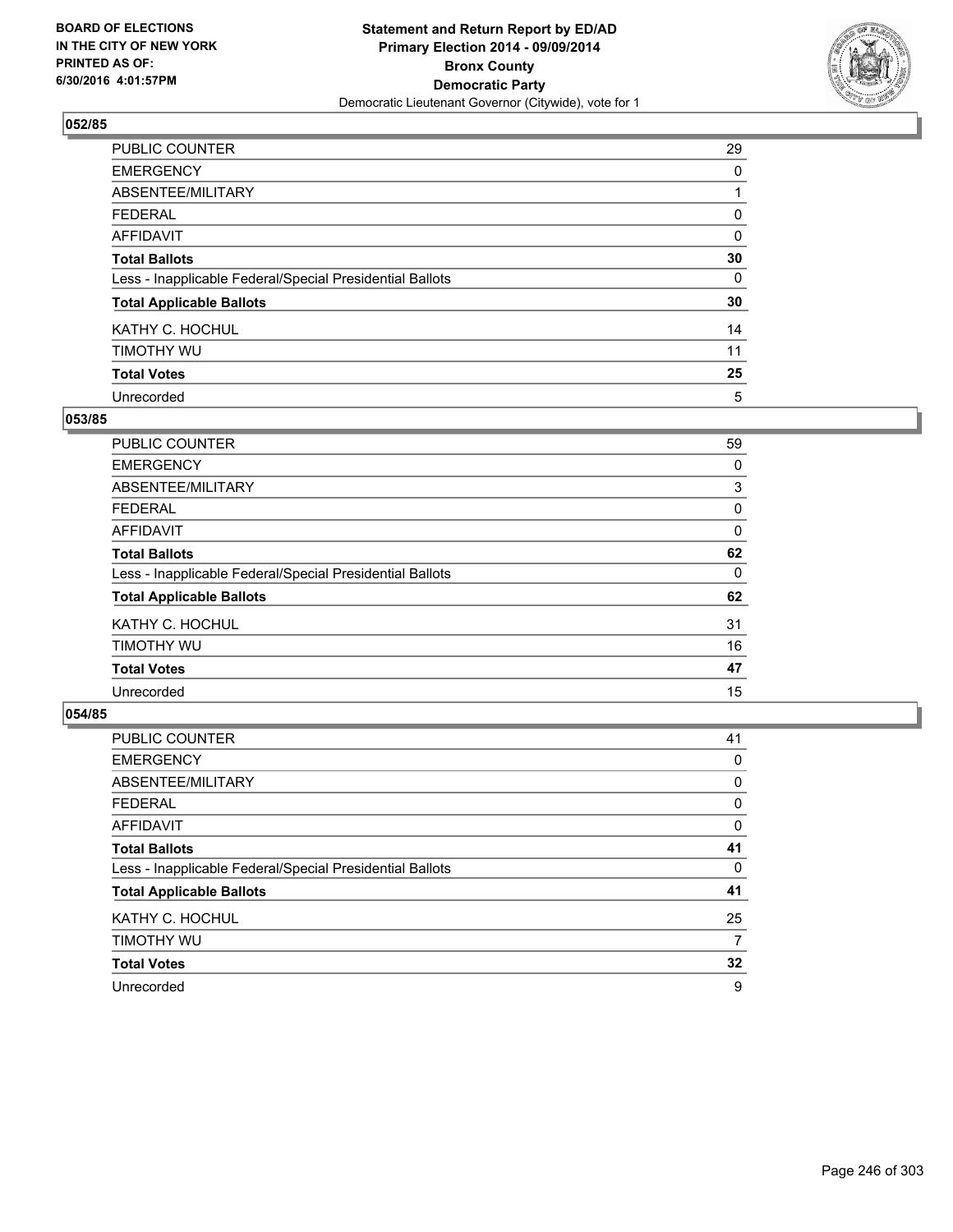BOARD OF ELECTIONS
IN THE CITY OF NEW YORK
PRINTED AS OF:
6/30/2016 4:01:57PM

**Statement and Return Report by ED/AD**
**Primary Election 2014 - 09/09/2014**
**Bronx County**
**Democratic Party**
Democratic Lieutenant Governor (Citywide), vote for 1

### 052/85

| | |
|---|---|
| PUBLIC COUNTER | 29 |
| EMERGENCY | 0 |
| ABSENTEE/MILITARY | 1 |
| FEDERAL | 0 |
| AFFIDAVIT | 0 |
| **Total Ballots** | **30** |
| Less - Inapplicable Federal/Special Presidential Ballots | 0 |
| **Total Applicable Ballots** | **30** |
| KATHY C. HOCHUL | 14 |
| TIMOTHY WU | 11 |
| **Total Votes** | **25** |
| Unrecorded | 5 |

### 053/85

| | |
|---|---|
| PUBLIC COUNTER | 59 |
| EMERGENCY | 0 |
| ABSENTEE/MILITARY | 3 |
| FEDERAL | 0 |
| AFFIDAVIT | 0 |
| **Total Ballots** | **62** |
| Less - Inapplicable Federal/Special Presidential Ballots | 0 |
| **Total Applicable Ballots** | **62** |
| KATHY C. HOCHUL | 31 |
| TIMOTHY WU | 16 |
| **Total Votes** | **47** |
| Unrecorded | 15 |

### 054/85

| | |
|---|---|
| PUBLIC COUNTER | 41 |
| EMERGENCY | 0 |
| ABSENTEE/MILITARY | 0 |
| FEDERAL | 0 |
| AFFIDAVIT | 0 |
| **Total Ballots** | **41** |
| Less - Inapplicable Federal/Special Presidential Ballots | 0 |
| **Total Applicable Ballots** | **41** |
| KATHY C. HOCHUL | 25 |
| TIMOTHY WU | 7 |
| **Total Votes** | **32** |
| Unrecorded | 9 |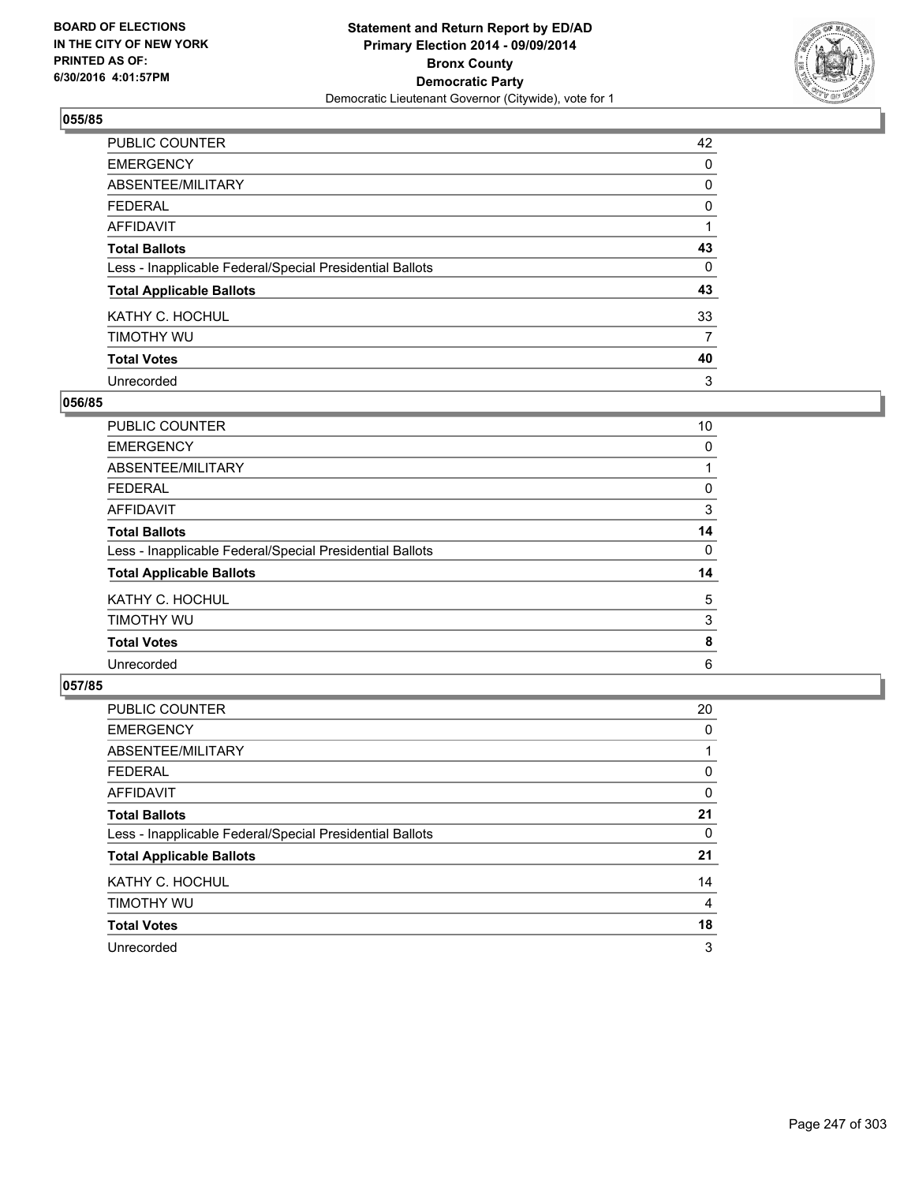**BOARD OF ELECTIONS IN THE CITY OF NEW YORK PRINTED AS OF: 6/30/2016 4:01:57PM**

**Statement and Return Report by ED/AD**
**Primary Election 2014 - 09/09/2014**
**Bronx County**
**Democratic Party**
Democratic Lieutenant Governor (Citywide), vote for 1

### 055/85

| | |
|---|---|
| PUBLIC COUNTER | 42 |
| EMERGENCY | 0 |
| ABSENTEE/MILITARY | 0 |
| FEDERAL | 0 |
| AFFIDAVIT | 1 |
| **Total Ballots** | **43** |
| Less - Inapplicable Federal/Special Presidential Ballots | 0 |
| **Total Applicable Ballots** | **43** |
| KATHY C. HOCHUL | 33 |
| TIMOTHY WU | 7 |
| **Total Votes** | **40** |
| Unrecorded | 3 |

### 056/85

| | |
|---|---|
| PUBLIC COUNTER | 10 |
| EMERGENCY | 0 |
| ABSENTEE/MILITARY | 1 |
| FEDERAL | 0 |
| AFFIDAVIT | 3 |
| **Total Ballots** | **14** |
| Less - Inapplicable Federal/Special Presidential Ballots | 0 |
| **Total Applicable Ballots** | **14** |
| KATHY C. HOCHUL | 5 |
| TIMOTHY WU | 3 |
| **Total Votes** | **8** |
| Unrecorded | 6 |

### 057/85

| | |
|---|---|
| PUBLIC COUNTER | 20 |
| EMERGENCY | 0 |
| ABSENTEE/MILITARY | 1 |
| FEDERAL | 0 |
| AFFIDAVIT | 0 |
| **Total Ballots** | **21** |
| Less - Inapplicable Federal/Special Presidential Ballots | 0 |
| **Total Applicable Ballots** | **21** |
| KATHY C. HOCHUL | 14 |
| TIMOTHY WU | 4 |
| **Total Votes** | **18** |
| Unrecorded | 3 |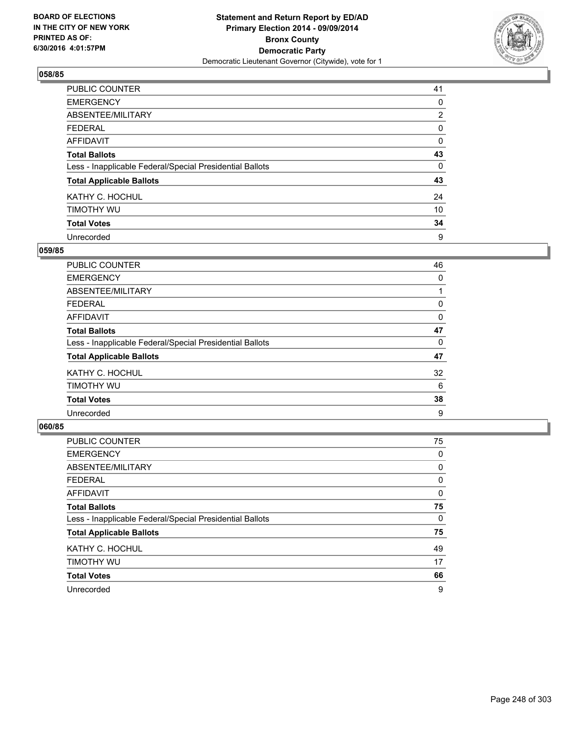BOARD OF ELECTIONS
IN THE CITY OF NEW YORK
PRINTED AS OF:
6/30/2016 4:01:57PM

**Statement and Return Report by ED/AD**
**Primary Election 2014 - 09/09/2014**
**Bronx County**
**Democratic Party**
Democratic Lieutenant Governor (Citywide), vote for 1

### 058/85

| | |
|---|---|
| PUBLIC COUNTER | 41 |
| EMERGENCY | 0 |
| ABSENTEE/MILITARY | 2 |
| FEDERAL | 0 |
| AFFIDAVIT | 0 |
| **Total Ballots** | **43** |
| Less - Inapplicable Federal/Special Presidential Ballots | 0 |
| **Total Applicable Ballots** | **43** |
| KATHY C. HOCHUL | 24 |
| TIMOTHY WU | 10 |
| **Total Votes** | **34** |
| Unrecorded | 9 |

### 059/85

| | |
|---|---|
| PUBLIC COUNTER | 46 |
| EMERGENCY | 0 |
| ABSENTEE/MILITARY | 1 |
| FEDERAL | 0 |
| AFFIDAVIT | 0 |
| **Total Ballots** | **47** |
| Less - Inapplicable Federal/Special Presidential Ballots | 0 |
| **Total Applicable Ballots** | **47** |
| KATHY C. HOCHUL | 32 |
| TIMOTHY WU | 6 |
| **Total Votes** | **38** |
| Unrecorded | 9 |

### 060/85

| | |
|---|---|
| PUBLIC COUNTER | 75 |
| EMERGENCY | 0 |
| ABSENTEE/MILITARY | 0 |
| FEDERAL | 0 |
| AFFIDAVIT | 0 |
| **Total Ballots** | **75** |
| Less - Inapplicable Federal/Special Presidential Ballots | 0 |
| **Total Applicable Ballots** | **75** |
| KATHY C. HOCHUL | 49 |
| TIMOTHY WU | 17 |
| **Total Votes** | **66** |
| Unrecorded | 9 |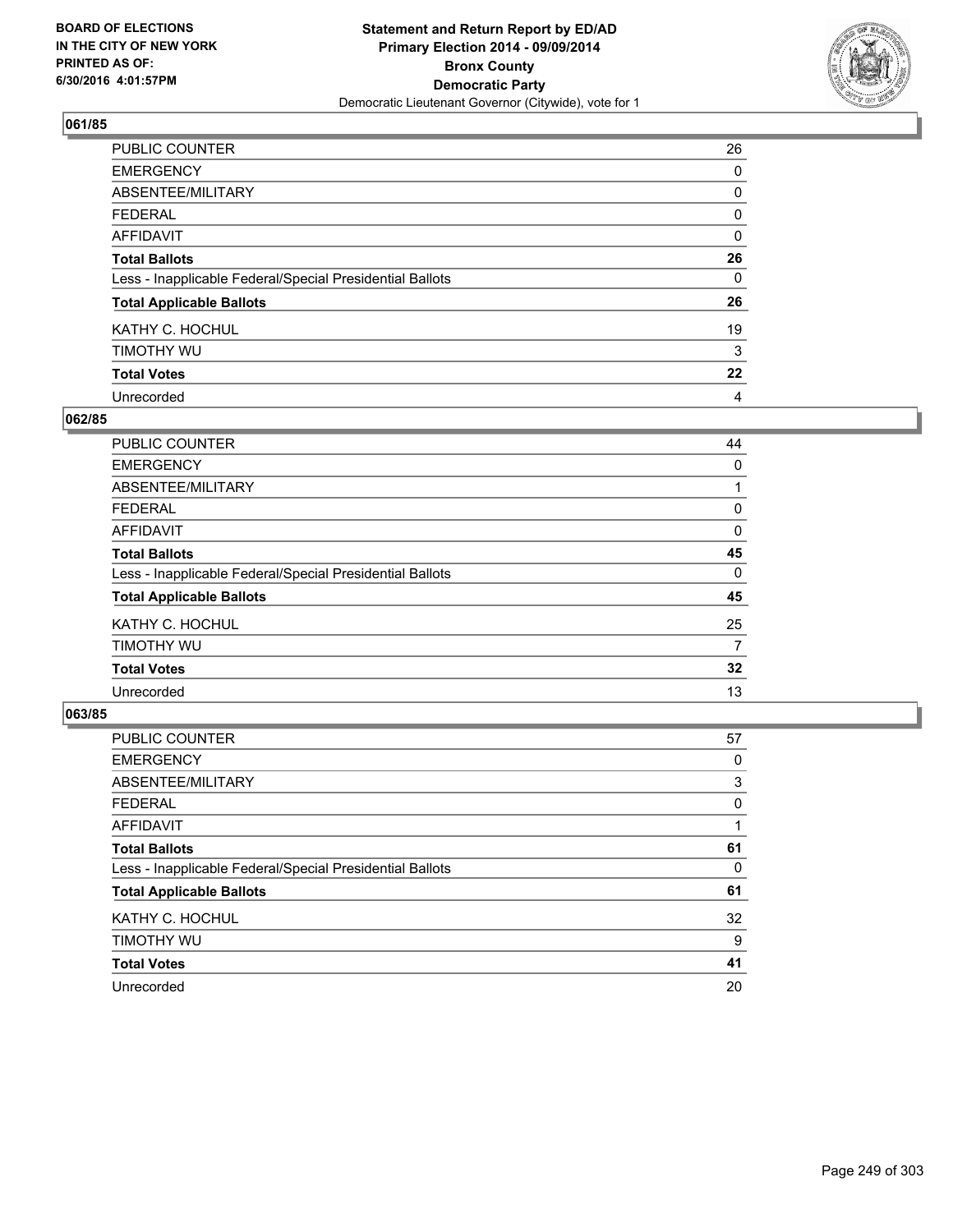**Statement and Return Report by ED/AD**
**Primary Election 2014 - 09/09/2014**
**Bronx County**
**Democratic Party**
Democratic Lieutenant Governor (Citywide), vote for 1

BOARD OF ELECTIONS
IN THE CITY OF NEW YORK
PRINTED AS OF:
6/30/2016 4:01:57PM

### 061/85

| | |
|---|---|
| PUBLIC COUNTER | 26 |
| EMERGENCY | 0 |
| ABSENTEE/MILITARY | 0 |
| FEDERAL | 0 |
| AFFIDAVIT | 0 |
| **Total Ballots** | **26** |
| Less - Inapplicable Federal/Special Presidential Ballots | 0 |
| **Total Applicable Ballots** | **26** |
| KATHY C. HOCHUL | 19 |
| TIMOTHY WU | 3 |
| **Total Votes** | **22** |
| Unrecorded | 4 |

### 062/85

| | |
|---|---|
| PUBLIC COUNTER | 44 |
| EMERGENCY | 0 |
| ABSENTEE/MILITARY | 1 |
| FEDERAL | 0 |
| AFFIDAVIT | 0 |
| **Total Ballots** | **45** |
| Less - Inapplicable Federal/Special Presidential Ballots | 0 |
| **Total Applicable Ballots** | **45** |
| KATHY C. HOCHUL | 25 |
| TIMOTHY WU | 7 |
| **Total Votes** | **32** |
| Unrecorded | 13 |

### 063/85

| | |
|---|---|
| PUBLIC COUNTER | 57 |
| EMERGENCY | 0 |
| ABSENTEE/MILITARY | 3 |
| FEDERAL | 0 |
| AFFIDAVIT | 1 |
| **Total Ballots** | **61** |
| Less - Inapplicable Federal/Special Presidential Ballots | 0 |
| **Total Applicable Ballots** | **61** |
| KATHY C. HOCHUL | 32 |
| TIMOTHY WU | 9 |
| **Total Votes** | **41** |
| Unrecorded | 20 |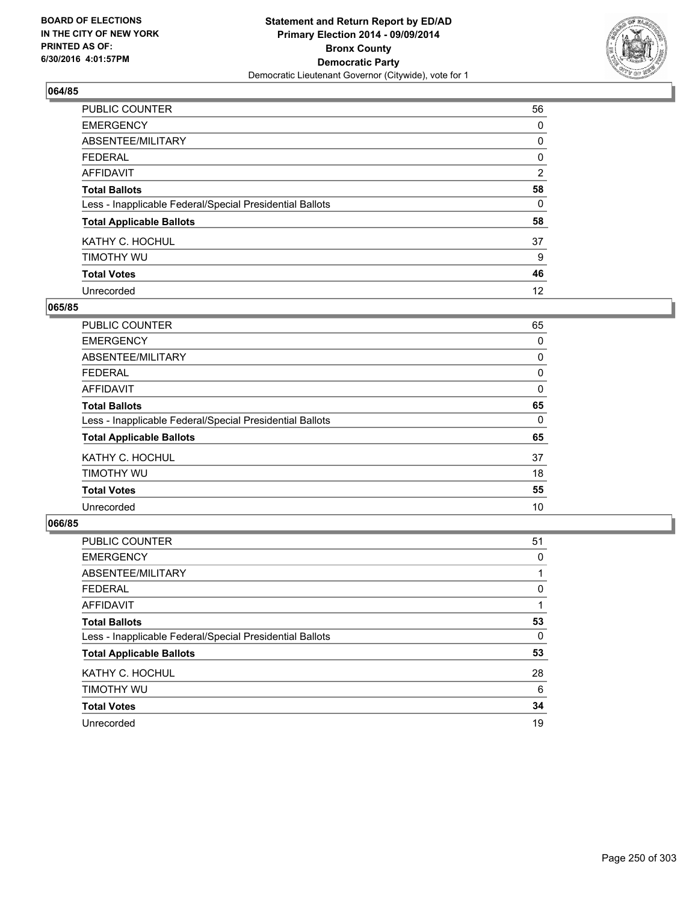**BOARD OF ELECTIONS IN THE CITY OF NEW YORK PRINTED AS OF: 6/30/2016 4:01:57PM**

**Statement and Return Report by ED/AD**
**Primary Election 2014 - 09/09/2014**
**Bronx County**
**Democratic Party**
Democratic Lieutenant Governor (Citywide), vote for 1

### 064/85

| | |
|---|---|
| PUBLIC COUNTER | 56 |
| EMERGENCY | 0 |
| ABSENTEE/MILITARY | 0 |
| FEDERAL | 0 |
| AFFIDAVIT | 2 |
| **Total Ballots** | **58** |
| Less - Inapplicable Federal/Special Presidential Ballots | 0 |
| **Total Applicable Ballots** | **58** |
| KATHY C. HOCHUL | 37 |
| TIMOTHY WU | 9 |
| **Total Votes** | **46** |
| Unrecorded | 12 |

### 065/85

| | |
|---|---|
| PUBLIC COUNTER | 65 |
| EMERGENCY | 0 |
| ABSENTEE/MILITARY | 0 |
| FEDERAL | 0 |
| AFFIDAVIT | 0 |
| **Total Ballots** | **65** |
| Less - Inapplicable Federal/Special Presidential Ballots | 0 |
| **Total Applicable Ballots** | **65** |
| KATHY C. HOCHUL | 37 |
| TIMOTHY WU | 18 |
| **Total Votes** | **55** |
| Unrecorded | 10 |

### 066/85

| | |
|---|---|
| PUBLIC COUNTER | 51 |
| EMERGENCY | 0 |
| ABSENTEE/MILITARY | 1 |
| FEDERAL | 0 |
| AFFIDAVIT | 1 |
| **Total Ballots** | **53** |
| Less - Inapplicable Federal/Special Presidential Ballots | 0 |
| **Total Applicable Ballots** | **53** |
| KATHY C. HOCHUL | 28 |
| TIMOTHY WU | 6 |
| **Total Votes** | **34** |
| Unrecorded | 19 |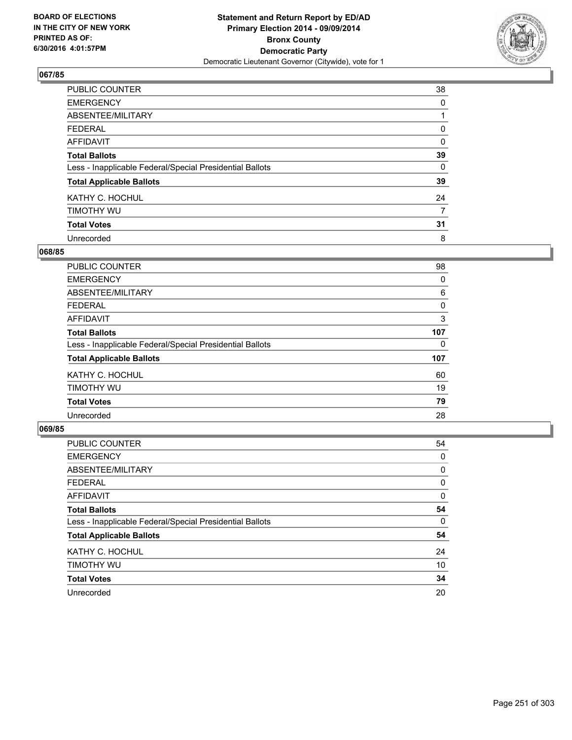**BOARD OF ELECTIONS IN THE CITY OF NEW YORK PRINTED AS OF: 6/30/2016 4:01:57PM**

**Statement and Return Report by ED/AD**
**Primary Election 2014 - 09/09/2014**
**Bronx County**
**Democratic Party**
Democratic Lieutenant Governor (Citywide), vote for 1

## 067/85

| | |
|---|---|
| PUBLIC COUNTER | 38 |
| EMERGENCY | 0 |
| ABSENTEE/MILITARY | 1 |
| FEDERAL | 0 |
| AFFIDAVIT | 0 |
| **Total Ballots** | **39** |
| Less - Inapplicable Federal/Special Presidential Ballots | 0 |
| **Total Applicable Ballots** | **39** |
| KATHY C. HOCHUL | 24 |
| TIMOTHY WU | 7 |
| **Total Votes** | **31** |
| Unrecorded | 8 |

## 068/85

| | |
|---|---|
| PUBLIC COUNTER | 98 |
| EMERGENCY | 0 |
| ABSENTEE/MILITARY | 6 |
| FEDERAL | 0 |
| AFFIDAVIT | 3 |
| **Total Ballots** | **107** |
| Less - Inapplicable Federal/Special Presidential Ballots | 0 |
| **Total Applicable Ballots** | **107** |
| KATHY C. HOCHUL | 60 |
| TIMOTHY WU | 19 |
| **Total Votes** | **79** |
| Unrecorded | 28 |

## 069/85

| | |
|---|---|
| PUBLIC COUNTER | 54 |
| EMERGENCY | 0 |
| ABSENTEE/MILITARY | 0 |
| FEDERAL | 0 |
| AFFIDAVIT | 0 |
| **Total Ballots** | **54** |
| Less - Inapplicable Federal/Special Presidential Ballots | 0 |
| **Total Applicable Ballots** | **54** |
| KATHY C. HOCHUL | 24 |
| TIMOTHY WU | 10 |
| **Total Votes** | **34** |
| Unrecorded | 20 |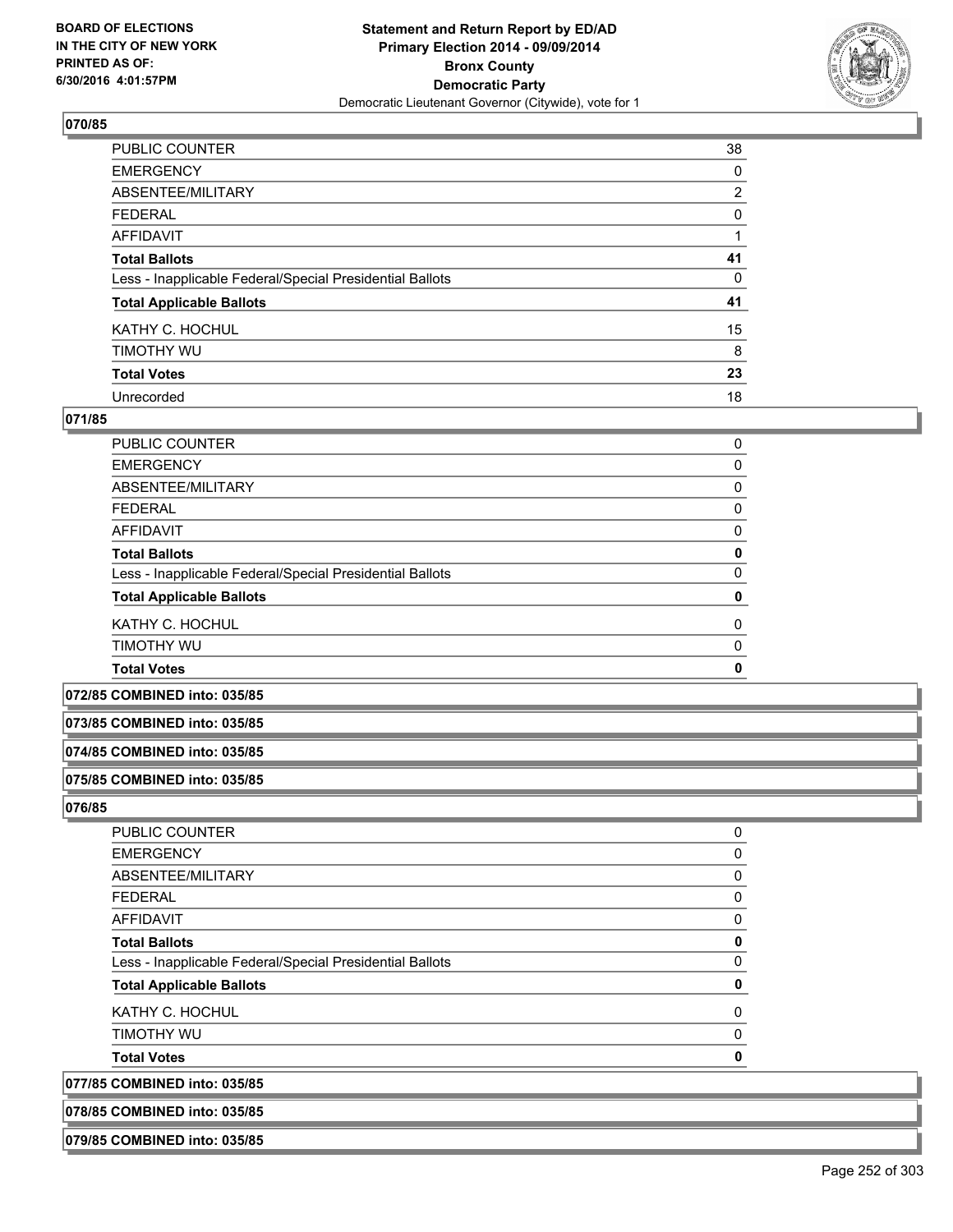### 070/85

| | |
|---|---|
| PUBLIC COUNTER | 38 |
| EMERGENCY | 0 |
| ABSENTEE/MILITARY | 2 |
| FEDERAL | 0 |
| AFFIDAVIT | 1 |
| **Total Ballots** | **41** |
| Less - Inapplicable Federal/Special Presidential Ballots | 0 |
| **Total Applicable Ballots** | **41** |
| KATHY C. HOCHUL | 15 |
| TIMOTHY WU | 8 |
| **Total Votes** | **23** |
| Unrecorded | 18 |

### 071/85

| | |
|---|---|
| PUBLIC COUNTER | 0 |
| EMERGENCY | 0 |
| ABSENTEE/MILITARY | 0 |
| FEDERAL | 0 |
| AFFIDAVIT | 0 |
| **Total Ballots** | **0** |
| Less - Inapplicable Federal/Special Presidential Ballots | 0 |
| **Total Applicable Ballots** | **0** |
| KATHY C. HOCHUL | 0 |
| TIMOTHY WU | 0 |
| **Total Votes** | **0** |

### 072/85 COMBINED into: 035/85

### 073/85 COMBINED into: 035/85

### 074/85 COMBINED into: 035/85

### 075/85 COMBINED into: 035/85

### 076/85

| | |
|---|---|
| PUBLIC COUNTER | 0 |
| EMERGENCY | 0 |
| ABSENTEE/MILITARY | 0 |
| FEDERAL | 0 |
| AFFIDAVIT | 0 |
| **Total Ballots** | **0** |
| Less - Inapplicable Federal/Special Presidential Ballots | 0 |
| **Total Applicable Ballots** | **0** |
| KATHY C. HOCHUL | 0 |
| TIMOTHY WU | 0 |
| **Total Votes** | **0** |

### 077/85 COMBINED into: 035/85

### 078/85 COMBINED into: 035/85

### 079/85 COMBINED into: 035/85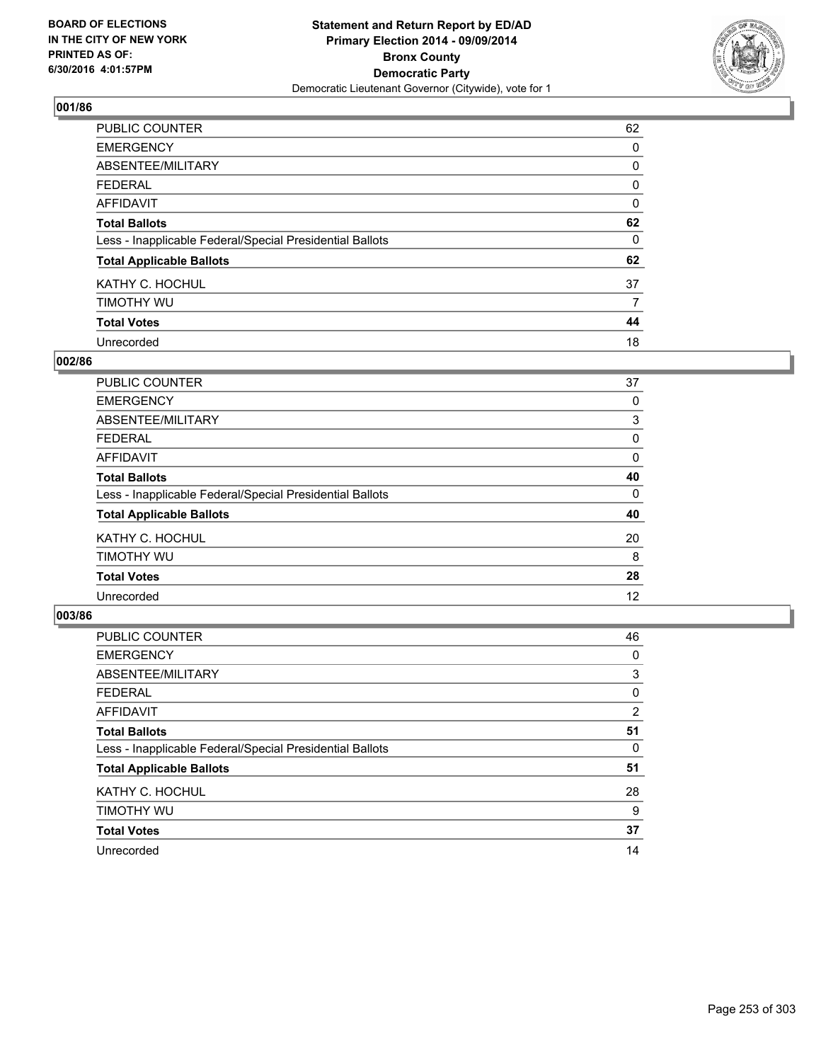BOARD OF ELECTIONS
IN THE CITY OF NEW YORK
PRINTED AS OF:
6/30/2016 4:01:57PM

**Statement and Return Report by ED/AD**
**Primary Election 2014 - 09/09/2014**
**Bronx County**
**Democratic Party**
Democratic Lieutenant Governor (Citywide), vote for 1

### 001/86

| | |
|---|---|
| PUBLIC COUNTER | 62 |
| EMERGENCY | 0 |
| ABSENTEE/MILITARY | 0 |
| FEDERAL | 0 |
| AFFIDAVIT | 0 |
| **Total Ballots** | **62** |
| Less - Inapplicable Federal/Special Presidential Ballots | 0 |
| **Total Applicable Ballots** | **62** |
| KATHY C. HOCHUL | 37 |
| TIMOTHY WU | 7 |
| **Total Votes** | **44** |
| Unrecorded | 18 |

### 002/86

| | |
|---|---|
| PUBLIC COUNTER | 37 |
| EMERGENCY | 0 |
| ABSENTEE/MILITARY | 3 |
| FEDERAL | 0 |
| AFFIDAVIT | 0 |
| **Total Ballots** | **40** |
| Less - Inapplicable Federal/Special Presidential Ballots | 0 |
| **Total Applicable Ballots** | **40** |
| KATHY C. HOCHUL | 20 |
| TIMOTHY WU | 8 |
| **Total Votes** | **28** |
| Unrecorded | 12 |

### 003/86

| | |
|---|---|
| PUBLIC COUNTER | 46 |
| EMERGENCY | 0 |
| ABSENTEE/MILITARY | 3 |
| FEDERAL | 0 |
| AFFIDAVIT | 2 |
| **Total Ballots** | **51** |
| Less - Inapplicable Federal/Special Presidential Ballots | 0 |
| **Total Applicable Ballots** | **51** |
| KATHY C. HOCHUL | 28 |
| TIMOTHY WU | 9 |
| **Total Votes** | **37** |
| Unrecorded | 14 |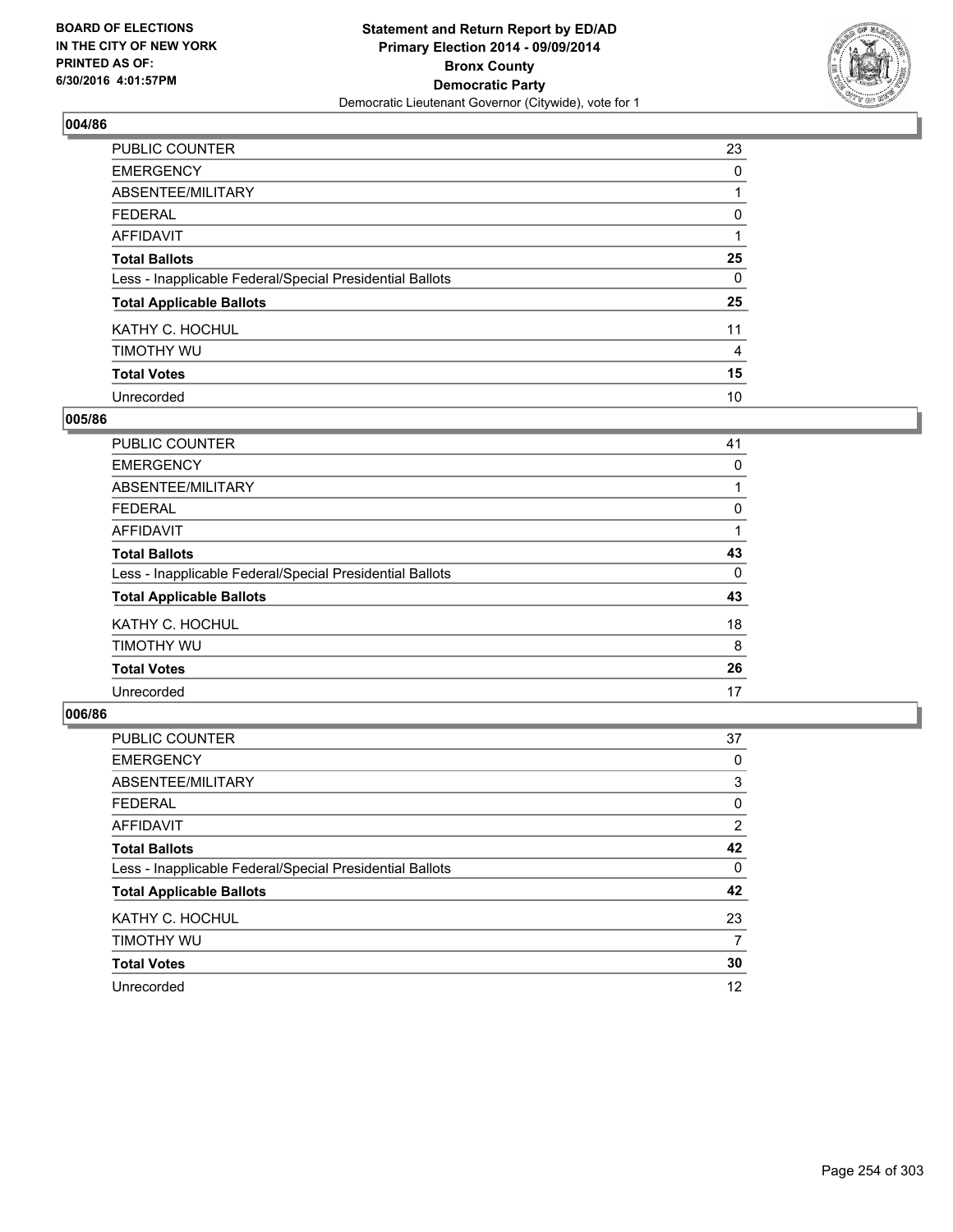BOARD OF ELECTIONS
IN THE CITY OF NEW YORK
PRINTED AS OF:
6/30/2016 4:01:57PM

**Statement and Return Report by ED/AD**
**Primary Election 2014 - 09/09/2014**
**Bronx County**
**Democratic Party**
Democratic Lieutenant Governor (Citywide), vote for 1

### 004/86

| | |
|---|---|
| PUBLIC COUNTER | 23 |
| EMERGENCY | 0 |
| ABSENTEE/MILITARY | 1 |
| FEDERAL | 0 |
| AFFIDAVIT | 1 |
| **Total Ballots** | **25** |
| Less - Inapplicable Federal/Special Presidential Ballots | 0 |
| **Total Applicable Ballots** | **25** |
| KATHY C. HOCHUL | 11 |
| TIMOTHY WU | 4 |
| **Total Votes** | **15** |
| Unrecorded | 10 |

### 005/86

| | |
|---|---|
| PUBLIC COUNTER | 41 |
| EMERGENCY | 0 |
| ABSENTEE/MILITARY | 1 |
| FEDERAL | 0 |
| AFFIDAVIT | 1 |
| **Total Ballots** | **43** |
| Less - Inapplicable Federal/Special Presidential Ballots | 0 |
| **Total Applicable Ballots** | **43** |
| KATHY C. HOCHUL | 18 |
| TIMOTHY WU | 8 |
| **Total Votes** | **26** |
| Unrecorded | 17 |

### 006/86

| | |
|---|---|
| PUBLIC COUNTER | 37 |
| EMERGENCY | 0 |
| ABSENTEE/MILITARY | 3 |
| FEDERAL | 0 |
| AFFIDAVIT | 2 |
| **Total Ballots** | **42** |
| Less - Inapplicable Federal/Special Presidential Ballots | 0 |
| **Total Applicable Ballots** | **42** |
| KATHY C. HOCHUL | 23 |
| TIMOTHY WU | 7 |
| **Total Votes** | **30** |
| Unrecorded | 12 |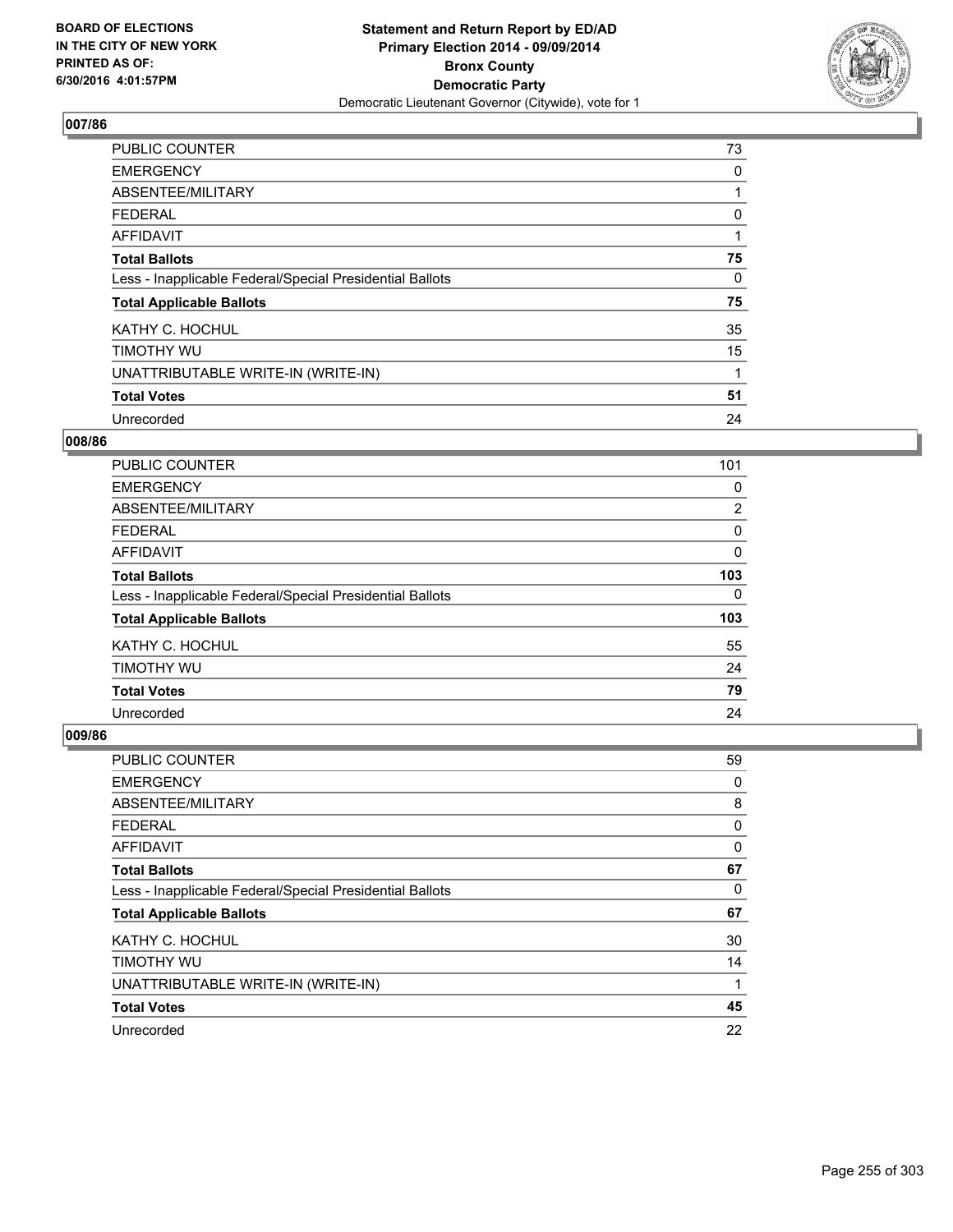**Statement and Return Report by ED/AD**
**Primary Election 2014 - 09/09/2014**
**Bronx County**
**Democratic Party**
Democratic Lieutenant Governor (Citywide), vote for 1

BOARD OF ELECTIONS
IN THE CITY OF NEW YORK
PRINTED AS OF:
6/30/2016 4:01:57PM

### 007/86

| | |
|---|---|
| PUBLIC COUNTER | 73 |
| EMERGENCY | 0 |
| ABSENTEE/MILITARY | 1 |
| FEDERAL | 0 |
| AFFIDAVIT | 1 |
| **Total Ballots** | **75** |
| Less - Inapplicable Federal/Special Presidential Ballots | 0 |
| **Total Applicable Ballots** | **75** |
| KATHY C. HOCHUL | 35 |
| TIMOTHY WU | 15 |
| UNATTRIBUTABLE WRITE-IN (WRITE-IN) | 1 |
| **Total Votes** | **51** |
| Unrecorded | 24 |

### 008/86

| | |
|---|---|
| PUBLIC COUNTER | 101 |
| EMERGENCY | 0 |
| ABSENTEE/MILITARY | 2 |
| FEDERAL | 0 |
| AFFIDAVIT | 0 |
| **Total Ballots** | **103** |
| Less - Inapplicable Federal/Special Presidential Ballots | 0 |
| **Total Applicable Ballots** | **103** |
| KATHY C. HOCHUL | 55 |
| TIMOTHY WU | 24 |
| **Total Votes** | **79** |
| Unrecorded | 24 |

### 009/86

| | |
|---|---|
| PUBLIC COUNTER | 59 |
| EMERGENCY | 0 |
| ABSENTEE/MILITARY | 8 |
| FEDERAL | 0 |
| AFFIDAVIT | 0 |
| **Total Ballots** | **67** |
| Less - Inapplicable Federal/Special Presidential Ballots | 0 |
| **Total Applicable Ballots** | **67** |
| KATHY C. HOCHUL | 30 |
| TIMOTHY WU | 14 |
| UNATTRIBUTABLE WRITE-IN (WRITE-IN) | 1 |
| **Total Votes** | **45** |
| Unrecorded | 22 |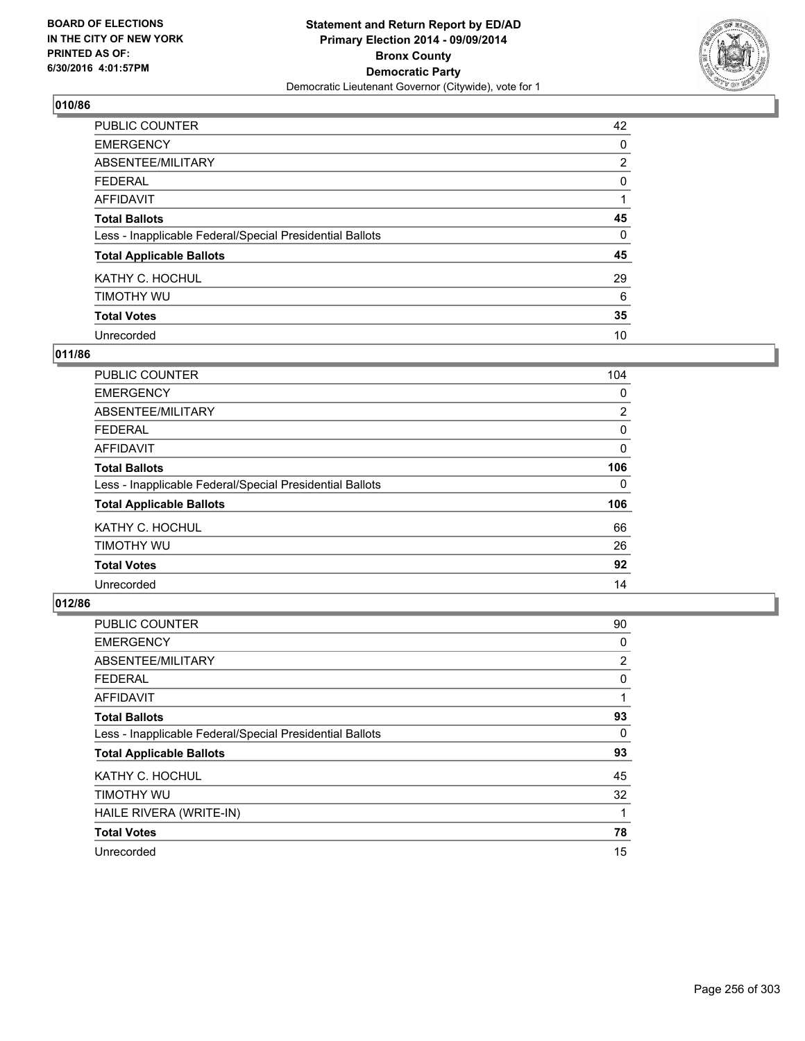BOARD OF ELECTIONS
IN THE CITY OF NEW YORK
PRINTED AS OF:
6/30/2016 4:01:57PM

**Statement and Return Report by ED/AD**
**Primary Election 2014 - 09/09/2014**
**Bronx County**
**Democratic Party**
Democratic Lieutenant Governor (Citywide), vote for 1

### 010/86

| | |
|---|---|
| PUBLIC COUNTER | 42 |
| EMERGENCY | 0 |
| ABSENTEE/MILITARY | 2 |
| FEDERAL | 0 |
| AFFIDAVIT | 1 |
| **Total Ballots** | **45** |
| Less - Inapplicable Federal/Special Presidential Ballots | 0 |
| **Total Applicable Ballots** | **45** |
| KATHY C. HOCHUL | 29 |
| TIMOTHY WU | 6 |
| **Total Votes** | **35** |
| Unrecorded | 10 |

### 011/86

| | |
|---|---|
| PUBLIC COUNTER | 104 |
| EMERGENCY | 0 |
| ABSENTEE/MILITARY | 2 |
| FEDERAL | 0 |
| AFFIDAVIT | 0 |
| **Total Ballots** | **106** |
| Less - Inapplicable Federal/Special Presidential Ballots | 0 |
| **Total Applicable Ballots** | **106** |
| KATHY C. HOCHUL | 66 |
| TIMOTHY WU | 26 |
| **Total Votes** | **92** |
| Unrecorded | 14 |

### 012/86

| | |
|---|---|
| PUBLIC COUNTER | 90 |
| EMERGENCY | 0 |
| ABSENTEE/MILITARY | 2 |
| FEDERAL | 0 |
| AFFIDAVIT | 1 |
| **Total Ballots** | **93** |
| Less - Inapplicable Federal/Special Presidential Ballots | 0 |
| **Total Applicable Ballots** | **93** |
| KATHY C. HOCHUL | 45 |
| TIMOTHY WU | 32 |
| HAILE RIVERA (WRITE-IN) | 1 |
| **Total Votes** | **78** |
| Unrecorded | 15 |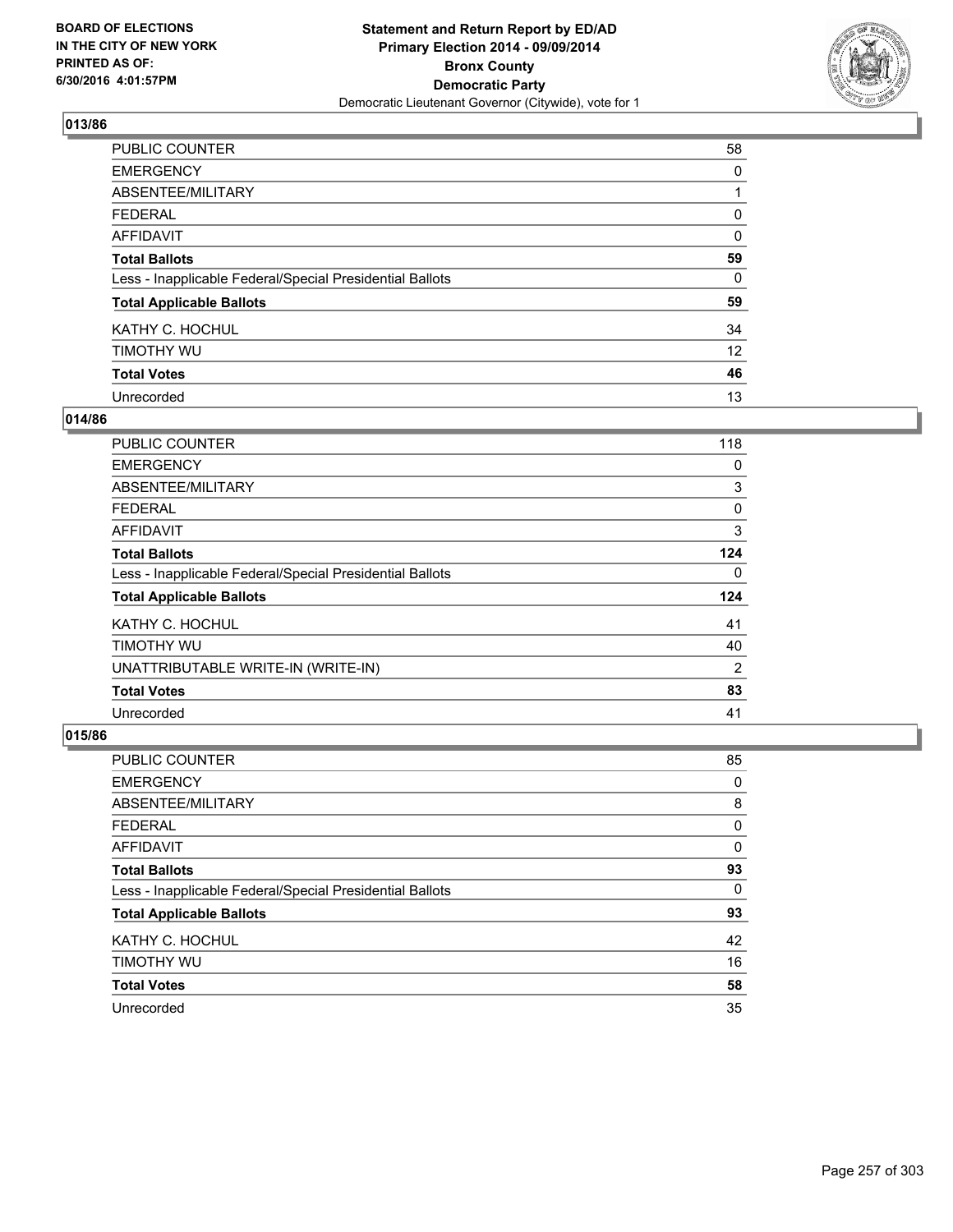**Statement and Return Report by ED/AD**
**Primary Election 2014 - 09/09/2014**
**Bronx County**
**Democratic Party**
Democratic Lieutenant Governor (Citywide), vote for 1

BOARD OF ELECTIONS
IN THE CITY OF NEW YORK
PRINTED AS OF:
6/30/2016 4:01:57PM

## 013/86

| | |
|---|---|
| PUBLIC COUNTER | 58 |
| EMERGENCY | 0 |
| ABSENTEE/MILITARY | 1 |
| FEDERAL | 0 |
| AFFIDAVIT | 0 |
| **Total Ballots** | **59** |
| Less - Inapplicable Federal/Special Presidential Ballots | 0 |
| **Total Applicable Ballots** | **59** |
| KATHY C. HOCHUL | 34 |
| TIMOTHY WU | 12 |
| **Total Votes** | **46** |
| Unrecorded | 13 |

## 014/86

| | |
|---|---|
| PUBLIC COUNTER | 118 |
| EMERGENCY | 0 |
| ABSENTEE/MILITARY | 3 |
| FEDERAL | 0 |
| AFFIDAVIT | 3 |
| **Total Ballots** | **124** |
| Less - Inapplicable Federal/Special Presidential Ballots | 0 |
| **Total Applicable Ballots** | **124** |
| KATHY C. HOCHUL | 41 |
| TIMOTHY WU | 40 |
| UNATTRIBUTABLE WRITE-IN (WRITE-IN) | 2 |
| **Total Votes** | **83** |
| Unrecorded | 41 |

## 015/86

| | |
|---|---|
| PUBLIC COUNTER | 85 |
| EMERGENCY | 0 |
| ABSENTEE/MILITARY | 8 |
| FEDERAL | 0 |
| AFFIDAVIT | 0 |
| **Total Ballots** | **93** |
| Less - Inapplicable Federal/Special Presidential Ballots | 0 |
| **Total Applicable Ballots** | **93** |
| KATHY C. HOCHUL | 42 |
| TIMOTHY WU | 16 |
| **Total Votes** | **58** |
| Unrecorded | 35 |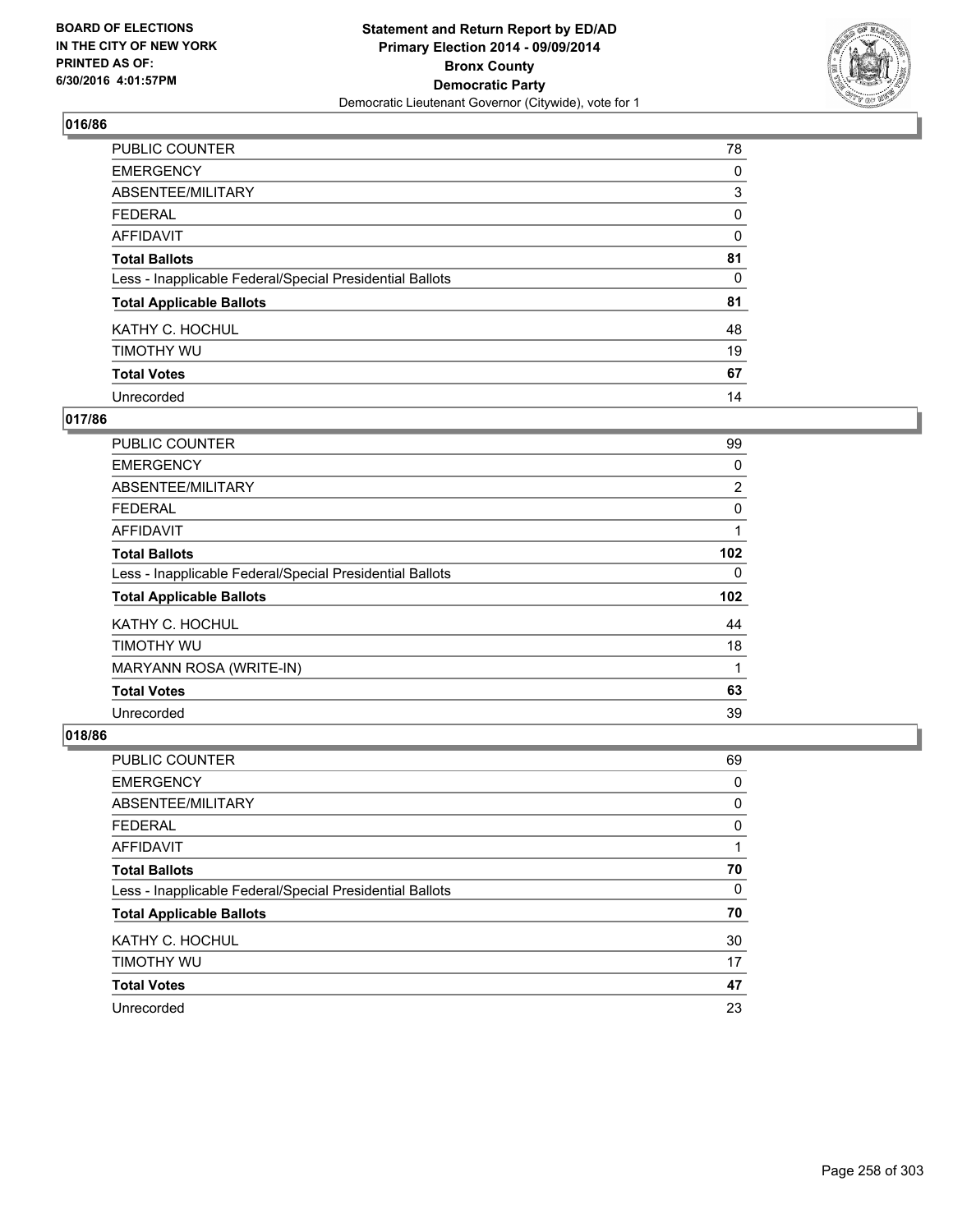BOARD OF ELECTIONS
IN THE CITY OF NEW YORK
PRINTED AS OF:
6/30/2016 4:01:57PM

**Statement and Return Report by ED/AD**
**Primary Election 2014 - 09/09/2014**
**Bronx County**
**Democratic Party**
Democratic Lieutenant Governor (Citywide), vote for 1

## 016/86

| | |
|---|---|
| PUBLIC COUNTER | 78 |
| EMERGENCY | 0 |
| ABSENTEE/MILITARY | 3 |
| FEDERAL | 0 |
| AFFIDAVIT | 0 |
| **Total Ballots** | **81** |
| Less - Inapplicable Federal/Special Presidential Ballots | 0 |
| **Total Applicable Ballots** | **81** |
| KATHY C. HOCHUL | 48 |
| TIMOTHY WU | 19 |
| **Total Votes** | **67** |
| Unrecorded | 14 |

## 017/86

| | |
|---|---|
| PUBLIC COUNTER | 99 |
| EMERGENCY | 0 |
| ABSENTEE/MILITARY | 2 |
| FEDERAL | 0 |
| AFFIDAVIT | 1 |
| **Total Ballots** | **102** |
| Less - Inapplicable Federal/Special Presidential Ballots | 0 |
| **Total Applicable Ballots** | **102** |
| KATHY C. HOCHUL | 44 |
| TIMOTHY WU | 18 |
| MARYANN ROSA (WRITE-IN) | 1 |
| **Total Votes** | **63** |
| Unrecorded | 39 |

## 018/86

| | |
|---|---|
| PUBLIC COUNTER | 69 |
| EMERGENCY | 0 |
| ABSENTEE/MILITARY | 0 |
| FEDERAL | 0 |
| AFFIDAVIT | 1 |
| **Total Ballots** | **70** |
| Less - Inapplicable Federal/Special Presidential Ballots | 0 |
| **Total Applicable Ballots** | **70** |
| KATHY C. HOCHUL | 30 |
| TIMOTHY WU | 17 |
| **Total Votes** | **47** |
| Unrecorded | 23 |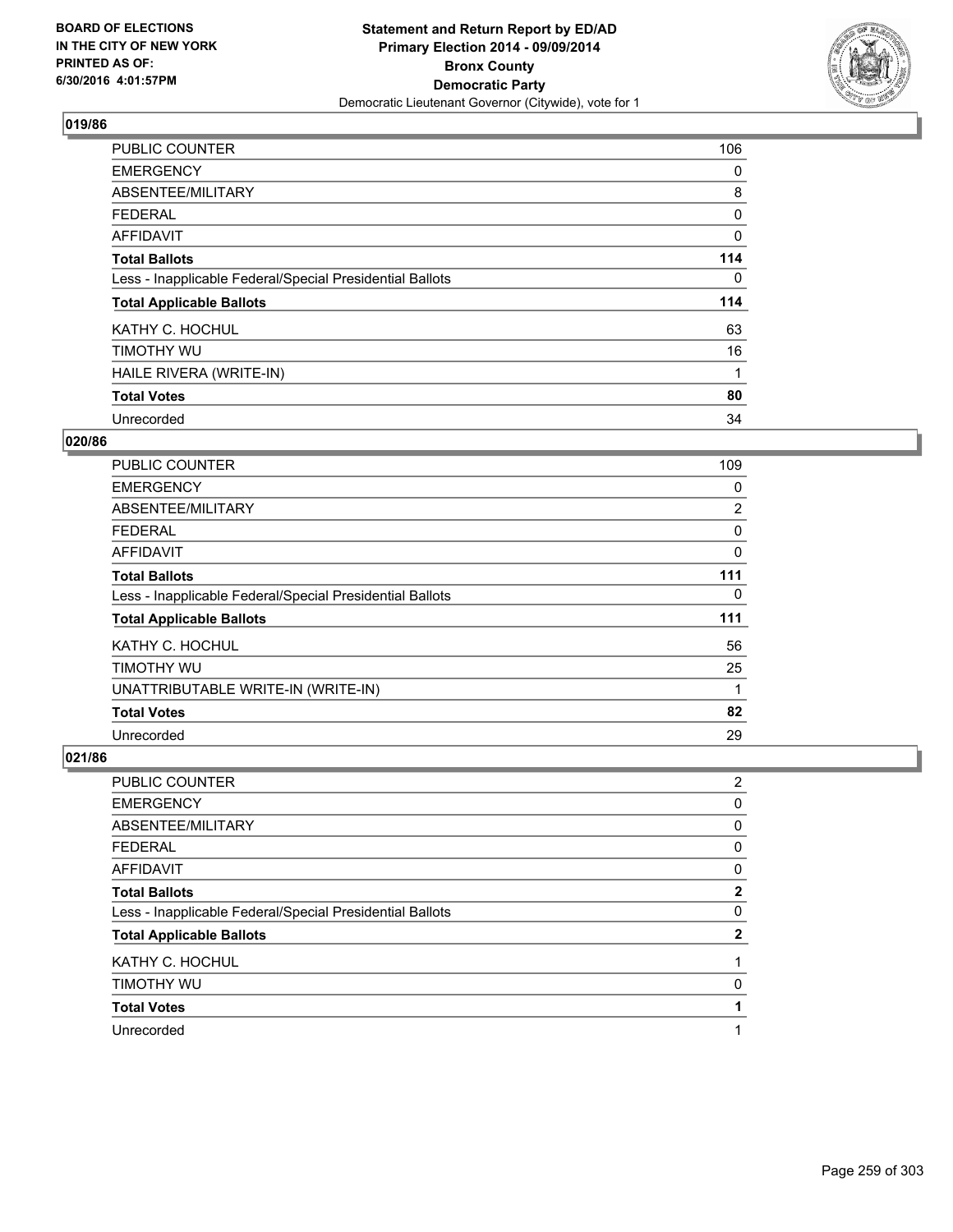BOARD OF ELECTIONS
IN THE CITY OF NEW YORK
PRINTED AS OF:
6/30/2016 4:01:57PM

**Statement and Return Report by ED/AD**
**Primary Election 2014 - 09/09/2014**
**Bronx County**
**Democratic Party**
Democratic Lieutenant Governor (Citywide), vote for 1

## 019/86

| | |
|---|---|
| PUBLIC COUNTER | 106 |
| EMERGENCY | 0 |
| ABSENTEE/MILITARY | 8 |
| FEDERAL | 0 |
| AFFIDAVIT | 0 |
| **Total Ballots** | **114** |
| Less - Inapplicable Federal/Special Presidential Ballots | 0 |
| **Total Applicable Ballots** | **114** |
| KATHY C. HOCHUL | 63 |
| TIMOTHY WU | 16 |
| HAILE RIVERA (WRITE-IN) | 1 |
| **Total Votes** | **80** |
| Unrecorded | 34 |

## 020/86

| | |
|---|---|
| PUBLIC COUNTER | 109 |
| EMERGENCY | 0 |
| ABSENTEE/MILITARY | 2 |
| FEDERAL | 0 |
| AFFIDAVIT | 0 |
| **Total Ballots** | **111** |
| Less - Inapplicable Federal/Special Presidential Ballots | 0 |
| **Total Applicable Ballots** | **111** |
| KATHY C. HOCHUL | 56 |
| TIMOTHY WU | 25 |
| UNATTRIBUTABLE WRITE-IN (WRITE-IN) | 1 |
| **Total Votes** | **82** |
| Unrecorded | 29 |

## 021/86

| | |
|---|---|
| PUBLIC COUNTER | 2 |
| EMERGENCY | 0 |
| ABSENTEE/MILITARY | 0 |
| FEDERAL | 0 |
| AFFIDAVIT | 0 |
| **Total Ballots** | **2** |
| Less - Inapplicable Federal/Special Presidential Ballots | 0 |
| **Total Applicable Ballots** | **2** |
| KATHY C. HOCHUL | 1 |
| TIMOTHY WU | 0 |
| **Total Votes** | **1** |
| Unrecorded | 1 |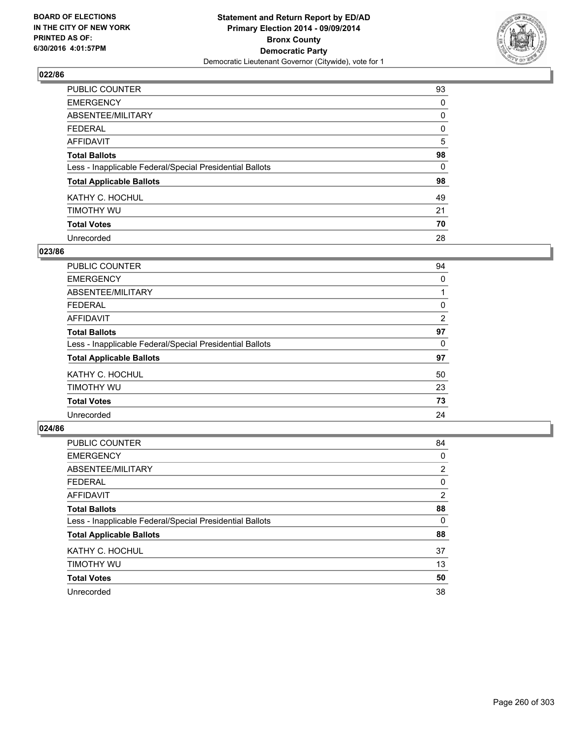BOARD OF ELECTIONS
IN THE CITY OF NEW YORK
PRINTED AS OF:
6/30/2016 4:01:57PM

**Statement and Return Report by ED/AD**
**Primary Election 2014 - 09/09/2014**
**Bronx County**
**Democratic Party**
Democratic Lieutenant Governor (Citywide), vote for 1

### 022/86

| | |
|---|---|
| PUBLIC COUNTER | 93 |
| EMERGENCY | 0 |
| ABSENTEE/MILITARY | 0 |
| FEDERAL | 0 |
| AFFIDAVIT | 5 |
| **Total Ballots** | **98** |
| Less - Inapplicable Federal/Special Presidential Ballots | 0 |
| **Total Applicable Ballots** | **98** |
| KATHY C. HOCHUL | 49 |
| TIMOTHY WU | 21 |
| **Total Votes** | **70** |
| Unrecorded | 28 |

### 023/86

| | |
|---|---|
| PUBLIC COUNTER | 94 |
| EMERGENCY | 0 |
| ABSENTEE/MILITARY | 1 |
| FEDERAL | 0 |
| AFFIDAVIT | 2 |
| **Total Ballots** | **97** |
| Less - Inapplicable Federal/Special Presidential Ballots | 0 |
| **Total Applicable Ballots** | **97** |
| KATHY C. HOCHUL | 50 |
| TIMOTHY WU | 23 |
| **Total Votes** | **73** |
| Unrecorded | 24 |

### 024/86

| | |
|---|---|
| PUBLIC COUNTER | 84 |
| EMERGENCY | 0 |
| ABSENTEE/MILITARY | 2 |
| FEDERAL | 0 |
| AFFIDAVIT | 2 |
| **Total Ballots** | **88** |
| Less - Inapplicable Federal/Special Presidential Ballots | 0 |
| **Total Applicable Ballots** | **88** |
| KATHY C. HOCHUL | 37 |
| TIMOTHY WU | 13 |
| **Total Votes** | **50** |
| Unrecorded | 38 |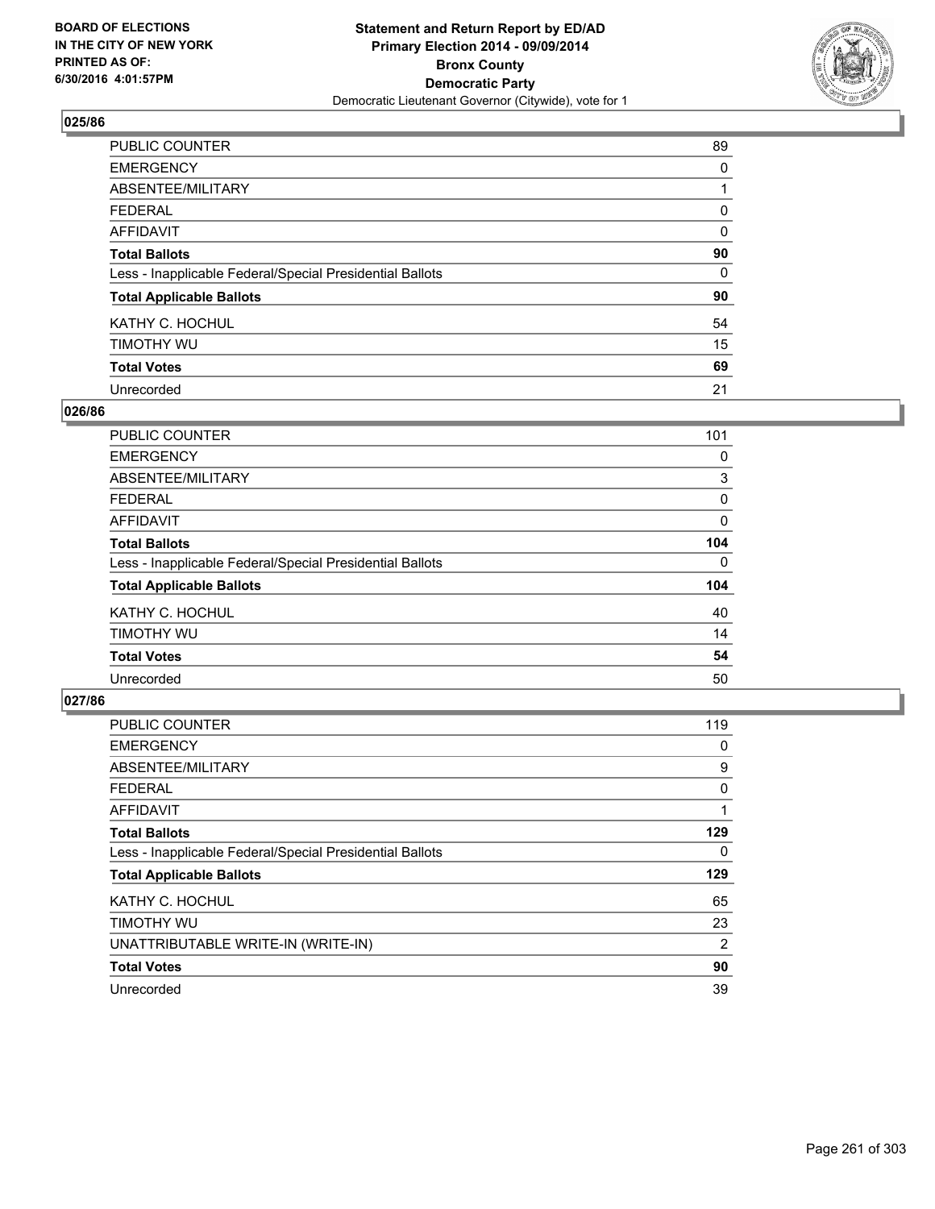**Statement and Return Report by ED/AD**
**Primary Election 2014 - 09/09/2014**
**Bronx County**
**Democratic Party**
Democratic Lieutenant Governor (Citywide), vote for 1

BOARD OF ELECTIONS
IN THE CITY OF NEW YORK
PRINTED AS OF:
6/30/2016 4:01:57PM

### 025/86

| | |
|---|---|
| PUBLIC COUNTER | 89 |
| EMERGENCY | 0 |
| ABSENTEE/MILITARY | 1 |
| FEDERAL | 0 |
| AFFIDAVIT | 0 |
| **Total Ballots** | **90** |
| Less - Inapplicable Federal/Special Presidential Ballots | 0 |
| **Total Applicable Ballots** | **90** |
| KATHY C. HOCHUL | 54 |
| TIMOTHY WU | 15 |
| **Total Votes** | **69** |
| Unrecorded | 21 |

### 026/86

| | |
|---|---|
| PUBLIC COUNTER | 101 |
| EMERGENCY | 0 |
| ABSENTEE/MILITARY | 3 |
| FEDERAL | 0 |
| AFFIDAVIT | 0 |
| **Total Ballots** | **104** |
| Less - Inapplicable Federal/Special Presidential Ballots | 0 |
| **Total Applicable Ballots** | **104** |
| KATHY C. HOCHUL | 40 |
| TIMOTHY WU | 14 |
| **Total Votes** | **54** |
| Unrecorded | 50 |

### 027/86

| | |
|---|---|
| PUBLIC COUNTER | 119 |
| EMERGENCY | 0 |
| ABSENTEE/MILITARY | 9 |
| FEDERAL | 0 |
| AFFIDAVIT | 1 |
| **Total Ballots** | **129** |
| Less - Inapplicable Federal/Special Presidential Ballots | 0 |
| **Total Applicable Ballots** | **129** |
| KATHY C. HOCHUL | 65 |
| TIMOTHY WU | 23 |
| UNATTRIBUTABLE WRITE-IN (WRITE-IN) | 2 |
| **Total Votes** | **90** |
| Unrecorded | 39 |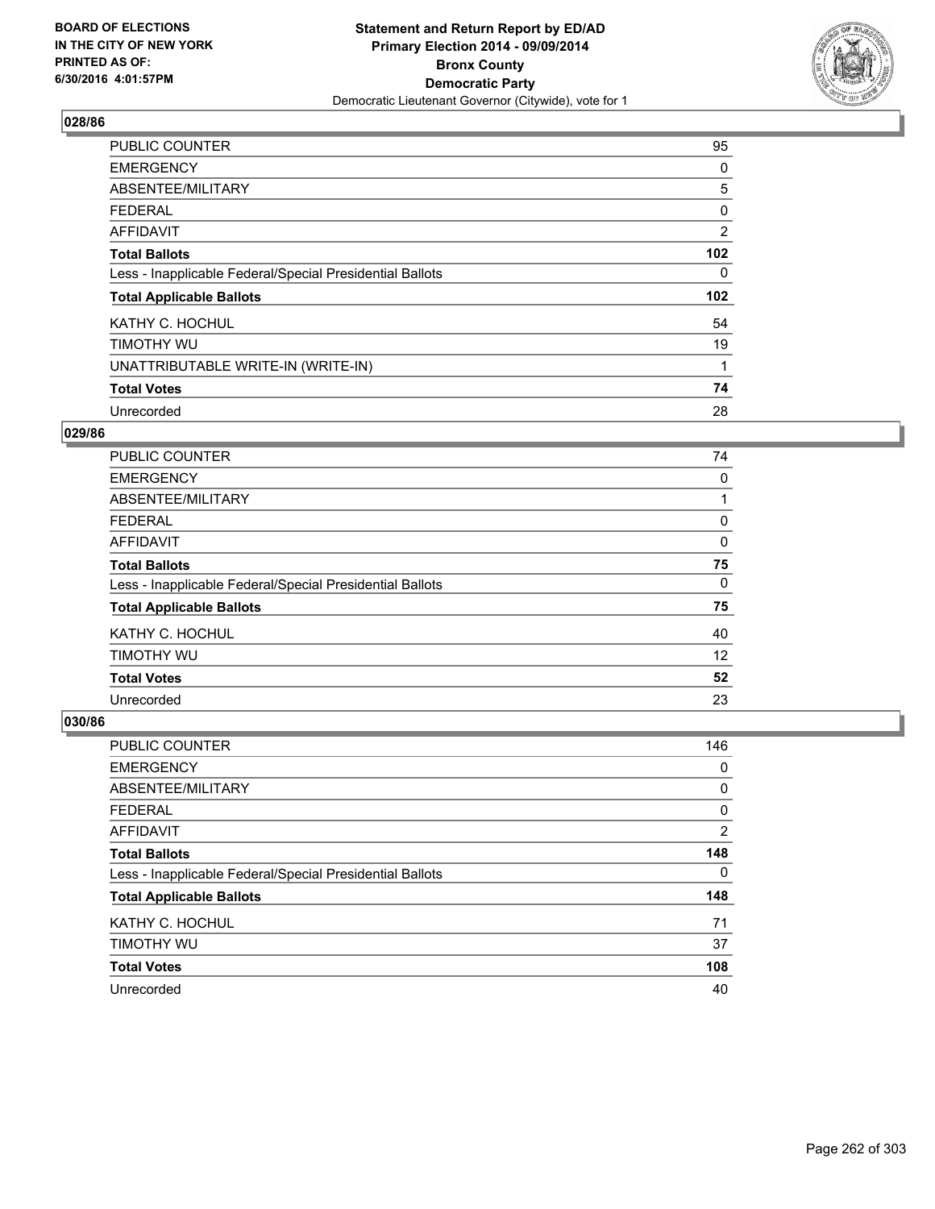BOARD OF ELECTIONS
IN THE CITY OF NEW YORK
PRINTED AS OF:
6/30/2016 4:01:57PM

**Statement and Return Report by ED/AD**
**Primary Election 2014 - 09/09/2014**
**Bronx County**
**Democratic Party**
Democratic Lieutenant Governor (Citywide), vote for 1

## 028/86

| | |
|---|---|
| PUBLIC COUNTER | 95 |
| EMERGENCY | 0 |
| ABSENTEE/MILITARY | 5 |
| FEDERAL | 0 |
| AFFIDAVIT | 2 |
| **Total Ballots** | **102** |
| Less - Inapplicable Federal/Special Presidential Ballots | 0 |
| **Total Applicable Ballots** | **102** |
| KATHY C. HOCHUL | 54 |
| TIMOTHY WU | 19 |
| UNATTRIBUTABLE WRITE-IN (WRITE-IN) | 1 |
| **Total Votes** | **74** |
| Unrecorded | 28 |

## 029/86

| | |
|---|---|
| PUBLIC COUNTER | 74 |
| EMERGENCY | 0 |
| ABSENTEE/MILITARY | 1 |
| FEDERAL | 0 |
| AFFIDAVIT | 0 |
| **Total Ballots** | **75** |
| Less - Inapplicable Federal/Special Presidential Ballots | 0 |
| **Total Applicable Ballots** | **75** |
| KATHY C. HOCHUL | 40 |
| TIMOTHY WU | 12 |
| **Total Votes** | **52** |
| Unrecorded | 23 |

## 030/86

| | |
|---|---|
| PUBLIC COUNTER | 146 |
| EMERGENCY | 0 |
| ABSENTEE/MILITARY | 0 |
| FEDERAL | 0 |
| AFFIDAVIT | 2 |
| **Total Ballots** | **148** |
| Less - Inapplicable Federal/Special Presidential Ballots | 0 |
| **Total Applicable Ballots** | **148** |
| KATHY C. HOCHUL | 71 |
| TIMOTHY WU | 37 |
| **Total Votes** | **108** |
| Unrecorded | 40 |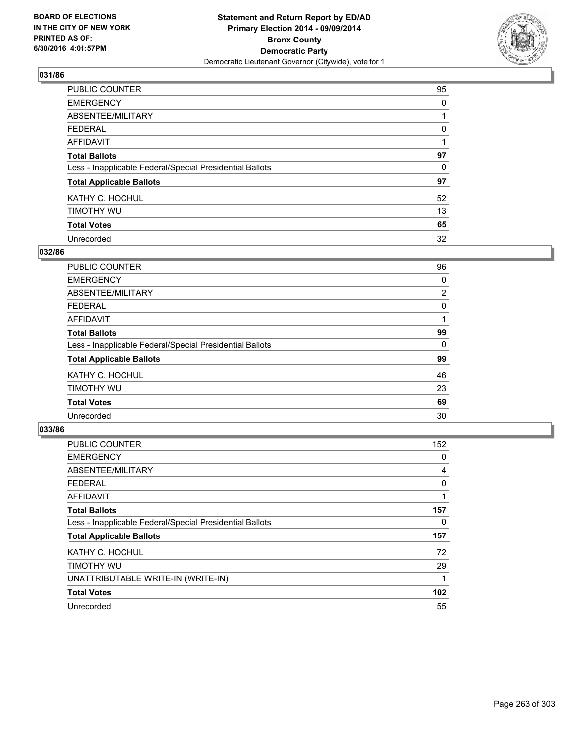**Statement and Return Report by ED/AD**
**Primary Election 2014 - 09/09/2014**
**Bronx County**
**Democratic Party**
Democratic Lieutenant Governor (Citywide), vote for 1

BOARD OF ELECTIONS
IN THE CITY OF NEW YORK
PRINTED AS OF:
6/30/2016 4:01:57PM

### 031/86

| | |
|---|---|
| PUBLIC COUNTER | 95 |
| EMERGENCY | 0 |
| ABSENTEE/MILITARY | 1 |
| FEDERAL | 0 |
| AFFIDAVIT | 1 |
| **Total Ballots** | **97** |
| Less - Inapplicable Federal/Special Presidential Ballots | 0 |
| **Total Applicable Ballots** | **97** |
| KATHY C. HOCHUL | 52 |
| TIMOTHY WU | 13 |
| **Total Votes** | **65** |
| Unrecorded | 32 |

### 032/86

| | |
|---|---|
| PUBLIC COUNTER | 96 |
| EMERGENCY | 0 |
| ABSENTEE/MILITARY | 2 |
| FEDERAL | 0 |
| AFFIDAVIT | 1 |
| **Total Ballots** | **99** |
| Less - Inapplicable Federal/Special Presidential Ballots | 0 |
| **Total Applicable Ballots** | **99** |
| KATHY C. HOCHUL | 46 |
| TIMOTHY WU | 23 |
| **Total Votes** | **69** |
| Unrecorded | 30 |

### 033/86

| | |
|---|---|
| PUBLIC COUNTER | 152 |
| EMERGENCY | 0 |
| ABSENTEE/MILITARY | 4 |
| FEDERAL | 0 |
| AFFIDAVIT | 1 |
| **Total Ballots** | **157** |
| Less - Inapplicable Federal/Special Presidential Ballots | 0 |
| **Total Applicable Ballots** | **157** |
| KATHY C. HOCHUL | 72 |
| TIMOTHY WU | 29 |
| UNATTRIBUTABLE WRITE-IN (WRITE-IN) | 1 |
| **Total Votes** | **102** |
| Unrecorded | 55 |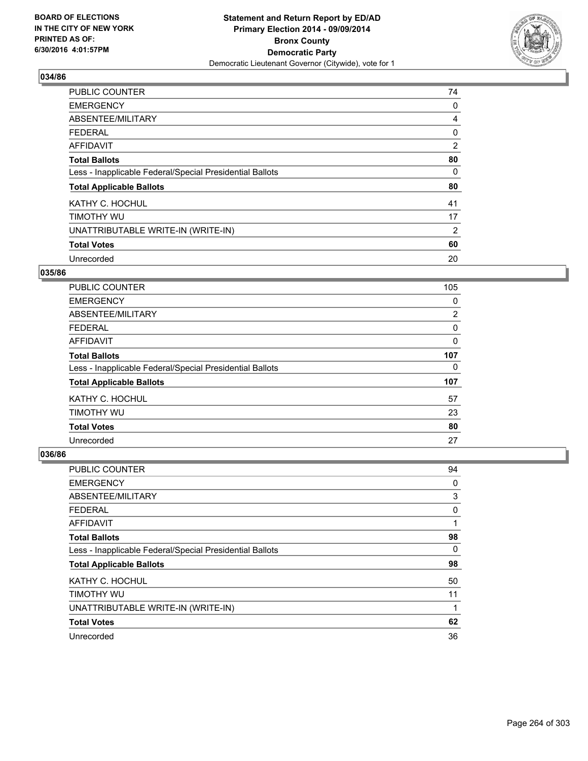**BOARD OF ELECTIONS IN THE CITY OF NEW YORK PRINTED AS OF: 6/30/2016 4:01:57PM**

**Statement and Return Report by ED/AD**
**Primary Election 2014 - 09/09/2014**
**Bronx County**
**Democratic Party**
Democratic Lieutenant Governor (Citywide), vote for 1

### 034/86

| | |
|---|---|
| PUBLIC COUNTER | 74 |
| EMERGENCY | 0 |
| ABSENTEE/MILITARY | 4 |
| FEDERAL | 0 |
| AFFIDAVIT | 2 |
| **Total Ballots** | **80** |
| Less - Inapplicable Federal/Special Presidential Ballots | 0 |
| **Total Applicable Ballots** | **80** |
| KATHY C. HOCHUL | 41 |
| TIMOTHY WU | 17 |
| UNATTRIBUTABLE WRITE-IN (WRITE-IN) | 2 |
| **Total Votes** | **60** |
| Unrecorded | 20 |

### 035/86

| | |
|---|---|
| PUBLIC COUNTER | 105 |
| EMERGENCY | 0 |
| ABSENTEE/MILITARY | 2 |
| FEDERAL | 0 |
| AFFIDAVIT | 0 |
| **Total Ballots** | **107** |
| Less - Inapplicable Federal/Special Presidential Ballots | 0 |
| **Total Applicable Ballots** | **107** |
| KATHY C. HOCHUL | 57 |
| TIMOTHY WU | 23 |
| **Total Votes** | **80** |
| Unrecorded | 27 |

### 036/86

| | |
|---|---|
| PUBLIC COUNTER | 94 |
| EMERGENCY | 0 |
| ABSENTEE/MILITARY | 3 |
| FEDERAL | 0 |
| AFFIDAVIT | 1 |
| **Total Ballots** | **98** |
| Less - Inapplicable Federal/Special Presidential Ballots | 0 |
| **Total Applicable Ballots** | **98** |
| KATHY C. HOCHUL | 50 |
| TIMOTHY WU | 11 |
| UNATTRIBUTABLE WRITE-IN (WRITE-IN) | 1 |
| **Total Votes** | **62** |
| Unrecorded | 36 |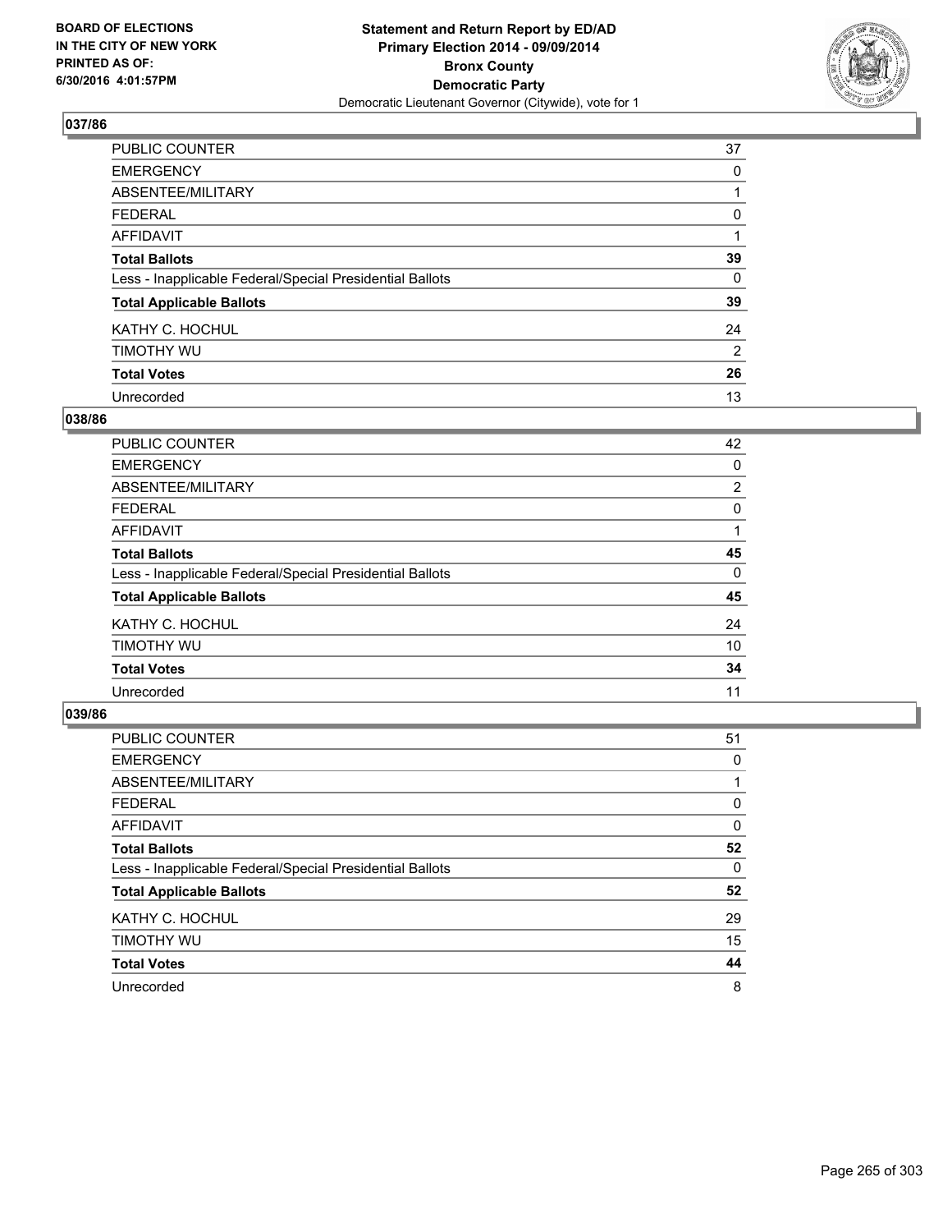BOARD OF ELECTIONS
IN THE CITY OF NEW YORK
PRINTED AS OF:
6/30/2016 4:01:57PM

**Statement and Return Report by ED/AD**
**Primary Election 2014 - 09/09/2014**
**Bronx County**
**Democratic Party**
Democratic Lieutenant Governor (Citywide), vote for 1

### 037/86

| | |
|---|---|
| PUBLIC COUNTER | 37 |
| EMERGENCY | 0 |
| ABSENTEE/MILITARY | 1 |
| FEDERAL | 0 |
| AFFIDAVIT | 1 |
| **Total Ballots** | **39** |
| Less - Inapplicable Federal/Special Presidential Ballots | 0 |
| **Total Applicable Ballots** | **39** |
| KATHY C. HOCHUL | 24 |
| TIMOTHY WU | 2 |
| **Total Votes** | **26** |
| Unrecorded | 13 |

### 038/86

| | |
|---|---|
| PUBLIC COUNTER | 42 |
| EMERGENCY | 0 |
| ABSENTEE/MILITARY | 2 |
| FEDERAL | 0 |
| AFFIDAVIT | 1 |
| **Total Ballots** | **45** |
| Less - Inapplicable Federal/Special Presidential Ballots | 0 |
| **Total Applicable Ballots** | **45** |
| KATHY C. HOCHUL | 24 |
| TIMOTHY WU | 10 |
| **Total Votes** | **34** |
| Unrecorded | 11 |

### 039/86

| | |
|---|---|
| PUBLIC COUNTER | 51 |
| EMERGENCY | 0 |
| ABSENTEE/MILITARY | 1 |
| FEDERAL | 0 |
| AFFIDAVIT | 0 |
| **Total Ballots** | **52** |
| Less - Inapplicable Federal/Special Presidential Ballots | 0 |
| **Total Applicable Ballots** | **52** |
| KATHY C. HOCHUL | 29 |
| TIMOTHY WU | 15 |
| **Total Votes** | **44** |
| Unrecorded | 8 |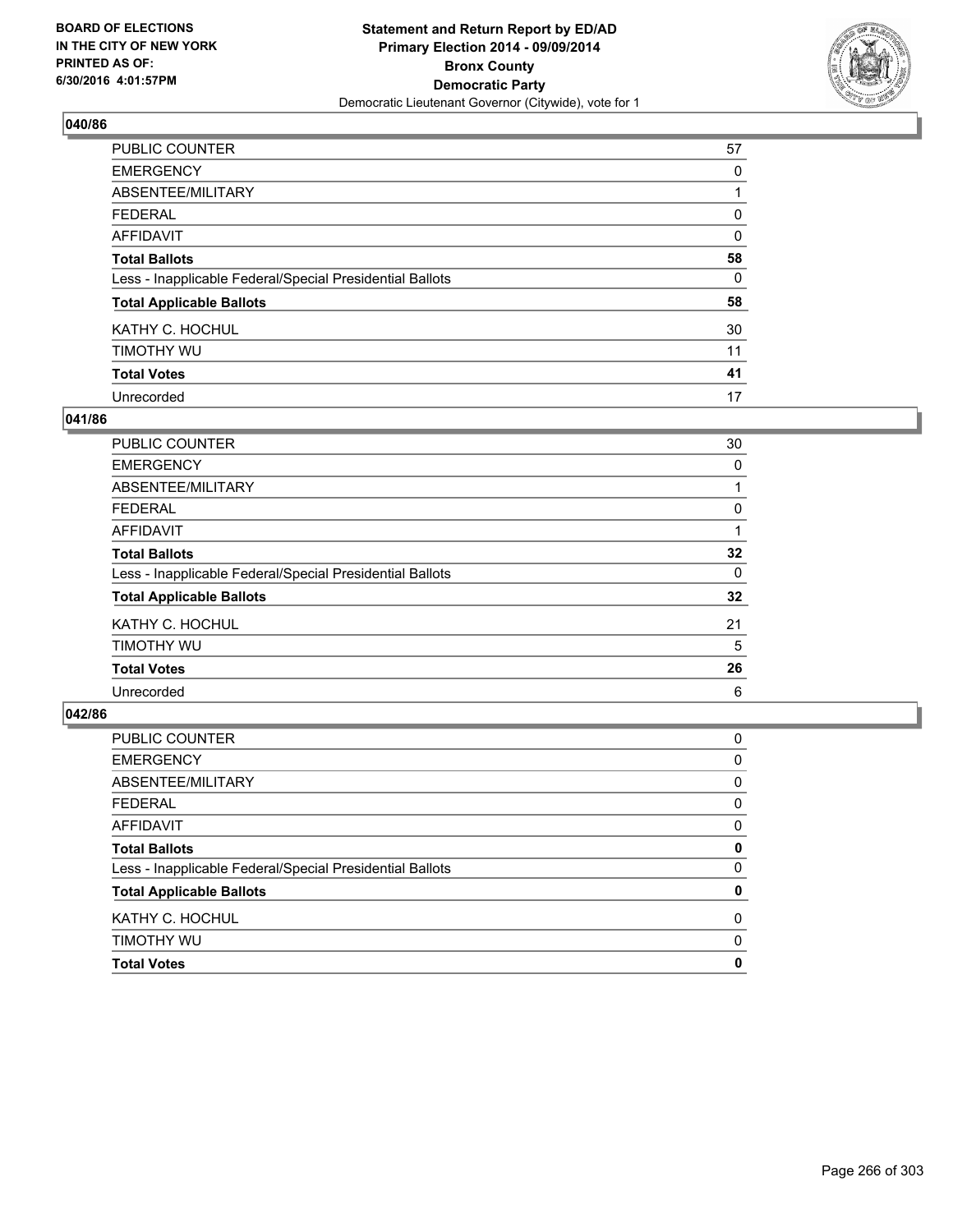**BOARD OF ELECTIONS IN THE CITY OF NEW YORK PRINTED AS OF: 6/30/2016 4:01:57PM**

# Statement and Return Report by ED/AD
## Primary Election 2014 - 09/09/2014
## Bronx County
## Democratic Party
Democratic Lieutenant Governor (Citywide), vote for 1

### 040/86

| | |
|---|---|
| PUBLIC COUNTER | 57 |
| EMERGENCY | 0 |
| ABSENTEE/MILITARY | 1 |
| FEDERAL | 0 |
| AFFIDAVIT | 0 |
| **Total Ballots** | **58** |
| Less - Inapplicable Federal/Special Presidential Ballots | 0 |
| **Total Applicable Ballots** | **58** |
| KATHY C. HOCHUL | 30 |
| TIMOTHY WU | 11 |
| **Total Votes** | **41** |
| Unrecorded | 17 |

### 041/86

| | |
|---|---|
| PUBLIC COUNTER | 30 |
| EMERGENCY | 0 |
| ABSENTEE/MILITARY | 1 |
| FEDERAL | 0 |
| AFFIDAVIT | 1 |
| **Total Ballots** | **32** |
| Less - Inapplicable Federal/Special Presidential Ballots | 0 |
| **Total Applicable Ballots** | **32** |
| KATHY C. HOCHUL | 21 |
| TIMOTHY WU | 5 |
| **Total Votes** | **26** |
| Unrecorded | 6 |

### 042/86

| | |
|---|---|
| PUBLIC COUNTER | 0 |
| EMERGENCY | 0 |
| ABSENTEE/MILITARY | 0 |
| FEDERAL | 0 |
| AFFIDAVIT | 0 |
| **Total Ballots** | **0** |
| Less - Inapplicable Federal/Special Presidential Ballots | 0 |
| **Total Applicable Ballots** | **0** |
| KATHY C. HOCHUL | 0 |
| TIMOTHY WU | 0 |
| **Total Votes** | **0** |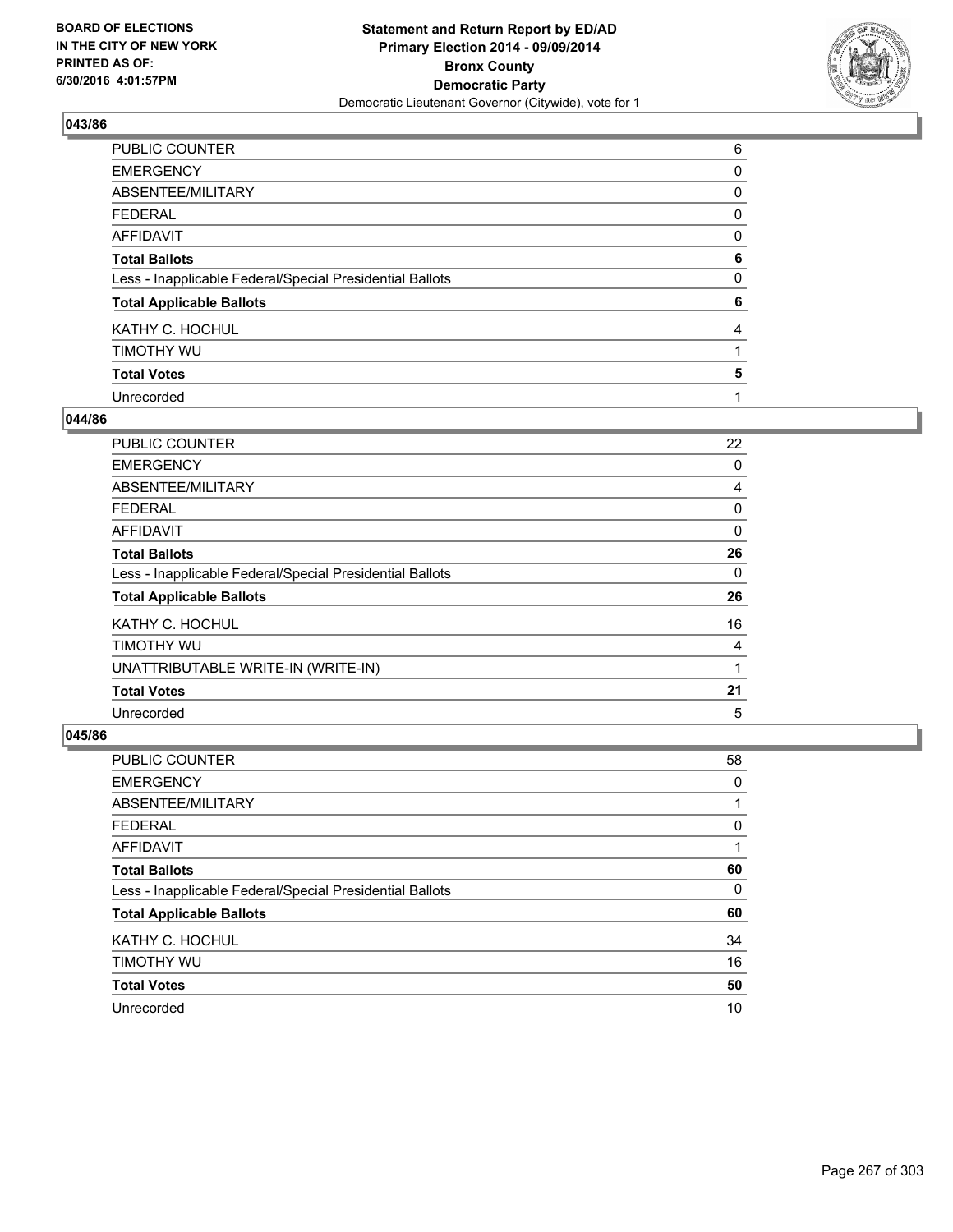**Statement and Return Report by ED/AD**
**Primary Election 2014 - 09/09/2014**
**Bronx County**
**Democratic Party**
Democratic Lieutenant Governor (Citywide), vote for 1

BOARD OF ELECTIONS
IN THE CITY OF NEW YORK
PRINTED AS OF:
6/30/2016 4:01:57PM

### 043/86

| | |
|---|---|
| PUBLIC COUNTER | 6 |
| EMERGENCY | 0 |
| ABSENTEE/MILITARY | 0 |
| FEDERAL | 0 |
| AFFIDAVIT | 0 |
| **Total Ballots** | **6** |
| Less - Inapplicable Federal/Special Presidential Ballots | 0 |
| **Total Applicable Ballots** | **6** |
| KATHY C. HOCHUL | 4 |
| TIMOTHY WU | 1 |
| **Total Votes** | **5** |
| Unrecorded | 1 |

### 044/86

| | |
|---|---|
| PUBLIC COUNTER | 22 |
| EMERGENCY | 0 |
| ABSENTEE/MILITARY | 4 |
| FEDERAL | 0 |
| AFFIDAVIT | 0 |
| **Total Ballots** | **26** |
| Less - Inapplicable Federal/Special Presidential Ballots | 0 |
| **Total Applicable Ballots** | **26** |
| KATHY C. HOCHUL | 16 |
| TIMOTHY WU | 4 |
| UNATTRIBUTABLE WRITE-IN (WRITE-IN) | 1 |
| **Total Votes** | **21** |
| Unrecorded | 5 |

### 045/86

| | |
|---|---|
| PUBLIC COUNTER | 58 |
| EMERGENCY | 0 |
| ABSENTEE/MILITARY | 1 |
| FEDERAL | 0 |
| AFFIDAVIT | 1 |
| **Total Ballots** | **60** |
| Less - Inapplicable Federal/Special Presidential Ballots | 0 |
| **Total Applicable Ballots** | **60** |
| KATHY C. HOCHUL | 34 |
| TIMOTHY WU | 16 |
| **Total Votes** | **50** |
| Unrecorded | 10 |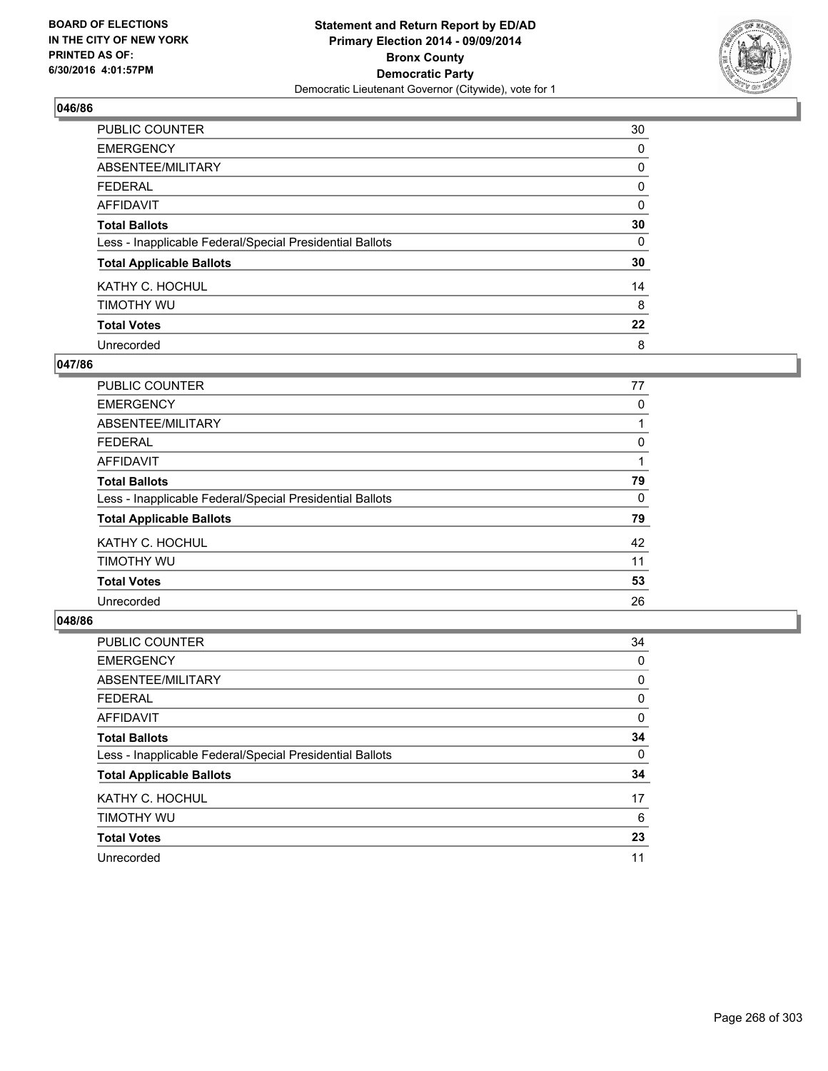BOARD OF ELECTIONS
IN THE CITY OF NEW YORK
PRINTED AS OF:
6/30/2016 4:01:57PM

**Statement and Return Report by ED/AD**
**Primary Election 2014 - 09/09/2014**
**Bronx County**
**Democratic Party**
Democratic Lieutenant Governor (Citywide), vote for 1

### 046/86

| | |
|---|---|
| PUBLIC COUNTER | 30 |
| EMERGENCY | 0 |
| ABSENTEE/MILITARY | 0 |
| FEDERAL | 0 |
| AFFIDAVIT | 0 |
| **Total Ballots** | **30** |
| Less - Inapplicable Federal/Special Presidential Ballots | 0 |
| **Total Applicable Ballots** | **30** |
| KATHY C. HOCHUL | 14 |
| TIMOTHY WU | 8 |
| **Total Votes** | **22** |
| Unrecorded | 8 |

### 047/86

| | |
|---|---|
| PUBLIC COUNTER | 77 |
| EMERGENCY | 0 |
| ABSENTEE/MILITARY | 1 |
| FEDERAL | 0 |
| AFFIDAVIT | 1 |
| **Total Ballots** | **79** |
| Less - Inapplicable Federal/Special Presidential Ballots | 0 |
| **Total Applicable Ballots** | **79** |
| KATHY C. HOCHUL | 42 |
| TIMOTHY WU | 11 |
| **Total Votes** | **53** |
| Unrecorded | 26 |

### 048/86

| | |
|---|---|
| PUBLIC COUNTER | 34 |
| EMERGENCY | 0 |
| ABSENTEE/MILITARY | 0 |
| FEDERAL | 0 |
| AFFIDAVIT | 0 |
| **Total Ballots** | **34** |
| Less - Inapplicable Federal/Special Presidential Ballots | 0 |
| **Total Applicable Ballots** | **34** |
| KATHY C. HOCHUL | 17 |
| TIMOTHY WU | 6 |
| **Total Votes** | **23** |
| Unrecorded | 11 |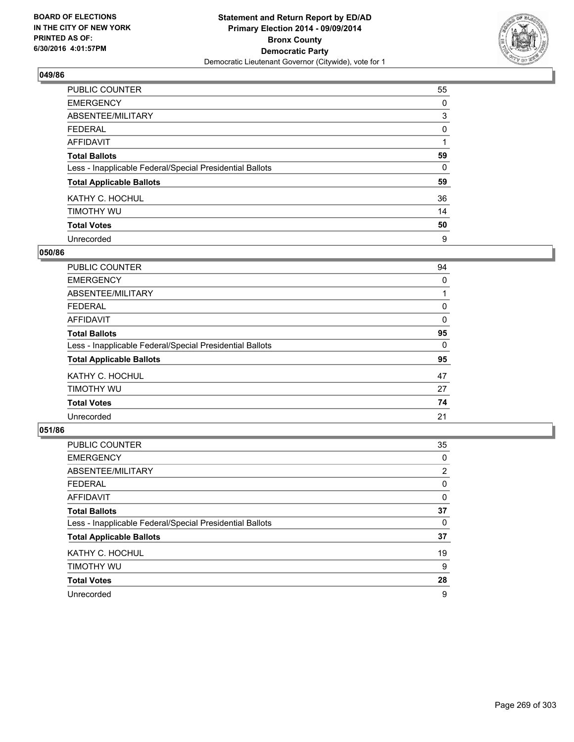**BOARD OF ELECTIONS IN THE CITY OF NEW YORK PRINTED AS OF: 6/30/2016 4:01:57PM**

**Statement and Return Report by ED/AD Primary Election 2014 - 09/09/2014 Bronx County Democratic Party**

Democratic Lieutenant Governor (Citywide), vote for 1

### 049/86

| | |
|---|---|
| PUBLIC COUNTER | 55 |
| EMERGENCY | 0 |
| ABSENTEE/MILITARY | 3 |
| FEDERAL | 0 |
| AFFIDAVIT | 1 |
| **Total Ballots** | **59** |
| Less - Inapplicable Federal/Special Presidential Ballots | 0 |
| **Total Applicable Ballots** | **59** |
| KATHY C. HOCHUL | 36 |
| TIMOTHY WU | 14 |
| **Total Votes** | **50** |
| Unrecorded | 9 |

### 050/86

| | |
|---|---|
| PUBLIC COUNTER | 94 |
| EMERGENCY | 0 |
| ABSENTEE/MILITARY | 1 |
| FEDERAL | 0 |
| AFFIDAVIT | 0 |
| **Total Ballots** | **95** |
| Less - Inapplicable Federal/Special Presidential Ballots | 0 |
| **Total Applicable Ballots** | **95** |
| KATHY C. HOCHUL | 47 |
| TIMOTHY WU | 27 |
| **Total Votes** | **74** |
| Unrecorded | 21 |

### 051/86

| | |
|---|---|
| PUBLIC COUNTER | 35 |
| EMERGENCY | 0 |
| ABSENTEE/MILITARY | 2 |
| FEDERAL | 0 |
| AFFIDAVIT | 0 |
| **Total Ballots** | **37** |
| Less - Inapplicable Federal/Special Presidential Ballots | 0 |
| **Total Applicable Ballots** | **37** |
| KATHY C. HOCHUL | 19 |
| TIMOTHY WU | 9 |
| **Total Votes** | **28** |
| Unrecorded | 9 |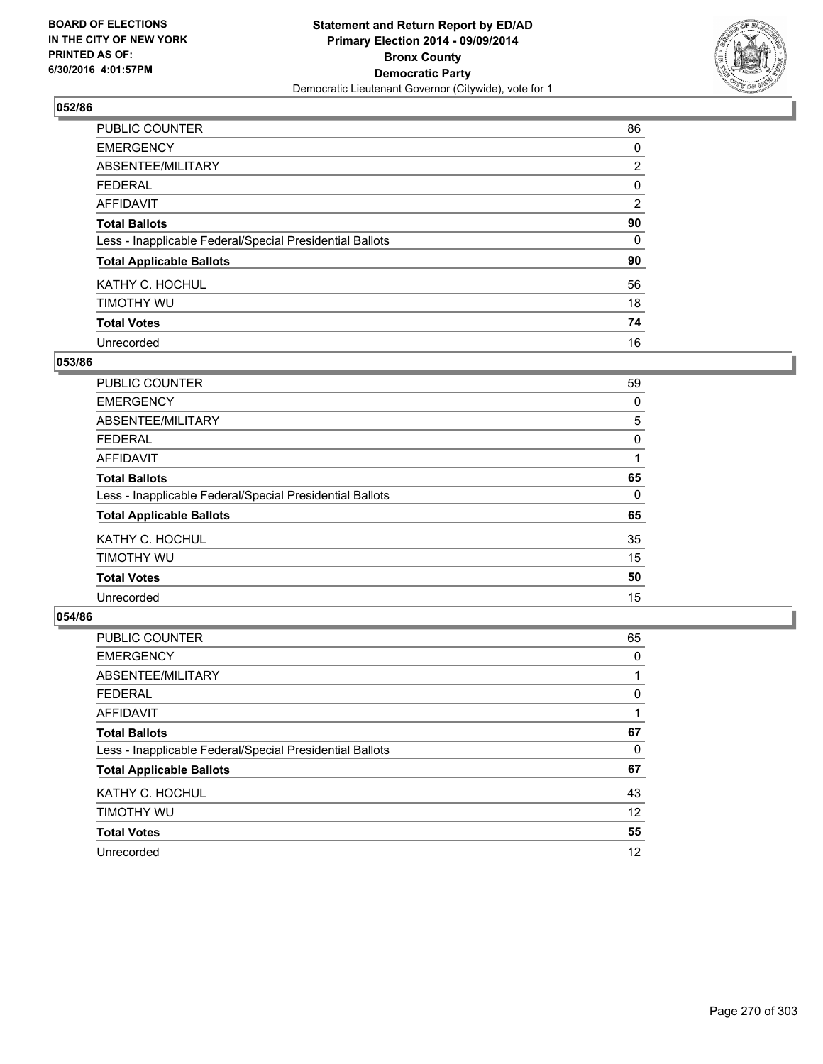**BOARD OF ELECTIONS IN THE CITY OF NEW YORK PRINTED AS OF: 6/30/2016 4:01:57PM**

**Statement and Return Report by ED/AD Primary Election 2014 - 09/09/2014 Bronx County Democratic Party**

Democratic Lieutenant Governor (Citywide), vote for 1

### 052/86

| | |
|---|---|
| PUBLIC COUNTER | 86 |
| EMERGENCY | 0 |
| ABSENTEE/MILITARY | 2 |
| FEDERAL | 0 |
| AFFIDAVIT | 2 |
| **Total Ballots** | **90** |
| Less - Inapplicable Federal/Special Presidential Ballots | 0 |
| **Total Applicable Ballots** | **90** |
| KATHY C. HOCHUL | 56 |
| TIMOTHY WU | 18 |
| **Total Votes** | **74** |
| Unrecorded | 16 |

### 053/86

| | |
|---|---|
| PUBLIC COUNTER | 59 |
| EMERGENCY | 0 |
| ABSENTEE/MILITARY | 5 |
| FEDERAL | 0 |
| AFFIDAVIT | 1 |
| **Total Ballots** | **65** |
| Less - Inapplicable Federal/Special Presidential Ballots | 0 |
| **Total Applicable Ballots** | **65** |
| KATHY C. HOCHUL | 35 |
| TIMOTHY WU | 15 |
| **Total Votes** | **50** |
| Unrecorded | 15 |

### 054/86

| | |
|---|---|
| PUBLIC COUNTER | 65 |
| EMERGENCY | 0 |
| ABSENTEE/MILITARY | 1 |
| FEDERAL | 0 |
| AFFIDAVIT | 1 |
| **Total Ballots** | **67** |
| Less - Inapplicable Federal/Special Presidential Ballots | 0 |
| **Total Applicable Ballots** | **67** |
| KATHY C. HOCHUL | 43 |
| TIMOTHY WU | 12 |
| **Total Votes** | **55** |
| Unrecorded | 12 |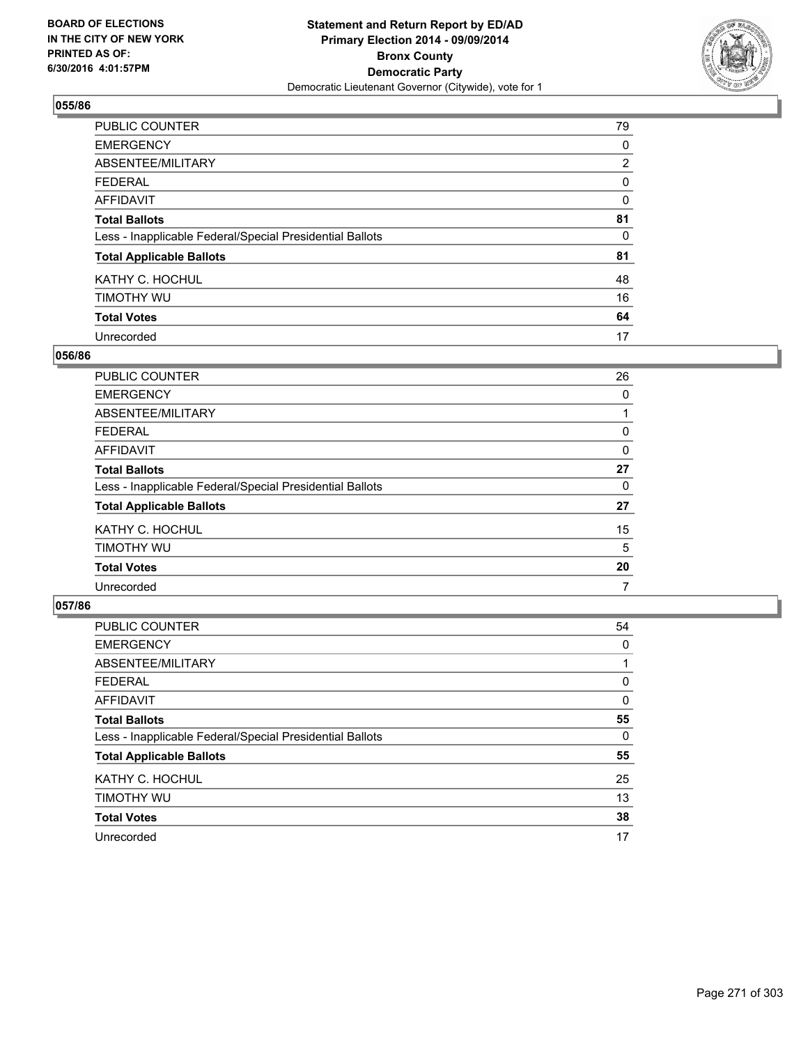**Statement and Return Report by ED/AD**
**Primary Election 2014 - 09/09/2014**
**Bronx County**
**Democratic Party**
Democratic Lieutenant Governor (Citywide), vote for 1

BOARD OF ELECTIONS IN THE CITY OF NEW YORK PRINTED AS OF: 6/30/2016 4:01:57PM

### 055/86

| | |
|---|---|
| PUBLIC COUNTER | 79 |
| EMERGENCY | 0 |
| ABSENTEE/MILITARY | 2 |
| FEDERAL | 0 |
| AFFIDAVIT | 0 |
| **Total Ballots** | **81** |
| Less - Inapplicable Federal/Special Presidential Ballots | 0 |
| **Total Applicable Ballots** | **81** |
| KATHY C. HOCHUL | 48 |
| TIMOTHY WU | 16 |
| **Total Votes** | **64** |
| Unrecorded | 17 |

### 056/86

| | |
|---|---|
| PUBLIC COUNTER | 26 |
| EMERGENCY | 0 |
| ABSENTEE/MILITARY | 1 |
| FEDERAL | 0 |
| AFFIDAVIT | 0 |
| **Total Ballots** | **27** |
| Less - Inapplicable Federal/Special Presidential Ballots | 0 |
| **Total Applicable Ballots** | **27** |
| KATHY C. HOCHUL | 15 |
| TIMOTHY WU | 5 |
| **Total Votes** | **20** |
| Unrecorded | 7 |

### 057/86

| | |
|---|---|
| PUBLIC COUNTER | 54 |
| EMERGENCY | 0 |
| ABSENTEE/MILITARY | 1 |
| FEDERAL | 0 |
| AFFIDAVIT | 0 |
| **Total Ballots** | **55** |
| Less - Inapplicable Federal/Special Presidential Ballots | 0 |
| **Total Applicable Ballots** | **55** |
| KATHY C. HOCHUL | 25 |
| TIMOTHY WU | 13 |
| **Total Votes** | **38** |
| Unrecorded | 17 |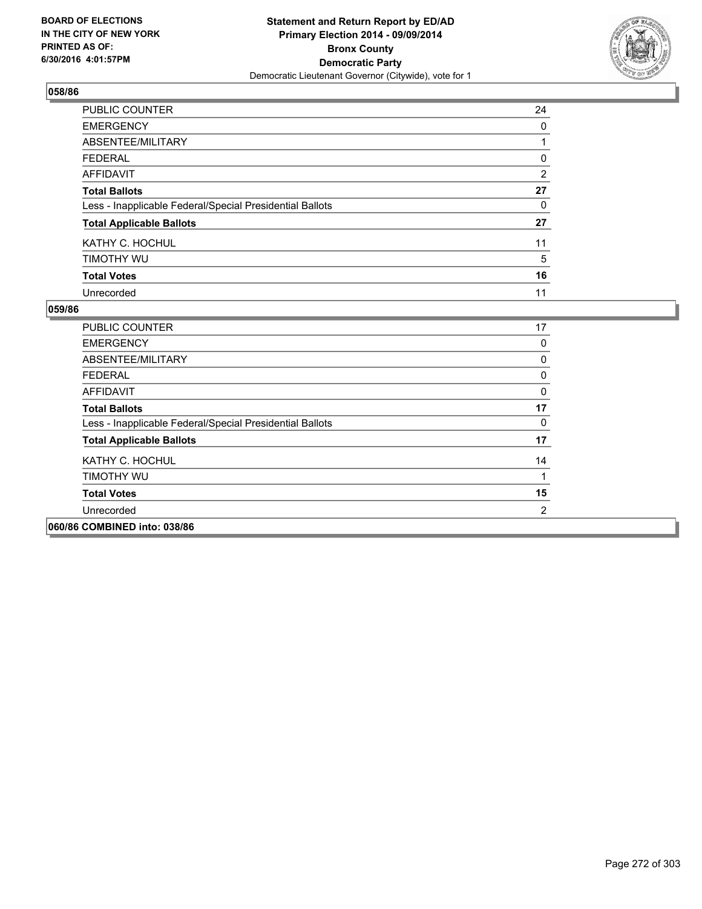BOARD OF ELECTIONS
IN THE CITY OF NEW YORK
PRINTED AS OF:
6/30/2016 4:01:57PM

**Statement and Return Report by ED/AD**
**Primary Election 2014 - 09/09/2014**
**Bronx County**
**Democratic Party**
Democratic Lieutenant Governor (Citywide), vote for 1

### 058/86

| | |
|---|---|
| PUBLIC COUNTER | 24 |
| EMERGENCY | 0 |
| ABSENTEE/MILITARY | 1 |
| FEDERAL | 0 |
| AFFIDAVIT | 2 |
| **Total Ballots** | **27** |
| Less - Inapplicable Federal/Special Presidential Ballots | 0 |
| **Total Applicable Ballots** | **27** |
| KATHY C. HOCHUL | 11 |
| TIMOTHY WU | 5 |
| **Total Votes** | **16** |
| Unrecorded | 11 |

### 059/86

| | |
|---|---|
| PUBLIC COUNTER | 17 |
| EMERGENCY | 0 |
| ABSENTEE/MILITARY | 0 |
| FEDERAL | 0 |
| AFFIDAVIT | 0 |
| **Total Ballots** | **17** |
| Less - Inapplicable Federal/Special Presidential Ballots | 0 |
| **Total Applicable Ballots** | **17** |
| KATHY C. HOCHUL | 14 |
| TIMOTHY WU | 1 |
| **Total Votes** | **15** |
| Unrecorded | 2 |

### 060/86 COMBINED into: 038/86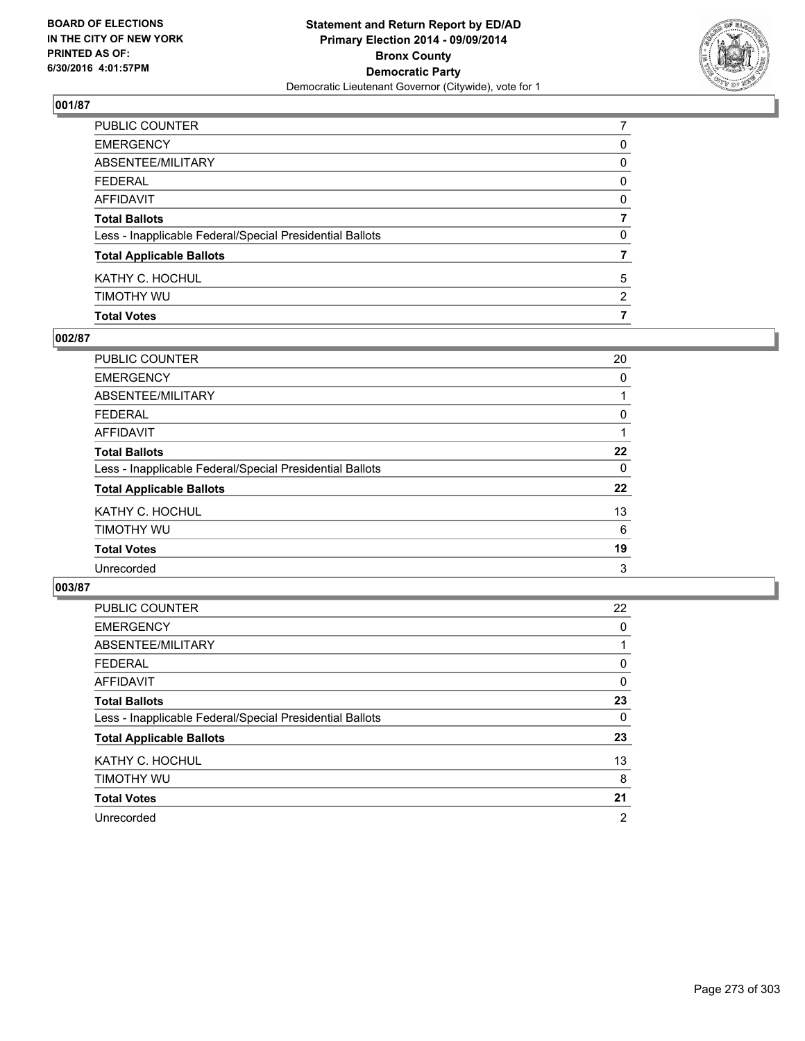BOARD OF ELECTIONS
IN THE CITY OF NEW YORK
PRINTED AS OF:
6/30/2016 4:01:57PM

**Statement and Return Report by ED/AD**
**Primary Election 2014 - 09/09/2014**
**Bronx County**
**Democratic Party**
Democratic Lieutenant Governor (Citywide), vote for 1

### 001/87

| | |
|---|---|
| PUBLIC COUNTER | 7 |
| EMERGENCY | 0 |
| ABSENTEE/MILITARY | 0 |
| FEDERAL | 0 |
| AFFIDAVIT | 0 |
| **Total Ballots** | **7** |
| Less - Inapplicable Federal/Special Presidential Ballots | 0 |
| **Total Applicable Ballots** | **7** |
| KATHY C. HOCHUL | 5 |
| TIMOTHY WU | 2 |
| **Total Votes** | **7** |

### 002/87

| | |
|---|---|
| PUBLIC COUNTER | 20 |
| EMERGENCY | 0 |
| ABSENTEE/MILITARY | 1 |
| FEDERAL | 0 |
| AFFIDAVIT | 1 |
| **Total Ballots** | **22** |
| Less - Inapplicable Federal/Special Presidential Ballots | 0 |
| **Total Applicable Ballots** | **22** |
| KATHY C. HOCHUL | 13 |
| TIMOTHY WU | 6 |
| **Total Votes** | **19** |
| Unrecorded | 3 |

### 003/87

| | |
|---|---|
| PUBLIC COUNTER | 22 |
| EMERGENCY | 0 |
| ABSENTEE/MILITARY | 1 |
| FEDERAL | 0 |
| AFFIDAVIT | 0 |
| **Total Ballots** | **23** |
| Less - Inapplicable Federal/Special Presidential Ballots | 0 |
| **Total Applicable Ballots** | **23** |
| KATHY C. HOCHUL | 13 |
| TIMOTHY WU | 8 |
| **Total Votes** | **21** |
| Unrecorded | 2 |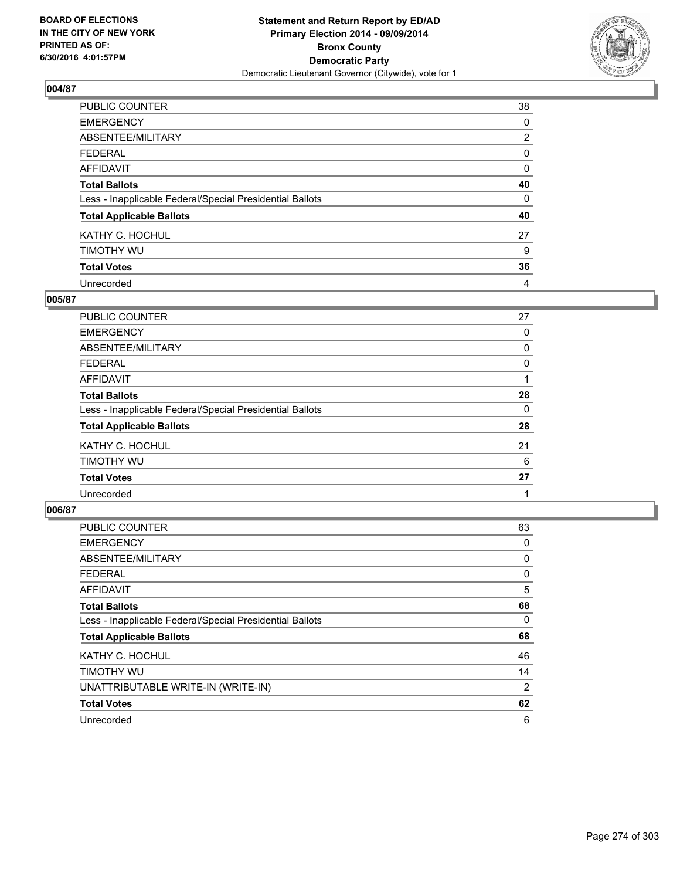**BOARD OF ELECTIONS IN THE CITY OF NEW YORK PRINTED AS OF: 6/30/2016 4:01:57PM**

**Statement and Return Report by ED/AD**
**Primary Election 2014 - 09/09/2014**
**Bronx County**
**Democratic Party**
Democratic Lieutenant Governor (Citywide), vote for 1

## 004/87

| | |
|---|---|
| PUBLIC COUNTER | 38 |
| EMERGENCY | 0 |
| ABSENTEE/MILITARY | 2 |
| FEDERAL | 0 |
| AFFIDAVIT | 0 |
| **Total Ballots** | **40** |
| Less - Inapplicable Federal/Special Presidential Ballots | 0 |
| **Total Applicable Ballots** | **40** |
| KATHY C. HOCHUL | 27 |
| TIMOTHY WU | 9 |
| **Total Votes** | **36** |
| Unrecorded | 4 |

## 005/87

| | |
|---|---|
| PUBLIC COUNTER | 27 |
| EMERGENCY | 0 |
| ABSENTEE/MILITARY | 0 |
| FEDERAL | 0 |
| AFFIDAVIT | 1 |
| **Total Ballots** | **28** |
| Less - Inapplicable Federal/Special Presidential Ballots | 0 |
| **Total Applicable Ballots** | **28** |
| KATHY C. HOCHUL | 21 |
| TIMOTHY WU | 6 |
| **Total Votes** | **27** |
| Unrecorded | 1 |

## 006/87

| | |
|---|---|
| PUBLIC COUNTER | 63 |
| EMERGENCY | 0 |
| ABSENTEE/MILITARY | 0 |
| FEDERAL | 0 |
| AFFIDAVIT | 5 |
| **Total Ballots** | **68** |
| Less - Inapplicable Federal/Special Presidential Ballots | 0 |
| **Total Applicable Ballots** | **68** |
| KATHY C. HOCHUL | 46 |
| TIMOTHY WU | 14 |
| UNATTRIBUTABLE WRITE-IN (WRITE-IN) | 2 |
| **Total Votes** | **62** |
| Unrecorded | 6 |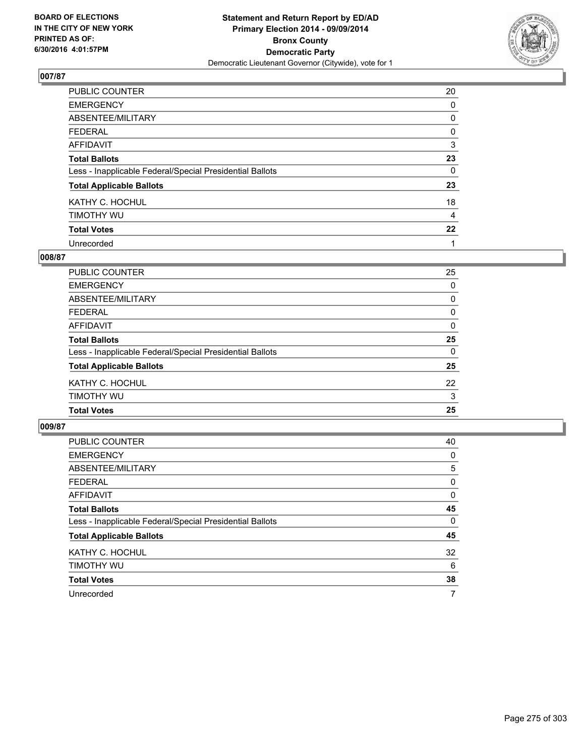BOARD OF ELECTIONS
IN THE CITY OF NEW YORK
PRINTED AS OF:
6/30/2016 4:01:57PM

**Statement and Return Report by ED/AD**
**Primary Election 2014 - 09/09/2014**
**Bronx County**
**Democratic Party**
Democratic Lieutenant Governor (Citywide), vote for 1

## 007/87

| | |
|---|---|
| PUBLIC COUNTER | 20 |
| EMERGENCY | 0 |
| ABSENTEE/MILITARY | 0 |
| FEDERAL | 0 |
| AFFIDAVIT | 3 |
| **Total Ballots** | **23** |
| Less - Inapplicable Federal/Special Presidential Ballots | 0 |
| **Total Applicable Ballots** | **23** |
| KATHY C. HOCHUL | 18 |
| TIMOTHY WU | 4 |
| **Total Votes** | **22** |
| Unrecorded | 1 |

## 008/87

| | |
|---|---|
| PUBLIC COUNTER | 25 |
| EMERGENCY | 0 |
| ABSENTEE/MILITARY | 0 |
| FEDERAL | 0 |
| AFFIDAVIT | 0 |
| **Total Ballots** | **25** |
| Less - Inapplicable Federal/Special Presidential Ballots | 0 |
| **Total Applicable Ballots** | **25** |
| KATHY C. HOCHUL | 22 |
| TIMOTHY WU | 3 |
| **Total Votes** | **25** |

## 009/87

| | |
|---|---|
| PUBLIC COUNTER | 40 |
| EMERGENCY | 0 |
| ABSENTEE/MILITARY | 5 |
| FEDERAL | 0 |
| AFFIDAVIT | 0 |
| **Total Ballots** | **45** |
| Less - Inapplicable Federal/Special Presidential Ballots | 0 |
| **Total Applicable Ballots** | **45** |
| KATHY C. HOCHUL | 32 |
| TIMOTHY WU | 6 |
| **Total Votes** | **38** |
| Unrecorded | 7 |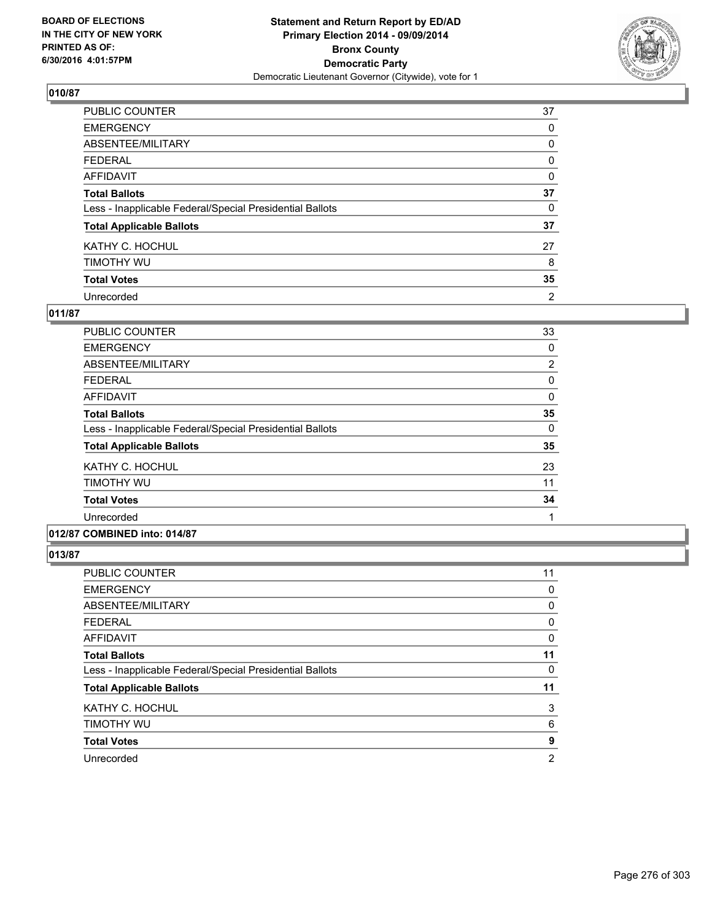**BOARD OF ELECTIONS IN THE CITY OF NEW YORK PRINTED AS OF: 6/30/2016 4:01:57PM**

**Statement and Return Report by ED/AD Primary Election 2014 - 09/09/2014 Bronx County Democratic Party**
Democratic Lieutenant Governor (Citywide), vote for 1

### 010/87

| | |
|---|---|
| PUBLIC COUNTER | 37 |
| EMERGENCY | 0 |
| ABSENTEE/MILITARY | 0 |
| FEDERAL | 0 |
| AFFIDAVIT | 0 |
| **Total Ballots** | **37** |
| Less - Inapplicable Federal/Special Presidential Ballots | 0 |
| **Total Applicable Ballots** | **37** |
| KATHY C. HOCHUL | 27 |
| TIMOTHY WU | 8 |
| **Total Votes** | **35** |
| Unrecorded | 2 |

### 011/87

| | |
|---|---|
| PUBLIC COUNTER | 33 |
| EMERGENCY | 0 |
| ABSENTEE/MILITARY | 2 |
| FEDERAL | 0 |
| AFFIDAVIT | 0 |
| **Total Ballots** | **35** |
| Less - Inapplicable Federal/Special Presidential Ballots | 0 |
| **Total Applicable Ballots** | **35** |
| KATHY C. HOCHUL | 23 |
| TIMOTHY WU | 11 |
| **Total Votes** | **34** |
| Unrecorded | 1 |

### 012/87 COMBINED into: 014/87

### 013/87

| | |
|---|---|
| PUBLIC COUNTER | 11 |
| EMERGENCY | 0 |
| ABSENTEE/MILITARY | 0 |
| FEDERAL | 0 |
| AFFIDAVIT | 0 |
| **Total Ballots** | **11** |
| Less - Inapplicable Federal/Special Presidential Ballots | 0 |
| **Total Applicable Ballots** | **11** |
| KATHY C. HOCHUL | 3 |
| TIMOTHY WU | 6 |
| **Total Votes** | **9** |
| Unrecorded | 2 |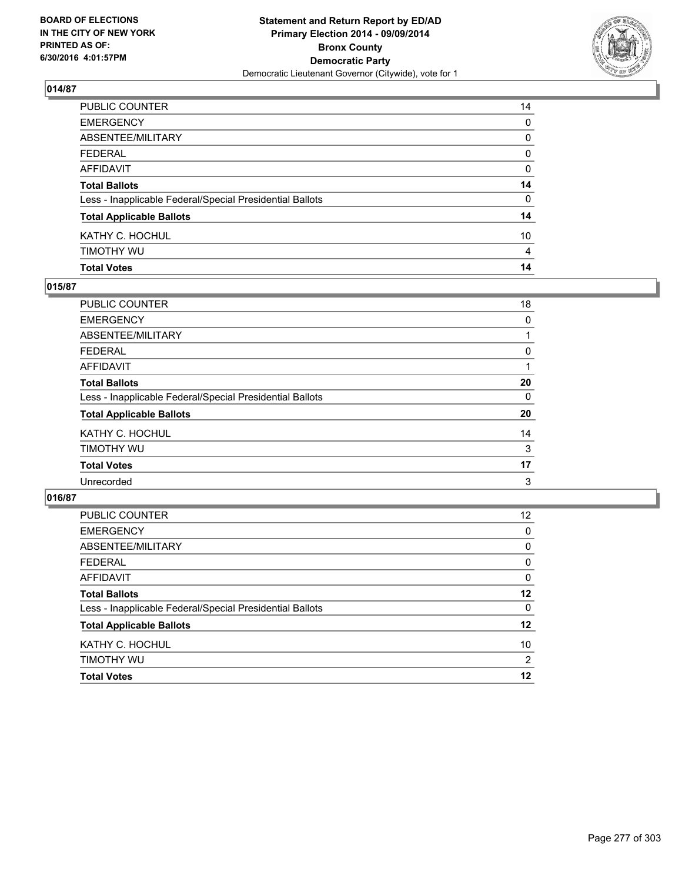**Statement and Return Report by ED/AD**
**Primary Election 2014 - 09/09/2014**
**Bronx County**
**Democratic Party**
Democratic Lieutenant Governor (Citywide), vote for 1

BOARD OF ELECTIONS IN THE CITY OF NEW YORK PRINTED AS OF: 6/30/2016 4:01:57PM

## 014/87

| | |
|---|---|
| PUBLIC COUNTER | 14 |
| EMERGENCY | 0 |
| ABSENTEE/MILITARY | 0 |
| FEDERAL | 0 |
| AFFIDAVIT | 0 |
| **Total Ballots** | **14** |
| Less - Inapplicable Federal/Special Presidential Ballots | 0 |
| **Total Applicable Ballots** | **14** |
| KATHY C. HOCHUL | 10 |
| TIMOTHY WU | 4 |
| **Total Votes** | **14** |

## 015/87

| | |
|---|---|
| PUBLIC COUNTER | 18 |
| EMERGENCY | 0 |
| ABSENTEE/MILITARY | 1 |
| FEDERAL | 0 |
| AFFIDAVIT | 1 |
| **Total Ballots** | **20** |
| Less - Inapplicable Federal/Special Presidential Ballots | 0 |
| **Total Applicable Ballots** | **20** |
| KATHY C. HOCHUL | 14 |
| TIMOTHY WU | 3 |
| **Total Votes** | **17** |
| Unrecorded | 3 |

## 016/87

| | |
|---|---|
| PUBLIC COUNTER | 12 |
| EMERGENCY | 0 |
| ABSENTEE/MILITARY | 0 |
| FEDERAL | 0 |
| AFFIDAVIT | 0 |
| **Total Ballots** | **12** |
| Less - Inapplicable Federal/Special Presidential Ballots | 0 |
| **Total Applicable Ballots** | **12** |
| KATHY C. HOCHUL | 10 |
| TIMOTHY WU | 2 |
| **Total Votes** | **12** |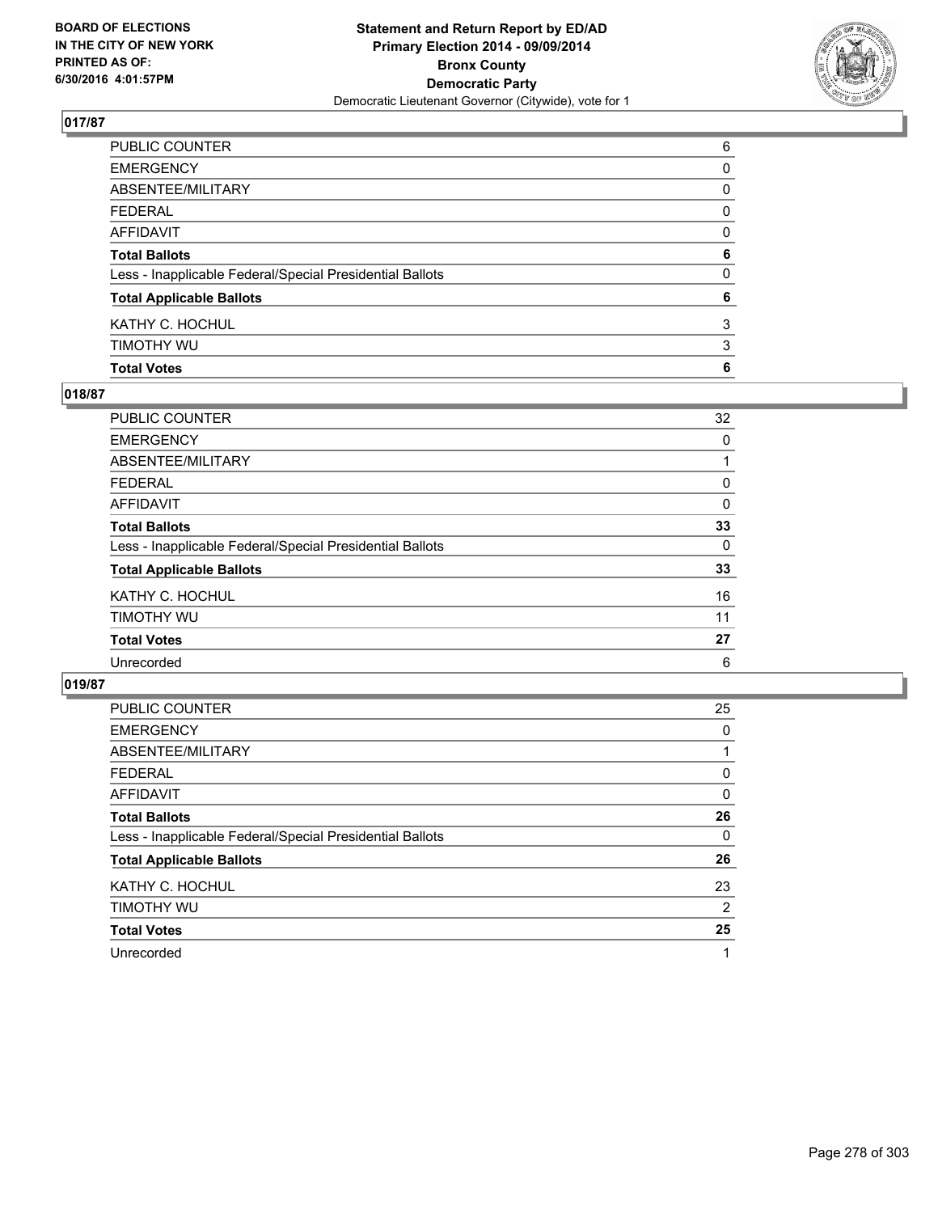BOARD OF ELECTIONS
IN THE CITY OF NEW YORK
PRINTED AS OF:
6/30/2016 4:01:57PM

**Statement and Return Report by ED/AD**
**Primary Election 2014 - 09/09/2014**
**Bronx County**
**Democratic Party**
Democratic Lieutenant Governor (Citywide), vote for 1

## 017/87

| | |
|---|---|
| PUBLIC COUNTER | 6 |
| EMERGENCY | 0 |
| ABSENTEE/MILITARY | 0 |
| FEDERAL | 0 |
| AFFIDAVIT | 0 |
| **Total Ballots** | **6** |
| Less - Inapplicable Federal/Special Presidential Ballots | 0 |
| **Total Applicable Ballots** | **6** |
| KATHY C. HOCHUL | 3 |
| TIMOTHY WU | 3 |
| **Total Votes** | **6** |

## 018/87

| | |
|---|---|
| PUBLIC COUNTER | 32 |
| EMERGENCY | 0 |
| ABSENTEE/MILITARY | 1 |
| FEDERAL | 0 |
| AFFIDAVIT | 0 |
| **Total Ballots** | **33** |
| Less - Inapplicable Federal/Special Presidential Ballots | 0 |
| **Total Applicable Ballots** | **33** |
| KATHY C. HOCHUL | 16 |
| TIMOTHY WU | 11 |
| **Total Votes** | **27** |
| Unrecorded | 6 |

## 019/87

| | |
|---|---|
| PUBLIC COUNTER | 25 |
| EMERGENCY | 0 |
| ABSENTEE/MILITARY | 1 |
| FEDERAL | 0 |
| AFFIDAVIT | 0 |
| **Total Ballots** | **26** |
| Less - Inapplicable Federal/Special Presidential Ballots | 0 |
| **Total Applicable Ballots** | **26** |
| KATHY C. HOCHUL | 23 |
| TIMOTHY WU | 2 |
| **Total Votes** | **25** |
| Unrecorded | 1 |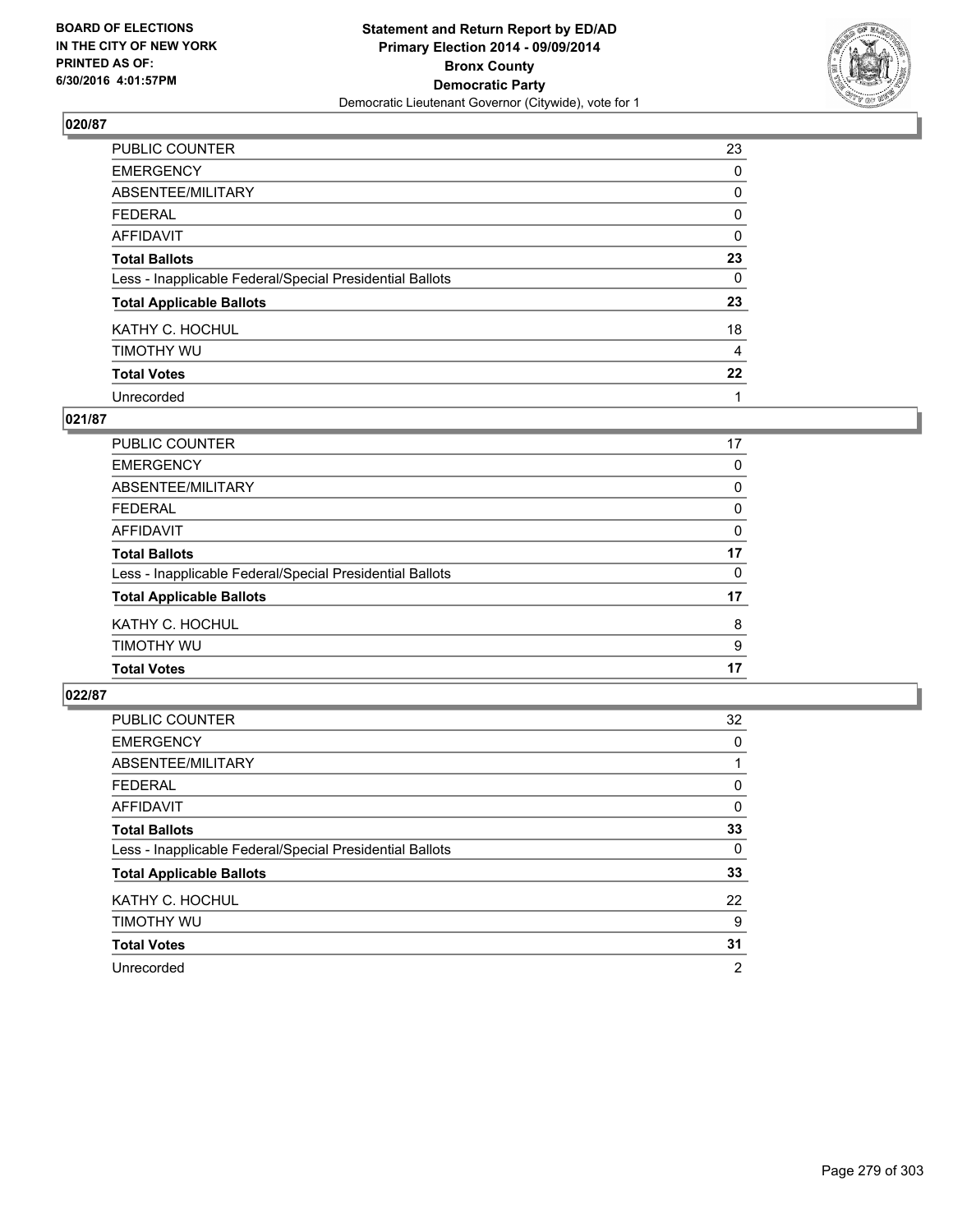BOARD OF ELECTIONS
IN THE CITY OF NEW YORK
PRINTED AS OF:
6/30/2016 4:01:57PM

**Statement and Return Report by ED/AD**
**Primary Election 2014 - 09/09/2014**
**Bronx County**
**Democratic Party**
Democratic Lieutenant Governor (Citywide), vote for 1

### 020/87

| | |
|---|---|
| PUBLIC COUNTER | 23 |
| EMERGENCY | 0 |
| ABSENTEE/MILITARY | 0 |
| FEDERAL | 0 |
| AFFIDAVIT | 0 |
| **Total Ballots** | **23** |
| Less - Inapplicable Federal/Special Presidential Ballots | 0 |
| **Total Applicable Ballots** | **23** |
| KATHY C. HOCHUL | 18 |
| TIMOTHY WU | 4 |
| **Total Votes** | **22** |
| Unrecorded | 1 |

### 021/87

| | |
|---|---|
| PUBLIC COUNTER | 17 |
| EMERGENCY | 0 |
| ABSENTEE/MILITARY | 0 |
| FEDERAL | 0 |
| AFFIDAVIT | 0 |
| **Total Ballots** | **17** |
| Less - Inapplicable Federal/Special Presidential Ballots | 0 |
| **Total Applicable Ballots** | **17** |
| KATHY C. HOCHUL | 8 |
| TIMOTHY WU | 9 |
| **Total Votes** | **17** |

### 022/87

| | |
|---|---|
| PUBLIC COUNTER | 32 |
| EMERGENCY | 0 |
| ABSENTEE/MILITARY | 1 |
| FEDERAL | 0 |
| AFFIDAVIT | 0 |
| **Total Ballots** | **33** |
| Less - Inapplicable Federal/Special Presidential Ballots | 0 |
| **Total Applicable Ballots** | **33** |
| KATHY C. HOCHUL | 22 |
| TIMOTHY WU | 9 |
| **Total Votes** | **31** |
| Unrecorded | 2 |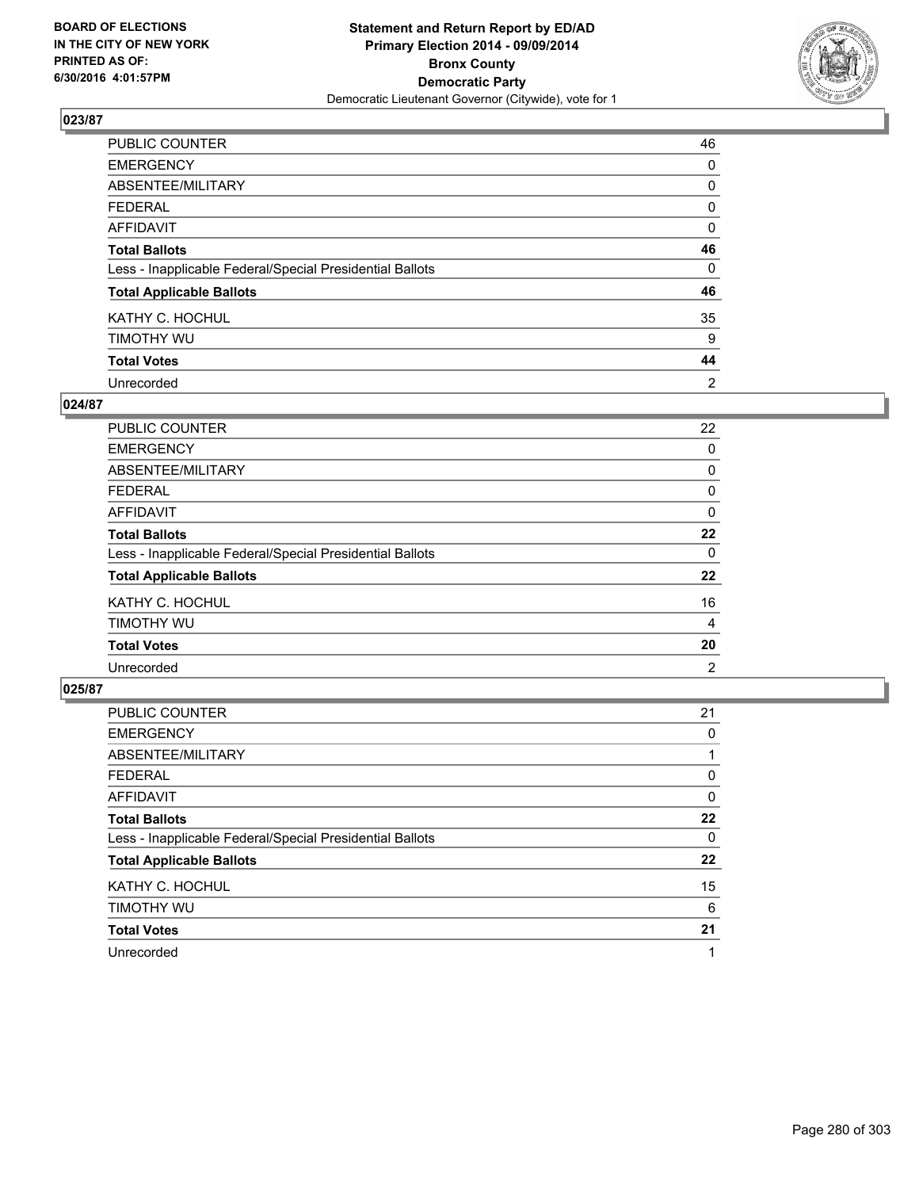BOARD OF ELECTIONS
IN THE CITY OF NEW YORK
PRINTED AS OF:
6/30/2016 4:01:57PM

**Statement and Return Report by ED/AD**
**Primary Election 2014 - 09/09/2014**
**Bronx County**
**Democratic Party**
Democratic Lieutenant Governor (Citywide), vote for 1

### 023/87

| | |
|---|---|
| PUBLIC COUNTER | 46 |
| EMERGENCY | 0 |
| ABSENTEE/MILITARY | 0 |
| FEDERAL | 0 |
| AFFIDAVIT | 0 |
| **Total Ballots** | **46** |
| Less - Inapplicable Federal/Special Presidential Ballots | 0 |
| **Total Applicable Ballots** | **46** |
| KATHY C. HOCHUL | 35 |
| TIMOTHY WU | 9 |
| **Total Votes** | **44** |
| Unrecorded | 2 |

### 024/87

| | |
|---|---|
| PUBLIC COUNTER | 22 |
| EMERGENCY | 0 |
| ABSENTEE/MILITARY | 0 |
| FEDERAL | 0 |
| AFFIDAVIT | 0 |
| **Total Ballots** | **22** |
| Less - Inapplicable Federal/Special Presidential Ballots | 0 |
| **Total Applicable Ballots** | **22** |
| KATHY C. HOCHUL | 16 |
| TIMOTHY WU | 4 |
| **Total Votes** | **20** |
| Unrecorded | 2 |

### 025/87

| | |
|---|---|
| PUBLIC COUNTER | 21 |
| EMERGENCY | 0 |
| ABSENTEE/MILITARY | 1 |
| FEDERAL | 0 |
| AFFIDAVIT | 0 |
| **Total Ballots** | **22** |
| Less - Inapplicable Federal/Special Presidential Ballots | 0 |
| **Total Applicable Ballots** | **22** |
| KATHY C. HOCHUL | 15 |
| TIMOTHY WU | 6 |
| **Total Votes** | **21** |
| Unrecorded | 1 |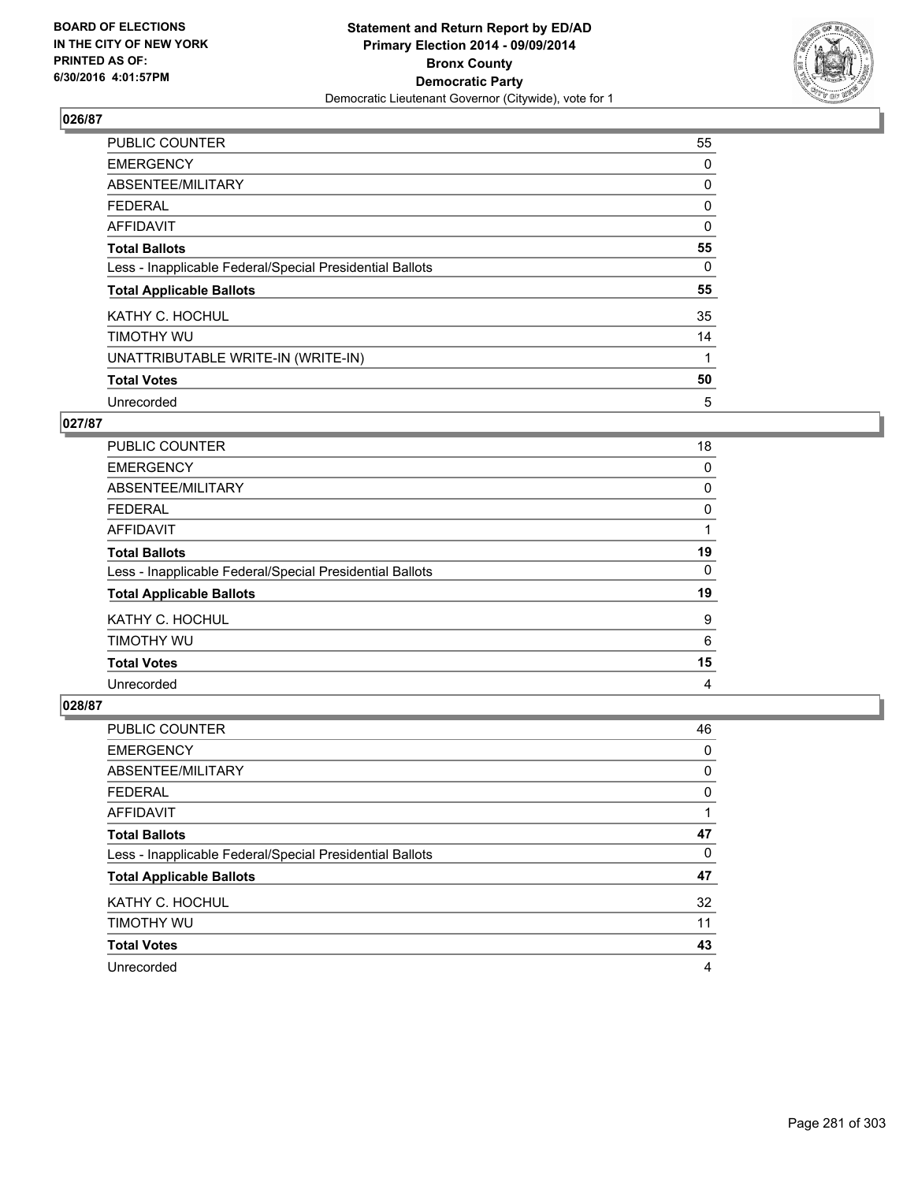**BOARD OF ELECTIONS IN THE CITY OF NEW YORK PRINTED AS OF: 6/30/2016 4:01:57PM**

**Statement and Return Report by ED/AD**
**Primary Election 2014 - 09/09/2014**
**Bronx County**
**Democratic Party**
Democratic Lieutenant Governor (Citywide), vote for 1

**026/87**

| | |
|---|---|
| PUBLIC COUNTER | 55 |
| EMERGENCY | 0 |
| ABSENTEE/MILITARY | 0 |
| FEDERAL | 0 |
| AFFIDAVIT | 0 |
| **Total Ballots** | **55** |
| Less - Inapplicable Federal/Special Presidential Ballots | 0 |
| **Total Applicable Ballots** | **55** |
| KATHY C. HOCHUL | 35 |
| TIMOTHY WU | 14 |
| UNATTRIBUTABLE WRITE-IN (WRITE-IN) | 1 |
| **Total Votes** | **50** |
| Unrecorded | 5 |

**027/87**

| | |
|---|---|
| PUBLIC COUNTER | 18 |
| EMERGENCY | 0 |
| ABSENTEE/MILITARY | 0 |
| FEDERAL | 0 |
| AFFIDAVIT | 1 |
| **Total Ballots** | **19** |
| Less - Inapplicable Federal/Special Presidential Ballots | 0 |
| **Total Applicable Ballots** | **19** |
| KATHY C. HOCHUL | 9 |
| TIMOTHY WU | 6 |
| **Total Votes** | **15** |
| Unrecorded | 4 |

**028/87**

| | |
|---|---|
| PUBLIC COUNTER | 46 |
| EMERGENCY | 0 |
| ABSENTEE/MILITARY | 0 |
| FEDERAL | 0 |
| AFFIDAVIT | 1 |
| **Total Ballots** | **47** |
| Less - Inapplicable Federal/Special Presidential Ballots | 0 |
| **Total Applicable Ballots** | **47** |
| KATHY C. HOCHUL | 32 |
| TIMOTHY WU | 11 |
| **Total Votes** | **43** |
| Unrecorded | 4 |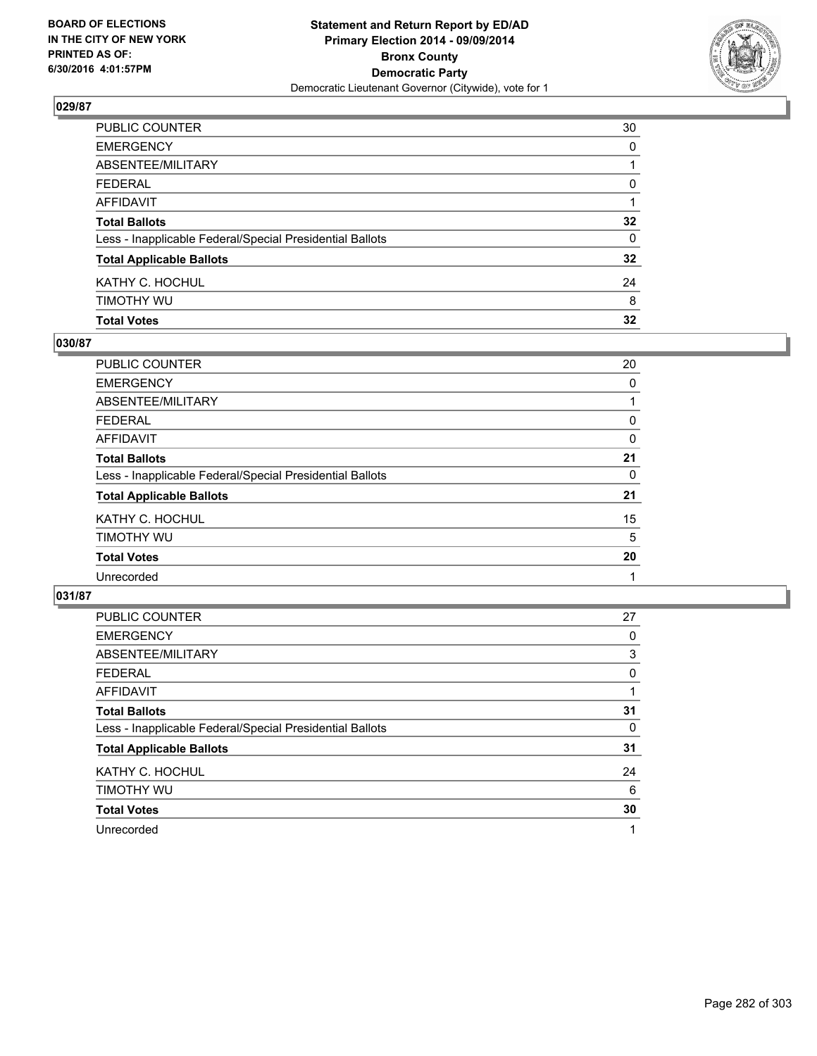BOARD OF ELECTIONS
IN THE CITY OF NEW YORK
PRINTED AS OF:
6/30/2016 4:01:57PM

**Statement and Return Report by ED/AD**
**Primary Election 2014 - 09/09/2014**
**Bronx County**
**Democratic Party**
Democratic Lieutenant Governor (Citywide), vote for 1

### 029/87

| | |
|---|---|
| PUBLIC COUNTER | 30 |
| EMERGENCY | 0 |
| ABSENTEE/MILITARY | 1 |
| FEDERAL | 0 |
| AFFIDAVIT | 1 |
| **Total Ballots** | **32** |
| Less - Inapplicable Federal/Special Presidential Ballots | 0 |
| **Total Applicable Ballots** | **32** |
| KATHY C. HOCHUL | 24 |
| TIMOTHY WU | 8 |
| **Total Votes** | **32** |

### 030/87

| | |
|---|---|
| PUBLIC COUNTER | 20 |
| EMERGENCY | 0 |
| ABSENTEE/MILITARY | 1 |
| FEDERAL | 0 |
| AFFIDAVIT | 0 |
| **Total Ballots** | **21** |
| Less - Inapplicable Federal/Special Presidential Ballots | 0 |
| **Total Applicable Ballots** | **21** |
| KATHY C. HOCHUL | 15 |
| TIMOTHY WU | 5 |
| **Total Votes** | **20** |
| Unrecorded | 1 |

### 031/87

| | |
|---|---|
| PUBLIC COUNTER | 27 |
| EMERGENCY | 0 |
| ABSENTEE/MILITARY | 3 |
| FEDERAL | 0 |
| AFFIDAVIT | 1 |
| **Total Ballots** | **31** |
| Less - Inapplicable Federal/Special Presidential Ballots | 0 |
| **Total Applicable Ballots** | **31** |
| KATHY C. HOCHUL | 24 |
| TIMOTHY WU | 6 |
| **Total Votes** | **30** |
| Unrecorded | 1 |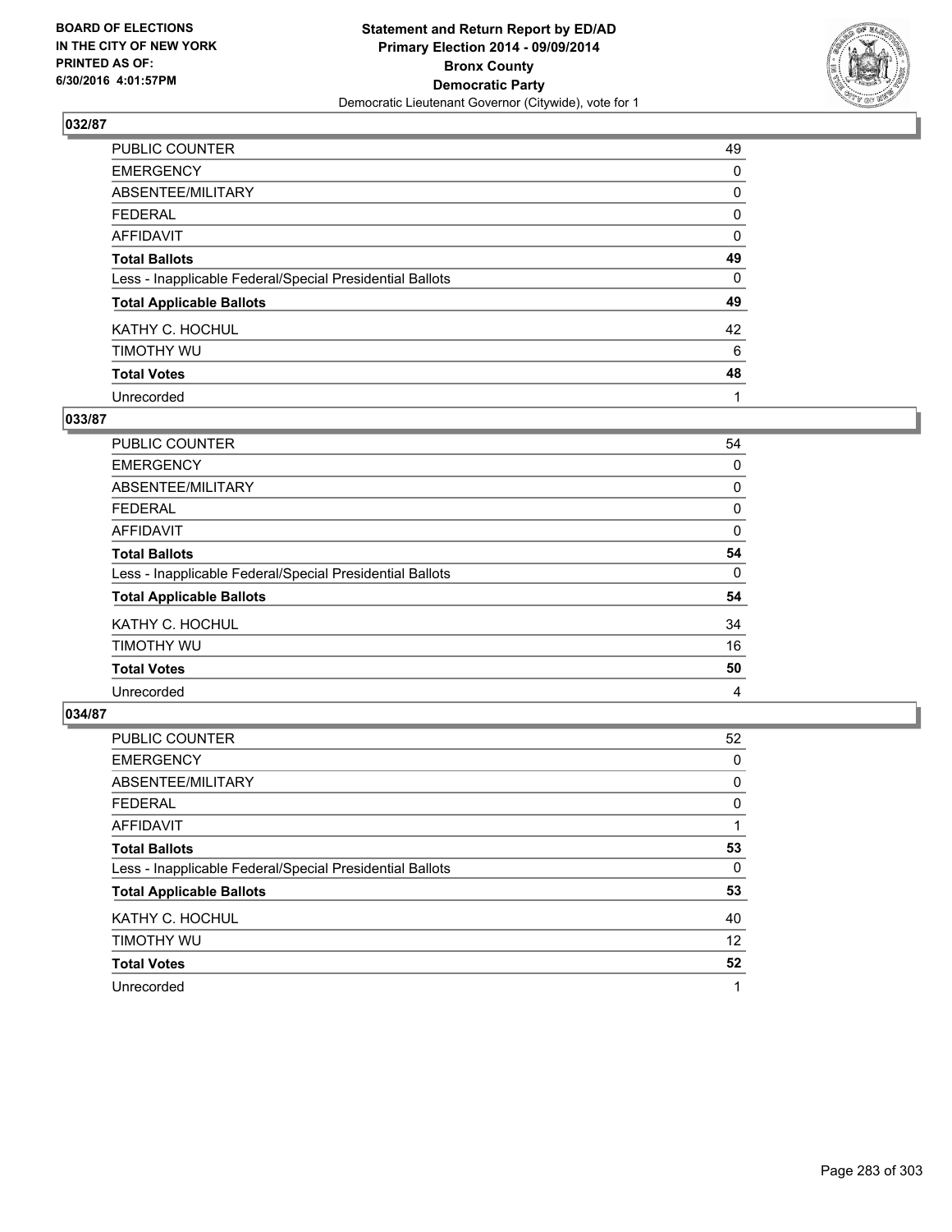BOARD OF ELECTIONS
IN THE CITY OF NEW YORK
PRINTED AS OF:
6/30/2016 4:01:57PM

**Statement and Return Report by ED/AD**
**Primary Election 2014 - 09/09/2014**
**Bronx County**
**Democratic Party**
Democratic Lieutenant Governor (Citywide), vote for 1

## 032/87

| | |
|---|---|
| PUBLIC COUNTER | 49 |
| EMERGENCY | 0 |
| ABSENTEE/MILITARY | 0 |
| FEDERAL | 0 |
| AFFIDAVIT | 0 |
| **Total Ballots** | **49** |
| Less - Inapplicable Federal/Special Presidential Ballots | 0 |
| **Total Applicable Ballots** | **49** |
| KATHY C. HOCHUL | 42 |
| TIMOTHY WU | 6 |
| **Total Votes** | **48** |
| Unrecorded | 1 |

## 033/87

| | |
|---|---|
| PUBLIC COUNTER | 54 |
| EMERGENCY | 0 |
| ABSENTEE/MILITARY | 0 |
| FEDERAL | 0 |
| AFFIDAVIT | 0 |
| **Total Ballots** | **54** |
| Less - Inapplicable Federal/Special Presidential Ballots | 0 |
| **Total Applicable Ballots** | **54** |
| KATHY C. HOCHUL | 34 |
| TIMOTHY WU | 16 |
| **Total Votes** | **50** |
| Unrecorded | 4 |

## 034/87

| | |
|---|---|
| PUBLIC COUNTER | 52 |
| EMERGENCY | 0 |
| ABSENTEE/MILITARY | 0 |
| FEDERAL | 0 |
| AFFIDAVIT | 1 |
| **Total Ballots** | **53** |
| Less - Inapplicable Federal/Special Presidential Ballots | 0 |
| **Total Applicable Ballots** | **53** |
| KATHY C. HOCHUL | 40 |
| TIMOTHY WU | 12 |
| **Total Votes** | **52** |
| Unrecorded | 1 |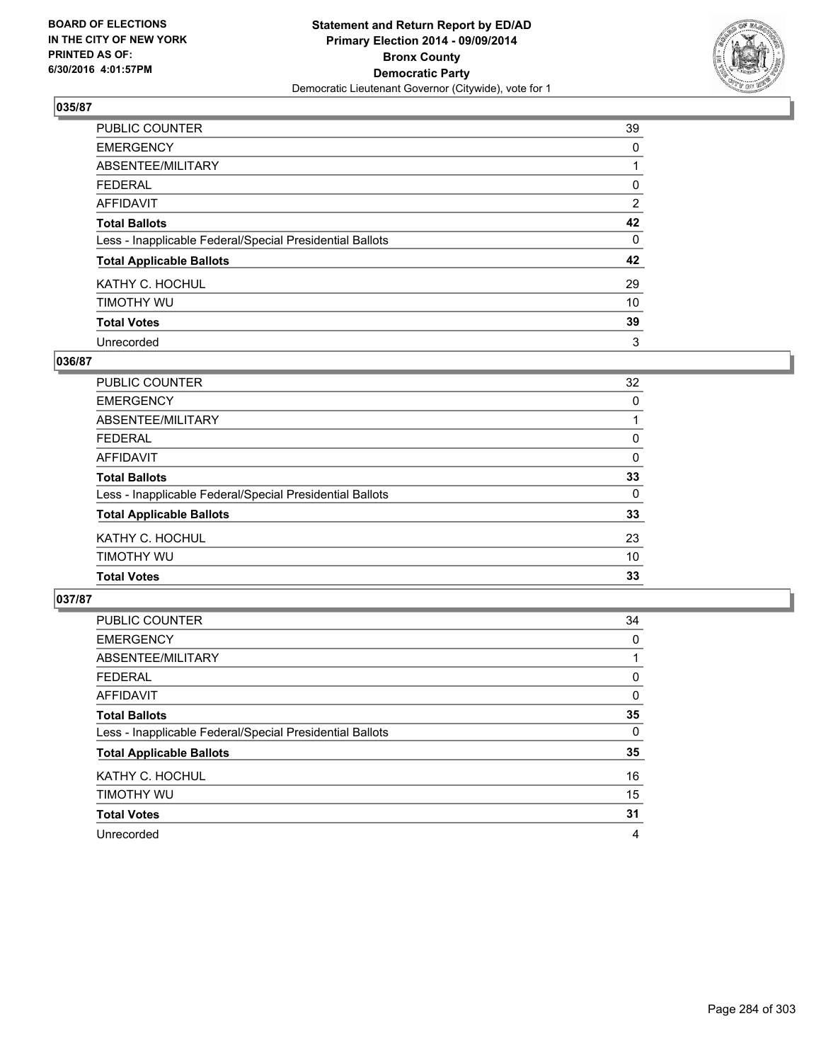BOARD OF ELECTIONS
IN THE CITY OF NEW YORK
PRINTED AS OF:
6/30/2016 4:01:57PM

**Statement and Return Report by ED/AD**
**Primary Election 2014 - 09/09/2014**
**Bronx County**
**Democratic Party**
Democratic Lieutenant Governor (Citywide), vote for 1

### 035/87

| | |
|---|---|
| PUBLIC COUNTER | 39 |
| EMERGENCY | 0 |
| ABSENTEE/MILITARY | 1 |
| FEDERAL | 0 |
| AFFIDAVIT | 2 |
| **Total Ballots** | **42** |
| Less - Inapplicable Federal/Special Presidential Ballots | 0 |
| **Total Applicable Ballots** | **42** |
| KATHY C. HOCHUL | 29 |
| TIMOTHY WU | 10 |
| **Total Votes** | **39** |
| Unrecorded | 3 |

### 036/87

| | |
|---|---|
| PUBLIC COUNTER | 32 |
| EMERGENCY | 0 |
| ABSENTEE/MILITARY | 1 |
| FEDERAL | 0 |
| AFFIDAVIT | 0 |
| **Total Ballots** | **33** |
| Less - Inapplicable Federal/Special Presidential Ballots | 0 |
| **Total Applicable Ballots** | **33** |
| KATHY C. HOCHUL | 23 |
| TIMOTHY WU | 10 |
| **Total Votes** | **33** |

### 037/87

| | |
|---|---|
| PUBLIC COUNTER | 34 |
| EMERGENCY | 0 |
| ABSENTEE/MILITARY | 1 |
| FEDERAL | 0 |
| AFFIDAVIT | 0 |
| **Total Ballots** | **35** |
| Less - Inapplicable Federal/Special Presidential Ballots | 0 |
| **Total Applicable Ballots** | **35** |
| KATHY C. HOCHUL | 16 |
| TIMOTHY WU | 15 |
| **Total Votes** | **31** |
| Unrecorded | 4 |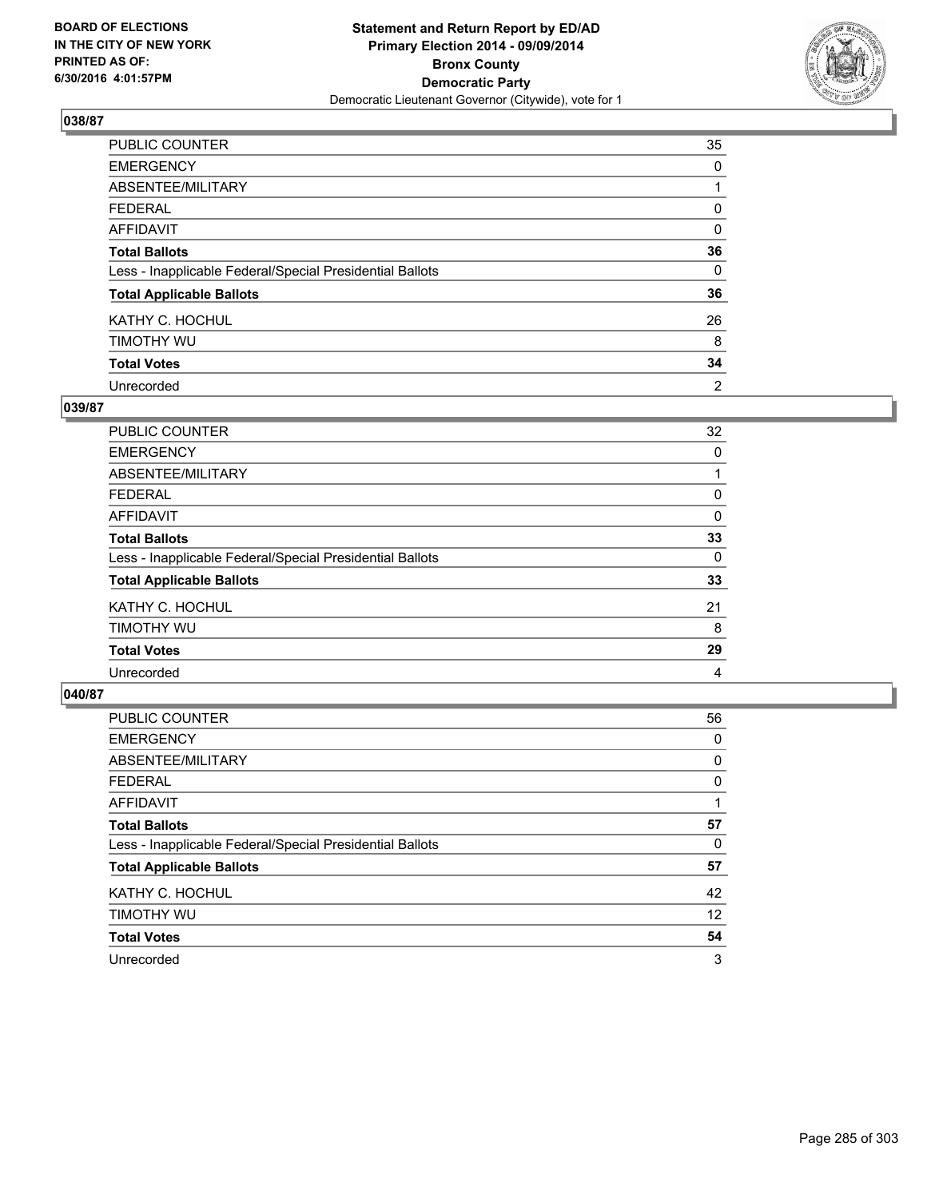**BOARD OF ELECTIONS IN THE CITY OF NEW YORK PRINTED AS OF: 6/30/2016 4:01:57PM**

**Statement and Return Report by ED/AD**
**Primary Election 2014 - 09/09/2014**
**Bronx County**
**Democratic Party**
Democratic Lieutenant Governor (Citywide), vote for 1

### 038/87

| | |
|---|---|
| PUBLIC COUNTER | 35 |
| EMERGENCY | 0 |
| ABSENTEE/MILITARY | 1 |
| FEDERAL | 0 |
| AFFIDAVIT | 0 |
| **Total Ballots** | **36** |
| Less - Inapplicable Federal/Special Presidential Ballots | 0 |
| **Total Applicable Ballots** | **36** |
| KATHY C. HOCHUL | 26 |
| TIMOTHY WU | 8 |
| **Total Votes** | **34** |
| Unrecorded | 2 |

### 039/87

| | |
|---|---|
| PUBLIC COUNTER | 32 |
| EMERGENCY | 0 |
| ABSENTEE/MILITARY | 1 |
| FEDERAL | 0 |
| AFFIDAVIT | 0 |
| **Total Ballots** | **33** |
| Less - Inapplicable Federal/Special Presidential Ballots | 0 |
| **Total Applicable Ballots** | **33** |
| KATHY C. HOCHUL | 21 |
| TIMOTHY WU | 8 |
| **Total Votes** | **29** |
| Unrecorded | 4 |

### 040/87

| | |
|---|---|
| PUBLIC COUNTER | 56 |
| EMERGENCY | 0 |
| ABSENTEE/MILITARY | 0 |
| FEDERAL | 0 |
| AFFIDAVIT | 1 |
| **Total Ballots** | **57** |
| Less - Inapplicable Federal/Special Presidential Ballots | 0 |
| **Total Applicable Ballots** | **57** |
| KATHY C. HOCHUL | 42 |
| TIMOTHY WU | 12 |
| **Total Votes** | **54** |
| Unrecorded | 3 |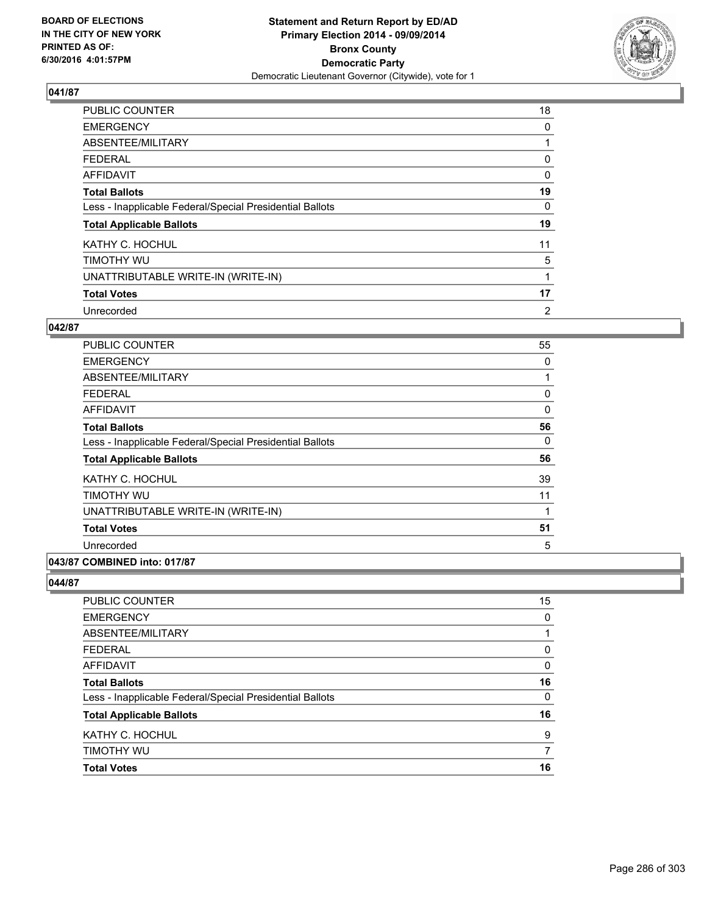BOARD OF ELECTIONS
IN THE CITY OF NEW YORK
PRINTED AS OF:
6/30/2016 4:01:57PM

**Statement and Return Report by ED/AD**
**Primary Election 2014 - 09/09/2014**
**Bronx County**
**Democratic Party**
Democratic Lieutenant Governor (Citywide), vote for 1

### 041/87

| | |
|---|---|
| PUBLIC COUNTER | 18 |
| EMERGENCY | 0 |
| ABSENTEE/MILITARY | 1 |
| FEDERAL | 0 |
| AFFIDAVIT | 0 |
| **Total Ballots** | **19** |
| Less - Inapplicable Federal/Special Presidential Ballots | 0 |
| **Total Applicable Ballots** | **19** |
| KATHY C. HOCHUL | 11 |
| TIMOTHY WU | 5 |
| UNATTRIBUTABLE WRITE-IN (WRITE-IN) | 1 |
| **Total Votes** | **17** |
| Unrecorded | 2 |

### 042/87

| | |
|---|---|
| PUBLIC COUNTER | 55 |
| EMERGENCY | 0 |
| ABSENTEE/MILITARY | 1 |
| FEDERAL | 0 |
| AFFIDAVIT | 0 |
| **Total Ballots** | **56** |
| Less - Inapplicable Federal/Special Presidential Ballots | 0 |
| **Total Applicable Ballots** | **56** |
| KATHY C. HOCHUL | 39 |
| TIMOTHY WU | 11 |
| UNATTRIBUTABLE WRITE-IN (WRITE-IN) | 1 |
| **Total Votes** | **51** |
| Unrecorded | 5 |

### 043/87 COMBINED into: 017/87

### 044/87

| | |
|---|---|
| PUBLIC COUNTER | 15 |
| EMERGENCY | 0 |
| ABSENTEE/MILITARY | 1 |
| FEDERAL | 0 |
| AFFIDAVIT | 0 |
| **Total Ballots** | **16** |
| Less - Inapplicable Federal/Special Presidential Ballots | 0 |
| **Total Applicable Ballots** | **16** |
| KATHY C. HOCHUL | 9 |
| TIMOTHY WU | 7 |
| **Total Votes** | **16** |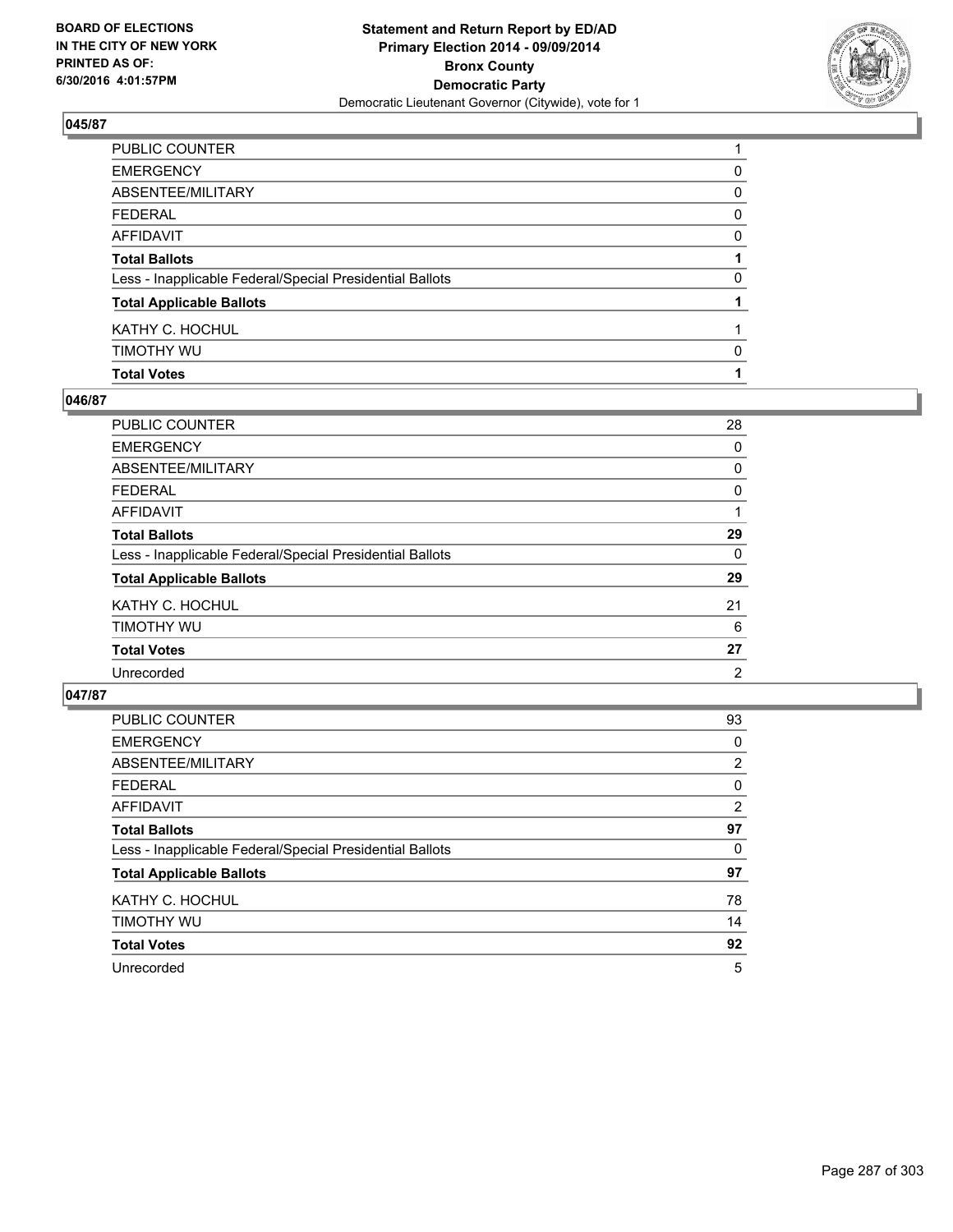**BOARD OF ELECTIONS IN THE CITY OF NEW YORK PRINTED AS OF: 6/30/2016 4:01:57PM**

**Statement and Return Report by ED/AD**
**Primary Election 2014 - 09/09/2014**
**Bronx County**
**Democratic Party**
Democratic Lieutenant Governor (Citywide), vote for 1

### 045/87

| | |
|---|---|
| PUBLIC COUNTER | 1 |
| EMERGENCY | 0 |
| ABSENTEE/MILITARY | 0 |
| FEDERAL | 0 |
| AFFIDAVIT | 0 |
| **Total Ballots** | **1** |
| Less - Inapplicable Federal/Special Presidential Ballots | 0 |
| **Total Applicable Ballots** | **1** |
| KATHY C. HOCHUL | 1 |
| TIMOTHY WU | 0 |
| **Total Votes** | **1** |

### 046/87

| | |
|---|---|
| PUBLIC COUNTER | 28 |
| EMERGENCY | 0 |
| ABSENTEE/MILITARY | 0 |
| FEDERAL | 0 |
| AFFIDAVIT | 1 |
| **Total Ballots** | **29** |
| Less - Inapplicable Federal/Special Presidential Ballots | 0 |
| **Total Applicable Ballots** | **29** |
| KATHY C. HOCHUL | 21 |
| TIMOTHY WU | 6 |
| **Total Votes** | **27** |
| Unrecorded | 2 |

### 047/87

| | |
|---|---|
| PUBLIC COUNTER | 93 |
| EMERGENCY | 0 |
| ABSENTEE/MILITARY | 2 |
| FEDERAL | 0 |
| AFFIDAVIT | 2 |
| **Total Ballots** | **97** |
| Less - Inapplicable Federal/Special Presidential Ballots | 0 |
| **Total Applicable Ballots** | **97** |
| KATHY C. HOCHUL | 78 |
| TIMOTHY WU | 14 |
| **Total Votes** | **92** |
| Unrecorded | 5 |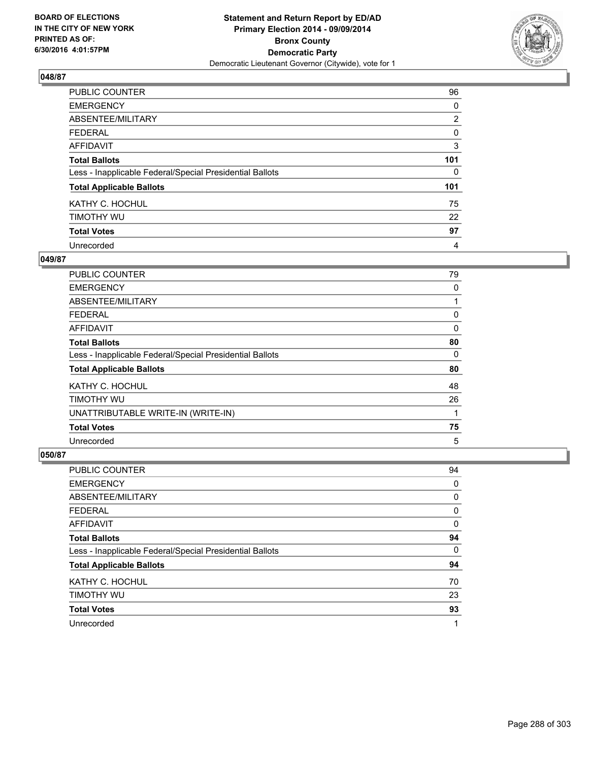BOARD OF ELECTIONS
IN THE CITY OF NEW YORK
PRINTED AS OF:
6/30/2016 4:01:57PM

**Statement and Return Report by ED/AD**
**Primary Election 2014 - 09/09/2014**
**Bronx County**
**Democratic Party**
Democratic Lieutenant Governor (Citywide), vote for 1

### 048/87

| | |
|---|---|
| PUBLIC COUNTER | 96 |
| EMERGENCY | 0 |
| ABSENTEE/MILITARY | 2 |
| FEDERAL | 0 |
| AFFIDAVIT | 3 |
| **Total Ballots** | **101** |
| Less - Inapplicable Federal/Special Presidential Ballots | 0 |
| **Total Applicable Ballots** | **101** |
| KATHY C. HOCHUL | 75 |
| TIMOTHY WU | 22 |
| **Total Votes** | **97** |
| Unrecorded | 4 |

### 049/87

| | |
|---|---|
| PUBLIC COUNTER | 79 |
| EMERGENCY | 0 |
| ABSENTEE/MILITARY | 1 |
| FEDERAL | 0 |
| AFFIDAVIT | 0 |
| **Total Ballots** | **80** |
| Less - Inapplicable Federal/Special Presidential Ballots | 0 |
| **Total Applicable Ballots** | **80** |
| KATHY C. HOCHUL | 48 |
| TIMOTHY WU | 26 |
| UNATTRIBUTABLE WRITE-IN (WRITE-IN) | 1 |
| **Total Votes** | **75** |
| Unrecorded | 5 |

### 050/87

| | |
|---|---|
| PUBLIC COUNTER | 94 |
| EMERGENCY | 0 |
| ABSENTEE/MILITARY | 0 |
| FEDERAL | 0 |
| AFFIDAVIT | 0 |
| **Total Ballots** | **94** |
| Less - Inapplicable Federal/Special Presidential Ballots | 0 |
| **Total Applicable Ballots** | **94** |
| KATHY C. HOCHUL | 70 |
| TIMOTHY WU | 23 |
| **Total Votes** | **93** |
| Unrecorded | 1 |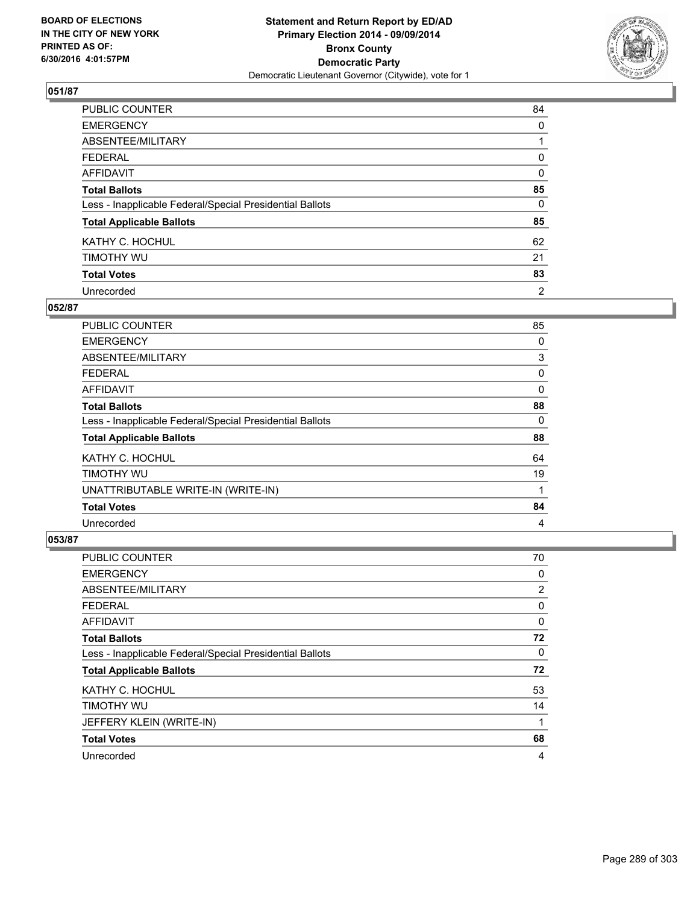**BOARD OF ELECTIONS IN THE CITY OF NEW YORK PRINTED AS OF: 6/30/2016 4:01:57PM**

**Statement and Return Report by ED/AD Primary Election 2014 - 09/09/2014 Bronx County Democratic Party**

Democratic Lieutenant Governor (Citywide), vote for 1

## 051/87

| | |
|---|---|
| PUBLIC COUNTER | 84 |
| EMERGENCY | 0 |
| ABSENTEE/MILITARY | 1 |
| FEDERAL | 0 |
| AFFIDAVIT | 0 |
| **Total Ballots** | **85** |
| Less - Inapplicable Federal/Special Presidential Ballots | 0 |
| **Total Applicable Ballots** | **85** |
| KATHY C. HOCHUL | 62 |
| TIMOTHY WU | 21 |
| **Total Votes** | **83** |
| Unrecorded | 2 |

## 052/87

| | |
|---|---|
| PUBLIC COUNTER | 85 |
| EMERGENCY | 0 |
| ABSENTEE/MILITARY | 3 |
| FEDERAL | 0 |
| AFFIDAVIT | 0 |
| **Total Ballots** | **88** |
| Less - Inapplicable Federal/Special Presidential Ballots | 0 |
| **Total Applicable Ballots** | **88** |
| KATHY C. HOCHUL | 64 |
| TIMOTHY WU | 19 |
| UNATTRIBUTABLE WRITE-IN (WRITE-IN) | 1 |
| **Total Votes** | **84** |
| Unrecorded | 4 |

## 053/87

| | |
|---|---|
| PUBLIC COUNTER | 70 |
| EMERGENCY | 0 |
| ABSENTEE/MILITARY | 2 |
| FEDERAL | 0 |
| AFFIDAVIT | 0 |
| **Total Ballots** | **72** |
| Less - Inapplicable Federal/Special Presidential Ballots | 0 |
| **Total Applicable Ballots** | **72** |
| KATHY C. HOCHUL | 53 |
| TIMOTHY WU | 14 |
| JEFFERY KLEIN (WRITE-IN) | 1 |
| **Total Votes** | **68** |
| Unrecorded | 4 |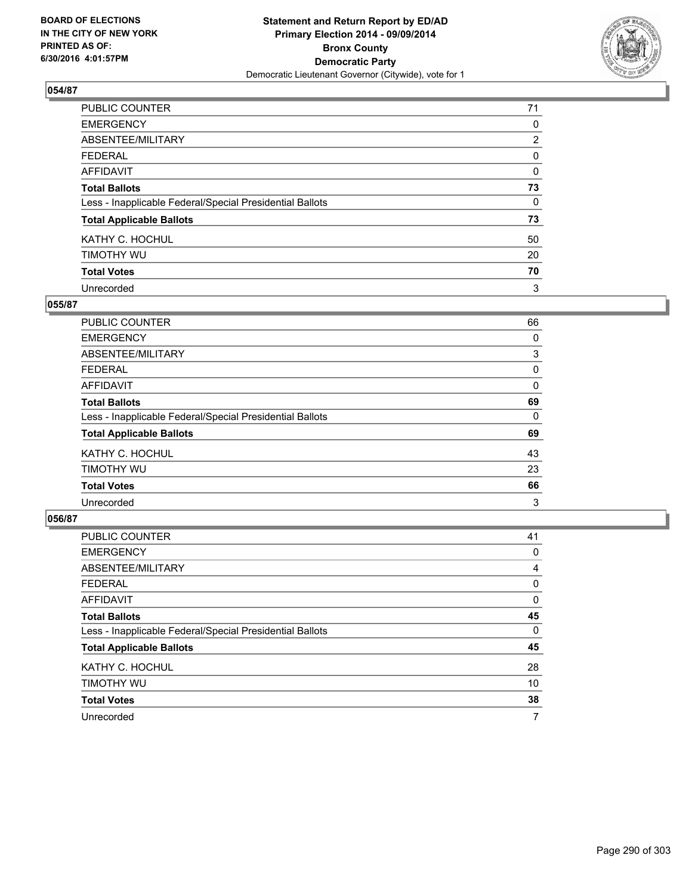**BOARD OF ELECTIONS IN THE CITY OF NEW YORK PRINTED AS OF: 6/30/2016 4:01:57PM**

**Statement and Return Report by ED/AD**
**Primary Election 2014 - 09/09/2014**
**Bronx County**
**Democratic Party**
Democratic Lieutenant Governor (Citywide), vote for 1

### 054/87

| | |
|---|---|
| PUBLIC COUNTER | 71 |
| EMERGENCY | 0 |
| ABSENTEE/MILITARY | 2 |
| FEDERAL | 0 |
| AFFIDAVIT | 0 |
| **Total Ballots** | **73** |
| Less - Inapplicable Federal/Special Presidential Ballots | 0 |
| **Total Applicable Ballots** | **73** |
| KATHY C. HOCHUL | 50 |
| TIMOTHY WU | 20 |
| **Total Votes** | **70** |
| Unrecorded | 3 |

### 055/87

| | |
|---|---|
| PUBLIC COUNTER | 66 |
| EMERGENCY | 0 |
| ABSENTEE/MILITARY | 3 |
| FEDERAL | 0 |
| AFFIDAVIT | 0 |
| **Total Ballots** | **69** |
| Less - Inapplicable Federal/Special Presidential Ballots | 0 |
| **Total Applicable Ballots** | **69** |
| KATHY C. HOCHUL | 43 |
| TIMOTHY WU | 23 |
| **Total Votes** | **66** |
| Unrecorded | 3 |

### 056/87

| | |
|---|---|
| PUBLIC COUNTER | 41 |
| EMERGENCY | 0 |
| ABSENTEE/MILITARY | 4 |
| FEDERAL | 0 |
| AFFIDAVIT | 0 |
| **Total Ballots** | **45** |
| Less - Inapplicable Federal/Special Presidential Ballots | 0 |
| **Total Applicable Ballots** | **45** |
| KATHY C. HOCHUL | 28 |
| TIMOTHY WU | 10 |
| **Total Votes** | **38** |
| Unrecorded | 7 |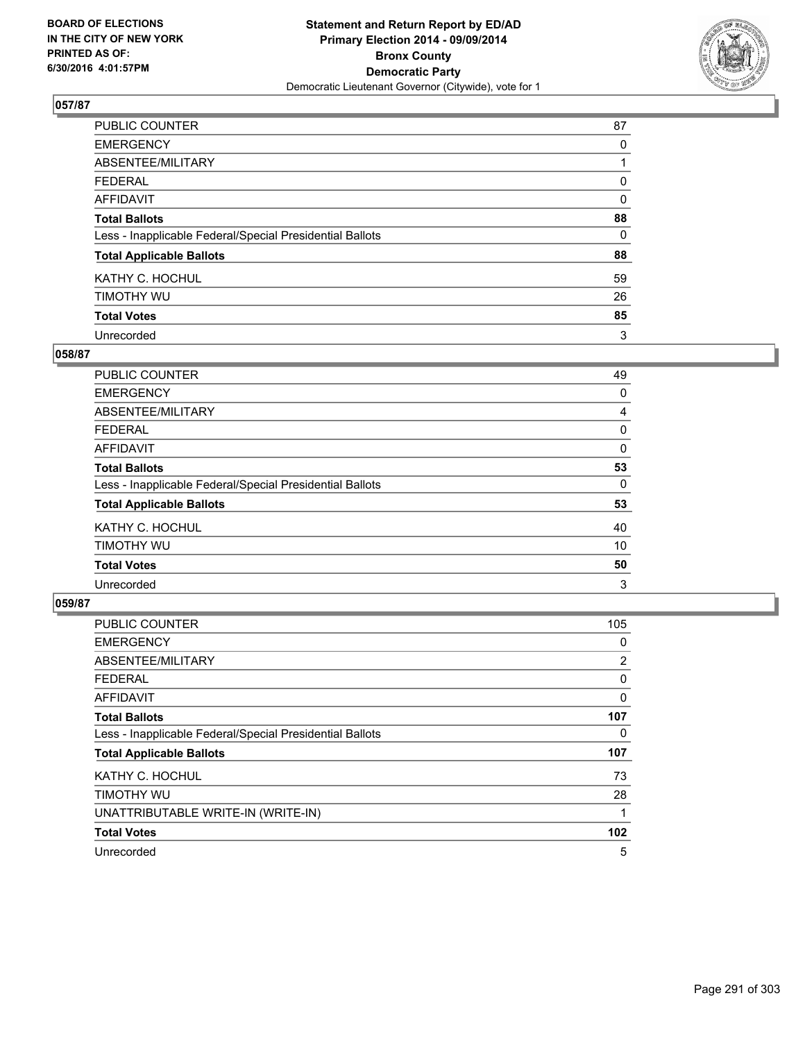BOARD OF ELECTIONS
IN THE CITY OF NEW YORK
PRINTED AS OF:
6/30/2016 4:01:57PM

**Statement and Return Report by ED/AD**
**Primary Election 2014 - 09/09/2014**
**Bronx County**
**Democratic Party**
Democratic Lieutenant Governor (Citywide), vote for 1

## 057/87

| | |
|---|---|
| PUBLIC COUNTER | 87 |
| EMERGENCY | 0 |
| ABSENTEE/MILITARY | 1 |
| FEDERAL | 0 |
| AFFIDAVIT | 0 |
| **Total Ballots** | **88** |
| Less - Inapplicable Federal/Special Presidential Ballots | 0 |
| **Total Applicable Ballots** | **88** |
| KATHY C. HOCHUL | 59 |
| TIMOTHY WU | 26 |
| **Total Votes** | **85** |
| Unrecorded | 3 |

## 058/87

| | |
|---|---|
| PUBLIC COUNTER | 49 |
| EMERGENCY | 0 |
| ABSENTEE/MILITARY | 4 |
| FEDERAL | 0 |
| AFFIDAVIT | 0 |
| **Total Ballots** | **53** |
| Less - Inapplicable Federal/Special Presidential Ballots | 0 |
| **Total Applicable Ballots** | **53** |
| KATHY C. HOCHUL | 40 |
| TIMOTHY WU | 10 |
| **Total Votes** | **50** |
| Unrecorded | 3 |

## 059/87

| | |
|---|---|
| PUBLIC COUNTER | 105 |
| EMERGENCY | 0 |
| ABSENTEE/MILITARY | 2 |
| FEDERAL | 0 |
| AFFIDAVIT | 0 |
| **Total Ballots** | **107** |
| Less - Inapplicable Federal/Special Presidential Ballots | 0 |
| **Total Applicable Ballots** | **107** |
| KATHY C. HOCHUL | 73 |
| TIMOTHY WU | 28 |
| UNATTRIBUTABLE WRITE-IN (WRITE-IN) | 1 |
| **Total Votes** | **102** |
| Unrecorded | 5 |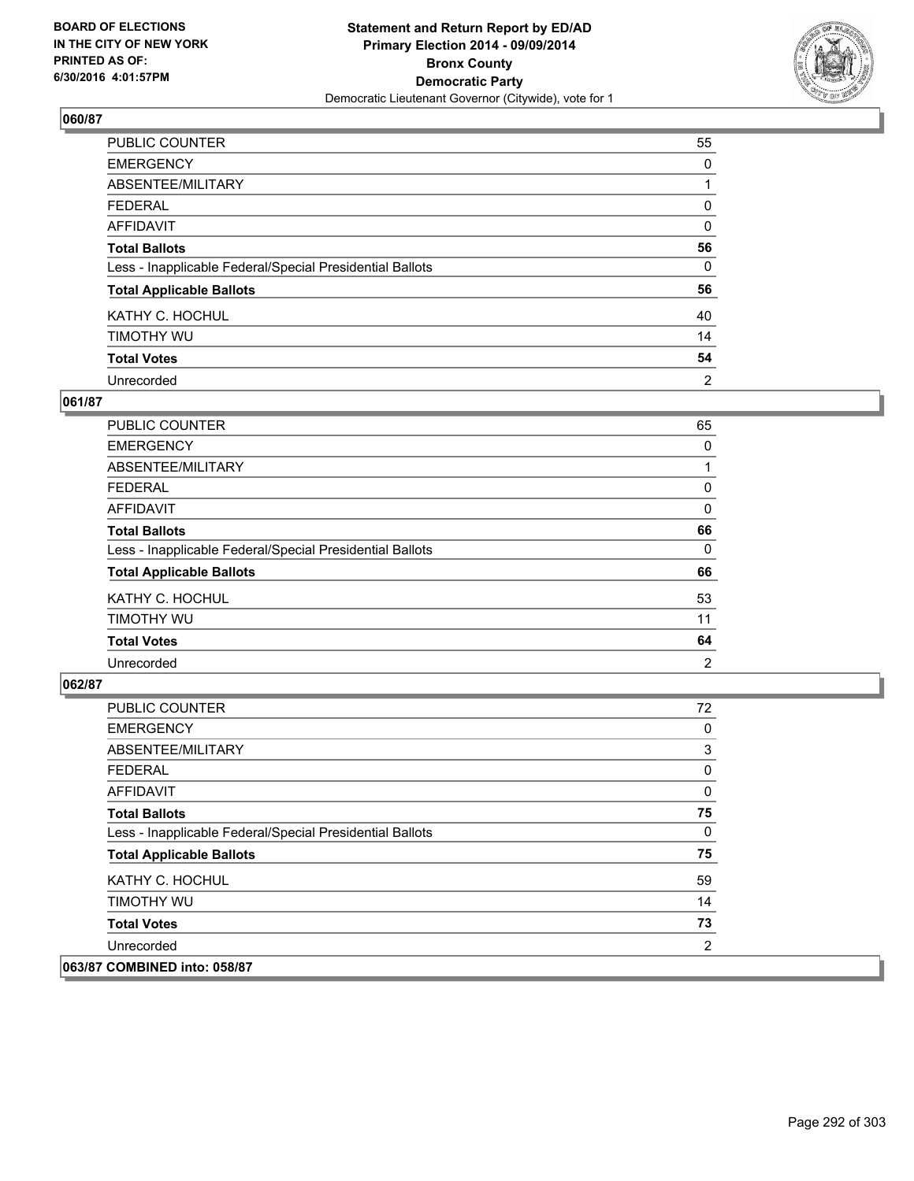BOARD OF ELECTIONS
IN THE CITY OF NEW YORK
PRINTED AS OF:
6/30/2016 4:01:57PM

**Statement and Return Report by ED/AD**
**Primary Election 2014 - 09/09/2014**
**Bronx County**
**Democratic Party**
Democratic Lieutenant Governor (Citywide), vote for 1

### 060/87

| | |
|---|---|
| PUBLIC COUNTER | 55 |
| EMERGENCY | 0 |
| ABSENTEE/MILITARY | 1 |
| FEDERAL | 0 |
| AFFIDAVIT | 0 |
| **Total Ballots** | **56** |
| Less - Inapplicable Federal/Special Presidential Ballots | 0 |
| **Total Applicable Ballots** | **56** |
| KATHY C. HOCHUL | 40 |
| TIMOTHY WU | 14 |
| **Total Votes** | **54** |
| Unrecorded | 2 |

### 061/87

| | |
|---|---|
| PUBLIC COUNTER | 65 |
| EMERGENCY | 0 |
| ABSENTEE/MILITARY | 1 |
| FEDERAL | 0 |
| AFFIDAVIT | 0 |
| **Total Ballots** | **66** |
| Less - Inapplicable Federal/Special Presidential Ballots | 0 |
| **Total Applicable Ballots** | **66** |
| KATHY C. HOCHUL | 53 |
| TIMOTHY WU | 11 |
| **Total Votes** | **64** |
| Unrecorded | 2 |

### 062/87

| | |
|---|---|
| PUBLIC COUNTER | 72 |
| EMERGENCY | 0 |
| ABSENTEE/MILITARY | 3 |
| FEDERAL | 0 |
| AFFIDAVIT | 0 |
| **Total Ballots** | **75** |
| Less - Inapplicable Federal/Special Presidential Ballots | 0 |
| **Total Applicable Ballots** | **75** |
| KATHY C. HOCHUL | 59 |
| TIMOTHY WU | 14 |
| **Total Votes** | **73** |
| Unrecorded | 2 |

### 063/87 COMBINED into: 058/87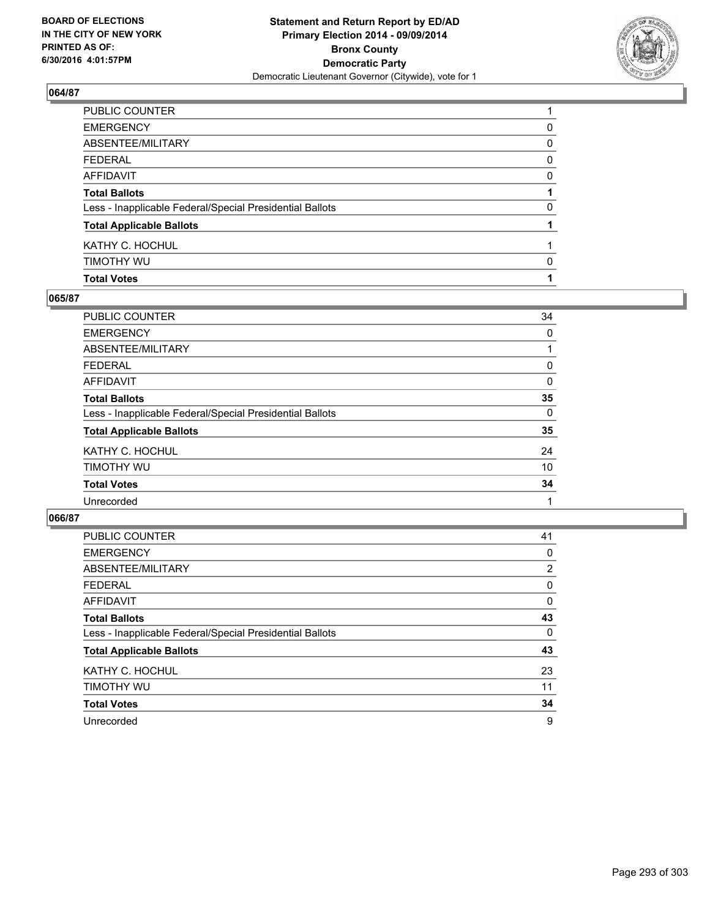**BOARD OF ELECTIONS IN THE CITY OF NEW YORK PRINTED AS OF: 6/30/2016 4:01:57PM**

**Statement and Return Report by ED/AD Primary Election 2014 - 09/09/2014 Bronx County Democratic Party**
Democratic Lieutenant Governor (Citywide), vote for 1

### 064/87

| | |
|---|---|
| PUBLIC COUNTER | 1 |
| EMERGENCY | 0 |
| ABSENTEE/MILITARY | 0 |
| FEDERAL | 0 |
| AFFIDAVIT | 0 |
| **Total Ballots** | **1** |
| Less - Inapplicable Federal/Special Presidential Ballots | 0 |
| **Total Applicable Ballots** | **1** |
| KATHY C. HOCHUL | 1 |
| TIMOTHY WU | 0 |
| **Total Votes** | **1** |

### 065/87

| | |
|---|---|
| PUBLIC COUNTER | 34 |
| EMERGENCY | 0 |
| ABSENTEE/MILITARY | 1 |
| FEDERAL | 0 |
| AFFIDAVIT | 0 |
| **Total Ballots** | **35** |
| Less - Inapplicable Federal/Special Presidential Ballots | 0 |
| **Total Applicable Ballots** | **35** |
| KATHY C. HOCHUL | 24 |
| TIMOTHY WU | 10 |
| **Total Votes** | **34** |
| Unrecorded | 1 |

### 066/87

| | |
|---|---|
| PUBLIC COUNTER | 41 |
| EMERGENCY | 0 |
| ABSENTEE/MILITARY | 2 |
| FEDERAL | 0 |
| AFFIDAVIT | 0 |
| **Total Ballots** | **43** |
| Less - Inapplicable Federal/Special Presidential Ballots | 0 |
| **Total Applicable Ballots** | **43** |
| KATHY C. HOCHUL | 23 |
| TIMOTHY WU | 11 |
| **Total Votes** | **34** |
| Unrecorded | 9 |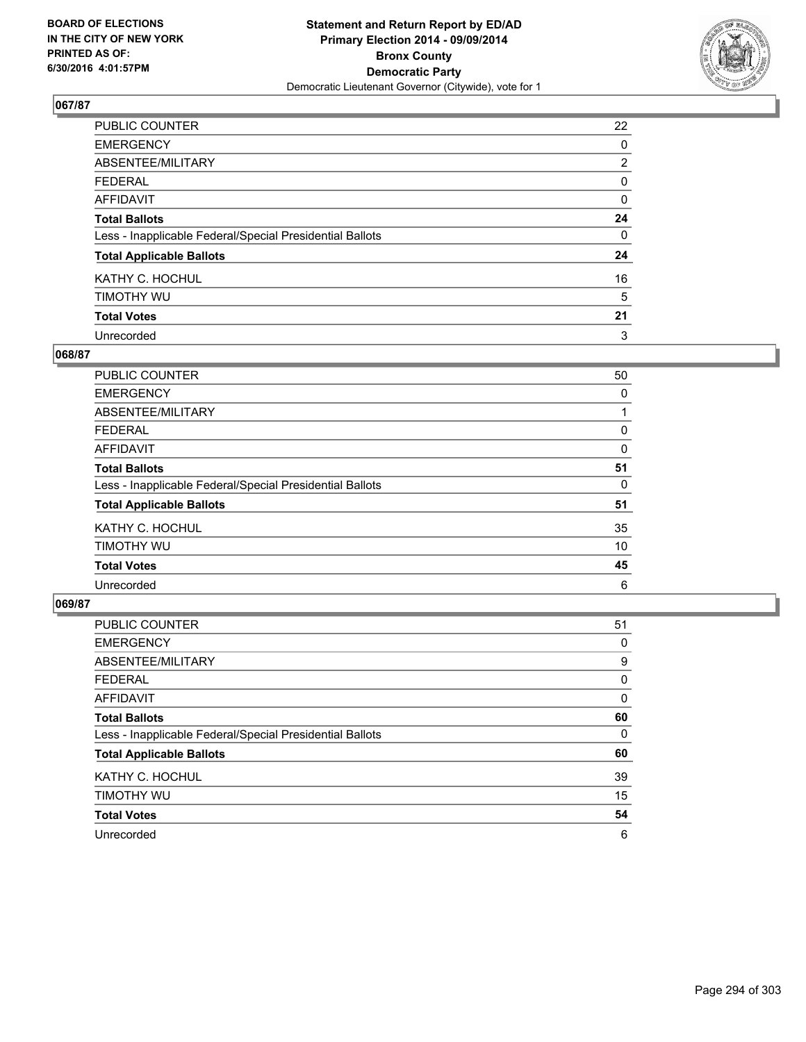**Statement and Return Report by ED/AD**
**Primary Election 2014 - 09/09/2014**
**Bronx County**
**Democratic Party**
Democratic Lieutenant Governor (Citywide), vote for 1

BOARD OF ELECTIONS
IN THE CITY OF NEW YORK
PRINTED AS OF:
6/30/2016 4:01:57PM

### 067/87

| | |
|---|---|
| PUBLIC COUNTER | 22 |
| EMERGENCY | 0 |
| ABSENTEE/MILITARY | 2 |
| FEDERAL | 0 |
| AFFIDAVIT | 0 |
| **Total Ballots** | **24** |
| Less - Inapplicable Federal/Special Presidential Ballots | 0 |
| **Total Applicable Ballots** | **24** |
| KATHY C. HOCHUL | 16 |
| TIMOTHY WU | 5 |
| **Total Votes** | **21** |
| Unrecorded | 3 |

### 068/87

| | |
|---|---|
| PUBLIC COUNTER | 50 |
| EMERGENCY | 0 |
| ABSENTEE/MILITARY | 1 |
| FEDERAL | 0 |
| AFFIDAVIT | 0 |
| **Total Ballots** | **51** |
| Less - Inapplicable Federal/Special Presidential Ballots | 0 |
| **Total Applicable Ballots** | **51** |
| KATHY C. HOCHUL | 35 |
| TIMOTHY WU | 10 |
| **Total Votes** | **45** |
| Unrecorded | 6 |

### 069/87

| | |
|---|---|
| PUBLIC COUNTER | 51 |
| EMERGENCY | 0 |
| ABSENTEE/MILITARY | 9 |
| FEDERAL | 0 |
| AFFIDAVIT | 0 |
| **Total Ballots** | **60** |
| Less - Inapplicable Federal/Special Presidential Ballots | 0 |
| **Total Applicable Ballots** | **60** |
| KATHY C. HOCHUL | 39 |
| TIMOTHY WU | 15 |
| **Total Votes** | **54** |
| Unrecorded | 6 |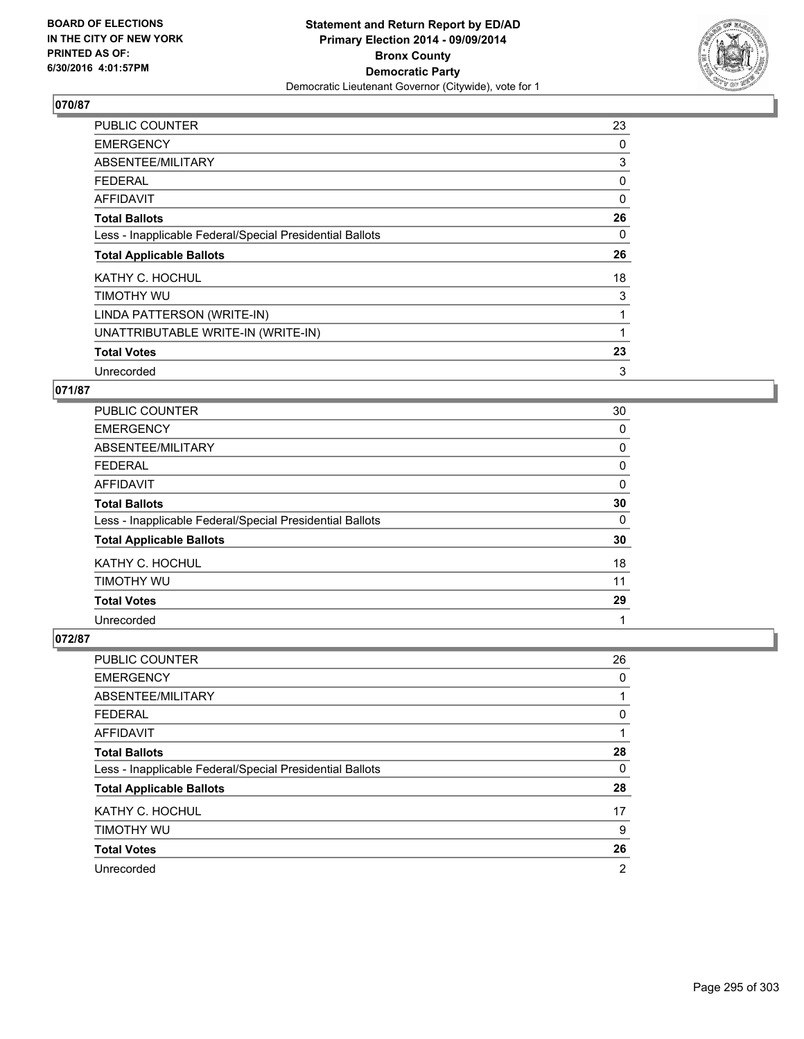BOARD OF ELECTIONS
IN THE CITY OF NEW YORK
PRINTED AS OF:
6/30/2016 4:01:57PM

**Statement and Return Report by ED/AD**
**Primary Election 2014 - 09/09/2014**
**Bronx County**
**Democratic Party**
Democratic Lieutenant Governor (Citywide), vote for 1

## 070/87

| | |
|---|---|
| PUBLIC COUNTER | 23 |
| EMERGENCY | 0 |
| ABSENTEE/MILITARY | 3 |
| FEDERAL | 0 |
| AFFIDAVIT | 0 |
| **Total Ballots** | **26** |
| Less - Inapplicable Federal/Special Presidential Ballots | 0 |
| **Total Applicable Ballots** | **26** |
| KATHY C. HOCHUL | 18 |
| TIMOTHY WU | 3 |
| LINDA PATTERSON (WRITE-IN) | 1 |
| UNATTRIBUTABLE WRITE-IN (WRITE-IN) | 1 |
| **Total Votes** | **23** |
| Unrecorded | 3 |

## 071/87

| | |
|---|---|
| PUBLIC COUNTER | 30 |
| EMERGENCY | 0 |
| ABSENTEE/MILITARY | 0 |
| FEDERAL | 0 |
| AFFIDAVIT | 0 |
| **Total Ballots** | **30** |
| Less - Inapplicable Federal/Special Presidential Ballots | 0 |
| **Total Applicable Ballots** | **30** |
| KATHY C. HOCHUL | 18 |
| TIMOTHY WU | 11 |
| **Total Votes** | **29** |
| Unrecorded | 1 |

## 072/87

| | |
|---|---|
| PUBLIC COUNTER | 26 |
| EMERGENCY | 0 |
| ABSENTEE/MILITARY | 1 |
| FEDERAL | 0 |
| AFFIDAVIT | 1 |
| **Total Ballots** | **28** |
| Less - Inapplicable Federal/Special Presidential Ballots | 0 |
| **Total Applicable Ballots** | **28** |
| KATHY C. HOCHUL | 17 |
| TIMOTHY WU | 9 |
| **Total Votes** | **26** |
| Unrecorded | 2 |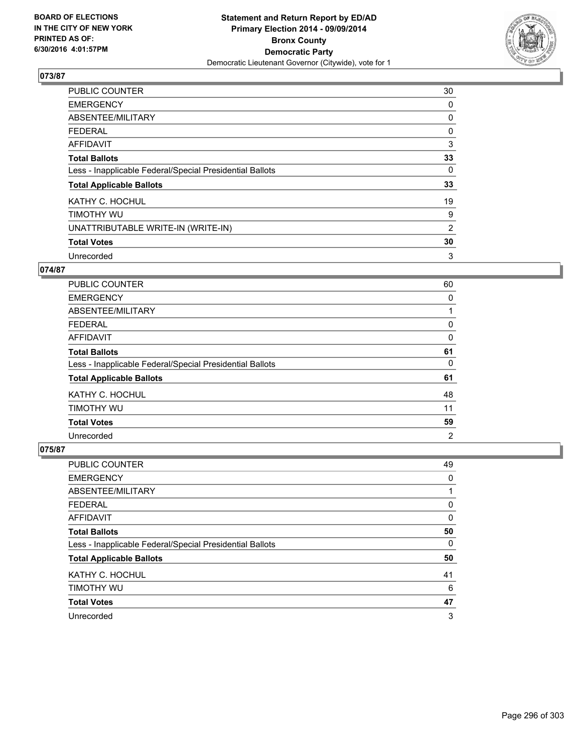BOARD OF ELECTIONS
IN THE CITY OF NEW YORK
PRINTED AS OF:
6/30/2016 4:01:57PM

**Statement and Return Report by ED/AD**
**Primary Election 2014 - 09/09/2014**
**Bronx County**
**Democratic Party**
Democratic Lieutenant Governor (Citywide), vote for 1

## 073/87

| | |
|---|---|
| PUBLIC COUNTER | 30 |
| EMERGENCY | 0 |
| ABSENTEE/MILITARY | 0 |
| FEDERAL | 0 |
| AFFIDAVIT | 3 |
| **Total Ballots** | **33** |
| Less - Inapplicable Federal/Special Presidential Ballots | 0 |
| **Total Applicable Ballots** | **33** |
| KATHY C. HOCHUL | 19 |
| TIMOTHY WU | 9 |
| UNATTRIBUTABLE WRITE-IN (WRITE-IN) | 2 |
| **Total Votes** | **30** |
| Unrecorded | 3 |

## 074/87

| | |
|---|---|
| PUBLIC COUNTER | 60 |
| EMERGENCY | 0 |
| ABSENTEE/MILITARY | 1 |
| FEDERAL | 0 |
| AFFIDAVIT | 0 |
| **Total Ballots** | **61** |
| Less - Inapplicable Federal/Special Presidential Ballots | 0 |
| **Total Applicable Ballots** | **61** |
| KATHY C. HOCHUL | 48 |
| TIMOTHY WU | 11 |
| **Total Votes** | **59** |
| Unrecorded | 2 |

## 075/87

| | |
|---|---|
| PUBLIC COUNTER | 49 |
| EMERGENCY | 0 |
| ABSENTEE/MILITARY | 1 |
| FEDERAL | 0 |
| AFFIDAVIT | 0 |
| **Total Ballots** | **50** |
| Less - Inapplicable Federal/Special Presidential Ballots | 0 |
| **Total Applicable Ballots** | **50** |
| KATHY C. HOCHUL | 41 |
| TIMOTHY WU | 6 |
| **Total Votes** | **47** |
| Unrecorded | 3 |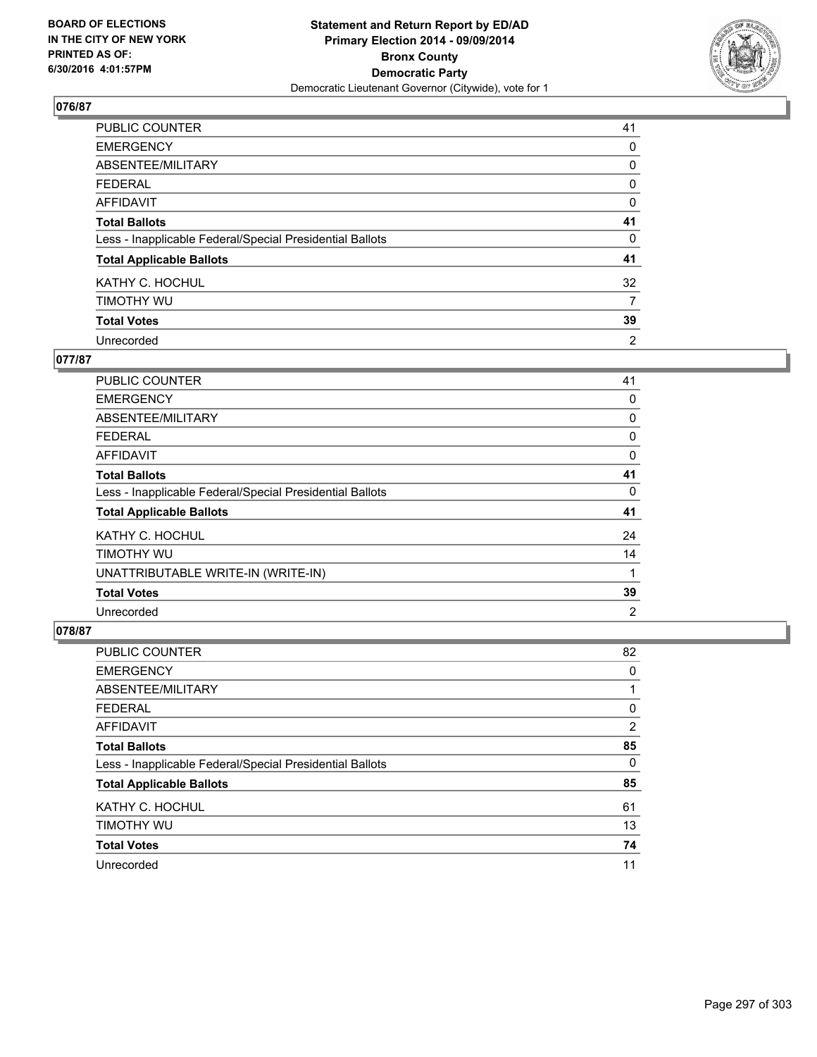**BOARD OF ELECTIONS IN THE CITY OF NEW YORK PRINTED AS OF: 6/30/2016 4:01:57PM**

**Statement and Return Report by ED/AD Primary Election 2014 - 09/09/2014 Bronx County Democratic Party**
Democratic Lieutenant Governor (Citywide), vote for 1

## 076/87

| | |
|---|---|
| PUBLIC COUNTER | 41 |
| EMERGENCY | 0 |
| ABSENTEE/MILITARY | 0 |
| FEDERAL | 0 |
| AFFIDAVIT | 0 |
| **Total Ballots** | **41** |
| Less - Inapplicable Federal/Special Presidential Ballots | 0 |
| **Total Applicable Ballots** | **41** |
| KATHY C. HOCHUL | 32 |
| TIMOTHY WU | 7 |
| **Total Votes** | **39** |
| Unrecorded | 2 |

## 077/87

| | |
|---|---|
| PUBLIC COUNTER | 41 |
| EMERGENCY | 0 |
| ABSENTEE/MILITARY | 0 |
| FEDERAL | 0 |
| AFFIDAVIT | 0 |
| **Total Ballots** | **41** |
| Less - Inapplicable Federal/Special Presidential Ballots | 0 |
| **Total Applicable Ballots** | **41** |
| KATHY C. HOCHUL | 24 |
| TIMOTHY WU | 14 |
| UNATTRIBUTABLE WRITE-IN (WRITE-IN) | 1 |
| **Total Votes** | **39** |
| Unrecorded | 2 |

## 078/87

| | |
|---|---|
| PUBLIC COUNTER | 82 |
| EMERGENCY | 0 |
| ABSENTEE/MILITARY | 1 |
| FEDERAL | 0 |
| AFFIDAVIT | 2 |
| **Total Ballots** | **85** |
| Less - Inapplicable Federal/Special Presidential Ballots | 0 |
| **Total Applicable Ballots** | **85** |
| KATHY C. HOCHUL | 61 |
| TIMOTHY WU | 13 |
| **Total Votes** | **74** |
| Unrecorded | 11 |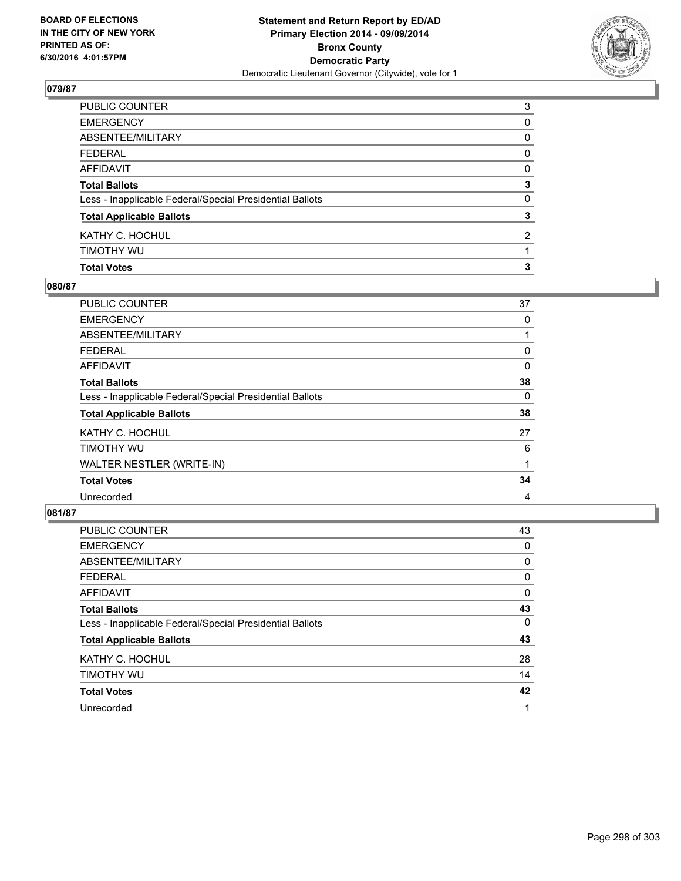BOARD OF ELECTIONS
IN THE CITY OF NEW YORK
PRINTED AS OF:
6/30/2016 4:01:57PM

# Statement and Return Report by ED/AD
## Primary Election 2014 - 09/09/2014
## Bronx County
## Democratic Party
Democratic Lieutenant Governor (Citywide), vote for 1

### 079/87

| | |
|---|---|
| PUBLIC COUNTER | 3 |
| EMERGENCY | 0 |
| ABSENTEE/MILITARY | 0 |
| FEDERAL | 0 |
| AFFIDAVIT | 0 |
| **Total Ballots** | **3** |
| Less - Inapplicable Federal/Special Presidential Ballots | 0 |
| **Total Applicable Ballots** | **3** |
| KATHY C. HOCHUL | 2 |
| TIMOTHY WU | 1 |
| **Total Votes** | **3** |

### 080/87

| | |
|---|---|
| PUBLIC COUNTER | 37 |
| EMERGENCY | 0 |
| ABSENTEE/MILITARY | 1 |
| FEDERAL | 0 |
| AFFIDAVIT | 0 |
| **Total Ballots** | **38** |
| Less - Inapplicable Federal/Special Presidential Ballots | 0 |
| **Total Applicable Ballots** | **38** |
| KATHY C. HOCHUL | 27 |
| TIMOTHY WU | 6 |
| WALTER NESTLER (WRITE-IN) | 1 |
| **Total Votes** | **34** |
| Unrecorded | 4 |

### 081/87

| | |
|---|---|
| PUBLIC COUNTER | 43 |
| EMERGENCY | 0 |
| ABSENTEE/MILITARY | 0 |
| FEDERAL | 0 |
| AFFIDAVIT | 0 |
| **Total Ballots** | **43** |
| Less - Inapplicable Federal/Special Presidential Ballots | 0 |
| **Total Applicable Ballots** | **43** |
| KATHY C. HOCHUL | 28 |
| TIMOTHY WU | 14 |
| **Total Votes** | **42** |
| Unrecorded | 1 |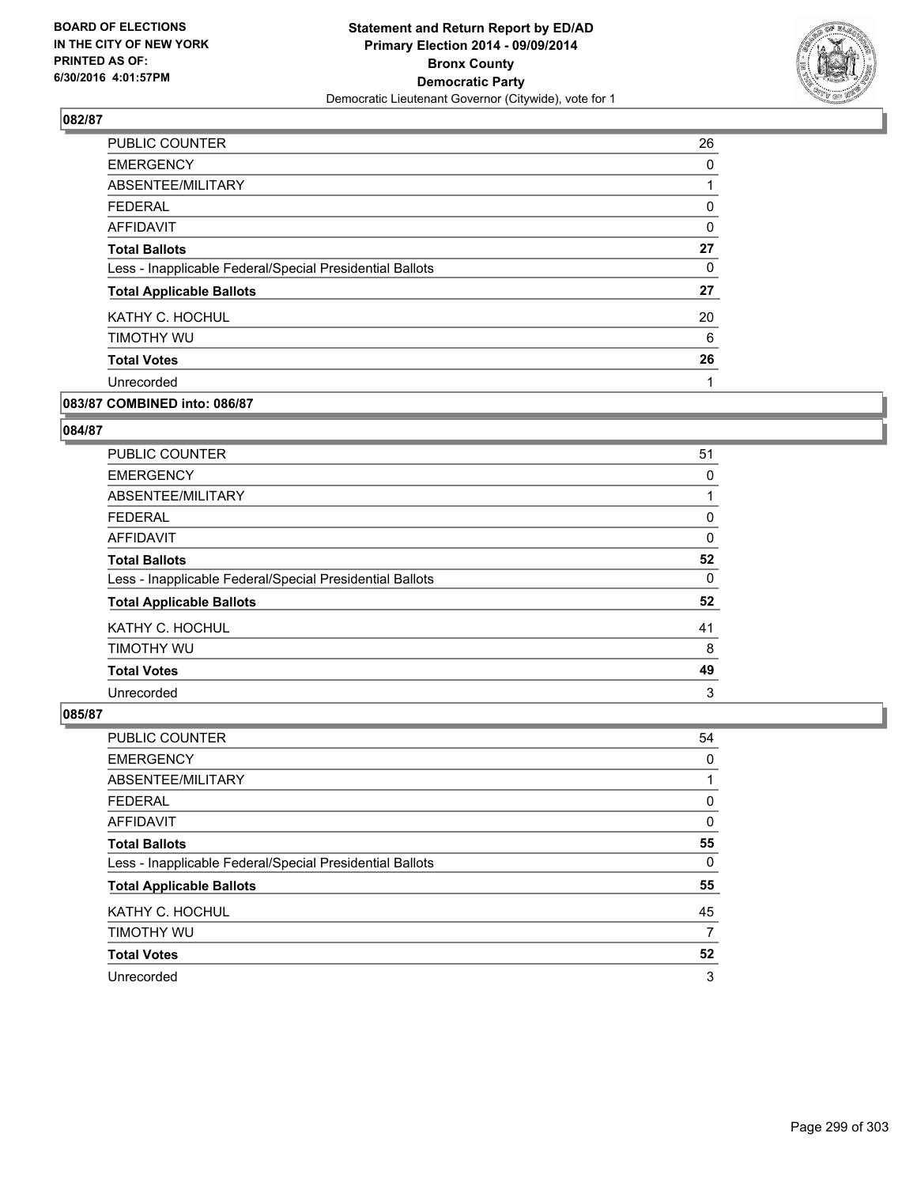**BOARD OF ELECTIONS IN THE CITY OF NEW YORK PRINTED AS OF: 6/30/2016 4:01:57PM**

**Statement and Return Report by ED/AD**
**Primary Election 2014 - 09/09/2014**
**Bronx County**
**Democratic Party**
Democratic Lieutenant Governor (Citywide), vote for 1

### 082/87

| | |
|---|---|
| PUBLIC COUNTER | 26 |
| EMERGENCY | 0 |
| ABSENTEE/MILITARY | 1 |
| FEDERAL | 0 |
| AFFIDAVIT | 0 |
| **Total Ballots** | **27** |
| Less - Inapplicable Federal/Special Presidential Ballots | 0 |
| **Total Applicable Ballots** | **27** |
| KATHY C. HOCHUL | 20 |
| TIMOTHY WU | 6 |
| **Total Votes** | **26** |
| Unrecorded | 1 |

### 083/87 COMBINED into: 086/87

### 084/87

| | |
|---|---|
| PUBLIC COUNTER | 51 |
| EMERGENCY | 0 |
| ABSENTEE/MILITARY | 1 |
| FEDERAL | 0 |
| AFFIDAVIT | 0 |
| **Total Ballots** | **52** |
| Less - Inapplicable Federal/Special Presidential Ballots | 0 |
| **Total Applicable Ballots** | **52** |
| KATHY C. HOCHUL | 41 |
| TIMOTHY WU | 8 |
| **Total Votes** | **49** |
| Unrecorded | 3 |

### 085/87

| | |
|---|---|
| PUBLIC COUNTER | 54 |
| EMERGENCY | 0 |
| ABSENTEE/MILITARY | 1 |
| FEDERAL | 0 |
| AFFIDAVIT | 0 |
| **Total Ballots** | **55** |
| Less - Inapplicable Federal/Special Presidential Ballots | 0 |
| **Total Applicable Ballots** | **55** |
| KATHY C. HOCHUL | 45 |
| TIMOTHY WU | 7 |
| **Total Votes** | **52** |
| Unrecorded | 3 |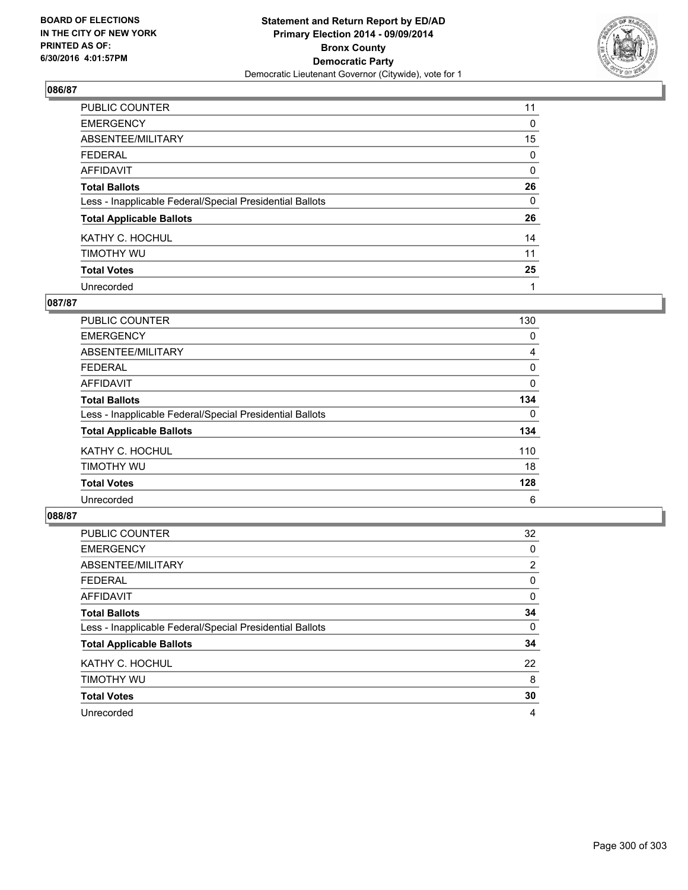## 086/87

| | |
|---|---|
| PUBLIC COUNTER | 11 |
| EMERGENCY | 0 |
| ABSENTEE/MILITARY | 15 |
| FEDERAL | 0 |
| AFFIDAVIT | 0 |
| **Total Ballots** | **26** |
| Less - Inapplicable Federal/Special Presidential Ballots | 0 |
| **Total Applicable Ballots** | **26** |
| KATHY C. HOCHUL | 14 |
| TIMOTHY WU | 11 |
| **Total Votes** | **25** |
| Unrecorded | 1 |

## 087/87

| | |
|---|---|
| PUBLIC COUNTER | 130 |
| EMERGENCY | 0 |
| ABSENTEE/MILITARY | 4 |
| FEDERAL | 0 |
| AFFIDAVIT | 0 |
| **Total Ballots** | **134** |
| Less - Inapplicable Federal/Special Presidential Ballots | 0 |
| **Total Applicable Ballots** | **134** |
| KATHY C. HOCHUL | 110 |
| TIMOTHY WU | 18 |
| **Total Votes** | **128** |
| Unrecorded | 6 |

## 088/87

| | |
|---|---|
| PUBLIC COUNTER | 32 |
| EMERGENCY | 0 |
| ABSENTEE/MILITARY | 2 |
| FEDERAL | 0 |
| AFFIDAVIT | 0 |
| **Total Ballots** | **34** |
| Less - Inapplicable Federal/Special Presidential Ballots | 0 |
| **Total Applicable Ballots** | **34** |
| KATHY C. HOCHUL | 22 |
| TIMOTHY WU | 8 |
| **Total Votes** | **30** |
| Unrecorded | 4 |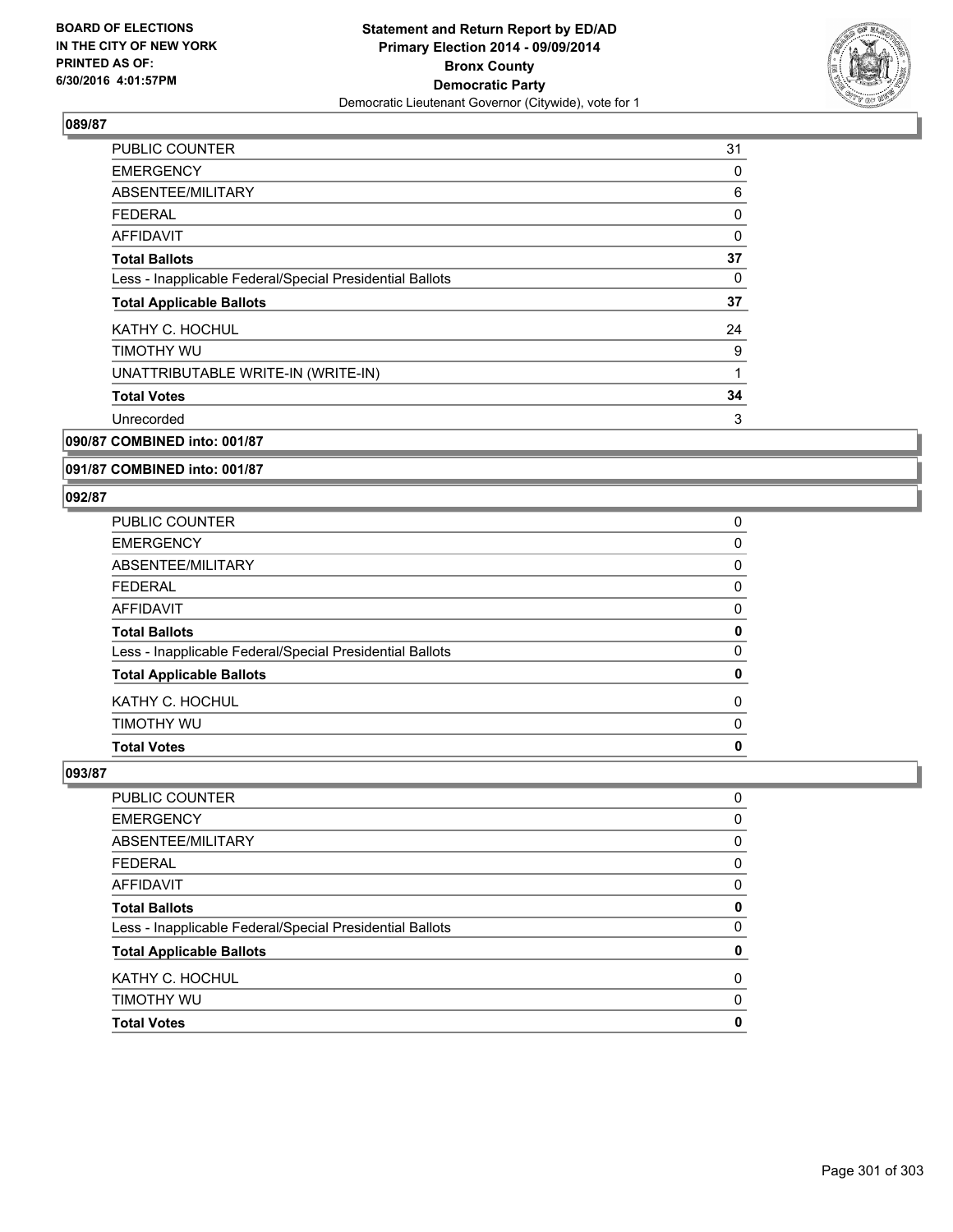## 089/87

| | |
|---|---|
| PUBLIC COUNTER | 31 |
| EMERGENCY | 0 |
| ABSENTEE/MILITARY | 6 |
| FEDERAL | 0 |
| AFFIDAVIT | 0 |
| **Total Ballots** | **37** |
| Less - Inapplicable Federal/Special Presidential Ballots | 0 |
| **Total Applicable Ballots** | **37** |
| KATHY C. HOCHUL | 24 |
| TIMOTHY WU | 9 |
| UNATTRIBUTABLE WRITE-IN (WRITE-IN) | 1 |
| **Total Votes** | **34** |
| Unrecorded | 3 |

## 090/87 COMBINED into: 001/87

## 091/87 COMBINED into: 001/87

## 092/87

| | |
|---|---|
| PUBLIC COUNTER | 0 |
| EMERGENCY | 0 |
| ABSENTEE/MILITARY | 0 |
| FEDERAL | 0 |
| AFFIDAVIT | 0 |
| **Total Ballots** | **0** |
| Less - Inapplicable Federal/Special Presidential Ballots | 0 |
| **Total Applicable Ballots** | **0** |
| KATHY C. HOCHUL | 0 |
| TIMOTHY WU | 0 |
| **Total Votes** | **0** |

## 093/87

| | |
|---|---|
| PUBLIC COUNTER | 0 |
| EMERGENCY | 0 |
| ABSENTEE/MILITARY | 0 |
| FEDERAL | 0 |
| AFFIDAVIT | 0 |
| **Total Ballots** | **0** |
| Less - Inapplicable Federal/Special Presidential Ballots | 0 |
| **Total Applicable Ballots** | **0** |
| KATHY C. HOCHUL | 0 |
| TIMOTHY WU | 0 |
| **Total Votes** | **0** |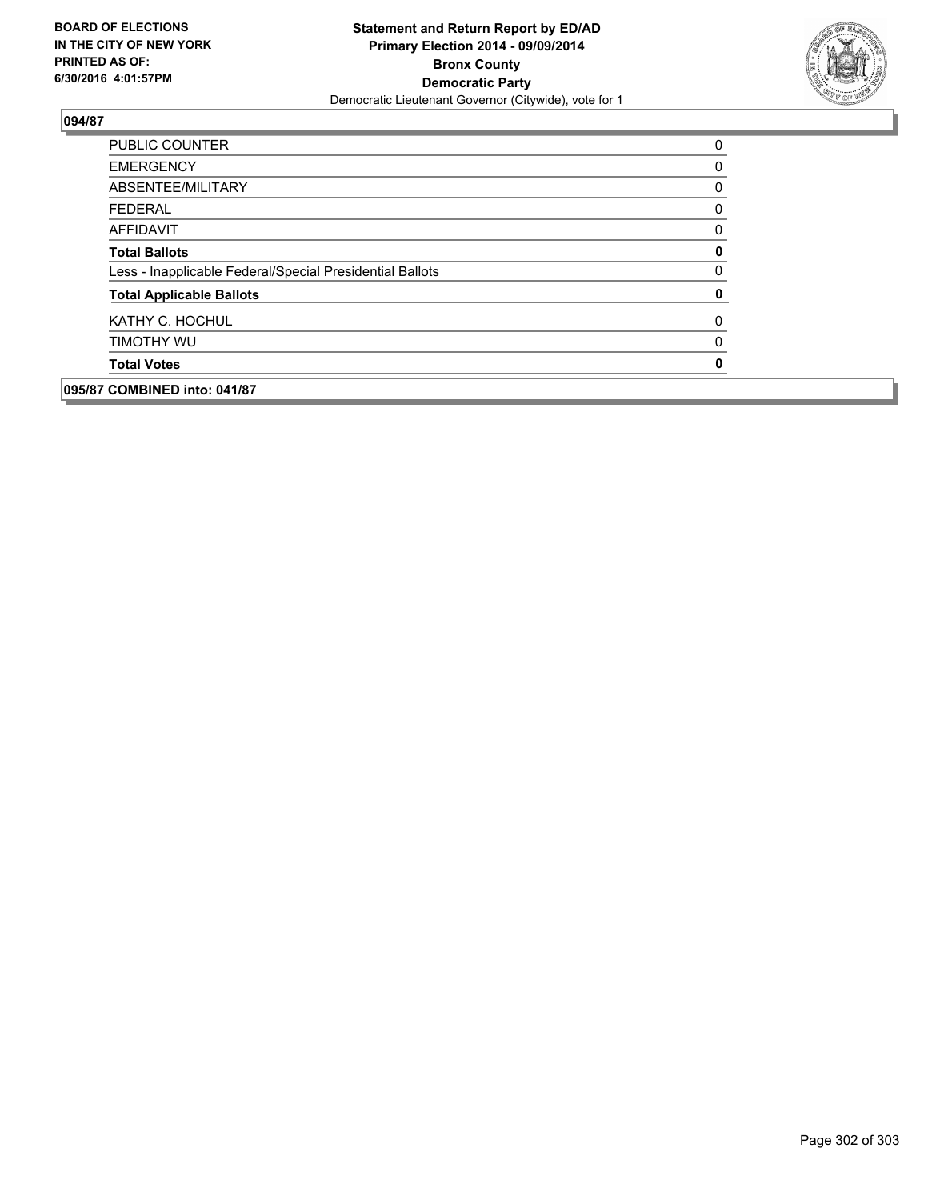**094/87**

| | |
|---|---|
| PUBLIC COUNTER | 0 |
| EMERGENCY | 0 |
| ABSENTEE/MILITARY | 0 |
| FEDERAL | 0 |
| AFFIDAVIT | 0 |
| **Total Ballots** | **0** |
| Less - Inapplicable Federal/Special Presidential Ballots | 0 |
| **Total Applicable Ballots** | **0** |
| KATHY C. HOCHUL | 0 |
| TIMOTHY WU | 0 |
| **Total Votes** | **0** |

**095/87 COMBINED into: 041/87**